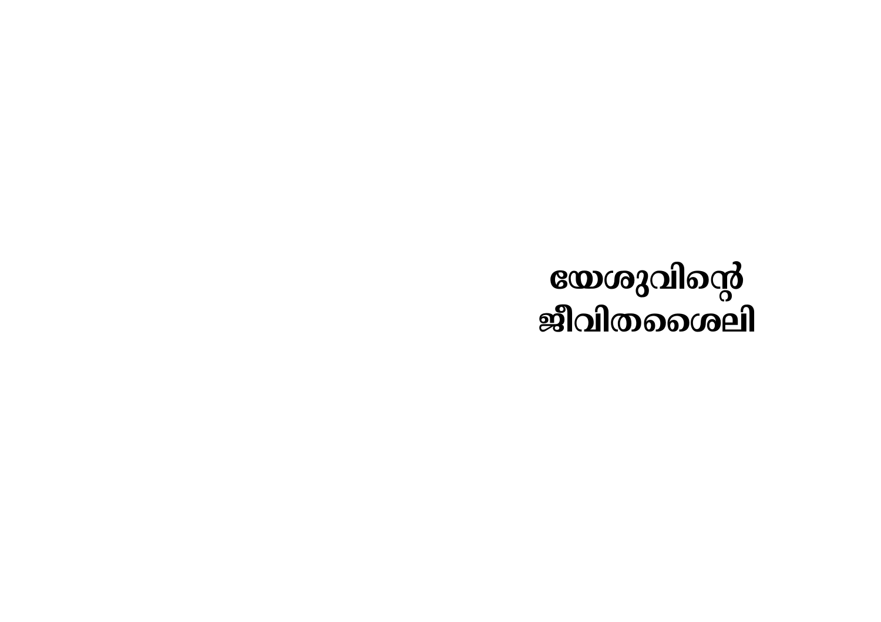# യേശുവിന്റെ ജീവിതശൈലി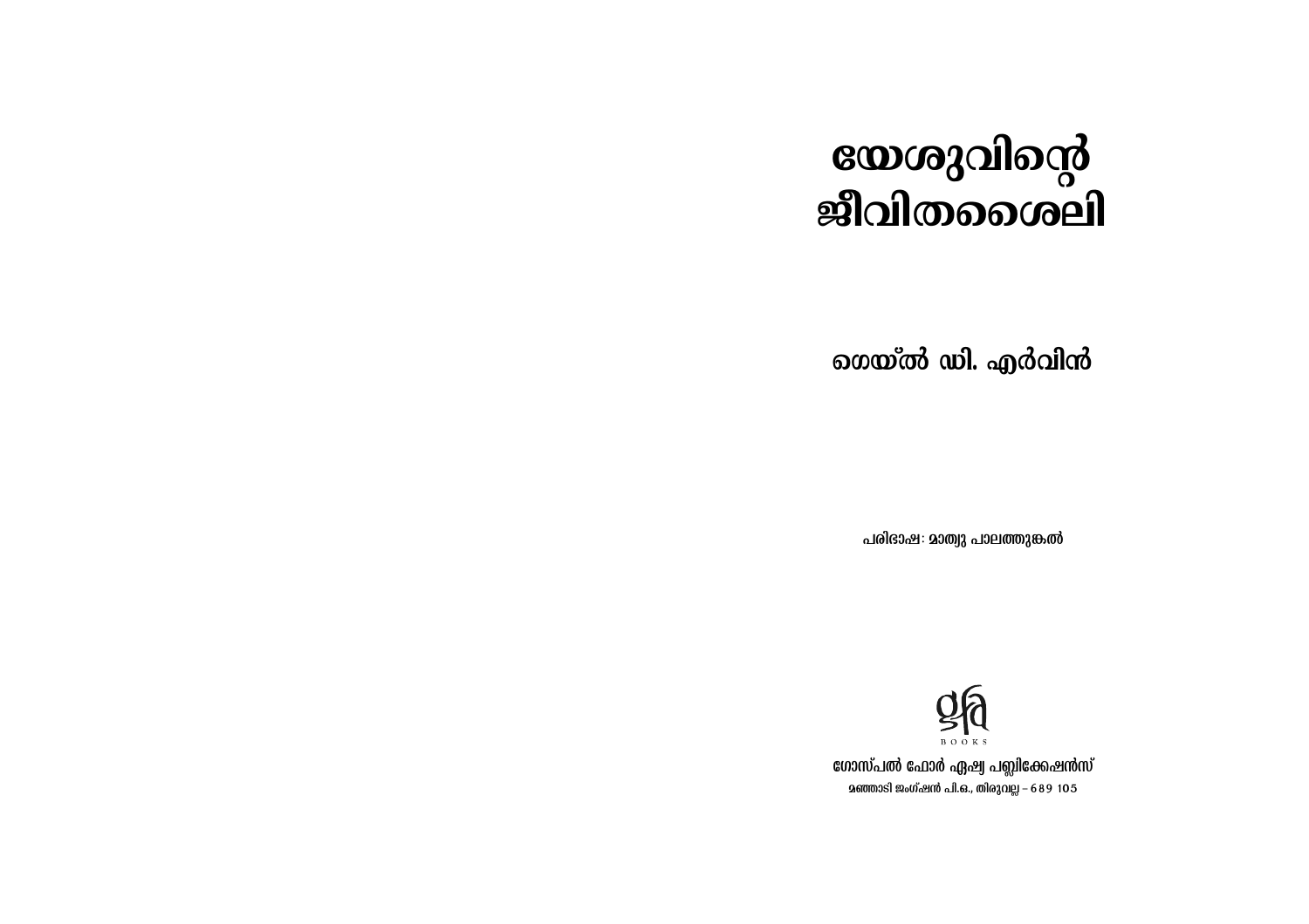# യേശുവിന്റെ ജീവിതശൈലി

## ഗെയ്ൽ ഡി. എർവിൻ

പരിഭാഷ: മാത്യു പാലത്തുങ്കൽ

gfa BOOKS

**ഗോസ്പൽ ഫോർ ഏഷ്യ പബ്ലിക്കേഷൻസ്**

മഞ്ഞാടി ജംഗ്ഷൻ പി.ഒ., തിരുവല്ല – 689 105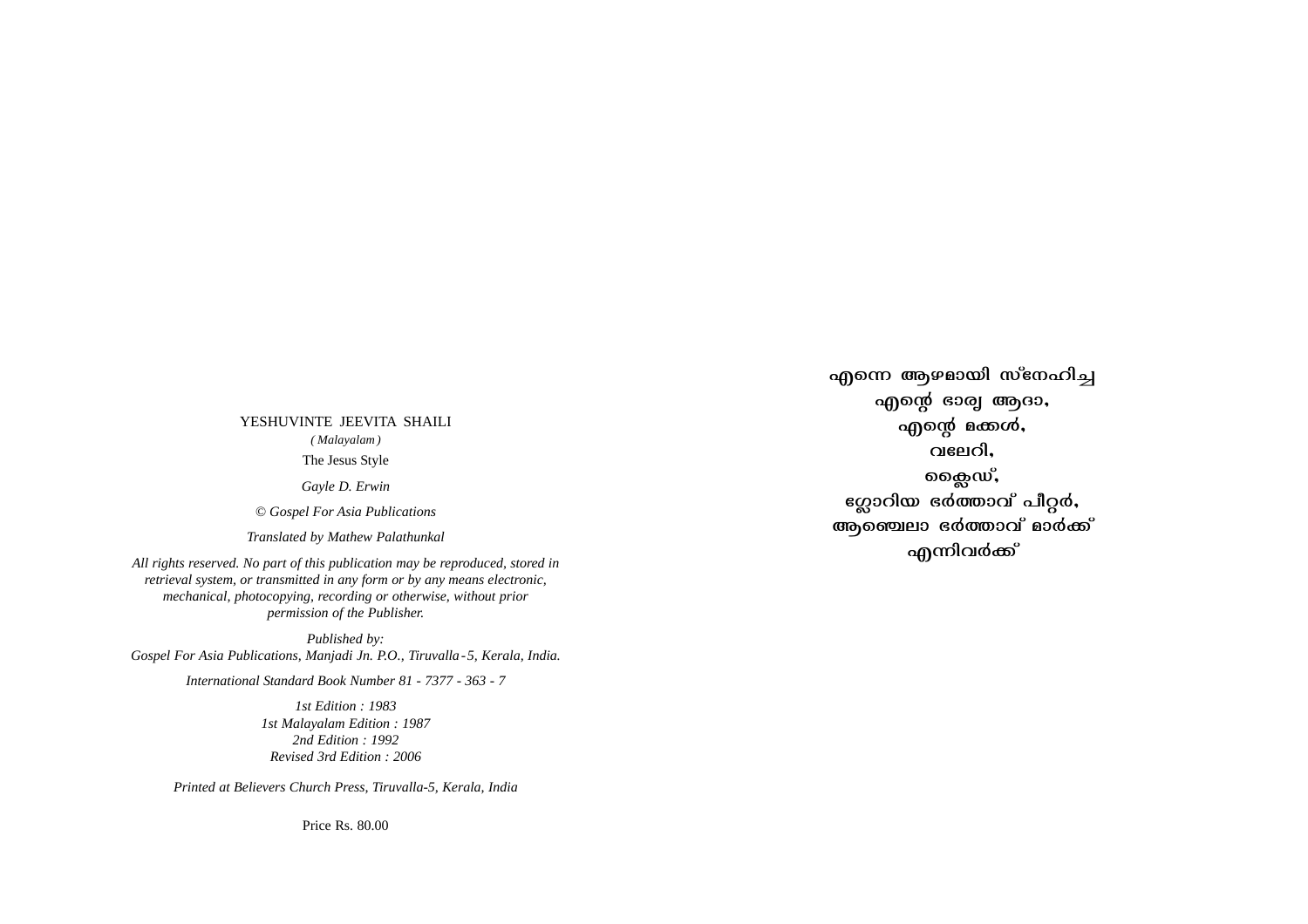YESHUVINTE JEEVITA SHAILI

*( Malayalam )*

The Jesus Style

*Gayle D. Erwin*

*© Gospel For Asia Publications*

*Translated by Mathew Palathunkal*

*All rights reserved. No part of this publication may be reproduced, stored in retrieval system, or transmitted in any form or by any means electronic, mechanical, photocopying, recording or otherwise, without prior permission of the Publisher.*

*Published by:*
*Gospel For Asia Publications, Manjadi Jn. P.O., Tiruvalla-5, Kerala, India.*

*International Standard Book Number 81 - 7377 - 363 - 7*

*1st Edition : 1983*
*1st Malayalam Edition : 1987*
*2nd Edition : 1992*
*Revised 3rd Edition : 2006*

*Printed at Believers Church Press, Tiruvalla-5, Kerala, India*

Price Rs. 80.00

എന്നെ ആഴമായി സ്നേഹിച്ച
എന്റെ ഭാര്യ ആദാ,
എന്റെ മക്കൾ,
വലേറി,
ക്ലൈഡ്,
ഗ്ലോറിയ ഭർത്താവ് പീറ്റർ,
ആഞ്ചെലാ ഭർത്താവ് മാർക്ക്
എന്നിവർക്ക്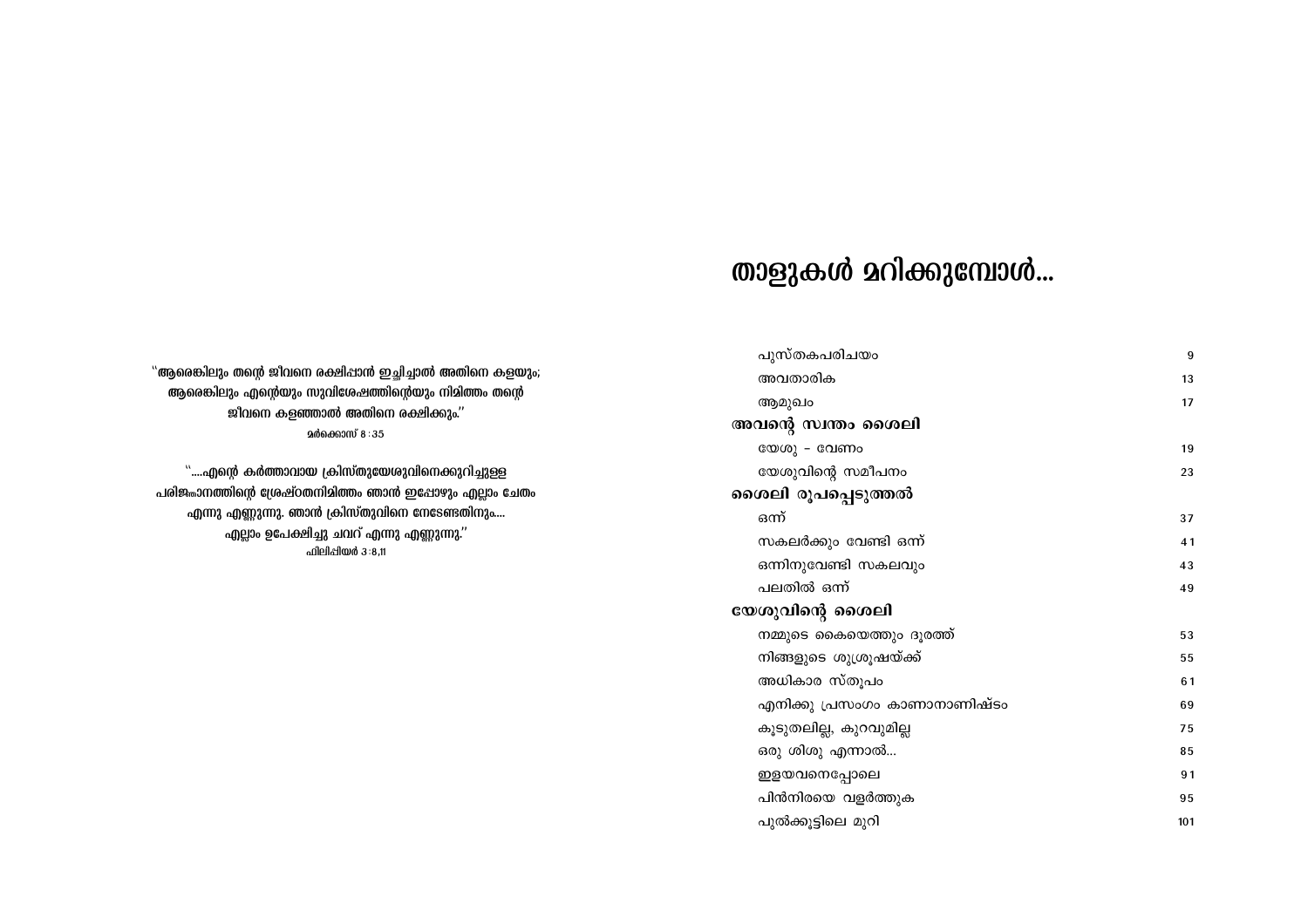"**ആരെങ്കിലും തന്റെ ജീവനെ രക്ഷിപ്പാൻ ഇച്ഛിച്ചാൽ അതിനെ കളയും; ആരെങ്കിലും എന്റെയും സുവിശേഷത്തിന്റെയും നിമിത്തം തന്റെ ജീവനെ കളഞ്ഞാൽ അതിനെ രക്ഷിക്കും.**"

മർക്കൊസ് 8 : 35

"....**എന്റെ കർത്താവായ ക്രിസ്തുയേശുവിനെക്കുറിച്ചുള്ള പരിജ്ഞാനത്തിന്റെ ശ്രേഷ്ഠതനിമിത്തം ഞാൻ ഇപ്പോഴും എല്ലാം ചേതം എന്നു എണ്ണുന്നു. ഞാൻ ക്രിസ്തുവിനെ നേടേണ്ടതിനും.... എല്ലാം ഉപേക്ഷിച്ചു ചവറ് എന്നു എണ്ണുന്നു.**"

ഫിലിപ്പിയർ 3 :8,11

# താളുകൾ മറിക്കുമ്പോൾ...

| | |
|---|---|
| പുസ്തകപരിചയം | 9 |
| അവതാരിക | 13 |
| ആമുഖം | 17 |
| **അവന്റെ സ്വന്തം ശൈലി** | |
| യേശു - വേണം | 19 |
| യേശുവിന്റെ സമീപനം | 23 |
| **ശൈലി രൂപപ്പെടുത്തൽ** | |
| ഒന്ന് | 37 |
| സകലർക്കും വേണ്ടി ഒന്ന് | 41 |
| ഒന്നിനുവേണ്ടി സകലവും | 43 |
| പലതിൽ ഒന്ന് | 49 |
| **യേശുവിന്റെ ശൈലി** | |
| നമ്മുടെ കൈയെത്തും ദൂരത്ത് | 53 |
| നിങ്ങളുടെ ശുശ്രൂഷയ്ക്ക് | 55 |
| അധികാര സ്തൂപം | 61 |
| എനിക്കു പ്രസംഗം കാണാനാണിഷ്ടം | 69 |
| കൂടുതലില്ല, കുറവുമില്ല | 75 |
| ഒരു ശിശു എന്നാൽ... | 85 |
| ഇളയവനെപ്പോലെ | 91 |
| പിൻനിരയെ വളർത്തുക | 95 |
| പുൽക്കൂട്ടിലെ മുറി | 101 |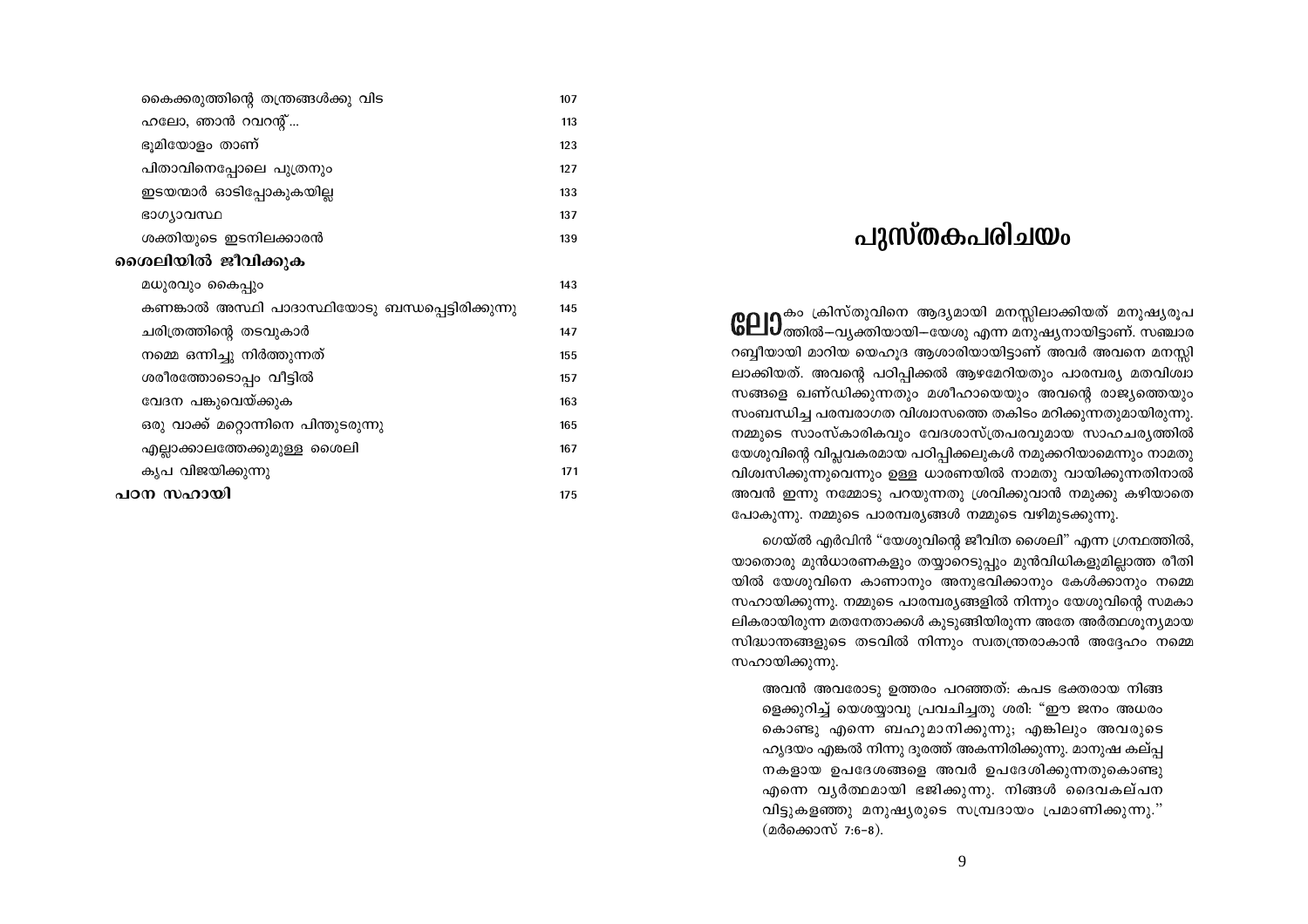| | |
|---|---|
| കൈക്കരുത്തിന്റെ തന്ത്രങ്ങൾക്കു വിട | 107 |
| ഹലോ, ഞാൻ റവറന്റ്... | 113 |
| ഭൂമിയോളം താണ് | 123 |
| പിതാവിനെപ്പോലെ പുത്രനും | 127 |
| ഇടയന്മാർ ഓടിപ്പോകുകയില്ല | 133 |
| ഭാഗ്യാവസ്ഥ | 137 |
| ശക്തിയുടെ ഇടനിലക്കാരൻ | 139 |
| **ശൈലിയിൽ ജീവിക്കുക** | |
| മധുരവും കൈപ്പും | 143 |
| കണങ്കാൽ അസ്ഥി പാദാസ്ഥിയോടു ബന്ധപ്പെട്ടിരിക്കുന്നു | 145 |
| ചരിത്രത്തിന്റെ തടവുകാർ | 147 |
| നമ്മെ ഒന്നിച്ചു നിർത്തുന്നത് | 155 |
| ശരീരത്തോടൊപ്പം വീട്ടിൽ | 157 |
| വേദന പങ്കുവെയ്ക്കുക | 163 |
| ഒരു വാക്ക് മറ്റൊന്നിനെ പിന്തുടരുന്നു | 165 |
| എല്ലാക്കാലത്തേക്കുമുള്ള ശൈലി | 167 |
| കൃപ വിജയിക്കുന്നു | 171 |
| **പഠന സഹായി** | 175 |

# പുസ്തകപരിചയം

ലോകം ക്രിസ്തുവിനെ ആദ്യമായി മനസ്സിലാക്കിയത് മനുഷ്യരൂപത്തിൽ–വ്യക്തിയായി–യേശു എന്ന മനുഷ്യനായിട്ടാണ്. സഞ്ചാര റബ്ബീയായി മാറിയ യെഹൂദ ആശാരിയായിട്ടാണ് അവർ അവനെ മനസ്സിലാക്കിയത്. അവന്റെ പഠിപ്പിക്കൽ ആഴമേറിയതും പാരമ്പര്യ മതവിശ്വാസങ്ങളെ ഖണ്ഡിക്കുന്നതും മശീഹായെയും അവന്റെ രാജ്യത്തെയും സംബന്ധിച്ച പരമ്പരാഗത വിശ്വാസത്തെ തകിടം മറിക്കുന്നതുമായിരുന്നു. നമ്മുടെ സാംസ്കാരികവും വേദശാസ്ത്രപരവുമായ സാഹചര്യത്തിൽ യേശുവിന്റെ വിപ്ലവകരമായ പഠിപ്പിക്കലുകൾ നമുക്കറിയാമെന്നും നാമതു വിശ്വസിക്കുന്നുവെന്നും ഉള്ള ധാരണയിൽ നാമതു വായിക്കുന്നതിനാൽ അവൻ ഇന്നു നമ്മോടു പറയുന്നതു ശ്രവിക്കുവാൻ നമുക്കു കഴിയാതെ പോകുന്നു. നമ്മുടെ പാരമ്പര്യങ്ങൾ നമ്മുടെ വഴിമുടക്കുന്നു.

ഗെയ്ൽ എർവിൻ "യേശുവിന്റെ ജീവിത ശൈലി" എന്ന ഗ്രന്ഥത്തിൽ, യാതൊരു മുൻധാരണകളും തയ്യാറെടുപ്പും മുൻവിധികളുമില്ലാത്ത രീതിയിൽ യേശുവിനെ കാണാനും അനുഭവിക്കാനും കേൾക്കാനും നമ്മെ സഹായിക്കുന്നു. നമ്മുടെ പാരമ്പര്യങ്ങളിൽ നിന്നും യേശുവിന്റെ സമകാലികരായിരുന്ന മതനേതാക്കൾ കുടുങ്ങിയിരുന്ന അതേ അർത്ഥശൂന്യമായ സിദ്ധാന്തങ്ങളുടെ തടവിൽ നിന്നും സ്വതന്ത്രരാകാൻ അദ്ദേഹം നമ്മെ സഹായിക്കുന്നു.

> അവൻ അവരോടു ഉത്തരം പറഞ്ഞത്: കപട ഭക്തരായ നിങ്ങളെക്കുറിച്ച് യെശയ്യാവു പ്രവചിച്ചതു ശരി: "ഈ ജനം അധരം കൊണ്ടു എന്നെ ബഹുമാനിക്കുന്നു; എങ്കിലും അവരുടെ ഹൃദയം എങ്കൽ നിന്നു ദൂരത്ത് അകന്നിരിക്കുന്നു. മാനുഷ കല്പ്പനകളായ ഉപദേശങ്ങളെ അവർ ഉപദേശിക്കുന്നതുകൊണ്ടു എന്നെ വ്യർത്ഥമായി ഭജിക്കുന്നു. നിങ്ങൾ ദൈവകല്പന വിട്ടുകളഞ്ഞു മനുഷ്യരുടെ സമ്പ്രദായം പ്രമാണിക്കുന്നു." (മർക്കൊസ് 7:6–8).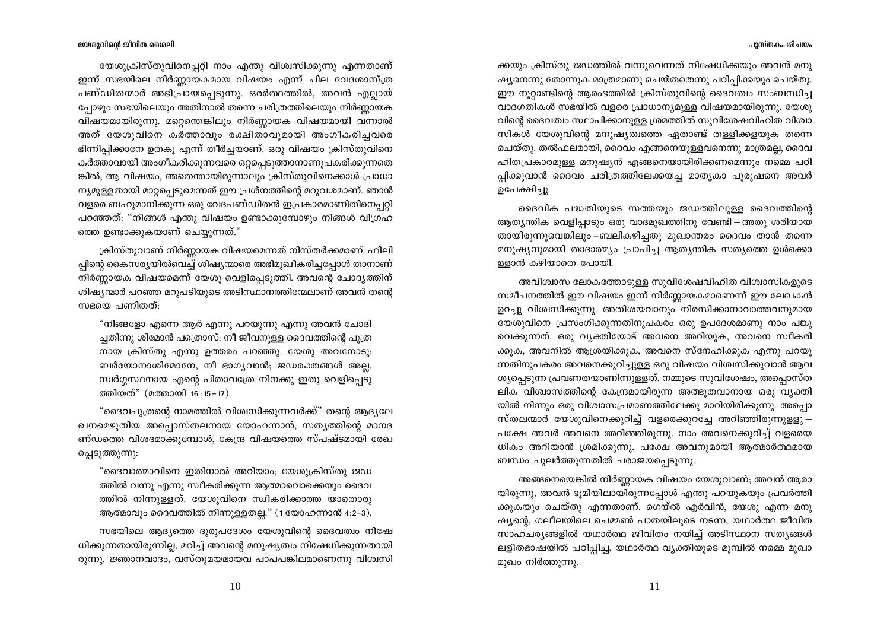യേശുക്രിസ്തുവിനെപ്പറ്റി നാം എന്തു വിശ്വസിക്കുന്നു എന്നതാണ് ഇന്ന് സഭയിലെ നിർണ്ണായകമായ വിഷയം എന്ന് ചില വേദശാസ്ത്ര പണ്ഡിതന്മാർ അഭിപ്രായപ്പെടുന്നു. ഒരർത്ഥത്തിൽ, അവൻ എല്ലായ് പ്പോഴും സഭയിലെയും അതിനാൽ തന്നെ ചരിത്രത്തിലെയും നിർണ്ണായക വിഷയമായിരുന്നു. മറ്റെന്തെങ്കിലും നിർണ്ണായക വിഷയമായി വന്നാൽ അത് യേശുവിനെ കർത്താവും രക്ഷിതാവുമായി അംഗീകരിച്ചവരെ ഭിന്നിപ്പിക്കാനേ ഉതകൂ എന്ന് തീർച്ചയാണ്. ഒരു വിഷയം ക്രിസ്തുവിനെ കർത്താവായി അംഗീകരിക്കുന്നവരെ ഒറ്റപ്പെടുത്താനാണുപകരിക്കുന്നതെങ്കിൽ, ആ വിഷയം, അതെന്തായിരുന്നാലും ക്രിസ്തുവിനെക്കാൾ പ്രാധാന്യമുള്ളതായി മാറ്റപ്പെടുമെന്നത് ഈ പ്രശ്നത്തിന്റെ മറുവശമാണ്. ഞാൻ വളരെ ബഹുമാനിക്കുന്ന ഒരു വേദപണ്ഡിതൻ ഇപ്രകാരമാണിതിനെപ്പറ്റി പറഞ്ഞത്: "നിങ്ങൾ എന്തു വിഷയം ഉണ്ടാക്കുമ്പോഴും നിങ്ങൾ വിഗ്രഹത്തെ ഉണ്ടാക്കുകയാണ് ചെയ്യുന്നത്."

ക്രിസ്തുവാണ് നിർണ്ണായക വിഷയമെന്നത് നിസ്തർക്കമാണ്. ഫിലിപ്പിന്റെ കൈസര്യയിൽവെച്ച് ശിഷ്യന്മാരെ അഭിമുഖീകരിച്ചപ്പോൾ താനാണ് നിർണ്ണായക വിഷയമെന്ന് യേശു വെളിപ്പെടുത്തി. അവന്റെ ചോദ്യത്തിന് ശിഷ്യന്മാർ പറഞ്ഞ മറുപടിയുടെ അടിസ്ഥാനത്തിന്മേലാണ് അവൻ തന്റെ സഭയെ പണിതത്:

> "നിങ്ങളോ എന്നെ ആർ എന്നു പറയുന്നു എന്നു അവൻ ചോദിച്ചതിന്നു ശിമോൻ പത്രൊസ്: നീ ജീവനുള്ള ദൈവത്തിന്റെ പുത്രനായ ക്രിസ്തു എന്നു ഉത്തരം പറഞ്ഞു. യേശു അവനോടു: ബർയോനാശിമോനേ, നീ ഭാഗ്യവാൻ; ജഡരക്തങ്ങൾ അല്ല, സ്വർഗ്ഗസ്ഥനായ എന്റെ പിതാവത്രേ നിനക്കു ഇതു വെളിപ്പെടുത്തിയത്" (മത്തായി 16:15–17).

"ദൈവപുത്രന്റെ നാമത്തിൽ വിശ്വസിക്കുന്നവർക്ക്" തന്റെ ആദ്യലേഖനമെഴുതിയ അപ്പൊസ്തലനായ യോഹന്നാൻ, സത്യത്തിന്റെ മാനദണ്ഡത്തെ വിശദമാക്കുമ്പോൾ, കേന്ദ്ര വിഷയത്തെ സ്പഷ്ടമായി രേഖപ്പെടുത്തുന്നു:

> "ദൈവാത്മാവിനെ ഇതിനാൽ അറിയാം; യേശുക്രിസ്തു ജഡത്തിൽ വന്നു എന്നു സ്വീകരിക്കുന്ന ആത്മാവൊക്കെയും ദൈവത്തിൽ നിന്നുള്ളത്. യേശുവിനെ സ്വീകരിക്കാത്ത യാതൊരു ആത്മാവും ദൈവത്തിൽ നിന്നുള്ളതല്ല." (1 യോഹന്നാൻ 4:2–3).

സഭയിലെ ആദ്യത്തെ ദുരുപദേശം യേശുവിന്റെ ദൈവത്വം നിഷേധിക്കുന്നതായിരുന്നില്ല, മറിച്ച് അവന്റെ മനുഷ്യത്വം നിഷേധിക്കുന്നതായിരുന്നു. ജ്ഞാനവാദം, വസ്തുമയമായവ പാപപങ്കിലമാണെന്നു വിശ്വസിക്കയും ക്രിസ്തു ജഡത്തിൽ വന്നുവെന്നത് നിഷേധിക്കയും അവൻ മനുഷ്യനെന്നു തോന്നുക മാത്രമാണു ചെയ്തതെന്നു പഠിപ്പിക്കയും ചെയ്തു. ഈ നൂറ്റാണ്ടിന്റെ ആരംഭത്തിൽ ക്രിസ്തുവിന്റെ ദൈവത്വം സംബന്ധിച്ച വാദഗതികൾ സഭയിൽ വളരെ പ്രാധാന്യമുള്ള വിഷയമായിരുന്നു. യേശുവിന്റെ ദൈവത്വം സ്ഥാപിക്കാനുള്ള ശ്രമത്തിൽ സുവിശേഷവിഹിത വിശ്വാസികൾ യേശുവിന്റെ മനുഷ്യത്വത്തെ ഏതാണ്ട് തള്ളിക്കളയുക തന്നെ ചെയ്തു. തൽഫലമായി, ദൈവം എങ്ങനെയുള്ളവനെന്നു മാത്രമല്ല, ദൈവഹിതപ്രകാരമുള്ള മനുഷ്യൻ എങ്ങനെയായിരിക്കണമെന്നും നമ്മെ പഠിപ്പിക്കുവാൻ ദൈവം ചരിത്രത്തിലേക്കയച്ച മാതൃകാ പുരുഷനെ അവർ ഉപേക്ഷിച്ചു.

ദൈവിക പദ്ധതിയുടെ സത്തയും ജഡത്തിലുള്ള ദൈവത്തിന്റെ ആത്യന്തിക വെളിപ്പാടും ഒരു വാദമുഖത്തിനു വേണ്ടി – അതു ശരിയായതായിരുന്നുവെങ്കിലും – ബലികഴിച്ചതു മുഖാന്തരം ദൈവം താൻ തന്നെ മനുഷ്യനുമായി താദാത്മ്യം പ്രാപിച്ച ആത്യന്തിക സത്യത്തെ ഉൾക്കൊള്ളാൻ കഴിയാതെ പോയി.

അവിശ്വാസ ലോകത്തോടുള്ള സുവിശേഷവിഹിത വിശ്വാസികളുടെ സമീപനത്തിൽ ഈ വിഷയം ഇന്ന് നിർണ്ണായകമാണെന്ന് ഈ ലേഖകൻ ഉറച്ചു വിശ്വസിക്കുന്നു. അതിശയവാനും നിരസിക്കാനാവാത്തവനുമായ യേശുവിനെ പ്രസംഗിക്കുന്നതിനുപകരം ഒരു ഉപദേശമാണു നാം പങ്കുവെക്കുന്നത്. ഒരു വ്യക്തിയോട് അവനെ അറിയുക, അവനെ സ്വീകരിക്കുക, അവനിൽ ആശ്രയിക്കുക, അവനെ സ്നേഹിക്കുക എന്നു പറയുന്നതിനുപകരം അവനെക്കുറിച്ചുള്ള ഒരു വിഷയം വിശ്വസിക്കുവാൻ ആവശ്യപ്പെടുന്ന പ്രവണതയാണിന്നുള്ളത്. നമ്മുടെ സുവിശേഷം, അപ്പൊസ്തലിക വിശ്വാസത്തിന്റെ കേന്ദ്രമായിരുന്ന അത്ഭുതവാനായ ഒരു വ്യക്തിയിൽ നിന്നും ഒരു വിശ്വാസപ്രമാണത്തിലേക്കു മാറിയിരിക്കുന്നു. അപ്പൊസ്തലന്മാർ യേശുവിനെക്കുറിച്ച് വളരെക്കുറച്ചേ അറിഞ്ഞിരുന്നുള്ളു – പക്ഷേ അവർ അവനെ അറിഞ്ഞിരുന്നു. നാം അവനെക്കുറിച്ച് വളരെയധികം അറിയാൻ ശ്രമിക്കുന്നു. പക്ഷേ അവനുമായി ആത്മാർത്ഥമായ ബന്ധം പുലർത്തുന്നതിൽ പരാജയപ്പെടുന്നു.

അങ്ങനെയെങ്കിൽ നിർണ്ണായക വിഷയം യേശുവാണ്; അവൻ ആരായിരുന്നു, അവൻ ഭൂമിയിലായിരുന്നപ്പോൾ എന്തു പറയുകയും പ്രവർത്തിക്കുകയും ചെയ്തു എന്നതാണ്. ഗെയ്ൽ എർവിൻ, യേശു എന്ന മനുഷ്യന്റെ, ഗലീലയിലെ ചെമ്മൺ പാതയിലൂടെ നടന്ന, യഥാർത്ഥ ജീവിത സാഹചര്യങ്ങളിൽ യഥാർത്ഥ ജീവിതം നയിച്ച് അടിസ്ഥാന സത്യങ്ങൾ ലളിതഭാഷയിൽ പഠിപ്പിച്ച, യഥാർത്ഥ വ്യക്തിയുടെ മുമ്പിൽ നമ്മെ മുഖാമുഖം നിർത്തുന്നു.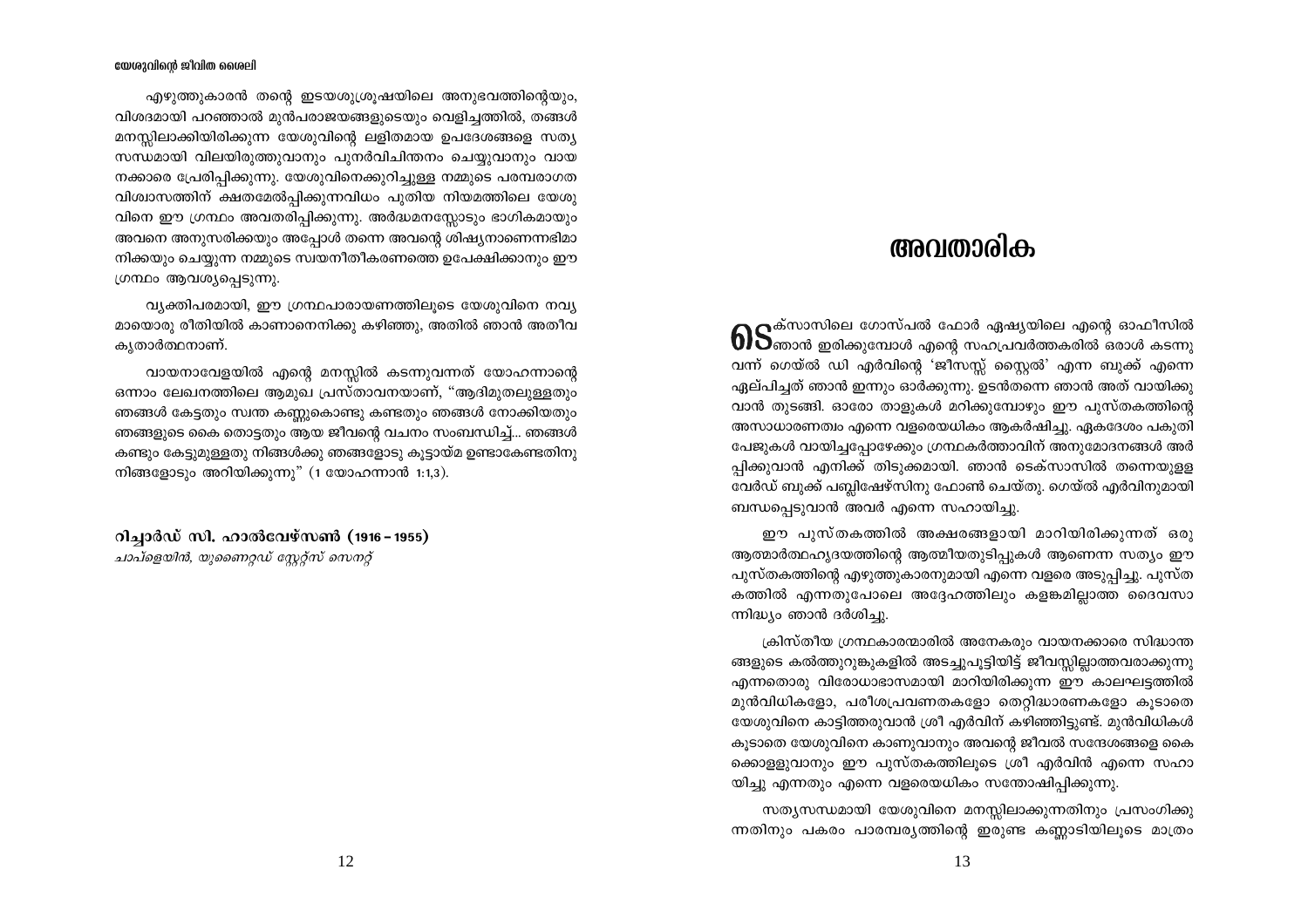എഴുത്തുകാരൻ തന്റെ ഇടയശുശ്രൂഷയിലെ അനുഭവത്തിന്റെയും, വിശദമായി പറഞ്ഞാൽ മുൻപരാജയങ്ങളുടെയും വെളിച്ചത്തിൽ, തങ്ങൾ മനസ്സിലാക്കിയിരിക്കുന്ന യേശുവിന്റെ ലളിതമായ ഉപദേശങ്ങളെ സത്യ സന്ധമായി വിലയിരുത്തുവാനും പുനർവിചിന്തനം ചെയ്യുവാനും വായ നക്കാരെ പ്രേരിപ്പിക്കുന്നു. യേശുവിനെക്കുറിച്ചുള്ള നമ്മുടെ പരമ്പരാഗത വിശ്വാസത്തിന് ക്ഷതമേൽപ്പിക്കുന്നവിധം പുതിയ നിയമത്തിലെ യേശു വിനെ ഈ ഗ്രന്ഥം അവതരിപ്പിക്കുന്നു. അർദ്ധമനസ്സോടും ഭാഗികമായും അവനെ അനുസരിക്കയും അപ്പോൾ തന്നെ അവന്റെ ശിഷ്യനാണെന്നഭിമാ നിക്കയും ചെയ്യുന്ന നമ്മുടെ സ്വയനീതീകരണത്തെ ഉപേക്ഷിക്കാനും ഈ ഗ്രന്ഥം ആവശ്യപ്പെടുന്നു.

വ്യക്തിപരമായി, ഈ ഗ്രന്ഥപാരായണത്തിലൂടെ യേശുവിനെ നവ്യ മായൊരു രീതിയിൽ കാണാനെനിക്കു കഴിഞ്ഞു, അതിൽ ഞാൻ അതീവ കൃതാർത്ഥനാണ്.

വായനാവേളയിൽ എന്റെ മനസ്സിൽ കടന്നുവന്നത് യോഹന്നാന്റെ ഒന്നാം ലേഖനത്തിലെ ആമുഖ പ്രസ്താവനയാണ്, "ആദിമുതലുള്ളതും ഞങ്ങൾ കേട്ടതും സ്വന്ത കണ്ണുകൊണ്ടു കണ്ടതും ഞങ്ങൾ നോക്കിയതും ഞങ്ങളുടെ കൈ തൊട്ടതും ആയ ജീവന്റെ വചനം സംബന്ധിച്ച്... ഞങ്ങൾ കണ്ടും കേട്ടുമുള്ളതു നിങ്ങൾക്കു ഞങ്ങളോടു കൂട്ടായ്മ ഉണ്ടാകേണ്ടതിനു നിങ്ങളോടും അറിയിക്കുന്നു" (1 യോഹന്നാൻ 1:1,3).

**റിച്ചാർഡ് സി. ഹാൽവേഴ്സൺ (1916 – 1955)**
*ചാപ്ളെയിൻ, യുണൈറ്റഡ് സ്റ്റേറ്റ്സ് സെനറ്റ്*

# അവതാരിക

ടെക്സാസിലെ ഗോസ്പൽ ഫോർ ഏഷ്യയിലെ എന്റെ ഓഫീസിൽ ഞാൻ ഇരിക്കുമ്പോൾ എന്റെ സഹപ്രവർത്തകരിൽ ഒരാൾ കടന്നു വന്ന് ഗെയ്ൽ ഡി എർവിന്റെ 'ജീസസ്സ് സ്റ്റൈൽ' എന്ന ബുക്ക് എന്നെ ഏല്പിച്ചത് ഞാൻ ഇന്നും ഓർക്കുന്നു. ഉടൻതന്നെ ഞാൻ അത് വായിക്കു വാൻ തുടങ്ങി. ഓരോ താളുകൾ മറിക്കുമ്പോഴും ഈ പുസ്തകത്തിന്റെ അസാധാരണത്വം എന്നെ വളരെയധികം ആകർഷിച്ചു. ഏകദേശം പകുതി പേജുകൾ വായിച്ചപ്പോഴേക്കും ഗ്രന്ഥകർത്താവിന് അനുമോദനങ്ങൾ അർ പ്പിക്കുവാൻ എനിക്ക് തിടുക്കമായി. ഞാൻ ടെക്സാസിൽ തന്നെയുള്ള വേർഡ് ബുക്ക് പബ്ലിഷേഴ്സിനു ഫോൺ ചെയ്തു. ഗെയ്ൽ എർവിനുമായി ബന്ധപ്പെടുവാൻ അവർ എന്നെ സഹായിച്ചു.

ഈ പുസ്തകത്തിൽ അക്ഷരങ്ങളായി മാറിയിരിക്കുന്നത് ഒരു ആത്മാർത്ഥഹൃദയത്തിന്റെ ആത്മീയതുടിപ്പുകൾ ആണെന്ന സത്യം ഈ പുസ്തകത്തിന്റെ എഴുത്തുകാരനുമായി എന്നെ വളരെ അടുപ്പിച്ചു. പുസ്ത കത്തിൽ എന്നതുപോലെ അദ്ദേഹത്തിലും കളങ്കമില്ലാത്ത ദൈവസാ ന്നിദ്ധ്യം ഞാൻ ദർശിച്ചു.

ക്രിസ്തീയ ഗ്രന്ഥകാരന്മാരിൽ അനേകരും വായനക്കാരെ സിദ്ധാന്ത ങ്ങളുടെ കൽത്തുറുങ്കുകളിൽ അടച്ചുപൂട്ടിയിട്ട് ജീവസ്സില്ലാത്തവരാക്കുന്നു എന്നതൊരു വിരോധാഭാസമായി മാറിയിരിക്കുന്ന ഈ കാലഘട്ടത്തിൽ മുൻവിധികളോ, പരീശപ്രവണതകളോ തെറ്റിദ്ധാരണകളോ കൂടാതെ യേശുവിനെ കാട്ടിത്തരുവാൻ ശ്രീ എർവിന് കഴിഞ്ഞിട്ടുണ്ട്. മുൻവിധികൾ കൂടാതെ യേശുവിനെ കാണുവാനും അവന്റെ ജീവൽ സന്ദേശങ്ങളെ കൈ ക്കൊള്ളുവാനും ഈ പുസ്തകത്തിലൂടെ ശ്രീ എർവിൻ എന്നെ സഹാ യിച്ചു എന്നതും എന്നെ വളരെയധികം സന്തോഷിപ്പിക്കുന്നു.

സത്യസന്ധമായി യേശുവിനെ മനസ്സിലാക്കുന്നതിനും പ്രസംഗിക്കു ന്നതിനും പകരം പാരമ്പര്യത്തിന്റെ ഇരുണ്ട കണ്ണാടിയിലൂടെ മാത്രം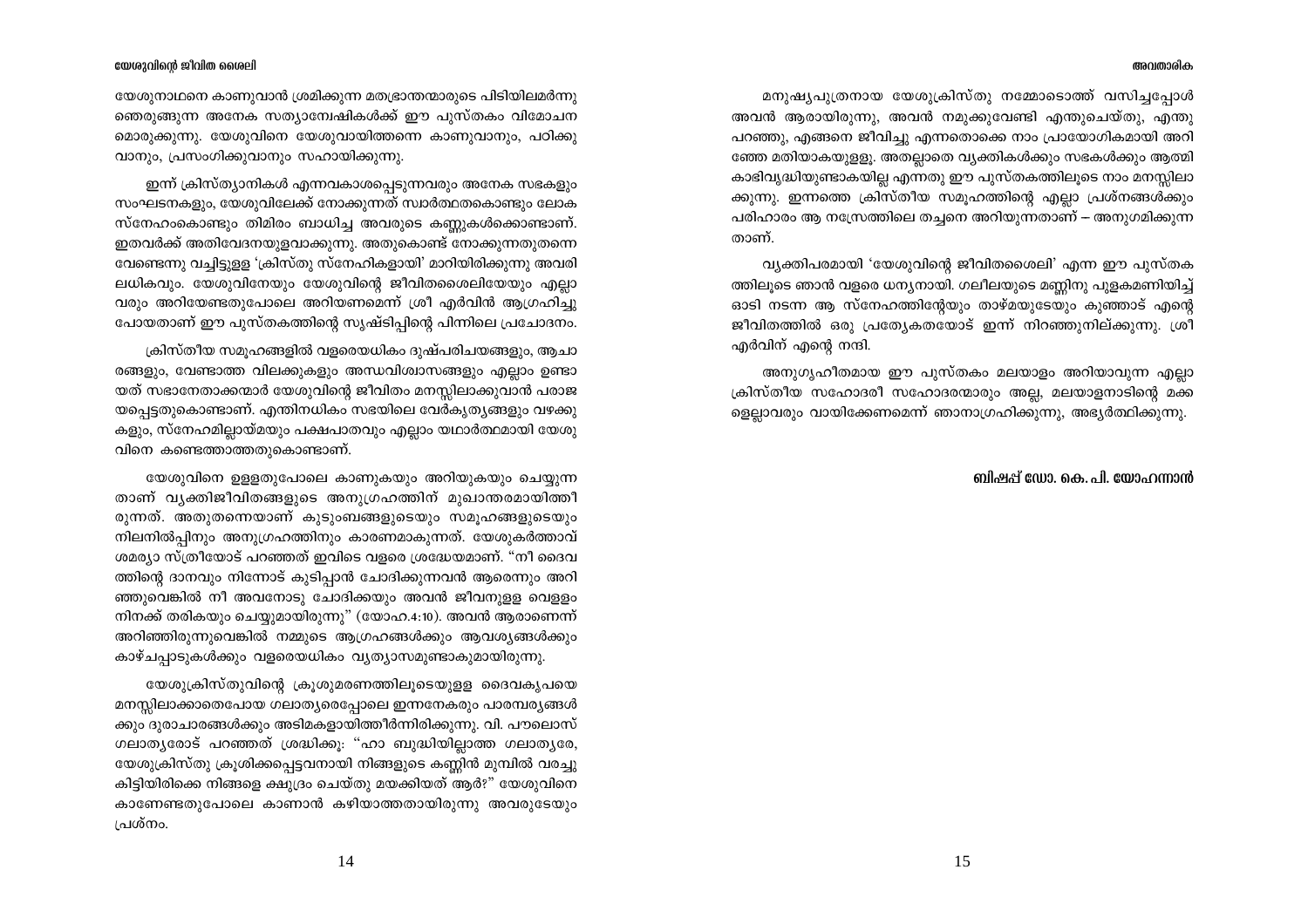യേശുനാഥനെ കാണുവാൻ ശ്രമിക്കുന്ന മതഭ്രാന്തന്മാരുടെ പിടിയിലമർന്നു ഞെരുങ്ങുന്ന അനേക സത്യാമ്പേഷികൾക്ക് ഈ പുസ്തകം വിമോചന മൊരുക്കുന്നു. യേശുവിനെ യേശുവായിത്തന്നെ കാണുവാനും, പഠിക്കു വാനും, പ്രസംഗിക്കുവാനും സഹായിക്കുന്നു.

ഇന്ന് ക്രിസ്ത്യാനികൾ എന്നവകാശപ്പെടുന്നവരും അനേക സഭകളും സംഘടനകളും, യേശുവിലേക്ക് നോക്കുന്നത് സ്വാർത്ഥതകൈാണ്ടും ലോക സ്നേഹംകൊണ്ടും തിമിരം ബാധിച്ച അവരുടെ കണ്ണുകൾക്കൊണ്ടാണ്. ഇതവർക്ക് അതിവേദനയുളവാക്കുന്നു. അതുകൊണ്ട് നോക്കുന്നതുതന്നെ വേണ്ടെന്നു വച്ചിട്ടുളള 'ക്രിസ്തു സ്നേഹികളായി' മാറിയിരിക്കുന്നു അവരി ലധികവും. യേശുവിനേയും യേശുവിന്റെ ജീവിതശൈലിയേയും എല്ലാ വരും അറിയേണ്ടതുപോലെ അറിയണമെന്ന് ശ്രീ എർവിൻ ആഗ്രഹിച്ചു പോയതാണ് ഈ പുസ്തകത്തിന്റെ സൃഷ്ടിപ്പിന്റെ പിന്നിലെ പ്രചോദനം.

ക്രിസ്തീയ സമൂഹങ്ങളിൽ വളരെയധികം ദുഷ്പരിചയങ്ങളും, ആചാ രങ്ങളും, വേണ്ടാത്ത വിലക്കുകളും അന്ധവിശ്വാസങ്ങളും എല്ലാം ഉണ്ടാ യത് സഭാനേതാക്കന്മാർ യേശുവിന്റെ ജീവിതം മനസ്സിലാക്കുവാൻ പരാജ യപ്പെട്ടതുകൊണ്ടാണ്. എന്തിനധികം സഭയിലെ വേർകൃത്യങ്ങളും വഴക്കു കളും, സ്നേഹമില്ലായ്മയും പക്ഷപാതവും എല്ലാം യഥാർത്ഥമായി യേശു വിനെ കണ്ടെത്താത്തതുകൊണ്ടാണ്.

യേശുവിനെ ഉളളതുപോലെ കാണുകയും അറിയുകയും ചെയ്യുന്ന താണ് വ്യക്തിജീവിതങ്ങളുടെ അനുഗ്രഹത്തിന് മുഖാന്തരമായിത്തീ രുന്നത്. അതുതന്നെയാണ് കുടുംബങ്ങളുടെയും സമൂഹങ്ങളുടെയും നിലനിൽപ്പിനും അനുഗ്രഹത്തിനും കാരണമാകുന്നത്. യേശുകർത്താവ് ശമര്യാ സ്ത്രീയോട് പറഞ്ഞത് ഇവിടെ വളരെ ശ്രദ്ധേയമാണ്. "നീ ദൈവ ത്തിന്റെ ദാനവും നിന്നോട് കുടിപ്പാൻ ചോദിക്കുന്നവൻ ആരെന്നും അറി ഞ്ഞുവെങ്കിൽ നീ അവനോടു ചോദിക്കയും അവൻ ജീവനുളള വെളളം നിനക്ക് തരികയും ചെയ്യുമായിരുന്നു" (യോഹ.4:10). അവൻ ആരാണെന്ന് അറിഞ്ഞിരുന്നുവെങ്കിൽ നമ്മുടെ ആഗ്രഹങ്ങൾക്കും ആവശ്യങ്ങൾക്കും കാഴ്ചപ്പാടുകൾക്കും വളരെയധികം വ്യത്യാസമുണ്ടാകുമായിരുന്നു.

യേശുക്രിസ്തുവിന്റെ ക്രൂശുമരണത്തിലൂടെയുളള ദൈവകൃപയെ മനസ്സിലാക്കാതെപോയ ഗലാതൃരെപ്പോലെ ഇന്നനേകരും പാരമ്പര്യങ്ങൾ ക്കും ദുരാചാരങ്ങൾക്കും അടിമകളായിത്തീർന്നിരിക്കുന്നു. വി. പൗലൊസ് ഗലാതൃരോട് പറഞ്ഞത് ശ്രദ്ധിക്കൂ: "ഹാ ബുദ്ധിയില്ലാത്ത ഗലാതൃരേ, യേശുക്രിസ്തു ക്രൂശിക്കപ്പെട്ടവനായി നിങ്ങളുടെ കണ്ണിൻ മുമ്പിൽ വരച്ചു കിട്ടിയിരിക്കെ നിങ്ങളെ ക്ഷുദ്രം ചെയ്തു മയക്കിയത് ആർ?" യേശുവിനെ കാണേണ്ടതുപോലെ കാണാൻ കഴിയാത്തതായിരുന്നു അവരുടേയും പ്രശ്നം.

മനുഷ്യപുത്രനായ യേശുക്രിസ്തു നമ്മോടൊത്ത് വസിച്ചപ്പോൾ അവൻ ആരായിരുന്നു, അവൻ നമുക്കുവേണ്ടി എന്തുചെയ്തു, എന്തു പറഞ്ഞു, എങ്ങനെ ജീവിച്ചു എന്നതൊക്കെ നാം പ്രായോഗികമായി അറി ഞ്ഞേ മതിയാകയുളളു. അതല്ലാതെ വ്യക്തികൾക്കും സഭകൾക്കും ആത്മി കാഭിവൃദ്ധിയുണ്ടാകയില്ല എന്നതു ഈ പുസ്തകത്തിലൂടെ നാം മനസ്സിലാ ക്കുന്നു. ഇന്നത്തെ ക്രിസ്തീയ സമൂഹത്തിന്റെ എല്ലാ പ്രശ്നങ്ങൾക്കും പരിഹാരം ആ നസ്രേത്തിലെ തച്ചനെ അറിയുന്നതാണ് – അനുഗമിക്കുന്ന താണ്.

വ്യക്തിപരമായി 'യേശുവിന്റെ ജീവിതശൈലി' എന്ന ഈ പുസ്തക ത്തിലൂടെ ഞാൻ വളരെ ധന്യനായി. ഗലീലയുടെ മണ്ണിനു പുളകമണിയിച്ച് ഓടി നടന്ന ആ സ്നേഹത്തിന്റേയും താഴ്മയുടേയും കുഞ്ഞാട് എന്റെ ജീവിതത്തിൽ ഒരു പ്രത്യേകതയോട് ഇന്ന് നിറഞ്ഞുനില്ക്കുന്നു. ശ്രീ എർവിന് എന്റെ നന്ദി.

അനുഗൃഹീതമായ ഈ പുസ്തകം മലയാളം അറിയാവുന്ന എല്ലാ ക്രിസ്തീയ സഹോദരീ സഹോദരന്മാരും അല്ല, മലയാളനാടിന്റെ മക്ക ളെല്ലാവരും വായിക്കേണമെന്ന് ഞാനാഗ്രഹിക്കുന്നു, അഭ്യർത്ഥിക്കുന്നു.

**ബിഷപ്പ് ഡോ. കെ. പി. യോഹന്നാൻ**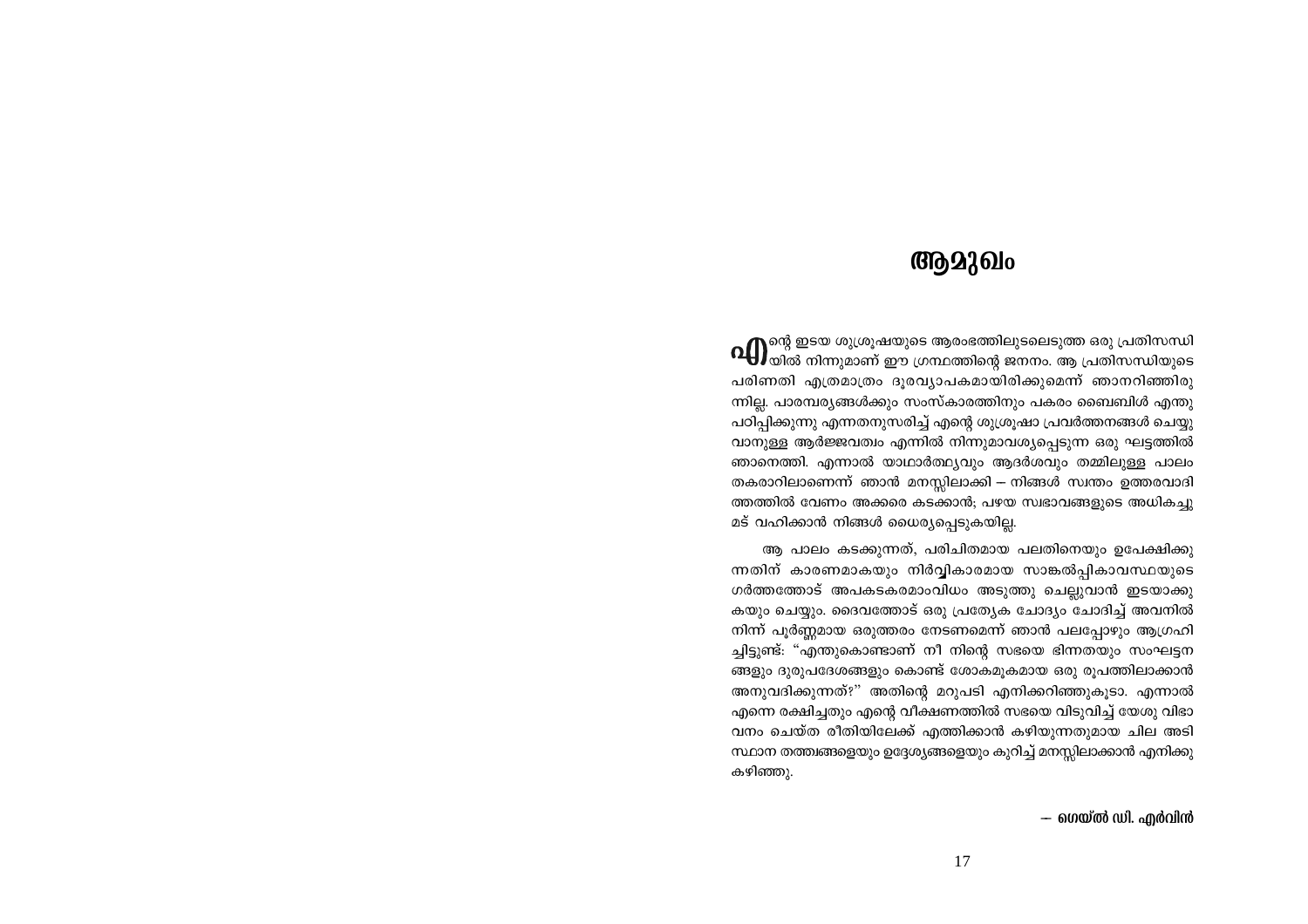# ആമുഖം

എന്റെ ഇടയ ശുശ്രൂഷയുടെ ആരംഭത്തിലുടലെടുത്ത ഒരു പ്രതിസന്ധിയിൽ നിന്നുമാണ് ഈ ഗ്രന്ഥത്തിന്റെ ജനനം. ആ പ്രതിസന്ധിയുടെ പരിണതി എത്രമാത്രം ദൂരവ്യാപകമായിരിക്കുമെന്ന് ഞാനറിഞ്ഞിരുന്നില്ല. പാരമ്പര്യങ്ങൾക്കും സംസ്കാരത്തിനും പകരം ബൈബിൾ എന്തു പഠിപ്പിക്കുന്നു എന്നതനുസരിച്ച് എന്റെ ശുശ്രൂഷാ പ്രവർത്തനങ്ങൾ ചെയ്യുവാനുള്ള ആർജ്ജവത്വം എന്നിൽ നിന്നുമാവശ്യപ്പെടുന്ന ഒരു ഘട്ടത്തിൽ ഞാനെത്തി. എന്നാൽ യാഥാർത്ഥ്യവും ആദർശവും തമ്മിലുള്ള പാലം തകരാറിലാണെന്ന് ഞാൻ മനസ്സിലാക്കി – നിങ്ങൾ സ്വന്തം ഉത്തരവാദിത്തത്തിൽ വേണം അക്കരെ കടക്കാൻ; പഴയ സ്വഭാവങ്ങളുടെ അധികച്ചുമട് വഹിക്കാൻ നിങ്ങൾ ധൈര്യപ്പെടുകയില്ല.

ആ പാലം കടക്കുന്നത്, പരിചിതമായ പലതിനെയും ഉപേക്ഷിക്കുന്നതിന് കാരണമാകയും നിർവ്വികാരമായ സാങ്കൽപ്പികാവസ്ഥയുടെ ഗർത്തത്തോട് അപകടകരമാംവിധം അടുത്തു ചെല്ലുവാൻ ഇടയാക്കുകയും ചെയ്യും. ദൈവത്തോട് ഒരു പ്രത്യേക ചോദ്യം ചോദിച്ച് അവനിൽ നിന്ന് പൂർണ്ണമായ ഒരുത്തരം നേടണമെന്ന് ഞാൻ പലപ്പോഴും ആഗ്രഹിച്ചിട്ടുണ്ട്: "എന്തുകൊണ്ടാണ് നീ നിന്റെ സഭയെ ഭിന്നതയും സംഘട്ടനങ്ങളും ദുരുപദേശങ്ങളും കൊണ്ട് ശോകമൂകമായ ഒരു രൂപത്തിലാക്കാൻ അനുവദിക്കുന്നത്?" അതിന്റെ മറുപടി എനിക്കറിഞ്ഞുകൂടാ. എന്നാൽ എന്നെ രക്ഷിച്ചതും എന്റെ വീക്ഷണത്തിൽ സഭയെ വിടുവിച്ച് യേശു വിഭാവനം ചെയ്ത രീതിയിലേക്ക് എത്തിക്കാൻ കഴിയുന്നതുമായ ചില അടിസ്ഥാന തത്ത്വങ്ങളെയും ഉദ്ദേശ്യങ്ങളെയും കുറിച്ച് മനസ്സിലാക്കാൻ എനിക്കു കഴിഞ്ഞു.

— ഗെയ്ൽ ഡി. എർവിൻ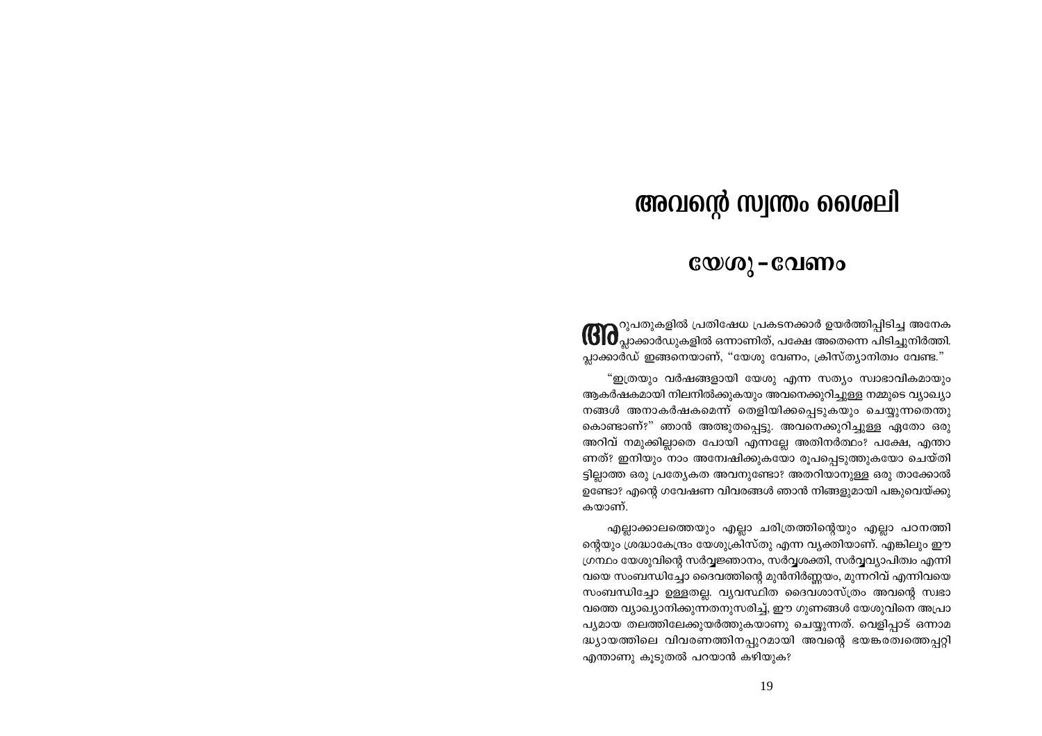# അവന്റെ സ്വന്തം ശൈലി

## യേശു – വേണം

അറുപതുകളിൽ പ്രതിഷേധ പ്രകടനക്കാർ ഉയർത്തിപ്പിടിച്ച അനേക പ്ലാക്കാർഡുകളിൽ ഒന്നാണിത്, പക്ഷേ അതെന്നെ പിടിച്ചുനിർത്തി. പ്ലാക്കാർഡ് ഇങ്ങനെയാണ്, "യേശു വേണം, ക്രിസ്ത്യാനിത്വം വേണ്ട."

"ഇത്രയും വർഷങ്ങളായി യേശു എന്ന സത്യം സ്വാഭാവികമായും ആകർഷകമായി നിലനിൽക്കുകയും അവനെക്കുറിച്ചുള്ള നമ്മുടെ വ്യാഖ്യാനങ്ങൾ അനാകർഷകമെന്ന് തെളിയിക്കപ്പെടുകയും ചെയ്യുന്നതെന്തുകൊണ്ടാണ്?" ഞാൻ അത്ഭുതപ്പെട്ടു. അവനെക്കുറിച്ചുള്ള ഏതോ ഒരു അറിവ് നമുക്കില്ലാതെ പോയി എന്നല്ലേ അതിനർത്ഥം? പക്ഷേ, എന്താണത്? ഇനിയും നാം അന്വേഷിക്കുകയോ രൂപപ്പെടുത്തുകയോ ചെയ്തിട്ടില്ലാത്ത ഒരു പ്രത്യേകത അവനുണ്ടോ? അതറിയാനുള്ള ഒരു താക്കോൽ ഉണ്ടോ? എന്റെ ഗവേഷണ വിവരങ്ങൾ ഞാൻ നിങ്ങളുമായി പങ്കുവെയ്ക്കുകയാണ്.

എല്ലാക്കാലത്തെയും എല്ലാ ചരിത്രത്തിന്റെയും എല്ലാ പഠനത്തിന്റെയും ശ്രദ്ധാകേന്ദ്രം യേശുക്രിസ്തു എന്ന വ്യക്തിയാണ്. എങ്കിലും ഈ ഗ്രന്ഥം യേശുവിന്റെ സർവ്വജ്ഞാനം, സർവ്വശക്തി, സർവ്വവ്യാപിത്വം എന്നിവയെ സംബന്ധിച്ചോ ദൈവത്തിന്റെ മുൻനിർണ്ണയം, മുന്നറിവ് എന്നിവയെ സംബന്ധിച്ചോ ഉള്ളതല്ല. വ്യവസ്ഥിത ദൈവശാസ്ത്രം അവന്റെ സ്വഭാവത്തെ വ്യാഖ്യാനിക്കുന്നതനുസരിച്ച്, ഈ ഗുണങ്ങൾ യേശുവിനെ അപ്രാപ്യമായ തലത്തിലേക്കുയർത്തുകയാണു ചെയ്യുന്നത്. വെളിപ്പാട് ഒന്നാമദ്ധ്യായത്തിലെ വിവരണത്തിനപ്പുറമായി അവന്റെ ഭയങ്കരത്വത്തെപ്പറ്റി എന്താണു കൂടുതൽ പറയാൻ കഴിയുക?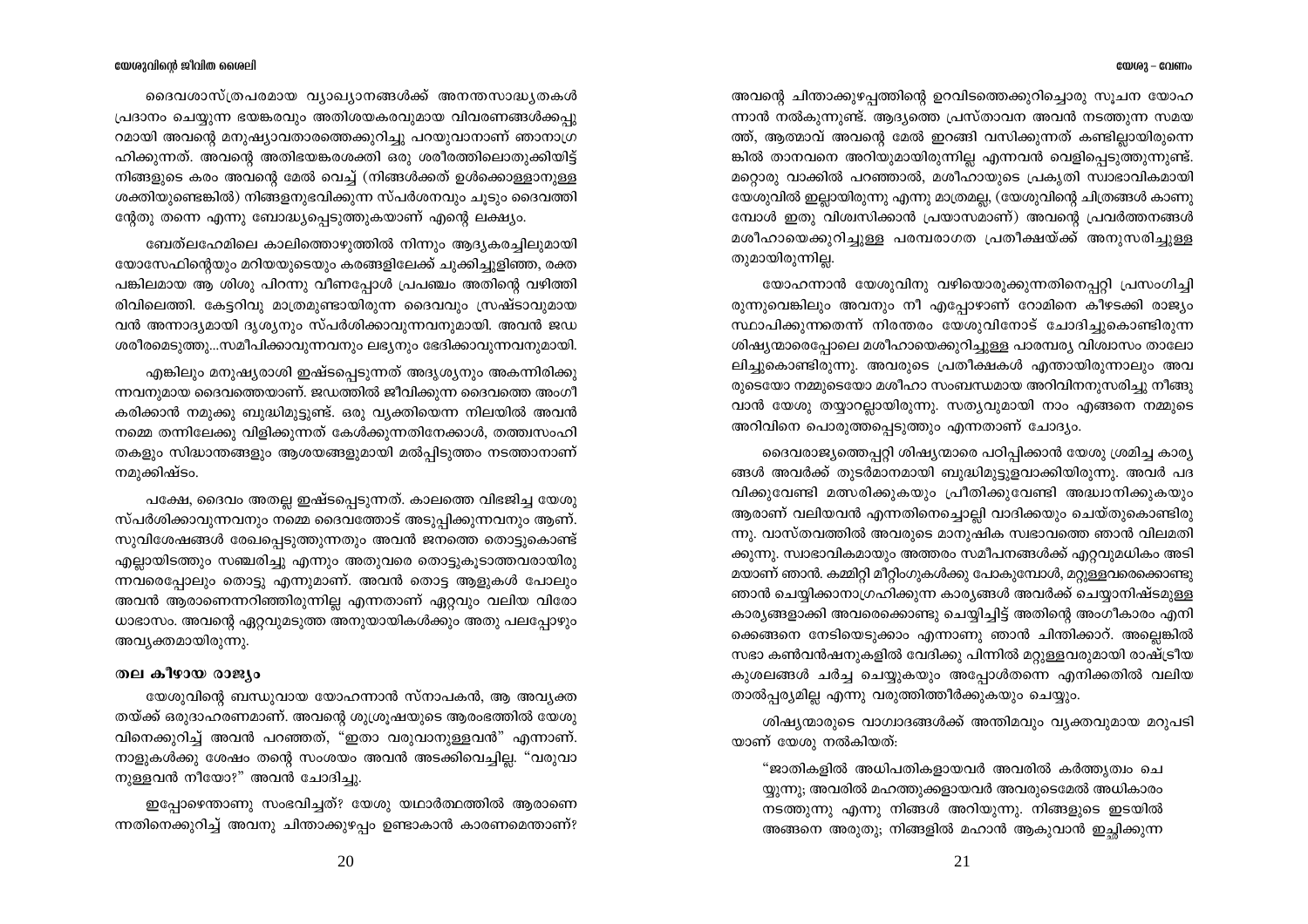ദൈവശാസ്ത്രപരമായ വ്യാഖ്യാനങ്ങൾക്ക് അനന്തസാദ്ധ്യതകൾ പ്രദാനം ചെയ്യുന്ന ഭയങ്കരവും അതിശയകരവുമായ വിവരണങ്ങൾക്കപ്പുറമായി അവന്റെ മനുഷ്യാവതാരത്തെക്കുറിച്ചു പറയുവാനാണ് ഞാനാഗ്രഹിക്കുന്നത്. അവന്റെ അതിഭയങ്കരശക്തി ഒരു ശരീരത്തിലൊതുക്കിയിട്ട് നിങ്ങളുടെ കരം അവന്റെ മേൽ വെച്ച് (നിങ്ങൾക്കത് ഉൾക്കൊള്ളാനുള്ള ശക്തിയുണ്ടെങ്കിൽ) നിങ്ങളനുഭവിക്കുന്ന സ്പർശനവും ചൂടും ദൈവത്തിന്റേതു തന്നെ എന്നു ബോദ്ധ്യപ്പെടുത്തുകയാണ് എന്റെ ലക്ഷ്യം.

ബേത്‌ലഹേമിലെ കാലിത്തൊഴുത്തിൽ നിന്നും ആദ്യകരച്ചിലുമായി യോസേഫിന്റെയും മറിയയുടെയും കരങ്ങളിലേക്ക് ചുക്കിച്ചുളിഞ്ഞ, രക്തപങ്കിലമായ ആ ശിശു പിറന്നു വീണപ്പോൾ പ്രപഞ്ചം അതിന്റെ വഴിത്തിരിവിലെത്തി. കേട്ടറിവു മാത്രമുണ്ടായിരുന്ന ദൈവവും സ്രഷ്ടാവുമായവൻ അന്നാദ്യമായി ദൃശ്യനും സ്പർശിക്കാവുന്നവനുമായി. അവൻ ജഡശരീരമെടുത്തു...സമീപിക്കാവുന്നവനും ലഭ്യനും ഭേദിക്കാവുന്നവനുമായി.

എങ്കിലും മനുഷ്യരാശി ഇഷ്ടപ്പെടുന്നത് അദൃശ്യനും അകന്നിരിക്കുന്നവനുമായ ദൈവത്തെയാണ്. ജഡത്തിൽ ജീവിക്കുന്ന ദൈവത്തെ അംഗീകരിക്കാൻ നമുക്കു ബുദ്ധിമുട്ടുണ്ട്. ഒരു വ്യക്തിയെന്ന നിലയിൽ അവൻ നമ്മെ തന്നിലേക്കു വിളിക്കുന്നത് കേൾക്കുന്നതിനേക്കാൾ, തത്ത്വസംഹിതകളും സിദ്ധാന്തങ്ങളും ആശയങ്ങളുമായി മൽപ്പിടുത്തം നടത്താനാണ് നമുക്കിഷ്ടം.

പക്ഷേ, ദൈവം അതല്ല ഇഷ്ടപ്പെടുന്നത്. കാലത്തെ വിഭജിച്ച യേശു സ്പർശിക്കാവുന്നവനും നമ്മെ ദൈവത്തോട് അടുപ്പിക്കുന്നവനും ആണ്. സുവിശേഷങ്ങൾ രേഖപ്പെടുത്തുന്നതും അവൻ ജനത്തെ തൊട്ടുകൊണ്ട് എല്ലായിടത്തും സഞ്ചരിച്ചു എന്നും അതുവരെ തൊട്ടുകൂടാത്തവരായിരുന്നവരെപ്പോലും തൊട്ടു എന്നുമാണ്. അവൻ തൊട്ട ആളുകൾ പോലും അവൻ ആരാണെന്നറിഞ്ഞിരുന്നില്ല എന്നതാണ് ഏറ്റവും വലിയ വിരോധാഭാസം. അവന്റെ ഏറ്റവുമടുത്ത അനുയായികൾക്കും അതു പലപ്പോഴും അവ്യക്തമായിരുന്നു.

## തല കീഴായ രാജ്യം

യേശുവിന്റെ ബന്ധുവായ യോഹന്നാൻ സ്നാപകൻ, ആ അവ്യക്തതയ്ക്ക് ഒരുദാഹരണമാണ്. അവന്റെ ശുശ്രൂഷയുടെ ആരംഭത്തിൽ യേശുവിനെക്കുറിച്ച് അവൻ പറഞ്ഞത്, "ഇതാ വരുവാനുള്ളവൻ" എന്നാണ്. നാളുകൾക്കു ശേഷം തന്റെ സംശയം അവൻ അടക്കിവെച്ചില്ല. "വരുവാനുള്ളവൻ നീയോ?" അവൻ ചോദിച്ചു.

ഇപ്പോഴെന്താണു സംഭവിച്ചത്? യേശു യഥാർത്ഥത്തിൽ ആരാണെന്നതിനെക്കുറിച്ച് അവനു ചിന്താക്കുഴപ്പം ഉണ്ടാകാൻ കാരണമെന്താണ്? അവന്റെ ചിന്താക്കുഴപ്പത്തിന്റെ ഉറവിടത്തെക്കുറിച്ചൊരു സൂചന യോഹന്നാൻ നൽകുന്നുണ്ട്. ആദ്യത്തെ പ്രസ്താവന അവൻ നടത്തുന്ന സമയത്ത്, ആത്മാവ് അവന്റെ മേൽ ഇറങ്ങി വസിക്കുന്നത് കണ്ടില്ലായിരുന്നെങ്കിൽ താനവനെ അറിയുമായിരുന്നില്ല എന്നവൻ വെളിപ്പെടുത്തുന്നുണ്ട്. മറ്റൊരു വാക്കിൽ പറഞ്ഞാൽ, മശീഹായുടെ പ്രകൃതി സ്വാഭാവികമായി യേശുവിൽ ഇല്ലായിരുന്നു എന്നു മാത്രമല്ല, (യേശുവിന്റെ ചിത്രങ്ങൾ കാണുമ്പോൾ ഇതു വിശ്വസിക്കാൻ പ്രയാസമാണ്) അവന്റെ പ്രവർത്തനങ്ങൾ മശീഹായെക്കുറിച്ചുള്ള പരമ്പരാഗത പ്രതീക്ഷയ്ക്ക് അനുസരിച്ചുള്ളതുമായിരുന്നില്ല.

യോഹന്നാൻ യേശുവിനു വഴിയൊരുക്കുന്നതിനെപ്പറ്റി പ്രസംഗിച്ചിരുന്നുവെങ്കിലും അവനും നീ എപ്പോഴാണ് റോമിനെ കീഴടക്കി രാജ്യം സ്ഥാപിക്കുന്നതെന്ന് നിരന്തരം യേശുവിനോട് ചോദിച്ചുകൊണ്ടിരുന്ന ശിഷ്യന്മാരെപ്പോലെ മശീഹായെക്കുറിച്ചുള്ള പാരമ്പര്യ വിശ്വാസം താലോലിച്ചുകൊണ്ടിരുന്നു. അവരുടെ പ്രതീക്ഷകൾ എന്തായിരുന്നാലും അവരുടെയോ നമ്മുടെയോ മശീഹാ സംബന്ധമായ അറിവിനനുസരിച്ചു നീങ്ങുവാൻ യേശു തയ്യാറല്ലായിരുന്നു. സത്യവുമായി നാം എങ്ങനെ നമ്മുടെ അറിവിനെ പൊരുത്തപ്പെടുത്തും എന്നതാണ് ചോദ്യം.

ദൈവരാജ്യത്തെപ്പറ്റി ശിഷ്യന്മാരെ പഠിപ്പിക്കാൻ യേശു ശ്രമിച്ച കാര്യങ്ങൾ അവർക്ക് തുടർമാനമായി ബുദ്ധിമുട്ടുളവാക്കിയിരുന്നു. അവർ പദവിക്കുവേണ്ടി മത്സരിക്കുകയും പ്രീതിക്കുവേണ്ടി അദ്ധ്വാനിക്കുകയും ആരാണ് വലിയവൻ എന്നതിനെച്ചൊല്ലി വാദിക്കയും ചെയ്തുകൊണ്ടിരുന്നു. വാസ്തവത്തിൽ അവരുടെ മാനുഷിക സ്വഭാവത്തെ ഞാൻ വിലമതിക്കുന്നു. സ്വാഭാവികമായും അത്തരം സമീപനങ്ങൾക്ക് ഏറ്റവുമധികം അടിമയാണ് ഞാൻ. കമ്മിറ്റി മീറ്റിംഗുകൾക്കു പോകുമ്പോൾ, മറ്റുള്ളവരെക്കൊണ്ടു ഞാൻ ചെയ്യിക്കാനാഗ്രഹിക്കുന്ന കാര്യങ്ങൾ അവർക്ക് ചെയ്യാനിഷ്ടമുള്ള കാര്യങ്ങളാക്കി അവരെക്കൊണ്ടു ചെയ്യിച്ചിട്ട് അതിന്റെ അംഗീകാരം എനിക്കെങ്ങനെ നേടിയെടുക്കാം എന്നാണു ഞാൻ ചിന്തിക്കാറ്. അല്ലെങ്കിൽ സഭാ കൺവൻഷനുകളിൽ വേദിക്കു പിന്നിൽ മറ്റുള്ളവരുമായി രാഷ്ട്രീയ കുശലങ്ങൾ ചർച്ച ചെയ്യുകയും അപ്പോൾതന്നെ എനിക്കതിൽ വലിയ താൽപ്പര്യമില്ല എന്നു വരുത്തിത്തീർക്കുകയും ചെയ്യും.

ശിഷ്യന്മാരുടെ വാഗ്വാദങ്ങൾക്ക് അന്തിമവും വ്യക്തവുമായ മറുപടിയാണ് യേശു നൽകിയത്:

> "ജാതികളിൽ അധിപതികളായവർ അവരിൽ കർത്തൃത്വം ചെയ്യുന്നു; അവരിൽ മഹത്തുക്കളായവർ അവരുടെമേൽ അധികാരം നടത്തുന്നു എന്നു നിങ്ങൾ അറിയുന്നു. നിങ്ങളുടെ ഇടയിൽ അങ്ങനെ അരുതു; നിങ്ങളിൽ മഹാൻ ആകുവാൻ ഇച്ഛിക്കുന്ന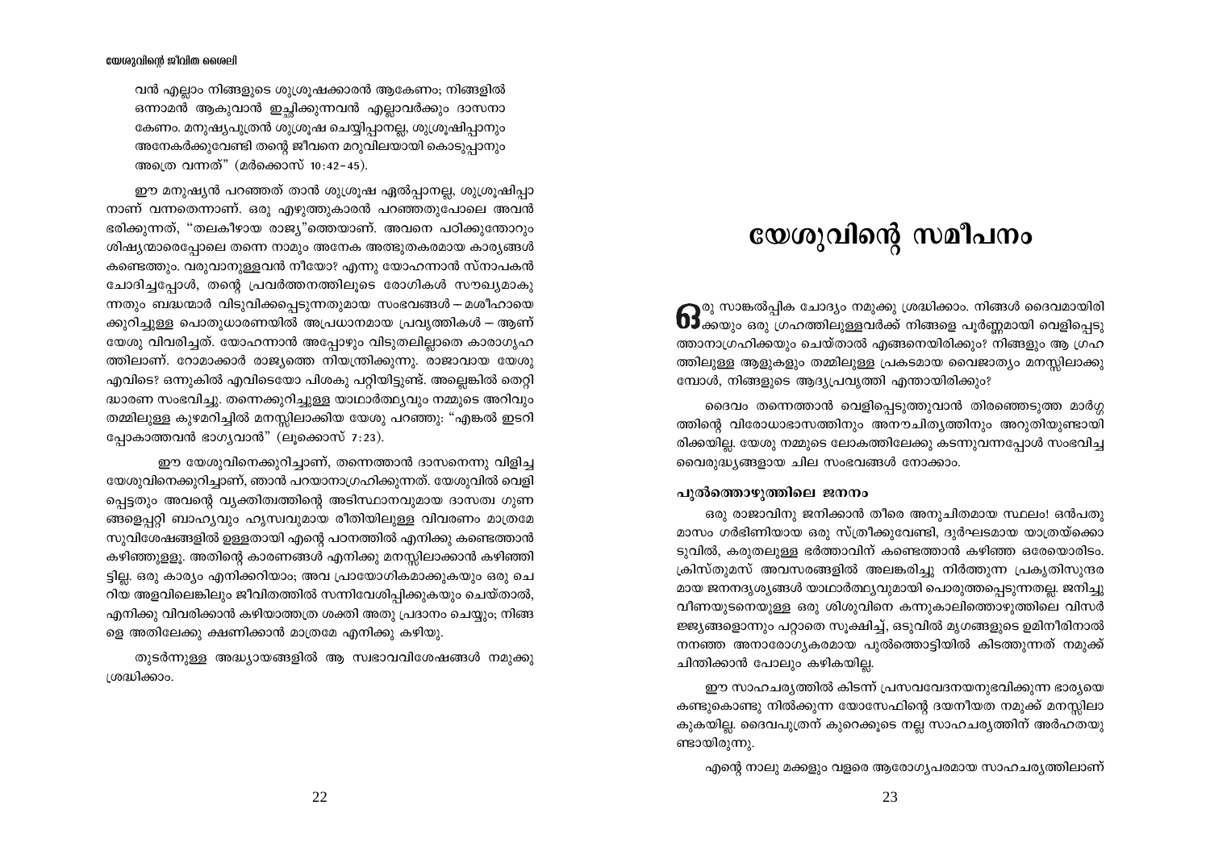വൻ എല്ലാം നിങ്ങളുടെ ശുശ്രൂഷക്കാരൻ ആകേണം; നിങ്ങളിൽ ഒന്നാമൻ ആകുവാൻ ഇച്ഛിക്കുന്നവൻ എല്ലാവർക്കും ദാസനാകേണം. മനുഷ്യപുത്രൻ ശുശ്രൂഷ ചെയ്യിപ്പാനല്ല, ശുശ്രൂഷിപ്പാനും അനേകർക്കുവേണ്ടി തന്റെ ജീവനെ മറുവിലയായി കൊടുപ്പാനും അത്രെ വന്നത്" (മർക്കൊസ് 10:42–45).

ഈ മനുഷ്യൻ പറഞ്ഞത് താൻ ശുശ്രൂഷ ഏൽപ്പാനല്ല, ശുശ്രൂഷിപ്പാനാണ് വന്നതെന്നാണ്. ഒരു എഴുത്തുകാരൻ പറഞ്ഞതുപോലെ അവൻ ഭരിക്കുന്നത്, "തലകീഴായ രാജ്യ"ത്തെയാണ്. അവനെ പഠിക്കുന്തോറും ശിഷ്യന്മാരെപ്പോലെ തന്നെ നാമും അനേക അത്ഭുതകരമായ കാര്യങ്ങൾ കണ്ടെത്തും. വരുവാനുള്ളവൻ നീയോ? എന്നു യോഹന്നാൻ സ്നാപകൻ ചോദിച്ചപ്പോൾ, തന്റെ പ്രവർത്തനത്തിലൂടെ രോഗികൾ സൗഖ്യമാകുന്നതും ബദ്ധന്മാർ വിടുവിക്കപ്പെടുന്നതുമായ സംഭവങ്ങൾ – മശീഹായെക്കുറിച്ചുള്ള പൊതുധാരണയിൽ അപ്രധാനമായ പ്രവൃത്തികൾ – ആണ് യേശു വിവരിച്ചത്. യോഹന്നാൻ അപ്പോഴും വിടുതലില്ലാതെ കാരാഗൃഹത്തിലാണ്. റോമാക്കാർ രാജ്യത്തെ നിയന്ത്രിക്കുന്നു. രാജാവായ യേശു എവിടെ? ഒന്നുകിൽ എവിടെയോ പിശകു പറ്റിയിട്ടുണ്ട്. അല്ലെങ്കിൽ തെറ്റിദ്ധാരണ സംഭവിച്ചു. തന്നെക്കുറിച്ചുള്ള യാഥാർത്ഥ്യവും നമ്മുടെ അറിവും തമ്മിലുള്ള കുഴമറിച്ചിൽ മനസ്സിലാക്കിയ യേശു പറഞ്ഞു: "എങ്കൽ ഇടറിപ്പോകാത്തവൻ ഭാഗ്യവാൻ" (ലൂക്കൊസ് 7:23).

ഈ യേശുവിനെക്കുറിച്ചാണ്, തന്നെത്താൻ ദാസനെന്നു വിളിച്ച യേശുവിനെക്കുറിച്ചാണ്, ഞാൻ പറയാനാഗ്രഹിക്കുന്നത്. യേശുവിൽ വെളിപ്പെട്ടതും അവന്റെ വ്യക്തിത്വത്തിന്റെ അടിസ്ഥാനവുമായ ദാസത്വ ഗുണങ്ങളെപ്പറ്റി ബാഹ്യവും ഹ്രസ്വവുമായ രീതിയിലുള്ള വിവരണം മാത്രമേ സുവിശേഷങ്ങളിൽ ഉള്ളതായി എന്റെ പഠനത്തിൽ എനിക്കു കണ്ടെത്താൻ കഴിഞ്ഞുള്ളു. അതിന്റെ കാരണങ്ങൾ എനിക്കു മനസ്സിലാക്കാൻ കഴിഞ്ഞിട്ടില്ല. ഒരു കാര്യം എനിക്കറിയാം; അവ പ്രായോഗികമാക്കുകയും ഒരു ചെറിയ അളവിലെങ്കിലും ജീവിതത്തിൽ സന്നിവേശിപ്പിക്കുകയും ചെയ്താൽ, എനിക്കു വിവരിക്കാൻ കഴിയാത്തത്ര ശക്തി അതു പ്രദാനം ചെയ്യും; നിങ്ങളെ അതിലേക്കു ക്ഷണിക്കാൻ മാത്രമേ എനിക്കു കഴിയൂ.

തുടർന്നുള്ള അദ്ധ്യായങ്ങളിൽ ആ സ്വഭാവവിശേഷങ്ങൾ നമുക്കു ശ്രദ്ധിക്കാം.

# യേശുവിന്റെ സമീപനം

ഒരു സാങ്കൽപ്പിക ചോദ്യം നമുക്കു ശ്രദ്ധിക്കാം. നിങ്ങൾ ദൈവമായിരിക്കയും ഒരു ഗ്രഹത്തിലുള്ളവർക്ക് നിങ്ങളെ പൂർണ്ണമായി വെളിപ്പെടുത്താനാഗ്രഹിക്കയും ചെയ്താൽ എങ്ങനെയിരിക്കും? നിങ്ങളും ആ ഗ്രഹത്തിലുള്ള ആളുകളും തമ്മിലുള്ള പ്രകടമായ വൈജാത്യം മനസ്സിലാക്കുമ്പോൾ, നിങ്ങളുടെ ആദ്യപ്രവൃത്തി എന്തായിരിക്കും?

ദൈവം തന്നെത്താൻ വെളിപ്പെടുത്തുവാൻ തിരഞ്ഞെടുത്ത മാർഗ്ഗത്തിന്റെ വിരോധാഭാസത്തിനും അനൗചിത്യത്തിനും അറുതിയുണ്ടായിരിക്കയില്ല. യേശു നമ്മുടെ ലോകത്തിലേക്കു കടന്നുവന്നപ്പോൾ സംഭവിച്ച വൈരുദ്ധ്യങ്ങളായ ചില സംഭവങ്ങൾ നോക്കാം.

### പുൽത്തൊഴുത്തിലെ ജനനം

ഒരു രാജാവിനു ജനിക്കാൻ തീരെ അനുചിതമായ സ്ഥലം! ഒൻപതു മാസം ഗർഭിണിയായ ഒരു സ്ത്രീക്കുവേണ്ടി, ദുർഘടമായ യാത്രയ്ക്കൊടുവിൽ, കരുതലുള്ള ഭർത്താവിന് കണ്ടെത്താൻ കഴിഞ്ഞ ഒരേയൊരിടം. ക്രിസ്തുമസ് അവസരങ്ങളിൽ അലങ്കരിച്ചു നിർത്തുന്ന പ്രകൃതിസുന്ദരമായ ജനനദൃശ്യങ്ങൾ യാഥാർത്ഥ്യവുമായി പൊരുത്തപ്പെടുന്നതല്ല. ജനിച്ചുവീണയുടനെയുള്ള ഒരു ശിശുവിനെ കന്നുകാലിത്തൊഴുത്തിലെ വിസർജ്ജ്യങ്ങളൊന്നും പറ്റാതെ സൂക്ഷിച്ച്, ഒടുവിൽ മൃഗങ്ങളുടെ ഉമിനീരിനാൽ നനഞ്ഞ അനാരോഗ്യകരമായ പുൽത്തൊട്ടിയിൽ കിടത്തുന്നത് നമുക്ക് ചിന്തിക്കാൻ പോലും കഴികയില്ല.

ഈ സാഹചര്യത്തിൽ കിടന്ന് പ്രസവവേദനയനുഭവിക്കുന്ന ഭാര്യയെ കണ്ടുകൊണ്ടു നിൽക്കുന്ന യോസേഫിന്റെ ദയനീയത നമുക്ക് മനസ്സിലാകുകയില്ല. ദൈവപുത്രന് കുറെക്കൂടെ നല്ല സാഹചര്യത്തിന് അർഹതയുണ്ടായിരുന്നു.

എന്റെ നാലു മക്കളും വളരെ ആരോഗ്യപരമായ സാഹചര്യത്തിലാണ്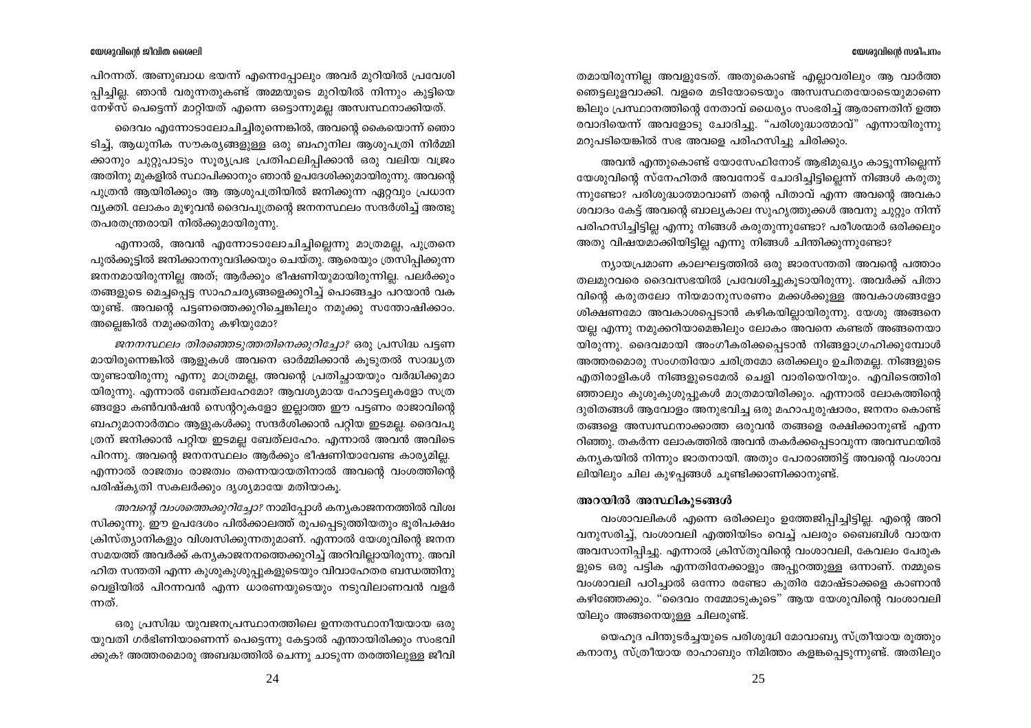പിറന്നത്. അണുബാധ ഭയന്ന് എന്നെപ്പോലും അവർ മുറിയിൽ പ്രവേശിപ്പിച്ചില്ല. ഞാൻ വരുന്നതുകണ്ട് അമ്മയുടെ മുറിയിൽ നിന്നും കുട്ടിയെ നേഴ്സ് പെട്ടെന്ന് മാറ്റിയത് എന്നെ ഒട്ടൊന്നുമല്ല അസ്വസ്ഥനാക്കിയത്.

ദൈവം എന്നോടാലോചിച്ചിരുന്നെങ്കിൽ, അവന്റെ കൈയൊന്ന് ഞൊടിച്ച്, ആധുനിക സൗകര്യങ്ങളുള്ള ഒരു ബഹുനില ആശുപത്രി നിർമ്മിക്കാനും ചുറ്റുപാടും സൂര്യപ്രഭ പ്രതിഫലിപ്പിക്കാൻ ഒരു വലിയ വജ്രം അതിനു മുകളിൽ സ്ഥാപിക്കാനും ഞാൻ ഉപദേശിക്കുമായിരുന്നു. അവന്റെ പുത്രൻ ആയിരിക്കും ആ ആശുപത്രിയിൽ ജനിക്കുന്ന ഏറ്റവും പ്രധാന വ്യക്തി. ലോകം മുഴുവൻ ദൈവപുത്രന്റെ ജനനസ്ഥലം സന്ദർശിച്ച് അത്ഭുതപരതന്ത്രരായി നിൽക്കുമായിരുന്നു.

എന്നാൽ, അവൻ എന്നോടാലോചിച്ചില്ലെന്നു മാത്രമല്ല, പുത്രനെ പുൽക്കൂട്ടിൽ ജനിക്കാനനുവദിക്കയും ചെയ്തു. ആരെയും ത്രസിപ്പിക്കുന്ന ജനനമായിരുന്നില്ല അത്; ആർക്കും ഭീഷണിയുമായിരുന്നില്ല. പലർക്കും തങ്ങളുടെ മെച്ചപ്പെട്ട സാഹചര്യങ്ങളെക്കുറിച്ച് പൊങ്ങച്ചം പറയാൻ വകയുണ്ട്. അവന്റെ പട്ടണത്തെക്കുറിച്ചെങ്കിലും നമുക്കു സന്തോഷിക്കാം. അല്ലെങ്കിൽ നമുക്കതിനു കഴിയുമോ?

*ജനനസ്ഥലം തിരഞ്ഞെടുത്തതിനെക്കുറിച്ചോ?* ഒരു പ്രസിദ്ധ പട്ടണമായിരുന്നെങ്കിൽ ആളുകൾ അവനെ ഓർമ്മിക്കാൻ കൂടുതൽ സാദ്ധ്യതയുണ്ടായിരുന്നു എന്നു മാത്രമല്ല, അവന്റെ പ്രതിച്ഛായയും വർദ്ധിക്കുമായിരുന്നു. എന്നാൽ ബേത്ലഹേമോ? ആവശ്യമായ ഹോട്ടലുകളോ സത്രങ്ങളോ കൺവൻഷൻ സെന്ററുകളോ ഇല്ലാത്ത ഈ പട്ടണം രാജാവിന്റെ ബഹുമാനാർത്ഥം ആളുകൾക്കു സന്ദർശിക്കാൻ പറ്റിയ ഇടമല്ല. ദൈവപുത്രന് ജനിക്കാൻ പറ്റിയ ഇടമല്ല ബേത്ലഹേം. എന്നാൽ അവൻ അവിടെ പിറന്നു. അവന്റെ ജനനസ്ഥലം ആർക്കും ഭീഷണിയാവേണ്ട കാര്യമില്ല. എന്നാൽ രാജത്വം രാജത്വം തന്നെയായതിനാൽ അവന്റെ വംശത്തിന്റെ പരിഷ്കൃതി സകലർക്കും ദൃശ്യമായേ മതിയാകൂ.

*അവന്റെ വംശത്തെക്കുറിച്ചോ?* നാമിപ്പോൾ കന്യകാജനനത്തിൽ വിശ്വസിക്കുന്നു. ഈ ഉപദേശം പിൽക്കാലത്ത് രൂപപ്പെടുത്തിയതും ഭൂരിപക്ഷം ക്രിസ്ത്യാനികളും വിശ്വസിക്കുന്നതുമാണ്. എന്നാൽ യേശുവിന്റെ ജനനസമയത്ത് അവർക്ക് കന്യകാജനനത്തെക്കുറിച്ച് അറിവില്ലായിരുന്നു. അവിഹിത സന്തതി എന്ന കുശുകുശുപ്പുകളുടെയും വിവാഹേതര ബന്ധത്തിനു വെളിയിൽ പിറന്നവൻ എന്ന ധാരണയുടെയും നടുവിലാണവൻ വളർന്നത്.

ഒരു പ്രസിദ്ധ യുവജനപ്രസ്ഥാനത്തിലെ ഉന്നതസ്ഥാനീയയായ ഒരു യുവതി ഗർഭിണിയാണെന്ന് പെട്ടെന്നു കേട്ടാൽ എന്തായിരിക്കും സംഭവിക്കുക? അത്തരമൊരു അബദ്ധത്തിൽ ചെന്നു ചാടുന്ന തരത്തിലുള്ള ജീവിതമായിരുന്നില്ല അവളുടേത്. അതുകൊണ്ട് എല്ലാവരിലും ആ വാർത്ത ഞെട്ടലുളവാക്കി. വളരെ മടിയോടെയും അസ്വസ്ഥതയോടെയുമാണെങ്കിലും പ്രസ്ഥാനത്തിന്റെ നേതാവ് ധൈര്യം സംഭരിച്ച് ആരാണതിന് ഉത്തരവാദിയെന്ന് അവളോടു ചോദിച്ചു. "പരിശുദ്ധാത്മാവ്" എന്നായിരുന്നു മറുപടിയെങ്കിൽ സഭ അവളെ പരിഹസിച്ചു ചിരിക്കും.

അവൻ എന്തുകൊണ്ട് യോസേഫിനോട് ആഭിമുഖ്യം കാട്ടുന്നില്ലെന്ന് യേശുവിന്റെ സ്നേഹിതർ അവനോട് ചോദിച്ചിട്ടില്ലെന്ന് നിങ്ങൾ കരുതുന്നുണ്ടോ? പരിശുദ്ധാത്മാവാണ് തന്റെ പിതാവ് എന്ന അവന്റെ അവകാശവാദം കേട്ട് അവന്റെ ബാല്യകാല സുഹൃത്തുക്കൾ അവനു ചുറ്റും നിന്ന് പരിഹസിച്ചിട്ടില്ല എന്നു നിങ്ങൾ കരുതുന്നുണ്ടോ? പരീശന്മാർ ഒരിക്കലും അതു വിഷയമാക്കിയിട്ടില്ല എന്നു നിങ്ങൾ ചിന്തിക്കുന്നുണ്ടോ?

ന്യായപ്രമാണ കാലഘട്ടത്തിൽ ഒരു ജാരസന്തതി അവന്റെ പത്താം തലമുറവരെ ദൈവസഭയിൽ പ്രവേശിച്ചുകൂടായിരുന്നു. അവർക്ക് പിതാവിന്റെ കരുതലോ നിയമാനുസരണം മക്കൾക്കുള്ള അവകാശങ്ങളോ ശിക്ഷണമോ അവകാശപ്പെടാൻ കഴികയില്ലായിരുന്നു. യേശു അങ്ങനെയല്ല എന്നു നമുക്കറിയാമെങ്കിലും ലോകം അവനെ കണ്ടത് അങ്ങനെയായിരുന്നു. ദൈവമായി അംഗീകരിക്കപ്പെടാൻ നിങ്ങളാഗ്രഹിക്കുമ്പോൾ അത്തരമൊരു സംഗതിയോ ചരിത്രമോ ഒരിക്കലും ഉചിതമല്ല. നിങ്ങളുടെ എതിരാളികൾ നിങ്ങളുടെമേൽ ചെളി വാരിയെറിയും. എവിടെത്തിരിഞ്ഞാലും കുശുകുശുപ്പുകൾ മാത്രമായിരിക്കും. എന്നാൽ ലോകത്തിന്റെ ദുരിതങ്ങൾ ആവോളം അനുഭവിച്ച ഒരു മഹാപുരുഷാരം, ജനനം കൊണ്ട് തങ്ങളെ അസ്വസ്ഥനാക്കാത്ത ഒരുവൻ തങ്ങളെ രക്ഷിക്കാനുണ്ട് എന്ന റിഞ്ഞു. തകർന്ന ലോകത്തിൽ അവൻ തകർക്കപ്പെടാവുന്ന അവസ്ഥയിൽ കന്യകയിൽ നിന്നും ജാതനായി. അതും പോരാഞ്ഞിട്ട് അവന്റെ വംശാവലിയിലും ചില കുഴപ്പങ്ങൾ ചൂണ്ടിക്കാണിക്കാനുണ്ട്.

### അറയിൽ അസ്ഥികൂടങ്ങൾ

വംശാവലികൾ എന്നെ ഒരിക്കലും ഉത്തേജിപ്പിച്ചിട്ടില്ല. എന്റെ അറിവനുസരിച്ച്, വംശാവലി എത്തിയിടം വെച്ച് പലരും ബൈബിൾ വായന അവസാനിപ്പിച്ചു. എന്നാൽ ക്രിസ്തുവിന്റെ വംശാവലി, കേവലം പേരുകളുടെ ഒരു പട്ടിക എന്നതിനേക്കാളും അപ്പുറത്തുള്ള ഒന്നാണ്. നമ്മുടെ വംശാവലി പഠിച്ചാൽ ഒന്നോ രണ്ടോ കുതിര മോഷ്ടാക്കളെ കാണാൻ കഴിഞ്ഞേക്കും. "ദൈവം നമ്മോടുകൂടെ" ആയ യേശുവിന്റെ വംശാവലിയിലും അങ്ങനെയുള്ള ചിലരുണ്ട്.

യെഹൂദ പിന്തുടർച്ചയുടെ പരിശുദ്ധി മോവാബ്യ സ്ത്രീയായ രൂത്തും കനാന്യ സ്ത്രീയായ രാഹാബും നിമിത്തം കളങ്കപ്പെടുന്നുണ്ട്. അതിലും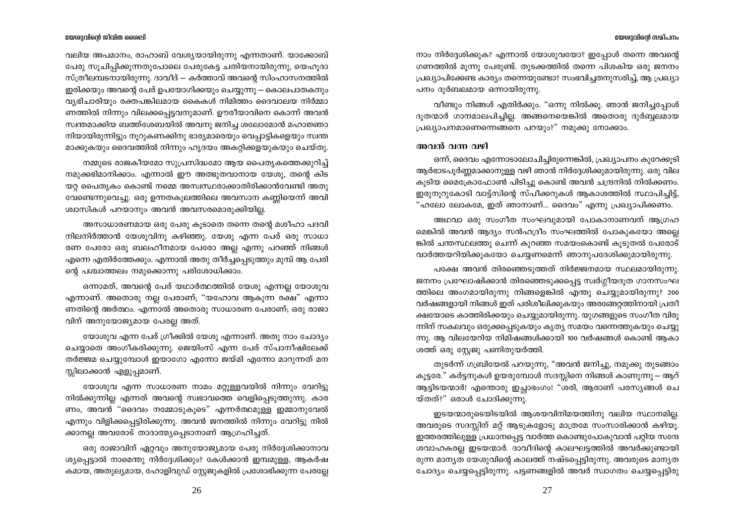വലിയ അപമാനം, രാഹാബ് വേശ്യയായിരുന്നു എന്നതാണ്. യാക്കോബ് പേരു സൂചിപ്പിക്കുന്നതുപോലെ പേരുകേട്ട ചതിയനായിരുന്നു, യെഹൂദാ സ്ത്രീലമ്പടനായിരുന്നു. ദാവീദ് – കർത്താവ് അവന്റെ സിംഹാസനത്തിൽ ഇരിക്കയും അവന്റെ പേര് ഉപയോഗിക്കയും ചെയ്യുന്നു – കൊലപാതകനും വ്യഭിചാരിയും രക്തപങ്കിലമായ കൈകൾ നിമിത്തം ദൈവാലയ നിർമ്മാണത്തിൽ നിന്നും വിലക്കപ്പെട്ടവനുമാണ്. ഊരീയാവിനെ കൊന്ന് അവൻ സ്വന്തമാക്കിയ ബത്ത്ശേബയിൽ അവനു ജനിച്ച ശലോമോൻ മഹാജ്ഞാനിയായിരുന്നിട്ടും നൂറുകണക്കിനു ഭാര്യമാരെയും വെപ്പാട്ടികളെയും സ്വന്തമാക്കുകയും ദൈവത്തിൽ നിന്നും ഹൃദയം അകറ്റിക്കളയുകയും ചെയ്തു.

നമ്മുടെ രാജകീയമോ സുപ്രസിദ്ധമോ ആയ പൈതൃകത്തെക്കുറിച്ച് നമുക്കഭിമാനിക്കാം. എന്നാൽ ഈ അത്ഭുതവാനായ യേശു, തന്റെ കിടയറ്റ പൈതൃകം കൊണ്ട് നമ്മെ അസ്വസ്ഥരാക്കാതിരിക്കാൻവേണ്ടി അതു വേണ്ടെന്നുവെച്ചു. ഒരു ഉന്നതകുലത്തിലെ അവസാന കണ്ണിയെന്ന് അവിശ്വാസികൾ പറയാനും അവൻ അവസരമൊരുക്കിയില്ല.

അസാധാരണമായ ഒരു പേരു കൂടാതെ തന്നെ തന്റെ മശീഹാ പദവി നിലനിർത്താൻ യേശുവിനു കഴിഞ്ഞു. യേശു എന്ന പേര് ഒരു സാധാരണ പേരോ ഒരു ബലഹീനമായ പേരോ അല്ല എന്നു പറഞ്ഞ് നിങ്ങൾ എന്നെ എതിർത്തേക്കും. എന്നാൽ അതു തീർച്ചപ്പെടുത്തും മുമ്പ് ആ പേരിന്റെ പശ്ചാത്തലം നമുക്കൊന്നു പരിശോധിക്കാം.

ഒന്നാമത്, അവന്റെ പേര് യഥാർത്ഥത്തിൽ യേശു എന്നല്ല യോശുവ എന്നാണ്. അതൊരു നല്ല പേരാണ്; "യഹോവ ആകുന്ന രക്ഷ" എന്നാണതിന്റെ അർത്ഥം. എന്നാൽ അതൊരു സാധാരണ പേരാണ്; ഒരു രാജാവിന് അനുയോജ്യമായ പേരല്ല അത്.

യോശുവ എന്ന പേര് ഗ്രീക്കിൽ യേശു എന്നാണ്. അതു നാം ചോദ്യം ചെയ്യാതെ അംഗീകരിക്കുന്നു. ജെയിംസ് എന്ന പേര് സ്പാനീഷിലേക്ക് തർജ്ജമ ചെയ്യുമ്പോൾ ഇയാഗോ എന്നോ ജയ്മി എന്നോ മാറുന്നത് മനസ്സിലാക്കാൻ എളുപ്പമാണ്.

യോശുവ എന്ന സാധാരണ നാമം മറ്റുള്ളവയിൽ നിന്നും വേറിട്ടു നിൽക്കുന്നില്ല എന്നത് അവന്റെ സ്വഭാവത്തെ വെളിപ്പെടുത്തുന്നു. കാരണം, അവൻ "ദൈവം നമ്മോടുകൂടെ" എന്നർത്ഥമുള്ള ഇമ്മാനുവേൽ എന്നും വിളിക്കപ്പെട്ടിരിക്കുന്നു. അവൻ ജനത്തിൽ നിന്നും വേറിട്ടു നിൽക്കാനല്ല അവരോട് താദാത്മ്യപ്പെടാനാണ് ആഗ്രഹിച്ചത്.

ഒരു രാജാവിന് ഏറ്റവും അനുയോജ്യമായ പേരു നിർദ്ദേശിക്കാനാവശ്യപ്പെട്ടാൽ നാമെന്തു നിർദ്ദേശിക്കും? കേൾക്കാൻ ഇമ്പമുള്ള, ആകർഷകമായ, അതുല്യമായ, ഹോളിവുഡ് സ്റ്റേജുകളിൽ പ്രശോഭിക്കുന്ന പേരല്ലേ നാം നിർദ്ദേശിക്കുക? എന്നാൽ യോശുവയോ? ഇപ്പോൾ തന്നെ അവന്റെ ഗണത്തിൽ മൂന്നു പേരുണ്ട്. തുടക്കത്തിൽ തന്നെ പിശകിയ ഒരു ജനനം പ്രഖ്യാപിക്കേണ്ട കാര്യം തന്നെയുണ്ടോ? സംഭവിച്ചതനുസരിച്ച്, ആ പ്രഖ്യാപനം ദുർബലമായ ഒന്നായിരുന്നു.

വീണ്ടും നിങ്ങൾ എതിർക്കും. "ഒന്നു നിൽക്കൂ. ഞാൻ ജനിച്ചപ്പോൾ ദൂതന്മാർ ഗാനമാലപിച്ചില്ല. അങ്ങനെയെങ്കിൽ അതൊരു ദുർബ്ബലമായ പ്രഖ്യാപനമാണെന്നെങ്ങനെ പറയും?" നമുക്കു നോക്കാം.

### അവൻ വന്ന വഴി

ഒന്ന്, ദൈവം എന്നോടാലോചിച്ചിരുന്നെങ്കിൽ, പ്രഖ്യാപനം കുറേക്കൂടി ആർഭാടപൂർണ്ണമാക്കാനുള്ള വഴി ഞാൻ നിർദ്ദേശിക്കുമായിരുന്നു. ഒരു വില കൂടിയ മൈക്രോഫോൺ പിടിച്ചു കൊണ്ട് അവൻ ചന്ദ്രനിൽ നിൽക്കണം. ഇരുനൂറുകോടി വാട്ട്സിന്റെ സ്പീക്കറുകൾ ആകാശത്തിൽ സ്ഥാപിച്ചിട്ട്, "ഹലോ ലോകമേ, ഇത് ഞാനാണ്... ദൈവം" എന്നു പ്രഖ്യാപിക്കണം.

അഥവാ ഒരു സംഗീത സംഘവുമായി പോകാനാണവന് ആഗ്രഹമെങ്കിൽ അവൻ ആദ്യം സൻഹദ്രീം സംഘത്തിൽ പോകുകയോ അല്ലെങ്കിൽ ചന്തസ്ഥലത്തു ചെന്ന് കുറഞ്ഞ സമയംകൊണ്ട് കൂടുതൽ പേരോട് വാർത്തയറിയിക്കുകയോ ചെയ്യണമെന്ന് ഞാനുപദേശിക്കുമായിരുന്നു.

പക്ഷേ അവൻ തിരഞ്ഞെടുത്തത് നിർജ്ജനമായ സ്ഥലമായിരുന്നു. ജനനം പ്രഘോഷിക്കാൻ തിരഞ്ഞെടുക്കപ്പെട്ട സ്വർഗ്ഗീയദൂത ഗാനസംഘത്തിലെ അംഗമായിരുന്നു നിങ്ങളെങ്കിൽ എന്തു ചെയ്യുമായിരുന്നു? 200 വർഷങ്ങളായി നിങ്ങൾ ഇത് പരിശീലിക്കുകയും അരങ്ങേറ്റത്തിനായി പ്രതീക്ഷയോടെ കാത്തിരിക്കയും ചെയ്യുമായിരുന്നു. യുഗങ്ങളുടെ സംഗീത വിരുന്നിന് സകലവും ഒരുക്കപ്പെടുകയും കൃത്യ സമയം വന്നെത്തുകയും ചെയ്യുന്നു. ആ വിലയേറിയ നിമിഷങ്ങൾക്കായി 100 വർഷങ്ങൾ കൊണ്ട് ആകാശത്ത് ഒരു സ്റ്റേജു പണിതുയർത്തി.

തുടർന്ന് ഗബ്രിയേൽ പറയുന്നു, "അവൻ ജനിച്ചു, നമുക്കു തുടങ്ങാം കൂട്ടരേ." കർട്ടനുകൾ ഉയരുമ്പോൾ സദസ്സിനെ നിങ്ങൾ കാണുന്നു – ആറ് ആട്ടിടയന്മാർ! എന്തൊരു ഇച്ഛാഭംഗം! "ശരി, ആരാണ് പരസ്യങ്ങൾ ചെയ്തത്?" ഒരാൾ ചോദിക്കുന്നു.

ഇടയന്മാരുടെയിടയിൽ ആശയവിനിമയത്തിനു വലിയ സ്ഥാനമില്ല. അവരുടെ സദസ്സിന് മറ്റ് ആടുകളോടു മാത്രമേ സംസാരിക്കാൻ കഴിയൂ. ഇത്തരത്തിലുള്ള പ്രധാനപ്പെട്ട വാർത്ത കൊണ്ടുപോകുവാൻ പറ്റിയ സന്ദേശവാഹകരല്ല ഇടയന്മാർ. ദാവീദിന്റെ കാലഘട്ടത്തിൽ അവർക്കുണ്ടായിരുന്ന മാന്യത യേശുവിന്റെ കാലത്ത് നഷ്ടപ്പെട്ടിരുന്നു. അവരുടെ മാന്യത ചോദ്യം ചെയ്യപ്പെട്ടിരുന്നു. പട്ടണങ്ങളിൽ അവർ സ്വാഗതം ചെയ്യപ്പെട്ടിരു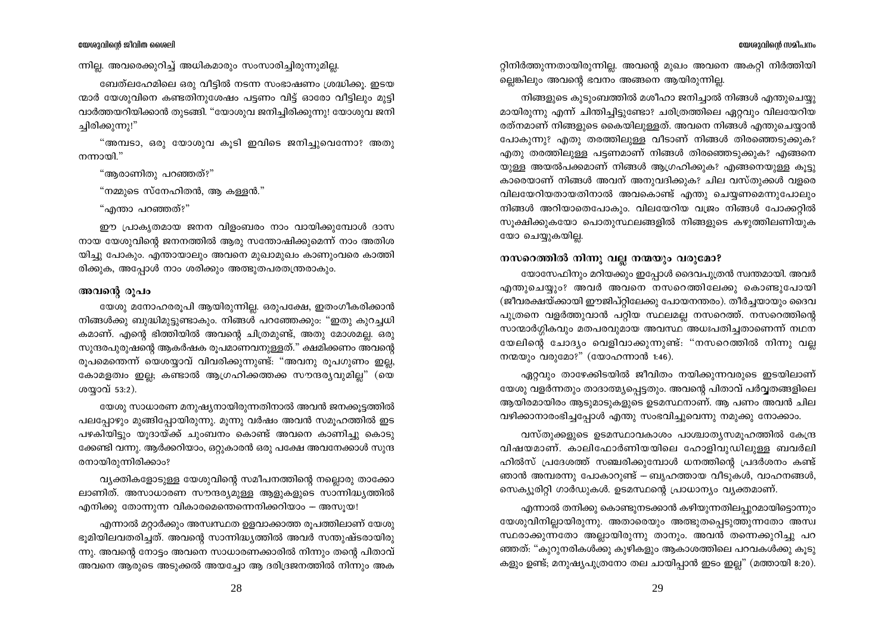ന്നില്ല. അവരെക്കുറിച്ച് അധികമാരും സംസാരിച്ചിരുന്നുമില്ല.

ബേത്‌ലഹേമിലെ ഒരു വീട്ടിൽ നടന്ന സംഭാഷണം ശ്രദ്ധിക്കൂ. ഇടയന്മാർ യേശുവിനെ കണ്ടതിനുശേഷം പട്ടണം വിട്ട് ഓരോ വീട്ടിലും മുട്ടി വാർത്തയറിയിക്കാൻ തുടങ്ങി. "യോശുവ ജനിച്ചിരിക്കുന്നു! യോശുവ ജനിച്ചിരിക്കുന്നു!"

"അമ്പടാ, ഒരു യോശുവ കൂടി ഇവിടെ ജനിച്ചുവെന്നോ? അതു നന്നായി."

"ആരാണിതു പറഞ്ഞത്?"

"നമ്മുടെ സ്നേഹിതൻ, ആ കള്ളൻ."

"എന്താ പറഞ്ഞത്?"

ഈ പ്രാകൃതമായ ജനന വിളംബരം നാം വായിക്കുമ്പോൾ ദാസനായ യേശുവിന്റെ ജനനത്തിൽ ആരു സന്തോഷിക്കുമെന്ന് നാം അതിശയിച്ചു പോകും. എന്തായാലും അവനെ മുഖാമുഖം കാണുംവരെ കാത്തിരിക്കുക, അപ്പോൾ നാം ശരിക്കും അത്ഭുതപരതന്ത്രരാകും.

## അവന്റെ രൂപം

യേശു മനോഹരരൂപി ആയിരുന്നില്ല. ഒരുപക്ഷേ, ഇതംഗീകരിക്കാൻ നിങ്ങൾക്കു ബുദ്ധിമുട്ടുണ്ടാകും. നിങ്ങൾ പറഞ്ഞേക്കും: "ഇതു കുറച്ചധികമാണ്. എന്റെ ഭിത്തിയിൽ അവന്റെ ചിത്രമുണ്ട്, അതു മോശമല്ല. ഒരു സുന്ദരപുരുഷന്റെ ആകർഷക രൂപമാണവനുള്ളത്." ക്ഷമിക്കണം അവന്റെ രൂപമെന്തെന്ന് യെശയ്യാവ് വിവരിക്കുന്നുണ്ട്: "അവനു രൂപഗുണം ഇല്ല, കോമളത്വം ഇല്ല; കണ്ടാൽ ആഗ്രഹിക്കത്തക്ക സൗന്ദര്യവുമില്ല" (യെശയ്യാവ് 53:2).

യേശു സാധാരണ മനുഷ്യനായിരുന്നതിനാൽ അവൻ ജനക്കൂട്ടത്തിൽ പലപ്പോഴും മുങ്ങിപ്പോയിരുന്നു. മൂന്നു വർഷം അവൻ സമൂഹത്തിൽ ഇട പഴകിയിട്ടും യൂദായ്ക്ക് ചുംബനം കൊണ്ട് അവനെ കാണിച്ചു കൊടുക്കേണ്ടി വന്നു. ആർക്കറിയാം, ഒറ്റുകാരൻ ഒരു പക്ഷേ അവനേക്കാൾ സുന്ദരനായിരുന്നിരിക്കാം?

വ്യക്തികളോടുള്ള യേശുവിന്റെ സമീപനത്തിന്റെ നല്ലൊരു താക്കോലാണിത്. അസാധാരണ സൗന്ദര്യമുള്ള ആളുകളുടെ സാന്നിദ്ധ്യത്തിൽ എനിക്കു തോന്നുന്ന വികാരമെന്തെന്നെനിക്കറിയാം – അസൂയ!

എന്നാൽ മറ്റാർക്കും അസ്വസ്ഥത ഉളവാക്കാത്ത രൂപത്തിലാണ് യേശു ഭൂമിയിലവതരിച്ചത്. അവന്റെ സാന്നിദ്ധ്യത്തിൽ അവർ സന്തുഷ്ടരായിരുന്നു. അവന്റെ നോട്ടം അവനെ സാധാരണക്കാരിൽ നിന്നും തന്റെ പിതാവ് അവനെ ആരുടെ അടുക്കൽ അയച്ചോ ആ ദരിദ്രജനത്തിൽ നിന്നും അകറ്റിനിർത്തുന്നതായിരുന്നില്ല. അവന്റെ മുഖം അവനെ അകറ്റി നിർത്തിയില്ലെങ്കിലും അവന്റെ ഭവനം അങ്ങനെ ആയിരുന്നില്ല.

നിങ്ങളുടെ കുടുംബത്തിൽ മശീഹാ ജനിച്ചാൽ നിങ്ങൾ എന്തുചെയ്യുമായിരുന്നു എന്ന് ചിന്തിച്ചിട്ടുണ്ടോ? ചരിത്രത്തിലെ ഏറ്റവും വിലയേറിയ രത്നമാണ് നിങ്ങളുടെ കൈയിലുള്ളത്. അവനെ നിങ്ങൾ എന്തുചെയ്യാൻ പോകുന്നു? എതു തരത്തിലുള്ള വീടാണ് നിങ്ങൾ തിരഞ്ഞെടുക്കുക? എതു തരത്തിലുള്ള പട്ടണമാണ് നിങ്ങൾ തിരഞ്ഞെടുക്കുക? എങ്ങനെയുള്ള അയൽപക്കമാണ് നിങ്ങൾ ആഗ്രഹിക്കുക? എങ്ങനെയുള്ള കൂട്ടുകാരെയാണ് നിങ്ങൾ അവന് അനുവദിക്കുക? ചില വസ്തുക്കൾ വളരെ വിലയേറിയതായതിനാൽ അവകൊണ്ട് എന്തു ചെയ്യണമെന്നുപോലും നിങ്ങൾ അറിയാതെപോകും. വിലയേറിയ വജ്രം നിങ്ങൾ പോക്കറ്റിൽ സൂക്ഷിക്കുകയോ പൊതുസ്ഥലങ്ങളിൽ നിങ്ങളുടെ കഴുത്തിലണിയുകയോ ചെയ്യുകയില്ല.

## നസറെത്തിൽ നിന്നു വല്ല നന്മയും വരുമോ?

യോസേഫിനും മറിയക്കും ഇപ്പോൾ ദൈവപുത്രൻ സ്വന്തമായി. അവർ എന്തുചെയ്യും? അവർ അവനെ നസറെത്തിലേക്കു കൊണ്ടുപോയി (ജീവരക്ഷയ്ക്കായി ഈജിപ്റ്റിലേക്കു പോയനന്തരം). തീർച്ചയായും ദൈവപുത്രനെ വളർത്തുവാൻ പറ്റിയ സ്ഥലമല്ല നസറെത്ത്. നസറെത്തിന്റെ സാന്മാർഗ്ഗികവും മതപരവുമായ അവസ്ഥ അധഃപതിച്ചതാണെന്ന് നഥനയേലിന്റെ ചോദ്യം വെളിവാക്കുന്നുണ്ട്: "നസറെത്തിൽ നിന്നു വല്ല നന്മയും വരുമോ?" (യോഹന്നാൻ 1:46).

ഏറ്റവും താഴേക്കിടയിൽ ജീവിതം നയിക്കുന്നവരുടെ ഇടയിലാണ് യേശു വളർന്നതും താദാത്മ്യപ്പെട്ടതും. അവന്റെ പിതാവ് പർവ്വതങ്ങളിലെ ആയിരമായിരം ആടുമാടുകളുടെ ഉടമസ്ഥനാണ്. ആ പണം അവൻ ചില വഴിക്കാനാരംഭിച്ചപ്പോൾ എന്തു സംഭവിച്ചുവെന്നു നമുക്കു നോക്കാം.

വസ്തുക്കളുടെ ഉടമസ്ഥാവകാശം പാശ്ചാത്യസമൂഹത്തിൽ കേന്ദ്രവിഷയമാണ്. കാലിഫോർണിയയിലെ ഹോളിവുഡിലുള്ള ബവർലി ഹിൽസ് പ്രദേശത്ത് സഞ്ചരിക്കുമ്പോൾ ധനത്തിന്റെ പ്രദർശനം കണ്ട് ഞാൻ അമ്പരന്നു പോകാറുണ്ട് – ബൃഹത്തായ വീടുകൾ, വാഹനങ്ങൾ, സെക്യൂരിറ്റി ഗാർഡുകൾ. ഉടമസ്ഥന്റെ പ്രാധാന്യം വ്യക്തമാണ്.

എന്നാൽ തനിക്കു കൊണ്ടുനടക്കാൻ കഴിയുന്നതിലപ്പുറമായിട്ടൊന്നും യേശുവിനില്ലായിരുന്നു. അതാരെയും അത്ഭുതപ്പെടുത്തുന്നതോ അസ്വസ്ഥരാക്കുന്നതോ അല്ലായിരുന്നു താനും. അവൻ തന്നെക്കുറിച്ചു പറഞ്ഞത്: "കുറുനരികൾക്കു കുഴികളും ആകാശത്തിലെ പറവകൾക്കു കൂടുകളും ഉണ്ട്; മനുഷ്യപുത്രനോ തല ചായിപ്പാൻ ഇടം ഇല്ല" (മത്തായി 8:20).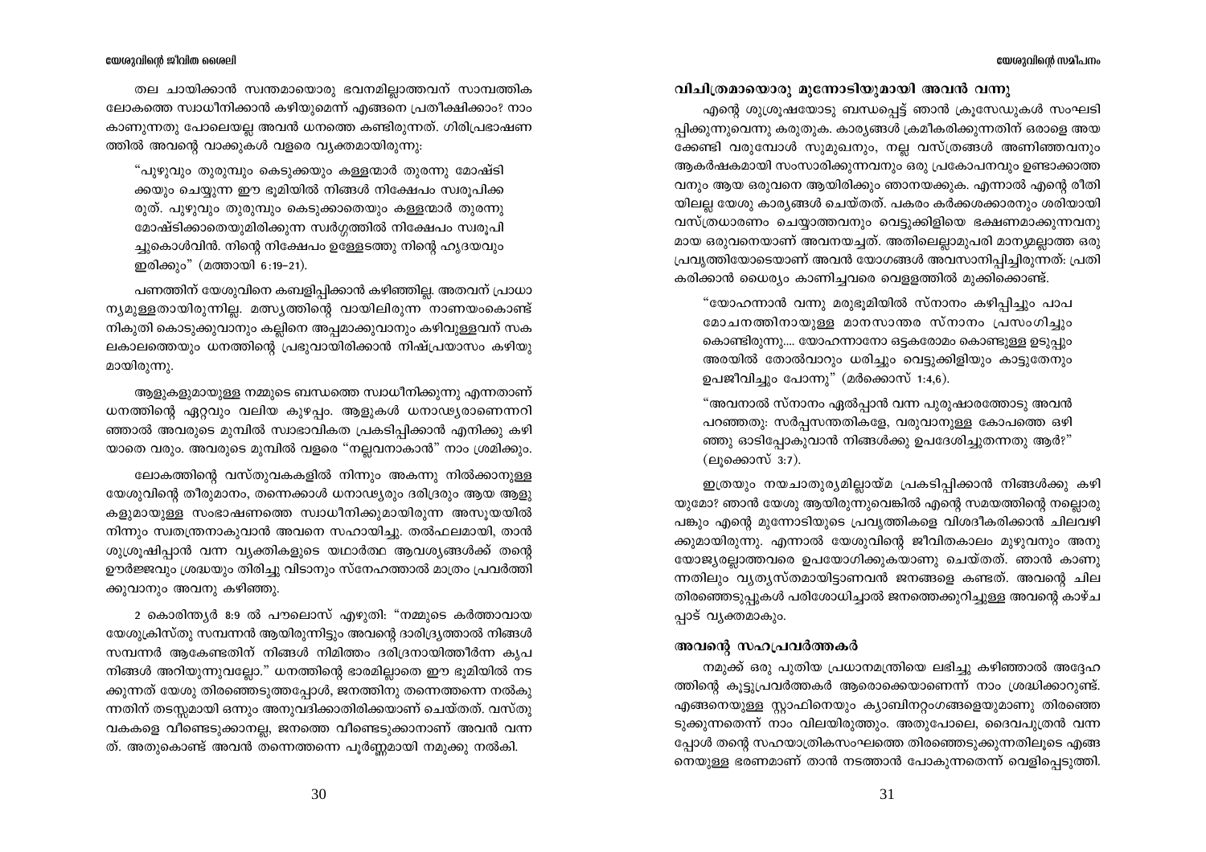തല ചായിക്കാൻ സ്വന്തമായൊരു ഭവനമില്ലാത്തവന് സാമ്പത്തിക ലോകത്തെ സ്വാധീനിക്കാൻ കഴിയുമെന്ന് എങ്ങനെ പ്രതീക്ഷിക്കാം? നാം കാണുന്നതു പോലെയല്ല അവൻ ധനത്തെ കണ്ടിരുന്നത്. ഗിരിപ്രഭാഷണത്തിൽ അവന്റെ വാക്കുകൾ വളരെ വ്യക്തമായിരുന്നു:

> "പുഴുവും തുരുമ്പും കെടുക്കയും കള്ളന്മാർ തുരന്നു മോഷ്ടിക്കയും ചെയ്യുന്ന ഈ ഭൂമിയിൽ നിങ്ങൾ നിക്ഷേപം സ്വരൂപിക്കരുത്. പുഴുവും തുരുമ്പും കെടുക്കാതെയും കള്ളന്മാർ തുരന്നു മോഷ്ടിക്കാതെയുമിരിക്കുന്ന സ്വർഗ്ഗത്തിൽ നിക്ഷേപം സ്വരൂപിച്ചുകൊൾവിൻ. നിന്റെ നിക്ഷേപം ഉള്ളേടത്തു നിന്റെ ഹൃദയവും ഇരിക്കും" (മത്തായി 6:19–21).

പണത്തിന് യേശുവിനെ കബളിപ്പിക്കാൻ കഴിഞ്ഞില്ല. അതവന് പ്രാധാന്യമുള്ളതായിരുന്നില്ല. മത്സ്യത്തിന്റെ വായിലിരുന്ന നാണയംകൊണ്ട് നികുതി കൊടുക്കുവാനും കല്ലിനെ അപ്പമാക്കുവാനും കഴിവുള്ളവന് സകലകാലത്തെയും ധനത്തിന്റെ പ്രഭുവായിരിക്കാൻ നിഷ്പ്രയാസം കഴിയുമായിരുന്നു.

ആളുകളുമായുള്ള നമ്മുടെ ബന്ധത്തെ സ്വാധീനിക്കുന്നു എന്നതാണ് ധനത്തിന്റെ ഏറ്റവും വലിയ കുഴപ്പം. ആളുകൾ ധനാഢ്യരാണെന്നറിഞ്ഞാൽ അവരുടെ മുമ്പിൽ സ്വാഭാവികത പ്രകടിപ്പിക്കാൻ എനിക്കു കഴിയാതെ വരും. അവരുടെ മുമ്പിൽ വളരെ "നല്ലവനാകാൻ" നാം ശ്രമിക്കും.

ലോകത്തിന്റെ വസ്തുവകകളിൽ നിന്നും അകന്നു നിൽക്കാനുള്ള യേശുവിന്റെ തീരുമാനം, തന്നെക്കാൾ ധനാഢ്യരും ദരിദ്രരും ആയ ആളുകളുമായുള്ള സംഭാഷണത്തെ സ്വാധീനിക്കുമായിരുന്ന അസൂയയിൽ നിന്നും സ്വതന്ത്രനാകുവാൻ അവനെ സഹായിച്ചു. തൽഫലമായി, താൻ ശുശ്രൂഷിപ്പാൻ വന്ന വ്യക്തികളുടെ യഥാർത്ഥ ആവശ്യങ്ങൾക്ക് തന്റെ ഊർജ്ജവും ശ്രദ്ധയും തിരിച്ചു വിടാനും സ്നേഹത്താൽ മാത്രം പ്രവർത്തിക്കുവാനും അവനു കഴിഞ്ഞു.

2 കൊരിന്ത്യർ 8:9 ൽ പൗലൊസ് എഴുതി: "നമ്മുടെ കർത്താവായ യേശുക്രിസ്തു സമ്പന്നൻ ആയിരുന്നിട്ടും അവന്റെ ദാരിദ്ര്യത്താൽ നിങ്ങൾ സമ്പന്നർ ആകേണ്ടതിന് നിങ്ങൾ നിമിത്തം ദരിദ്രനായിത്തീർന്ന കൃപ നിങ്ങൾ അറിയുന്നുവല്ലോ." ധനത്തിന്റെ ഭാരമില്ലാതെ ഈ ഭൂമിയിൽ നടക്കുന്നത് യേശു തിരഞ്ഞെടുത്തപ്പോൾ, ജനത്തിനു തന്നെത്തന്നെ നൽകുന്നതിന് തടസ്സമായി ഒന്നും അനുവദിക്കാതിരിക്കയാണ് ചെയ്തത്. വസ്തുവകകളെ വീണ്ടെടുക്കാനല്ല, ജനത്തെ വീണ്ടെടുക്കാനാണ് അവൻ വന്നത്. അതുകൊണ്ട് അവൻ തന്നെത്തന്നെ പൂർണ്ണമായി നമുക്കു നൽകി.

## വിചിത്രമായൊരു മുന്നോടിയുമായി അവൻ വന്നു

എന്റെ ശുശ്രൂഷയോടു ബന്ധപ്പെട്ട് ഞാൻ ക്രൂസേഡുകൾ സംഘടിപ്പിക്കുന്നുവെന്നു കരുതുക. കാര്യങ്ങൾ ക്രമീകരിക്കുന്നതിന് ഒരാളെ അയക്കേണ്ടി വരുമ്പോൾ സുമുഖനും, നല്ല വസ്ത്രങ്ങൾ അണിഞ്ഞവനും ആകർഷകമായി സംസാരിക്കുന്നവനും ഒരു പ്രകോപനവും ഉണ്ടാക്കാത്തവനും ആയ ഒരുവനെ ആയിരിക്കും ഞാനയക്കുക. എന്നാൽ എന്റെ രീതിയിലല്ല യേശു കാര്യങ്ങൾ ചെയ്തത്. പകരം കർക്കശക്കാരനും ശരിയായി വസ്ത്രധാരണം ചെയ്യാത്തവനും വെട്ടുക്കിളിയെ ഭക്ഷണമാക്കുന്നവനുമായ ഒരുവനെയാണ് അവനയച്ചത്. അതിലെല്ലാമുപരി മാന്യമല്ലാത്ത ഒരു പ്രവൃത്തിയോടെയാണ് അവൻ യോഗങ്ങൾ അവസാനിപ്പിച്ചിരുന്നത്: പ്രതികരിക്കാൻ ധൈര്യം കാണിച്ചവരെ വെള്ളത്തിൽ മുക്കിക്കൊണ്ട്.

> "യോഹന്നാൻ വന്നു മരുഭൂമിയിൽ സ്നാനം കഴിപ്പിച്ചും പാപമോചനത്തിനായുള്ള മാനസാന്തര സ്നാനം പ്രസംഗിച്ചും കൊണ്ടിരുന്നു.... യോഹന്നാനോ ഒട്ടകരോമം കൊണ്ടുള്ള ഉടുപ്പും അരയിൽ തോൽവാറും ധരിച്ചും വെട്ടുക്കിളിയും കാട്ടുതേനും ഉപജീവിച്ചും പോന്നു" (മർക്കൊസ് 1:4,6).

> "അവനാൽ സ്നാനം ഏൽപ്പാൻ വന്ന പുരുഷാരത്തോടു അവൻ പറഞ്ഞതു: സർപ്പസന്തതികളേ, വരുവാനുള്ള കോപത്തെ ഒഴിഞ്ഞു ഓടിപ്പോകുവാൻ നിങ്ങൾക്കു ഉപദേശിച്ചുതന്നതു ആർ?" (ലൂക്കൊസ് 3:7).

ഇത്രയും നയചാതുര്യമില്ലായ്മ പ്രകടിപ്പിക്കാൻ നിങ്ങൾക്കു കഴിയുമോ? ഞാൻ യേശു ആയിരുന്നുവെങ്കിൽ എന്റെ സമയത്തിന്റെ നല്ലൊരു പങ്കും എന്റെ മുന്നോടിയുടെ പ്രവൃത്തികളെ വിശദീകരിക്കാൻ ചിലവഴിക്കുമായിരുന്നു. എന്നാൽ യേശുവിന്റെ ജീവിതകാലം മുഴുവനും അനുയോജ്യരല്ലാത്തവരെ ഉപയോഗിക്കുകയാണു ചെയ്തത്. ഞാൻ കാണുന്നതിലും വ്യത്യസ്തമായിട്ടാണവൻ ജനങ്ങളെ കണ്ടത്. അവന്റെ ചില തിരഞ്ഞെടുപ്പുകൾ പരിശോധിച്ചാൽ ജനത്തെക്കുറിച്ചുള്ള അവന്റെ കാഴ്ചപ്പാട് വ്യക്തമാകും.

## അവന്റെ സഹപ്രവർത്തകർ

നമുക്ക് ഒരു പുതിയ പ്രധാനമന്ത്രിയെ ലഭിച്ചു കഴിഞ്ഞാൽ അദ്ദേഹത്തിന്റെ കൂട്ടുപ്രവർത്തകർ ആരൊക്കെയാണെന്ന് നാം ശ്രദ്ധിക്കാറുണ്ട്. എങ്ങനെയുള്ള സ്റ്റാഫിനെയും ക്യാബിനറ്റംഗങ്ങളെയുമാണു തിരഞ്ഞെടുക്കുന്നതെന്ന് നാം വിലയിരുത്തും. അതുപോലെ, ദൈവപുത്രൻ വന്നപ്പോൾ തന്റെ സഹയാത്രികസംഘത്തെ തിരഞ്ഞെടുക്കുന്നതിലൂടെ എങ്ങനെയുള്ള ഭരണമാണ് താൻ നടത്താൻ പോകുന്നതെന്ന് വെളിപ്പെടുത്തി.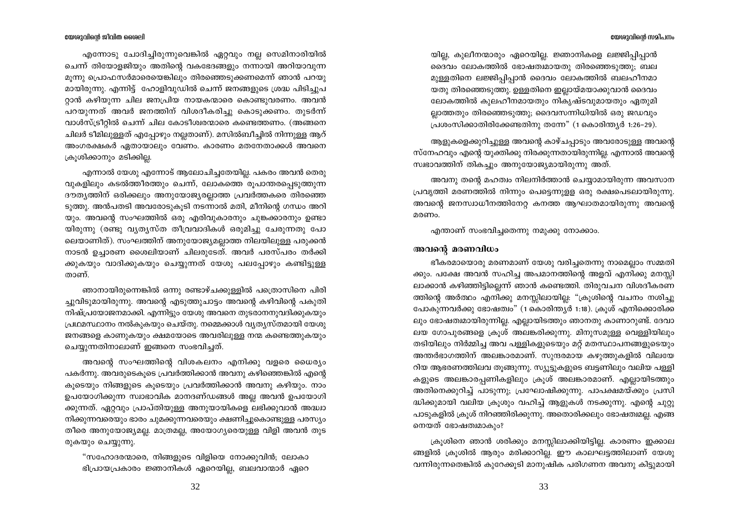എന്നോടു ചോദിച്ചിരുന്നുവെങ്കിൽ ഏറ്റവും നല്ല സെമിനാരിയിൽ ചെന്ന് തിയോളജിയും അതിന്റെ വകഭേദങ്ങളും നന്നായി അറിയാവുന്ന മൂന്നു പ്രൊഫസർമാരെയെങ്കിലും തിരഞ്ഞെടുക്കണമെന്ന് ഞാൻ പറയുമായിരുന്നു. എന്നിട്ട് ഹോളിവുഡിൽ ചെന്ന് ജനങ്ങളുടെ ശ്രദ്ധ പിടിച്ചുപറ്റാൻ കഴിയുന്ന ചില ജനപ്രിയ നായകന്മാരെ കൊണ്ടുവരണം. അവൻ പറയുന്നത് അവർ ജനത്തിന് വിശദീകരിച്ചു കൊടുക്കണം. തുടർന്ന് വാൾസ്ട്രീറ്റിൽ ചെന്ന് ചില കോടീശ്വരന്മാരെ കണ്ടെത്തണം. (അങ്ങനെ ചിലർ ടീമിലുള്ളത് എപ്പോഴും നല്ലതാണ്). മസിൽബീച്ചിൽ നിന്നുള്ള ആറ് അംഗരക്ഷകർ ഏതായാലും വേണം. കാരണം മതനേതാക്കൾ അവനെ ക്രൂശിക്കാനും മടിക്കില്ല.

എന്നാൽ യേശു എന്നോട് ആലോചിച്ചതേയില്ല. പകരം അവൻ തെരുവുകളിലും കടൽത്തീരത്തും ചെന്ന്, ലോകത്തെ രൂപാന്തരപ്പെടുത്തുന്ന ദൗത്യത്തിന് ഒരിക്കലും അനുയോജ്യരല്ലാത്ത പ്രവർത്തകരെ തിരഞ്ഞെടുത്തു. അൻപതടി അവരോടുകൂടി നടന്നാൽ മതി, മീനിന്റെ ഗന്ധം അറിയും. അവന്റെ സംഘത്തിൽ ഒരു എരിവുകാരനും ചുങ്കക്കാരനും ഉണ്ടായിരുന്നു (രണ്ടു വ്യത്യസ്ത തീവ്രവാദികൾ ഒരുമിച്ചു ചേരുന്നതു പോലെയാണിത്). സംഘത്തിന് അനുയോജ്യമല്ലാത്ത നിലയിലുള്ള പരുക്കൻ നാടൻ ഉച്ചാരണ ശൈലിയാണ് ചിലരുടേത്. അവർ പരസ്പരം തർക്കിക്കുകയും വാദിക്കുകയും ചെയ്യുന്നത് യേശു പലപ്പോഴും കണ്ടിട്ടുള്ളതാണ്.

ഞാനായിരുന്നെങ്കിൽ ഒന്നു രണ്ടാഴ്ചക്കുള്ളിൽ പത്രൊസിനെ പിരിച്ചുവിടുമായിരുന്നു. അവന്റെ എടുത്തുചാട്ടം അവന്റെ കഴിവിന്റെ പകുതി നിഷ്പ്രയോജനമാക്കി. എന്നിട്ടും യേശു അവനെ തുടരാനനുവദിക്കുകയും പ്രഥമസ്ഥാനം നൽകുകയും ചെയ്തു. നമ്മെക്കാൾ വ്യത്യസ്തമായി യേശു ജനങ്ങളെ കാണുകയും ക്ഷമയോടെ അവരിലുള്ള നന്മ കണ്ടെത്തുകയും ചെയ്യുന്നതിനാലാണ് ഇങ്ങനെ സംഭവിച്ചത്.

അവന്റെ സംഘത്തിന്റെ വിശകലനം എനിക്കു വളരെ ധൈര്യം പകർന്നു. അവരുടെകൂടെ പ്രവർത്തിക്കാൻ അവനു കഴിഞ്ഞെങ്കിൽ എന്റെ കൂടെയും നിങ്ങളുടെ കൂടെയും പ്രവർത്തിക്കാൻ അവനു കഴിയും. നാം ഉപയോഗിക്കുന്ന സ്വാഭാവിക മാനദണ്ഡങ്ങൾ അല്ല അവൻ ഉപയോഗിക്കുന്നത്. ഏറ്റവും പ്രാപ്തിയുള്ള അനുയായികളെ ലഭിക്കുവാൻ അദ്ധ്വാനിക്കുന്നവരെയും ഭാരം ചുമക്കുന്നവരെയും ക്ഷണിച്ചുകൊണ്ടുള്ള പരസ്യം തീരെ അനുയോജ്യമല്ല. മാത്രമല്ല, അയോഗ്യരെയുള്ള വിളി അവൻ തുടരുകയും ചെയ്യുന്നു.

"സഹോദരന്മാരെ, നിങ്ങളുടെ വിളിയെ നോക്കുവിൻ; ലോകാഭിപ്രായപ്രകാരം ജ്ഞാനികൾ ഏറെയില്ല, ബലവാന്മാർ ഏറെയില്ല, കുലീനന്മാരും ഏറെയില്ല. ജ്ഞാനികളെ ലജ്ജിപ്പിപ്പാൻ ദൈവം ലോകത്തിൽ ഭോഷത്വമായതു തിരഞ്ഞെടുത്തു; ബലമുള്ളതിനെ ലജ്ജിപ്പിപ്പാൻ ദൈവം ലോകത്തിൽ ബലഹീനമായതു തിരഞ്ഞെടുത്തു. ഉള്ളതിനെ ഇല്ലായ്മയാക്കുവാൻ ദൈവം ലോകത്തിൽ കുലഹീനമായതും നികൃഷ്ടവുമായതും ഏതുമില്ലാത്തതും തിരഞ്ഞെടുത്തു; ദൈവസന്നിധിയിൽ ഒരു ജഡവും പ്രശംസിക്കാതിരിക്കേണ്ടതിനു തന്നേ" (1 കൊരിന്ത്യർ 1:26–29).

ആളുകളെക്കുറിച്ചുള്ള അവന്റെ കാഴ്ചപ്പാടും അവരോടുള്ള അവന്റെ സ്നേഹവും എന്റെ യുക്തിക്കു നിരക്കുന്നതായിരുന്നില്ല. എന്നാൽ അവന്റെ സ്വഭാവത്തിന് തികച്ചും അനുയോജ്യമായിരുന്നു അത്.

അവനു തന്റെ മഹത്വം നിലനിർത്താൻ ചെയ്യാമായിരുന്ന അവസാന പ്രവൃത്തി മരണത്തിൽ നിന്നും പെട്ടെന്നുള്ള ഒരു രക്ഷപെടലായിരുന്നു. അവന്റെ ജനസ്വാധീനത്തിനേറ്റ കനത്ത ആഘാതമായിരുന്നു അവന്റെ മരണം.

എന്താണ് സംഭവിച്ചതെന്നു നമുക്കു നോക്കാം.

## അവന്റെ മരണവിധം

ഭീകരമായൊരു മരണമാണ് യേശു വരിച്ചതെന്നു നാമെല്ലാം സമ്മതിക്കും. പക്ഷേ അവൻ സഹിച്ച അപമാനത്തിന്റെ അളവ് എനിക്കു മനസ്സിലാക്കാൻ കഴിഞ്ഞിട്ടില്ലെന്ന് ഞാൻ കണ്ടെത്തി. തിരുവചന വിശദീകരണത്തിന്റെ അർത്ഥം എനിക്കു മനസ്സിലായില്ല: "ക്രൂശിന്റെ വചനം നശിച്ചുപോകുന്നവർക്കു ഭോഷത്വം" (1 കൊരിന്ത്യർ 1:18). ക്രൂശ് എനിക്കൊരിക്കലും ഭോഷത്വമായിരുന്നില്ല. എല്ലായിടത്തും ഞാനതു കാണാറുണ്ട്. ദേവാലയ ഗോപുരങ്ങളെ ക്രൂശ് അലങ്കരിക്കുന്നു. മിനുസമുള്ള വെള്ളിയിലും തടിയിലും നിർമ്മിച്ച അവ പള്ളികളുടെയും മറ്റ് മതസ്ഥാപനങ്ങളുടെയും അന്തർഭാഗത്തിന് അലങ്കാരമാണ്. സുന്ദരമായ കഴുത്തുകളിൽ വിലയേറിയ ആഭരണത്തിലവ തൂങ്ങുന്നു. സ്യൂട്ടുകളുടെ ബട്ടണിലും വലിയ പള്ളികളുടെ അലങ്കാരപ്പണികളിലും ക്രൂശ് അലങ്കാരമാണ്. എല്ലായിടത്തും അതിനെക്കുറിച്ച് പാടുന്നു; പ്രഘോഷിക്കുന്നു. പാപക്ഷമയ്ക്കും പ്രസിദ്ധിക്കുമായി വലിയ ക്രൂശും വഹിച്ച് ആളുകൾ നടക്കുന്നു. എന്റെ ചുറ്റുപാടുകളിൽ ക്രൂശ് നിറഞ്ഞിരിക്കുന്നു. അതൊരിക്കലും ഭോഷത്വമല്ല. എങ്ങനെയത് ഭോഷത്വമാകും?

ക്രൂശിനെ ഞാൻ ശരിക്കും മനസ്സിലാക്കിയിട്ടില്ല. കാരണം ഇക്കാലങ്ങളിൽ ക്രൂശിൽ ആരും മരിക്കാറില്ല. ഈ കാലഘട്ടത്തിലാണ് യേശു വന്നിരുന്നതെങ്കിൽ കുറേക്കൂടി മാനുഷിക പരിഗണന അവനു കിട്ടുമായി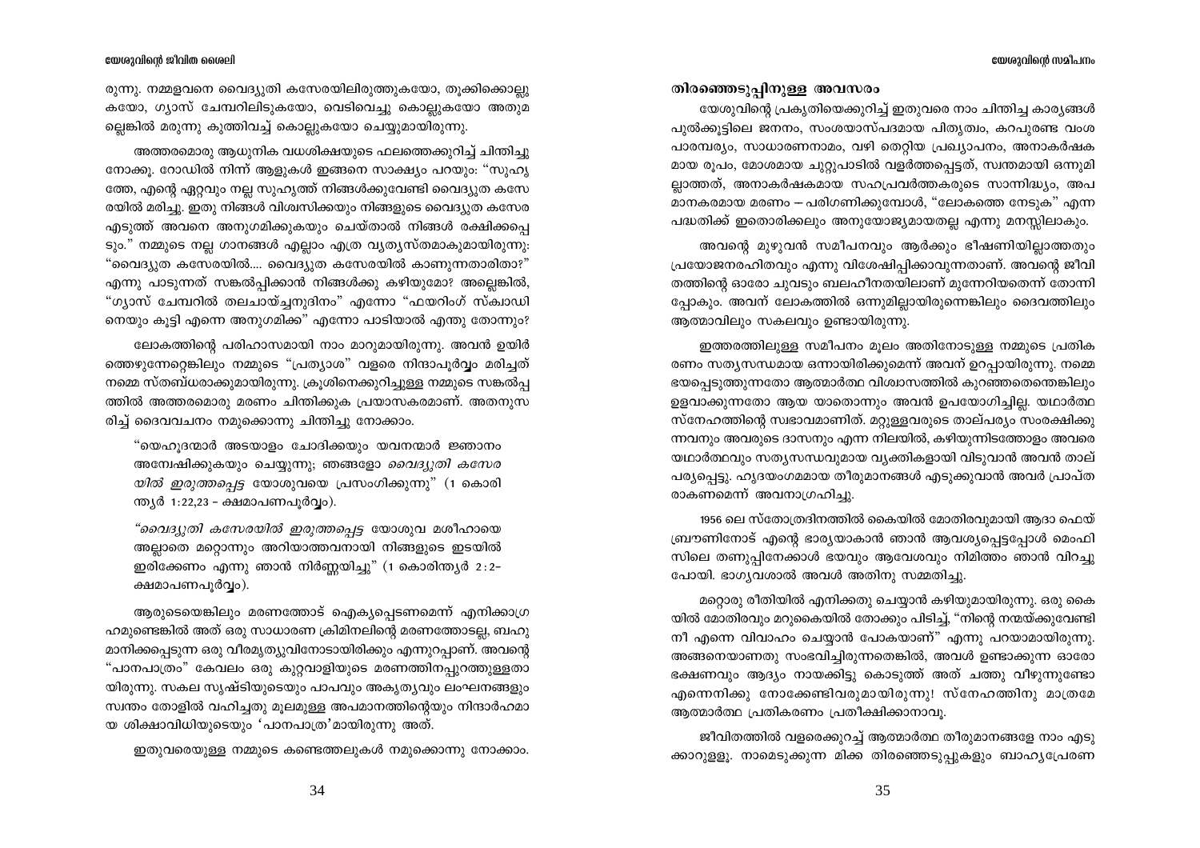രുന്നു. നമ്മളവനെ വൈദ്യുതി കസേരയിലിരുത്തുകയോ, തൂക്കിക്കൊല്ലുകയോ, ഗ്യാസ് ചേമ്പറിലിടുകയോ, വെടിവെച്ചു കൊല്ലുകയോ അതുമല്ലെങ്കിൽ മരുന്നു കുത്തിവച്ച് കൊല്ലുകയോ ചെയ്യുമായിരുന്നു.

അത്തരമൊരു ആധുനിക വധശിക്ഷയുടെ ഫലത്തെക്കുറിച്ച് ചിന്തിച്ചു നോക്കൂ. റോഡിൽ നിന്ന് ആളുകൾ ഇങ്ങനെ സാക്ഷ്യം പറയും: "സുഹൃത്തേ, എന്റെ ഏറ്റവും നല്ല സുഹൃത്ത് നിങ്ങൾക്കുവേണ്ടി വൈദ്യുത കസേരയിൽ മരിച്ചു. ഇതു നിങ്ങൾ വിശ്വസിക്കയും നിങ്ങളുടെ വൈദ്യുത കസേര എടുത്ത് അവനെ അനുഗമിക്കുകയും ചെയ്താൽ നിങ്ങൾ രക്ഷിക്കപ്പെടും." നമ്മുടെ നല്ല ഗാനങ്ങൾ എല്ലാം എത്ര വ്യത്യസ്തമാകുമായിരുന്നു: "വൈദ്യുത കസേരയിൽ.... വൈദ്യുത കസേരയിൽ കാണുന്നതാരിതാ?" എന്നു പാടുന്നത് സങ്കൽപ്പിക്കാൻ നിങ്ങൾക്കു കഴിയുമോ? അല്ലെങ്കിൽ, "ഗ്യാസ് ചേമ്പറിൽ തലചായ്ച്ചനുദിനം" എന്നോ "ഫയറിംഗ് സ്ക്വാഡിനെയും കൂട്ടി എന്നെ അനുഗമിക്ക" എന്നോ പാടിയാൽ എന്തു തോന്നും?

ലോകത്തിന്റെ പരിഹാസമായി നാം മാറുമായിരുന്നു. അവൻ ഉയിർത്തെഴുന്നേറ്റെങ്കിലും നമ്മുടെ "പ്രത്യാശ" വളരെ നിന്ദാപൂർവ്വം മരിച്ചത് നമ്മെ സ്തബ്ധരാക്കുമായിരുന്നു. ക്രൂശിനെക്കുറിച്ചുള്ള നമ്മുടെ സങ്കൽപ്പത്തിൽ അത്തരമൊരു മരണം ചിന്തിക്കുക പ്രയാസകരമാണ്. അതനുസരിച്ച് ദൈവവചനം നമുക്കൊന്നു ചിന്തിച്ചു നോക്കാം.

> "യെഹൂദന്മാർ അടയാളം ചോദിക്കയും യവനന്മാർ ജ്ഞാനം അന്വേഷിക്കുകയും ചെയ്യുന്നു; ഞങ്ങളോ *വൈദ്യുതി കസേരയിൽ ഇരുത്തപ്പെട്ട* യോശുവയെ പ്രസംഗിക്കുന്നു" (1 കൊരിന്ത്യർ 1:22,23 – ക്ഷമാപണപൂർവ്വം).

> "*വൈദ്യുതി കസേരയിൽ ഇരുത്തപ്പെട്ട* യോശുവ മശീഹായെ അല്ലാതെ മറ്റൊന്നും അറിയാത്തവനായി നിങ്ങളുടെ ഇടയിൽ ഇരിക്കേണം എന്നു ഞാൻ നിർണ്ണയിച്ചു" (1 കൊരിന്ത്യർ 2:2– ക്ഷമാപണപൂർവ്വം).

ആരുടെയെങ്കിലും മരണത്തോട് ഐക്യപ്പെടണമെന്ന് എനിക്കാഗ്രഹമുണ്ടെങ്കിൽ അത് ഒരു സാധാരണ ക്രിമിനലിന്റെ മരണത്തോടല്ല, ബഹുമാനിക്കപ്പെടുന്ന ഒരു വീരമൃത്യുവിനോടായിരിക്കും എന്നുറപ്പാണ്. അവന്റെ "പാനപാത്രം" കേവലം ഒരു കുറ്റവാളിയുടെ മരണത്തിനപ്പുറത്തുള്ളതായിരുന്നു. സകല സൃഷ്ടിയുടെയും പാപവും അകൃത്യവും ലംഘനങ്ങളും സ്വന്തം തോളിൽ വഹിച്ചതു മൂലമുള്ള അപമാനത്തിന്റെയും നിന്ദാർഹമായ ശിക്ഷാവിധിയുടെയും 'പാനപാത്ര'മായിരുന്നു അത്.

ഇതുവരെയുള്ള നമ്മുടെ കണ്ടെത്തലുകൾ നമുക്കൊന്നു നോക്കാം.

## തിരഞ്ഞെടുപ്പിനുള്ള അവസരം

യേശുവിന്റെ പ്രകൃതിയെക്കുറിച്ച് ഇതുവരെ നാം ചിന്തിച്ച കാര്യങ്ങൾ പുൽക്കൂട്ടിലെ ജനനം, സംശയാസ്പദമായ പിതൃത്വം, കറപുരണ്ട വംശ പാരമ്പര്യം, സാധാരണനാമം, വഴി തെറ്റിയ പ്രഖ്യാപനം, അനാകർഷകമായ രൂപം, മോശമായ ചുറ്റുപാടിൽ വളർത്തപ്പെട്ടത്, സ്വന്തമായി ഒന്നുമില്ലാത്തത്, അനാകർഷകരായ സഹപ്രവർത്തകരുടെ സാന്നിദ്ധ്യം, അപമാനകരമായ മരണം – പരിഗണിക്കുമ്പോൾ, "ലോകത്തെ നേടുക" എന്ന പദ്ധതിക്ക് ഇതൊരിക്കലും അനുയോജ്യമായതല്ല എന്നു മനസ്സിലാകും.

അവന്റെ മുഴുവൻ സമീപനവും ആർക്കും ഭീഷണിയില്ലാത്തതും പ്രയോജനരഹിതവും എന്നു വിശേഷിപ്പിക്കാവുന്നതാണ്. അവന്റെ ജീവിതത്തിന്റെ ഓരോ ചുവടും ബലഹീനതയിലാണ് മുന്നേറിയതെന്ന് തോന്നിപ്പോകും. അവന് ലോകത്തിൽ ഒന്നുമില്ലായിരുന്നെങ്കിലും ദൈവത്തിലും ആത്മാവിലും സകലവും ഉണ്ടായിരുന്നു.

ഇത്തരത്തിലുള്ള സമീപനം മൂലം അതിനോടുള്ള നമ്മുടെ പ്രതികരണം സത്യസന്ധമായ ഒന്നായിരിക്കുമെന്ന് അവൻ ഉറപ്പായിരുന്നു. നമ്മെ ഭയപ്പെടുത്തുന്നതോ ആത്മാർത്ഥ വിശ്വാസത്തിൽ കുറഞ്ഞതെന്തെങ്കിലും ഉളവാക്കുന്നതോ ആയ യാതൊന്നും അവൻ ഉപയോഗിച്ചില്ല. യഥാർത്ഥ സ്നേഹത്തിന്റെ സ്വഭാവമാണിത്. മറ്റുള്ളവരുടെ താല്പര്യം സംരക്ഷിക്കുന്നവനും അവരുടെ ദാസനും എന്ന നിലയിൽ, കഴിയുന്നിടത്തോളം അവരെ യഥാർത്ഥവും സത്യസന്ധവുമായ വ്യക്തികളായി വിടുവാൻ അവൻ താല്പര്യപ്പെട്ടു. ഹൃദയംഗമമായ തീരുമാനങ്ങൾ എടുക്കുവാൻ അവർ പ്രാപ്തരാകണമെന്ന് അവനാഗ്രഹിച്ചു.

1956 ലെ സ്തോത്രദിനത്തിൽ കൈയിൽ മോതിരവുമായി ആദാ ഫെയ് ബ്രൗണിനോട് എന്റെ ഭാര്യയാകാൻ ഞാൻ ആവശ്യപ്പെട്ടപ്പോൾ മെംഫിസിലെ തണുപ്പിനേക്കാൾ ഭയവും ആവേശവും നിമിത്തം ഞാൻ വിറച്ചുപോയി. ഭാഗ്യവശാൽ അവൾ അതിനു സമ്മതിച്ചു.

മറ്റൊരു രീതിയിൽ എനിക്കതു ചെയ്യാൻ കഴിയുമായിരുന്നു. ഒരു കൈയിൽ മോതിരവും മറുകൈയിൽ തോക്കും പിടിച്ച്, "നിന്റെ നന്മയ്ക്കുവേണ്ടി നീ എന്നെ വിവാഹം ചെയ്യാൻ പോകയാണ്" എന്നു പറയാമായിരുന്നു. അങ്ങനെയാണതു സംഭവിച്ചിരുന്നതെങ്കിൽ, അവൾ ഉണ്ടാക്കുന്ന ഓരോ ഭക്ഷണവും ആദ്യം നായക്കിട്ടു കൊടുത്ത് അത് ചത്തു വീഴുന്നുണ്ടോ എന്നെനിക്കു നോക്കേണ്ടിവരുമായിരുന്നു! സ്നേഹത്തിനു മാത്രമേ ആത്മാർത്ഥ പ്രതികരണം പ്രതീക്ഷിക്കാനാവൂ.

ജീവിതത്തിൽ വളരെക്കുറച്ച് ആത്മാർത്ഥ തീരുമാനങ്ങളേ നാം എടുക്കാറുള്ളൂ. നാമെടുക്കുന്ന മിക്ക തിരഞ്ഞെടുപ്പുകളും ബാഹ്യപ്രേരണ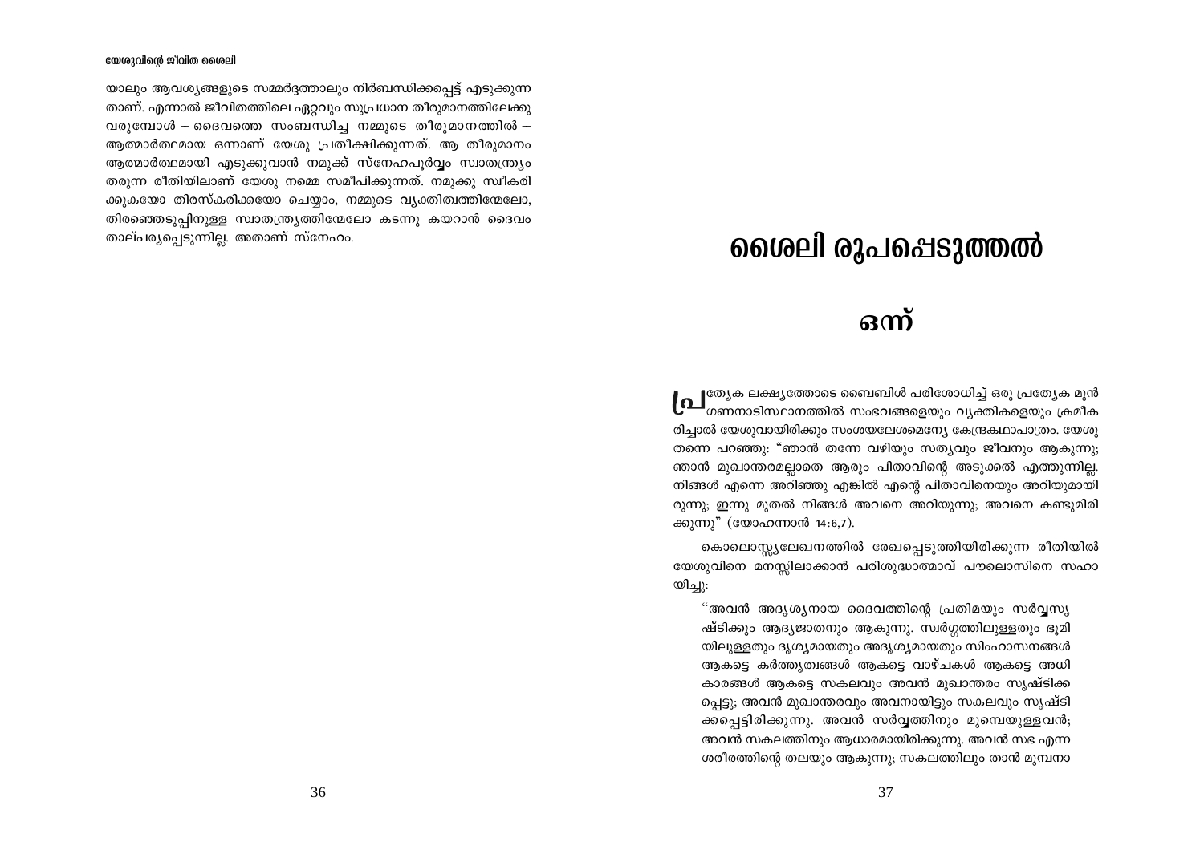യാലും ആവശ്യങ്ങളുടെ സമ്മർദ്ദത്താലും നിർബന്ധിക്കപ്പെട്ട് എടുക്കുന്ന താണ്. എന്നാൽ ജീവിതത്തിലെ ഏറ്റവും സുപ്രധാന തീരുമാനത്തിലേക്കു വരുമ്പോൾ – ദൈവത്തെ സംബന്ധിച്ച നമ്മുടെ തീരുമാനത്തിൽ – ആത്മാർത്ഥമായ ഒന്നാണ് യേശു പ്രതീക്ഷിക്കുന്നത്. ആ തീരുമാനം ആത്മാർത്ഥമായി എടുക്കുവാൻ നമുക്ക് സ്നേഹപൂർവ്വം സ്വാതന്ത്ര്യം തരുന്ന രീതിയിലാണ് യേശു നമ്മെ സമീപിക്കുന്നത്. നമുക്കു സ്വീകരിക്കുകയോ തിരസ്കരിക്കയോ ചെയ്യാം, നമ്മുടെ വ്യക്തിത്വത്തിന്മേലോ, തിരഞ്ഞെടുപ്പിനുള്ള സ്വാതന്ത്ര്യത്തിന്മേലോ കടന്നു കയറാൻ ദൈവം താല്പര്യപ്പെടുന്നില്ല. അതാണ് സ്നേഹം.

# ശൈലി രൂപപ്പെടുത്തൽ

## ഒന്ന്

പ്രത്യേക ലക്ഷ്യത്തോടെ ബൈബിൾ പരിശോധിച്ച് ഒരു പ്രത്യേക മുൻഗണനാടിസ്ഥാനത്തിൽ സംഭവങ്ങളെയും വ്യക്തികളെയും ക്രമീകരിച്ചാൽ യേശുവായിരിക്കും സംശയലേശമെന്യേ കേന്ദ്രകഥാപാത്രം. യേശു തന്നെ പറഞ്ഞു: "ഞാൻ തന്നേ വഴിയും സത്യവും ജീവനും ആകുന്നു; ഞാൻ മുഖാന്തരമല്ലാതെ ആരും പിതാവിന്റെ അടുക്കൽ എത്തുന്നില്ല. നിങ്ങൾ എന്നെ അറിഞ്ഞു എങ്കിൽ എന്റെ പിതാവിനെയും അറിയുമായിരുന്നു; ഇന്നു മുതൽ നിങ്ങൾ അവനെ അറിയുന്നു; അവനെ കണ്ടുമിരിക്കുന്നു" (യോഹന്നാൻ 14:6,7).

കൊലൊസ്സ്യലേഖനത്തിൽ രേഖപ്പെടുത്തിയിരിക്കുന്ന രീതിയിൽ യേശുവിനെ മനസ്സിലാക്കാൻ പരിശുദ്ധാത്മാവ് പൗലൊസിനെ സഹായിച്ചു:

> "അവൻ അദൃശ്യനായ ദൈവത്തിന്റെ പ്രതിമയും സർവ്വസൃഷ്ടിക്കും ആദ്യജാതനും ആകുന്നു. സ്വർഗ്ഗത്തിലുള്ളതും ഭൂമിയിലുള്ളതും ദൃശ്യമായതും അദൃശ്യമായതും സിംഹാസനങ്ങൾ ആകട്ടെ കർത്തൃത്വങ്ങൾ ആകട്ടെ വാഴ്ചകൾ ആകട്ടെ അധികാരങ്ങൾ ആകട്ടെ സകലവും അവൻ മുഖാന്തരം സൃഷ്ടിക്കപ്പെട്ടു; അവൻ മുഖാന്തരവും അവനായിട്ടും സകലവും സൃഷ്ടിക്കപ്പെട്ടിരിക്കുന്നു. അവൻ സർവ്വത്തിനും മുമ്പെയുള്ളവൻ; അവൻ സകലത്തിനും ആധാരമായിരിക്കുന്നു. അവൻ സഭ എന്ന ശരീരത്തിന്റെ തലയും ആകുന്നു; സകലത്തിലും താൻ മുമ്പനാ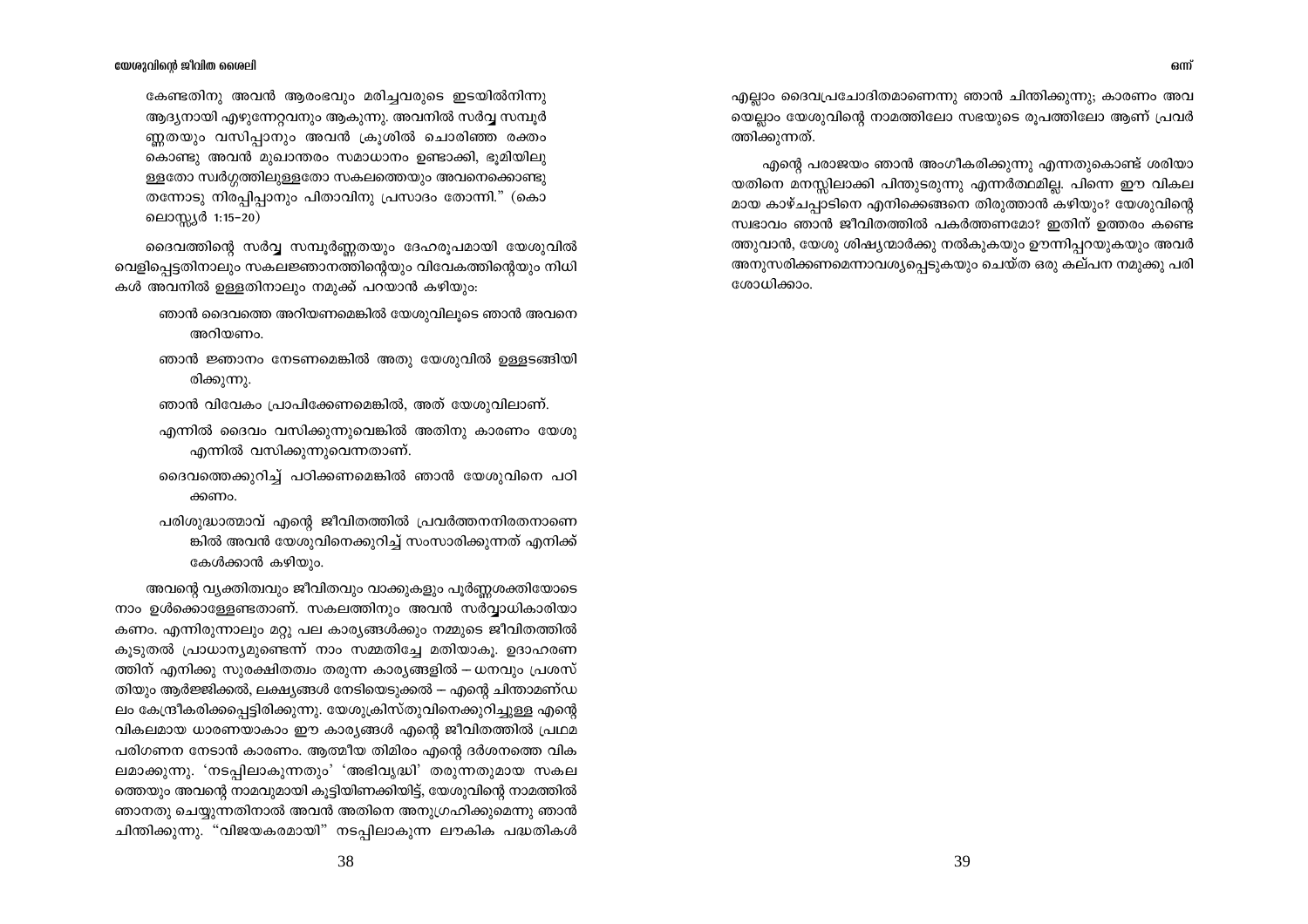കേണ്ടതിനു അവൻ ആരംഭവും മരിച്ചവരുടെ ഇടയിൽനിന്നു ആദ്യനായി എഴുന്നേറ്റവനും ആകുന്നു. അവനിൽ സർവ്വ സമ്പൂർണ്ണതയും വസിപ്പാനും അവൻ ക്രൂശിൽ ചൊരിഞ്ഞ രക്തംകൊണ്ടു അവൻ മുഖാന്തരം സമാധാനം ഉണ്ടാക്കി, ഭൂമിയിലുള്ളതോ സ്വർഗ്ഗത്തിലുള്ളതോ സകലത്തെയും അവനെക്കൊണ്ടു തന്നോടു നിരപ്പിപ്പാനും പിതാവിനു പ്രസാദം തോന്നി." (കൊലൊസ്സ്യർ 1:15–20)

ദൈവത്തിന്റെ സർവ്വ സമ്പൂർണ്ണതയും ദേഹരൂപമായി യേശുവിൽ വെളിപ്പെട്ടതിനാലും സകലജ്ഞാനത്തിന്റെയും വിവേകത്തിന്റെയും നിധികൾ അവനിൽ ഉള്ളതിനാലും നമുക്ക് പറയാൻ കഴിയും:

- ഞാൻ ദൈവത്തെ അറിയണമെങ്കിൽ യേശുവിലൂടെ ഞാൻ അവനെ അറിയണം.
- ഞാൻ ജ്ഞാനം നേടണമെങ്കിൽ അതു യേശുവിൽ ഉള്ളടങ്ങിയിരിക്കുന്നു.
- ഞാൻ വിവേകം പ്രാപിക്കേണമെങ്കിൽ, അത് യേശുവിലാണ്.
- എന്നിൽ ദൈവം വസിക്കുന്നുവെങ്കിൽ അതിനു കാരണം യേശു എന്നിൽ വസിക്കുന്നുവെന്നതാണ്.
- ദൈവത്തെക്കുറിച്ച് പഠിക്കണമെങ്കിൽ ഞാൻ യേശുവിനെ പഠിക്കണം.
- പരിശുദ്ധാത്മാവ് എന്റെ ജീവിതത്തിൽ പ്രവർത്തനനിരതനാണെങ്കിൽ അവൻ യേശുവിനെക്കുറിച്ച് സംസാരിക്കുന്നത് എനിക്ക് കേൾക്കാൻ കഴിയും.

അവന്റെ വ്യക്തിത്വവും ജീവിതവും വാക്കുകളും പൂർണ്ണശക്തിയോടെ നാം ഉൾക്കൊള്ളേണ്ടതാണ്. സകലത്തിനും അവൻ സർവ്വാധികാരിയാകണം. എന്നിരുന്നാലും മറ്റു പല കാര്യങ്ങൾക്കും നമ്മുടെ ജീവിതത്തിൽ കൂടുതൽ പ്രാധാന്യമുണ്ടെന്ന് നാം സമ്മതിച്ചേ മതിയാകൂ. ഉദാഹരണത്തിന് എനിക്കു സുരക്ഷിതത്വം തരുന്ന കാര്യങ്ങളിൽ – ധനവും പ്രശസ്തിയും ആർജ്ജിക്കൽ, ലക്ഷ്യങ്ങൾ നേടിയെടുക്കൽ – എന്റെ ചിന്താമണ്ഡലം കേന്ദ്രീകരിക്കപ്പെട്ടിരിക്കുന്നു. യേശുക്രിസ്തുവിനെക്കുറിച്ചുള്ള എന്റെ വികലമായ ധാരണയാകാം ഈ കാര്യങ്ങൾ എന്റെ ജീവിതത്തിൽ പ്രഥമ പരിഗണന നേടാൻ കാരണം. ആത്മീയ തിമിരം എന്റെ ദർശനത്തെ വികലമാക്കുന്നു. 'നടപ്പിലാകുന്നതും' 'അഭിവൃദ്ധി' തരുന്നതുമായ സകലത്തെയും അവന്റെ നാമവുമായി കൂട്ടിയിണക്കിയിട്ട്, യേശുവിന്റെ നാമത്തിൽ ഞാനതു ചെയ്യുന്നതിനാൽ അവൻ അതിനെ അനുഗ്രഹിക്കുമെന്നു ഞാൻ ചിന്തിക്കുന്നു. "വിജയകരമായി" നടപ്പിലാകുന്ന ലൗകിക പദ്ധതികൾ എല്ലാം ദൈവപ്രചോദിതമാണെന്നു ഞാൻ ചിന്തിക്കുന്നു; കാരണം അവയെല്ലാം യേശുവിന്റെ നാമത്തിലോ സഭയുടെ രൂപത്തിലോ ആണ് പ്രവർത്തിക്കുന്നത്.

എന്റെ പരാജയം ഞാൻ അംഗീകരിക്കുന്നു എന്നതുകൊണ്ട് ശരിയായതിനെ മനസ്സിലാക്കി പിന്തുടരുന്നു എന്നർത്ഥമില്ല. പിന്നെ ഈ വികലമായ കാഴ്ചപ്പാടിനെ എനിക്കെങ്ങനെ തിരുത്താൻ കഴിയും? യേശുവിന്റെ സ്വഭാവം ഞാൻ ജീവിതത്തിൽ പകർത്തണമോ? ഇതിന് ഉത്തരം കണ്ടെത്തുവാൻ, യേശു ശിഷ്യന്മാർക്കു നൽകുകയും ഊന്നിപ്പറയുകയും അവർ അനുസരിക്കണമെന്നാവശ്യപ്പെടുകയും ചെയ്ത ഒരു കല്പന നമുക്കു പരിശോധിക്കാം.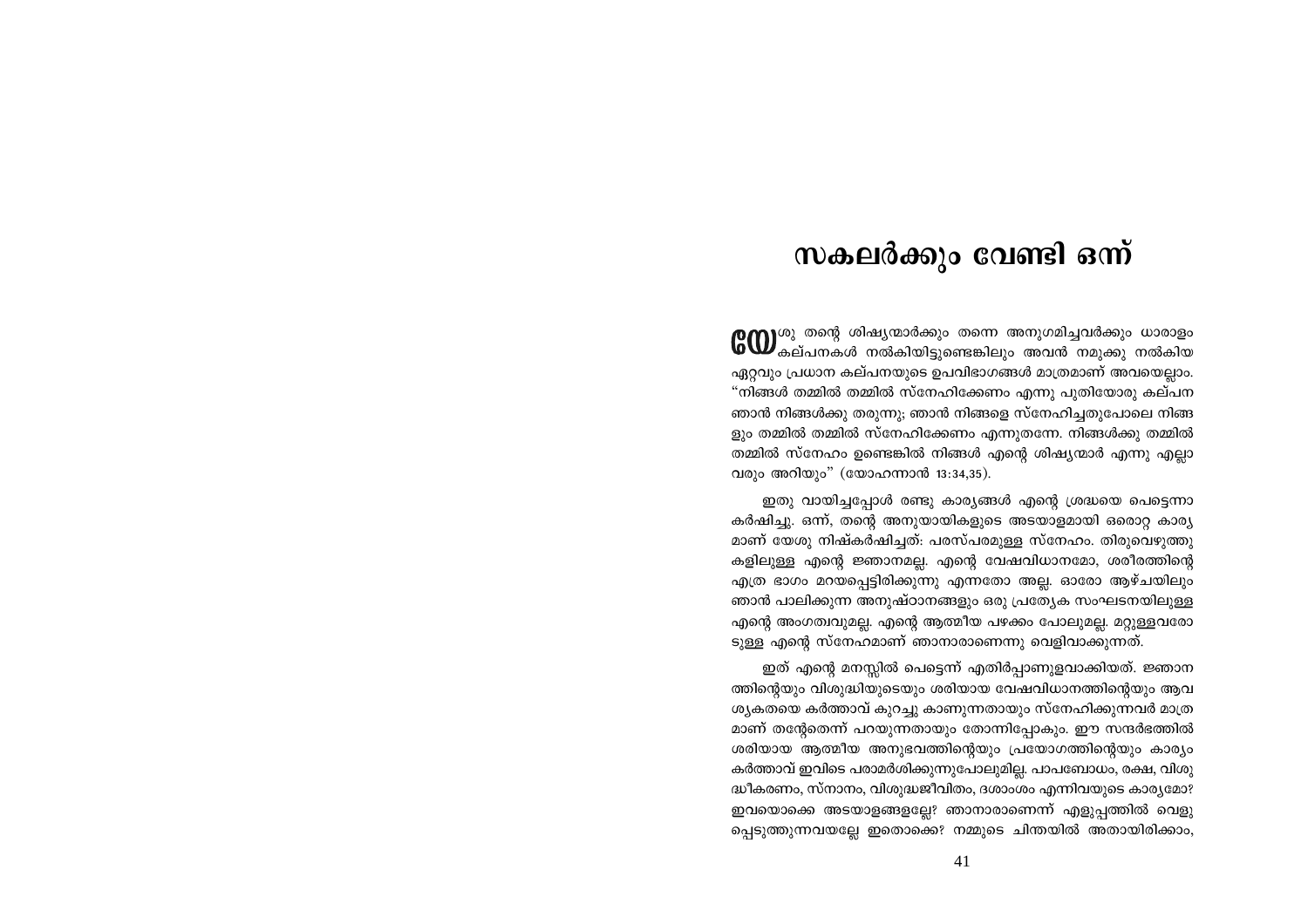# സകലർക്കും വേണ്ടി ഒന്ന്

യേശു തന്റെ ശിഷ്യന്മാർക്കും തന്നെ അനുഗമിച്ചവർക്കും ധാരാളം കല്പനകൾ നൽകിയിട്ടുണ്ടെങ്കിലും അവൻ നമുക്കു നൽകിയ ഏറ്റവും പ്രധാന കല്പനയുടെ ഉപവിഭാഗങ്ങൾ മാത്രമാണ് അവയെല്ലാം. "നിങ്ങൾ തമ്മിൽ തമ്മിൽ സ്നേഹിക്കേണം എന്നു പുതിയോരു കല്പന ഞാൻ നിങ്ങൾക്കു തരുന്നു; ഞാൻ നിങ്ങളെ സ്നേഹിച്ചതുപോലെ നിങ്ങളും തമ്മിൽ തമ്മിൽ സ്നേഹിക്കേണം എന്നുതന്നേ. നിങ്ങൾക്കു തമ്മിൽ തമ്മിൽ സ്നേഹം ഉണ്ടെങ്കിൽ നിങ്ങൾ എന്റെ ശിഷ്യന്മാർ എന്നു എല്ലാവരും അറിയും" (യോഹന്നാൻ 13:34,35).

ഇതു വായിച്ചപ്പോൾ രണ്ടു കാര്യങ്ങൾ എന്റെ ശ്രദ്ധയെ പെട്ടെന്നാകർഷിച്ചു. ഒന്ന്, തന്റെ അനുയായികളുടെ അടയാളമായി ഒരൊറ്റ കാര്യമാണ് യേശു നിഷ്കർഷിച്ചത്: പരസ്പരമുള്ള സ്നേഹം. തിരുവെഴുത്തുകളിലുള്ള എന്റെ ജ്ഞാനമല്ല. എന്റെ വേഷവിധാനമോ, ശരീരത്തിന്റെ എത്ര ഭാഗം മറയപ്പെട്ടിരിക്കുന്നു എന്നതോ അല്ല. ഓരോ ആഴ്ചയിലും ഞാൻ പാലിക്കുന്ന അനുഷ്ഠാനങ്ങളും ഒരു പ്രത്യേക സംഘടനയിലുള്ള എന്റെ അംഗത്വവുമല്ല. എന്റെ ആത്മീയ പഴക്കം പോലുമല്ല. മറ്റുള്ളവരോടുള്ള എന്റെ സ്നേഹമാണ് ഞാനാരാണെന്നു വെളിവാക്കുന്നത്.

ഇത് എന്റെ മനസ്സിൽ പെട്ടെന്ന് എതിർപ്പാണുളവാക്കിയത്. ജ്ഞാനത്തിന്റെയും വിശുദ്ധിയുടെയും ശരിയായ വേഷവിധാനത്തിന്റെയും ആവശ്യകതയെ കർത്താവ് കുറച്ചു കാണുന്നതായും സ്നേഹിക്കുന്നവർ മാത്രമാണ് തന്റേതെന്ന് പറയുന്നതായും തോന്നിപ്പോകും. ഈ സന്ദർഭത്തിൽ ശരിയായ ആത്മീയ അനുഭവത്തിന്റെയും പ്രയോഗത്തിന്റെയും കാര്യം കർത്താവ് ഇവിടെ പരാമർശിക്കുന്നുപോലുമില്ല. പാപബോധം, രക്ഷ, വിശുദ്ധീകരണം, സ്നാനം, വിശുദ്ധജീവിതം, ദശാംശം എന്നിവയുടെ കാര്യമോ? ഇവയൊക്കെ അടയാളങ്ങളല്ലേ? ഞാനാരാണെന്ന് എളുപ്പത്തിൽ വെളുപ്പെടുത്തുന്നവയല്ലേ ഇതൊക്കെ? നമ്മുടെ ചിന്തയിൽ അതായിരിക്കാം,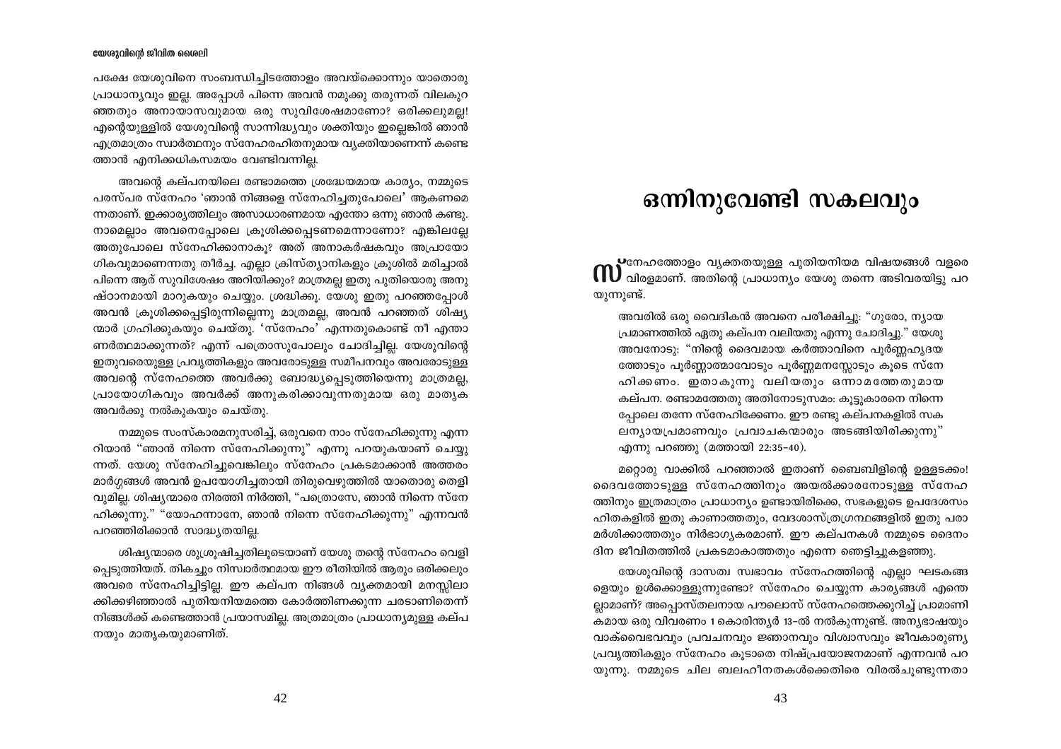പക്ഷേ യേശുവിനെ സംബന്ധിച്ചിടത്തോളം അവയ്ക്കൊന്നും യാതൊരു പ്രാധാന്യവും ഇല്ല. അപ്പോൾ പിന്നെ അവൻ നമുക്കു തരുന്നത് വിലകുറഞ്ഞതും അനായാസവുമായ ഒരു സുവിശേഷമാണോ? ഒരിക്കലുമല്ല! എന്റെയുള്ളിൽ യേശുവിന്റെ സാന്നിദ്ധ്യവും ശക്തിയും ഇല്ലെങ്കിൽ ഞാൻ എത്രമാത്രം സ്വാർത്ഥനും സ്നേഹരഹിതനുമായ വ്യക്തിയാണെന്ന് കണ്ടെത്താൻ എനിക്കധികസമയം വേണ്ടിവന്നില്ല.

അവന്റെ കല്പനയിലെ രണ്ടാമത്തെ ശ്രദ്ധേയമായ കാര്യം, നമ്മുടെ പരസ്പര സ്നേഹം 'ഞാൻ നിങ്ങളെ സ്നേഹിച്ചതുപോലെ' ആകണമെന്നതാണ്. ഇക്കാര്യത്തിലും അസാധാരണമായ എന്തോ ഒന്നു ഞാൻ കണ്ടു. നാമെല്ലാം അവനെപ്പോലെ ക്രൂശിക്കപ്പെടണമെന്നാണോ? എങ്കിലല്ലേ അതുപോലെ സ്നേഹിക്കാനാകൂ? അത് അനാകർഷകവും അപ്രായോഗികവുമാണെന്നതു തീർച്ച. എല്ലാ ക്രിസ്ത്യാനികളും ക്രൂശിൽ മരിച്ചാൽ പിന്നെ ആര് സുവിശേഷം അറിയിക്കും? മാത്രമല്ല ഇതു പുതിയൊരു അനുഷ്ഠാനമായി മാറുകയും ചെയ്യും. ശ്രദ്ധിക്കൂ. യേശു ഇതു പറഞ്ഞപ്പോൾ അവൻ ക്രൂശിക്കപ്പെട്ടിരുന്നില്ലെന്നു മാത്രമല്ല, അവൻ പറഞ്ഞത് ശിഷ്യന്മാർ ഗ്രഹിക്കുകയും ചെയ്തു. 'സ്നേഹം' എന്നതുകൊണ്ട് നീ എന്താണർത്ഥമാക്കുന്നത്? എന്ന് പത്രൊസുപോലും ചോദിച്ചില്ല. യേശുവിന്റെ ഇതുവരെയുള്ള പ്രവൃത്തികളും അവരോടുള്ള സമീപനവും അവരോടുള്ള അവന്റെ സ്നേഹത്തെ അവർക്കു ബോദ്ധ്യപ്പെടുത്തിയെന്നു മാത്രമല്ല, പ്രായോഗികവും അവർക്ക് അനുകരിക്കാവുന്നതുമായ ഒരു മാതൃക അവർക്കു നൽകുകയും ചെയ്തു.

നമ്മുടെ സംസ്കാരമനുസരിച്ച്, ഒരുവനെ നാം സ്നേഹിക്കുന്നു എന്നറിയാൻ "ഞാൻ നിന്നെ സ്നേഹിക്കുന്നു" എന്നു പറയുകയാണ് ചെയ്യുന്നത്. യേശു സ്നേഹിച്ചുവെങ്കിലും സ്നേഹം പ്രകടമാക്കാൻ അത്തരം മാർഗ്ഗങ്ങൾ അവൻ ഉപയോഗിച്ചതായി തിരുവെഴുത്തിൽ യാതൊരു തെളിവുമില്ല. ശിഷ്യന്മാരെ നിരത്തി നിർത്തി, "പത്രൊസേ, ഞാൻ നിന്നെ സ്നേഹിക്കുന്നു." "യോഹന്നാനേ, ഞാൻ നിന്നെ സ്നേഹിക്കുന്നു" എന്നവൻ പറഞ്ഞിരിക്കാൻ സാദ്ധ്യതയില്ല.

ശിഷ്യന്മാരെ ശുശ്രൂഷിച്ചതിലൂടെയാണ് യേശു തന്റെ സ്നേഹം വെളിപ്പെടുത്തിയത്. തികച്ചും നിസ്വാർത്ഥമായ ഈ രീതിയിൽ ആരും ഒരിക്കലും അവരെ സ്നേഹിച്ചിട്ടില്ല. ഈ കല്പന നിങ്ങൾ വ്യക്തമായി മനസ്സിലാക്കിക്കഴിഞ്ഞാൽ പുതിയനിയമത്തെ കോർത്തിണക്കുന്ന ചരടാണിതെന്ന് നിങ്ങൾക്ക് കണ്ടെത്താൻ പ്രയാസമില്ല. അത്രമാത്രം പ്രാധാന്യമുള്ള കല്പനയും മാതൃകയുമാണിത്.

# ഒന്നിനുവേണ്ടി സകലവും

സ്നേഹത്തോളം വ്യക്തതയുള്ള പുതിയനിയമ വിഷയങ്ങൾ വളരെ വിരളമാണ്. അതിന്റെ പ്രാധാന്യം യേശു തന്നെ അടിവരയിട്ടു പറയുന്നുണ്ട്.

> അവരിൽ ഒരു വൈദികൻ അവനെ പരീക്ഷിച്ചു: "ഗുരോ, ന്യായപ്രമാണത്തിൽ ഏതു കല്പന വലിയതു എന്നു ചോദിച്ചു." യേശു അവനോടു: "നിന്റെ ദൈവമായ കർത്താവിനെ പൂർണ്ണഹൃദയത്തോടും പൂർണ്ണാത്മാവോടും പൂർണ്ണമനസ്സോടും കൂടെ സ്നേഹിക്കണം. ഇതാകുന്നു വലിയതും ഒന്നാമത്തേതുമായ കല്പന. രണ്ടാമത്തേതു അതിനോടുസമം: കൂട്ടുകാരനെ നിന്നെപ്പോലെ തന്നേ സ്നേഹിക്കേണം. ഈ രണ്ടു കല്പനകളിൽ സകലന്യായപ്രമാണവും പ്രവാചകന്മാരും അടങ്ങിയിരിക്കുന്നു" എന്നു പറഞ്ഞു (മത്തായി 22:35-40).

മറ്റൊരു വാക്കിൽ പറഞ്ഞാൽ ഇതാണ് ബൈബിളിന്റെ ഉള്ളടക്കം! ദൈവത്തോടുള്ള സ്നേഹത്തിനും അയൽക്കാരനോടുള്ള സ്നേഹത്തിനും ഇത്രമാത്രം പ്രാധാന്യം ഉണ്ടായിരിക്കെ, സഭകളുടെ ഉപദേശസംഹിതകളിൽ ഇതു കാണാത്തതും, വേദശാസ്ത്രഗ്രന്ഥങ്ങളിൽ ഇതു പരാമർശിക്കാത്തതും നിർഭാഗ്യകരമാണ്. ഈ കല്പനകൾ നമ്മുടെ ദൈനംദിന ജീവിതത്തിൽ പ്രകടമാകാത്തതും എന്നെ ഞെട്ടിച്ചുകളഞ്ഞു.

യേശുവിന്റെ ദാസത്വ സ്വഭാവം സ്നേഹത്തിന്റെ എല്ലാ ഘടകങ്ങളെയും ഉൾക്കൊള്ളുന്നുണ്ടോ? സ്നേഹം ചെയ്യുന്ന കാര്യങ്ങൾ എന്തെല്ലാമാണ്? അപ്പൊസ്തലനായ പൗലൊസ് സ്നേഹത്തെക്കുറിച്ച് പ്രാമാണികമായ ഒരു വിവരണം 1 കൊരിന്ത്യർ 13-ൽ നൽകുന്നുണ്ട്. അന്യഭാഷയും വാക്ക്വൈഭവവും പ്രവചനവും ജ്ഞാനവും വിശ്വാസവും ജീവകാരുണ്യ പ്രവൃത്തികളും സ്നേഹം കൂടാതെ നിഷ്പ്രയോജനമാണ് എന്നവൻ പറയുന്നു. നമ്മുടെ ചില ബലഹീനതകൾക്കെതിരെ വിരൽചൂണ്ടുന്നതാ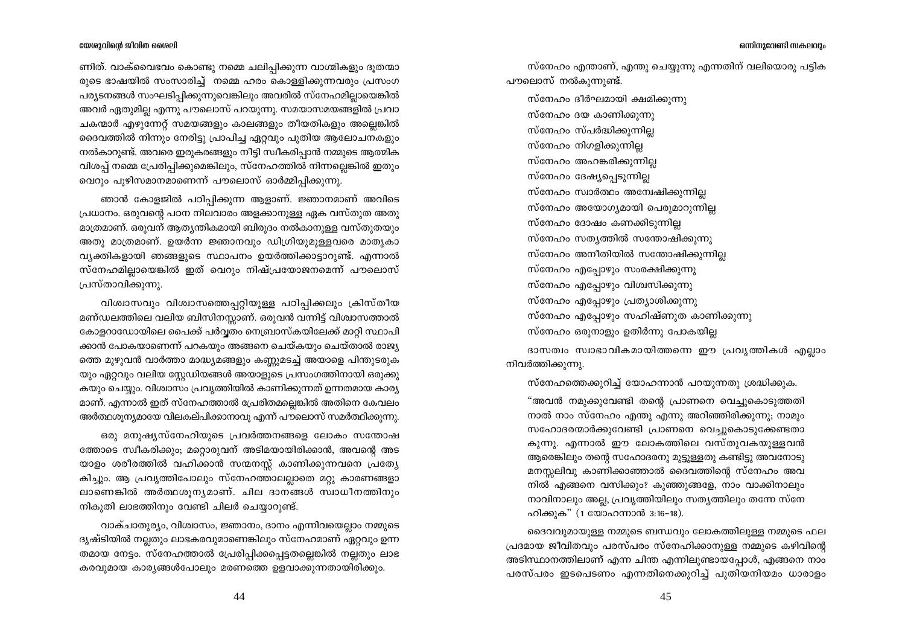ണിത്. വാക്വൈഭവം കൊണ്ടു നമ്മെ ചലിപ്പിക്കുന്ന വാഗ്മികളും ദൂതന്മാരുടെ ഭാഷയിൽ സംസാരിച്ച് നമ്മെ ഹരം കൊള്ളിക്കുന്നവരും പ്രസംഗ പര്യടനങ്ങൾ സംഘടിപ്പിക്കുന്നുവെങ്കിലും അവരിൽ സ്നേഹമില്ലായെങ്കിൽ അവർ ഏതുമില്ല എന്നു പൗലൊസ് പറയുന്നു. സമയാസമയങ്ങളിൽ പ്രവാചകന്മാർ എഴുന്നേറ്റ് സമയങ്ങളും കാലങ്ങളും തീയതികളും അല്ലെങ്കിൽ ദൈവത്തിൽ നിന്നും നേരിട്ടു പ്രാപിച്ച ഏറ്റവും പുതിയ ആലോചനകളും നൽകാറുണ്ട്. അവരെ ഇരുകരങ്ങളും നീട്ടി സ്വീകരിപ്പാൻ നമ്മുടെ ആത്മിക വിശപ്പ് നമ്മെ പ്രേരിപ്പിക്കുമെങ്കിലും, സ്നേഹത്തിൽ നിന്നല്ലെങ്കിൽ ഇതും വെറും പൂഴിസമാനമാണെന്ന് പൗലൊസ് ഓർമ്മിപ്പിക്കുന്നു.

ഞാൻ കോളജിൽ പഠിപ്പിക്കുന്ന ആളാണ്. ജ്ഞാനമാണ് അവിടെ പ്രധാനം. ഒരുവന്റെ പഠന നിലവാരം അളക്കാനുള്ള ഏക വസ്തുത അതു മാത്രമാണ്. ഒരുവന് ആത്യന്തികമായി ബിരുദം നൽകാനുള്ള വസ്തുതയും അതു മാത്രമാണ്. ഉയർന്ന ജ്ഞാനവും ഡിഗ്രിയുമുള്ളവരെ മാതൃകാ വ്യക്തികളായി ഞങ്ങളുടെ സ്ഥാപനം ഉയർത്തിക്കാട്ടാറുണ്ട്. എന്നാൽ സ്നേഹമില്ലായെങ്കിൽ ഇത് വെറും നിഷ്പ്രയോജനമെന്ന് പൗലൊസ് പ്രസ്താവിക്കുന്നു.

വിശ്വാസവും വിശ്വാസത്തെപ്പറ്റിയുള്ള പഠിപ്പിക്കലും ക്രിസ്തീയ മണ്ഡലത്തിലെ വലിയ ബിസിനസ്സാണ്. ഒരുവൻ വന്നിട്ട് വിശ്വാസത്താൽ കോളറാഡോയിലെ പൈക്ക് പർവ്വതം നെബ്രാസ്കയിലേക്ക് മാറ്റി സ്ഥാപിക്കാൻ പോകയാണെന്ന് പറകയും അങ്ങനെ ചെയ്കയും ചെയ്താൽ രാജ്യത്തെ മുഴുവൻ വാർത്താ മാദ്ധ്യമങ്ങളും കണ്ണുമടച്ച് അയാളെ പിന്തുടരുകയും ഏറ്റവും വലിയ സ്റ്റേഡിയങ്ങൾ അയാളുടെ പ്രസംഗത്തിനായി ഒരുക്കുകയും ചെയ്യും. വിശ്വാസം പ്രവൃത്തിയിൽ കാണിക്കുന്നത് ഉന്നതമായ കാര്യമാണ്. എന്നാൽ ഇത് സ്നേഹത്താൽ പ്രേരിതമല്ലെങ്കിൽ അതിനെ കേവലം അർത്ഥശൂന്യമായേ വിലകല്പിക്കാനാവൂ എന്ന് പൗലൊസ് സമർത്ഥിക്കുന്നു.

ഒരു മനുഷ്യസ്നേഹിയുടെ പ്രവർത്തനങ്ങളെ ലോകം സന്തോഷത്തോടെ സ്വീകരിക്കും; മറ്റൊരുവന് അടിമയായിരിക്കാൻ, അവന്റെ അടയാളം ശരീരത്തിൽ വഹിക്കാൻ സന്മനസ്സ് കാണിക്കുന്നവനെ പ്രത്യേകിച്ചും. ആ പ്രവൃത്തിപോലും സ്നേഹത്താലല്ലാതെ മറ്റു കാരണങ്ങളാലാണെങ്കിൽ അർത്ഥശൂന്യമാണ്. ചില ദാനങ്ങൾ സ്വാധീനത്തിനും നികുതി ലാഭത്തിനും വേണ്ടി ചിലർ ചെയ്യാറുണ്ട്.

വാക്ചാതുര്യം, വിശ്വാസം, ജ്ഞാനം, ദാനം എന്നിവയെല്ലാം നമ്മുടെ ദൃഷ്ടിയിൽ നല്ലതും ലാഭകരവുമാണെങ്കിലും സ്നേഹമാണ് ഏറ്റവും ഉന്നതമായ നേട്ടം. സ്നേഹത്താൽ പ്രേരിപ്പിക്കപ്പെട്ടതല്ലെങ്കിൽ നല്ലതും ലാഭകരവുമായ കാര്യങ്ങൾപോലും മരണത്തെ ഉളവാക്കുന്നതായിരിക്കും.

സ്നേഹം എന്താണ്, എന്തു ചെയ്യുന്നു എന്നതിന് വലിയൊരു പട്ടിക പൗലൊസ് നൽകുന്നുണ്ട്.

സ്നേഹം ദീർഘമായി ക്ഷമിക്കുന്നു
സ്നേഹം ദയ കാണിക്കുന്നു
സ്നേഹം സ്പർദ്ധിക്കുന്നില്ല
സ്നേഹം നിഗളിക്കുന്നില്ല
സ്നേഹം അഹങ്കരിക്കുന്നില്ല
സ്നേഹം ദേഷ്യപ്പെടുന്നില്ല
സ്നേഹം സ്വാർത്ഥം അന്വേഷിക്കുന്നില്ല
സ്നേഹം അയോഗ്യമായി പെരുമാറുന്നില്ല
സ്നേഹം ദോഷം കണക്കിടുന്നില്ല
സ്നേഹം സത്യത്തിൽ സന്തോഷിക്കുന്നു
സ്നേഹം അനീതിയിൽ സന്തോഷിക്കുന്നില്ല
സ്നേഹം എപ്പോഴും സംരക്ഷിക്കുന്നു
സ്നേഹം എപ്പോഴും വിശ്വസിക്കുന്നു
സ്നേഹം എപ്പോഴും പ്രത്യാശിക്കുന്നു
സ്നേഹം എപ്പോഴും സഹിഷ്ണുത കാണിക്കുന്നു
സ്നേഹം ഒരുനാളും ഉതിർന്നു പോകയില്ല

ദാസത്വം സ്വാഭാവികമായിത്തന്നെ ഈ പ്രവൃത്തികൾ എല്ലാം നിവർത്തിക്കുന്നു.

സ്നേഹത്തെക്കുറിച്ച് യോഹന്നാൻ പറയുന്നതു ശ്രദ്ധിക്കുക.

"അവൻ നമുക്കുവേണ്ടി തന്റെ പ്രാണനെ വെച്ചുകൊടുത്തതിനാൽ നാം സ്നേഹം എന്തു എന്നു അറിഞ്ഞിരിക്കുന്നു; നാമും സഹോദരന്മാർക്കുവേണ്ടി പ്രാണനെ വെച്ചുകൊടുക്കേണ്ടതാകുന്നു. എന്നാൽ ഈ ലോകത്തിലെ വസ്തുവകയുള്ളവൻ ആരെങ്കിലും തന്റെ സഹോദരനു മുട്ടുള്ളതു കണ്ടിട്ടു അവനോടു മനസ്സലിവു കാണിക്കാഞ്ഞാൽ ദൈവത്തിന്റെ സ്നേഹം അവനിൽ എങ്ങനെ വസിക്കും? കുഞ്ഞുങ്ങളേ, നാം വാക്കിനാലും നാവിനാലും അല്ല, പ്രവൃത്തിയിലും സത്യത്തിലും തന്നേ സ്നേഹിക്കുക" (1 യോഹന്നാൻ 3:16-18).

ദൈവവുമായുള്ള നമ്മുടെ ബന്ധവും ലോകത്തിലുള്ള നമ്മുടെ ഫലപ്രദമായ ജീവിതവും പരസ്പരം സ്നേഹിക്കാനുള്ള നമ്മുടെ കഴിവിന്റെ അടിസ്ഥാനത്തിലാണ് എന്ന ചിന്ത എന്നിലുണ്ടായപ്പോൾ, എങ്ങനെ നാം പരസ്പരം ഇടപെടണം എന്നതിനെക്കുറിച്ച് പുതിയനിയമം ധാരാളം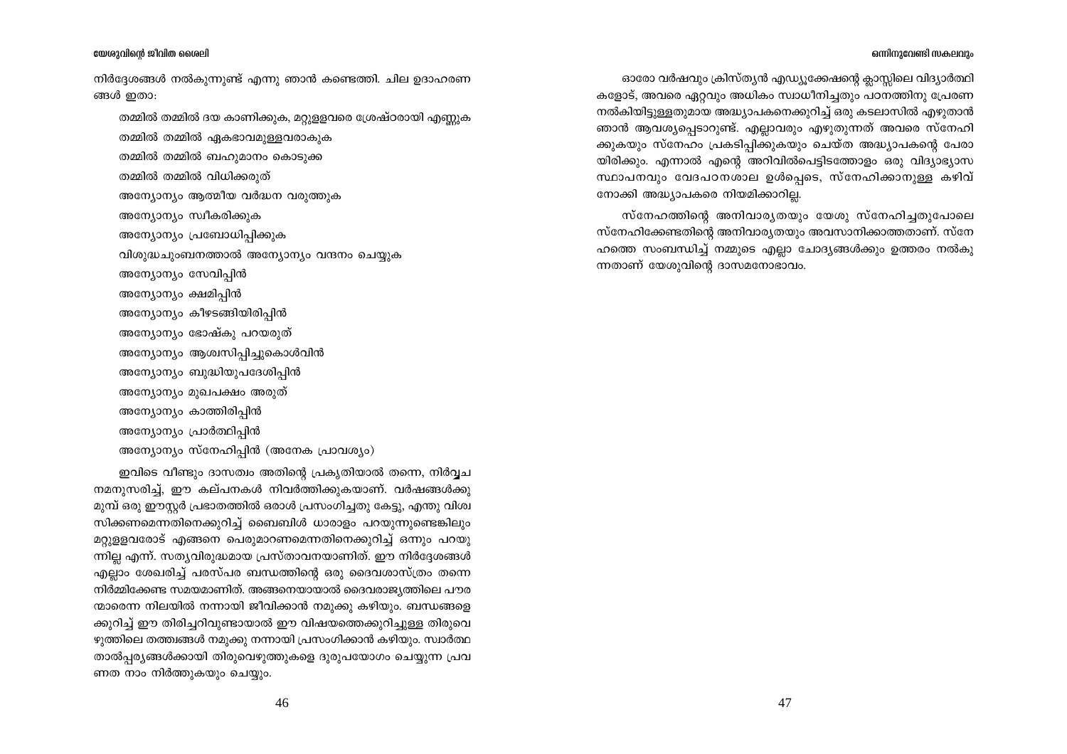നിർദ്ദേശങ്ങൾ നൽകുന്നുണ്ട് എന്നു ഞാൻ കണ്ടെത്തി. ചില ഉദാഹരണങ്ങൾ ഇതാ:

തമ്മിൽ തമ്മിൽ ദയ കാണിക്കുക, മറ്റുള്ളവരെ ശ്രേഷ്ഠരായി എണ്ണുക

തമ്മിൽ തമ്മിൽ ഏകഭാവമുള്ളവരാകുക

തമ്മിൽ തമ്മിൽ ബഹുമാനം കൊടുക്ക

തമ്മിൽ തമ്മിൽ വിധിക്കരുത്

അന്യോന്യം ആത്മീയ വർദ്ധന വരുത്തുക

അന്യോന്യം സ്വീകരിക്കുക

അന്യോന്യം പ്രബോധിപ്പിക്കുക

വിശുദ്ധചുംബനത്താൽ അന്യോന്യം വന്ദനം ചെയ്യുക

അന്യോന്യം സേവിപ്പിൻ

അന്യോന്യം ക്ഷമിപ്പിൻ

അന്യോന്യം കീഴടങ്ങിയിരിപ്പിൻ

അന്യോന്യം ഭോഷ്കു പറയരുത്

അന്യോന്യം ആശ്വസിപ്പിച്ചുകൊൾവിൻ

അന്യോന്യം ബുദ്ധിയുപദേശിപ്പിൻ

അന്യോന്യം മുഖപക്ഷം അരുത്

അന്യോന്യം കാത്തിരിപ്പിൻ

അന്യോന്യം പ്രാർത്ഥിപ്പിൻ

അന്യോന്യം സ്നേഹിപ്പിൻ (അനേക പ്രാവശ്യം)

ഇവിടെ വീണ്ടും ദാസത്വം അതിന്റെ പ്രകൃതിയാൽ തന്നെ, നിർവ്വചനമനുസരിച്ച്, ഈ കല്പനകൾ നിവർത്തിക്കുകയാണ്. വർഷങ്ങൾക്കു മുമ്പ് ഒരു ഈസ്റ്റർ പ്രഭാതത്തിൽ ഒരാൾ പ്രസംഗിച്ചതു കേട്ടു, എന്തു വിശ്വസിക്കണമെന്നതിനെക്കുറിച്ച് ബൈബിൾ ധാരാളം പറയുന്നുണ്ടെങ്കിലും മറ്റുള്ളവരോട് എങ്ങനെ പെരുമാറണമെന്നതിനെക്കുറിച്ച് ഒന്നും പറയുന്നില്ല എന്ന്. സത്യവിരുദ്ധമായ പ്രസ്താവനയാണിത്. ഈ നിർദ്ദേശങ്ങൾ എല്ലാം ശേഖരിച്ച് പരസ്പര ബന്ധത്തിന്റെ ഒരു ദൈവശാസ്ത്രം തന്നെ നിർമ്മിക്കേണ്ട സമയമാണിത്. അങ്ങനെയായാൽ ദൈവരാജ്യത്തിലെ പൗരന്മാരെന്ന നിലയിൽ നന്നായി ജീവിക്കാൻ നമുക്കു കഴിയും. ബന്ധങ്ങളെക്കുറിച്ച് ഈ തിരിച്ചറിവുണ്ടായാൽ ഈ വിഷയത്തെക്കുറിച്ചുള്ള തിരുവെഴുത്തിലെ തത്ത്വങ്ങൾ നമുക്കു നന്നായി പ്രസംഗിക്കാൻ കഴിയും. സ്വാർത്ഥതാൽപ്പര്യങ്ങൾക്കായി തിരുവെഴുത്തുകളെ ദുരുപയോഗം ചെയ്യുന്ന പ്രവണത നാം നിർത്തുകയും ചെയ്യും.

ഓരോ വർഷവും ക്രിസ്ത്യൻ എഡ്യൂക്കേഷന്റെ ക്ലാസ്സിലെ വിദ്യാർത്ഥികളോട്, അവരെ ഏറ്റവും അധികം സ്വാധീനിച്ചതും പഠനത്തിനു പ്രേരണ നൽകിയിട്ടുള്ളതുമായ അദ്ധ്യാപകനെക്കുറിച്ച് ഒരു കടലാസിൽ എഴുതാൻ ഞാൻ ആവശ്യപ്പെടാറുണ്ട്. എല്ലാവരും എഴുതുന്നത് അവരെ സ്നേഹിക്കുകയും സ്നേഹം പ്രകടിപ്പിക്കുകയും ചെയ്ത അദ്ധ്യാപകന്റെ പേരായിരിക്കും. എന്നാൽ എന്റെ അറിവിൽപെട്ടിടത്തോളം ഒരു വിദ്യാഭ്യാസ സ്ഥാപനവും വേദപഠനശാല ഉൾപ്പെടെ, സ്നേഹിക്കാനുള്ള കഴിവ് നോക്കി അദ്ധ്യാപകരെ നിയമിക്കാറില്ല.

സ്നേഹത്തിന്റെ അനിവാര്യതയും യേശു സ്നേഹിച്ചതുപോലെ സ്നേഹിക്കേണ്ടതിന്റെ അനിവാര്യതയും അവസാനിക്കാത്തതാണ്. സ്നേഹത്തെ സംബന്ധിച്ച് നമ്മുടെ എല്ലാ ചോദ്യങ്ങൾക്കും ഉത്തരം നൽകുന്നതാണ് യേശുവിന്റെ ദാസമനോഭാവം.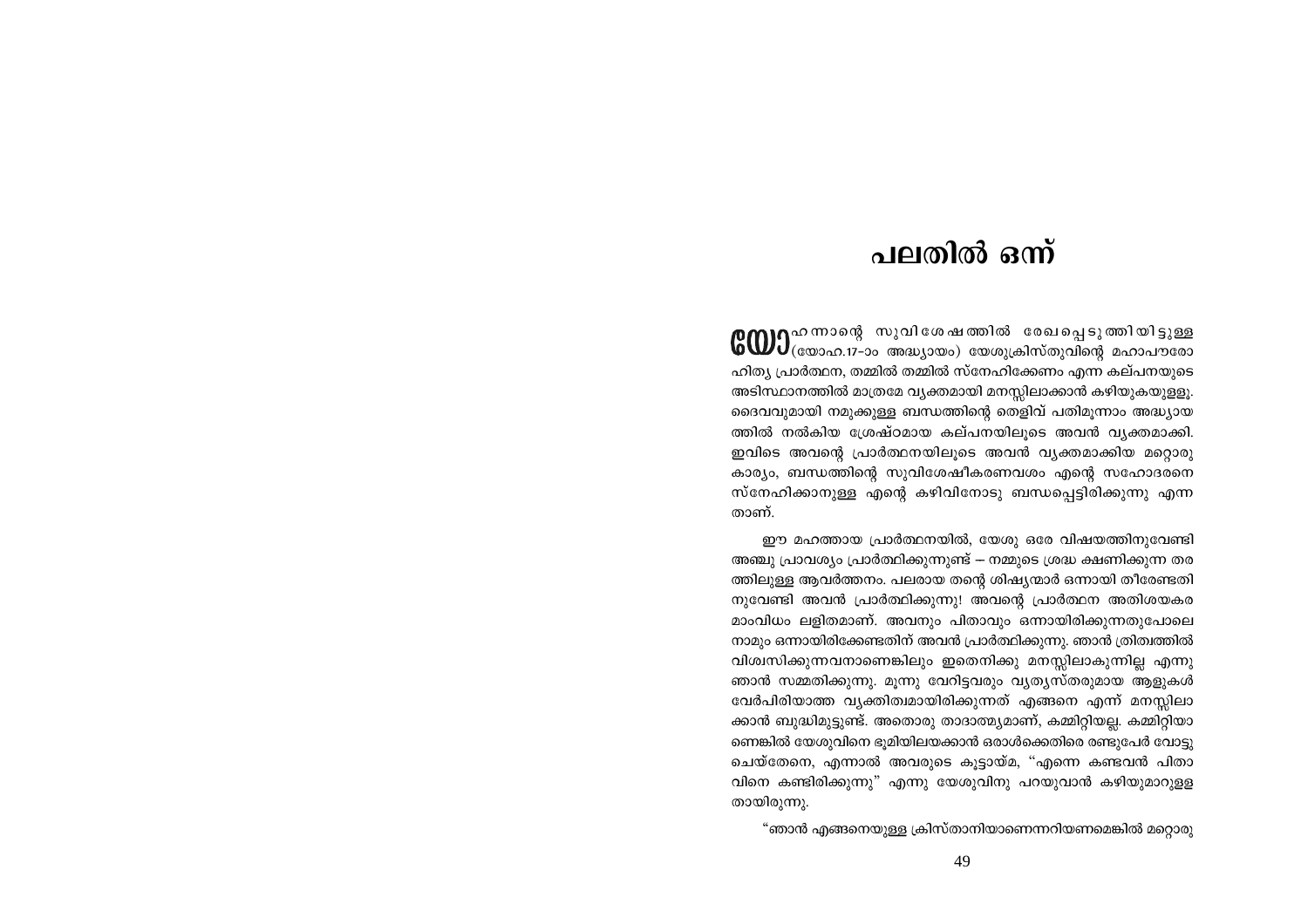# പലതിൽ ഒന്ന്

യോഹന്നാന്റെ സുവിശേഷത്തിൽ രേഖപ്പെടുത്തിയിട്ടുള്ള (യോഹ.17–ാം അദ്ധ്യായം) യേശുക്രിസ്തുവിന്റെ മഹാപൗരോഹിത്യ പ്രാർത്ഥന, തമ്മിൽ തമ്മിൽ സ്നേഹിക്കേണം എന്ന കല്പനയുടെ അടിസ്ഥാനത്തിൽ മാത്രമേ വ്യക്തമായി മനസ്സിലാക്കാൻ കഴിയുകയുള്ളൂ. ദൈവവുമായി നമുക്കുള്ള ബന്ധത്തിന്റെ തെളിവ് പതിമൂന്നാം അദ്ധ്യായത്തിൽ നൽകിയ ശ്രേഷ്ഠമായ കല്പനയിലൂടെ അവൻ വ്യക്തമാക്കി. ഇവിടെ അവന്റെ പ്രാർത്ഥനയിലൂടെ അവൻ വ്യക്തമാക്കിയ മറ്റൊരു കാര്യം, ബന്ധത്തിന്റെ സുവിശേഷീകരണവശം എന്റെ സഹോദരനെ സ്നേഹിക്കാനുള്ള എന്റെ കഴിവിനോടു ബന്ധപ്പെട്ടിരിക്കുന്നു എന്നതാണ്.

ഈ മഹത്തായ പ്രാർത്ഥനയിൽ, യേശു ഒരേ വിഷയത്തിനുവേണ്ടി അഞ്ചു പ്രാവശ്യം പ്രാർത്ഥിക്കുന്നുണ്ട് – നമ്മുടെ ശ്രദ്ധ ക്ഷണിക്കുന്ന തരത്തിലുള്ള ആവർത്തനം. പലരായ തന്റെ ശിഷ്യന്മാർ ഒന്നായി തീരേണ്ടതിനുവേണ്ടി അവൻ പ്രാർത്ഥിക്കുന്നു! അവന്റെ പ്രാർത്ഥന അതിശയകരമാംവിധം ലളിതമാണ്. അവനും പിതാവും ഒന്നായിരിക്കുന്നതുപോലെ നാമും ഒന്നായിരിക്കേണ്ടതിന് അവൻ പ്രാർത്ഥിക്കുന്നു. ഞാൻ ത്രിത്വത്തിൽ വിശ്വസിക്കുന്നവനാണെങ്കിലും ഇതെനിക്കു മനസ്സിലാകുന്നില്ല എന്നു ഞാൻ സമ്മതിക്കുന്നു. മൂന്നു വേറിട്ടവരും വ്യത്യസ്തരുമായ ആളുകൾ വേർപിരിയാത്ത വ്യക്തിത്വമായിരിക്കുന്നത് എങ്ങനെ എന്ന് മനസ്സിലാക്കാൻ ബുദ്ധിമുട്ടുണ്ട്. അതൊരു താദാത്മ്യമാണ്, കമ്മിറ്റിയല്ല. കമ്മിറ്റിയാണെങ്കിൽ യേശുവിനെ ഭൂമിയിലയക്കാൻ ഒരാൾക്കെതിരെ രണ്ടുപേർ വോട്ടു ചെയ്തേനെ, എന്നാൽ അവരുടെ കൂട്ടായ്മ, "എന്നെ കണ്ടവൻ പിതാവിനെ കണ്ടിരിക്കുന്നു" എന്നു യേശുവിനു പറയുവാൻ കഴിയുമാറുള്ളതായിരുന്നു.

"ഞാൻ എങ്ങനെയുള്ള ക്രിസ്താനിയാണെന്നറിയണമെങ്കിൽ മറ്റൊരു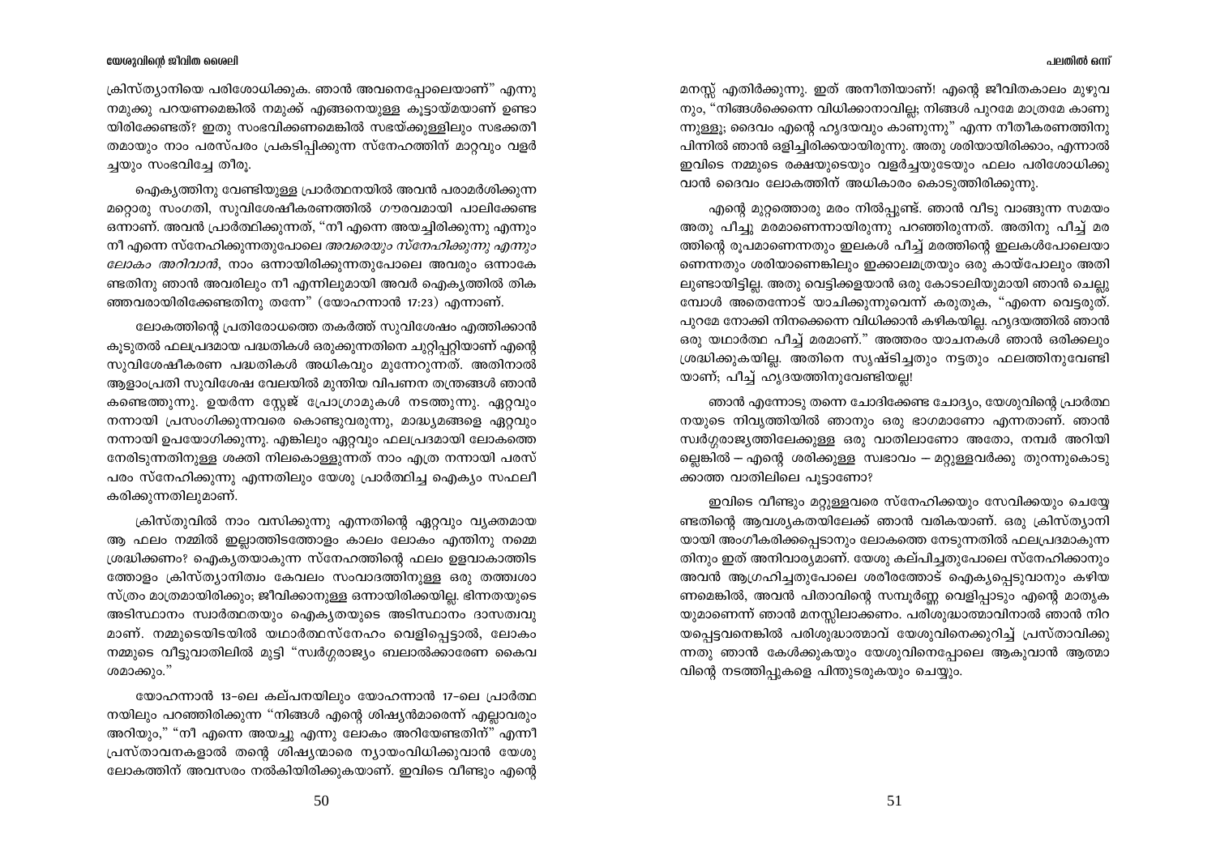ക്രിസ്ത്യാനിയെ പരിശോധിക്കുക. ഞാൻ അവനെപ്പോലെയാണ്" എന്നു നമുക്കു പറയണമെങ്കിൽ നമുക്ക് എങ്ങനെയുള്ള കൂട്ടായ്മയാണ് ഉണ്ടായിരിക്കേണ്ടത്? ഇതു സംഭവിക്കണമെങ്കിൽ സഭയ്ക്കുള്ളിലും സഭക്കതീതമായും നാം പരസ്പരം പ്രകടിപ്പിക്കുന്ന സ്നേഹത്തിന് മാറ്റവും വളർച്ചയും സംഭവിച്ചേ തീരൂ.

ഐക്യത്തിനു വേണ്ടിയുള്ള പ്രാർത്ഥനയിൽ അവൻ പരാമർശിക്കുന്ന മറ്റൊരു സംഗതി, സുവിശേഷീകരണത്തിൽ ഗൗരവമായി പാലിക്കേണ്ട ഒന്നാണ്. അവൻ പ്രാർത്ഥിക്കുന്നത്, "നീ എന്നെ അയച്ചിരിക്കുന്നു എന്നും നീ എന്നെ സ്നേഹിക്കുന്നതുപോലെ *അവരെയും സ്നേഹിക്കുന്നു എന്നും ലോകം അറിവാൻ*, നാം ഒന്നായിരിക്കുന്നതുപോലെ അവരും ഒന്നാകേണ്ടതിനു ഞാൻ അവരിലും നീ എന്നിലുമായി അവർ ഐക്യത്തിൽ തികഞ്ഞവരായിരിക്കേണ്ടതിനു തന്നേ" (യോഹന്നാൻ 17:23) എന്നാണ്.

ലോകത്തിന്റെ പ്രതിരോധത്തെ തകർത്ത് സുവിശേഷം എത്തിക്കാൻ കൂടുതൽ ഫലപ്രദമായ പദ്ധതികൾ ഒരുക്കുന്നതിനെ ചുറ്റിപ്പറ്റിയാണ് എന്റെ സുവിശേഷീകരണ പദ്ധതികൾ അധികവും മുന്നേറുന്നത്. അതിനാൽ ആളാംപ്രതി സുവിശേഷ വേലയിൽ മുന്തിയ വിപണന തന്ത്രങ്ങൾ ഞാൻ കണ്ടെത്തുന്നു. ഉയർന്ന സ്റ്റേജ് പ്രോഗ്രാമുകൾ നടത്തുന്നു. ഏറ്റവും നന്നായി പ്രസംഗിക്കുന്നവരെ കൊണ്ടുവരുന്നു, മാദ്ധ്യമങ്ങളെ ഏറ്റവും നന്നായി ഉപയോഗിക്കുന്നു. എങ്കിലും ഏറ്റവും ഫലപ്രദമായി ലോകത്തെ നേരിടുന്നതിനുള്ള ശക്തി നിലകൊള്ളുന്നത് നാം എത്ര നന്നായി പരസ്പരം സ്നേഹിക്കുന്നു എന്നതിലും യേശു പ്രാർത്ഥിച്ച ഐക്യം സഫലീകരിക്കുന്നതിലുമാണ്.

ക്രിസ്തുവിൽ നാം വസിക്കുന്നു എന്നതിന്റെ ഏറ്റവും വ്യക്തമായ ആ ഫലം നമ്മിൽ ഇല്ലാത്തിടത്തോളം കാലം ലോകം എന്തിനു നമ്മെ ശ്രദ്ധിക്കണം? ഐക്യതയാകുന്ന സ്നേഹത്തിന്റെ ഫലം ഉളവാകാത്തിടത്തോളം ക്രിസ്ത്യാനിത്വം കേവലം സംവാദത്തിനുള്ള ഒരു തത്ത്വശാസ്ത്രം മാത്രമായിരിക്കും; ജീവിക്കാനുള്ള ഒന്നായിരിക്കയില്ല. ഭിന്നതയുടെ അടിസ്ഥാനം സ്വാർത്ഥതയും ഐക്യതയുടെ അടിസ്ഥാനം ദാസത്വവുമാണ്. നമ്മുടെയിടയിൽ യഥാർത്ഥസ്നേഹം വെളിപ്പെട്ടാൽ, ലോകം നമ്മുടെ വീട്ടുവാതിലിൽ മുട്ടി "സ്വർഗ്ഗരാജ്യം ബലാൽക്കാരേണ കൈവശമാക്കും."

യോഹന്നാൻ 13-ലെ കല്പനയിലും യോഹന്നാൻ 17-ലെ പ്രാർത്ഥനയിലും പറഞ്ഞിരിക്കുന്ന "നിങ്ങൾ എന്റെ ശിഷ്യൻമാരെന്ന് എല്ലാവരും അറിയും," "നീ എന്നെ അയച്ചു എന്നു ലോകം അറിയേണ്ടതിന്" എന്നീ പ്രസ്താവനകളാൽ തന്റെ ശിഷ്യന്മാരെ ന്യായംവിധിക്കുവാൻ യേശു ലോകത്തിന് അവസരം നൽകിയിരിക്കുകയാണ്. ഇവിടെ വീണ്ടും എന്റെ മനസ്സ് എതിർക്കുന്നു. ഇത് അനീതിയാണ്! എന്റെ ജീവിതകാലം മുഴുവനും, "നിങ്ങൾക്കെന്നെ വിധിക്കാനാവില്ല; നിങ്ങൾ പുറമേ മാത്രമേ കാണുന്നുള്ളൂ; ദൈവം എന്റെ ഹൃദയവും കാണുന്നു" എന്ന നീതീകരണത്തിനു പിന്നിൽ ഞാൻ ഒളിച്ചിരിക്കയായിരുന്നു. അതു ശരിയായിരിക്കാം, എന്നാൽ ഇവിടെ നമ്മുടെ രക്ഷയുടെയും വളർച്ചയുടേയും ഫലം പരിശോധിക്കുവാൻ ദൈവം ലോകത്തിന് അധികാരം കൊടുത്തിരിക്കുന്നു.

എന്റെ മുറ്റത്തൊരു മരം നിൽപ്പുണ്ട്. ഞാൻ വീടു വാങ്ങുന്ന സമയം അതു പീച്ചു മരമാണെന്നായിരുന്നു പറഞ്ഞിരുന്നത്. അതിനു പീച്ച് മരത്തിന്റെ രൂപമാണെന്നതും ഇലകൾ പീച്ച് മരത്തിന്റെ ഇലകൾപോലെയാണെന്നതും ശരിയാണെങ്കിലും ഇക്കാലമത്രയും ഒരു കായ്പോലും അതിലുണ്ടായിട്ടില്ല. അതു വെട്ടിക്കളയാൻ ഒരു കോടാലിയുമായി ഞാൻ ചെല്ലുമ്പോൾ അതെന്നോട് യാചിക്കുന്നുവെന്ന് കരുതുക, "എന്നെ വെട്ടരുത്. പുറമേ നോക്കി നിനക്കെന്നെ വിധിക്കാൻ കഴികയില്ല. ഹൃദയത്തിൽ ഞാൻ ഒരു യഥാർത്ഥ പീച്ച് മരമാണ്." അത്തരം യാചനകൾ ഞാൻ ഒരിക്കലും ശ്രദ്ധിക്കുകയില്ല. അതിനെ സൃഷ്ടിച്ചതും നട്ടതും ഫലത്തിനുവേണ്ടിയാണ്; പീച്ച് ഹൃദയത്തിനുവേണ്ടിയല്ല!

ഞാൻ എന്നോടു തന്നെ ചോദിക്കേണ്ട ചോദ്യം, യേശുവിന്റെ പ്രാർത്ഥനയുടെ നിവൃത്തിയിൽ ഞാനും ഒരു ഭാഗമാണോ എന്നതാണ്. ഞാൻ സ്വർഗ്ഗരാജ്യത്തിലേക്കുള്ള ഒരു വാതിലാണോ അതോ, നമ്പർ അറിയില്ലെങ്കിൽ – എന്റെ ശരിക്കുള്ള സ്വഭാവം – മറ്റുള്ളവർക്കു തുറന്നുകൊടുക്കാത്ത വാതിലിലെ പൂട്ടാണോ?

ഇവിടെ വീണ്ടും മറ്റുള്ളവരെ സ്നേഹിക്കയും സേവിക്കയും ചെയ്യേണ്ടതിന്റെ ആവശ്യകതയിലേക്ക് ഞാൻ വരികയാണ്. ഒരു ക്രിസ്ത്യാനിയായി അംഗീകരിക്കപ്പെടാനും ലോകത്തെ നേടുന്നതിൽ ഫലപ്രദമാകുന്നതിനും ഇത് അനിവാര്യമാണ്. യേശു കല്പിച്ചതുപോലെ സ്നേഹിക്കാനും അവൻ ആഗ്രഹിച്ചതുപോലെ ശരീരത്തോട് ഐക്യപ്പെടുവാനും കഴിയണമെങ്കിൽ, അവൻ പിതാവിന്റെ സമ്പൂർണ്ണ വെളിപ്പാടും എന്റെ മാതൃകയുമാണെന്ന് ഞാൻ മനസ്സിലാക്കണം. പരിശുദ്ധാത്മാവിനാൽ ഞാൻ നിറയപ്പെട്ടവനെങ്കിൽ പരിശുദ്ധാത്മാവ് യേശുവിനെക്കുറിച്ച് പ്രസ്താവിക്കുന്നതു ഞാൻ കേൾക്കുകയും യേശുവിനെപ്പോലെ ആകുവാൻ ആത്മാവിന്റെ നടത്തിപ്പുകളെ പിന്തുടരുകയും ചെയ്യും.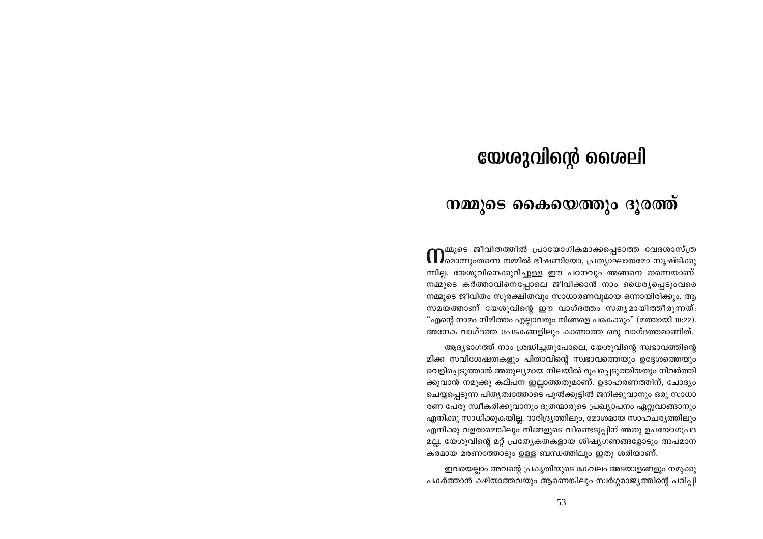# യേശുവിന്റെ ശൈലി

## നമ്മുടെ കൈയെത്തും ദൂരത്ത്

നമ്മുടെ ജീവിതത്തിൽ പ്രായോഗികമാക്കപ്പെടാത്ത വേദശാസ്ത്ര മൊന്നുംതന്നെ നമ്മിൽ ഭീഷണിയോ, പ്രത്യാഘാതമോ സൃഷ്ടിക്കുന്നില്ല. യേശുവിനെക്കുറിച്ചുള്ള ഈ പഠനവും അങ്ങനെ തന്നെയാണ്. നമ്മുടെ കർത്താവിനെപ്പോലെ ജീവിക്കാൻ നാം ധൈര്യപ്പെടുംവരെ നമ്മുടെ ജീവിതം സുരക്ഷിതവും സാധാരണവുമായ ഒന്നായിരിക്കും. ആ സമയത്താണ് യേശുവിന്റെ ഈ വാഗ്ദത്തം സത്യമായിത്തീരുന്നത്: "എന്റെ നാമം നിമിത്തം എല്ലാവരും നിങ്ങളെ പകെക്കും" (മത്തായി 10:22). അനേക വാഗ്ദത്ത പേടകങ്ങളിലും കാണാത്ത ഒരു വാഗ്ദത്തമാണിത്.

ആദ്യഭാഗത്ത് നാം ശ്രദ്ധിച്ചതുപോലെ, യേശുവിന്റെ സ്വഭാവത്തിന്റെ മിക്ക സവിശേഷതകളും പിതാവിന്റെ സ്വഭാവത്തെയും ഉദ്ദേശത്തെയും വെളിപ്പെടുത്താൻ അതുല്യമായ നിലയിൽ രൂപപ്പെടുത്തിയതും നിവർത്തിക്കുവാൻ നമുക്കു കല്പന ഇല്ലാത്തതുമാണ്. ഉദാഹരണത്തിന്, ചോദ്യം ചെയ്യപ്പെടുന്ന പിതൃത്വത്തോടെ പുൽക്കൂട്ടിൽ ജനിക്കുവാനും ഒരു സാധാരണ പേരു സ്വീകരിക്കുവാനും ദൂതന്മാരുടെ പ്രഖ്യാപനം ഏറ്റുവാങ്ങാനും എനിക്കു സാധിക്കുകയില്ല. ദാരിദ്ര്യത്തിലും, മോശമായ സാഹചര്യത്തിലും എനിക്കു വളരാമെങ്കിലും നിങ്ങളുടെ വീണ്ടെടുപ്പിന് അതു ഉപയോഗപ്രദമല്ല. യേശുവിന്റെ മറ്റ് പ്രത്യേകതകളായ ശിഷ്യഗണങ്ങളോടും അപമാനകരമായ മരണത്തോടും ഉള്ള ബന്ധത്തിലും ഇതു ശരിയാണ്.

ഇവയെല്ലാം അവന്റെ പ്രകൃതിയുടെ കേവലം അടയാളങ്ങളും നമുക്കു പകർത്താൻ കഴിയാത്തവയും ആണെങ്കിലും സ്വർഗ്ഗരാജ്യത്തിന്റെ പഠിപ്പി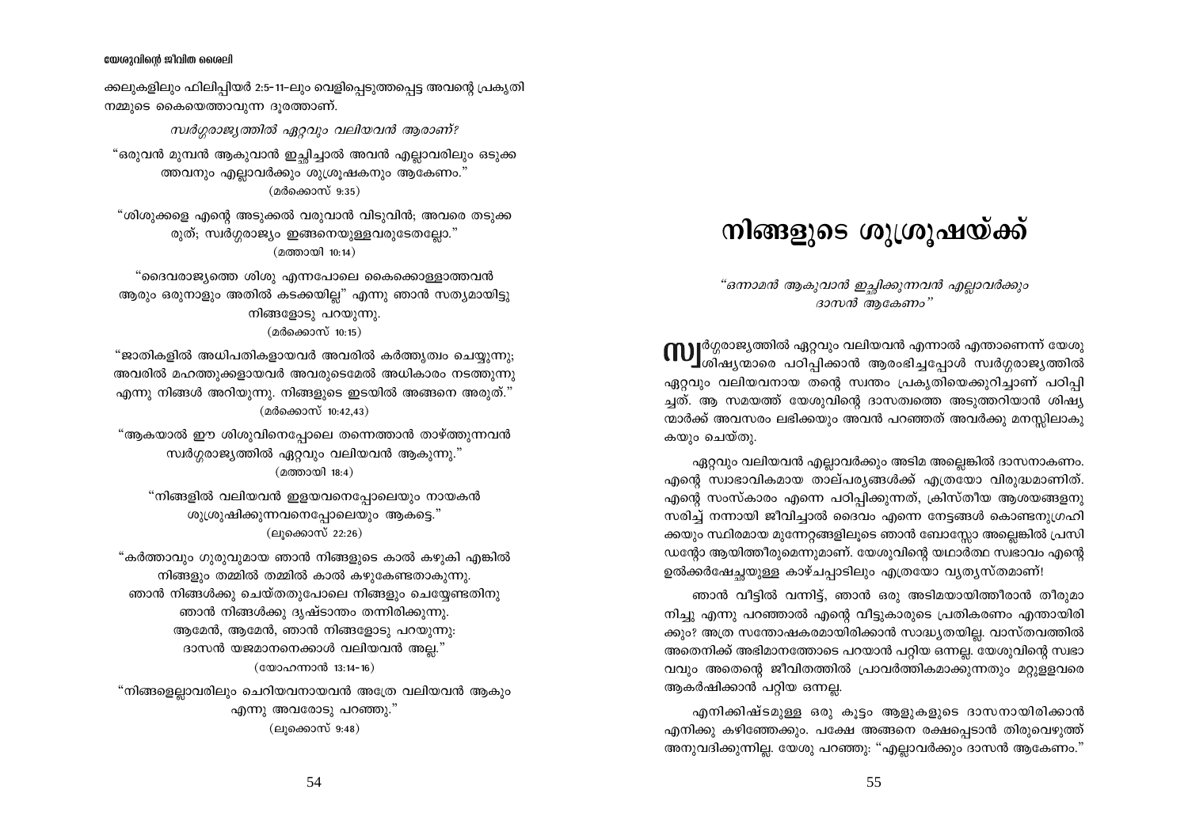ക്കലുകളിലും ഫിലിപ്പിയർ 2:5-11-ലും വെളിപ്പെടുത്തപ്പെട്ട അവന്റെ പ്രകൃതി നമ്മുടെ കൈയെത്താവുന്ന ദൂരത്താണ്.

*സ്വർഗ്ഗരാജ്യത്തിൽ ഏറ്റവും വലിയവൻ ആരാണ്?*

"ഒരുവൻ മുമ്പൻ ആകുവാൻ ഇച്ഛിച്ചാൽ അവൻ എല്ലാവരിലും ഒടുക്കത്തവനും എല്ലാവർക്കും ശുശ്രൂഷകനും ആകേണം."
(മർക്കൊസ് 9:35)

"ശിശുക്കളെ എന്റെ അടുക്കൽ വരുവാൻ വിടുവിൻ; അവരെ തടുക്കരുത്; സ്വർഗ്ഗരാജ്യം ഇങ്ങനെയുള്ളവരുടേതല്ലോ."
(മത്തായി 10:14)

"ദൈവരാജ്യത്തെ ശിശു എന്നപോലെ കൈക്കൊള്ളാത്തവൻ ആരും ഒരുനാളും അതിൽ കടക്കയില്ല" എന്നു ഞാൻ സത്യമായിട്ടു നിങ്ങളോടു പറയുന്നു.
(മർക്കൊസ് 10:15)

"ജാതികളിൽ അധിപതികളായവർ അവരിൽ കർത്തൃത്വം ചെയ്യുന്നു; അവരിൽ മഹത്തുക്കളായവർ അവരുടെമേൽ അധികാരം നടത്തുന്നു എന്നു നിങ്ങൾ അറിയുന്നു. നിങ്ങളുടെ ഇടയിൽ അങ്ങനെ അരുത്."
(മർക്കൊസ് 10:42,43)

"ആകയാൽ ഈ ശിശുവിനെപ്പോലെ തന്നെത്താൻ താഴ്ത്തുന്നവൻ സ്വർഗ്ഗരാജ്യത്തിൽ ഏറ്റവും വലിയവൻ ആകുന്നു."
(മത്തായി 18:4)

"നിങ്ങളിൽ വലിയവൻ ഇളയവനെപ്പോലെയും നായകൻ ശുശ്രൂഷിക്കുന്നവനെപ്പോലെയും ആകട്ടെ."
(ലൂക്കൊസ് 22:26)

"കർത്താവും ഗുരുവുമായ ഞാൻ നിങ്ങളുടെ കാൽ കഴുകി എങ്കിൽ നിങ്ങളും തമ്മിൽ തമ്മിൽ കാൽ കഴുകേണ്ടതാകുന്നു. ഞാൻ നിങ്ങൾക്കു ചെയ്തതുപോലെ നിങ്ങളും ചെയ്യേണ്ടതിനു ഞാൻ നിങ്ങൾക്കു ദൃഷ്ടാന്തം തന്നിരിക്കുന്നു. ആമേൻ, ആമേൻ, ഞാൻ നിങ്ങളോടു പറയുന്നു: ദാസൻ യജമാനനെക്കാൾ വലിയവൻ അല്ല."
(യോഹന്നാൻ 13:14-16)

"നിങ്ങളെല്ലാവരിലും ചെറിയവനായവൻ അത്രേ വലിയവൻ ആകും എന്നു അവരോടു പറഞ്ഞു."
(ലൂക്കൊസ് 9:48)

# നിങ്ങളുടെ ശുശ്രൂഷയ്ക്ക്

*"ഒന്നാമൻ ആകുവാൻ ഇച്ഛിക്കുന്നവൻ എല്ലാവർക്കും ദാസൻ ആകേണം"*

സ്വർഗ്ഗരാജ്യത്തിൽ ഏറ്റവും വലിയവൻ എന്നാൽ എന്താണെന്ന് യേശു ശിഷ്യന്മാരെ പഠിപ്പിക്കാൻ ആരംഭിച്ചപ്പോൾ സ്വർഗ്ഗരാജ്യത്തിൽ ഏറ്റവും വലിയവനായ തന്റെ സ്വന്തം പ്രകൃതിയെക്കുറിച്ചാണ് പഠിപ്പിച്ചത്. ആ സമയത്ത് യേശുവിന്റെ ദാസത്വത്തെ അടുത്തറിയാൻ ശിഷ്യന്മാർക്ക് അവസരം ലഭിക്കയും അവൻ പറഞ്ഞത് അവർക്കു മനസ്സിലാകുകയും ചെയ്തു.

ഏറ്റവും വലിയവൻ എല്ലാവർക്കും അടിമ അല്ലെങ്കിൽ ദാസനാകണം. എന്റെ സ്വാഭാവികമായ താല്പര്യങ്ങൾക്ക് എത്രയോ വിരുദ്ധമാണിത്. എന്റെ സംസ്കാരം എന്നെ പഠിപ്പിക്കുന്നത്, ക്രിസ്തീയ ആശയങ്ങളനുസരിച്ച് നന്നായി ജീവിച്ചാൽ ദൈവം എന്നെ നേട്ടങ്ങൾ കൊണ്ടനുഗ്രഹിക്കയും സ്ഥിരമായ മുന്നേറ്റങ്ങളിലൂടെ ഞാൻ ബോസ്സോ അല്ലെങ്കിൽ പ്രസിഡന്റോ ആയിത്തീരുമെന്നുമാണ്. യേശുവിന്റെ യഥാർത്ഥ സ്വഭാവം എന്റെ ഉൽക്കർഷേച്ഛയുള്ള കാഴ്ചപ്പാടിലും എത്രയോ വ്യത്യസ്തമാണ്!

ഞാൻ വീട്ടിൽ വന്നിട്ട്, ഞാൻ ഒരു അടിമയായിത്തീരാൻ തീരുമാനിച്ചു എന്നു പറഞ്ഞാൽ എന്റെ വീട്ടുകാരുടെ പ്രതികരണം എന്തായിരിക്കും? അത്ര സന്തോഷകരമായിരിക്കാൻ സാദ്ധ്യതയില്ല. വാസ്തവത്തിൽ അതെനിക്ക് അഭിമാനത്തോടെ പറയാൻ പറ്റിയ ഒന്നല്ല. യേശുവിന്റെ സ്വഭാവവും അതെന്റെ ജീവിതത്തിൽ പ്രാവർത്തികമാക്കുന്നതും മറ്റുള്ളവരെ ആകർഷിക്കാൻ പറ്റിയ ഒന്നല്ല.

എനിക്കിഷ്ടമുള്ള ഒരു കൂട്ടം ആളുകളുടെ ദാസനായിരിക്കാൻ എനിക്കു കഴിഞ്ഞേക്കും. പക്ഷേ അങ്ങനെ രക്ഷപ്പെടാൻ തിരുവെഴുത്ത് അനുവദിക്കുന്നില്ല. യേശു പറഞ്ഞു: "എല്ലാവർക്കും ദാസൻ ആകേണം."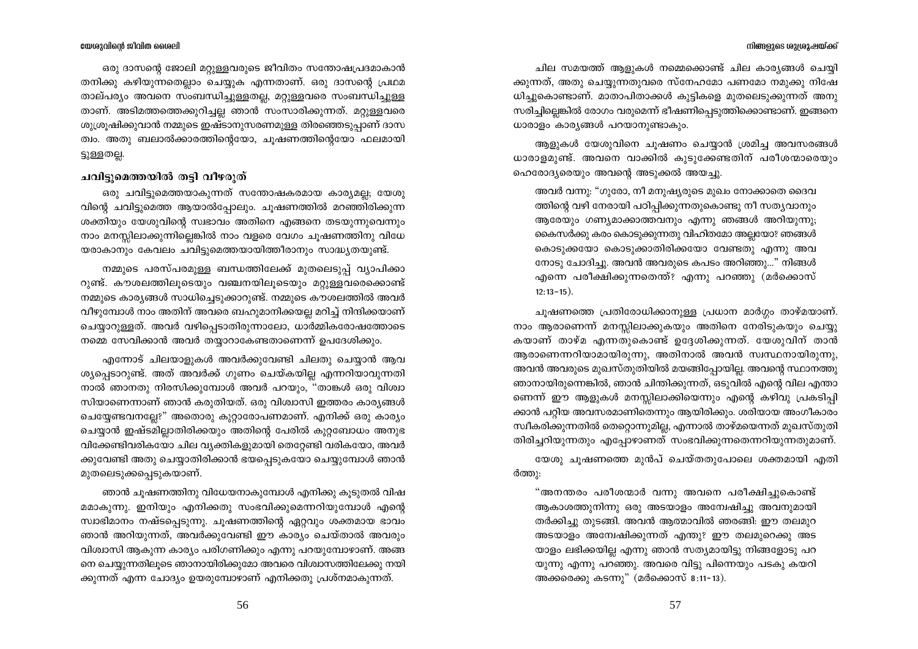ഒരു ദാസന്റെ ജോലി മറ്റുള്ളവരുടെ ജീവിതം സന്തോഷപ്രദമാകാൻ തനിക്കു കഴിയുന്നതെല്ലാം ചെയ്യുക എന്നതാണ്. ഒരു ദാസന്റെ പ്രഥമ താല്പര്യം അവനെ സംബന്ധിച്ചുള്ളതല്ല, മറ്റുള്ളവരെ സംബന്ധിച്ചുള്ള താണ്. അടിമത്തത്തെക്കുറിച്ചല്ല ഞാൻ സംസാരിക്കുന്നത്. മറ്റുള്ളവരെ ശുശ്രൂഷിക്കുവാൻ നമ്മുടെ ഇഷ്ടാനുസരണമുള്ള തിരഞ്ഞെടുപ്പാണ് ദാസ ത്വം. അതു ബലാൽക്കാരത്തിന്റെയോ, ചൂഷണത്തിന്റെയോ ഫലമായി ട്ടുള്ളതല്ല.

## ചവിട്ടുമെത്തയിൽ തട്ടി വീഴരുത്

ഒരു ചവിട്ടുമെത്തയാകുന്നത് സന്തോഷകരമായ കാര്യമല്ല; യേശു വിന്റെ ചവിട്ടുമെത്ത ആയാൽപ്പോലും. ചൂഷണത്തിൽ മറഞ്ഞിരിക്കുന്ന ശക്തിയും യേശുവിന്റെ സ്വഭാവം അതിനെ എങ്ങനെ തടയുന്നുവെന്നും നാം മനസ്സിലാക്കുന്നില്ലെങ്കിൽ നാം വളരെ വേഗം ചൂഷണത്തിനു വിധേ യരാകാനും കേവലം ചവിട്ടുമെത്തയായിത്തീരാനും സാദ്ധ്യതയുണ്ട്.

നമ്മുടെ പരസ്പരമുള്ള ബന്ധത്തിലേക്ക് മുതലെടുപ്പ് വ്യാപിക്കാ റുണ്ട്. കൗശലത്തിലൂടെയും വഞ്ചനയിലൂടെയും മറ്റുള്ളവരെക്കൊണ്ട് നമ്മുടെ കാര്യങ്ങൾ സാധിച്ചെടുക്കാറുണ്ട്. നമ്മുടെ കൗശലത്തിൽ അവർ വീഴുമ്പോൾ നാം അതിന് അവരെ ബഹുമാനിക്കയല്ല മറിച്ച് നിന്ദിക്കയാണ് ചെയ്യാറുള്ളത്. അവർ വഴിപ്പെടാതിരുന്നാലോ, ധാർമ്മികരോഷത്തോടെ നമ്മെ സേവിക്കാൻ അവർ തയ്യാറാകേണ്ടതാണെന്ന് ഉപദേശിക്കും.

എന്നോട് ചിലയാളുകൾ അവർക്കുവേണ്ടി ചിലതു ചെയ്യാൻ ആവ ശ്യപ്പെടാറുണ്ട്. അത് അവർക്ക് ഗുണം ചെയ്കയില്ല എന്നറിയാവുന്നതി നാൽ ഞാനതു നിരസിക്കുമ്പോൾ അവർ പറയും, "താങ്കൾ ഒരു വിശ്വാ സിയാണെന്നാണ് ഞാൻ കരുതിയത്. ഒരു വിശ്വാസി ഇത്തരം കാര്യങ്ങൾ ചെയ്യേണ്ടവനല്ലേ?" അതൊരു കുറ്റാരോപണമാണ്. എനിക്ക് ഒരു കാര്യം ചെയ്യാൻ ഇഷ്ടമില്ലാതിരിക്കയും അതിന്റെ പേരിൽ കുറ്റബോധം അനുഭ വിക്കേണ്ടിവരികയോ ചില വ്യക്തികളുമായി തെറ്റേണ്ടി വരികയോ, അവർ ക്കുവേണ്ടി അതു ചെയ്യാതിരിക്കാൻ ഭയപ്പെടുകയോ ചെയ്യുമ്പോൾ ഞാൻ മുതലെടുക്കപ്പെടുകയാണ്.

ഞാൻ ചൂഷണത്തിനു വിധേയനാകുമ്പോൾ എനിക്കു കൂടുതൽ വിഷ മമാകുന്നു. ഇനിയും എനിക്കതു സംഭവിക്കുമെന്നറിയുമ്പോൾ എന്റെ സ്വാഭിമാനം നഷ്ടപ്പെടുന്നു. ചൂഷണത്തിന്റെ ഏറ്റവും ശക്തമായ ഭാവം ഞാൻ അറിയുന്നത്, അവർക്കുവേണ്ടി ഈ കാര്യം ചെയ്താൽ അവരും വിശ്വാസി ആകുന്ന കാര്യം പരിഗണിക്കും എന്നു പറയുമ്പോഴാണ്. അങ്ങ നെ ചെയ്യുന്നതിലൂടെ ഞാനായിരിക്കുമോ അവരെ വിശ്വാസത്തിലേക്കു നയി ക്കുന്നത് എന്ന ചോദ്യം ഉയരുമ്പോഴാണ് എനിക്കതു പ്രശ്നമാകുന്നത്.

ചില സമയത്ത് ആളുകൾ നമ്മെക്കൊണ്ട് ചില കാര്യങ്ങൾ ചെയ്യി ക്കുന്നത്, അതു ചെയ്യുന്നതുവരെ സ്നേഹമോ പണമോ നമുക്കു നിഷേ ധിച്ചുകൊണ്ടാണ്. മാതാപിതാക്കൾ കുട്ടികളെ മുതലെടുക്കുന്നത് അനു സരിച്ചില്ലെങ്കിൽ രോഗം വരുമെന്ന് ഭീഷണിപ്പെടുത്തിക്കൊണ്ടാണ്. ഇങ്ങനെ ധാരാളം കാര്യങ്ങൾ പറയാനുണ്ടാകും.

ആളുകൾ യേശുവിനെ ചൂഷണം ചെയ്യാൻ ശ്രമിച്ച അവസരങ്ങൾ ധാരാളമുണ്ട്. അവനെ വാക്കിൽ കുടുക്കേണ്ടതിന് പരീശന്മാരെയും ഹെരോദ്യരെയും അവന്റെ അടുക്കൽ അയച്ചു.

> അവർ വന്നു: "ഗുരോ, നീ മനുഷ്യരുടെ മുഖം നോക്കാതെ ദൈവ ത്തിന്റെ വഴി നേരായി പഠിപ്പിക്കുന്നതുകൊണ്ടു നീ സത്യവാനും ആരേയും ഗണ്യമാക്കാത്തവനും എന്നു ഞങ്ങൾ അറിയുന്നു; കൈസർക്കു കരം കൊടുക്കുന്നതു വിഹിതമോ അല്ലയോ? ഞങ്ങൾ കൊടുക്കയോ കൊടുക്കാതിരിക്കയോ വേണ്ടതു എന്നു അവ നോടു ചോദിച്ചു. അവൻ അവരുടെ കപടം അറിഞ്ഞു..." നിങ്ങൾ എന്നെ പരീക്ഷിക്കുന്നതെന്ത്? എന്നു പറഞ്ഞു (മർക്കൊസ് 12:13-15).

ചൂഷണത്തെ പ്രതിരോധിക്കാനുള്ള പ്രധാന മാർഗ്ഗം താഴ്മയാണ്. നാം ആരാണെന്ന് മനസ്സിലാക്കുകയും അതിനെ നേരിടുകയും ചെയ്യു കയാണ് താഴ്മ എന്നതുകൊണ്ട് ഉദ്ദേശിക്കുന്നത്. യേശുവിന് താൻ ആരാണെന്നറിയാമായിരുന്നു, അതിനാൽ അവൻ സ്വസ്ഥനായിരുന്നു, അവൻ അവരുടെ മുഖസ്തുതിയിൽ മയങ്ങിപ്പോയില്ല. അവന്റെ സ്ഥാനത്തു ഞാനായിരുന്നെങ്കിൽ, ഞാൻ ചിന്തിക്കുന്നത്, ഒടുവിൽ എന്റെ വില എന്താ ണെന്ന് ഈ ആളുകൾ മനസ്സിലാക്കിയെന്നും എന്റെ കഴിവു പ്രകടിപ്പി ക്കാൻ പറ്റിയ അവസരമാണിതെന്നും ആയിരിക്കും. ശരിയായ അംഗീകാരം സ്വീകരിക്കുന്നതിൽ തെറ്റൊന്നുമില്ല, എന്നാൽ താഴ്മയെന്നത് മുഖസ്തുതി തിരിച്ചറിയുന്നതും എപ്പോഴാണത് സംഭവിക്കുന്നതെന്നറിയുന്നതുമാണ്.

യേശു ചൂഷണത്തെ മുൻപ് ചെയ്തതുപോലെ ശക്തമായി എതി ർത്തു:

> "അനന്തരം പരീശന്മാർ വന്നു അവനെ പരീക്ഷിച്ചുകൊണ്ട് ആകാശത്തുനിന്നു ഒരു അടയാളം അന്വേഷിച്ചു അവനുമായി തർക്കിച്ചു തുടങ്ങി. അവൻ ആത്മാവിൽ ഞരങ്ങി: ഈ തലമുറ അടയാളം അന്വേഷിക്കുന്നത് എന്തു? ഈ തലമുറെക്കു അട യാളം ലഭിക്കയില്ല എന്നു ഞാൻ സത്യമായിട്ടു നിങ്ങളോടു പറ യുന്നു എന്നു പറഞ്ഞു. അവരെ വിട്ടു പിന്നെയും പടകു കയറി അക്കരെക്കു കടന്നു" (മർക്കൊസ് 8:11-13).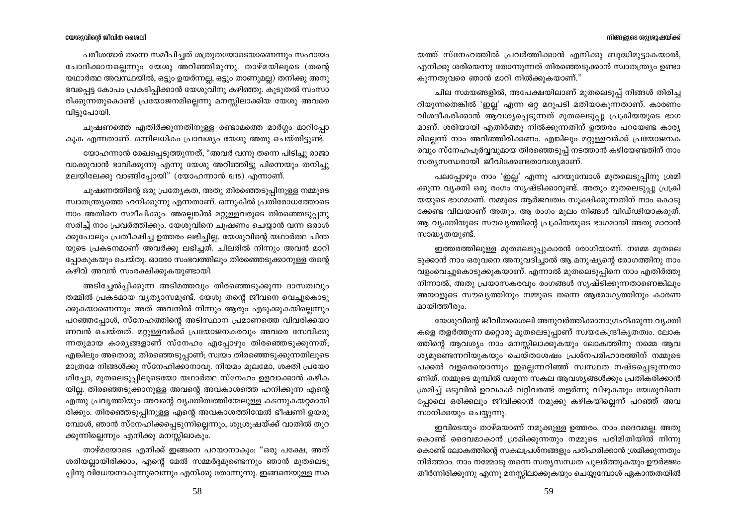പരീശന്മാർ തന്നെ സമീപിച്ചത് ശത്രുതയോടെയാണെന്നും സഹായം ചോദിക്കാനല്ലെന്നും യേശു അറിഞ്ഞിരുന്നു. താഴ്മയിലൂടെ (തന്റെ യഥാർത്ഥ അവസ്ഥയിൽ, ഒട്ടും ഉയർന്നല്ല, ഒട്ടും താണുമല്ല) തനിക്കു അനുഭവപ്പെട്ട കോപം പ്രകടിപ്പിക്കാൻ യേശുവിനു കഴിഞ്ഞു. കൂടുതൽ സംസാരിക്കുന്നതുകൊണ്ട് പ്രയോജനമില്ലെന്നു മനസ്സിലാക്കിയ യേശു അവരെ വിട്ടുപോയി.

ചൂഷണത്തെ എതിർക്കുന്നതിനുള്ള രണ്ടാമത്തെ മാർഗ്ഗം മാറിപ്പോകുക എന്നതാണ്. ഒന്നിലധികം പ്രാവശ്യം യേശു അതു ചെയ്തിട്ടുണ്ട്.

യോഹന്നാൻ രേഖപ്പെടുത്തുന്നത്, "അവർ വന്നു തന്നെ പിടിച്ചു രാജാവാക്കുവാൻ ഭാവിക്കുന്നു എന്നു യേശു അറിഞ്ഞിട്ടു പിന്നെയും തനിച്ചു മലയിലേക്കു വാങ്ങിപ്പോയി" (യോഹന്നാൻ 6:15) എന്നാണ്.

ചൂഷണത്തിന്റെ ഒരു പ്രത്യേകത, അതു തിരഞ്ഞെടുപ്പിനുള്ള നമ്മുടെ സ്വാതന്ത്ര്യത്തെ ഹനിക്കുന്നു എന്നതാണ്. ഒന്നുകിൽ പ്രതിരോധത്തോടെ നാം അതിനെ സമീപിക്കും. അല്ലെങ്കിൽ മറ്റുള്ളവരുടെ തിരഞ്ഞെടുപ്പനുസരിച്ച് നാം പ്രവർത്തിക്കും. യേശുവിനെ ചൂഷണം ചെയ്യാൻ വന്ന ഒരാൾക്കുപോലും പ്രതീക്ഷിച്ച ഉത്തരം ലഭിച്ചില്ല. യേശുവിന്റെ യഥാർത്ഥ ചിന്തയുടെ പ്രകടനമാണ് അവർക്കു ലഭിച്ചത്. ചിലരിൽ നിന്നും അവൻ മാറിപ്പോകുകയും ചെയ്തു. ഓരോ സംഭവത്തിലും തിരഞ്ഞെടുക്കാനുള്ള തന്റെ കഴിവ് അവൻ സംരക്ഷിക്കുകയുണ്ടായി.

അടിച്ചേൽപ്പിക്കുന്ന അടിമത്തവും തിരഞ്ഞെടുക്കുന്ന ദാസത്വവും തമ്മിൽ പ്രകടമായ വ്യത്യാസമുണ്ട്. യേശു തന്റെ ജീവനെ വെച്ചുകൊടുക്കുകയാണെന്നും അത് അവനിൽ നിന്നും ആരും എടുക്കുകയില്ലെന്നും പറഞ്ഞപ്പോൾ, സ്നേഹത്തിന്റെ അടിസ്ഥാന പ്രമാണത്തെ വിവരിക്കയാണവൻ ചെയ്തത്. മറ്റുള്ളവർക്ക് പ്രയോജനകരവും അവരെ സേവിക്കുന്നതുമായ കാര്യങ്ങളാണ് സ്നേഹം എപ്പോഴും തിരഞ്ഞെടുക്കുന്നത്; എങ്കിലും അതൊരു തിരഞ്ഞെടുപ്പാണ്; സ്വയം തിരഞ്ഞെടുക്കുന്നതിലൂടെ മാത്രമേ നിങ്ങൾക്കു സ്നേഹിക്കാനാവൂ. നിയമം മൂലമോ, ശക്തി പ്രയോഗിച്ചോ, മുതലെടുപ്പിലൂടെയോ യഥാർത്ഥ സ്നേഹം ഉളവാക്കാൻ കഴികയില്ല. തിരഞ്ഞെടുക്കാനുള്ള അവന്റെ അവകാശത്തെ ഹനിക്കുന്ന എന്റെ എന്തു പ്രവൃത്തിയും അവന്റെ വ്യക്തിത്വത്തിന്മേലുള്ള കടന്നുകയറ്റമായിരിക്കും. തിരഞ്ഞെടുപ്പിനുള്ള എന്റെ അവകാശത്തിന്മേൽ ഭീഷണി ഉയരുമ്പോൾ, ഞാൻ സ്നേഹിക്കപ്പെടുന്നില്ലെന്നും, ശുശ്രൂഷയ്ക്ക് വാതിൽ തുറക്കുന്നില്ലെന്നും എനിക്കു മനസ്സിലാകും.

താഴ്മയോടെ എനിക്ക് ഇങ്ങനെ പറയാനാകും: "ഒരു പക്ഷേ, അത് ശരിയല്ലായിരിക്കാം, എന്റെ മേൽ സമ്മർദ്ദമുണ്ടെന്നും ഞാൻ മുതലെടുപ്പിനു വിധേയനാകുന്നുവെന്നും എനിക്കു തോന്നുന്നു. ഇങ്ങനെയുള്ള സമയത്ത് സ്നേഹത്തിൽ പ്രവർത്തിക്കാൻ എനിക്കു ബുദ്ധിമുട്ടാകയാൽ, എനിക്കു ശരിയെന്നു തോന്നുന്നത് തിരഞ്ഞെടുക്കാൻ സ്വാതന്ത്ര്യം ഉണ്ടാകുന്നതുവരെ ഞാൻ മാറി നിൽക്കുകയാണ്."

ചില സമയങ്ങളിൽ, അപേക്ഷയിലാണ് മുതലെടുപ്പ് നിങ്ങൾ തിരിച്ചറിയുന്നതെങ്കിൽ 'ഇല്ല' എന്ന ഒറ്റ മറുപടി മതിയാകുന്നതാണ്. കാരണം വിശദീകരിക്കാൻ ആവശ്യപ്പെടുന്നത് മുതലെടുപ്പു പ്രക്രിയയുടെ ഭാഗമാണ്. ശരിയായി എതിർത്തു നിൽക്കുന്നതിന് ഉത്തരം പറയേണ്ട കാര്യമില്ലെന്ന് നാം അറിഞ്ഞിരിക്കണം. എങ്കിലും മറ്റുള്ളവർക്ക് പ്രയോജനകരവും സ്നേഹപൂർവ്വവുമായ തിരഞ്ഞെടുപ്പ് നടത്താൻ കഴിയേണ്ടതിന് നാം സത്യസന്ധരായി ജീവിക്കേണ്ടതാവശ്യമാണ്.

പലപ്പോഴും നാം 'ഇല്ല' എന്നു പറയുമ്പോൾ മുതലെടുപ്പിനു ശ്രമിക്കുന്ന വ്യക്തി ഒരു രംഗം സൃഷ്ടിക്കാറുണ്ട്. അതും മുതലെടുപ്പു പ്രക്രിയയുടെ ഭാഗമാണ്. നമ്മുടെ ആർജവത്വം സൂക്ഷിക്കുന്നതിന് നാം കൊടുക്കേണ്ട വിലയാണ് അതും. ആ രംഗം മൂലം നിങ്ങൾ വിഡ്ഢിയാകരുത്. ആ വ്യക്തിയുടെ സൗഖ്യത്തിന്റെ പ്രക്രിയയുടെ ഭാഗമായി അതു മാറാൻ സാദ്ധ്യതയുണ്ട്.

ഇത്തരത്തിലുള്ള മുതലെടുപ്പുകാരൻ രോഗിയാണ്. നമ്മെ മുതലെടുക്കാൻ നാം ഒരുവനെ അനുവദിച്ചാൽ ആ മനുഷ്യന്റെ രോഗത്തിനു നാം വളംവെച്ചുകൊടുക്കുകയാണ്. എന്നാൽ മുതലെടുപ്പിനെ നാം എതിർത്തു നിന്നാൽ, അതു പ്രയാസകരവും രംഗങ്ങൾ സൃഷ്ടിക്കുന്നതാണെങ്കിലും അയാളുടെ സൗഖ്യത്തിനും നമ്മുടെ തന്നെ ആരോഗ്യത്തിനും കാരണമായിത്തീരും.

യേശുവിന്റെ ജീവിതശൈലി അനുവർത്തിക്കാനാഗ്രഹിക്കുന്ന വ്യക്തികളെ തളർത്തുന്ന മറ്റൊരു മുതലെടുപ്പാണ് സ്വയകേന്ദ്രീകൃതത്വം. ലോകത്തിന്റെ ആവശ്യം നാം മനസ്സിലാക്കുകയും ലോകത്തിനു നമ്മെ ആവശ്യമുണ്ടെന്നറിയുകയും ചെയ്തശേഷം പ്രശ്നപരിഹാരത്തിന് നമ്മുടെ പക്കൽ വളരെയൊന്നും ഇല്ലെന്നറിഞ്ഞ് സ്വസ്ഥത നഷ്ടപ്പെടുന്നതാണിത്. നമ്മുടെ മുമ്പിൽ വരുന്ന സകല ആവശ്യങ്ങൾക്കും പ്രതികരിക്കാൻ ശ്രമിച്ച് ഒടുവിൽ ഉറവകൾ വറ്റിവരണ്ട് തളർന്നു വീഴുകയും യേശുവിനെപ്പോലെ ഒരിക്കലും ജീവിക്കാൻ നമുക്കു കഴികയില്ലെന്ന് പറഞ്ഞ് അവസാനിക്കയും ചെയ്യുന്നു.

ഇവിടെയും താഴ്മയാണ് നമുക്കുള്ള ഉത്തരം. നാം ദൈവമല്ല. അതുകൊണ്ട് ദൈവമാകാൻ ശ്രമിക്കുന്നതും നമ്മുടെ പരിമിതിയിൽ നിന്നുകൊണ്ട് ലോകത്തിന്റെ സകലപ്രശ്നങ്ങളും പരിഹരിക്കാൻ ശ്രമിക്കുന്നതും നിർത്താം. നാം നമ്മോടു തന്നെ സത്യസന്ധത പുലർത്തുകയും ഊർജ്ജം തീർന്നിരിക്കുന്നു എന്നു മനസ്സിലാക്കുകയും ചെയ്യുമ്പോൾ ഏകാന്തതയിൽ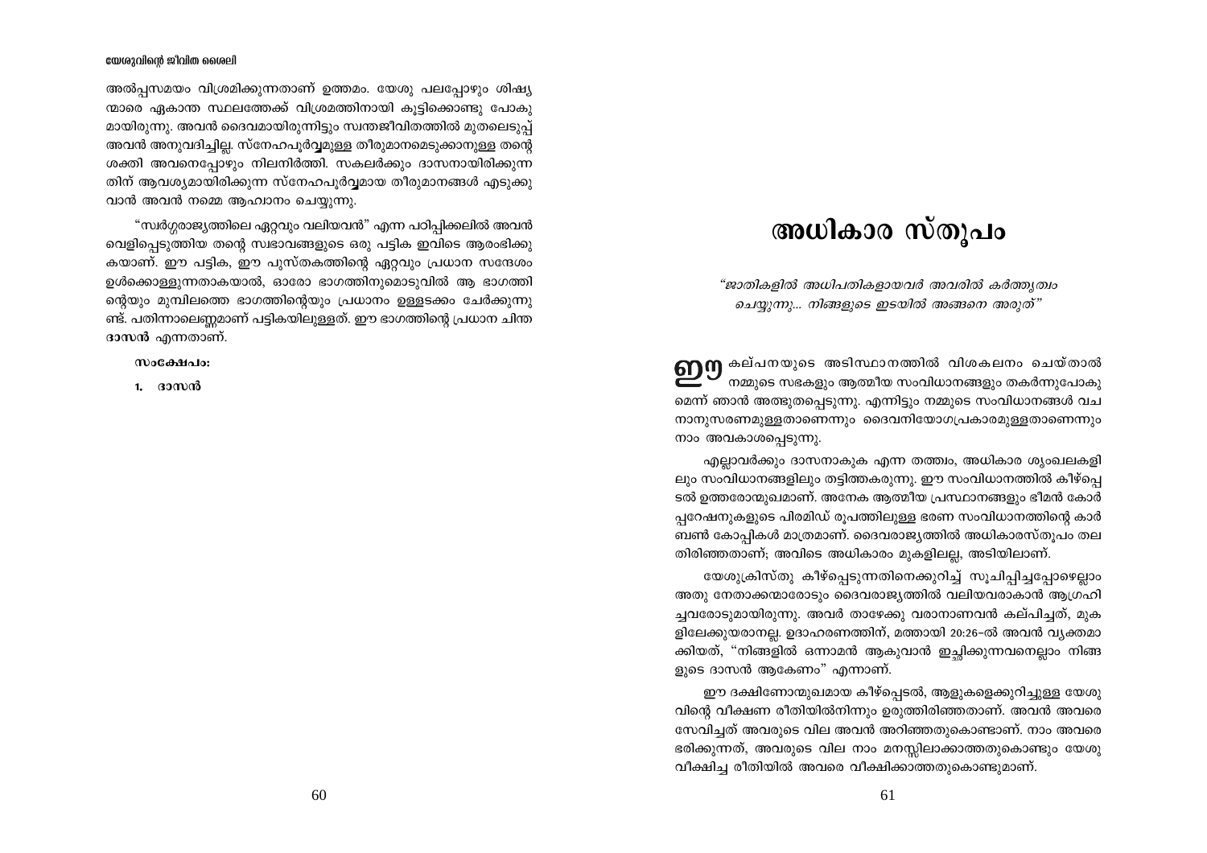അൽപ്പസമയം വിശ്രമിക്കുന്നതാണ് ഉത്തമം. യേശു പലപ്പോഴും ശിഷ്യന്മാരെ ഏകാന്ത സ്ഥലത്തേക്ക് വിശ്രമത്തിനായി കൂട്ടിക്കൊണ്ടു പോകുമായിരുന്നു. അവൻ ദൈവമായിരുന്നിട്ടും സ്വന്തജീവിതത്തിൽ മുതലെടുപ്പ് അവൻ അനുവദിച്ചില്ല. സ്നേഹപൂർവ്വമുള്ള തീരുമാനമെടുക്കാനുള്ള തന്റെ ശക്തി അവനെപ്പോഴും നിലനിർത്തി. സകലർക്കും ദാസനായിരിക്കുന്നതിന് ആവശ്യമായിരിക്കുന്ന സ്നേഹപൂർവ്വമായ തീരുമാനങ്ങൾ എടുക്കുവാൻ അവൻ നമ്മെ ആഹ്വാനം ചെയ്യുന്നു.

"സ്വർഗ്ഗരാജ്യത്തിലെ ഏറ്റവും വലിയവൻ" എന്ന പഠിപ്പിക്കലിൽ അവൻ വെളിപ്പെടുത്തിയ തന്റെ സ്വഭാവങ്ങളുടെ ഒരു പട്ടിക ഇവിടെ ആരംഭിക്കുകയാണ്. ഈ പട്ടിക, ഈ പുസ്തകത്തിന്റെ ഏറ്റവും പ്രധാന സന്ദേശം ഉൾക്കൊള്ളുന്നതാകയാൽ, ഓരോ ഭാഗത്തിനുമൊടുവിൽ ആ ഭാഗത്തിന്റെയും മുമ്പിലത്തെ ഭാഗത്തിന്റെയും പ്രധാനം ഉള്ളടക്കം ചേർക്കുന്നുണ്ട്. പതിനാലെണ്ണമാണ് പട്ടികയിലുള്ളത്. ഈ ഭാഗത്തിന്റെ പ്രധാന ചിന്ത **ദാസൻ** എന്നതാണ്.

**സംക്ഷേപം:**

1. **ദാസൻ**

# അധികാര സ്തൂപം

*"ജാതികളിൽ അധിപതികളായവർ അവരിൽ കർത്തൃത്വം ചെയ്യുന്നു... നിങ്ങളുടെ ഇടയിൽ അങ്ങനെ അരുത്"*

ഈ കല്പനയുടെ അടിസ്ഥാനത്തിൽ വിശകലനം ചെയ്താൽ നമ്മുടെ സഭകളും ആത്മീയ സംവിധാനങ്ങളും തകർന്നുപോകുമെന്ന് ഞാൻ അത്ഭുതപ്പെടുന്നു. എന്നിട്ടും നമ്മുടെ സംവിധാനങ്ങൾ വചനാനുസരണമുള്ളതാണെന്നും ദൈവനിയോഗപ്രകാരമുള്ളതാണെന്നും നാം അവകാശപ്പെടുന്നു.

എല്ലാവർക്കും ദാസനാകുക എന്ന തത്ത്വം, അധികാര ശൃംഖലകളിലും സംവിധാനങ്ങളിലും തട്ടിത്തകരുന്നു. ഈ സംവിധാനത്തിൽ കീഴ്പ്പെടൽ ഉത്തരോന്മുഖമാണ്. അനേക ആത്മീയ പ്രസ്ഥാനങ്ങളും ഭീമൻ കോർപ്പറേഷനുകളുടെ പിരമിഡ് രൂപത്തിലുള്ള ഭരണ സംവിധാനത്തിന്റെ കാർബൺ കോപ്പികൾ മാത്രമാണ്. ദൈവരാജ്യത്തിൽ അധികാരസ്തൂപം തലതിരിഞ്ഞതാണ്; അവിടെ അധികാരം മുകളിലല്ല, അടിയിലാണ്.

യേശുക്രിസ്തു കീഴ്പ്പെടുന്നതിനെക്കുറിച്ച് സൂചിപ്പിച്ചപ്പോഴെല്ലാം അതു നേതാക്കന്മാരോടും ദൈവരാജ്യത്തിൽ വലിയവരാകാൻ ആഗ്രഹിച്ചവരോടുമായിരുന്നു. അവർ താഴേക്കു വരാനാണവൻ കല്പിച്ചത്, മുകളിലേക്കുയരാനല്ല. ഉദാഹരണത്തിന്, മത്തായി 20:26-ൽ അവൻ വ്യക്തമാക്കിയത്, "നിങ്ങളിൽ ഒന്നാമൻ ആകുവാൻ ഇച്ഛിക്കുന്നവനെല്ലാം നിങ്ങളുടെ ദാസൻ ആകേണം" എന്നാണ്.

ഈ ദക്ഷിണോന്മുഖമായ കീഴ്പ്പെടൽ, ആളുകളെക്കുറിച്ചുള്ള യേശുവിന്റെ വീക്ഷണ രീതിയിൽനിന്നും ഉരുത്തിരിഞ്ഞതാണ്. അവൻ അവരെ സേവിച്ചത് അവരുടെ വില അവൻ അറിഞ്ഞതുകൊണ്ടാണ്. നാം അവരെ ഭരിക്കുന്നത്, അവരുടെ വില നാം മനസ്സിലാക്കാത്തതുകൊണ്ടും യേശു വീക്ഷിച്ച രീതിയിൽ അവരെ വീക്ഷിക്കാത്തതുകൊണ്ടുമാണ്.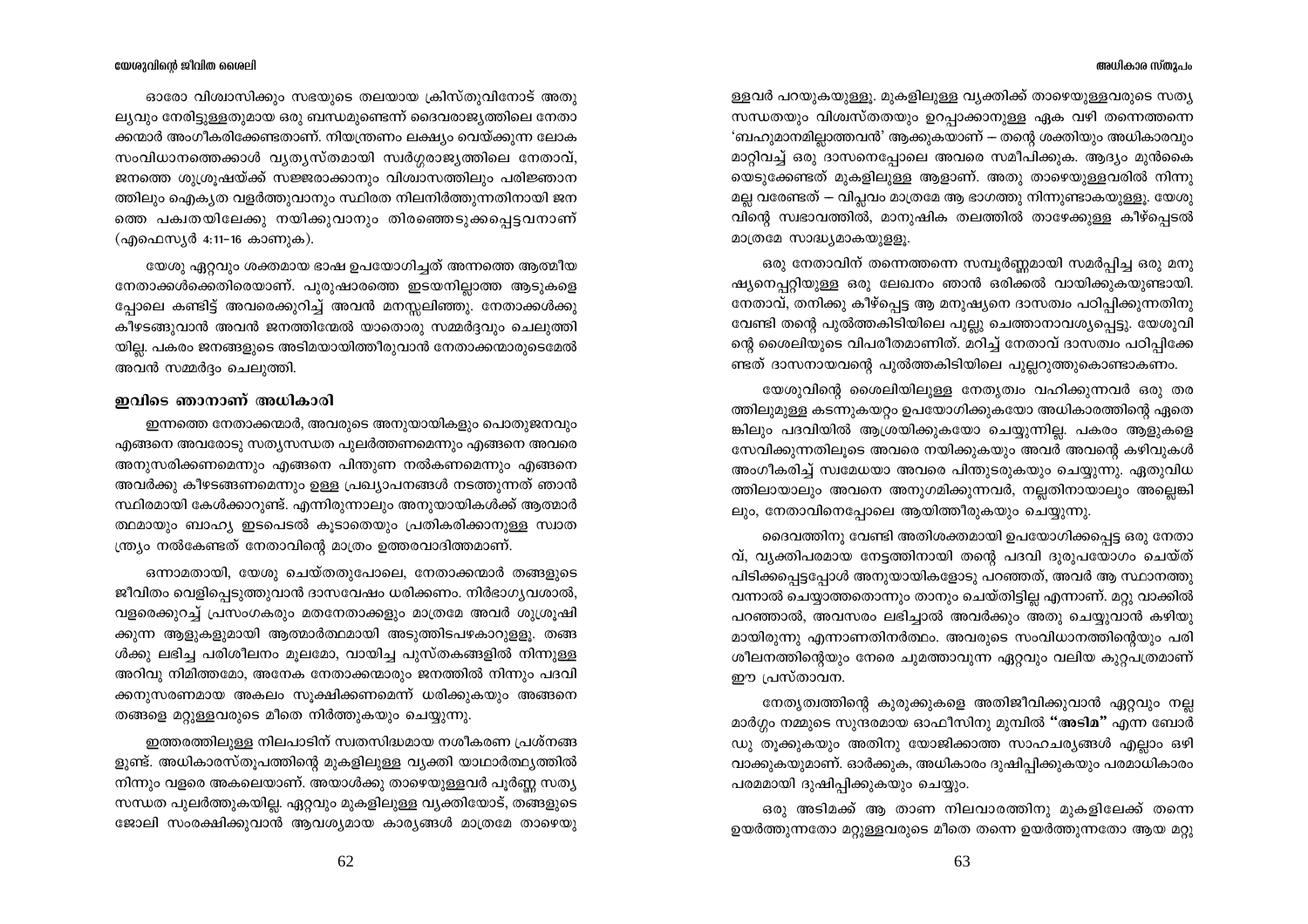ഓരോ വിശ്വാസിക്കും സഭയുടെ തലയായ ക്രിസ്തുവിനോട് അതുല്യവും നേരിട്ടുള്ളതുമായ ഒരു ബന്ധമുണ്ടെന്ന് ദൈവരാജ്യത്തിലെ നേതാക്കന്മാർ അംഗീകരിക്കേണ്ടതാണ്. നിയന്ത്രണം ലക്ഷ്യം വെയ്ക്കുന്ന ലോക സംവിധാനത്തെക്കാൾ വ്യത്യസ്തമായി സ്വർഗ്ഗരാജ്യത്തിലെ നേതാവ്, ജനത്തെ ശുശ്രൂഷയ്ക്ക് സജ്ജരാക്കാനും വിശ്വാസത്തിലും പരിജ്ഞാനത്തിലും ഐക്യത വളർത്തുവാനും സ്ഥിരത നിലനിർത്തുന്നതിനായി ജനത്തെ പക്വതയിലേക്കു നയിക്കുവാനും തിരഞ്ഞെടുക്കപ്പെട്ടവനാണ് (എഫെസ്യർ 4:11–16 കാണുക).

യേശു ഏറ്റവും ശക്തമായ ഭാഷ ഉപയോഗിച്ചത് അന്നത്തെ ആത്മീയ നേതാക്കൾക്കെതിരെയാണ്. പുരുഷാരത്തെ ഇടയനില്ലാത്ത ആടുകളെപ്പോലെ കണ്ടിട്ട് അവരെക്കുറിച്ച് അവൻ മനസ്സലിഞ്ഞു. നേതാക്കൾക്കു കീഴടങ്ങുവാൻ അവൻ ജനത്തിന്മേൽ യാതൊരു സമ്മർദ്ദവും ചെലുത്തിയില്ല. പകരം ജനങ്ങളുടെ അടിമയായിത്തീരുവാൻ നേതാക്കന്മാരുടെമേൽ അവൻ സമ്മർദ്ദം ചെലുത്തി.

## ഇവിടെ ഞാനാണ് അധികാരി

ഇന്നത്തെ നേതാക്കന്മാർ, അവരുടെ അനുയായികളും പൊതുജനവും എങ്ങനെ അവരോടു സത്യസന്ധത പുലർത്തണമെന്നും എങ്ങനെ അവരെ അനുസരിക്കണമെന്നും എങ്ങനെ പിന്തുണ നൽകണമെന്നും എങ്ങനെ അവർക്കു കീഴടങ്ങണമെന്നും ഉള്ള പ്രഖ്യാപനങ്ങൾ നടത്തുന്നത് ഞാൻ സ്ഥിരമായി കേൾക്കാറുണ്ട്. എന്നിരുന്നാലും അനുയായികൾക്ക് ആത്മാർത്ഥമായും ബാഹ്യ ഇടപെടൽ കൂടാതെയും പ്രതികരിക്കാനുള്ള സ്വാതന്ത്ര്യം നൽകേണ്ടത് നേതാവിന്റെ മാത്രം ഉത്തരവാദിത്തമാണ്.

ഒന്നാമതായി, യേശു ചെയ്തതുപോലെ, നേതാക്കന്മാർ തങ്ങളുടെ ജീവിതം വെളിപ്പെടുത്തുവാൻ ദാസവേഷം ധരിക്കണം. നിർഭാഗ്യവശാൽ, വളരെക്കുറച്ച് പ്രസംഗകരും മതനേതാക്കളും മാത്രമേ അവർ ശുശ്രൂഷിക്കുന്ന ആളുകളുമായി ആത്മാർത്ഥമായി അടുത്തിടപഴകാറുള്ളു. തങ്ങൾക്കു ലഭിച്ച പരിശീലനം മൂലമോ, വായിച്ച പുസ്തകങ്ങളിൽ നിന്നുള്ള അറിവു നിമിത്തമോ, അനേക നേതാക്കന്മാരും ജനത്തിൽ നിന്നും പദവിക്കനുസരണമായ അകലം സൂക്ഷിക്കണമെന്ന് ധരിക്കുകയും അങ്ങനെ തങ്ങളെ മറ്റുള്ളവരുടെ മീതെ നിർത്തുകയും ചെയ്യുന്നു.

ഇത്തരത്തിലുള്ള നിലപാടിന് സ്വതസിദ്ധമായ നശീകരണ പ്രശ്നങ്ങളുണ്ട്. അധികാരസ്തൂപത്തിന്റെ മുകളിലുള്ള വ്യക്തി യാഥാർത്ഥ്യത്തിൽ നിന്നും വളരെ അകലെയാണ്. അയാൾക്കു താഴെയുള്ളവർ പൂർണ്ണ സത്യസന്ധത പുലർത്തുകയില്ല. ഏറ്റവും മുകളിലുള്ള വ്യക്തിയോട്, തങ്ങളുടെ ജോലി സംരക്ഷിക്കുവാൻ ആവശ്യമായ കാര്യങ്ങൾ മാത്രമേ താഴെയുള്ളവർ പറയുകയുള്ളു. മുകളിലുള്ള വ്യക്തിക്ക് താഴെയുള്ളവരുടെ സത്യസന്ധതയും വിശ്വസ്തതയും ഉറപ്പാക്കാനുള്ള ഏക വഴി തന്നെത്തന്നെ 'ബഹുമാനമില്ലാത്തവൻ' ആക്കുകയാണ് – തന്റെ ശക്തിയും അധികാരവും മാറ്റിവച്ച് ഒരു ദാസനെപ്പോലെ അവരെ സമീപിക്കുക. ആദ്യം മുൻകൈയെടുക്കേണ്ടത് മുകളിലുള്ള ആളാണ്. അത് താഴെയുള്ളവരിൽ നിന്നു മല്ല വരേണ്ടത് – വിപ്ലവം മാത്രമേ ആ ഭാഗത്തു നിന്നുണ്ടാകയുള്ളൂ. യേശുവിന്റെ സ്വഭാവത്തിൽ, മാനുഷിക തലത്തിൽ താഴേക്കുള്ള കീഴ്പ്പെടൽ മാത്രമേ സാദ്ധ്യമാകയുള്ളൂ.

ഒരു നേതാവിന് തന്നെത്തന്നെ സമ്പൂർണ്ണമായി സമർപ്പിച്ച ഒരു മനുഷ്യനെപ്പറ്റിയുള്ള ഒരു ലേഖനം ഞാൻ ഒരിക്കൽ വായിക്കുകയുണ്ടായി. നേതാവ്, തനിക്കു കീഴ്പ്പെട്ട ആ മനുഷ്യനെ ദാസത്വം പഠിപ്പിക്കുന്നതിനു വേണ്ടി തന്റെ പുൽത്തകിടിയിലെ പുല്ലു ചെത്താനാവശ്യപ്പെട്ടു. യേശുവിന്റെ ശൈലിയുടെ വിപരീതമാണിത്. മറിച്ച് നേതാവ് ദാസത്വം പഠിപ്പിക്കേണ്ടത് ദാസനായവന്റെ പുൽത്തകിടിയിലെ പുല്ലറുത്തുകൊണ്ടാകണം.

യേശുവിന്റെ ശൈലിയിലുള്ള നേതൃത്വം വഹിക്കുന്നവർ ഒരു തരത്തിലുമുള്ള കടന്നുകയറ്റം ഉപയോഗിക്കുകയോ അധികാരത്തിന്റെ ഏതെങ്കിലും പദവിയിൽ ആശ്രയിക്കുകയോ ചെയ്യുന്നില്ല. പകരം ആളുകളെ സേവിക്കുന്നതിലൂടെ അവരെ നയിക്കുകയും അവർ അവന്റെ കഴിവുകൾ അംഗീകരിച്ച് സ്വമേധയാ അവരെ പിന്തുടരുകയും ചെയ്യുന്നു. ഏതുവിധത്തിലായാലും അവനെ അനുഗമിക്കുന്നവർ, നല്ലതിനായാലും അല്ലെങ്കിലും, നേതാവിനെപ്പോലെ ആയിത്തീരുകയും ചെയ്യുന്നു.

ദൈവത്തിനു വേണ്ടി അതിശക്തമായി ഉപയോഗിക്കപ്പെട്ട ഒരു നേതാവ്, വ്യക്തിപരമായ നേട്ടത്തിനായി തന്റെ പദവി ദുരുപയോഗം ചെയ്ത് പിടിക്കപ്പെട്ടപ്പോൾ അനുയായികളോടു പറഞ്ഞത്, അവർ ആ സ്ഥാനത്തു വന്നാൽ ചെയ്യാത്തതൊന്നും താനും ചെയ്തിട്ടില്ല എന്നാണ്. മറ്റു വാക്കിൽ പറഞ്ഞാൽ, അവസരം ലഭിച്ചാൽ അവർക്കും അതു ചെയ്യുവാൻ കഴിയുമായിരുന്നു എന്നാണതിനർത്ഥം. അവരുടെ സംവിധാനത്തിന്റെയും പരിശീലനത്തിന്റെയും നേരെ ചുമത്താവുന്ന ഏറ്റവും വലിയ കുറ്റപത്രമാണ് ഈ പ്രസ്താവന.

നേതൃത്വത്തിന്റെ കുരുക്കുകളെ അതിജീവിക്കുവാൻ ഏറ്റവും നല്ല മാർഗ്ഗം നമ്മുടെ സുന്ദരമായ ഓഫീസിനു മുമ്പിൽ **"അടിമ"** എന്ന ബോർഡു തൂക്കുകയും അതിനു യോജിക്കാത്ത സാഹചര്യങ്ങൾ എല്ലാം ഒഴിവാക്കുകയുമാണ്. ഓർക്കുക, അധികാരം ദുഷിപ്പിക്കുകയും പരമാധികാരം പരമമായി ദുഷിപ്പിക്കുകയും ചെയ്യും.

ഒരു അടിമക്ക് ആ താണ നിലവാരത്തിനു മുകളിലേക്ക് തന്നെ ഉയർത്തുന്നതോ മറ്റുള്ളവരുടെ മീതെ തന്നെ ഉയർത്തുന്നതോ ആയ മറ്റു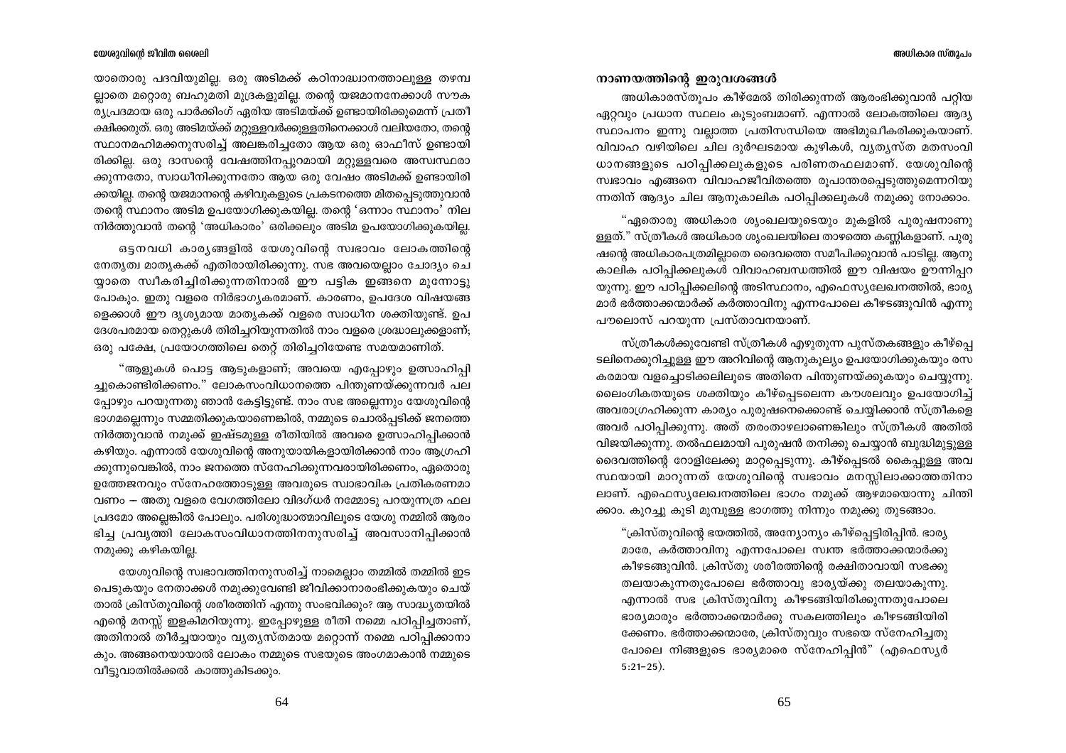യാതൊരു പദവിയുമില്ല. ഒരു അടിമക്ക് കഠിനാദ്ധ്വാനത്താലുള്ള തഴമ്പ ല്ലാതെ മറ്റൊരു ബഹുമതി മുദ്രകളുമില്ല. തന്റെ യജമാനനേക്കാൾ സൗക ര്യപ്രദമായ ഒരു പാർക്കിംഗ് ഏരിയ അടിമയ്ക്ക് ഉണ്ടായിരിക്കുമെന്ന് പ്രതീ ക്ഷിക്കരുത്. ഒരു അടിമയ്ക്ക് മറ്റുള്ളവർക്കുള്ളതിനെക്കാൾ വലിയതോ, തന്റെ സ്ഥാനമഹിമക്കനുസരിച്ച് അലങ്കരിച്ചതോ ആയ ഒരു ഓഫീസ് ഉണ്ടായി രിക്കില്ല. ഒരു ദാസന്റെ വേഷത്തിനപ്പുറമായി മറ്റുള്ളവരെ അസ്വസ്ഥരാ ക്കുന്നതോ, സ്വാധീനിക്കുന്നതോ ആയ ഒരു വേഷം അടിമക്ക് ഉണ്ടായിരി ക്കയില്ല. തന്റെ യജമാനന്റെ കഴിവുകളുടെ പ്രകടനത്തെ മിതപ്പെടുത്തുവാൻ തന്റെ സ്ഥാനം അടിമ ഉപയോഗിക്കുകയില്ല. തന്റെ 'ഒന്നാം സ്ഥാനം' നില നിർത്തുവാൻ തന്റെ 'അധികാരം' ഒരിക്കലും അടിമ ഉപയോഗിക്കുകയില്ല.

ഒട്ടനവധി കാര്യങ്ങളിൽ യേശുവിന്റെ സ്വഭാവം ലോകത്തിന്റെ നേതൃത്വ മാതൃകക്ക് എതിരായിരിക്കുന്നു. സഭ അവയെല്ലാം ചോദ്യം ചെ യ്യാതെ സ്വീകരിച്ചിരിക്കുന്നതിനാൽ ഈ പട്ടിക ഇങ്ങനെ മുന്നോട്ടു പോകും. ഇതു വളരെ നിർഭാഗ്യകരമാണ്. കാരണം, ഉപദേശ വിഷയങ്ങ ളെക്കാൾ ഈ ദൃശ്യമായ മാതൃകക്ക് വളരെ സ്വാധീന ശക്തിയുണ്ട്. ഉപ ദേശപരമായ തെറ്റുകൾ തിരിച്ചറിയുന്നതിൽ നാം വളരെ ശ്രദ്ധാലുക്കളാണ്; ഒരു പക്ഷേ, പ്രയോഗത്തിലെ തെറ്റ് തിരിച്ചറിയേണ്ട സമയമാണിത്.

"ആളുകൾ പൊട്ട ആടുകളാണ്; അവയെ എപ്പോഴും ഉത്സാഹിപ്പി ച്ചുകൊണ്ടിരിക്കണം." ലോകസംവിധാനത്തെ പിന്തുണയ്ക്കുന്നവർ പല പ്പോഴും പറയുന്നതു ഞാൻ കേട്ടിട്ടുണ്ട്. നാം സഭ അല്ലെന്നും യേശുവിന്റെ ഭാഗമല്ലെന്നും സമ്മതിക്കുകയാണെങ്കിൽ, നമ്മുടെ ചൊൽപ്പടിക്ക് ജനത്തെ നിർത്തുവാൻ നമുക്ക് ഇഷ്ടമുള്ള രീതിയിൽ അവരെ ഉത്സാഹിപ്പിക്കാൻ കഴിയും. എന്നാൽ യേശുവിന്റെ അനുയായികളായിരിക്കാൻ നാം ആഗ്രഹി ക്കുന്നുവെങ്കിൽ, നാം ജനത്തെ സ്നേഹിക്കുന്നവരായിരിക്കണം, ഏതൊരു ഉത്തേജനവും സ്നേഹത്തോടുള്ള അവരുടെ സ്വാഭാവിക പ്രതികരണമാ വണം – അതു വളരെ വേഗത്തിലോ വിദഗ്ധർ നമ്മോടു പറയുന്നത്ര ഫല പ്രദമോ അല്ലെങ്കിൽ പോലും. പരിശുദ്ധാത്മാവിലൂടെ യേശു നമ്മിൽ ആരം ഭിച്ച പ്രവൃത്തി ലോകസംവിധാനത്തിനനുസരിച്ച് അവസാനിപ്പിക്കാൻ നമുക്കു കഴികയില്ല.

യേശുവിന്റെ സ്വഭാവത്തിനനുസരിച്ച് നാമെല്ലാം തമ്മിൽ തമ്മിൽ ഇട പെടുകയും നേതാക്കൾ നമുക്കുവേണ്ടി ജീവിക്കാനാരംഭിക്കുകയും ചെയ് താൽ ക്രിസ്തുവിന്റെ ശരീരത്തിന് എന്തു സംഭവിക്കും? ആ സാദ്ധ്യതയിൽ എന്റെ മനസ്സ് ഇളകിമറിയുന്നു. ഇപ്പോഴുള്ള രീതി നമ്മെ പഠിപ്പിച്ചതാണ്, അതിനാൽ തീർച്ചയായും വ്യത്യസ്തമായ മറ്റൊന്ന് നമ്മെ പഠിപ്പിക്കാനാ കും. അങ്ങനെയായാൽ ലോകം നമ്മുടെ സഭയുടെ അംഗമാകാൻ നമ്മുടെ വീട്ടുവാതിൽക്കൽ കാത്തുകിടക്കും.

### നാണയത്തിന്റെ ഇരുവശങ്ങൾ

അധികാരസ്തൂപം കീഴ്മേൽ തിരിക്കുന്നത് ആരംഭിക്കുവാൻ പറ്റിയ ഏറ്റവും പ്രധാന സ്ഥലം കുടുംബമാണ്. എന്നാൽ ലോകത്തിലെ ആദ്യ സ്ഥാപനം ഇന്നു വല്ലാത്ത പ്രതിസന്ധിയെ അഭിമുഖീകരിക്കുകയാണ്. വിവാഹ വഴിയിലെ ചില ദുർഘടമായ കുഴികൾ, വ്യത്യസ്ത മതസംവി ധാനങ്ങളുടെ പഠിപ്പിക്കലുകളുടെ പരിണതഫലമാണ്. യേശുവിന്റെ സ്വഭാവം എങ്ങനെ വിവാഹജീവിതത്തെ രൂപാന്തരപ്പെടുത്തുമെന്നറിയു ന്നതിന് ആദ്യം ചില ആനുകാലിക പഠിപ്പിക്കലുകൾ നമുക്കു നോക്കാം.

"ഏതൊരു അധികാര ശൃംഖലയുടെയും മുകളിൽ പുരുഷനാണു ള്ളത്." സ്ത്രീകൾ അധികാര ശൃംഖലയിലെ താഴത്തെ കണ്ണികളാണ്. പുരു ഷന്റെ അധികാരപത്രമില്ലാതെ ദൈവത്തെ സമീപിക്കുവാൻ പാടില്ല. ആനു കാലിക പഠിപ്പിക്കലുകൾ വിവാഹബന്ധത്തിൽ ഈ വിഷയം ഊന്നിപ്പറ യുന്നു. ഈ പഠിപ്പിക്കലിന്റെ അടിസ്ഥാനം, എഫെസ്യലേഖനത്തിൽ, ഭാര്യ മാർ ഭർത്താക്കന്മാർക്ക് കർത്താവിനു എന്നപോലെ കീഴടങ്ങുവിൻ എന്നു പൗലൊസ് പറയുന്ന പ്രസ്താവനയാണ്.

സ്ത്രീകൾക്കുവേണ്ടി സ്ത്രീകൾ എഴുതുന്ന പുസ്തകങ്ങളും കീഴ്പ്പെ ടലിനെക്കുറിച്ചുള്ള ഈ അറിവിന്റെ ആനുകൂല്യം ഉപയോഗിക്കുകയും രസ കരമായ വളച്ചൊടിക്കലിലൂടെ അതിനെ പിന്തുണയ്ക്കുകയും ചെയ്യുന്നു. ലൈംഗികതയുടെ ശക്തിയും കീഴ്പ്പെടലെന്ന കൗശലവും ഉപയോഗിച്ച് അവരാഗ്രഹിക്കുന്ന കാര്യം പുരുഷനെക്കൊണ്ട് ചെയ്യിക്കാൻ സ്ത്രീകളെ അവർ പഠിപ്പിക്കുന്നു. അത് തരംതാഴലാണെങ്കിലും സ്ത്രീകൾ അതിൽ വിജയിക്കുന്നു. തൽഫലമായി പുരുഷൻ തനിക്കു ചെയ്യാൻ ബുദ്ധിമുട്ടുള്ള ദൈവത്തിന്റെ റോളിലേക്കു മാറ്റപ്പെടുന്നു. കീഴ്പ്പെടൽ കൈപ്പുള്ള അവ സ്ഥയായി മാറുന്നത് യേശുവിന്റെ സ്വഭാവം മനസ്സിലാക്കാത്തതിനാ ലാണ്. എഫെസ്യലേഖനത്തിലെ ഭാഗം നമുക്ക് ആഴമായൊന്നു ചിന്തി ക്കാം. കുറച്ചു കൂടി മുമ്പുള്ള ഭാഗത്തു നിന്നും നമുക്കു തുടങ്ങാം.

> "ക്രിസ്തുവിന്റെ ഭയത്തിൽ, അന്യോന്യം കീഴ്പ്പെട്ടിരിപ്പിൻ. ഭാര്യ മാരേ, കർത്താവിനു എന്നപോലെ സ്വന്ത ഭർത്താക്കന്മാർക്കു കീഴടങ്ങുവിൻ. ക്രിസ്തു ശരീരത്തിന്റെ രക്ഷിതാവായി സഭക്കു തലയാകുന്നതുപോലെ ഭർത്താവു ഭാര്യയ്ക്കു തലയാകുന്നു. എന്നാൽ സഭ ക്രിസ്തുവിനു കീഴടങ്ങിയിരിക്കുന്നതുപോലെ ഭാര്യമാരും ഭർത്താക്കന്മാർക്കു സകലത്തിലും കീഴടങ്ങിയിരി ക്കേണം. ഭർത്താക്കന്മാരേ, ക്രിസ്തുവും സഭയെ സ്നേഹിച്ചതു പോലെ നിങ്ങളുടെ ഭാര്യമാരെ സ്നേഹിപ്പിൻ" (എഫെസ്യർ 5:21–25).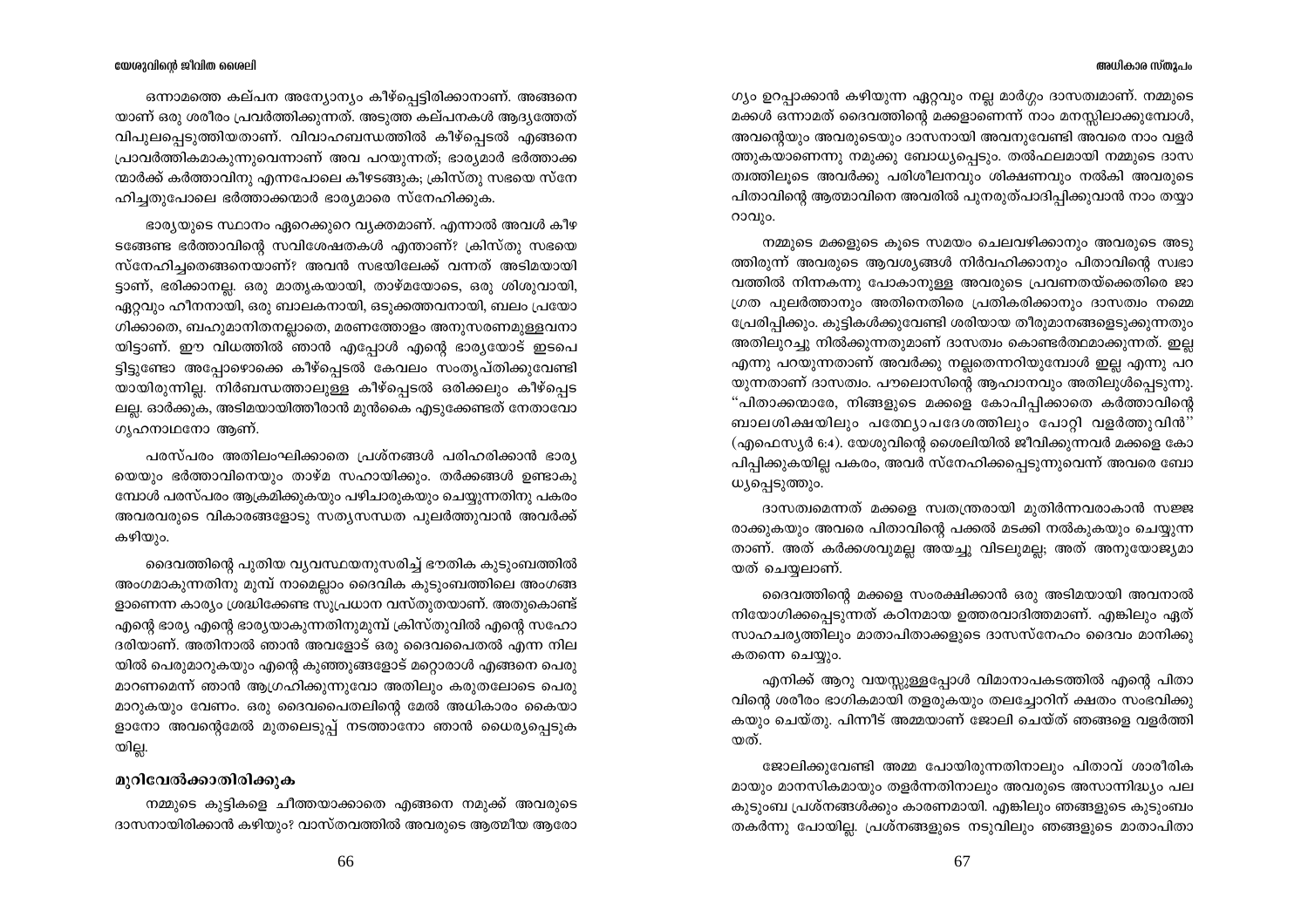ഒന്നാമത്തെ കല്പന അന്യോന്യം കീഴ്പ്പെട്ടിരിക്കാനാണ്. അങ്ങനെയാണ് ഒരു ശരീരം പ്രവർത്തിക്കുന്നത്. അടുത്ത കല്പനകൾ ആദ്യത്തേത് വിപുലപ്പെടുത്തിയതാണ്. വിവാഹബന്ധത്തിൽ കീഴ്പ്പെടൽ എങ്ങനെ പ്രാവർത്തികമാകുന്നുവെന്നാണ് അവ പറയുന്നത്; ഭാര്യമാർ ഭർത്താക്കന്മാർക്ക് കർത്താവിനു എന്നപോലെ കീഴടങ്ങുക; ക്രിസ്തു സഭയെ സ്നേഹിച്ചതുപോലെ ഭർത്താക്കന്മാർ ഭാര്യമാരെ സ്നേഹിക്കുക.

ഭാര്യയുടെ സ്ഥാനം ഏറെക്കുറെ വ്യക്തമാണ്. എന്നാൽ അവൾ കീഴടങ്ങേണ്ട ഭർത്താവിന്റെ സവിശേഷതകൾ എന്താണ്? ക്രിസ്തു സഭയെ സ്നേഹിച്ചതെങ്ങനെയാണ്? അവൻ സഭയിലേക്ക് വന്നത് അടിമയായിട്ടാണ്, ഭരിക്കാനല്ല. ഒരു മാതൃകയായി, താഴ്മയോടെ, ഒരു ശിശുവായി, ഏറ്റവും ഹീനനായി, ഒരു ബാലകനായി, ഒടുക്കത്തവനായി, ബലം പ്രയോഗിക്കാതെ, ബഹുമാനിതനല്ലാതെ, മരണത്തോളം അനുസരണമുള്ളവനായിട്ടാണ്. ഈ വിധത്തിൽ ഞാൻ എപ്പോൾ എന്റെ ഭാര്യയോട് ഇടപെട്ടിട്ടുണ്ടോ അപ്പോഴൊക്കെ കീഴ്പ്പെടൽ കേവലം സംതൃപ്തിക്കുവേണ്ടിയായിരുന്നില്ല. നിർബന്ധത്താലുള്ള കീഴ്പ്പെടൽ ഒരിക്കലും കീഴ്പ്പെടലല്ല. ഓർക്കുക, അടിമയായിത്തീരാൻ മുൻകൈ എടുക്കേണ്ടത് നേതാവോ ഗൃഹനാഥനോ ആണ്.

പരസ്പരം അതിലംഘിക്കാതെ പ്രശ്നങ്ങൾ പരിഹരിക്കാൻ ഭാര്യയെയും ഭർത്താവിനെയും താഴ്മ സഹായിക്കും. തർക്കങ്ങൾ ഉണ്ടാകുമ്പോൾ പരസ്പരം ആക്രമിക്കുകയും പഴിചാരുകയും ചെയ്യുന്നതിനു പകരം അവരവരുടെ വികാരങ്ങളോടു സത്യസന്ധത പുലർത്തുവാൻ അവർക്ക് കഴിയും.

ദൈവത്തിന്റെ പുതിയ വ്യവസ്ഥയനുസരിച്ച് ഭൗതിക കുടുംബത്തിൽ അംഗമാകുന്നതിനു മുമ്പ് നാമെല്ലാം ദൈവിക കുടുംബത്തിലെ അംഗങ്ങളാണെന്ന കാര്യം ശ്രദ്ധിക്കേണ്ട സുപ്രധാന വസ്തുതയാണ്. അതുകൊണ്ട് എന്റെ ഭാര്യ എന്റെ ഭാര്യയാകുന്നതിനുമുമ്പ് ക്രിസ്തുവിൽ എന്റെ സഹോദരിയാണ്. അതിനാൽ ഞാൻ അവളോട് ഒരു ദൈവപൈതൽ എന്ന നിലയിൽ പെരുമാറുകയും എന്റെ കുഞ്ഞുങ്ങളോട് മറ്റൊരാൾ എങ്ങനെ പെരുമാറണമെന്ന് ഞാൻ ആഗ്രഹിക്കുന്നുവോ അതിലും കരുതലോടെ പെരുമാറുകയും വേണം. ഒരു ദൈവപൈതലിന്റെ മേൽ അധികാരം കൈയാളാനോ അവന്റെമേൽ മുതലെടുപ്പ് നടത്താനോ ഞാൻ ധൈര്യപ്പെടുകയില്ല.

### മുറിവേൽക്കാതിരിക്കുക

നമ്മുടെ കുട്ടികളെ ചീത്തയാക്കാതെ എങ്ങനെ നമുക്ക് അവരുടെ ദാസനായിരിക്കാൻ കഴിയും? വാസ്തവത്തിൽ അവരുടെ ആത്മീയ ആരോഗ്യം ഉറപ്പാക്കാൻ കഴിയുന്ന ഏറ്റവും നല്ല മാർഗ്ഗം ദാസത്വമാണ്. നമ്മുടെ മക്കൾ ഒന്നാമത് ദൈവത്തിന്റെ മക്കളാണെന്ന് നാം മനസ്സിലാക്കുമ്പോൾ, അവന്റെയും അവരുടെയും ദാസനായി അവനുവേണ്ടി അവരെ നാം വളർത്തുകയാണെന്നു നമുക്കു ബോധ്യപ്പെടും. തൽഫലമായി നമ്മുടെ ദാസത്വത്തിലൂടെ അവർക്കു പരിശീലനവും ശിക്ഷണവും നൽകി അവരുടെ പിതാവിന്റെ ആത്മാവിനെ അവരിൽ പുനരുത്പാദിപ്പിക്കുവാൻ നാം തയ്യാറാവും.

നമ്മുടെ മക്കളുടെ കൂടെ സമയം ചെലവഴിക്കാനും അവരുടെ അടുത്തിരുന്ന് അവരുടെ ആവശ്യങ്ങൾ നിർവഹിക്കാനും പിതാവിന്റെ സ്വഭാവത്തിൽ നിന്നകന്നു പോകാനുള്ള അവരുടെ പ്രവണതയ്ക്കെതിരെ ജാഗ്രത പുലർത്താനും അതിനെതിരെ പ്രതികരിക്കാനും ദാസത്വം നമ്മെ പ്രേരിപ്പിക്കും. കുട്ടികൾക്കുവേണ്ടി ശരിയായ തീരുമാനങ്ങളെടുക്കുന്നതും അതിലുറച്ചു നിൽക്കുന്നതുമാണ് ദാസത്വം കൊണ്ടർത്ഥമാക്കുന്നത്. ഇല്ല എന്നു പറയുന്നതാണ് അവർക്കു നല്ലതെന്നറിയുമ്പോൾ ഇല്ല എന്നു പറയുന്നതാണ് ദാസത്വം. പൗലൊസിന്റെ ആഹ്വാനവും അതിലുൾപ്പെടുന്നു. "പിതാക്കന്മാരേ, നിങ്ങളുടെ മക്കളെ കോപിപ്പിക്കാതെ കർത്താവിന്റെ ബാലശിക്ഷയിലും പത്ഥ്യോപദേശത്തിലും പോറ്റി വളർത്തുവിൻ" (എഫെസ്യർ 6:4). യേശുവിന്റെ ശൈലിയിൽ ജീവിക്കുന്നവർ മക്കളെ കോപിപ്പിക്കുകയില്ല പകരം, അവർ സ്നേഹിക്കപ്പെടുന്നുവെന്ന് അവരെ ബോധ്യപ്പെടുത്തും.

ദാസത്വമെന്നത് മക്കളെ സ്വതന്ത്രരായി മുതിർന്നവരാകാൻ സജ്ജരാക്കുകയും അവരെ പിതാവിന്റെ പക്കൽ മടക്കി നൽകുകയും ചെയ്യുന്നതാണ്. അത് കർക്കശവുമല്ല അയച്ചു വിടലുമല്ല; അത് അനുയോജ്യമായത് ചെയ്യലാണ്.

ദൈവത്തിന്റെ മക്കളെ സംരക്ഷിക്കാൻ ഒരു അടിമയായി അവനാൽ നിയോഗിക്കപ്പെടുന്നത് കഠിനമായ ഉത്തരവാദിത്തമാണ്. എങ്കിലും ഏത് സാഹചര്യത്തിലും മാതാപിതാക്കളുടെ ദാസസ്നേഹം ദൈവം മാനിക്കുകതന്നെ ചെയ്യും.

എനിക്ക് ആറു വയസ്സുള്ളപ്പോൾ വിമാനാപകടത്തിൽ എന്റെ പിതാവിന്റെ ശരീരം ഭാഗികമായി തളരുകയും തലച്ചോറിന് ക്ഷതം സംഭവിക്കുകയും ചെയ്തു. പിന്നീട് അമ്മയാണ് ജോലി ചെയ്ത് ഞങ്ങളെ വളർത്തിയത്.

ജോലിക്കുവേണ്ടി അമ്മ പോയിരുന്നതിനാലും പിതാവ് ശാരീരികമായും മാനസികമായും തളർന്നതിനാലും അവരുടെ അസാന്നിദ്ധ്യം പല കുടുംബ പ്രശ്നങ്ങൾക്കും കാരണമായി. എങ്കിലും ഞങ്ങളുടെ കുടുംബം തകർന്നു പോയില്ല. പ്രശ്നങ്ങളുടെ നടുവിലും ഞങ്ങളുടെ മാതാപിതാ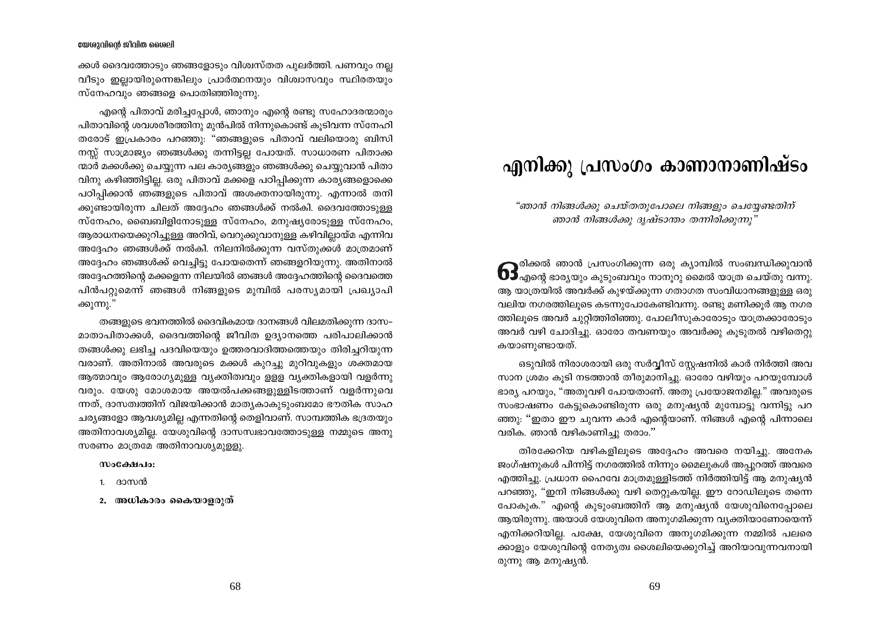ക്കൾ ദൈവത്തോടും ഞങ്ങളോടും വിശ്വസ്തത പുലർത്തി. പണവും നല്ല വീടും ഇല്ലായിരുന്നെങ്കിലും പ്രാർത്ഥനയും വിശ്വാസവും സ്ഥിരതയും സ്നേഹവും ഞങ്ങളെ പൊതിഞ്ഞിരുന്നു.

എന്റെ പിതാവ് മരിച്ചപ്പോൾ, ഞാനും എന്റെ രണ്ടു സഹോദരന്മാരും പിതാവിന്റെ ശവശരീരത്തിനു മുൻപിൽ നിന്നുകൊണ്ട് കൂടിവന്ന സ്നേഹിതരോട് ഇപ്രകാരം പറഞ്ഞു: "ഞങ്ങളുടെ പിതാവ് വലിയൊരു ബിസിനസ്സ് സാമ്രാജ്യം ഞങ്ങൾക്കു തന്നിട്ടല്ല പോയത്. സാധാരണ പിതാക്കന്മാർ മക്കൾക്കു ചെയ്യുന്ന പല കാര്യങ്ങളും ഞങ്ങൾക്കു ചെയ്യുവാൻ പിതാവിനു കഴിഞ്ഞിട്ടില്ല. ഒരു പിതാവ് മക്കളെ പഠിപ്പിക്കുന്ന കാര്യങ്ങളൊക്കെ പഠിപ്പിക്കാൻ ഞങ്ങളുടെ പിതാവ് അശക്തനായിരുന്നു. എന്നാൽ തനിക്കുണ്ടായിരുന്ന ചിലത് അദ്ദേഹം ഞങ്ങൾക്ക് നൽകി. ദൈവത്തോടുള്ള സ്നേഹം, ബൈബിളിനോടുള്ള സ്നേഹം, മനുഷ്യരോടുള്ള സ്നേഹം, ആരാധനയെക്കുറിച്ചുള്ള അറിവ്, വെറുക്കുവാനുള്ള കഴിവില്ലായ്മ എന്നിവ അദ്ദേഹം ഞങ്ങൾക്ക് നൽകി. നിലനിൽക്കുന്ന വസ്തുക്കൾ മാത്രമാണ് അദ്ദേഹം ഞങ്ങൾക്ക് വെച്ചിട്ടു പോയതെന്ന് ഞങ്ങളറിയുന്നു. അതിനാൽ അദ്ദേഹത്തിന്റെ മക്കളെന്ന നിലയിൽ ഞങ്ങൾ അദ്ദേഹത്തിന്റെ ദൈവത്തെ പിൻപറ്റുമെന്ന് ഞങ്ങൾ നിങ്ങളുടെ മുമ്പിൽ പരസ്യമായി പ്രഖ്യാപിക്കുന്നു."

തങ്ങളുടെ ഭവനത്തിൽ ദൈവികമായ ദാനങ്ങൾ വിലമതിക്കുന്ന ദാസ-മാതാപിതാക്കൾ, ദൈവത്തിന്റെ ജീവിത ഉദ്യാനത്തെ പരിപാലിക്കാൻ തങ്ങൾക്കു ലഭിച്ച പദവിയെയും ഉത്തരവാദിത്തത്തെയും തിരിച്ചറിയുന്നവരാണ്. അതിനാൽ അവരുടെ മക്കൾ കുറച്ചു മുറിവുകളും ശക്തമായ ആത്മാവും ആരോഗ്യമുള്ള വ്യക്തിത്വവും ഉള്ള വ്യക്തികളായി വളർന്നു വരും. യേശു മോശമായ അയൽപക്കങ്ങളുള്ളിടത്താണ് വളർന്നുവെന്നത്, ദാസത്വത്തിന് വിജയിക്കാൻ മാതൃകാകുടുംബമോ ഭൗതിക സാഹചര്യങ്ങളോ ആവശ്യമില്ല എന്നതിന്റെ തെളിവാണ്. സാമ്പത്തിക ഭദ്രതയും അതിനാവശ്യമില്ല. യേശുവിന്റെ ദാസസ്വഭാവത്തോടുള്ള നമ്മുടെ അനുസരണം മാത്രമേ അതിനാവശ്യമുള്ളു.

**സംക്ഷേപം:**

1. ദാസൻ
2. **അധികാരം കൈയാളരുത്**

# എനിക്കു പ്രസംഗം കാണാനാണിഷ്ടം

*"ഞാൻ നിങ്ങൾക്കു ചെയ്തതുപോലെ നിങ്ങളും ചെയ്യേണ്ടതിന് ഞാൻ നിങ്ങൾക്കു ദൃഷ്ടാന്തം തന്നിരിക്കുന്നു"*

ഒരിക്കൽ ഞാൻ പ്രസംഗിക്കുന്ന ഒരു ക്യാമ്പിൽ സംബന്ധിക്കുവാൻ എന്റെ ഭാര്യയും കുടുംബവും നാനൂറു മൈൽ യാത്ര ചെയ്തു വന്നു. ആ യാത്രയിൽ അവർക്ക് കുഴയ്ക്കുന്ന ഗതാഗത സംവിധാനങ്ങളുള്ള ഒരു വലിയ നഗരത്തിലൂടെ കടന്നുപോകേണ്ടിവന്നു. രണ്ടു മണിക്കൂർ ആ നഗരത്തിലൂടെ അവർ ചുറ്റിത്തിരിഞ്ഞു. പോലീസുകാരോടും യാത്രക്കാരോടും അവർ വഴി ചോദിച്ചു. ഓരോ തവണയും അവർക്കു കൂടുതൽ വഴിതെറ്റുകയാണുണ്ടായത്.

ഒടുവിൽ നിരാശരായി ഒരു സർവ്വീസ് സ്റ്റേഷനിൽ കാർ നിർത്തി അവസാന ശ്രമം കൂടി നടത്താൻ തീരുമാനിച്ചു. ഓരോ വഴിയും പറയുമ്പോൾ ഭാര്യ പറയും, "അതുവഴി പോയതാണ്. അതു പ്രയോജനമില്ല." അവരുടെ സംഭാഷണം കേട്ടുകൊണ്ടിരുന്ന ഒരു മനുഷ്യൻ മുമ്പോട്ടു വന്നിട്ടു പറഞ്ഞു: "ഇതാ ഈ ചുവന്ന കാർ എന്റെയാണ്. നിങ്ങൾ എന്റെ പിന്നാലെ വരിക. ഞാൻ വഴികാണിച്ചു തരാം."

തിരക്കേറിയ വഴികളിലൂടെ അദ്ദേഹം അവരെ നയിച്ചു. അനേക ജംഗ്ഷനുകൾ പിന്നിട്ട് നഗരത്തിൽ നിന്നും മൈലുകൾ അപ്പുറത്ത് അവരെ എത്തിച്ചു. പ്രധാന ഹൈവേ മാത്രമുള്ളിടത്ത് നിർത്തിയിട്ട് ആ മനുഷ്യൻ പറഞ്ഞു, "ഇനി നിങ്ങൾക്കു വഴി തെറ്റുകയില്ല. ഈ റോഡിലൂടെ തന്നെ പോകുക." എന്റെ കുടുംബത്തിന് ആ മനുഷ്യൻ യേശുവിനെപ്പോലെ ആയിരുന്നു. അയാൾ യേശുവിനെ അനുഗമിക്കുന്ന വ്യക്തിയാണോയെന്ന് എനിക്കറിയില്ല. പക്ഷേ, യേശുവിനെ അനുഗമിക്കുന്ന നമ്മിൽ പലരെക്കാളും യേശുവിന്റെ നേതൃത്വ ശൈലിയെക്കുറിച്ച് അറിയാവുന്നവനായിരുന്നു ആ മനുഷ്യൻ.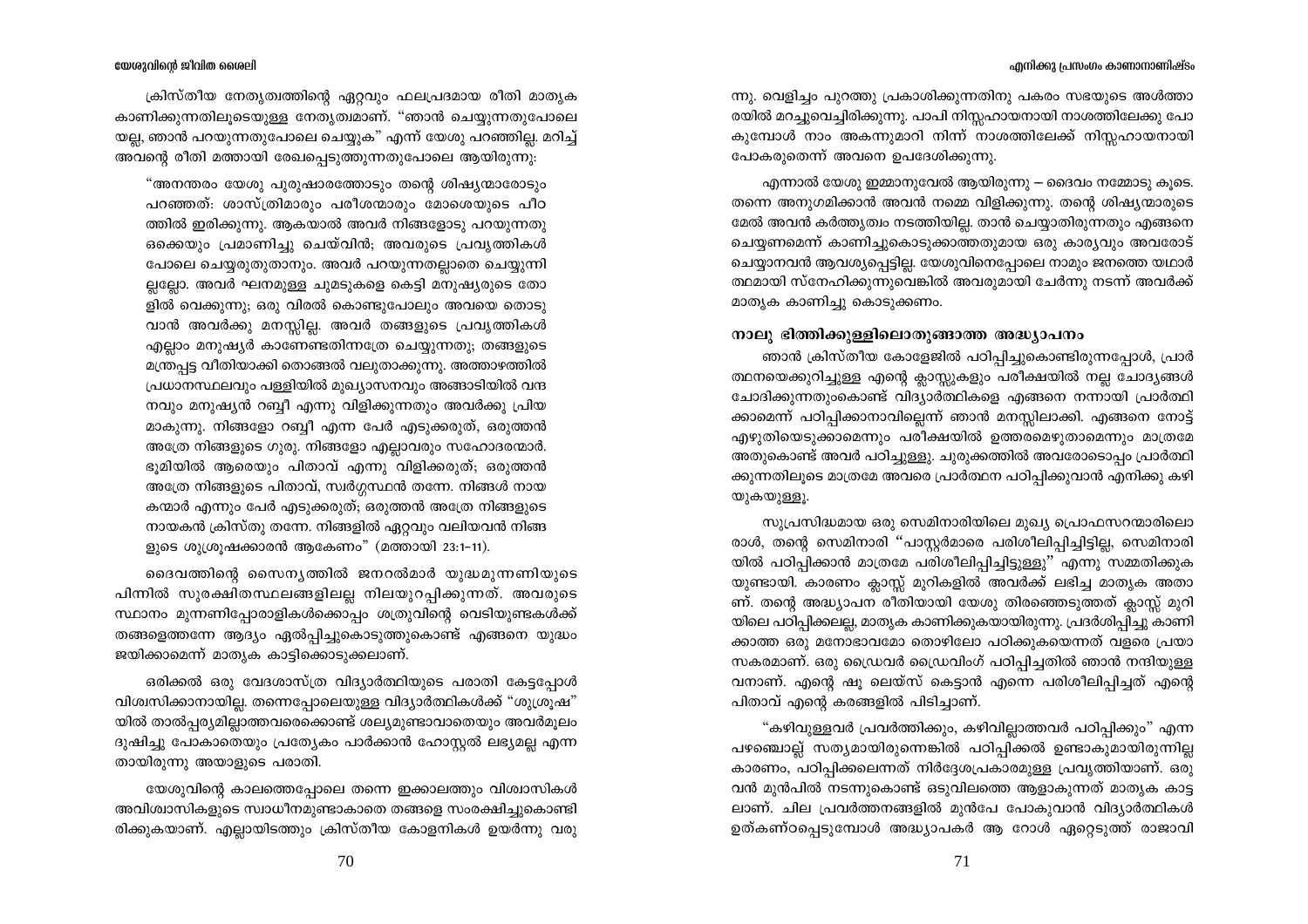ക്രിസ്തീയ നേതൃത്വത്തിന്റെ ഏറ്റവും ഫലപ്രദമായ രീതി മാതൃക കാണിക്കുന്നതിലൂടെയുള്ള നേതൃത്വമാണ്. "ഞാൻ ചെയ്യുന്നതുപോലെയല്ല, ഞാൻ പറയുന്നതുപോലെ ചെയ്യുക" എന്ന് യേശു പറഞ്ഞില്ല. മറിച്ച് അവന്റെ രീതി മത്തായി രേഖപ്പെടുത്തുന്നതുപോലെ ആയിരുന്നു:

"അനന്തരം യേശു പുരുഷാരത്തോടും തന്റെ ശിഷ്യന്മാരോടും പറഞ്ഞത്: ശാസ്ത്രിമാരും പരീശന്മാരും മോശെയുടെ പീഠത്തിൽ ഇരിക്കുന്നു. ആകയാൽ അവർ നിങ്ങളോടു പറയുന്നതു ഒക്കെയും പ്രമാണിച്ചു ചെയ്‌വിൻ; അവരുടെ പ്രവൃത്തികൾ പോലെ ചെയ്യരുതുതാനും. അവർ പറയുന്നതല്ലാതെ ചെയ്യുന്നില്ലല്ലോ. അവർ ഘനമുള്ള ചുമടുകളെ കെട്ടി മനുഷ്യരുടെ തോളിൽ വെക്കുന്നു; ഒരു വിരൽ കൊണ്ടുപോലും അവയെ തൊടുവാൻ അവർക്കു മനസ്സില്ല. അവർ തങ്ങളുടെ പ്രവൃത്തികൾ എല്ലാം മനുഷ്യർ കാണേണ്ടതിനത്രേ ചെയ്യുന്നതു; തങ്ങളുടെ മന്ത്രപ്പട്ട വീതിയാക്കി തൊങ്ങൽ വലുതാക്കുന്നു. അത്താഴത്തിൽ പ്രധാനസ്ഥലവും പള്ളിയിൽ മുഖ്യാസനവും അങ്ങാടിയിൽ വന്ദനവും മനുഷ്യൻ റബ്ബീ എന്നു വിളിക്കുന്നതും അവർക്കു പ്രിയമാകുന്നു. നിങ്ങളോ റബ്ബീ എന്ന പേർ എടുക്കരുത്, ഒരുത്തൻ അത്രേ നിങ്ങളുടെ ഗുരു. നിങ്ങളോ എല്ലാവരും സഹോദരന്മാർ. ഭൂമിയിൽ ആരെയും പിതാവ് എന്നു വിളിക്കരുത്; ഒരുത്തൻ അത്രേ നിങ്ങളുടെ പിതാവ്, സ്വർഗ്ഗസ്ഥൻ തന്നേ. നിങ്ങൾ നായകന്മാർ എന്നും പേർ എടുക്കരുത്; ഒരുത്തൻ അത്രേ നിങ്ങളുടെ നായകൻ ക്രിസ്തു തന്നേ. നിങ്ങളിൽ ഏറ്റവും വലിയവൻ നിങ്ങളുടെ ശുശ്രൂഷക്കാരൻ ആകേണം" (മത്തായി 23:1-11).

ദൈവത്തിന്റെ സൈന്യത്തിൽ ജനറൽമാർ യുദ്ധമുന്നണിയുടെ പിന്നിൽ സുരക്ഷിതസ്ഥലങ്ങളിലല്ല നിലയുറപ്പിക്കുന്നത്. അവരുടെ സ്ഥാനം മുന്നണിപ്പോരാളികൾക്കൊപ്പം ശത്രുവിന്റെ വെടിയുണ്ടകൾക്ക് തങ്ങളെത്തന്നേ ആദ്യം ഏൽപ്പിച്ചുകൊടുത്തുകൊണ്ട് എങ്ങനെ യുദ്ധം ജയിക്കാമെന്ന് മാതൃക കാട്ടിക്കൊടുക്കലാണ്.

ഒരിക്കൽ ഒരു വേദശാസ്ത്ര വിദ്യാർത്ഥിയുടെ പരാതി കേട്ടപ്പോൾ വിശ്വസിക്കാനായില്ല. തന്നെപ്പോലെയുള്ള വിദ്യാർത്ഥികൾക്ക് "ശുശ്രൂഷ" യിൽ താൽപ്പര്യമില്ലാത്തവരെക്കൊണ്ട് ശല്യമുണ്ടാവാതെയും അവർമൂലം ദുഷിച്ചു പോകാതെയും പ്രത്യേകം പാർക്കാൻ ഹോസ്റ്റൽ ലഭ്യമല്ല എന്നതായിരുന്നു അയാളുടെ പരാതി.

യേശുവിന്റെ കാലത്തെപ്പോലെ തന്നെ ഇക്കാലത്തും വിശ്വാസികൾ അവിശ്വാസികളുടെ സ്വാധീനമുണ്ടാകാതെ തങ്ങളെ സംരക്ഷിച്ചുകൊണ്ടിരിക്കുകയാണ്. എല്ലായിടത്തും ക്രിസ്തീയ കോളനികൾ ഉയർന്നു വരുന്നു. വെളിച്ചം പുറത്തു പ്രകാശിക്കുന്നതിനു പകരം സഭയുടെ അൾത്താരയിൽ മറച്ചുവെച്ചിരിക്കുന്നു. പാപി നിസ്സഹായനായി നാശത്തിലേക്കു പോകുമ്പോൾ നാം അകന്നുമാറി നിന്ന് നാശത്തിലേക്ക് നിസ്സഹായനായി പോകരുതെന്ന് അവനെ ഉപദേശിക്കുന്നു.

എന്നാൽ യേശു ഇമ്മാനുവേൽ ആയിരുന്നു – ദൈവം നമ്മോടു കൂടെ. തന്നെ അനുഗമിക്കാൻ അവൻ നമ്മെ വിളിക്കുന്നു. തന്റെ ശിഷ്യന്മാരുടെ മേൽ അവൻ കർത്തൃത്വം നടത്തിയില്ല. താൻ ചെയ്യാതിരുന്നതും എങ്ങനെ ചെയ്യണമെന്ന് കാണിച്ചുകൊടുക്കാത്തതുമായ ഒരു കാര്യവും അവരോട് ചെയ്യാനവൻ ആവശ്യപ്പെട്ടില്ല. യേശുവിനെപ്പോലെ നാമും ജനത്തെ യഥാർത്ഥമായി സ്നേഹിക്കുന്നുവെങ്കിൽ അവരുമായി ചേർന്നു നടന്ന് അവർക്ക് മാതൃക കാണിച്ചു കൊടുക്കണം.

## നാലു ഭിത്തിക്കുള്ളിലൊതുങ്ങാത്ത അദ്ധ്യാപനം

ഞാൻ ക്രിസ്തീയ കോളേജിൽ പഠിപ്പിച്ചുകൊണ്ടിരുന്നപ്പോൾ, പ്രാർത്ഥനയെക്കുറിച്ചുള്ള എന്റെ ക്ലാസ്സുകളും പരീക്ഷയിൽ നല്ല ചോദ്യങ്ങൾ ചോദിക്കുന്നതുംകൊണ്ട് വിദ്യാർത്ഥികളെ എങ്ങനെ നന്നായി പ്രാർത്ഥിക്കാമെന്ന് പഠിപ്പിക്കാനാവില്ലെന്ന് ഞാൻ മനസ്സിലാക്കി. എങ്ങനെ നോട്ട് എഴുതിയെടുക്കാമെന്നും പരീക്ഷയിൽ ഉത്തരമെഴുതാമെന്നും മാത്രമേ അതുകൊണ്ട് അവർ പഠിച്ചുള്ളു. ചുരുക്കത്തിൽ അവരോടൊപ്പം പ്രാർത്ഥിക്കുന്നതിലൂടെ മാത്രമേ അവരെ പ്രാർത്ഥന പഠിപ്പിക്കുവാൻ എനിക്കു കഴിയുകയുള്ളൂ.

സുപ്രസിദ്ധമായ ഒരു സെമിനാരിയിലെ മുഖ്യ പ്രൊഫസറന്മാരിലൊരാൾ, തന്റെ സെമിനാരി "പാസ്റ്റർമാരെ പരിശീലിപ്പിച്ചിട്ടില്ല, സെമിനാരിയിൽ പഠിപ്പിക്കാൻ മാത്രമേ പരിശീലിപ്പിച്ചിട്ടുള്ളൂ" എന്നു സമ്മതിക്കുകയുണ്ടായി. കാരണം ക്ലാസ്സ് മുറികളിൽ അവർക്ക് ലഭിച്ച മാതൃക അതാണ്. തന്റെ അദ്ധ്യാപന രീതിയായി യേശു തിരഞ്ഞെടുത്തത് ക്ലാസ്സ് മുറിയിലെ പഠിപ്പിക്കലല്ല, മാതൃക കാണിക്കുകയായിരുന്നു. പ്രദർശിപ്പിച്ചു കാണിക്കാത്ത ഒരു മനോഭാവമോ തൊഴിലോ പഠിക്കുകയെന്നത് വളരെ പ്രയാസകരമാണ്. ഒരു ഡ്രൈവർ ഡ്രൈവിംഗ് പഠിപ്പിച്ചതിൽ ഞാൻ നന്ദിയുള്ളവനാണ്. എന്റെ ഷൂ ലെയ്സ് കെട്ടാൻ എന്നെ പരിശീലിപ്പിച്ചത് എന്റെ പിതാവ് എന്റെ കരങ്ങളിൽ പിടിച്ചാണ്.

"കഴിവുള്ളവർ പ്രവർത്തിക്കും, കഴിവില്ലാത്തവർ പഠിപ്പിക്കും" എന്ന പഴഞ്ചൊല്ല് സത്യമായിരുന്നെങ്കിൽ പഠിപ്പിക്കൽ ഉണ്ടാകുമായിരുന്നില്ല കാരണം, പഠിപ്പിക്കലെന്നത് നിർദ്ദേശപ്രകാരമുള്ള പ്രവൃത്തിയാണ്. ഒരുവൻ മുൻപിൽ നടന്നുകൊണ്ട് ഒടുവിലത്തെ ആളാകുന്നത് മാതൃക കാട്ടലാണ്. ചില പ്രവർത്തനങ്ങളിൽ മുൻപേ പോകുവാൻ വിദ്യാർത്ഥികൾ ഉത്കണ്ഠപ്പെടുമ്പോൾ അദ്ധ്യാപകർ ആ റോൾ ഏറ്റെടുത്ത് രാജാവി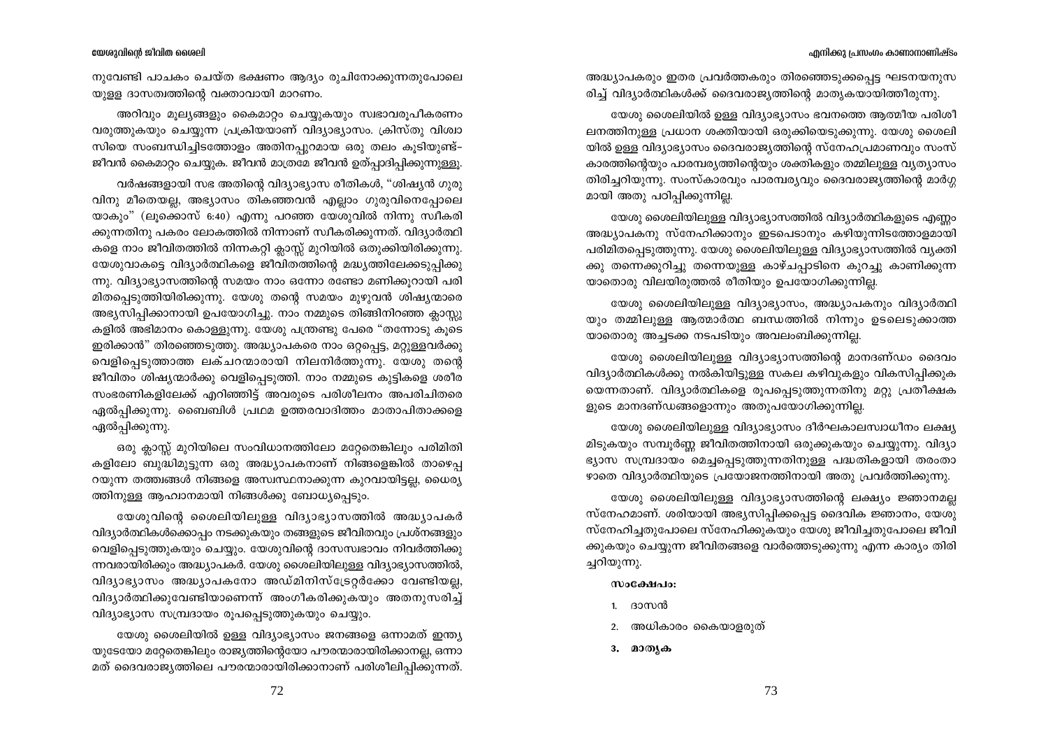നുവേണ്ടി പാചകം ചെയ്ത ഭക്ഷണം ആദ്യം രുചിനോക്കുന്നതുപോലെയുള്ള ദാസത്വത്തിന്റെ വക്താവായി മാറണം.

അറിവും മൂല്യങ്ങളും കൈമാറ്റം ചെയ്യുകയും സ്വഭാവരൂപീകരണം വരുത്തുകയും ചെയ്യുന്ന പ്രക്രിയയാണ് വിദ്യാഭ്യാസം. ക്രിസ്തു വിശ്വാസിയെ സംബന്ധിച്ചിടത്തോളം അതിനപ്പുറമായ ഒരു തലം കൂടിയുണ്ട്– ജീവൻ കൈമാറ്റം ചെയ്യുക. ജീവൻ മാത്രമേ ജീവൻ ഉത്പാദിപ്പിക്കുന്നുള്ളൂ.

വർഷങ്ങളായി സഭ അതിന്റെ വിദ്യാഭ്യാസ രീതികൾ, "ശിഷ്യൻ ഗുരുവിനു മീതെയല്ല, അഭ്യാസം തികഞ്ഞവൻ എല്ലാം ഗുരുവിനെപ്പോലെയാകും" (ലൂക്കൊസ് 6:40) എന്നു പറഞ്ഞ യേശുവിൽ നിന്നു സ്വീകരിക്കുന്നതിനു പകരം ലോകത്തിൽ നിന്നാണ് സ്വീകരിക്കുന്നത്. വിദ്യാർത്ഥികളെ നാം ജീവിതത്തിൽ നിന്നകറ്റി ക്ലാസ്സ് മുറിയിൽ ഒതുക്കിയിരിക്കുന്നു. യേശുവാകട്ടെ വിദ്യാർത്ഥികളെ ജീവിതത്തിന്റെ മദ്ധ്യത്തിലേക്കടുപ്പിക്കുന്നു. വിദ്യാഭ്യാസത്തിന്റെ സമയം നാം ഒന്നോ രണ്ടോ മണിക്കൂറായി പരിമിതപ്പെടുത്തിയിരിക്കുന്നു. യേശു തന്റെ സമയം മുഴുവൻ ശിഷ്യന്മാരെ അഭ്യസിപ്പിക്കാനായി ഉപയോഗിച്ചു. നാം നമ്മുടെ തിങ്ങിനിറഞ്ഞ ക്ലാസ്സുകളിൽ അഭിമാനം കൊള്ളുന്നു. യേശു പന്ത്രണ്ടു പേരെ "തന്നോടു കൂടെ ഇരിക്കാൻ" തിരഞ്ഞെടുത്തു. അദ്ധ്യാപകരെ നാം ഒറ്റപ്പെട്ട, മറ്റുള്ളവർക്കു വെളിപ്പെടുത്താത്ത ലക്ചറന്മാരായി നിലനിർത്തുന്നു. യേശു തന്റെ ജീവിതം ശിഷ്യന്മാർക്കു വെളിപ്പെടുത്തി. നാം നമ്മുടെ കുട്ടികളെ ശരീര സംഭരണികളിലേക്ക് എറിഞ്ഞിട്ട് അവരുടെ പരിശീലനം അപരിചിതരെ ഏൽപ്പിക്കുന്നു. ബൈബിൾ പ്രഥമ ഉത്തരവാദിത്തം മാതാപിതാക്കളെ ഏൽപ്പിക്കുന്നു.

ഒരു ക്ലാസ്സ് മുറിയിലെ സംവിധാനത്തിലോ മറ്റേതെങ്കിലും പരിമിതികളിലോ ബുദ്ധിമുട്ടുന്ന ഒരു അദ്ധ്യാപകനാണ് നിങ്ങളെങ്കിൽ താഴെപ്പറയുന്ന തത്ത്വങ്ങൾ നിങ്ങളെ അസ്വസ്ഥനാക്കുന്ന കുറവായിട്ടല്ല, ധൈര്യത്തിനുള്ള ആഹ്വാനമായി നിങ്ങൾക്കു ബോധ്യപ്പെടും.

യേശുവിന്റെ ശൈലിയിലുള്ള വിദ്യാഭ്യാസത്തിൽ അദ്ധ്യാപകർ വിദ്യാർത്ഥികൾക്കൊപ്പം നടക്കുകയും തങ്ങളുടെ ജീവിതവും പ്രശ്നങ്ങളും വെളിപ്പെടുത്തുകയും ചെയ്യും. യേശുവിന്റെ ദാസസ്വഭാവം നിവർത്തിക്കുന്നവരായിരിക്കും അദ്ധ്യാപകർ. യേശു ശൈലിയിലുള്ള വിദ്യാഭ്യാസത്തിൽ, വിദ്യാഭ്യാസം അദ്ധ്യാപകനോ അഡ്മിനിസ്ട്രേറ്റർക്കോ വേണ്ടിയല്ല, വിദ്യാർത്ഥിക്കുവേണ്ടിയാണെന്ന് അംഗീകരിക്കുകയും അതനുസരിച്ച് വിദ്യാഭ്യാസ സമ്പ്രദായം രൂപപ്പെടുത്തുകയും ചെയ്യും.

യേശു ശൈലിയിൽ ഉള്ള വിദ്യാഭ്യാസം ജനങ്ങളെ ഒന്നാമത് ഇന്ത്യയുടേയോ മറ്റേതെങ്കിലും രാജ്യത്തിന്റെയോ പൗരന്മാരായിരിക്കാനല്ല, ഒന്നാമത് ദൈവരാജ്യത്തിലെ പൗരന്മാരായിരിക്കാനാണ് പരിശീലിപ്പിക്കുന്നത്. അദ്ധ്യാപകരും ഇതര പ്രവർത്തകരും തിരഞ്ഞെടുക്കപ്പെട്ട ഘടനയനുസരിച്ച് വിദ്യാർത്ഥികൾക്ക് ദൈവരാജ്യത്തിന്റെ മാതൃകയായിത്തീരുന്നു.

യേശു ശൈലിയിൽ ഉള്ള വിദ്യാഭ്യാസം ഭവനത്തെ ആത്മീയ പരിശീലനത്തിനുള്ള പ്രധാന ശക്തിയായി ഒരുക്കിയെടുക്കുന്നു. യേശു ശൈലിയിൽ ഉള്ള വിദ്യാഭ്യാസം ദൈവരാജ്യത്തിന്റെ സ്നേഹപ്രമാണവും സംസ്കാരത്തിന്റെയും പാരമ്പര്യത്തിന്റെയും ശക്തികളും തമ്മിലുള്ള വ്യത്യാസം തിരിച്ചറിയുന്നു. സംസ്കാരവും പാരമ്പര്യവും ദൈവരാജ്യത്തിന്റെ മാർഗ്ഗമായി അതു പഠിപ്പിക്കുന്നില്ല.

യേശു ശൈലിയിലുള്ള വിദ്യാഭ്യാസത്തിൽ വിദ്യാർത്ഥികളുടെ എണ്ണം അദ്ധ്യാപകനു സ്നേഹിക്കാനും ഇടപെടാനും കഴിയുന്നിടത്തോളമായി പരിമിതപ്പെടുത്തുന്നു. യേശു ശൈലിയിലുള്ള വിദ്യാഭ്യാസത്തിൽ വ്യക്തിക്കു തന്നെക്കുറിച്ചു തന്നെയുള്ള കാഴ്ചപ്പാടിനെ കുറച്ചു കാണിക്കുന്ന യാതൊരു വിലയിരുത്തൽ രീതിയും ഉപയോഗിക്കുന്നില്ല.

യേശു ശൈലിയിലുള്ള വിദ്യാഭ്യാസം, അദ്ധ്യാപകനും വിദ്യാർത്ഥിയും തമ്മിലുള്ള ആത്മാർത്ഥ ബന്ധത്തിൽ നിന്നും ഉടലെടുക്കാത്ത യാതൊരു അച്ചടക്ക നടപടിയും അവലംബിക്കുന്നില്ല.

യേശു ശൈലിയിലുള്ള വിദ്യാഭ്യാസത്തിന്റെ മാനദണ്ഡം ദൈവം വിദ്യാർത്ഥികൾക്കു നൽകിയിട്ടുള്ള സകല കഴിവുകളും വികസിപ്പിക്കുകയെന്നതാണ്. വിദ്യാർത്ഥികളെ രൂപപ്പെടുത്തുന്നതിനു മറ്റു പ്രതീക്ഷകളുടെ മാനദണ്ഡങ്ങളൊന്നും അതുപയോഗിക്കുന്നില്ല.

യേശു ശൈലിയിലുള്ള വിദ്യാഭ്യാസം ദീർഘകാലസ്വാധീനം ലക്ഷ്യമിടുകയും സമ്പൂർണ്ണ ജീവിതത്തിനായി ഒരുക്കുകയും ചെയ്യുന്നു. വിദ്യാഭ്യാസ സമ്പ്രദായം മെച്ചപ്പെടുത്തുന്നതിനുള്ള പദ്ധതികളായി തരംതാഴാതെ വിദ്യാർത്ഥിയുടെ പ്രയോജനത്തിനായി അതു പ്രവർത്തിക്കുന്നു.

യേശു ശൈലിയിലുള്ള വിദ്യാഭ്യാസത്തിന്റെ ലക്ഷ്യം ജ്ഞാനമല്ല സ്നേഹമാണ്. ശരിയായി അഭ്യസിപ്പിക്കപ്പെട്ട ദൈവിക ജ്ഞാനം, യേശു സ്നേഹിച്ചതുപോലെ സ്നേഹിക്കുകയും യേശു ജീവിച്ചതുപോലെ ജീവിക്കുകയും ചെയ്യുന്ന ജീവിതങ്ങളെ വാർത്തെടുക്കുന്നു എന്ന കാര്യം തിരിച്ചറിയുന്നു.

**സംക്ഷേപം:**

1. ദാസൻ
2. അധികാരം കൈയാളരുത്
3. **മാതൃക**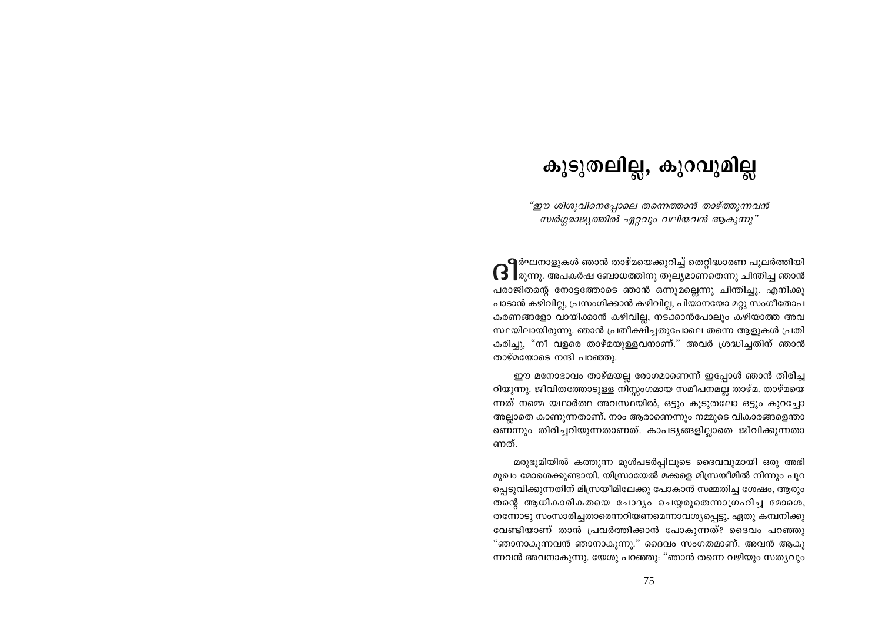# കൂടുതലില്ല, കുറവുമില്ല

*"ഈ ശിശുവിനെപ്പോലെ തന്നെത്താൻ താഴ്ത്തുന്നവൻ സ്വർഗ്ഗരാജ്യത്തിൽ ഏറ്റവും വലിയവൻ ആകുന്നു"*

ദീർഘനാളുകൾ ഞാൻ താഴ്മയെക്കുറിച്ച് തെറ്റിദ്ധാരണ പുലർത്തിയിരുന്നു. അപകർഷ ബോധത്തിനു തുല്യമാണതെന്നു ചിന്തിച്ച ഞാൻ പരാജിതന്റെ നോട്ടത്തോടെ ഞാൻ ഒന്നുമല്ലെന്നു ചിന്തിച്ചു. എനിക്കു പാടാൻ കഴിവില്ല, പ്രസംഗിക്കാൻ കഴിവില്ല, പിയാനയോ മറ്റു സംഗീതോപകരണങ്ങളോ വായിക്കാൻ കഴിവില്ല, നടക്കാൻപോലും കഴിയാത്ത അവസ്ഥയിലായിരുന്നു. ഞാൻ പ്രതീക്ഷിച്ചതുപോലെ തന്നെ ആളുകൾ പ്രതികരിച്ചു, "നീ വളരെ താഴ്മയുള്ളവനാണ്." അവർ ശ്രദ്ധിച്ചതിന് ഞാൻ താഴ്മയോടെ നന്ദി പറഞ്ഞു.

ഈ മനോഭാവം താഴ്മയല്ല രോഗമാണെന്ന് ഇപ്പോൾ ഞാൻ തിരിച്ചറിയുന്നു. ജീവിതത്തോടുള്ള നിസ്സംഗമായ സമീപനമല്ല താഴ്മ. താഴ്മയെന്നത് നമ്മെ യഥാർത്ഥ അവസ്ഥയിൽ, ഒട്ടും കൂടുതലോ ഒട്ടും കുറച്ചോ അല്ലാതെ കാണുന്നതാണ്. നാം ആരാണെന്നും നമ്മുടെ വികാരങ്ങളെന്താണെന്നും തിരിച്ചറിയുന്നതാണത്. കാപട്യങ്ങളില്ലാതെ ജീവിക്കുന്നതാണത്.

മരുഭൂമിയിൽ കത്തുന്ന മുൾപടർപ്പിലൂടെ ദൈവവുമായി ഒരു അഭിമുഖം മോശെക്കുണ്ടായി. യിസ്രായേൽ മക്കളെ മിസ്രയീമിൽ നിന്നും പുറപ്പെടുവിക്കുന്നതിന് മിസ്രയീമിലേക്കു പോകാൻ സമ്മതിച്ച ശേഷം, ആരും തന്റെ ആധികാരികതയെ ചോദ്യം ചെയ്യരുതെന്നാഗ്രഹിച്ച മോശെ, തന്നോടു സംസാരിച്ചതാരെന്നറിയണമെന്നാവശ്യപ്പെട്ടു. ഏതു കമ്പനിക്കു വേണ്ടിയാണ് താൻ പ്രവർത്തിക്കാൻ പോകുന്നത്? ദൈവം പറഞ്ഞു "ഞാനാകുന്നവൻ ഞാനാകുന്നു." ദൈവം സംഗതമാണ്. അവൻ ആകുന്നവൻ അവനാകുന്നു. യേശു പറഞ്ഞു: "ഞാൻ തന്നെ വഴിയും സത്യവും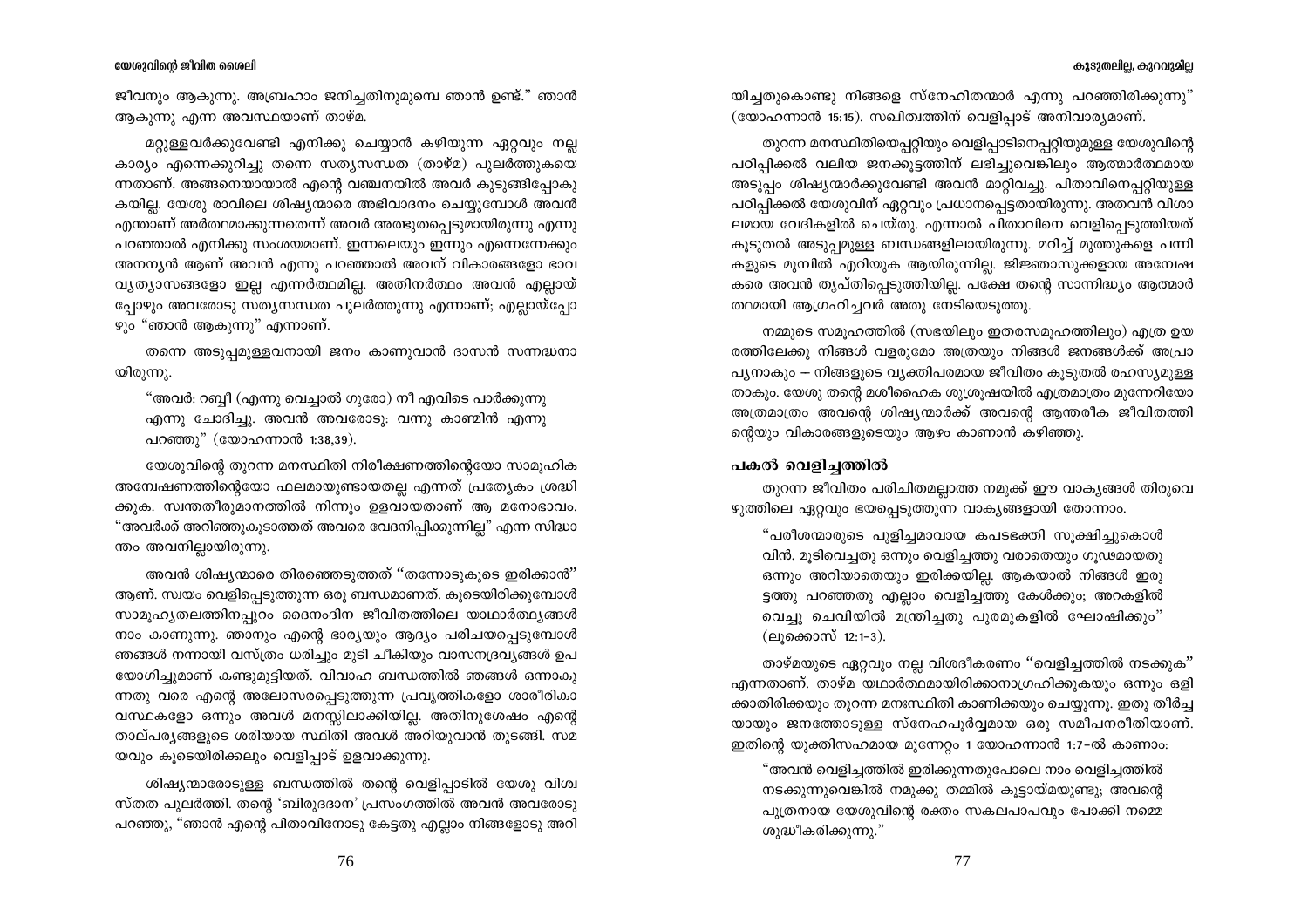ജീവനും ആകുന്നു. അബ്രഹാം ജനിച്ചതിനുമുമ്പെ ഞാൻ ഉണ്ട്." ഞാൻ ആകുന്നു എന്ന അവസ്ഥയാണ് താഴ്മ.

മറ്റുള്ളവർക്കുവേണ്ടി എനിക്കു ചെയ്യാൻ കഴിയുന്ന ഏറ്റവും നല്ല കാര്യം എന്നെക്കുറിച്ചു തന്നെ സത്യസന്ധത (താഴ്മ) പുലർത്തുകയെന്നതാണ്. അങ്ങനെയായാൽ എന്റെ വഞ്ചനയിൽ അവർ കുടുങ്ങിപ്പോകുകയില്ല. യേശു രാവിലെ ശിഷ്യന്മാരെ അഭിവാദനം ചെയ്യുമ്പോൾ അവൻ എന്താണ് അർത്ഥമാക്കുന്നതെന്ന് അവർ അത്ഭുതപ്പെടുമായിരുന്നു എന്നു പറഞ്ഞാൽ എനിക്കു സംശയമാണ്. ഇന്നലെയും ഇന്നും എന്നെന്നേക്കും അനന്യൻ ആണ് അവൻ എന്നു പറഞ്ഞാൽ അവന് വികാരങ്ങളോ ഭാവവ്യത്യാസങ്ങളോ ഇല്ല എന്നർത്ഥമില്ല. അതിനർത്ഥം അവൻ എല്ലായ്പ്പോഴും അവരോടു സത്യസന്ധത പുലർത്തുന്നു എന്നാണ്; എല്ലായ്പ്പോഴും "ഞാൻ ആകുന്നു" എന്നാണ്.

തന്നെ അടുപ്പമുള്ളവനായി ജനം കാണുവാൻ ദാസൻ സന്നദ്ധനായിരുന്നു.

> "അവർ: റബ്ബീ (എന്നു വെച്ചാൽ ഗുരോ) നീ എവിടെ പാർക്കുന്നു എന്നു ചോദിച്ചു. അവൻ അവരോടു: വന്നു കാണ്മിൻ എന്നു പറഞ്ഞു" (യോഹന്നാൻ 1:38,39).

യേശുവിന്റെ തുറന്ന മനസ്ഥിതി നിരീക്ഷണത്തിന്റെയോ സാമൂഹിക അന്വേഷണത്തിന്റെയോ ഫലമായുണ്ടായതല്ല എന്നത് പ്രത്യേകം ശ്രദ്ധിക്കുക. സ്വന്തതീരുമാനത്തിൽ നിന്നും ഉളവായതാണ് ആ മനോഭാവം. "അവർക്ക് അറിഞ്ഞുകൂടാത്തത് അവരെ വേദനിപ്പിക്കുന്നില്ല" എന്ന സിദ്ധാന്തം അവനില്ലായിരുന്നു.

അവൻ ശിഷ്യന്മാരെ തിരഞ്ഞെടുത്തത് "തന്നോടുകൂടെ ഇരിക്കാൻ" ആണ്. സ്വയം വെളിപ്പെടുത്തുന്ന ഒരു ബന്ധമാണത്. കൂടെയിരിക്കുമ്പോൾ സാമൂഹ്യതലത്തിനപ്പുറം ദൈനംദിന ജീവിതത്തിലെ യാഥാർത്ഥ്യങ്ങൾ നാം കാണുന്നു. ഞാനും എന്റെ ഭാര്യയും ആദ്യം പരിചയപ്പെടുമ്പോൾ ഞങ്ങൾ നന്നായി വസ്ത്രം ധരിച്ചും മുടി ചീകിയും വാസനദ്രവ്യങ്ങൾ ഉപയോഗിച്ചുമാണ് കണ്ടുമുട്ടിയത്. വിവാഹ ബന്ധത്തിൽ ഞങ്ങൾ ഒന്നാകുന്നതു വരെ എന്റെ അലോസരപ്പെടുത്തുന്ന പ്രവൃത്തികളോ ശാരീരികാവസ്ഥകളോ ഒന്നും അവൾ മനസ്സിലാക്കിയില്ല. അതിനുശേഷം എന്റെ താല്പര്യങ്ങളുടെ ശരിയായ സ്ഥിതി അവൾ അറിയുവാൻ തുടങ്ങി. സമയവും കൂടെയിരിക്കലും വെളിപ്പാട് ഉളവാക്കുന്നു.

ശിഷ്യന്മാരോടുള്ള ബന്ധത്തിൽ തന്റെ വെളിപ്പാടിൽ യേശു വിശ്വസ്തത പുലർത്തി. തന്റെ 'ബിരുദദാന' പ്രസംഗത്തിൽ അവൻ അവരോടു പറഞ്ഞു, "ഞാൻ എന്റെ പിതാവിനോടു കേട്ടതു എല്ലാം നിങ്ങളോടു അറിയിച്ചതുകൊണ്ടു നിങ്ങളെ സ്നേഹിതന്മാർ എന്നു പറഞ്ഞിരിക്കുന്നു" (യോഹന്നാൻ 15:15). സഖിത്വത്തിന് വെളിപ്പാട് അനിവാര്യമാണ്.

തുറന്ന മനസ്ഥിതിയെപ്പറ്റിയും വെളിപ്പാടിനെപ്പറ്റിയുമുള്ള യേശുവിന്റെ പഠിപ്പിക്കൽ വലിയ ജനക്കൂട്ടത്തിന് ലഭിച്ചുവെങ്കിലും ആത്മാർത്ഥമായ അടുപ്പം ശിഷ്യന്മാർക്കുവേണ്ടി അവൻ മാറ്റിവച്ചു. പിതാവിനെപ്പറ്റിയുള്ള പഠിപ്പിക്കൽ യേശുവിന് ഏറ്റവും പ്രധാനപ്പെട്ടതായിരുന്നു. അതവൻ വിശാലമായ വേദികളിൽ ചെയ്തു. എന്നാൽ പിതാവിനെ വെളിപ്പെടുത്തിയത് കൂടുതൽ അടുപ്പമുള്ള ബന്ധങ്ങളിലായിരുന്നു. മറിച്ച് മുത്തുകളെ പന്നികളുടെ മുമ്പിൽ എറിയുക ആയിരുന്നില്ല. ജിജ്ഞാസുക്കളായ അന്വേഷകരെ അവൻ തൃപ്തിപ്പെടുത്തിയില്ല. പക്ഷേ തന്റെ സാന്നിദ്ധ്യം ആത്മാർത്ഥമായി ആഗ്രഹിച്ചവർ അതു നേടിയെടുത്തു.

നമ്മുടെ സമൂഹത്തിൽ (സഭയിലും ഇതരസമൂഹത്തിലും) എത്ര ഉയരത്തിലേക്കു നിങ്ങൾ വളരുമോ അത്രയും നിങ്ങൾ ജനങ്ങൾക്ക് അപ്രാപ്യനാകും – നിങ്ങളുടെ വ്യക്തിപരമായ ജീവിതം കൂടുതൽ രഹസ്യമുള്ളതാകും. യേശു തന്റെ മശീഹൈക ശുശ്രൂഷയിൽ എത്രമാത്രം മുന്നേറിയോ അത്രമാത്രം അവന്റെ ശിഷ്യന്മാർക്ക് അവന്റെ ആന്തരീക ജീവിതത്തിന്റെയും വികാരങ്ങളുടെയും ആഴം കാണാൻ കഴിഞ്ഞു.

## പകൽ വെളിച്ചത്തിൽ

തുറന്ന ജീവിതം പരിചിതമല്ലാത്ത നമുക്ക് ഈ വാക്യങ്ങൾ തിരുവെഴുത്തിലെ ഏറ്റവും ഭയപ്പെടുത്തുന്ന വാക്യങ്ങളായി തോന്നാം.

> "പരീശന്മാരുടെ പുളിച്ചമാവായ കപടഭക്തി സൂക്ഷിച്ചുകൊൾവിൻ. മൂടിവെച്ചതു ഒന്നും വെളിച്ചത്തു വരാതെയും ഗൂഢമായതു ഒന്നും അറിയാതെയും ഇരിക്കയില്ല. ആകയാൽ നിങ്ങൾ ഇരുട്ടത്തു പറഞ്ഞതു എല്ലാം വെളിച്ചത്തു കേൾക്കും; അറകളിൽ വെച്ചു ചെവിയിൽ മന്ത്രിച്ചതു പുരമുകളിൽ ഘോഷിക്കും" (ലൂക്കൊസ് 12:1-3).

താഴ്മയുടെ ഏറ്റവും നല്ല വിശദീകരണം "വെളിച്ചത്തിൽ നടക്കുക" എന്നതാണ്. താഴ്മ യഥാർത്ഥമായിരിക്കാനാഗ്രഹിക്കുകയും ഒന്നും ഒളിക്കാതിരിക്കയും തുറന്ന മനഃസ്ഥിതി കാണിക്കയും ചെയ്യുന്നു. ഇതു തീർച്ചയായും ജനത്തോടുള്ള സ്നേഹപൂർവ്വമായ ഒരു സമീപനരീതിയാണ്. ഇതിന്റെ യുക്തിസഹമായ മുന്നേറ്റം 1 യോഹന്നാൻ 1:7-ൽ കാണാം:

> "അവൻ വെളിച്ചത്തിൽ ഇരിക്കുന്നതുപോലെ നാം വെളിച്ചത്തിൽ നടക്കുന്നുവെങ്കിൽ നമുക്കു തമ്മിൽ കൂട്ടായ്മയുണ്ടു; അവന്റെ പുത്രനായ യേശുവിന്റെ രക്തം സകലപാപവും പോക്കി നമ്മെ ശുദ്ധീകരിക്കുന്നു."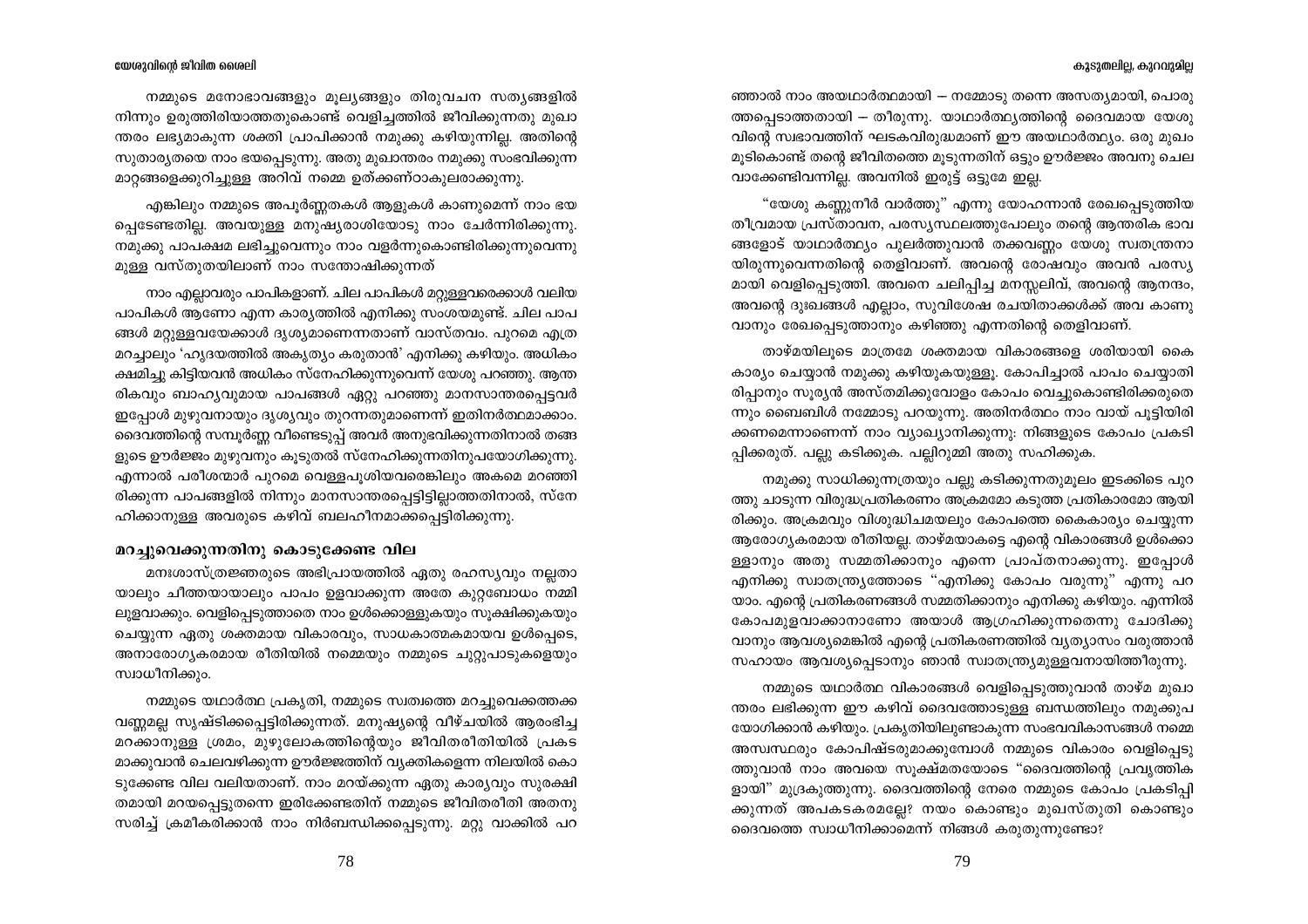നമ്മുടെ മനോഭാവങ്ങളും മൂല്യങ്ങളും തിരുവചന സത്യങ്ങളിൽ നിന്നും ഉരുത്തിരിയാത്തതുകൊണ്ട് വെളിച്ചത്തിൽ ജീവിക്കുന്നതു മുഖാന്തരം ലഭ്യമാകുന്ന ശക്തി പ്രാപിക്കാൻ നമുക്കു കഴിയുന്നില്ല. അതിന്റെ സുതാര്യതയെ നാം ഭയപ്പെടുന്നു. അതു മുഖാന്തരം നമുക്കു സംഭവിക്കുന്ന മാറ്റങ്ങളെക്കുറിച്ചുള്ള അറിവ് നമ്മെ ഉത്ക്കണ്ഠാകുലരാക്കുന്നു.

എങ്കിലും നമ്മുടെ അപൂർണ്ണതകൾ ആളുകൾ കാണുമെന്ന് നാം ഭയപ്പെടേണ്ടതില്ല. അവയുള്ള മനുഷ്യരാശിയോടു നാം ചേർന്നിരിക്കുന്നു. നമുക്കു പാപക്ഷമ ലഭിച്ചുവെന്നും നാം വളർന്നുകൊണ്ടിരിക്കുന്നുവെന്നുമുള്ള വസ്തുതയിലാണ് നാം സന്തോഷിക്കുന്നത്

നാം എല്ലാവരും പാപികളാണ്. ചില പാപികൾ മറ്റുള്ളവരെക്കാൾ വലിയ പാപികൾ ആണോ എന്ന കാര്യത്തിൽ എനിക്കു സംശയമുണ്ട്. ചില പാപങ്ങൾ മറ്റുള്ളവയേക്കാൾ ദൃശ്യമാണെന്നതാണ് വാസ്തവം. പുറമെ എത്ര മറച്ചാലും 'ഹൃദയത്തിൽ അകൃത്യം കരുതാൻ' എനിക്കു കഴിയും. അധികം ക്ഷമിച്ചു കിട്ടിയവൻ അധികം സ്നേഹിക്കുന്നുവെന്ന് യേശു പറഞ്ഞു. ആന്തരികവും ബാഹ്യവുമായ പാപങ്ങൾ ഏറ്റു പറഞ്ഞു മാനസാന്തരപ്പെട്ടവർ ഇപ്പോൾ മുഴുവനായും ദൃശ്യവും തുറന്നതുമാണെന്ന് ഇതിനർത്ഥമാക്കാം. ദൈവത്തിന്റെ സമ്പൂർണ്ണ വീണ്ടെടുപ്പ് അവർ അനുഭവിക്കുന്നതിനാൽ തങ്ങളുടെ ഊർജ്ജം മുഴുവനും കൂടുതൽ സ്നേഹിക്കുന്നതിനുപയോഗിക്കുന്നു. എന്നാൽ പരീശന്മാർ പുറമെ വെള്ളപൂശിയവരെങ്കിലും അകമെ മറഞ്ഞിരിക്കുന്ന പാപങ്ങളിൽ നിന്നും മാനസാന്തരപ്പെട്ടിട്ടില്ലാത്തതിനാൽ, സ്നേഹിക്കാനുള്ള അവരുടെ കഴിവ് ബലഹീനമാക്കപ്പെട്ടിരിക്കുന്നു.

## മറച്ചുവെക്കുന്നതിനു കൊടുക്കേണ്ട വില

മനഃശാസ്ത്രജ്ഞരുടെ അഭിപ്രായത്തിൽ ഏതു രഹസ്യവും നല്ലതായാലും ചീത്തയായാലും പാപം ഉളവാക്കുന്ന അതേ കുറ്റബോധം നമ്മിലുളവാക്കും. വെളിപ്പെടുത്താതെ നാം ഉൾക്കൊള്ളുകയും സൂക്ഷിക്കുകയും ചെയ്യുന്ന ഏതു ശക്തമായ വികാരവും, സാധകാത്മകമായവ ഉൾപ്പെടെ, അനാരോഗ്യകരമായ രീതിയിൽ നമ്മെയും നമ്മുടെ ചുറ്റുപാടുകളെയും സ്വാധീനിക്കും.

നമ്മുടെ യഥാർത്ഥ പ്രകൃതി, നമ്മുടെ സ്വത്വത്തെ മറച്ചുവെക്കത്തക്ക വണ്ണമല്ല സൃഷ്ടിക്കപ്പെട്ടിരിക്കുന്നത്. മനുഷ്യന്റെ വീഴ്ചയിൽ ആരംഭിച്ച മറക്കാനുള്ള ശ്രമം, മുഴുലോകത്തിന്റെയും ജീവിതരീതിയിൽ പ്രകടമാക്കുവാൻ ചെലവഴിക്കുന്ന ഊർജ്ജത്തിന് വ്യക്തികളെന്ന നിലയിൽ കൊടുക്കേണ്ട വില വലിയതാണ്. നാം മറയ്ക്കുന്ന ഏതു കാര്യവും സുരക്ഷിതമായി മറയപ്പെട്ടുതന്നെ ഇരിക്കേണ്ടതിന് നമ്മുടെ ജീവിതരീതി അതനുസരിച്ച് ക്രമീകരിക്കാൻ നാം നിർബന്ധിക്കപ്പെടുന്നു. മറ്റു വാക്കിൽ പറഞ്ഞാൽ നാം അയഥാർത്ഥമായി — നമ്മോടു തന്നെ അസത്യമായി, പൊരുത്തപ്പെടാത്തതായി — തീരുന്നു. യാഥാർത്ഥ്യത്തിന്റെ ദൈവമായ യേശുവിന്റെ സ്വഭാവത്തിന് ഘടകവിരുദ്ധമാണ് ഈ അയഥാർത്ഥ്യം. ഒരു മുഖംമൂടികൊണ്ട് തന്റെ ജീവിതത്തെ മൂടുന്നതിന് ഒട്ടും ഊർജ്ജം അവനു ചെലവാക്കേണ്ടിവന്നില്ല. അവനിൽ ഇരുട്ട് ഒട്ടുമേ ഇല്ല.

"യേശു കണ്ണുനീർ വാർത്തു" എന്നു യോഹന്നാൻ രേഖപ്പെടുത്തിയ തീവ്രമായ പ്രസ്താവന, പരസ്യസ്ഥലത്തുപോലും തന്റെ ആന്തരിക ഭാവങ്ങളോട് യാഥാർത്ഥ്യം പുലർത്തുവാൻ തക്കവണ്ണം യേശു സ്വതന്ത്രനായിരുന്നുവെന്നതിന്റെ തെളിവാണ്. അവന്റെ രോഷവും അവൻ പരസ്യമായി വെളിപ്പെടുത്തി. അവനെ ചലിപ്പിച്ച മനസ്സലിവ്, അവന്റെ ആനന്ദം, അവന്റെ ദുഃഖങ്ങൾ എല്ലാം, സുവിശേഷ രചയിതാക്കൾക്ക് അവ കാണുവാനും രേഖപ്പെടുത്താനും കഴിഞ്ഞു എന്നതിന്റെ തെളിവാണ്.

താഴ്മയിലൂടെ മാത്രമേ ശക്തമായ വികാരങ്ങളെ ശരിയായി കൈകാര്യം ചെയ്യാൻ നമുക്കു കഴിയുകയുള്ളൂ. കോപിച്ചാൽ പാപം ചെയ്യാതിരിപ്പാനും സൂര്യൻ അസ്തമിക്കുവോളം കോപം വെച്ചുകൊണ്ടിരിക്കരുതെന്നും ബൈബിൾ നമ്മോടു പറയുന്നു. അതിനർത്ഥം നാം വായ് പൂട്ടിയിരിക്കണമെന്നാണെന്ന് നാം വ്യാഖ്യാനിക്കുന്നു: നിങ്ങളുടെ കോപം പ്രകടിപ്പിക്കരുത്. പല്ലു കടിക്കുക. പല്ലിറുമ്മി അതു സഹിക്കുക.

നമുക്കു സാധിക്കുന്നത്രയും പല്ലു കടിക്കുന്നതുമൂലം ഇടക്കിടെ പുറത്തു ചാടുന്ന വിരുദ്ധപ്രതികരണം അക്രമമോ കടുത്ത പ്രതികാരമോ ആയിരിക്കും. അക്രമവും വിശുദ്ധിചമയലും കോപത്തെ കൈകാര്യം ചെയ്യുന്ന ആരോഗ്യകരമായ രീതിയല്ല. താഴ്മയാകട്ടെ എന്റെ വികാരങ്ങൾ ഉൾക്കൊള്ളാനും അതു സമ്മതിക്കാനും എന്നെ പ്രാപ്തനാക്കുന്നു. ഇപ്പോൾ എനിക്കു സ്വാതന്ത്ര്യത്തോടെ "എനിക്കു കോപം വരുന്നു" എന്നു പറയാം. എന്റെ പ്രതികരണങ്ങൾ സമ്മതിക്കാനും എനിക്കു കഴിയും. എന്നിൽ കോപമുളവാക്കാനാണോ അയാൾ ആഗ്രഹിക്കുന്നതെന്നു ചോദിക്കുവാനും ആവശ്യമെങ്കിൽ എന്റെ പ്രതികരണത്തിൽ വ്യത്യാസം വരുത്താൻ സഹായം ആവശ്യപ്പെടാനും ഞാൻ സ്വാതന്ത്ര്യമുള്ളവനായിത്തീരുന്നു.

നമ്മുടെ യഥാർത്ഥ വികാരങ്ങൾ വെളിപ്പെടുത്തുവാൻ താഴ്മ മുഖാന്തരം ലഭിക്കുന്ന ഈ കഴിവ് ദൈവത്തോടുള്ള ബന്ധത്തിലും നമുക്കുപയോഗിക്കാൻ കഴിയും. പ്രകൃതിയിലുണ്ടാകുന്ന സംഭവവികാസങ്ങൾ നമ്മെ അസ്വസ്ഥരും കോപിഷ്ടരുമാക്കുമ്പോൾ നമ്മുടെ വികാരം വെളിപ്പെടുത്തുവാൻ നാം അവയെ സൂക്ഷ്മതയോടെ "ദൈവത്തിന്റെ പ്രവൃത്തികളായി" മുദ്രകുത്തുന്നു. ദൈവത്തിന്റെ നേരെ നമ്മുടെ കോപം പ്രകടിപ്പിക്കുന്നത് അപകടകരമല്ലേ? നയം കൊണ്ടും മുഖസ്തുതി കൊണ്ടും ദൈവത്തെ സ്വാധീനിക്കാമെന്ന് നിങ്ങൾ കരുതുന്നുണ്ടോ?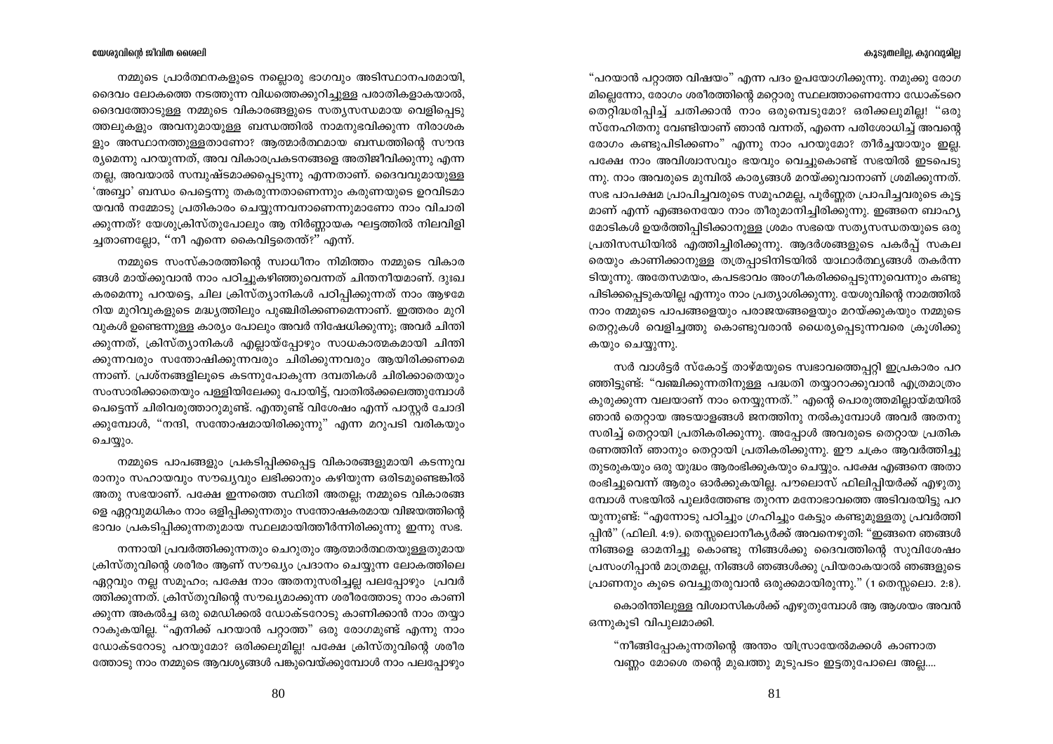നമ്മുടെ പ്രാർത്ഥനകളുടെ നല്ലൊരു ഭാഗവും അടിസ്ഥാനപരമായി, ദൈവം ലോകത്തെ നടത്തുന്ന വിധത്തെക്കുറിച്ചുള്ള പരാതികളാകയാൽ, ദൈവത്തോടുള്ള നമ്മുടെ വികാരങ്ങളുടെ സത്യസന്ധമായ വെളിപ്പെടുത്തലുകളും അവനുമായുള്ള ബന്ധത്തിൽ നാമനുഭവിക്കുന്ന നിരാശകളും അസ്ഥാനത്തുള്ളതാണോ? ആത്മാർത്ഥമായ ബന്ധത്തിന്റെ സൗന്ദര്യമെന്നു പറയുന്നത്, അവ വികാരപ്രകടനങ്ങളെ അതിജീവിക്കുന്നു എന്നതല്ല, അവയാൽ സമ്പുഷ്ടമാക്കപ്പെടുന്നു എന്നതാണ്. ദൈവവുമായുള്ള 'അബ്ബാ' ബന്ധം പെട്ടെന്നു തകരുന്നതാണെന്നും കരുണയുടെ ഉറവിടമായവൻ നമ്മോടു പ്രതികാരം ചെയ്യുന്നവനാണെന്നുമാണോ നാം വിചാരിക്കുന്നത്? യേശുക്രിസ്തുപോലും ആ നിർണ്ണായക ഘട്ടത്തിൽ നിലവിളിച്ചതാണല്ലോ, "നീ എന്നെ കൈവിട്ടതെന്ത്?" എന്ന്.

നമ്മുടെ സംസ്കാരത്തിന്റെ സ്വാധീനം നിമിത്തം നമ്മുടെ വികാരങ്ങൾ മായ്ക്കുവാൻ നാം പഠിച്ചുകഴിഞ്ഞുവെന്നത് ചിന്തനീയമാണ്. ദുഃഖകരമെന്നു പറയട്ടെ, ചില ക്രിസ്ത്യാനികൾ പഠിപ്പിക്കുന്നത് നാം ആഴമേറിയ മുറിവുകളുടെ മദ്ധ്യത്തിലും പുഞ്ചിരിക്കണമെന്നാണ്. ഇത്തരം മുറിവുകൾ ഉണ്ടെന്നുള്ള കാര്യം പോലും അവർ നിഷേധിക്കുന്നു; അവർ ചിന്തിക്കുന്നത്, ക്രിസ്ത്യാനികൾ എല്ലായ്പ്പോഴും സാധകാത്മകമായി ചിന്തിക്കുന്നവരും സന്തോഷിക്കുന്നവരും ചിരിക്കുന്നവരും ആയിരിക്കണമെന്നാണ്. പ്രശ്നങ്ങളിലൂടെ കടന്നുപോകുന്ന ദമ്പതികൾ ചിരിക്കാതെയും സംസാരിക്കാതെയും പള്ളിയിലേക്കു പോയിട്ട്, വാതിൽക്കലെത്തുമ്പോൾ പെട്ടെന്ന് ചിരിവരുത്താറുമുണ്ട്. എന്തുണ്ട് വിശേഷം എന്ന് പാസ്റ്റർ ചോദിക്കുമ്പോൾ, "നന്ദി, സന്തോഷമായിരിക്കുന്നു" എന്ന മറുപടി വരികയും ചെയ്യും.

നമ്മുടെ പാപങ്ങളും പ്രകടിപ്പിക്കപ്പെട്ട വികാരങ്ങളുമായി കടന്നുവരാനും സഹായവും സൗഖ്യവും ലഭിക്കാനും കഴിയുന്ന ഒരിടമുണ്ടെങ്കിൽ അതു സഭയാണ്. പക്ഷേ ഇന്നത്തെ സ്ഥിതി അതല്ല; നമ്മുടെ വികാരങ്ങളെ ഏറ്റവുമധികം നാം ഒളിപ്പിക്കുന്നതും സന്തോഷകരമായ വിജയത്തിന്റെ ഭാവം പ്രകടിപ്പിക്കുന്നതുമായ സ്ഥലമായിത്തീർന്നിരിക്കുന്നു ഇന്നു സഭ.

നന്നായി പ്രവർത്തിക്കുന്നതും ചെറുതും ആത്മാർത്ഥതയുള്ളതുമായ ക്രിസ്തുവിന്റെ ശരീരം ആണ് സൗഖ്യം പ്രദാനം ചെയ്യുന്ന ലോകത്തിലെ ഏറ്റവും നല്ല സമൂഹം; പക്ഷേ നാം അതനുസരിച്ചല്ല പലപ്പോഴും പ്രവർത്തിക്കുന്നത്. ക്രിസ്തുവിന്റെ സൗഖ്യമാക്കുന്ന ശരീരത്തോടു നാം കാണിക്കുന്ന അകൽച്ച ഒരു മെഡിക്കൽ ഡോക്ടറോടു കാണിക്കാൻ നാം തയ്യാറാകുകയില്ല. "എനിക്ക് പറയാൻ പറ്റാത്ത" ഒരു രോഗമുണ്ട് എന്നു നാം ഡോക്ടറോടു പറയുമോ? ഒരിക്കലുമില്ല! പക്ഷേ ക്രിസ്തുവിന്റെ ശരീരത്തോടു നാം നമ്മുടെ ആവശ്യങ്ങൾ പങ്കുവെയ്ക്കുമ്പോൾ നാം പലപ്പോഴും "പറയാൻ പറ്റാത്ത വിഷയം" എന്ന പദം ഉപയോഗിക്കുന്നു. നമുക്കു രോഗമില്ലെന്നോ, രോഗം ശരീരത്തിന്റെ മറ്റൊരു സ്ഥലത്താണെന്നോ ഡോക്ടറെ തെറ്റിദ്ധരിപ്പിച്ച് ചതിക്കാൻ നാം ഒരുമ്പെടുമോ? ഒരിക്കലുമില്ല! "ഒരു സ്നേഹിതനു വേണ്ടിയാണ് ഞാൻ വന്നത്, എന്നെ പരിശോധിച്ച് അവന്റെ രോഗം കണ്ടുപിടിക്കണം" എന്നു നാം പറയുമോ? തീർച്ചയായും ഇല്ല. പക്ഷേ നാം അവിശ്വാസവും ഭയവും വെച്ചുകൊണ്ട് സഭയിൽ ഇടപെടുന്നു. നാം അവരുടെ മുമ്പിൽ കാര്യങ്ങൾ മറയ്ക്കുവാനാണ് ശ്രമിക്കുന്നത്. സഭ പാപക്ഷമ പ്രാപിച്ചവരുടെ സമൂഹമല്ല, പൂർണ്ണത പ്രാപിച്ചവരുടെ കൂട്ടമാണ് എന്ന് എങ്ങനെയോ നാം തീരുമാനിച്ചിരിക്കുന്നു. ഇങ്ങനെ ബാഹ്യമോടികൾ ഉയർത്തിപ്പിടിക്കാനുള്ള ശ്രമം സഭയെ സത്യസന്ധതയുടെ ഒരു പ്രതിസന്ധിയിൽ എത്തിച്ചിരിക്കുന്നു. ആദർശങ്ങളുടെ പകർപ്പ് സകലരെയും കാണിക്കാനുള്ള തത്രപ്പാടിനിടയിൽ യാഥാർത്ഥ്യങ്ങൾ തകർന്നടിയുന്നു. അതേസമയം, കപടഭാവം അംഗീകരിക്കപ്പെടുന്നുവെന്നും കണ്ടുപിടിക്കപ്പെടുകയില്ല എന്നും നാം പ്രത്യാശിക്കുന്നു. യേശുവിന്റെ നാമത്തിൽ നാം നമ്മുടെ പാപങ്ങളെയും പരാജയങ്ങളെയും മറയ്ക്കുകയും നമ്മുടെ തെറ്റുകൾ വെളിച്ചത്തു കൊണ്ടുവരാൻ ധൈര്യപ്പെടുന്നവരെ ക്രൂശിക്കുകയും ചെയ്യുന്നു.

സർ വാൾട്ടർ സ്കോട്ട് താഴ്മയുടെ സ്വഭാവത്തെപ്പറ്റി ഇപ്രകാരം പറഞ്ഞിട്ടുണ്ട്: "വഞ്ചിക്കുന്നതിനുള്ള പദ്ധതി തയ്യാറാക്കുവാൻ എത്രമാത്രം കുരുക്കുന്ന വലയാണ് നാം നെയ്യുന്നത്." എന്റെ പൊരുത്തമില്ലായ്മയിൽ ഞാൻ തെറ്റായ അടയാളങ്ങൾ ജനത്തിനു നൽകുമ്പോൾ അവർ അതനുസരിച്ച് തെറ്റായി പ്രതികരിക്കുന്നു. അപ്പോൾ അവരുടെ തെറ്റായ പ്രതികരണത്തിന് ഞാനും തെറ്റായി പ്രതികരിക്കുന്നു. ഈ ചക്രം ആവർത്തിച്ചു തുടരുകയും ഒരു യുദ്ധം ആരംഭിക്കുകയും ചെയ്യും. പക്ഷേ എങ്ങനെ അതാരംഭിച്ചുവെന്ന് ആരും ഓർക്കുകയില്ല. പൗലൊസ് ഫിലിപ്പിയർക്ക് എഴുതുമ്പോൾ സഭയിൽ പുലർത്തേണ്ട തുറന്ന മനോഭാവത്തെ അടിവരയിട്ടു പറയുന്നുണ്ട്: "എന്നോടു പഠിച്ചും ഗ്രഹിച്ചും കേട്ടും കണ്ടുമുള്ളതു പ്രവർത്തിപ്പിൻ" (ഫിലി. 4:9). തെസ്സലൊനീകൃർക്ക് അവനെഴുതി: "ഇങ്ങനെ ഞങ്ങൾ നിങ്ങളെ ഓമനിച്ചു കൊണ്ടു നിങ്ങൾക്കു ദൈവത്തിന്റെ സുവിശേഷം പ്രസംഗിപ്പാൻ മാത്രമല്ല, നിങ്ങൾ ഞങ്ങൾക്കു പ്രിയരാകയാൽ ഞങ്ങളുടെ പ്രാണനും കൂടെ വെച്ചുതരുവാൻ ഒരുക്കമായിരുന്നു." (1 തെസ്സലൊ. 2:8).

കൊരിന്തിലുള്ള വിശ്വാസികൾക്ക് എഴുതുമ്പോൾ ആ ആശയം അവൻ ഒന്നുകൂടി വിപുലമാക്കി.

> "നീങ്ങിപ്പോകുന്നതിന്റെ അന്തം യിസ്രായേൽമക്കൾ കാണാതവണ്ണം മോശെ തന്റെ മുഖത്തു മൂടുപടം ഇട്ടതുപോലെ അല്ല....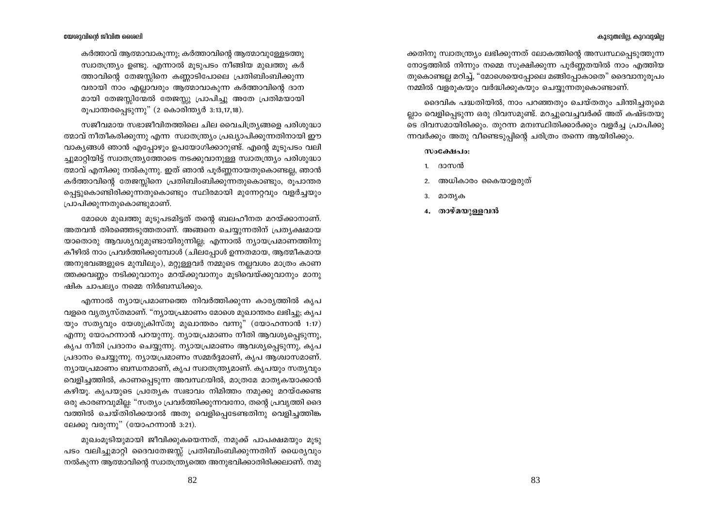കർത്താവ് ആത്മാവാകുന്നു; കർത്താവിന്റെ ആത്മാവുള്ളേടത്തു സ്വാതന്ത്ര്യം ഉണ്ടു. എന്നാൽ മൂടുപടം നീങ്ങിയ മുഖത്തു കർത്താവിന്റെ തേജസ്സിനെ കണ്ണാടിപോലെ പ്രതിബിംബിക്കുന്നവരായി നാം എല്ലാവരും ആത്മാവാകുന്ന കർത്താവിന്റെ ദാനമായി തേജസ്സിന്മേൽ തേജസ്സു പ്രാപിച്ചു അതേ പ്രതിമയായി രൂപാന്തരപ്പെടുന്നു" (2 കൊരിന്ത്യർ 3:13,17,18).

സജീവമായ സഭാജീവിതത്തിലെ ചില വൈചിത്ര്യങ്ങളെ പരിശുദ്ധാത്മാവ് നീതീകരിക്കുന്നു എന്ന സ്വാതന്ത്ര്യം പ്രഖ്യാപിക്കുന്നതിനായി ഈ വാക്യങ്ങൾ ഞാൻ എപ്പോഴും ഉപയോഗിക്കാറുണ്ട്. എന്റെ മൂടുപടം വലിച്ചുമാറ്റിയിട്ട് സ്വാതന്ത്ര്യത്തോടെ നടക്കുവാനുള്ള സ്വാതന്ത്ര്യം പരിശുദ്ധാത്മാവ് എനിക്കു നൽകുന്നു. ഇത് ഞാൻ പൂർണ്ണനായതുകൊണ്ടല്ല, ഞാൻ കർത്താവിന്റെ തേജസ്സിനെ പ്രതിബിംബിക്കുന്നതുകൊണ്ടും, രൂപാന്തരപ്പെട്ടുകൊണ്ടിരിക്കുന്നതുകൊണ്ടും സ്ഥിരമായി മുന്നേറ്റവും വളർച്ചയും പ്രാപിക്കുന്നതുകൊണ്ടുമാണ്.

മോശെ മുഖത്തു മൂടുപടമിട്ടത് തന്റെ ബലഹീനത മറയ്ക്കാനാണ്. അതവൻ തിരഞ്ഞെടുത്തതാണ്. അങ്ങനെ ചെയ്യുന്നതിന് പ്രത്യക്ഷമായ യാതൊരു ആവശ്യവുമുണ്ടായിരുന്നില്ല; എന്നാൽ ന്യായപ്രമാണത്തിനു കീഴിൽ നാം പ്രവർത്തിക്കുമ്പോൾ (ചിലപ്പോൾ ഉന്നതമായ, ആത്മീകമായ അനുഭവങ്ങളുടെ മുമ്പിലും), മറ്റുള്ളവർ നമ്മുടെ നല്ലവശം മാത്രം കാണത്തക്കവണ്ണം നടിക്കുവാനും മറയ്ക്കുവാനും മൂടിവെയ്ക്കുവാനും മാനുഷിക ചാപല്യം നമ്മെ നിർബന്ധിക്കും.

എന്നാൽ ന്യായപ്രമാണത്തെ നിവർത്തിക്കുന്ന കാര്യത്തിൽ കൃപ വളരെ വ്യത്യസ്തമാണ്. "ന്യായപ്രമാണം മോശെ മുഖാന്തരം ലഭിച്ചു; കൃപയും സത്യവും യേശുക്രിസ്തു മുഖാന്തരം വന്നു" (യോഹന്നാൻ 1:17) എന്നു യോഹന്നാൻ പറയുന്നു. ന്യായപ്രമാണം നീതി ആവശ്യപ്പെടുന്നു, കൃപ നീതി പ്രദാനം ചെയ്യുന്നു. ന്യായപ്രമാണം ആവശ്യപ്പെടുന്നു, കൃപ പ്രദാനം ചെയ്യുന്നു. ന്യായപ്രമാണം സമ്മർദ്ദമാണ്, കൃപ ആശ്വാസമാണ്. ന്യായപ്രമാണം ബന്ധനമാണ്, കൃപ സ്വാതന്ത്ര്യമാണ്. കൃപയും സത്യവും വെളിച്ചത്തിൽ, കാണപ്പെടുന്ന അവസ്ഥയിൽ, മാത്രമേ മാതൃകയാക്കാൻ കഴിയൂ. കൃപയുടെ പ്രത്യേക സ്വഭാവം നിമിത്തം നമുക്കു മറയ്ക്കേണ്ട ഒരു കാരണവുമില്ല: "സത്യം പ്രവർത്തിക്കുന്നവനോ, തന്റെ പ്രവൃത്തി ദൈവത്തിൽ ചെയ്തിരിക്കയാൽ അതു വെളിപ്പെടേണ്ടതിനു വെളിച്ചത്തിങ്കലേക്കു വരുന്നു" (യോഹന്നാൻ 3:21).

മുഖംമൂടിയുമായി ജീവിക്കുകയെന്നത്, നമുക്ക് പാപക്ഷമയും മൂടുപടം വലിച്ചുമാറ്റി ദൈവതേജസ്സ് പ്രതിബിംബിക്കുന്നതിന് ധൈര്യവും നൽകുന്ന ആത്മാവിന്റെ സ്വാതന്ത്ര്യത്തെ അനുഭവിക്കാതിരിക്കലാണ്. നമുക്കതിനു സ്വാതന്ത്ര്യം ലഭിക്കുന്നത് ലോകത്തിന്റെ അസ്വസ്ഥപ്പെടുത്തുന്ന നോട്ടത്തിൽ നിന്നും നമ്മെ സൂക്ഷിക്കുന്ന പൂർണ്ണതയിൽ നാം എത്തിയതുകൊണ്ടല്ല മറിച്ച്, "മോശെയെപ്പോലെ മങ്ങിപ്പോകാതെ" ദൈവാനുരൂപം നമ്മിൽ വളരുകയും വർദ്ധിക്കുകയും ചെയ്യുന്നതുകൊണ്ടാണ്.

ദൈവിക പദ്ധതിയിൽ, നാം പറഞ്ഞതും ചെയ്തതും ചിന്തിച്ചതുമെല്ലാം വെളിപ്പെടുന്ന ഒരു ദിവസമുണ്ട്. മറച്ചുവെച്ചവർക്ക് അത് കഷ്ടതയുടെ ദിവസമായിരിക്കും. തുറന്ന മനഃസ്ഥിതിക്കാർക്കും വളർച്ച പ്രാപിക്കുന്നവർക്കും അതു വീണ്ടെടുപ്പിന്റെ ചരിത്രം തന്നെ ആയിരിക്കും.

**സംക്ഷേപം:**

1. ദാസൻ
2. അധികാരം കൈയാളരുത്
3. മാതൃക
4. **താഴ്മയുള്ളവൻ**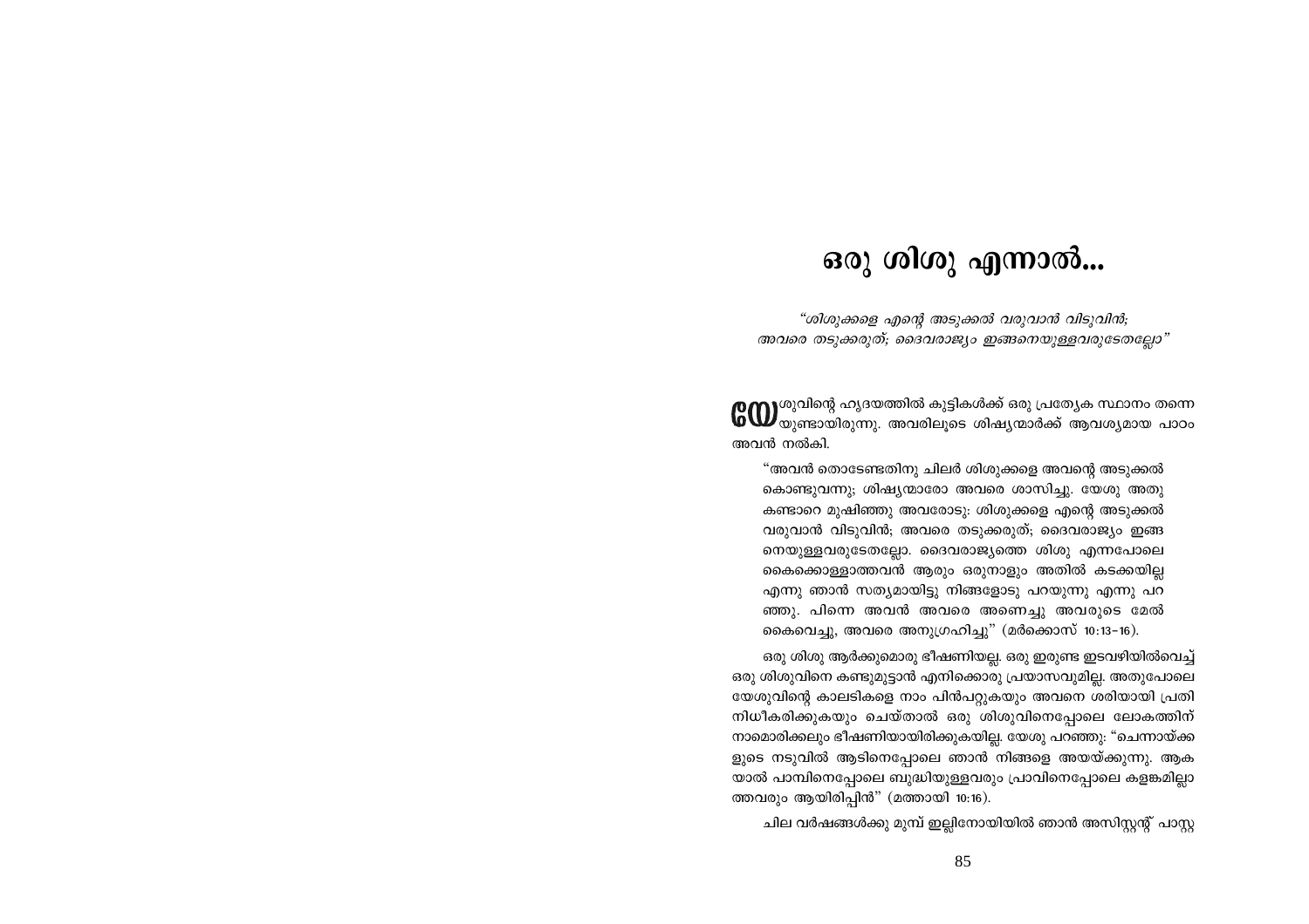# ഒരു ശിശു എന്നാൽ...

*"ശിശുക്കളെ എന്റെ അടുക്കൽ വരുവാൻ വിടുവിൻ;*
*അവരെ തടുക്കരുത്; ദൈവരാജ്യം ഇങ്ങനെയുള്ളവരുടേതല്ലോ"*

യേശുവിന്റെ ഹൃദയത്തിൽ കുട്ടികൾക്ക് ഒരു പ്രത്യേക സ്ഥാനം തന്നെയുണ്ടായിരുന്നു. അവരിലൂടെ ശിഷ്യന്മാർക്ക് ആവശ്യമായ പാഠം അവൻ നൽകി.

> "അവൻ തൊടേണ്ടതിനു ചിലർ ശിശുക്കളെ അവന്റെ അടുക്കൽ കൊണ്ടുവന്നു; ശിഷ്യന്മാരോ അവരെ ശാസിച്ചു. യേശു അതു കണ്ടാറെ മുഷിഞ്ഞു അവരോടു: ശിശുക്കളെ എന്റെ അടുക്കൽ വരുവാൻ വിടുവിൻ; അവരെ തടുക്കരുത്; ദൈവരാജ്യം ഇങ്ങനെയുള്ളവരുടേതല്ലോ. ദൈവരാജ്യത്തെ ശിശു എന്നപോലെ കൈക്കൊള്ളാത്തവൻ ആരും ഒരുനാളും അതിൽ കടക്കയില്ല എന്നു ഞാൻ സത്യമായിട്ടു നിങ്ങളോടു പറയുന്നു എന്നു പറഞ്ഞു. പിന്നെ അവൻ അവരെ അണെച്ചു അവരുടെ മേൽ കൈവെച്ചു, അവരെ അനുഗ്രഹിച്ചു" (മർക്കൊസ് 10:13-16).

ഒരു ശിശു ആർക്കുമൊരു ഭീഷണിയല്ല. ഒരു ഇരുണ്ട ഇടവഴിയിൽവെച്ച് ഒരു ശിശുവിനെ കണ്ടുമുട്ടാൻ എനിക്കൊരു പ്രയാസവുമില്ല. അതുപോലെ യേശുവിന്റെ കാലടികളെ നാം പിൻപറ്റുകയും അവനെ ശരിയായി പ്രതിനിധീകരിക്കുകയും ചെയ്താൽ ഒരു ശിശുവിനെപ്പോലെ ലോകത്തിന് നാമൊരിക്കലും ഭീഷണിയായിരിക്കുകയില്ല. യേശു പറഞ്ഞു: "ചെന്നായ്ക്കളുടെ നടുവിൽ ആടിനെപ്പോലെ ഞാൻ നിങ്ങളെ അയയ്ക്കുന്നു. ആകയാൽ പാമ്പിനെപ്പോലെ ബുദ്ധിയുള്ളവരും പ്രാവിനെപ്പോലെ കളങ്കമില്ലാത്തവരും ആയിരിപ്പിൻ" (മത്തായി 10:16).

ചില വർഷങ്ങൾക്കു മുമ്പ് ഇല്ലിനോയിയിൽ ഞാൻ അസിസ്റ്റന്റ് പാസ്റ്റ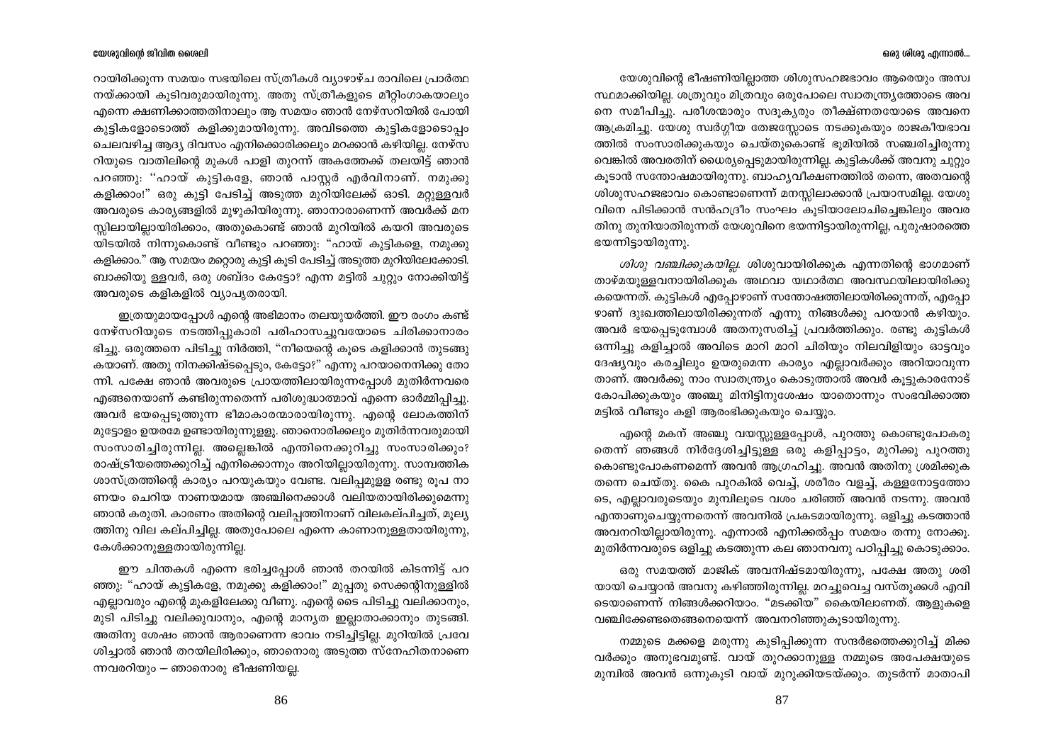റായിരിക്കുന്ന സമയം സഭയിലെ സ്ത്രീകൾ വ്യാഴാഴ്ച രാവിലെ പ്രാർത്ഥനയ്ക്കായി കൂടിവരുമായിരുന്നു. അതു സ്ത്രീകളുടെ മീറ്റിംഗാകയാലും എന്നെ ക്ഷണിക്കാത്തതിനാലും ആ സമയം ഞാൻ നേഴ്സറിയിൽ പോയി കുട്ടികളോടൊത്ത് കളിക്കുമായിരുന്നു. അവിടത്തെ കുട്ടികളോടൊപ്പം ചെലവഴിച്ച ആദ്യ ദിവസം എനിക്കൊരിക്കലും മറക്കാൻ കഴിയില്ല. നേഴ്സറിയുടെ വാതിലിന്റെ മുകൾ പാളി തുറന്ന് അകത്തേക്ക് തലയിട്ട് ഞാൻ പറഞ്ഞു: "ഹായ് കുട്ടികളേ, ഞാൻ പാസ്റ്റർ എർവിനാണ്. നമുക്കു കളിക്കാം!" ഒരു കുട്ടി പേടിച്ച് അടുത്ത മുറിയിലേക്ക് ഓടി. മറ്റുള്ളവർ അവരുടെ കാര്യങ്ങളിൽ മുഴുകിയിരുന്നു. ഞാനാരാണെന്ന് അവർക്ക് മനസ്സിലായില്ലായിരിക്കാം, അതുകൊണ്ട് ഞാൻ മുറിയിൽ കയറി അവരുടെയിടയിൽ നിന്നുകൊണ്ട് വീണ്ടും പറഞ്ഞു: "ഹായ് കുട്ടികളെ, നമുക്കു കളിക്കാം." ആ സമയം മറ്റൊരു കുട്ടി കൂടി പേടിച്ച് അടുത്ത മുറിയിലേക്കോടി. ബാക്കിയു ള്ളവർ, ഒരു ശബ്ദം കേട്ടോ? എന്ന മട്ടിൽ ചുറ്റും നോക്കിയിട്ട് അവരുടെ കളികളിൽ വ്യാപൃതരായി.

ഇത്രയുമായപ്പോൾ എന്റെ അഭിമാനം തലയുയർത്തി. ഈ രംഗം കണ്ട് നേഴ്സറിയുടെ നടത്തിപ്പുകാരി പരിഹാസച്ചുവയോടെ ചിരിക്കാനാരംഭിച്ചു. ഒരുത്തനെ പിടിച്ചു നിർത്തി, "നീയെന്റെ കൂടെ കളിക്കാൻ തുടങ്ങുകയാണ്. അതു നിനക്കിഷ്ടപ്പെടും, കേട്ടോ?" എന്നു പറയാനെനിക്കു തോന്നി. പക്ഷേ ഞാൻ അവരുടെ പ്രായത്തിലായിരുന്നപ്പോൾ മുതിർന്നവരെ എങ്ങനെയാണ് കണ്ടിരുന്നതെന്ന് പരിശുദ്ധാത്മാവ് എന്നെ ഓർമ്മിപ്പിച്ചു. അവർ ഭയപ്പെടുത്തുന്ന ഭീമാകാരന്മാരായിരുന്നു. എന്റെ ലോകത്തിന് മുട്ടോളം ഉയരമേ ഉണ്ടായിരുന്നുള്ളു. ഞാനൊരിക്കലും മുതിർന്നവരുമായി സംസാരിച്ചിരുന്നില്ല. അല്ലെങ്കിൽ എന്തിനെക്കുറിച്ചു സംസാരിക്കും? രാഷ്ട്രീയത്തെക്കുറിച്ച് എനിക്കൊന്നും അറിയില്ലായിരുന്നു. സാമ്പത്തിക ശാസ്ത്രത്തിന്റെ കാര്യം പറയുകയും വേണ്ട. വലിപ്പമുള്ള രണ്ടു രൂപ നാണയം ചെറിയ നാണയമായ അഞ്ചിനെക്കാൾ വലിയതായിരിക്കുമെന്നു ഞാൻ കരുതി. കാരണം അതിന്റെ വലിപ്പത്തിനാണ് വിലകല്പിച്ചത്, മൂല്യത്തിനു വില കല്പിച്ചില്ല. അതുപോലെ എന്നെ കാണാനുള്ളതായിരുന്നു, കേൾക്കാനുള്ളതായിരുന്നില്ല.

ഈ ചിന്തകൾ എന്നെ ഭരിച്ചപ്പോൾ ഞാൻ തറയിൽ കിടന്നിട്ട് പറഞ്ഞു: "ഹായ് കുട്ടികളേ, നമുക്കു കളിക്കാം!" മുപ്പതു സെക്കന്റിനുള്ളിൽ എല്ലാവരും എന്റെ മുകളിലേക്കു വീണു. എന്റെ ടൈ പിടിച്ചു വലിക്കാനും, മുടി പിടിച്ചു വലിക്കുവാനും, എന്റെ മാന്യത ഇല്ലാതാക്കാനും തുടങ്ങി. അതിനു ശേഷം ഞാൻ ആരാണെന്ന ഭാവം നടിച്ചിട്ടില്ല. മുറിയിൽ പ്രവേശിച്ചാൽ ഞാൻ തറയിലിരിക്കും, ഞാനൊരു അടുത്ത സ്നേഹിതനാണെന്നവരറിയും – ഞാനൊരു ഭീഷണിയല്ല.

യേശുവിന്റെ ഭീഷണിയില്ലാത്ത ശിശുസഹജഭാവം ആരെയും അസ്വസ്ഥമാക്കിയില്ല. ശത്രുവും മിത്രവും ഒരുപോലെ സ്വാതന്ത്ര്യത്തോടെ അവനെ സമീപിച്ചു. പരീശന്മാരും സദൂക്യരും തീക്ഷ്ണതയോടെ അവനെ ആക്രമിച്ചു. യേശു സ്വർഗ്ഗീയ തേജസ്സോടെ നടക്കുകയും രാജകീയഭാവത്തിൽ സംസാരിക്കുകയും ചെയ്തുകൊണ്ട് ഭൂമിയിൽ സഞ്ചരിച്ചിരുന്നുവെങ്കിൽ അവരതിന് ധൈര്യപ്പെടുമായിരുന്നില്ല. കുട്ടികൾക്ക് അവനു ചുറ്റും കൂടാൻ സന്തോഷമായിരുന്നു. ബാഹ്യവീക്ഷണത്തിൽ തന്നെ, അതവന്റെ ശിശുസഹജഭാവം കൊണ്ടാണെന്ന് മനസ്സിലാക്കാൻ പ്രയാസമില്ല. യേശുവിനെ പിടിക്കാൻ സൻഹെദ്രീം സംഘം കൂടിയാലോചിച്ചെങ്കിലും അവരതിനു തുനിയാതിരുന്നത് യേശുവിനെ ഭയന്നിട്ടായിരുന്നില്ല, പുരുഷാരത്തെ ഭയന്നിട്ടായിരുന്നു.

*ശിശു വഞ്ചിക്കുകയില്ല.* ശിശുവായിരിക്കുക എന്നതിന്റെ ഭാഗമാണ് താഴ്മയുള്ളവനായിരിക്കുക അഥവാ യഥാർത്ഥ അവസ്ഥയിലായിരിക്കുകയെന്നത്. കുട്ടികൾ എപ്പോഴാണ് സന്തോഷത്തിലായിരിക്കുന്നത്, എപ്പോഴാണ് ദുഃഖത്തിലായിരിക്കുന്നത് എന്നു നിങ്ങൾക്കു പറയാൻ കഴിയും. അവർ ഭയപ്പെടുമ്പോൾ അതനുസരിച്ച് പ്രവർത്തിക്കും. രണ്ടു കുട്ടികൾ ഒന്നിച്ചു കളിച്ചാൽ അവിടെ മാറി മാറി ചിരിയും നിലവിളിയും ഓട്ടവും ദേഷ്യവും കരച്ചിലും ഉയരുമെന്ന കാര്യം എല്ലാവർക്കും അറിയാവുന്നതാണ്. അവർക്കു നാം സ്വാതന്ത്ര്യം കൊടുത്താൽ അവർ കൂട്ടുകാരനോട് കോപിക്കുകയും അഞ്ചു മിനിട്ടിനുശേഷം യാതൊന്നും സംഭവിക്കാത്ത മട്ടിൽ വീണ്ടും കളി ആരംഭിക്കുകയും ചെയ്യും.

എന്റെ മകന് അഞ്ചു വയസ്സുള്ളപ്പോൾ, പുറത്തു കൊണ്ടുപോകരുതെന്ന് ഞങ്ങൾ നിർദ്ദേശിച്ചിട്ടുള്ള ഒരു കളിപ്പാട്ടം, മുറിക്കു പുറത്തു കൊണ്ടുപോകണമെന്ന് അവൻ ആഗ്രഹിച്ചു. അവൻ അതിനു ശ്രമിക്കുക തന്നെ ചെയ്തു. കൈ പുറകിൽ വെച്ച്, ശരീരം വളച്ച്, കള്ളനോട്ടത്തോടെ, എല്ലാവരുടെയും മുമ്പിലൂടെ വശം ചരിഞ്ഞ് അവൻ നടന്നു. അവൻ എന്താണുചെയ്യുന്നതെന്ന് അവനിൽ പ്രകടമായിരുന്നു. ഒളിച്ചു കടത്താൻ അവനറിയില്ലായിരുന്നു. എന്നാൽ എനിക്കൽപ്പം സമയം തന്നു നോക്കൂ. മുതിർന്നവരുടെ ഒളിച്ചു കടത്തുന്ന കല ഞാനവനു പഠിപ്പിച്ചു കൊടുക്കാം.

ഒരു സമയത്ത് മാജിക് അവനിഷ്ടമായിരുന്നു, പക്ഷേ അതു ശരിയായി ചെയ്യാൻ അവനു കഴിഞ്ഞിരുന്നില്ല. മറച്ചുവെച്ച വസ്തുക്കൾ എവിടെയാണെന്ന് നിങ്ങൾക്കറിയാം. "മടക്കിയ" കൈയിലാണത്. ആളുകളെ വഞ്ചിക്കേണ്ടതെങ്ങനെയെന്ന് അവനറിഞ്ഞുകൂടായിരുന്നു.

നമ്മുടെ മക്കളെ മരുന്നു കുടിപ്പിക്കുന്ന സന്ദർഭത്തെക്കുറിച്ച് മിക്കവർക്കും അനുഭവമുണ്ട്. വായ് തുറക്കാനുള്ള നമ്മുടെ അപേക്ഷയുടെ മുമ്പിൽ അവൻ ഒന്നുകൂടി വായ് മുറുക്കിയടയ്ക്കും. തുടർന്ന് മാതാപി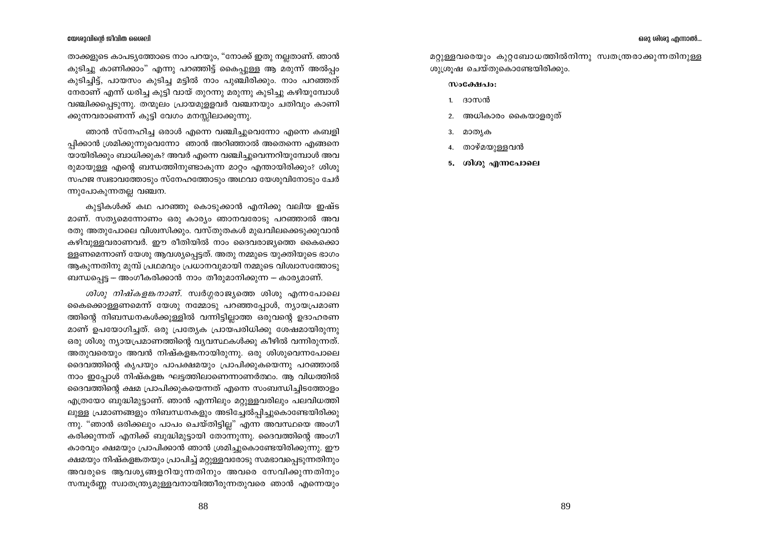താക്കളുടെ കാപട്യത്തോടെ നാം പറയും, "നോക്ക് ഇതു നല്ലതാണ്. ഞാൻ കുടിച്ചു കാണിക്കാം" എന്നു പറഞ്ഞിട്ട് കൈപ്പുള്ള ആ മരുന്ന് അൽപ്പം കുടിച്ചിട്ട്, പായസം കുടിച്ച മട്ടിൽ നാം പുഞ്ചിരിക്കും. നാം പറഞ്ഞത് നേരാണ് എന്ന് ധരിച്ച കുട്ടി വായ് തുറന്നു മരുന്നു കുടിച്ചു കഴിയുമ്പോൾ വഞ്ചിക്കപ്പെടുന്നു. തന്മൂലം പ്രായമുള്ളവർ വഞ്ചനയും ചതിവും കാണിക്കുന്നവരാണെന്ന് കുട്ടി വേഗം മനസ്സിലാക്കുന്നു.

ഞാൻ സ്നേഹിച്ച ഒരാൾ എന്നെ വഞ്ചിച്ചുവെന്നോ എന്നെ കബളിപ്പിക്കാൻ ശ്രമിക്കുന്നുവെന്നോ ഞാൻ അറിഞ്ഞാൽ അതെന്നെ എങ്ങനെയായിരിക്കും ബാധിക്കുക? അവർ എന്നെ വഞ്ചിച്ചുവെന്നറിയുമ്പോൾ അവരുമായുള്ള എന്റെ ബന്ധത്തിനുണ്ടാകുന്ന മാറ്റം എന്തായിരിക്കും? ശിശുസഹജ സ്വഭാവത്തോടും സ്നേഹത്തോടും അഥവാ യേശുവിനോടും ചേർന്നുപോകുന്നതല്ല വഞ്ചന.

കുട്ടികൾക്ക് കഥ പറഞ്ഞു കൊടുക്കാൻ എനിക്കു വലിയ ഇഷ്ടമാണ്. സത്യമെന്നോണം ഒരു കാര്യം ഞാനവരോടു പറഞ്ഞാൽ അവരതു അതുപോലെ വിശ്വസിക്കും. വസ്തുതകൾ മുഖവിലക്കെടുക്കുവാൻ കഴിവുള്ളവരാണവർ. ഈ രീതിയിൽ നാം ദൈവരാജ്യത്തെ കൈക്കൊള്ളണമെന്നാണ് യേശു ആവശ്യപ്പെട്ടത്. അതു നമ്മുടെ യുക്തിയുടെ ഭാഗം ആകുന്നതിനു മുമ്പ് പ്രഥമവും പ്രധാനവുമായി നമ്മുടെ വിശ്വാസത്തോടു ബന്ധപ്പെട്ട – അംഗീകരിക്കാൻ നാം തീരുമാനിക്കുന്ന – കാര്യമാണ്.

*ശിശു നിഷ്കളങ്കനാണ്.* സ്വർഗ്ഗരാജ്യത്തെ ശിശു എന്നപോലെ കൈക്കൊള്ളണമെന്ന് യേശു നമ്മോടു പറഞ്ഞപ്പോൾ, ന്യായപ്രമാണത്തിന്റെ നിബന്ധനകൾക്കുള്ളിൽ വന്നിട്ടില്ലാത്ത ഒരുവന്റെ ഉദാഹരണമാണ് ഉപയോഗിച്ചത്. ഒരു പ്രത്യേക പ്രായപരിധിക്കു ശേഷമായിരുന്നു ഒരു ശിശു ന്യായപ്രമാണത്തിന്റെ വ്യവസ്ഥകൾക്കു കീഴിൽ വന്നിരുന്നത്. അതുവരെയും അവൻ നിഷ്കളങ്കനായിരുന്നു. ഒരു ശിശുവെന്നപോലെ ദൈവത്തിന്റെ കൃപയും പാപക്ഷമയും പ്രാപിക്കുകയെന്നു പറഞ്ഞാൽ നാം ഇപ്പോൾ നിഷ്കളങ്ക ഘട്ടത്തിലാണെന്നാണർത്ഥം. ആ വിധത്തിൽ ദൈവത്തിന്റെ ക്ഷമ പ്രാപിക്കുകയെന്നത് എന്നെ സംബന്ധിച്ചിടത്തോളം എത്രയോ ബുദ്ധിമുട്ടാണ്. ഞാൻ എന്നിലും മറ്റുള്ളവരിലും പലവിധത്തിലുള്ള പ്രമാണങ്ങളും നിബന്ധനകളും അടിച്ചേൽപ്പിച്ചുകൊണ്ടേയിരിക്കുന്നു. "ഞാൻ ഒരിക്കലും പാപം ചെയ്തിട്ടില്ല" എന്ന അവസ്ഥയെ അംഗീകരിക്കുന്നത് എനിക്ക് ബുദ്ധിമുട്ടായി തോന്നുന്നു. ദൈവത്തിന്റെ അംഗീകാരവും ക്ഷമയും പ്രാപിക്കാൻ ഞാൻ ശ്രമിച്ചുകൊണ്ടേയിരിക്കുന്നു. ഈ ക്ഷമയും നിഷ്കളങ്കതയും പ്രാപിച്ച് മറ്റുള്ളവരോടു സമഭാവപ്പെടുന്നതിനും അവരുടെ ആവശ്യങ്ങളറിയുന്നതിനും അവരെ സേവിക്കുന്നതിനും സമ്പൂർണ്ണ സ്വാതന്ത്ര്യമുള്ളവനായിത്തീരുന്നതുവരെ ഞാൻ എന്നെയും മറ്റുള്ളവരെയും കുറ്റബോധത്തിൽനിന്നു സ്വതന്ത്രരാക്കുന്നതിനുള്ള ശുശ്രൂഷ ചെയ്തുകൊണ്ടേയിരിക്കും.

**സംക്ഷേപം:**

1. ദാസൻ
2. അധികാരം കൈയാളരുത്
3. മാതൃക
4. താഴ്മയുള്ളവൻ
5. **ശിശു എന്നപോലെ**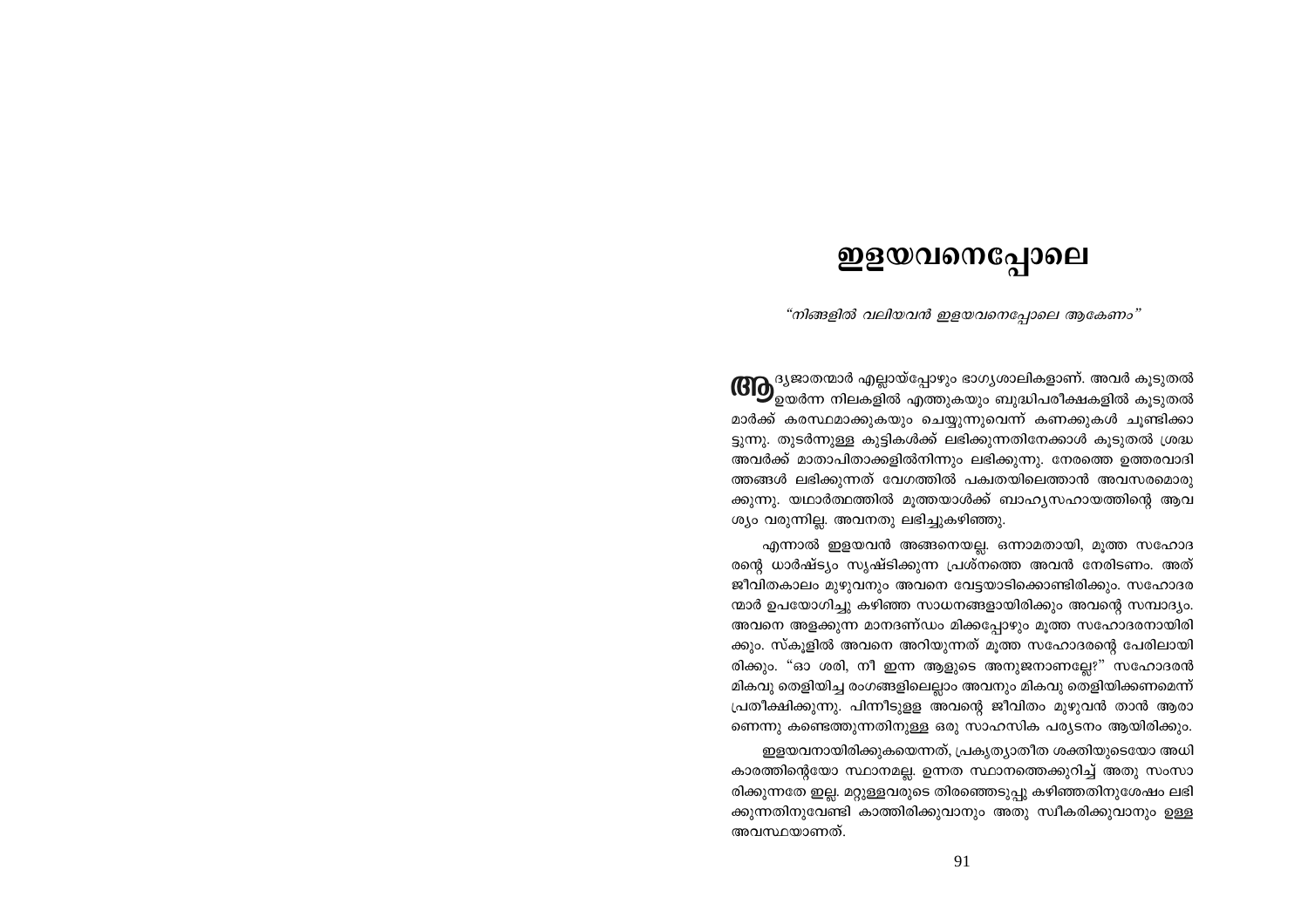# ഇളയവനെപ്പോലെ

*“നിങ്ങളിൽ വലിയവൻ ഇളയവനെപ്പോലെ ആകേണം”*

ആദ്യജാതന്മാർ എല്ലായ്പ്പോഴും ഭാഗ്യശാലികളാണ്. അവർ കൂടുതൽ ഉയർന്ന നിലകളിൽ എത്തുകയും ബുദ്ധിപരീക്ഷകളിൽ കൂടുതൽ മാർക്ക് കരസ്ഥമാക്കുകയും ചെയ്യുന്നുവെന്ന് കണക്കുകൾ ചൂണ്ടിക്കാട്ടുന്നു. തുടർന്നുള്ള കുട്ടികൾക്ക് ലഭിക്കുന്നതിനേക്കാൾ കൂടുതൽ ശ്രദ്ധ അവർക്ക് മാതാപിതാക്കളിൽനിന്നും ലഭിക്കുന്നു. നേരത്തെ ഉത്തരവാദിത്തങ്ങൾ ലഭിക്കുന്നത് വേഗത്തിൽ പക്വതയിലെത്താൻ അവസരമൊരുക്കുന്നു. യഥാർത്ഥത്തിൽ മൂത്തയാൾക്ക് ബാഹ്യസഹായത്തിന്റെ ആവശ്യം വരുന്നില്ല. അവനതു ലഭിച്ചുകഴിഞ്ഞു.

എന്നാൽ ഇളയവൻ അങ്ങനെയല്ല. ഒന്നാമതായി, മൂത്ത സഹോദരന്റെ ധാർഷ്ട്യം സൃഷ്ടിക്കുന്ന പ്രശ്നത്തെ അവൻ നേരിടണം. അത് ജീവിതകാലം മുഴുവനും അവനെ വേട്ടയാടിക്കൊണ്ടിരിക്കും. സഹോദരന്മാർ ഉപയോഗിച്ചു കഴിഞ്ഞ സാധനങ്ങളായിരിക്കും അവന്റെ സമ്പാദ്യം. അവനെ അളക്കുന്ന മാനദണ്ഡം മിക്കപ്പോഴും മൂത്ത സഹോദരനായിരിക്കും. സ്കൂളിൽ അവനെ അറിയുന്നത് മൂത്ത സഹോദരന്റെ പേരിലായിരിക്കും. “ഓ ശരി, നീ ഇന്ന ആളുടെ അനുജനാണല്ലേ?” സഹോദരൻ മികവു തെളിയിച്ച രംഗങ്ങളിലെല്ലാം അവനും മികവു തെളിയിക്കണമെന്ന് പ്രതീക്ഷിക്കുന്നു. പിന്നീടുള്ള അവന്റെ ജീവിതം മുഴുവൻ താൻ ആരാണെന്നു കണ്ടെത്തുന്നതിനുള്ള ഒരു സാഹസിക പര്യടനം ആയിരിക്കും.

ഇളയവനായിരിക്കുകയെന്നത്, പ്രകൃത്യാതീത ശക്തിയുടെയോ അധികാരത്തിന്റെയോ സ്ഥാനമല്ല. ഉന്നത സ്ഥാനത്തെക്കുറിച്ച് അതു സംസാരിക്കുന്നതേ ഇല്ല. മറ്റുള്ളവരുടെ തിരഞ്ഞെടുപ്പു കഴിഞ്ഞതിനുശേഷം ലഭിക്കുന്നതിനുവേണ്ടി കാത്തിരിക്കുവാനും അതു സ്വീകരിക്കുവാനും ഉള്ള അവസ്ഥയാണത്.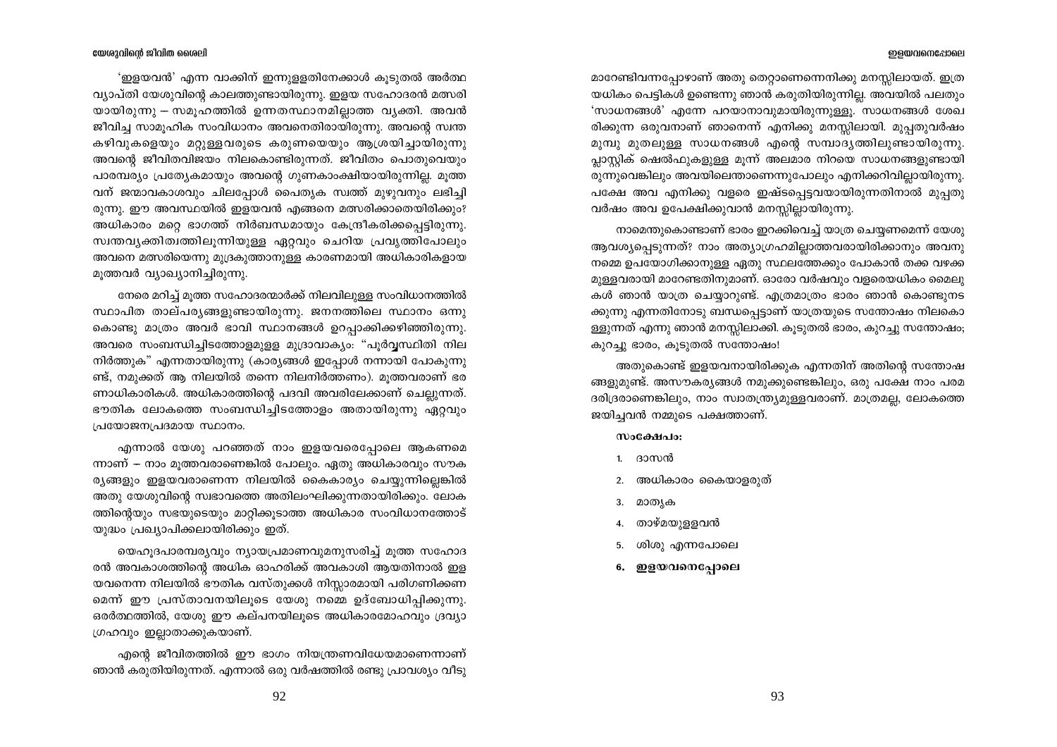'ഇളയവൻ' എന്ന വാക്കിന് ഇന്നുള്ളതിനേക്കാൾ കൂടുതൽ അർത്ഥ വ്യാപ്തി യേശുവിന്റെ കാലത്തുണ്ടായിരുന്നു. ഇളയ സഹോദരൻ മത്സരി യായിരുന്നു – സമൂഹത്തിൽ ഉന്നതസ്ഥാനമില്ലാത്ത വ്യക്തി. അവൻ ജീവിച്ച സാമൂഹിക സംവിധാനം അവനെതിരായിരുന്നു. അവന്റെ സ്വന്ത കഴിവുകളെയും മറ്റുള്ളവരുടെ കരുണയെയും ആശ്രയിച്ചായിരുന്നു അവന്റെ ജീവിതവിജയം നിലകൊണ്ടിരുന്നത്. ജീവിതം പൊതുവെയും പാരമ്പര്യം പ്രത്യേകമായും അവന്റെ ഗുണകാംക്ഷിയായിരുന്നില്ല. മൂത്ത വന് ജന്മാവകാശവും ചിലപ്പോൾ പൈതൃക സ്വത്ത് മുഴുവനും ലഭിച്ചി രുന്നു. ഈ അവസ്ഥയിൽ ഇളയവൻ എങ്ങനെ മത്സരിക്കാതെയിരിക്കും? അധികാരം മറ്റെ ഭാഗത്ത് നിർബന്ധമായും കേന്ദ്രീകരിക്കപ്പെട്ടിരുന്നു. സ്വന്തവ്യക്തിത്വത്തിലൂന്നിയുള്ള ഏറ്റവും ചെറിയ പ്രവൃത്തിപോലും അവനെ മത്സരിയെന്നു മുദ്രകുത്താനുള്ള കാരണമായി അധികാരികളായ മൂത്തവർ വ്യാഖ്യാനിച്ചിരുന്നു.

നേരെ മറിച്ച് മൂത്ത സഹോദരന്മാർക്ക് നിലവിലുള്ള സംവിധാനത്തിൽ സ്ഥാപിത താല്പര്യങ്ങളുണ്ടായിരുന്നു. ജനനത്തിലെ സ്ഥാനം ഒന്നു കൊണ്ടു മാത്രം അവർ ഭാവി സ്ഥാനങ്ങൾ ഉറപ്പാക്കിക്കഴിഞ്ഞിരുന്നു. അവരെ സംബന്ധിച്ചിടത്തോളമുള്ള മുദ്രാവാക്യം: "പൂർവ്വസ്ഥിതി നില നിർത്തുക" എന്നതായിരുന്നു (കാര്യങ്ങൾ ഇപ്പോൾ നന്നായി പോകുന്നു ണ്ട്, നമുക്കത് ആ നിലയിൽ തന്നെ നിലനിർത്തണം). മൂത്തവരാണ് ഭര ണാധികാരികൾ. അധികാരത്തിന്റെ പദവി അവരിലേക്കാണ് ചെല്ലുന്നത്. ഭൗതിക ലോകത്തെ സംബന്ധിച്ചിടത്തോളം അതായിരുന്നു ഏറ്റവും പ്രയോജനപ്രദമായ സ്ഥാനം.

എന്നാൽ യേശു പറഞ്ഞത് നാം ഇളയവരെപ്പോലെ ആകണമെ ന്നാണ് – നാം മൂത്തവരാണെങ്കിൽ പോലും. ഏതു അധികാരവും സൗക ര്യങ്ങളും ഇളയവരാണെന്ന നിലയിൽ കൈകാര്യം ചെയ്യുന്നില്ലെങ്കിൽ അതു യേശുവിന്റെ സ്വഭാവത്തെ അതിലംഘിക്കുന്നതായിരിക്കും. ലോക ത്തിന്റെയും സഭയുടെയും മാറ്റിക്കൂടാത്ത അധികാര സംവിധാനത്തോട് യുദ്ധം പ്രഖ്യാപിക്കലായിരിക്കും ഇത്.

യെഹൂദപാരമ്പര്യവും ന്യായപ്രമാണവുമനുസരിച്ച് മൂത്ത സഹോദ രൻ അവകാശത്തിന്റെ അധിക ഓഹരിക്ക് അവകാശി ആയതിനാൽ ഇള യവനെന്ന നിലയിൽ ഭൗതിക വസ്തുക്കൾ നിസ്സാരമായി പരിഗണിക്കണ മെന്ന് ഈ പ്രസ്താവനയിലൂടെ യേശു നമ്മെ ഉദ്ബോധിപ്പിക്കുന്നു. ഒരർത്ഥത്തിൽ, യേശു ഈ കല്പനയിലൂടെ അധികാരമോഹവും ദ്രവ്യാ ഗ്രഹവും ഇല്ലാതാക്കുകയാണ്.

എന്റെ ജീവിതത്തിൽ ഈ ഭാഗം നിയന്ത്രണവിധേയമാണെന്നാണ് ഞാൻ കരുതിയിരുന്നത്. എന്നാൽ ഒരു വർഷത്തിൽ രണ്ടു പ്രാവശ്യം വീടു മാറേണ്ടിവന്നപ്പോഴാണ് അതു തെറ്റാണെന്നെനിക്കു മനസ്സിലായത്. ഇത്ര യധികം പെട്ടികൾ ഉണ്ടെന്നു ഞാൻ കരുതിയിരുന്നില്ല. അവയിൽ പലതും 'സാധനങ്ങൾ' എന്നേ പറയാനാവുമായിരുന്നുള്ളൂ. സാധനങ്ങൾ ശേഖ രിക്കുന്ന ഒരുവനാണ് ഞാനെന്ന് എനിക്കു മനസ്സിലായി. മുപ്പതുവർഷം മുമ്പു മുതലുള്ള സാധനങ്ങൾ എന്റെ സമ്പാദ്യത്തിലുണ്ടായിരുന്നു. പ്ലാസ്റ്റിക് ഷെൽഫുകളുള്ള മൂന്ന് അലമാര നിറയെ സാധനങ്ങളുണ്ടായി രുന്നുവെങ്കിലും അവയിലെന്താണെന്നുപോലും എനിക്കറിവില്ലായിരുന്നു. പക്ഷേ അവ എനിക്കു വളരെ ഇഷ്ടപ്പെട്ടവയായിരുന്നതിനാൽ മുപ്പതു വർഷം അവ ഉപേക്ഷിക്കുവാൻ മനസ്സില്ലായിരുന്നു.

നാമെന്തുകൊണ്ടാണ് ഭാരം ഇറക്കിവെച്ച് യാത്ര ചെയ്യണമെന്ന് യേശു ആവശ്യപ്പെടുന്നത്? നാം അത്യാഗ്രഹമില്ലാത്തവരായിരിക്കാനും അവനു നമ്മെ ഉപയോഗിക്കാനുള്ള ഏതു സ്ഥലത്തേക്കും പോകാൻ തക്ക വഴക്ക മുള്ളവരായി മാറേണ്ടതിനുമാണ്. ഓരോ വർഷവും വളരെയധികം മൈലു കൾ ഞാൻ യാത്ര ചെയ്യാറുണ്ട്. എത്രമാത്രം ഭാരം ഞാൻ കൊണ്ടുനട ക്കുന്നു എന്നതിനോടു ബന്ധപ്പെട്ടാണ് യാത്രയുടെ സന്തോഷം നിലകൊ ള്ളുന്നത് എന്നു ഞാൻ മനസ്സിലാക്കി. കൂടുതൽ ഭാരം, കുറച്ചു സന്തോഷം; കുറച്ചു ഭാരം, കൂടുതൽ സന്തോഷം!

അതുകൊണ്ട് ഇളയവനായിരിക്കുക എന്നതിന് അതിന്റെ സന്തോഷ ങ്ങളുമുണ്ട്. അസൗകര്യങ്ങൾ നമുക്കുണ്ടെങ്കിലും, ഒരു പക്ഷേ നാം പരമ ദരിദ്രരാണെങ്കിലും, നാം സ്വാതന്ത്ര്യമുള്ളവരാണ്. മാത്രമല്ല, ലോകത്തെ ജയിച്ചവൻ നമ്മുടെ പക്ഷത്താണ്.

**സംക്ഷേപം:**

1. ദാസൻ
2. അധികാരം കൈയാളരുത്
3. മാതൃക
4. താഴ്മയുള്ളവൻ
5. ശിശു എന്നപോലെ
6. **ഇളയവനെപ്പോലെ**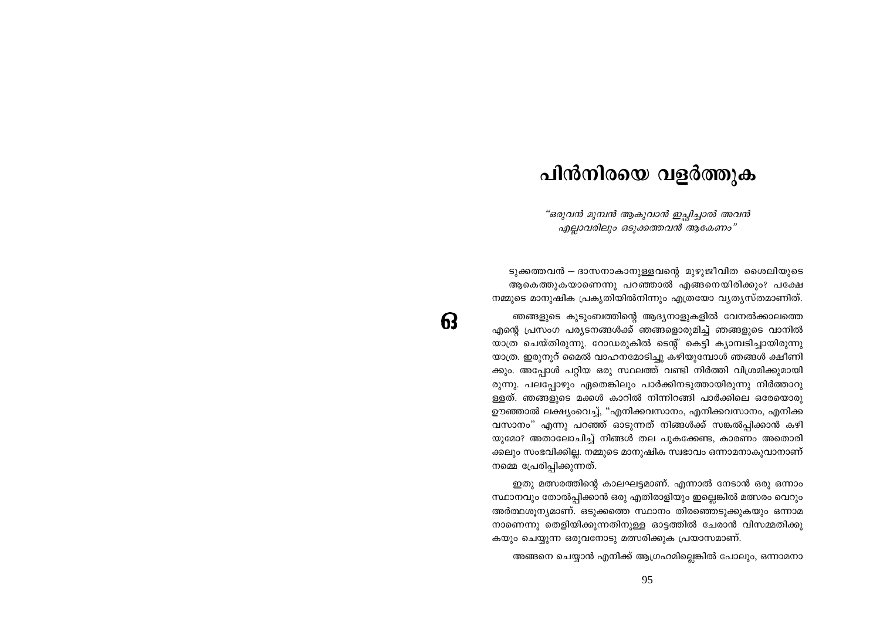# പിൻനിരയെ വളർത്തുക

*"ഒരുവൻ മുമ്പൻ ആകുവാൻ ഇച്ഛിച്ചാൽ അവൻ എല്ലാവരിലും ഒടുക്കത്തവൻ ആകേണം"*

ഒടുക്കത്തവൻ – ദാസനാകാനുള്ളവന്റെ മുഴുജീവിത ശൈലിയുടെ ആകെത്തുകയാണെന്നു പറഞ്ഞാൽ എങ്ങനെയിരിക്കും? പക്ഷേ നമ്മുടെ മാനുഷിക പ്രകൃതിയിൽനിന്നും എത്രയോ വ്യത്യസ്തമാണിത്.

ഞങ്ങളുടെ കുടുംബത്തിന്റെ ആദ്യനാളുകളിൽ വേനൽക്കാലത്തെ എന്റെ പ്രസംഗ പര്യടനങ്ങൾക്ക് ഞങ്ങളൊരുമിച്ച് ഞങ്ങളുടെ വാനിൽ യാത്ര ചെയ്തിരുന്നു. റോഡരുകിൽ ടെന്റ് കെട്ടി ക്യാമ്പടിച്ചായിരുന്നു യാത്ര. ഇരുനൂറ് മൈൽ വാഹനമോടിച്ചു കഴിയുമ്പോൾ ഞങ്ങൾ ക്ഷീണിക്കും. അപ്പോൾ പറ്റിയ ഒരു സ്ഥലത്ത് വണ്ടി നിർത്തി വിശ്രമിക്കുമായിരുന്നു. പലപ്പോഴും ഏതെങ്കിലും പാർക്കിനടുത്തായിരുന്നു നിർത്താറുള്ളത്. ഞങ്ങളുടെ മക്കൾ കാറിൽ നിന്നിറങ്ങി പാർക്കിലെ ഒരേയൊരു ഊഞ്ഞാൽ ലക്ഷ്യംവെച്ച്, "എനിക്കവസാനം, എനിക്കവസാനം, എനിക്കവസാനം" എന്നു പറഞ്ഞ് ഓടുന്നത് നിങ്ങൾക്ക് സങ്കൽപ്പിക്കാൻ കഴിയുമോ? അതാലോചിച്ച് നിങ്ങൾ തല പുകക്കേണ്ട, കാരണം അതൊരിക്കലും സംഭവിക്കില്ല. നമ്മുടെ മാനുഷിക സ്വഭാവം ഒന്നാമനാകുവാനാണ് നമ്മെ പ്രേരിപ്പിക്കുന്നത്.

ഇതു മത്സരത്തിന്റെ കാലഘട്ടമാണ്. എന്നാൽ നേടാൻ ഒരു ഒന്നാം സ്ഥാനവും തോൽപ്പിക്കാൻ ഒരു എതിരാളിയും ഇല്ലെങ്കിൽ മത്സരം വെറും അർത്ഥശൂന്യമാണ്. ഒടുക്കത്തെ സ്ഥാനം തിരഞ്ഞെടുക്കുകയും ഒന്നാമനാണെന്നു തെളിയിക്കുന്നതിനുള്ള ഓട്ടത്തിൽ ചേരാൻ വിസമ്മതിക്കുകയും ചെയ്യുന്ന ഒരുവനോടു മത്സരിക്കുക പ്രയാസമാണ്.

അങ്ങനെ ചെയ്യാൻ എനിക്ക് ആഗ്രഹമില്ലെങ്കിൽ പോലും, ഒന്നാമനാ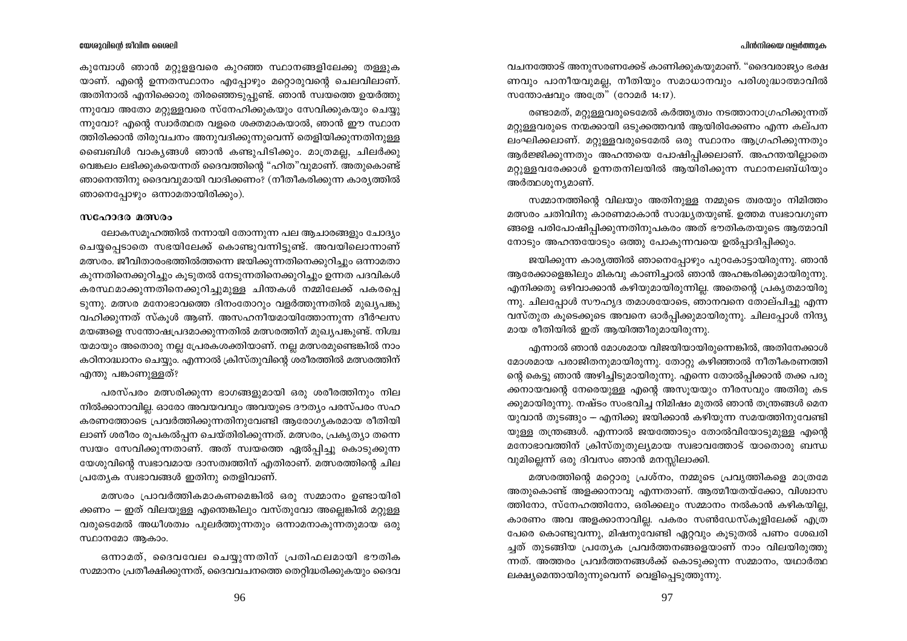കുമ്പോൾ ഞാൻ മറ്റുള്ളവരെ കുറഞ്ഞ സ്ഥാനങ്ങളിലേക്കു തള്ളുക യാണ്. എന്റെ ഉന്നതസ്ഥാനം എപ്പോഴും മറ്റൊരുവന്റെ ചെലവിലാണ്. അതിനാൽ എനിക്കൊരു തിരഞ്ഞെടുപ്പുണ്ട്. ഞാൻ സ്വയത്തെ ഉയർത്തു ന്നുവോ അതോ മറ്റുള്ളവരെ സ്നേഹിക്കുകയും സേവിക്കുകയും ചെയ്യു ന്നുവോ? എന്റെ സ്വാർത്ഥത വളരെ ശക്തമാകയാൽ, ഞാൻ ഈ സ്ഥാന ത്തിരിക്കാൻ തിരുവചനം അനുവദിക്കുന്നുവെന്ന് തെളിയിക്കുന്നതിനുള്ള ബൈബിൾ വാക്യങ്ങൾ ഞാൻ കണ്ടുപിടിക്കും. മാത്രമല്ല, ചിലർക്കു വെങ്കലം ലഭിക്കുകയെന്നത് ദൈവത്തിന്റെ "ഹിത"വുമാണ്. അതുകൊണ്ട് ഞാനെന്തിനു ദൈവവുമായി വാദിക്കണം? (നീതീകരിക്കുന്ന കാര്യത്തിൽ ഞാനെപ്പോഴും ഒന്നാമതായിരിക്കും).

## സഹോദര മത്സരം

ലോകസമൂഹത്തിൽ നന്നായി തോന്നുന്ന പല ആചാരങ്ങളും ചോദ്യം ചെയ്യപ്പെടാതെ സഭയിലേക്ക് കൊണ്ടുവന്നിട്ടുണ്ട്. അവയിലൊന്നാണ് മത്സരം. ജീവിതാരംഭത്തിൽത്തന്നെ ജയിക്കുന്നതിനെക്കുറിച്ചും ഒന്നാമതാ കുന്നതിനെക്കുറിച്ചും കൂടുതൽ നേടുന്നതിനെക്കുറിച്ചും ഉന്നത പദവികൾ കരസ്ഥമാക്കുന്നതിനെക്കുറിച്ചുമുള്ള ചിന്തകൾ നമ്മിലേക്ക് പകരപ്പെ ടുന്നു. മത്സര മനോഭാവത്തെ ദിനംതോറും വളർത്തുന്നതിൽ മുഖ്യപങ്കു വഹിക്കുന്നത് സ്കൂൾ ആണ്. അസഹനീയമായിത്തോന്നുന്ന ദീർഘസ മയങ്ങളെ സന്തോഷപ്രദമാക്കുന്നതിൽ മത്സരത്തിന് മുഖ്യപങ്കുണ്ട്. നിശ്ച യമായും അതൊരു നല്ല പ്രേരകശക്തിയാണ്. നല്ല മത്സരമുണ്ടെങ്കിൽ നാം കഠിനാദ്ധ്വാനം ചെയ്യും. എന്നാൽ ക്രിസ്തുവിന്റെ ശരീരത്തിൽ മത്സരത്തിന് എന്തു പങ്കാണുള്ളത്?

പരസ്പരം മത്സരിക്കുന്ന ഭാഗങ്ങളുമായി ഒരു ശരീരത്തിനും നില നിൽക്കാനാവില്ല. ഓരോ അവയവവും അവയുടെ ദൗത്യം പരസ്പരം സഹ കരണത്തോടെ പ്രവർത്തിക്കുന്നതിനുവേണ്ടി ആരോഗ്യകരമായ രീതിയി ലാണ് ശരീരം രൂപകൽപ്പന ചെയ്തിരിക്കുന്നത്. മത്സരം, പ്രകൃത്യാ തന്നെ സ്വയം സേവിക്കുന്നതാണ്. അത് സ്വയത്തെ ഏൽപ്പിച്ചു കൊടുക്കുന്ന യേശുവിന്റെ സ്വഭാവമായ ദാസത്വത്തിന് എതിരാണ്. മത്സരത്തിന്റെ ചില പ്രത്യേക സ്വഭാവങ്ങൾ ഇതിനു തെളിവാണ്.

മത്സരം പ്രാവർത്തികമാകണമെങ്കിൽ ഒരു സമ്മാനം ഉണ്ടായിരി ക്കണം – ഇത് വിലയുള്ള എന്തെങ്കിലും വസ്തുവോ അല്ലെങ്കിൽ മറ്റുള്ള വരുടെമേൽ അധീശത്വം പുലർത്തുന്നതും ഒന്നാമനാകുന്നതുമായ ഒരു സ്ഥാനമോ ആകാം.

ഒന്നാമത്, ദൈവവേല ചെയ്യുന്നതിന് പ്രതിഫലമായി ഭൗതിക സമ്മാനം പ്രതീക്ഷിക്കുന്നത്, ദൈവവചനത്തെ തെറ്റിദ്ധരിക്കുകയും ദൈവ വചനത്തോട് അനുസരണക്കേട് കാണിക്കുകയുമാണ്. "ദൈവരാജ്യം ഭക്ഷ ണവും പാനീയവുമല്ല, നീതിയും സമാധാനവും പരിശുദ്ധാത്മാവിൽ സന്തോഷവും അത്രേ" (റോമർ 14:17).

രണ്ടാമത്, മറ്റുള്ളവരുടെമേൽ കർത്തൃത്വം നടത്താനാഗ്രഹിക്കുന്നത് മറ്റുള്ളവരുടെ നന്മക്കായി ഒടുക്കത്തവൻ ആയിരിക്കേണം എന്ന കല്പന ലംഘിക്കലാണ്. മറ്റുള്ളവരുടെമേൽ ഒരു സ്ഥാനം ആഗ്രഹിക്കുന്നതും ആർജ്ജിക്കുന്നതും അഹന്തയെ പോഷിപ്പിക്കലാണ്. അഹന്തയില്ലാതെ മറ്റുള്ളവരേക്കാൾ ഉന്നതനിലയിൽ ആയിരിക്കുന്ന സ്ഥാനലബ്ധിയും അർത്ഥശൂന്യമാണ്.

സമ്മാനത്തിന്റെ വിലയും അതിനുള്ള നമ്മുടെ ത്വരയും നിമിത്തം മത്സരം ചതിവിനു കാരണമാകാൻ സാദ്ധ്യതയുണ്ട്. ഉത്തമ സ്വഭാവഗുണ ങ്ങളെ പരിപോഷിപ്പിക്കുന്നതിനുപകരം അത് ഭൗതികതയുടെ ആത്മാവി നോടും അഹന്തയോടും ഒത്തു പോകുന്നവയെ ഉൽപ്പാദിപ്പിക്കും.

ജയിക്കുന്ന കാര്യത്തിൽ ഞാനെപ്പോഴും പുറകോട്ടായിരുന്നു. ഞാൻ ആരേക്കാളെങ്കിലും മികവു കാണിച്ചാൽ ഞാൻ അഹങ്കരിക്കുമായിരുന്നു. എനിക്കതു ഒഴിവാക്കാൻ കഴിയുമായിരുന്നില്ല. അതെന്റെ പ്രകൃതമായിരു ന്നു. ചിലപ്പോൾ സൗഹൃദ തമാശയോടെ, ഞാനവനെ തോല്പിച്ചു എന്ന വസ്തുത കൂടെക്കൂടെ അവനെ ഓർപ്പിക്കുമായിരുന്നു. ചിലപ്പോൾ നിന്ദ്യ മായ രീതിയിൽ ഇത് ആയിത്തീരുമായിരുന്നു.

എന്നാൽ ഞാൻ മോശമായ വിജയിയായിരുന്നെങ്കിൽ, അതിനേക്കാൾ മോശമായ പരാജിതനുമായിരുന്നു. തോറ്റു കഴിഞ്ഞാൽ നീതീകരണത്തി ന്റെ കെട്ടു ഞാൻ അഴിച്ചിടുമായിരുന്നു. എന്നെ തോൽപ്പിക്കാൻ തക്ക പരു ക്കനായവന്റെ നേരെയുള്ള എന്റെ അസൂയയും നീരസവും അതിരു കട ക്കുമായിരുന്നു. നഷ്ടം സംഭവിച്ച നിമിഷം മുതൽ ഞാൻ തന്ത്രങ്ങൾ മെന യുവാൻ തുടങ്ങും – എനിക്കു ജയിക്കാൻ കഴിയുന്ന സമയത്തിനുവേണ്ടി യുള്ള തന്ത്രങ്ങൾ. എന്നാൽ ജയത്തോടും തോൽവിയോടുമുള്ള എന്റെ മനോഭാവത്തിന് ക്രിസ്തുതുല്യമായ സ്വഭാവത്തോട് യാതൊരു ബന്ധ വുമില്ലെന്ന് ഒരു ദിവസം ഞാൻ മനസ്സിലാക്കി.

മത്സരത്തിന്റെ മറ്റൊരു പ്രശ്നം, നമ്മുടെ പ്രവൃത്തികളെ മാത്രമേ അതുകൊണ്ട് അളക്കാനാവൂ എന്നതാണ്. ആത്മീയതയ്ക്കോ, വിശ്വാസ ത്തിനോ, സ്നേഹത്തിനോ, ഒരിക്കലും സമ്മാനം നൽകാൻ കഴികയില്ല, കാരണം അവ അളക്കാനാവില്ല. പകരം സൺഡേസ്കൂളിലേക്ക് എത്ര പേരെ കൊണ്ടുവന്നു, മിഷനുവേണ്ടി ഏറ്റവും കൂടുതൽ പണം ശേഖരി ച്ചത് തുടങ്ങിയ പ്രത്യേക പ്രവർത്തനങ്ങളെയാണ് നാം വിലയിരുത്തു ന്നത്. അത്തരം പ്രവർത്തനങ്ങൾക്ക് കൊടുക്കുന്ന സമ്മാനം, യഥാർത്ഥ ലക്ഷ്യമെന്തായിരുന്നുവെന്ന് വെളിപ്പെടുത്തുന്നു.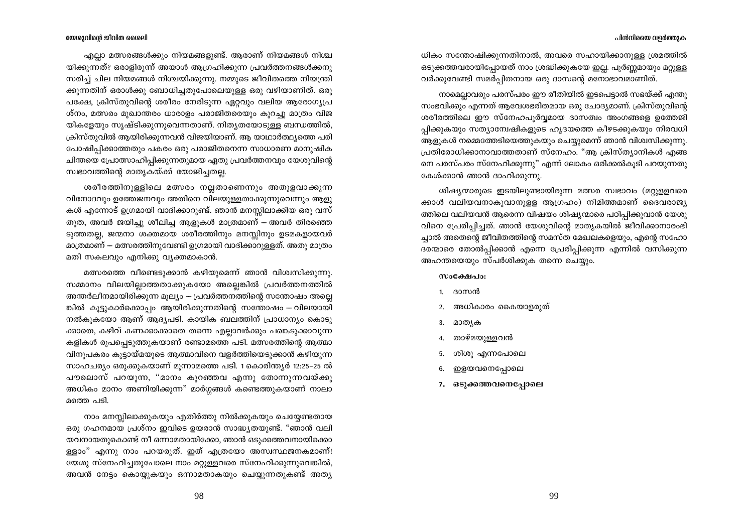എല്ലാ മത്സരങ്ങൾക്കും നിയമങ്ങളുണ്ട്. ആരാണ് നിയമങ്ങൾ നിശ്ചയിക്കുന്നത്? ഒരാളിരുന്ന് അയാൾ ആഗ്രഹിക്കുന്ന പ്രവർത്തനങ്ങൾക്കനുസരിച്ച് ചില നിയമങ്ങൾ നിശ്ചയിക്കുന്നു. നമ്മുടെ ജീവിതത്തെ നിയന്ത്രിക്കുന്നതിന് ഒരാൾക്കു ബോധിച്ചതുപോലെയുള്ള ഒരു വഴിയാണിത്. ഒരു പക്ഷേ, ക്രിസ്തുവിന്റെ ശരീരം നേരിടുന്ന ഏറ്റവും വലിയ ആരോഗ്യപ്രശ്നം, മത്സരം മുഖാന്തരം ധാരാളം പരാജിതരെയും കുറച്ചു മാത്രം വിജയികളേയും സൃഷ്ടിക്കുന്നുവെന്നതാണ്. നിത്യതയോടുള്ള ബന്ധത്തിൽ, ക്രിസ്തുവിൽ ആയിരിക്കുന്നവൻ വിജയിയാണ്. ആ യാഥാർത്ഥ്യത്തെ പരിപോഷിപ്പിക്കാത്തതും പകരം ഒരു പരാജിതനെന്ന സാധാരണ മാനുഷിക ചിന്തയെ പ്രോത്സാഹിപ്പിക്കുന്നതുമായ ഏതു പ്രവർത്തനവും യേശുവിന്റെ സ്വഭാവത്തിന്റെ മാതൃകയ്ക്ക് യോജിച്ചതല്ല.

ശരീരത്തിനുള്ളിലെ മത്സരം നല്ലതാണെന്നും അതുളവാക്കുന്ന വിനോദവും ഉത്തേജനവും അതിനെ വിലയുള്ളതാക്കുന്നുവെന്നും ആളുകൾ എന്നോട് ഉഗ്രമായി വാദിക്കാറുണ്ട്. ഞാൻ മനസ്സിലാക്കിയ ഒരു വസ്തുത, അവർ ജയിച്ചു ശീലിച്ച ആളുകൾ മാത്രമാണ് – അവർ തിരഞ്ഞെടുത്തതല്ല, ജന്മനാ ശക്തമായ ശരീരത്തിനും മനസ്സിനും ഉടമകളായവർ മാത്രമാണ് – മത്സരത്തിനുവേണ്ടി ഉഗ്രമായി വാദിക്കാറുള്ളത്. അതു മാത്രം മതി സകലവും എനിക്കു വ്യക്തമാകാൻ.

മത്സരത്തെ വീണ്ടെടുക്കാൻ കഴിയുമെന്ന് ഞാൻ വിശ്വസിക്കുന്നു. സമ്മാനം വിലയില്ലാത്തതാക്കുകയോ അല്ലെങ്കിൽ പ്രവർത്തനത്തിൽ അന്തർലീനമായിരിക്കുന്ന മൂല്യം – പ്രവർത്തനത്തിന്റെ സന്തോഷം അല്ലെങ്കിൽ കൂട്ടുകാർക്കൊപ്പം ആയിരിക്കുന്നതിന്റെ സന്തോഷം – വിലയായി നൽകുകയോ ആണ് ആദ്യപടി. കായിക ബലത്തിന് പ്രാധാന്യം കൊടുക്കാതെ, കഴിവ് കണക്കാക്കാതെ തന്നെ എല്ലാവർക്കും പങ്കെടുക്കാവുന്ന കളികൾ രൂപപ്പെടുത്തുകയാണ് രണ്ടാമത്തെ പടി. മത്സരത്തിന്റെ ആത്മാവിനുപകരം കൂട്ടായ്മയുടെ ആത്മാവിനെ വളർത്തിയെടുക്കാൻ കഴിയുന്ന സാഹചര്യം ഒരുക്കുകയാണ് മൂന്നാമത്തെ പടി. 1 കൊരിന്ത്യർ 12:25-25 ൽ പൗലൊസ് പറയുന്ന, "മാനം കുറഞ്ഞവ എന്നു തോന്നുന്നവയ്ക്കു അധികം മാനം അണിയിക്കുന്ന" മാർഗ്ഗങ്ങൾ കണ്ടെത്തുകയാണ് നാലാമത്തെ പടി.

നാം മനസ്സിലാക്കുകയും എതിർത്തു നിൽക്കുകയും ചെയ്യേണ്ടതായ ഒരു ഗഹനമായ പ്രശ്നം ഇവിടെ ഉയരാൻ സാദ്ധ്യതയുണ്ട്. "ഞാൻ വലിയവനായതുകൊണ്ട് നീ ഒന്നാമതായിക്കോ, ഞാൻ ഒടുക്കത്തവനായിക്കൊള്ളാം" എന്നു നാം പറയരുത്. ഇത് എത്രയോ അസ്വസ്ഥജനകമാണ്! യേശു സ്നേഹിച്ചതുപോലെ നാം മറ്റുള്ളവരെ സ്നേഹിക്കുന്നുവെങ്കിൽ, അവൻ നേട്ടം കൊയ്യുകയും ഒന്നാമതാകയും ചെയ്യുന്നതുകണ്ട് അത്യധികം സന്തോഷിക്കുന്നതിനാൽ, അവരെ സഹായിക്കാനുള്ള ശ്രമത്തിൽ ഒടുക്കത്തവരായിപ്പോയത് നാം ശ്രദ്ധിക്കുകയേ ഇല്ല. പൂർണ്ണമായും മറ്റുള്ളവർക്കുവേണ്ടി സമർപ്പിതനായ ഒരു ദാസന്റെ മനോഭാവമാണിത്.

നാമെല്ലാവരും പരസ്പരം ഈ രീതിയിൽ ഇടപെട്ടാൽ സഭയ്ക്ക് എന്തു സംഭവിക്കും എന്നത് ആവേശഭരിതമായ ഒരു ചോദ്യമാണ്. ക്രിസ്തുവിന്റെ ശരീരത്തിലെ ഈ സ്നേഹപൂർവ്വമായ ദാസത്വം അംഗങ്ങളെ ഉത്തേജിപ്പിക്കുകയും സത്യാന്വേഷികളുടെ ഹൃദയത്തെ കീഴടക്കുകയും നിരവധി ആളുകൾ നമ്മെത്തേടിയെത്തുകയും ചെയ്യുമെന്ന് ഞാൻ വിശ്വസിക്കുന്നു. പ്രതിരോധിക്കാനാവാത്തതാണ് സ്നേഹം. "ആ ക്രിസ്ത്യാനികൾ എങ്ങനെ പരസ്പരം സ്നേഹിക്കുന്നു" എന്ന് ലോകം ഒരിക്കൽകൂടി പറയുന്നതു കേൾക്കാൻ ഞാൻ ദാഹിക്കുന്നു.

ശിഷ്യന്മാരുടെ ഇടയിലുണ്ടായിരുന്ന മത്സര സ്വഭാവം (മറ്റുള്ളവരെക്കാൾ വലിയവനാകുവാനുള്ള ആഗ്രഹം) നിമിത്തമാണ് ദൈവരാജ്യത്തിലെ വലിയവൻ ആരെന്ന വിഷയം ശിഷ്യന്മാരെ പഠിപ്പിക്കുവാൻ യേശുവിനെ പ്രേരിപ്പിച്ചത്. ഞാൻ യേശുവിന്റെ മാതൃകയിൽ ജീവിക്കാനാരംഭിച്ചാൽ അതെന്റെ ജീവിതത്തിന്റെ സമസ്ത മേഖലകളെയും, എന്റെ സഹോദരന്മാരെ തോൽപ്പിക്കാൻ എന്നെ പ്രേരിപ്പിക്കുന്ന എന്നിൽ വസിക്കുന്ന അഹന്തയെയും സ്പർശിക്കുക തന്നെ ചെയ്യും.

**സംക്ഷേപം:**

1. ദാസൻ
2. അധികാരം കൈയാളരുത്
3. മാതൃക
4. താഴ്മയുള്ളവൻ
5. ശിശു എന്നപോലെ
6. ഇളയവനെപ്പോലെ
7. **ഒടുക്കത്തവനെപ്പോലെ**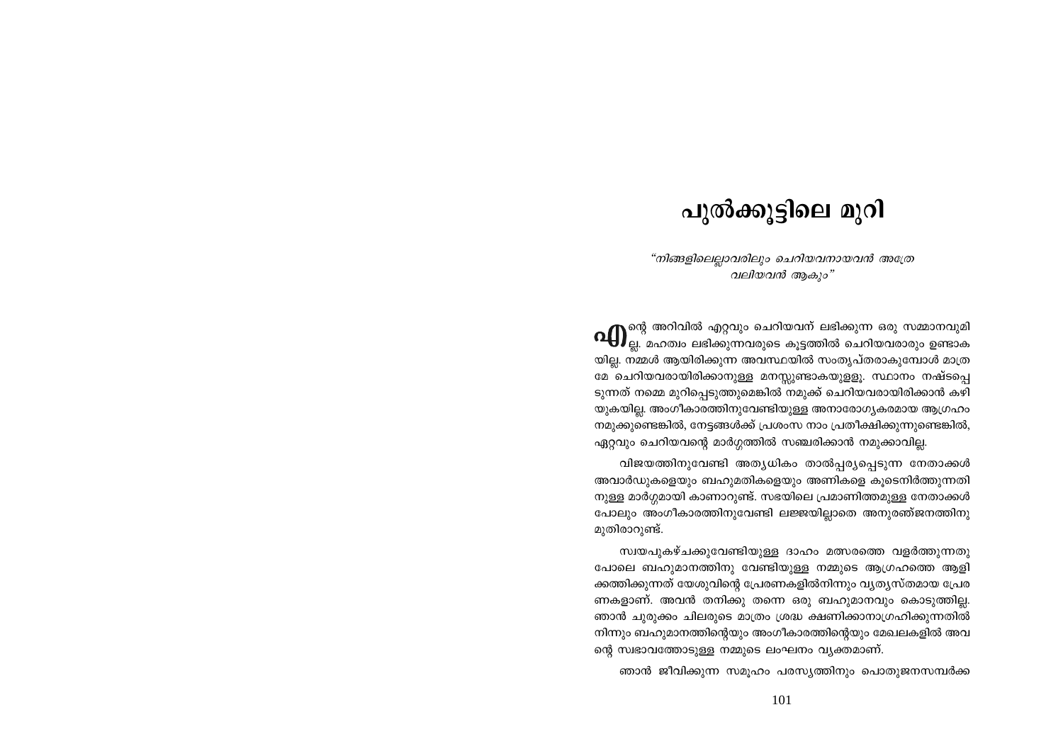# പുൽക്കൂട്ടിലെ മുറി

*“നിങ്ങളിലെല്ലാവരിലും ചെറിയവനായവൻ അത്രേ വലിയവൻ ആകും”*

എന്റെ അറിവിൽ എറ്റവും ചെറിയവന് ലഭിക്കുന്ന ഒരു സമ്മാനവുമില്ല. മഹത്വം ലഭിക്കുന്നവരുടെ കൂട്ടത്തിൽ ചെറിയവരാരും ഉണ്ടാകയില്ല. നമ്മൾ ആയിരിക്കുന്ന അവസ്ഥയിൽ സംതൃപ്തരാകുമ്പോൾ മാത്രമേ ചെറിയവരായിരിക്കാനുള്ള മനസ്സുണ്ടാകയുള്ളൂ. സ്ഥാനം നഷ്ടപ്പെടുന്നത് നമ്മെ മുറിപ്പെടുത്തുമെങ്കിൽ നമുക്ക് ചെറിയവരായിരിക്കാൻ കഴിയുകയില്ല. അംഗീകാരത്തിനുവേണ്ടിയുള്ള അനാരോഗ്യകരമായ ആഗ്രഹം നമുക്കുണ്ടെങ്കിൽ, നേട്ടങ്ങൾക്ക് പ്രശംസ നാം പ്രതീക്ഷിക്കുന്നുണ്ടെങ്കിൽ, ഏറ്റവും ചെറിയവന്റെ മാർഗ്ഗത്തിൽ സഞ്ചരിക്കാൻ നമുക്കാവില്ല.

വിജയത്തിനുവേണ്ടി അത്യധികം താൽപ്പര്യപ്പെടുന്ന നേതാക്കൾ അവാർഡുകളെയും ബഹുമതികളെയും അണികളെ കൂടെനിർത്തുന്നതിനുള്ള മാർഗ്ഗമായി കാണാറുണ്ട്. സഭയിലെ പ്രമാണിത്തമുള്ള നേതാക്കൾ പോലും അംഗീകാരത്തിനുവേണ്ടി ലജ്ജയില്ലാതെ അനുരഞ്ജനത്തിനു മുതിരാറുണ്ട്.

സ്വയപുകഴ്ചക്കുവേണ്ടിയുള്ള ദാഹം മത്സരത്തെ വളർത്തുന്നതു പോലെ ബഹുമാനത്തിനു വേണ്ടിയുള്ള നമ്മുടെ ആഗ്രഹത്തെ ആളിക്കത്തിക്കുന്നത് യേശുവിന്റെ പ്രേരണകളിൽനിന്നും വ്യത്യസ്തമായ പ്രേരണകളാണ്. അവൻ തനിക്കു തന്നെ ഒരു ബഹുമാനവും കൊടുത്തില്ല. ഞാൻ ചുരുക്കം ചിലരുടെ മാത്രം ശ്രദ്ധ ക്ഷണിക്കാനാഗ്രഹിക്കുന്നതിൽ നിന്നും ബഹുമാനത്തിന്റെയും അംഗീകാരത്തിന്റെയും മേഖലകളിൽ അവന്റെ സ്വഭാവത്തോടുള്ള നമ്മുടെ ലംഘനം വ്യക്തമാണ്.

ഞാൻ ജീവിക്കുന്ന സമൂഹം പരസ്യത്തിനും പൊതുജനസമ്പർക്ക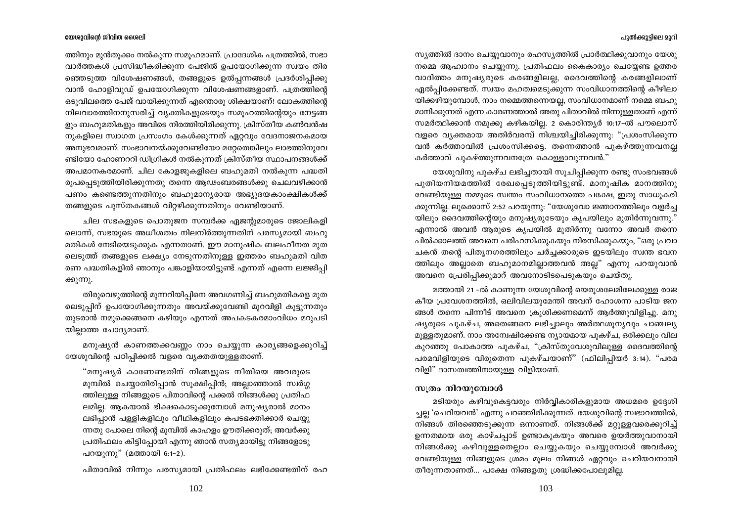ത്തിനും മുൻതൂക്കം നൽകുന്ന സമൂഹമാണ്. പ്രാദേശിക പത്രത്തിൽ, സഭാ വാർത്തകൾ പ്രസിദ്ധീകരിക്കുന്ന പേജിൽ ഉപയോഗിക്കുന്ന സ്വയം തിരഞ്ഞെടുത്ത വിശേഷണങ്ങൾ, തങ്ങളുടെ ഉൽപ്പന്നങ്ങൾ പ്രദർശിപ്പിക്കുവാൻ ഹോളിവുഡ് ഉപയോഗിക്കുന്ന വിശേഷണങ്ങളാണ്. പത്രത്തിന്റെ ഒടുവിലത്തെ പേജ് വായിക്കുന്നത് എന്തൊരു ശിക്ഷയാണ്! ലോകത്തിന്റെ നിലവാരത്തിനനുസരിച്ച് വ്യക്തികളുടെയും സമൂഹത്തിന്റെയും നേട്ടങ്ങളും ബഹുമതികളും അവിടെ നിരത്തിയിരിക്കുന്നു. ക്രിസ്തീയ കൺവൻഷനുകളിലെ സ്വാഗത പ്രസംഗം കേൾക്കുന്നത് ഏറ്റവും വേദനാജനകമായ അനുഭവമാണ്. സംഭാവനയ്ക്കുവേണ്ടിയോ മറ്റേതെങ്കിലും ലാഭത്തിനുവേണ്ടിയോ ഹോണററി ഡിഗ്രികൾ നൽകുന്നത് ക്രിസ്തീയ സ്ഥാപനങ്ങൾക്ക് അപമാനകരമാണ്. ചില കോളജുകളിലെ ബഹുമതി നൽകുന്ന പദ്ധതി രൂപപ്പെടുത്തിയിരിക്കുന്നതു തന്നെ ആഢംബരങ്ങൾക്കു ചെലവഴിക്കാൻ പണം കണ്ടെത്തുന്നതിനും ബഹുമാന്യരായ അഭ്യുദയകാംക്ഷികൾക്ക് തങ്ങളുടെ പുസ്തകങ്ങൾ വിറ്റഴിക്കുന്നതിനും വേണ്ടിയാണ്.

ചില സഭകളുടെ പൊതുജന സമ്പർക്ക ഏജന്റുമാരുടെ ജോലികളിലൊന്ന്, സഭയുടെ അധീശത്വം നിലനിർത്തുന്നതിന് പരസ്യമായി ബഹുമതികൾ നേടിയെടുക്കുക എന്നതാണ്. ഈ മാനുഷിക ബലഹീനത മുതലെടുത്ത് തങ്ങളുടെ ലക്ഷ്യം നേടുന്നതിനുള്ള ഇത്തരം ബഹുമതി വിതരണ പദ്ധതികളിൽ ഞാനും പങ്കാളിയായിട്ടുണ്ട് എന്നത് എന്നെ ലജ്ജിപ്പിക്കുന്നു.

തിരുവെഴുത്തിന്റെ മുന്നറിയിപ്പിനെ അവഗണിച്ച് ബഹുമതികളെ മുതലെടുപ്പിന് ഉപയോഗിക്കുന്നതും അവയ്ക്കുവേണ്ടി മുറവിളി കൂട്ടുന്നതും തുടരാൻ നമുക്കെങ്ങനെ കഴിയും എന്നത് അപകടകരമാംവിധം മറുപടിയില്ലാത്ത ചോദ്യമാണ്.

മനുഷ്യൻ കാണത്തക്കവണ്ണം നാം ചെയ്യുന്ന കാര്യങ്ങളെക്കുറിച്ച് യേശുവിന്റെ പഠിപ്പിക്കൽ വളരെ വ്യക്തതയുള്ളതാണ്.

> "മനുഷ്യർ കാണേണ്ടതിന് നിങ്ങളുടെ നീതിയെ അവരുടെ മുമ്പിൽ ചെയ്യാതിരിപ്പാൻ സൂക്ഷിപ്പിൻ; അല്ലാഞ്ഞാൽ സ്വർഗ്ഗത്തിലുള്ള നിങ്ങളുടെ പിതാവിന്റെ പക്കൽ നിങ്ങൾക്കു പ്രതിഫലമില്ല. ആകയാൽ ഭിക്ഷകൊടുക്കുമ്പോൾ മനുഷ്യരാൽ മാനം ലഭിപ്പാൻ പള്ളികളിലും വീഥികളിലും കപടഭക്തിക്കാർ ചെയ്യുന്നതു പോലെ നിന്റെ മുമ്പിൽ കാഹളം ഊതിക്കരുത്; അവർക്കു പ്രതിഫലം കിട്ടിപ്പോയി എന്നു ഞാൻ സത്യമായിട്ടു നിങ്ങളോടു പറയുന്നു" (മത്തായി 6:1-2).

പിതാവിൽ നിന്നും പരസ്യമായി പ്രതിഫലം ലഭിക്കേണ്ടതിന് രഹസ്യത്തിൽ ദാനം ചെയ്യുവാനും രഹസ്യത്തിൽ പ്രാർത്ഥിക്കുവാനും യേശു നമ്മെ ആഹ്വാനം ചെയ്യുന്നു. പ്രതിഫലം കൈകാര്യം ചെയ്യേണ്ട ഉത്തരവാദിത്തം മനുഷ്യരുടെ കരങ്ങളിലല്ല, ദൈവത്തിന്റെ കരങ്ങളിലാണ് ഏൽപ്പിക്കേണ്ടത്. സ്വയം മഹത്വമെടുക്കുന്ന സംവിധാനത്തിന്റെ കീഴിലായിക്കഴിയുമ്പോൾ, നാം നമ്മെത്തന്നെയല്ല, സംവിധാനമാണ് നമ്മെ ബഹുമാനിക്കുന്നത് എന്ന കാരണത്താൽ അതു പിതാവിൽ നിന്നുള്ളതാണ് എന്ന് സമർത്ഥിക്കാൻ നമുക്കു കഴികയില്ല. 2 കൊരിന്ത്യർ 10:17-ൽ പൗലൊസ് വളരെ വ്യക്തമായ അതിർവരമ്പ് നിശ്ചയിച്ചിരിക്കുന്നു: "പ്രശംസിക്കുന്നവൻ കർത്താവിൽ പ്രശംസിക്കട്ടെ. തന്നെത്താൻ പുകഴ്ത്തുന്നവനല്ല കർത്താവ് പുകഴ്ത്തുന്നവനത്രേ കൊള്ളാവുന്നവൻ."

യേശുവിനു പുകഴ്ച ലഭിച്ചതായി സൂചിപ്പിക്കുന്ന രണ്ടു സംഭവങ്ങൾ പുതിയനിയമത്തിൽ രേഖപ്പെടുത്തിയിട്ടുണ്ട്. മാനുഷിക മാനത്തിനു വേണ്ടിയുള്ള നമ്മുടെ സ്വന്തം സംവിധാനത്തെ പക്ഷേ, ഇതു സാധൂകരിക്കുന്നില്ല. ലൂക്കൊസ് 2:52 പറയുന്നു: "യേശുവോ ജ്ഞാനത്തിലും വളർച്ചയിലും ദൈവത്തിന്റെയും മനുഷ്യരുടേയും കൃപയിലും മുതിർന്നുവന്നു." എന്നാൽ അവൻ ആരുടെ കൃപയിൽ മുതിർന്നു വന്നോ അവർ തന്നെ പിൽക്കാലത്ത് അവനെ പരിഹസിക്കുകയും നിരസിക്കുകയും, "ഒരു പ്രവാചകൻ തന്റെ പിതൃനഗരത്തിലും ചാർച്ചക്കാരുടെ ഇടയിലും സ്വന്ത ഭവനത്തിലും അല്ലാതെ ബഹുമാനമില്ലാത്തവൻ അല്ല" എന്നു പറയുവാൻ അവനെ പ്രേരിപ്പിക്കുമാറ് അവനോടിടപെടുകയും ചെയ്തു.

മത്തായി 21 -ൽ കാണുന്ന യേശുവിന്റെ യെരൂശലേമിലേക്കുള്ള രാജകീയ പ്രവേശനത്തിൽ, ഒലിവിലയുമേന്തി അവന് ഹോശന്ന പാടിയ ജനങ്ങൾ തന്നെ പിന്നീട് അവനെ ക്രൂശിക്കണമെന്ന് ആർത്തുവിളിച്ചു. മനുഷ്യരുടെ പുകഴ്ച, അതെങ്ങനെ ലഭിച്ചാലും അർത്ഥശൂന്യവും ചാഞ്ചല്യമുള്ളതുമാണ്. നാം അന്വേഷിക്കേണ്ട ന്യായമായ പുകഴ്ച, ഒരിക്കലും വില കുറഞ്ഞു പോകാത്ത പുകഴ്ച, "ക്രിസ്തുവേശുവിലുള്ള ദൈവത്തിന്റെ പരമവിളിയുടെ വിരുതെന്ന പുകഴ്ചയാണ്" (ഫിലിപ്പിയർ 3:14). "പരമവിളി" ദാസത്വത്തിനായുള്ള വിളിയാണ്.

## സത്രം നിറയുമ്പോൾ

മടിയരും കഴിവുകെട്ടവരും നിർവ്വികാരികളുമായ അധമരെ ഉദ്ദേശിച്ചല്ല 'ചെറിയവൻ' എന്നു പറഞ്ഞിരിക്കുന്നത്. യേശുവിന്റെ സ്വഭാവത്തിൽ, നിങ്ങൾ തിരഞ്ഞെടുക്കുന്ന ഒന്നാണത്. നിങ്ങൾക്ക് മറ്റുള്ളവരെക്കുറിച്ച് ഉന്നതമായ ഒരു കാഴ്ചപ്പാട് ഉണ്ടാകുകയും അവരെ ഉയർത്തുവാനായി നിങ്ങൾക്കു കഴിവുള്ളതെല്ലാം ചെയ്യുകയും ചെയ്യുമ്പോൾ അവർക്കുവേണ്ടിയുള്ള നിങ്ങളുടെ ശ്രമം മൂലം നിങ്ങൾ ഏറ്റവും ചെറിയവനായി തീരുന്നതാണത്... പക്ഷേ നിങ്ങളതു ശ്രദ്ധിക്കപോലുമില്ല.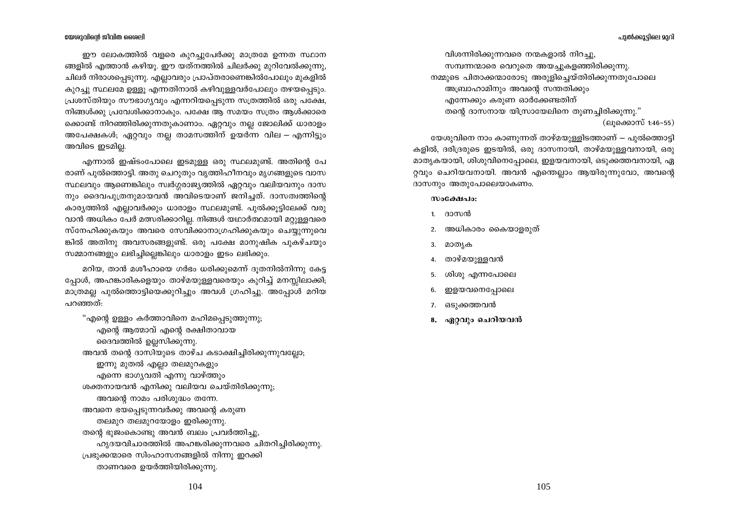ഈ ലോകത്തിൽ വളരെ കുറച്ചുപേർക്കു മാത്രമേ ഉന്നത സ്ഥാന ങ്ങളിൽ എത്താൻ കഴിയൂ. ഈ യത്നത്തിൽ ചിലർക്കു മുറിവേൽക്കുന്നു, ചിലർ നിരാശപ്പെടുന്നു. എല്ലാവരും പ്രാപ്തരാണെങ്കിൽപോലും മുകളിൽ കുറച്ചു സ്ഥലമേ ഉള്ളു എന്നതിനാൽ കഴിവുള്ളവർപോലും തഴയപ്പെടും. പ്രശസ്തിയും സൗഭാഗ്യവും എന്നറിയപ്പെടുന്ന സത്രത്തിൽ ഒരു പക്ഷേ, നിങ്ങൾക്കു പ്രവേശിക്കാനാകും. പക്ഷേ ആ സമയം സത്രം ആൾക്കാരെ ക്കൊണ്ട് നിറഞ്ഞിരിക്കുന്നതുകാണാം. ഏറ്റവും നല്ല ജോലിക്ക് ധാരാളം അപേക്ഷകൾ; ഏറ്റവും നല്ല താമസത്തിന് ഉയർന്ന വില – എന്നിട്ടും അവിടെ ഇടമില്ല.

എന്നാൽ ഇഷ്ടംപോലെ ഇടമുള്ള ഒരു സ്ഥലമുണ്ട്. അതിന്റെ പേ രാണ് പുൽത്തൊട്ടി. അതു ചെറുതും വൃത്തിഹീനവും മൃഗങ്ങളുടെ വാസ സ്ഥലവും ആണെങ്കിലും സ്വർഗ്ഗരാജ്യത്തിൽ ഏറ്റവും വലിയവനും ദാസ നും ദൈവപുത്രനുമായവൻ അവിടെയാണ് ജനിച്ചത്. ദാസത്വത്തിന്റെ കാര്യത്തിൽ എല്ലാവർക്കും ധാരാളം സ്ഥലമുണ്ട്. പുൽക്കൂട്ടിലേക്ക് വരു വാൻ അധികം പേർ മത്സരിക്കാറില്ല. നിങ്ങൾ യഥാർത്ഥമായി മറ്റുള്ളവരെ സ്നേഹിക്കുകയും അവരെ സേവിക്കാനാഗ്രഹിക്കുകയും ചെയ്യുന്നുവെ ങ്കിൽ അതിനു അവസരങ്ങളുണ്ട്. ഒരു പക്ഷേ മാനുഷിക പുകഴ്ചയും സമ്മാനങ്ങളും ലഭിച്ചില്ലെങ്കിലും ധാരാളം ഇടം ലഭിക്കും.

മറിയ, താൻ മശീഹായെ ഗർഭം ധരിക്കുമെന്ന് ദൂതനിൽനിന്നു കേട്ട പ്പോൾ, അഹങ്കാരികളെയും താഴ്മയുള്ളവരെയും കുറിച്ച് മനസ്സിലാക്കി; മാത്രമല്ല പുൽത്തൊട്ടിയെക്കുറിച്ചും അവൾ ഗ്രഹിച്ചു. അപ്പോൾ മറിയ പറഞ്ഞത്:

"എന്റെ ഉള്ളം കർത്താവിനെ മഹിമപ്പെടുത്തുന്നു;
എന്റെ ആത്മാവ് എന്റെ രക്ഷിതാവായ
ദൈവത്തിൽ ഉല്ലസിക്കുന്നു.
അവൻ തന്റെ ദാസിയുടെ താഴ്ച കടാക്ഷിച്ചിരിക്കുന്നുവല്ലോ;
ഇന്നു മുതൽ എല്ലാ തലമുറകളും
എന്നെ ഭാഗ്യവതി എന്നു വാഴ്ത്തും
ശക്തനായവൻ എനിക്കു വലിയവ ചെയ്തിരിക്കുന്നു;
അവന്റെ നാമം പരിശുദ്ധം തന്നേ.
അവനെ ഭയപ്പെടുന്നവർക്കു അവന്റെ കരുണ
തലമുറ തലമുറയോളം ഇരിക്കുന്നു.
തന്റെ ഭുജംകൊണ്ടു അവൻ ബലം പ്രവർത്തിച്ചു,
ഹൃദയവിചാരത്തിൽ അഹങ്കരിക്കുന്നവരെ ചിതറിച്ചിരിക്കുന്നു.
പ്രഭുക്കന്മാരെ സിംഹാസനങ്ങളിൽ നിന്നു ഇറക്കി
താണവരെ ഉയർത്തിയിരിക്കുന്നു.
വിശന്നിരിക്കുന്നവരെ നന്മകളാൽ നിറച്ചു,
സമ്പന്നന്മാരെ വെറുതെ അയച്ചുകളഞ്ഞിരിക്കുന്നു.
നമ്മുടെ പിതാക്കന്മാരോടു അരുളിച്ചെയ്തിരിക്കുന്നതുപോലെ
അബ്രാഹാമിനും അവന്റെ സന്തതിക്കും
എന്നേക്കും കരുണ ഓർക്കേണ്ടതിന്
തന്റെ ദാസനായ യിസ്രായേലിനെ തുണച്ചിരിക്കുന്നു."
(ലൂക്കൊസ് 1:46–55)

യേശുവിനെ നാം കാണുന്നത് താഴ്മയുള്ളിടത്താണ് – പുൽത്തൊട്ടി കളിൽ, ദരിദ്രരുടെ ഇടയിൽ, ഒരു ദാസനായി, താഴ്മയുള്ളവനായി, ഒരു മാതൃകയായി, ശിശുവിനെപ്പോലെ, ഇളയവനായി, ഒടുക്കത്തവനായി, ഏ റ്റവും ചെറിയവനായി. അവൻ എന്തെല്ലാം ആയിരുന്നുവോ, അവന്റെ ദാസനും അതുപോലെയാകണം.

**സംക്ഷേപം:**

1. ദാസൻ
2. അധികാരം കൈയാളരുത്
3. മാതൃക
4. താഴ്മയുള്ളവൻ
5. ശിശു എന്നപോലെ
6. ഇളയവനെപ്പോലെ
7. ഒടുക്കത്തവൻ
8. **ഏറ്റവും ചെറിയവൻ**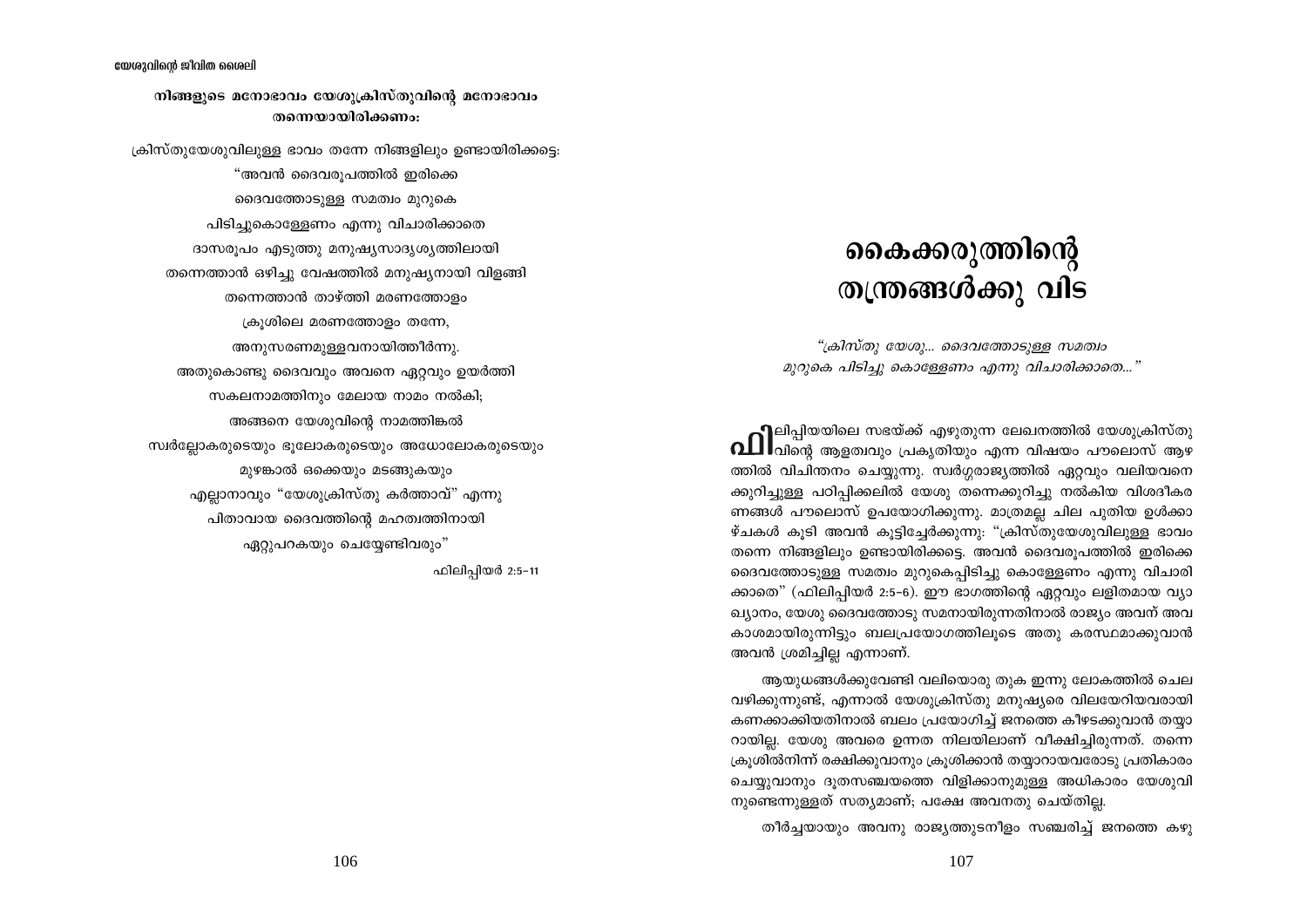**നിങ്ങളുടെ മനോഭാവം യേശുക്രിസ്തുവിന്റെ മനോഭാവം തന്നെയായിരിക്കണം:**

ക്രിസ്തുയേശുവിലുള്ള ഭാവം തന്നേ നിങ്ങളിലും ഉണ്ടായിരിക്കട്ടെ:

"അവൻ ദൈവരൂപത്തിൽ ഇരിക്കെ
ദൈവത്തോടുള്ള സമത്വം മുറുകെ
പിടിച്ചുകൊള്ളേണം എന്നു വിചാരിക്കാതെ
ദാസരൂപം എടുത്തു മനുഷ്യസാദൃശ്യത്തിലായി
തന്നെത്താൻ ഒഴിച്ചു വേഷത്തിൽ മനുഷ്യനായി വിളങ്ങി
തന്നെത്താൻ താഴ്ത്തി മരണത്തോളം
ക്രൂശിലെ മരണത്തോളം തന്നേ,
അനുസരണമുള്ളവനായിത്തീർന്നു.
അതുകൊണ്ടു ദൈവവും അവനെ ഏറ്റവും ഉയർത്തി
സകലനാമത്തിനും മേലായ നാമം നൽകി;
അങ്ങനെ യേശുവിന്റെ നാമത്തിങ്കൽ
സ്വർല്ലോകരുടെയും ഭൂലോകരുടെയും അധോലോകരുടെയും
മുഴങ്കാൽ ഒക്കെയും മടങ്ങുകയും
എല്ലാനാവും "യേശുക്രിസ്തു കർത്താവ്" എന്നു
പിതാവായ ദൈവത്തിന്റെ മഹത്വത്തിനായി
ഏറ്റുപറകയും ചെയ്യേണ്ടിവരും"

ഫിലിപ്പിയർ 2:5–11

# കൈക്കരുത്തിന്റെ തന്ത്രങ്ങൾക്കു വിട

*"ക്രിസ്തു യേശു... ദൈവത്തോടുള്ള സമത്വം മുറുകെ പിടിച്ചു കൊള്ളേണം എന്നു വിചാരിക്കാതെ..."*

ഫിലിപ്പിയയിലെ സഭയ്ക്ക് എഴുതുന്ന ലേഖനത്തിൽ യേശുക്രിസ്തുവിന്റെ ആളത്വവും പ്രകൃതിയും എന്ന വിഷയം പൗലൊസ് ആഴത്തിൽ വിചിന്തനം ചെയ്യുന്നു. സ്വർഗ്ഗരാജ്യത്തിൽ ഏറ്റവും വലിയവനെക്കുറിച്ചുള്ള പഠിപ്പിക്കലിൽ യേശു തന്നെക്കുറിച്ചു നൽകിയ വിശദീകരണങ്ങൾ പൗലൊസ് ഉപയോഗിക്കുന്നു. മാത്രമല്ല ചില പുതിയ ഉൾക്കാഴ്ചകൾ കൂടി അവൻ കൂട്ടിച്ചേർക്കുന്നു: "ക്രിസ്തുയേശുവിലുള്ള ഭാവം തന്നെ നിങ്ങളിലും ഉണ്ടായിരിക്കട്ടെ. അവൻ ദൈവരൂപത്തിൽ ഇരിക്കെ ദൈവത്തോടുള്ള സമത്വം മുറുകെപ്പിടിച്ചു കൊള്ളേണം എന്നു വിചാരിക്കാതെ" (ഫിലിപ്പിയർ 2:5–6). ഈ ഭാഗത്തിന്റെ ഏറ്റവും ലളിതമായ വ്യാഖ്യാനം, യേശു ദൈവത്തോടു സമനായിരുന്നതിനാൽ രാജ്യം അവന് അവകാശമായിരുന്നിട്ടും ബലപ്രയോഗത്തിലൂടെ അതു കരസ്ഥമാക്കുവാൻ അവൻ ശ്രമിച്ചില്ല എന്നാണ്.

ആയുധങ്ങൾക്കുവേണ്ടി വലിയൊരു തുക ഇന്നു ലോകത്തിൽ ചെലവഴിക്കുന്നുണ്ട്, എന്നാൽ യേശുക്രിസ്തു മനുഷ്യരെ വിലയേറിയവരായി കണക്കാക്കിയതിനാൽ ബലം പ്രയോഗിച്ച് ജനത്തെ കീഴടക്കുവാൻ തയ്യാറായില്ല. യേശു അവരെ ഉന്നത നിലയിലാണ് വീക്ഷിച്ചിരുന്നത്. തന്നെ ക്രൂശിൽനിന്ന് രക്ഷിക്കുവാനും ക്രൂശിക്കാൻ തയ്യാറായവരോടു പ്രതികാരം ചെയ്യുവാനും ദൂതസഞ്ചയത്തെ വിളിക്കാനുമുള്ള അധികാരം യേശുവിനുണ്ടെന്നുള്ളത് സത്യമാണ്; പക്ഷേ അവനതു ചെയ്തില്ല.

തീർച്ചയായും അവനു രാജ്യത്തുടനീളം സഞ്ചരിച്ച് ജനത്തെ കഴു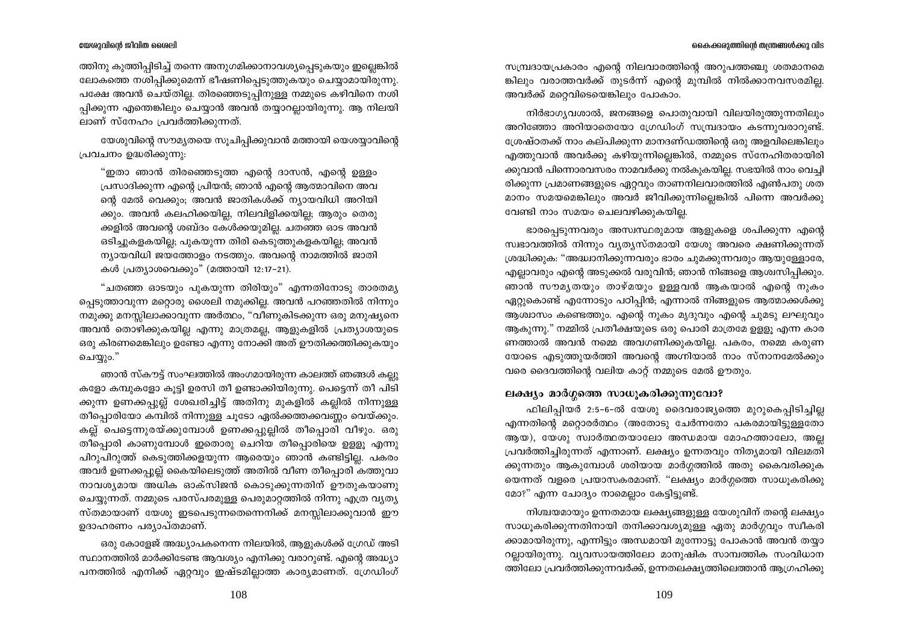ത്തിനു കുത്തിപ്പിടിച്ച് തന്നെ അനുഗമിക്കാനാവശ്യപ്പെടുകയും ഇല്ലെങ്കിൽ ലോകത്തെ നശിപ്പിക്കുമെന്ന് ഭീഷണിപ്പെടുത്തുകയും ചെയ്യാമായിരുന്നു. പക്ഷേ അവൻ ചെയ്തില്ല. തിരഞ്ഞെടുപ്പിനുള്ള നമ്മുടെ കഴിവിനെ നശിപ്പിക്കുന്ന എന്തെങ്കിലും ചെയ്യാൻ അവൻ തയ്യാറല്ലായിരുന്നു. ആ നിലയിലാണ് സ്നേഹം പ്രവർത്തിക്കുന്നത്.

യേശുവിന്റെ സൗമ്യതയെ സൂചിപ്പിക്കുവാൻ മത്തായി യെശയ്യാവിന്റെ പ്രവചനം ഉദ്ധരിക്കുന്നു:

> "ഇതാ ഞാൻ തിരഞ്ഞെടുത്ത എന്റെ ദാസൻ, എന്റെ ഉള്ളം പ്രസാദിക്കുന്ന എന്റെ പ്രിയൻ; ഞാൻ എന്റെ ആത്മാവിനെ അവന്റെ മേൽ വെക്കും; അവൻ ജാതികൾക്ക് ന്യായവിധി അറിയിക്കും. അവൻ കലഹിക്കയില്ല, നിലവിളിക്കയില്ല; ആരും തെരുക്കളിൽ അവന്റെ ശബ്ദം കേൾക്കയുമില്ല. ചതഞ്ഞ ഓട അവൻ ഒടിച്ചുകളകയില്ല; പുകയുന്ന തിരി കെടുത്തുകളകയില്ല; അവൻ ന്യായവിധി ജയത്തോളം നടത്തും. അവന്റെ നാമത്തിൽ ജാതികൾ പ്രത്യാശവെക്കും" (മത്തായി 12:17-21).

"ചതഞ്ഞ ഓടയും പുകയുന്ന തിരിയും" എന്നതിനോടു താരതമ്യപ്പെടുത്താവുന്ന മറ്റൊരു ശൈലി നമുക്കില്ല. അവൻ പറഞ്ഞതിൽ നിന്നും നമുക്കു മനസ്സിലാക്കാവുന്ന അർത്ഥം, "വീണുകിടക്കുന്ന ഒരു മനുഷ്യനെ അവൻ തൊഴിക്കുകയില്ല എന്നു മാത്രമല്ല, ആളുകളിൽ പ്രത്യാശയുടെ ഒരു കിരണമെങ്കിലും ഉണ്ടോ എന്നു നോക്കി അത് ഊതിക്കത്തിക്കുകയും ചെയ്യും."

ഞാൻ സ്കൗട്ട് സംഘത്തിൽ അംഗമായിരുന്ന കാലത്ത് ഞങ്ങൾ കല്ലുകളോ കമ്പുകളോ കൂട്ടി ഉരസി തീ ഉണ്ടാക്കിയിരുന്നു. പെട്ടെന്ന് തീ പിടിക്കുന്ന ഉണക്കപ്പുല്ല് ശേഖരിച്ചിട്ട് അതിനു മുകളിൽ കല്ലിൽ നിന്നുള്ള തീപ്പൊരിയോ കമ്പിൽ നിന്നുള്ള ചൂടോ ഏൽക്കത്തക്കവണ്ണം വെയ്ക്കും. കല്ല് പെട്ടെന്നുരയ്ക്കുമ്പോൾ ഉണക്കപ്പുല്ലിൽ തീപ്പൊരി വീഴും. ഒരു തീപ്പൊരി കാണുമ്പോൾ ഇതൊരു ചെറിയ തീപ്പൊരിയെ ഉള്ളൂ എന്നു പിറുപിറുത്ത് കെടുത്തിക്കളയുന്ന ആരെയും ഞാൻ കണ്ടിട്ടില്ല. പകരം അവർ ഉണക്കപ്പുല്ല് കൈയിലെടുത്ത് അതിൽ വീണ തീപ്പൊരി കത്തുവാനാവശ്യമായ അധിക ഓക്സിജൻ കൊടുക്കുന്നതിന് ഊതുകയാണു ചെയ്യുന്നത്. നമ്മുടെ പരസ്പരമുള്ള പെരുമാറ്റത്തിൽ നിന്നു എത്ര വ്യത്യസ്തമായാണ് യേശു ഇടപെടുന്നതെന്നെനിക്ക് മനസ്സിലാക്കുവാൻ ഈ ഉദാഹരണം പര്യാപ്തമാണ്.

ഒരു കോളേജ് അദ്ധ്യാപകനെന്ന നിലയിൽ, ആളുകൾക്ക് ഗ്രേഡ് അടിസ്ഥാനത്തിൽ മാർക്കിടേണ്ട ആവശ്യം എനിക്കു വരാറുണ്ട്. എന്റെ അദ്ധ്യാപനത്തിൽ എനിക്ക് ഏറ്റവും ഇഷ്ടമില്ലാത്ത കാര്യമാണത്. ഗ്രേഡിംഗ് സമ്പ്രദായപ്രകാരം എന്റെ നിലവാരത്തിന്റെ അറുപത്തഞ്ചു ശതമാനമെങ്കിലും വരാത്തവർക്ക് തുടർന്ന് എന്റെ മുമ്പിൽ നിൽക്കാനവസരമില്ല. അവർക്ക് മറ്റെവിടെയെങ്കിലും പോകാം.

നിർഭാഗ്യവശാൽ, ജനങ്ങളെ പൊതുവായി വിലയിരുത്തുന്നതിലും അറിഞ്ഞോ അറിയാതെയോ ഗ്രേഡിംഗ് സമ്പ്രദായം കടന്നുവരാറുണ്ട്. ശ്രേഷ്ഠതക്ക് നാം കല്പിക്കുന്ന മാനദണ്ഡത്തിന്റെ ഒരു അളവിലെങ്കിലും എത്തുവാൻ അവർക്കു കഴിയുന്നില്ലെങ്കിൽ, നമ്മുടെ സ്നേഹിതരായിരിക്കുവാൻ പിന്നൊരവസരം നാമവർക്കു നൽകുകയില്ല. സഭയിൽ നാം വെച്ചിരിക്കുന്ന പ്രമാണങ്ങളുടെ ഏറ്റവും താണനിലവാരത്തിൽ എൺപതു ശതമാനം സമയമെങ്കിലും അവർ ജീവിക്കുന്നില്ലെങ്കിൽ പിന്നെ അവർക്കു വേണ്ടി നാം സമയം ചെലവഴിക്കുകയില്ല.

ഭാരപ്പെടുന്നവരും അസ്വസ്ഥരുമായ ആളുകളെ ശപിക്കുന്ന എന്റെ സ്വഭാവത്തിൽ നിന്നും വ്യത്യസ്തമായി യേശു അവരെ ക്ഷണിക്കുന്നത് ശ്രദ്ധിക്കുക: "അദ്ധ്വാനിക്കുന്നവരും ഭാരം ചുമക്കുന്നവരും ആയുള്ളോരേ, എല്ലാവരും എന്റെ അടുക്കൽ വരുവിൻ; ഞാൻ നിങ്ങളെ ആശ്വസിപ്പിക്കും. ഞാൻ സൗമ്യതയും താഴ്മയും ഉള്ളവൻ ആകയാൽ എന്റെ നുകം ഏറ്റുകൊണ്ട് എന്നോടും പഠിപ്പിൻ; എന്നാൽ നിങ്ങളുടെ ആത്മാക്കൾക്കു ആശ്വാസം കണ്ടെത്തും. എന്റെ നുകം മൃദുവും എന്റെ ചുമടു ലഘുവും ആകുന്നു." നമ്മിൽ പ്രതീക്ഷയുടെ ഒരു പൊരി മാത്രമേ ഉള്ളൂ എന്ന കാരണത്താൽ അവൻ നമ്മെ അവഗണിക്കുകയില്ല. പകരം, നമ്മെ കരുണയോടെ എടുത്തുയർത്തി അവന്റെ അഗ്നിയാൽ നാം സ്നാനമേൽക്കും വരെ ദൈവത്തിന്റെ വലിയ കാറ്റ് നമ്മുടെ മേൽ ഊതും.

## ലക്ഷ്യം മാർഗ്ഗത്തെ സാധൂകരിക്കുന്നുവോ?

ഫിലിപ്പിയർ 2:5-6-ൽ യേശു ദൈവരാജ്യത്തെ മുറുകെപ്പിടിച്ചില്ല എന്നതിന്റെ മറ്റൊരർത്ഥം (അതോടു ചേർന്നതോ പകരമായിട്ടുള്ളതോ ആയ), യേശു സ്വാർത്ഥതയാലോ അന്ധമായ മോഹത്താലോ, അല്ല പ്രവർത്തിച്ചിരുന്നത് എന്നാണ്. ലക്ഷ്യം ഉന്നതവും നിത്യമായി വിലമതിക്കുന്നതും ആകുമ്പോൾ ശരിയായ മാർഗ്ഗത്തിൽ അതു കൈവരിക്കുകയെന്നത് വളരെ പ്രയാസകരമാണ്. "ലക്ഷ്യം മാർഗ്ഗത്തെ സാധൂകരിക്കുമോ?" എന്ന ചോദ്യം നാമെല്ലാം കേട്ടിട്ടുണ്ട്.

നിശ്ചയമായും ഉന്നതമായ ലക്ഷ്യങ്ങളുള്ള യേശുവിന് തന്റെ ലക്ഷ്യം സാധൂകരിക്കുന്നതിനായി തനിക്കാവശ്യമുള്ള ഏതു മാർഗ്ഗവും സ്വീകരിക്കാമായിരുന്നു, എന്നിട്ടും അന്ധമായി മുന്നോട്ടു പോകാൻ അവൻ തയ്യാറല്ലായിരുന്നു. വ്യവസായത്തിലോ മാനുഷിക സാമ്പത്തിക സംവിധാനത്തിലോ പ്രവർത്തിക്കുന്നവർക്ക്, ഉന്നതലക്ഷ്യത്തിലെത്താൻ ആഗ്രഹിക്കു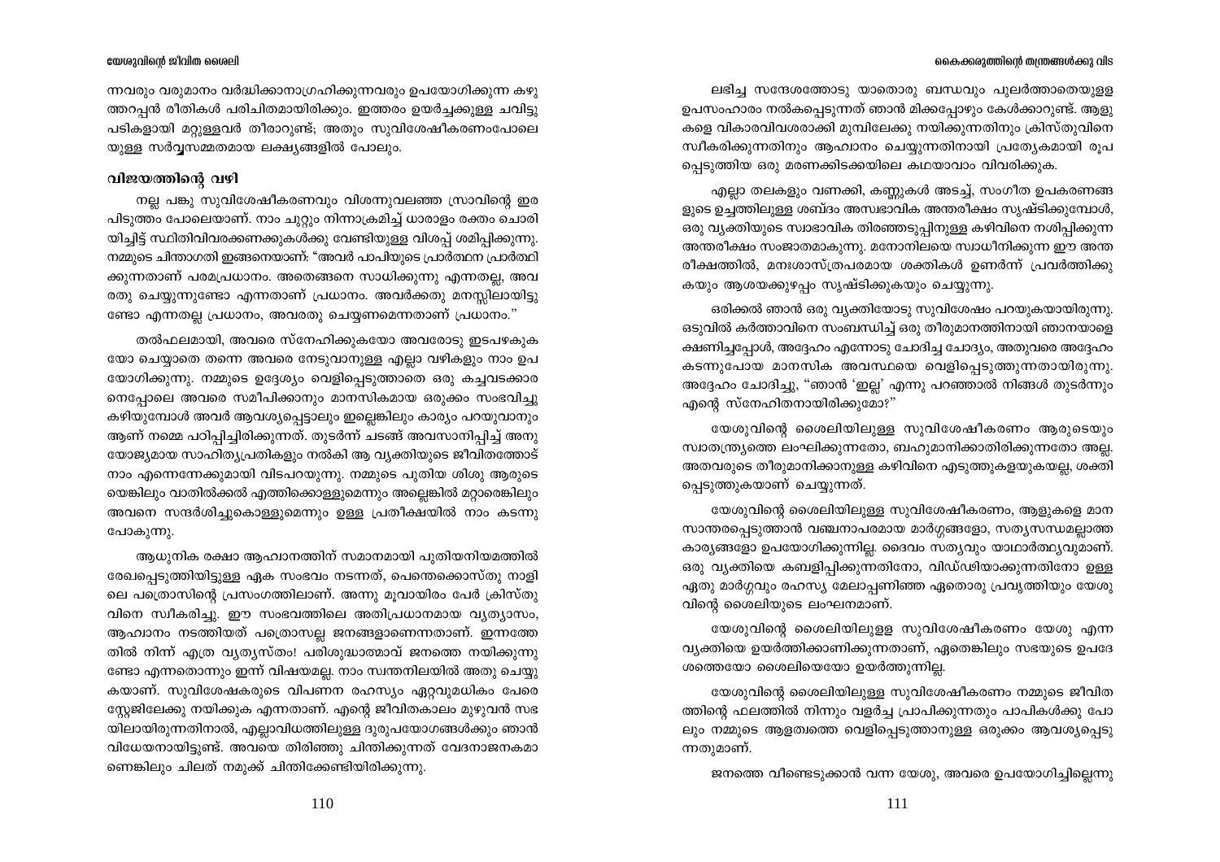ന്നവരും വരുമാനം വർദ്ധിക്കാനാഗ്രഹിക്കുന്നവരും ഉപയോഗിക്കുന്ന കഴു ത്തറപ്പൻ രീതികൾ പരിചിതമായിരിക്കും. ഇത്തരം ഉയർച്ചക്കുള്ള ചവിട്ടു പടികളായി മറ്റുള്ളവർ തീരാറുണ്ട്; അതും സുവിശേഷീകരണംപോലെ യുള്ള സർവ്വസമ്മതമായ ലക്ഷ്യങ്ങളിൽ പോലും.

## വിജയത്തിന്റെ വഴി

നല്ല പങ്കു സുവിശേഷീകരണവും വിശന്നുവലഞ്ഞ സ്രാവിന്റെ ഇര പിടുത്തം പോലെയാണ്. നാം ചുറ്റും നിന്നാക്രമിച്ച് ധാരാളം രക്തം ചൊരി യിച്ചിട്ട് സ്ഥിതിവിവരക്കണക്കുകൾക്കു വേണ്ടിയുള്ള വിശപ്പ് ശമിപ്പിക്കുന്നു. നമ്മുടെ ചിന്താഗതി ഇങ്ങനെയാണ്: "അവർ പാപിയുടെ പ്രാർത്ഥന പ്രാർത്ഥി ക്കുന്നതാണ് പരമപ്രധാനം. അതെങ്ങനെ സാധിക്കുന്നു എന്നതല്ല, അവ രതു ചെയ്യുന്നുണ്ടോ എന്നതാണ് പ്രധാനം. അവർക്കതു മനസ്സിലായിട്ടു ണ്ടോ എന്നതല്ല പ്രധാനം, അവരതു ചെയ്യണമെന്നതാണ് പ്രധാനം."

തൽഫലമായി, അവരെ സ്നേഹിക്കുകയോ അവരോടു ഇടപഴകുക യോ ചെയ്യാതെ തന്നെ അവരെ നേടുവാനുള്ള എല്ലാ വഴികളും നാം ഉപ യോഗിക്കുന്നു. നമ്മുടെ ഉദ്ദേശ്യം വെളിപ്പെടുത്താതെ ഒരു കച്ചവടക്കാര നെപ്പോലെ അവരെ സമീപിക്കാനും മാനസികമായ ഒരുക്കം സംഭവിച്ചു കഴിയുമ്പോൾ അവർ ആവശ്യപ്പെട്ടാലും ഇല്ലെങ്കിലും കാര്യം പറയുവാനും ആണ് നമ്മെ പഠിപ്പിച്ചിരിക്കുന്നത്. തുടർന്ന് ചടങ്ങ് അവസാനിപ്പിച്ച് അനു യോജ്യമായ സാഹിത്യപ്രതികളും നൽകി ആ വ്യക്തിയുടെ ജീവിതത്തോട് നാം എന്നെന്നേക്കുമായി വിടപറയുന്നു. നമ്മുടെ പുതിയ ശിശു ആരുടെ യെങ്കിലും വാതിൽക്കൽ എത്തിക്കൊള്ളുമെന്നും അല്ലെങ്കിൽ മറ്റാരെങ്കിലും അവനെ സന്ദർശിച്ചുകൊള്ളുമെന്നും ഉള്ള പ്രതീക്ഷയിൽ നാം കടന്നു പോകുന്നു.

ആധുനിക രക്ഷാ ആഹ്വാനത്തിന് സമാനമായി പുതിയനിയമത്തിൽ രേഖപ്പെടുത്തിയിട്ടുള്ള ഏക സംഭവം നടന്നത്, പെന്തെക്കൊസ്തു നാളി ലെ പത്രൊസിന്റെ പ്രസംഗത്തിലാണ്. അന്നു മൂവായിരം പേർ ക്രിസ്തു വിനെ സ്വീകരിച്ചു. ഈ സംഭവത്തിലെ അതിപ്രധാനമായ വ്യത്യാസം, ആഹ്വാനം നടത്തിയത് പത്രൊസല്ല ജനങ്ങളാണെന്നതാണ്. ഇന്നത്തേ തിൽ നിന്ന് എത്ര വ്യത്യസ്തം! പരിശുദ്ധാത്മാവ് ജനത്തെ നയിക്കുന്നു ണ്ടോ എന്നതൊന്നും ഇന്ന് വിഷയമല്ല. നാം സ്വന്തനിലയിൽ അതു ചെയ്യു കയാണ്. സുവിശേഷകരുടെ വിപണന രഹസ്യം ഏറ്റവുമധികം പേരെ സ്റ്റേജിലേക്കു നയിക്കുക എന്നതാണ്. എന്റെ ജീവിതകാലം മുഴുവൻ സഭ യിലായിരുന്നതിനാൽ, എല്ലാവിധത്തിലുള്ള ദുരുപയോഗങ്ങൾക്കും ഞാൻ വിധേയനായിട്ടുണ്ട്. അവയെ തിരിഞ്ഞു ചിന്തിക്കുന്നത് വേദനാജനകമാ ണെങ്കിലും ചിലത് നമുക്ക് ചിന്തിക്കേണ്ടിയിരിക്കുന്നു.

ലഭിച്ച സന്ദേശത്തോടു യാതൊരു ബന്ധവും പുലർത്താതെയുള്ള ഉപസംഹാരം നൽകപ്പെടുന്നത് ഞാൻ മിക്കപ്പോഴും കേൾക്കാറുണ്ട്. ആളു കളെ വികാരവിവശരാക്കി മുമ്പിലേക്കു നയിക്കുന്നതിനും ക്രിസ്തുവിനെ സ്വീകരിക്കുന്നതിനും ആഹ്വാനം ചെയ്യുന്നതിനായി പ്രത്യേകമായി രൂപ പ്പെടുത്തിയ ഒരു മരണക്കിടക്കയിലെ കഥയാവാം വിവരിക്കുക.

എല്ലാ തലകളും വണക്കി, കണ്ണുകൾ അടച്ച്, സംഗീത ഉപകരണങ്ങ ളുടെ ഉച്ചത്തിലുള്ള ശബ്ദം അസ്വഭാവിക അന്തരീക്ഷം സൃഷ്ടിക്കുമ്പോൾ, ഒരു വ്യക്തിയുടെ സ്വാഭാവിക തിരഞ്ഞെടുപ്പിനുള്ള കഴിവിനെ നശിപ്പിക്കുന്ന അന്തരീക്ഷം സംജാതമാകുന്നു. മനോനിലയെ സ്വാധീനിക്കുന്ന ഈ അന്ത രീക്ഷത്തിൽ, മനഃശാസ്ത്രപരമായ ശക്തികൾ ഉണർന്ന് പ്രവർത്തിക്കു കയും ആശയക്കുഴപ്പം സൃഷ്ടിക്കുകയും ചെയ്യുന്നു.

ഒരിക്കൽ ഞാൻ ഒരു വ്യക്തിയോടു സുവിശേഷം പറയുകയായിരുന്നു. ഒടുവിൽ കർത്താവിനെ സംബന്ധിച്ച് ഒരു തീരുമാനത്തിനായി ഞാനയാളെ ക്ഷണിച്ചപ്പോൾ, അദ്ദേഹം എന്നോടു ചോദിച്ച ചോദ്യം, അതുവരെ അദ്ദേഹം കടന്നുപോയ മാനസിക അവസ്ഥയെ വെളിപ്പെടുത്തുന്നതായിരുന്നു. അദ്ദേഹം ചോദിച്ചു, "ഞാൻ 'ഇല്ല' എന്നു പറഞ്ഞാൽ നിങ്ങൾ തുടർന്നും എന്റെ സ്നേഹിതനായിരിക്കുമോ?"

യേശുവിന്റെ ശൈലിയിലുള്ള സുവിശേഷീകരണം ആരുടെയും സ്വാതന്ത്ര്യത്തെ ലംഘിക്കുന്നതോ, ബഹുമാനിക്കാതിരിക്കുന്നതോ അല്ല. അതവരുടെ തീരുമാനിക്കാനുള്ള കഴിവിനെ എടുത്തുകളയുകയല്ല, ശക്തി പ്പെടുത്തുകയാണ് ചെയ്യുന്നത്.

യേശുവിന്റെ ശൈലിയിലുള്ള സുവിശേഷീകരണം, ആളുകളെ മാന സാന്തരപ്പെടുത്താൻ വഞ്ചനാപരമായ മാർഗ്ഗങ്ങളോ, സത്യസന്ധമല്ലാത്ത കാര്യങ്ങളോ ഉപയോഗിക്കുന്നില്ല. ദൈവം സത്യവും യാഥാർത്ഥ്യവുമാണ്. ഒരു വ്യക്തിയെ കബളിപ്പിക്കുന്നതിനോ, വിഡ്ഢിയാക്കുന്നതിനോ ഉള്ള ഏതു മാർഗ്ഗവും രഹസ്യ മേലാപ്പണിഞ്ഞ ഏതൊരു പ്രവൃത്തിയും യേശു വിന്റെ ശൈലിയുടെ ലംഘനമാണ്.

യേശുവിന്റെ ശൈലിയിലുള്ള സുവിശേഷീകരണം യേശു എന്ന വ്യക്തിയെ ഉയർത്തിക്കാണിക്കുന്നതാണ്, ഏതെങ്കിലും സഭയുടെ ഉപദേ ശത്തെയോ ശൈലിയെയോ ഉയർത്തുന്നില്ല.

യേശുവിന്റെ ശൈലിയിലുള്ള സുവിശേഷീകരണം നമ്മുടെ ജീവിത ത്തിന്റെ ഫലത്തിൽ നിന്നും വളർച്ച പ്രാപിക്കുന്നതും പാപികൾക്കു പോ ലും നമ്മുടെ ആളത്വത്തെ വെളിപ്പെടുത്താനുള്ള ഒരുക്കം ആവശ്യപ്പെടു ന്നതുമാണ്.

ജനത്തെ വീണ്ടെടുക്കാൻ വന്ന യേശു, അവരെ ഉപയോഗിച്ചില്ലെന്നു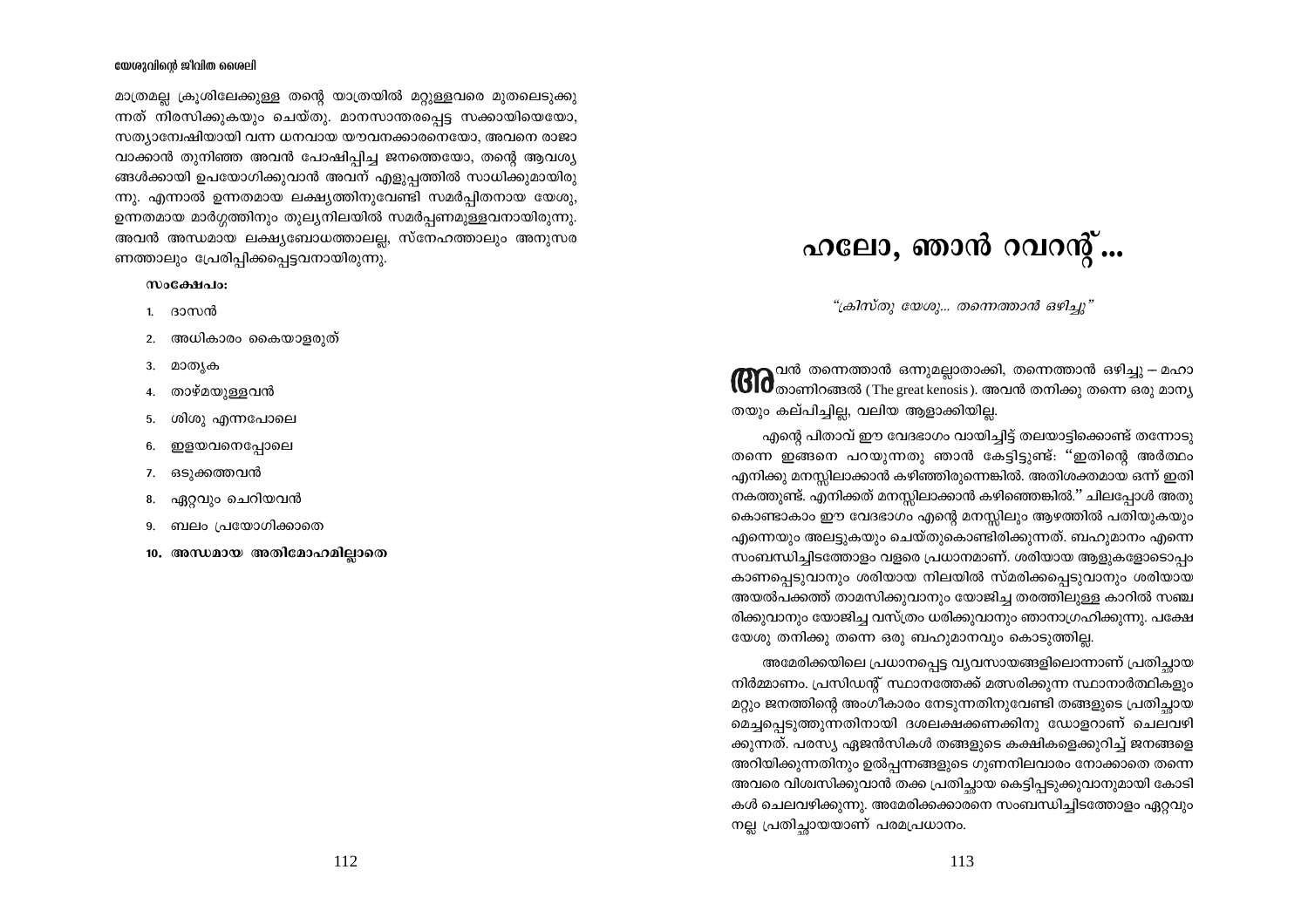മാത്രമല്ല ക്രൂശിലേക്കുള്ള തന്റെ യാത്രയിൽ മറ്റുള്ളവരെ മുതലെടുക്കുന്നത് നിരസിക്കുകയും ചെയ്തു. മാനസാന്തരപ്പെട്ട സക്കായിയെയോ, സത്യാന്വേഷിയായി വന്ന ധനവാനായ യൗവനക്കാരനെയോ, അവനെ രാജാവാക്കാൻ തുനിഞ്ഞ അവൻ പോഷിപ്പിച്ച ജനത്തെയോ, തന്റെ ആവശ്യങ്ങൾക്കായി ഉപയോഗിക്കുവാൻ അവന് എളുപ്പത്തിൽ സാധിക്കുമായിരുന്നു. എന്നാൽ ഉന്നതമായ ലക്ഷ്യത്തിനുവേണ്ടി സമർപ്പിതനായ യേശു, ഉന്നതമായ മാർഗ്ഗത്തിനും തുല്യനിലയിൽ സമർപ്പണമുള്ളവനായിരുന്നു. അവൻ അന്ധമായ ലക്ഷ്യബോധത്താലല്ല, സ്നേഹത്താലും അനുസരണത്താലും പ്രേരിപ്പിക്കപ്പെട്ടവനായിരുന്നു.

**സംക്ഷേപം:**

1. ദാസൻ
2. അധികാരം കൈയാളരുത്
3. മാതൃക
4. താഴ്മയുള്ളവൻ
5. ശിശു എന്നപോലെ
6. ഇളയവനെപ്പോലെ
7. ഒടുക്കത്തവൻ
8. ഏറ്റവും ചെറിയവൻ
9. ബലം പ്രയോഗിക്കാതെ
10. **അന്ധമായ അതിമോഹമില്ലാതെ**

# ഹലോ, ഞാൻ റവറന്റ്...

*"ക്രിസ്തു യേശു... തന്നെത്താൻ ഒഴിച്ചു"*

അവൻ തന്നെത്താൻ ഒന്നുമല്ലാതാക്കി, തന്നെത്താൻ ഒഴിച്ചു – മഹാതാണിറങ്ങൽ (The great kenosis). അവൻ തനിക്കു തന്നെ ഒരു മാന്യതയും കല്പിച്ചില്ല, വലിയ ആളാക്കിയില്ല.

എന്റെ പിതാവ് ഈ വേദഭാഗം വായിച്ചിട്ട് തലയാട്ടിക്കൊണ്ട് തന്നോടു തന്നെ ഇങ്ങനെ പറയുന്നതു ഞാൻ കേട്ടിട്ടുണ്ട്: "ഇതിന്റെ അർത്ഥം എനിക്കു മനസ്സിലാക്കാൻ കഴിഞ്ഞിരുന്നെങ്കിൽ. അതിശക്തമായ ഒന്ന് ഇതിനകത്തുണ്ട്. എനിക്കത് മനസ്സിലാക്കാൻ കഴിഞ്ഞെങ്കിൽ." ചിലപ്പോൾ അതുകൊണ്ടാകാം ഈ വേദഭാഗം എന്റെ മനസ്സിലും ആഴത്തിൽ പതിയുകയും എന്നെയും അലട്ടുകയും ചെയ്തുകൊണ്ടിരിക്കുന്നത്. ബഹുമാനം എന്നെ സംബന്ധിച്ചിടത്തോളം വളരെ പ്രധാനമാണ്. ശരിയായ ആളുകളോടൊപ്പം കാണപ്പെടുവാനും ശരിയായ നിലയിൽ സ്മരിക്കപ്പെടുവാനും ശരിയായ അയൽപക്കത്ത് താമസിക്കുവാനും യോജിച്ച തരത്തിലുള്ള കാറിൽ സഞ്ചരിക്കുവാനും യോജിച്ച വസ്ത്രം ധരിക്കുവാനും ഞാനാഗ്രഹിക്കുന്നു. പക്ഷേ യേശു തനിക്കു തന്നെ ഒരു ബഹുമാനവും കൊടുത്തില്ല.

അമേരിക്കയിലെ പ്രധാനപ്പെട്ട വ്യവസായങ്ങളിലൊന്നാണ് പ്രതിച്ഛായ നിർമ്മാണം. പ്രസിഡന്റ് സ്ഥാനത്തേക്ക് മത്സരിക്കുന്ന സ്ഥാനാർത്ഥികളും മറ്റും ജനത്തിന്റെ അംഗീകാരം നേടുന്നതിനുവേണ്ടി തങ്ങളുടെ പ്രതിച്ഛായ മെച്ചപ്പെടുത്തുന്നതിനായി ദശലക്ഷക്കണക്കിനു ഡോളറാണ് ചെലവഴിക്കുന്നത്. പരസ്യ ഏജൻസികൾ തങ്ങളുടെ കക്ഷികളെക്കുറിച്ച് ജനങ്ങളെ അറിയിക്കുന്നതിനും ഉൽപ്പന്നങ്ങളുടെ ഗുണനിലവാരം നോക്കാതെ തന്നെ അവരെ വിശ്വസിക്കുവാൻ തക്ക പ്രതിച്ഛായ കെട്ടിപ്പടുക്കുവാനുമായി കോടികൾ ചെലവഴിക്കുന്നു. അമേരിക്കക്കാരനെ സംബന്ധിച്ചിടത്തോളം ഏറ്റവും നല്ല പ്രതിച്ഛായയാണ് പരമപ്രധാനം.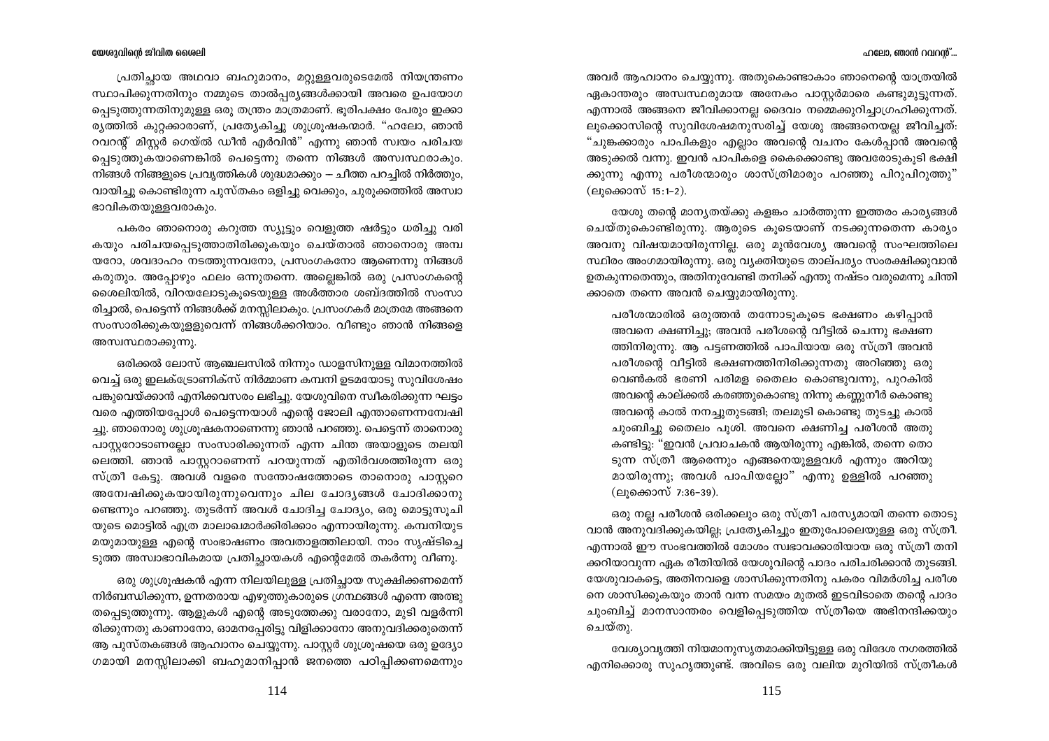പ്രതിച്ഛായ അഥവാ ബഹുമാനം, മറ്റുള്ളവരുടെമേൽ നിയന്ത്രണം സ്ഥാപിക്കുന്നതിനും നമ്മുടെ താൽപ്പര്യങ്ങൾക്കായി അവരെ ഉപയോഗപ്പെടുത്തുന്നതിനുമുള്ള ഒരു തന്ത്രം മാത്രമാണ്. ഭൂരിപക്ഷം പേരും ഇക്കാര്യത്തിൽ കുറ്റക്കാരാണ്, പ്രത്യേകിച്ചു ശുശ്രൂഷകന്മാർ. "ഹലോ, ഞാൻ റവറന്റ് മിസ്റ്റർ ഗെയ്ൽ ഡീൻ എർവിൻ" എന്നു ഞാൻ സ്വയം പരിചയപ്പെടുത്തുകയാണെങ്കിൽ പെട്ടെന്നു തന്നെ നിങ്ങൾ അസ്വസ്ഥരാകും. നിങ്ങൾ നിങ്ങളുടെ പ്രവൃത്തികൾ ശുദ്ധമാക്കും – ചീത്ത പറച്ചിൽ നിർത്തും, വായിച്ചു കൊണ്ടിരുന്ന പുസ്തകം ഒളിച്ചു വെക്കും, ചുരുക്കത്തിൽ അസ്വാഭാവികതയുള്ളവരാകും.

പകരം ഞാനൊരു കറുത്ത സ്യൂട്ടും വെളുത്ത ഷർട്ടും ധരിച്ചു വരികയും പരിചയപ്പെടുത്താതിരിക്കുകയും ചെയ്താൽ ഞാനൊരു അമ്പയറോ, ശവദാഹം നടത്തുന്നവനോ, പ്രസംഗകനോ ആണെന്നു നിങ്ങൾ കരുതും. അപ്പോഴും ഫലം ഒന്നുതന്നെ. അല്ലെങ്കിൽ ഒരു പ്രസംഗകന്റെ ശൈലിയിൽ, വിറയലോടുകൂടെയുള്ള അൾത്താര ശബ്ദത്തിൽ സംസാരിച്ചാൽ, പെട്ടെന്ന് നിങ്ങൾക്ക് മനസ്സിലാകും. പ്രസംഗകർ മാത്രമേ അങ്ങനെ സംസാരിക്കുകയുള്ളുവെന്ന് നിങ്ങൾക്കറിയാം. വീണ്ടും ഞാൻ നിങ്ങളെ അസ്വസ്ഥരാക്കുന്നു.

ഒരിക്കൽ ലോസ് ആഞ്ചലസിൽ നിന്നും ഡാളസിനുള്ള വിമാനത്തിൽ വെച്ച് ഒരു ഇലക്ട്രോണിക്സ് നിർമ്മാണ കമ്പനി ഉടമയോടു സുവിശേഷം പങ്കുവെയ്ക്കാൻ എനിക്കവസരം ലഭിച്ചു. യേശുവിനെ സ്വീകരിക്കുന്ന ഘട്ടം വരെ എത്തിയപ്പോൾ പെട്ടെന്നയാൾ എന്റെ ജോലി എന്താണെന്നന്വേഷിച്ചു. ഞാനൊരു ശുശ്രൂഷകനാണെന്നു ഞാൻ പറഞ്ഞു. പെട്ടെന്ന് താനൊരു പാസ്റ്ററോടാണല്ലോ സംസാരിക്കുന്നത് എന്ന ചിന്ത അയാളുടെ തലയിലെത്തി. ഞാൻ പാസ്റ്ററാണെന്ന് പറയുന്നത് എതിർവശത്തിരുന്ന ഒരു സ്ത്രീ കേട്ടു. അവൾ വളരെ സന്തോഷത്തോടെ താനൊരു പാസ്റ്ററെ അന്വേഷിക്കുകയായിരുന്നുവെന്നും ചില ചോദ്യങ്ങൾ ചോദിക്കാനുണ്ടെന്നും പറഞ്ഞു. തുടർന്ന് അവൾ ചോദിച്ച ചോദ്യം, ഒരു മൊട്ടുസൂചിയുടെ മൊട്ടിൽ എത്ര മാലാഖമാർക്കിരിക്കാം എന്നായിരുന്നു. കമ്പനിയുടമയുമായുള്ള എന്റെ സംഭാഷണം അവതാളത്തിലായി. നാം സൃഷ്ടിച്ചെടുത്ത അസ്വാഭാവികമായ പ്രതിച്ഛായകൾ എന്റെമേൽ തകർന്നു വീണു.

ഒരു ശുശ്രൂഷകൻ എന്ന നിലയിലുള്ള പ്രതിച്ഛായ സൂക്ഷിക്കണമെന്ന് നിർബന്ധിക്കുന്ന, ഉന്നതരായ എഴുത്തുകാരുടെ ഗ്രന്ഥങ്ങൾ എന്നെ അത്ഭുതപ്പെടുത്തുന്നു. ആളുകൾ എന്റെ അടുത്തേക്കു വരാനോ, മുടി വളർന്നിരിക്കുന്നതു കാണാനോ, ഓമനപ്പേരിട്ടു വിളിക്കാനോ അനുവദിക്കരുതെന്ന് ആ പുസ്തകങ്ങൾ ആഹ്വാനം ചെയ്യുന്നു. പാസ്റ്റർ ശുശ്രൂഷയെ ഒരു ഉദ്യോഗമായി മനസ്സിലാക്കി ബഹുമാനിപ്പാൻ ജനത്തെ പഠിപ്പിക്കണമെന്നും അവർ ആഹ്വാനം ചെയ്യുന്നു. അതുകൊണ്ടാകാം ഞാനെന്റെ യാത്രയിൽ ഏകാന്തരും അസ്വസ്ഥരുമായ അനേകം പാസ്റ്റർമാരെ കണ്ടുമുട്ടുന്നത്. എന്നാൽ അങ്ങനെ ജീവിക്കാനല്ല ദൈവം നമ്മെക്കുറിച്ചാഗ്രഹിക്കുന്നത്. ലൂക്കൊസിന്റെ സുവിശേഷമനുസരിച്ച് യേശു അങ്ങനെയല്ല ജീവിച്ചത്: "ചുങ്കക്കാരും പാപികളും എല്ലാം അവന്റെ വചനം കേൾപ്പാൻ അവന്റെ അടുക്കൽ വന്നു. ഇവൻ പാപികളെ കൈക്കൊണ്ടു അവരോടുകൂടി ഭക്ഷിക്കുന്നു എന്നു പരീശന്മാരും ശാസ്ത്രിമാരും പറഞ്ഞു പിറുപിറുത്തു" (ലൂക്കൊസ് 15:1-2).

യേശു തന്റെ മാന്യതയ്ക്കു കളങ്കം ചാർത്തുന്ന ഇത്തരം കാര്യങ്ങൾ ചെയ്തുകൊണ്ടിരുന്നു. ആരുടെ കൂടെയാണ് നടക്കുന്നതെന്ന കാര്യം അവനു വിഷയമായിരുന്നില്ല. ഒരു മുൻവേശ്യ അവന്റെ സംഘത്തിലെ സ്ഥിരം അംഗമായിരുന്നു. ഒരു വ്യക്തിയുടെ താല്പര്യം സംരക്ഷിക്കുവാൻ ഉതകുന്നതെന്തും, അതിനുവേണ്ടി തനിക്ക് എന്തു നഷ്ടം വരുമെന്നു ചിന്തിക്കാതെ തന്നെ അവൻ ചെയ്യുമായിരുന്നു.

> പരീശന്മാരിൽ ഒരുത്തൻ തന്നോടുകൂടെ ഭക്ഷണം കഴിപ്പാൻ അവനെ ക്ഷണിച്ചു; അവൻ പരീശന്റെ വീട്ടിൽ ചെന്നു ഭക്ഷണത്തിനിരുന്നു. ആ പട്ടണത്തിൽ പാപിയായ ഒരു സ്ത്രീ അവൻ പരീശന്റെ വീട്ടിൽ ഭക്ഷണത്തിനിരിക്കുന്നതു അറിഞ്ഞു ഒരു വെൺകൽ ഭരണി പരിമള തൈലം കൊണ്ടുവന്നു, പുറകിൽ അവന്റെ കാല്ക്കൽ കരഞ്ഞുകൊണ്ടു നിന്നു കണ്ണുനീർ കൊണ്ടു അവന്റെ കാൽ നനച്ചുതുടങ്ങി; തലമുടി കൊണ്ടു തുടച്ചു കാൽ ചുംബിച്ചു തൈലം പൂശി. അവനെ ക്ഷണിച്ച പരീശൻ അതു കണ്ടിട്ടു: "ഇവൻ പ്രവാചകൻ ആയിരുന്നു എങ്കിൽ, തന്നെ തൊടുന്ന സ്ത്രീ ആരെന്നും എങ്ങനെയുള്ളവൾ എന്നും അറിയുമായിരുന്നു; അവൾ പാപിയല്ലോ" എന്നു ഉള്ളിൽ പറഞ്ഞു (ലൂക്കൊസ് 7:36-39).

ഒരു നല്ല പരീശൻ ഒരിക്കലും ഒരു സ്ത്രീ പരസ്യമായി തന്നെ തൊടുവാൻ അനുവദിക്കുകയില്ല; പ്രത്യേകിച്ചും ഇതുപോലെയുള്ള ഒരു സ്ത്രീ. എന്നാൽ ഈ സംഭവത്തിൽ മോശം സ്വഭാവക്കാരിയായ ഒരു സ്ത്രീ തനിക്കറിയാവുന്ന ഏക രീതിയിൽ യേശുവിന്റെ പാദം പരിചരിക്കാൻ തുടങ്ങി. യേശുവാകട്ടെ, അതിനവളെ ശാസിക്കുന്നതിനു പകരം വിമർശിച്ച പരീശനെ ശാസിക്കുകയും താൻ വന്ന സമയം മുതൽ ഇടവിടാതെ തന്റെ പാദം ചുംബിച്ച് മാനസാന്തരം വെളിപ്പെടുത്തിയ സ്ത്രീയെ അഭിനന്ദിക്കയും ചെയ്തു.

വേശ്യാവൃത്തി നിയമാനുസൃതമാക്കിയിട്ടുള്ള ഒരു വിദേശ നഗരത്തിൽ എനിക്കൊരു സുഹൃത്തുണ്ട്. അവിടെ ഒരു വലിയ മുറിയിൽ സ്ത്രീകൾ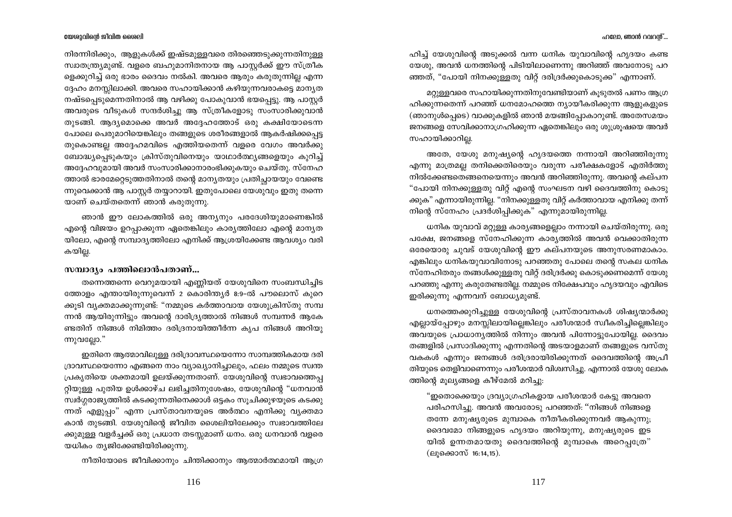നിരന്നിരിക്കും, ആളുകൾക്ക് ഇഷ്ടമുള്ളവരെ തിരഞ്ഞെടുക്കുന്നതിനുള്ള സ്വാതന്ത്ര്യമുണ്ട്. വളരെ ബഹുമാനിതനായ ആ പാസ്റ്റർക്ക് ഈ സ്ത്രീക ളെക്കുറിച്ച് ഒരു ഭാരം ദൈവം നൽകി. അവരെ ആരും കരുതുന്നില്ല എന്ന ദ്ദേഹം മനസ്സിലാക്കി. അവരെ സഹായിക്കാൻ കഴിയുന്നവരാകട്ടെ മാന്യത നഷ്ടപ്പെടുമെന്നതിനാൽ ആ വഴിക്കു പോകുവാൻ ഭയപ്പെട്ടു. ആ പാസ്റ്റർ അവരുടെ വീടുകൾ സന്ദർശിച്ചു ആ സ്ത്രീകളോടു സംസാരിക്കുവാൻ തുടങ്ങി. ആദ്യമൊക്കെ അവർ അദ്ദേഹത്തോട് ഒരു കക്ഷിയോടെന്ന പോലെ പെരുമാറിയെങ്കിലും തങ്ങളുടെ ശരീരങ്ങളാൽ ആകർഷിക്കപ്പെട്ട തുകൊണ്ടല്ല അദ്ദേഹമവിടെ എത്തിയതെന്ന് വളരെ വേഗം അവർക്കു ബോദ്ധ്യപ്പെടുകയും ക്രിസ്തുവിനെയും യാഥാർത്ഥ്യങ്ങളെയും കുറിച്ച് അദ്ദേഹവുമായി അവർ സംസാരിക്കാനാരംഭിക്കുകയും ചെയ്തു. സ്നേഹ ത്താൽ ഭാരമേറ്റെടുത്തതിനാൽ തന്റെ മാന്യതയും പ്രതിച്ഛായയും വേണ്ടെ ന്നുവെക്കാൻ ആ പാസ്റ്റർ തയ്യാറായി. ഇതുപോലെ യേശുവും ഇതു തന്നെ യാണ് ചെയ്തതെന്ന് ഞാൻ കരുതുന്നു.

ഞാൻ ഈ ലോകത്തിൽ ഒരു അന്യനും പരദേശിയുമാണെങ്കിൽ എന്റെ വിജയം ഉറപ്പാക്കുന്ന ഏതെങ്കിലും കാര്യത്തിലോ എന്റെ മാന്യത യിലോ, എന്റെ സമ്പാദ്യത്തിലോ എനിക്ക് ആശ്രയിക്കേണ്ട ആവശ്യം വരി കയില്ല.

### സമ്പാദ്യം പത്തിലൊൻപതാണ്...

തന്നെത്തന്നെ വെറുമയായി എണ്ണിയത് യേശുവിനെ സംബന്ധിച്ചിട ത്തോളം എന്തായിരുന്നുവെന്ന് 2 കൊരിന്ത്യർ 8:9-ൽ പൗലൊസ് കുറെ ക്കൂടി വ്യക്തമാക്കുന്നുണ്ട്: "നമ്മുടെ കർത്താവായ യേശുക്രിസ്തു സമ്പ ന്നൻ ആയിരുന്നിട്ടും അവന്റെ ദാരിദ്ര്യത്താൽ നിങ്ങൾ സമ്പന്നർ ആകേ ണ്ടതിന് നിങ്ങൾ നിമിത്തം ദരിദ്രനായിത്തീർന്ന കൃപ നിങ്ങൾ അറിയു ന്നുവല്ലോ."

ഇതിനെ ആത്മാവിലുള്ള ദരിദ്രാവസ്ഥയെന്നോ സാമ്പത്തികമായ ദരി ദ്രാവസ്ഥയെന്നോ എങ്ങനെ നാം വ്യാഖ്യാനിച്ചാലും, ഫലം നമ്മുടെ സ്വന്ത പ്രകൃതിയെ ശക്തമായി ഉലയ്ക്കുന്നതാണ്. യേശുവിന്റെ സ്വഭാവത്തെപ്പ റ്റിയുള്ള പുതിയ ഉൾക്കാഴ്ച ലഭിച്ചതിനുശേഷം, യേശുവിന്റെ "ധനവാൻ സ്വർഗ്ഗരാജ്യത്തിൽ കടക്കുന്നതിനെക്കാൾ ഒട്ടകം സൂചിക്കുഴയൂടെ കടക്കു ന്നത് എളുപ്പം" എന്ന പ്രസ്താവനയുടെ അർത്ഥം എനിക്കു വ്യക്തമാ കാൻ തുടങ്ങി. യേശുവിന്റെ ജീവിത ശൈലിയിലേക്കും സ്വഭാവത്തിലേ ക്കുമുള്ള വളർച്ചക്ക് ഒരു പ്രധാന തടസ്സമാണ് ധനം. ഒരു ധനവാൻ വളരെ യധികം ത്യജിക്കേണ്ടിയിരിക്കുന്നു.

നീതിയോടെ ജീവിക്കാനും ചിന്തിക്കാനും ആത്മാർത്ഥമായി ആഗ്ര ഹിച്ച് യേശുവിന്റെ അടുക്കൽ വന്ന ധനിക യുവാവിന്റെ ഹൃദയം കണ്ട യേശു, അവൻ ധനത്തിന്റെ പിടിയിലാണെന്നു അറിഞ്ഞ് അവനോടു പറ ഞ്ഞത്, "പോയി നിനക്കുള്ളതു വിറ്റ് ദരിദ്രർക്കുകൊടുക്ക" എന്നാണ്.

മറ്റുള്ളവരെ സഹായിക്കുന്നതിനുവേണ്ടിയാണ് കൂടുതൽ പണം ആഗ്ര ഹിക്കുന്നതെന്ന് പറഞ്ഞ് ധനമോഹത്തെ ന്യായീകരിക്കുന്ന ആളുകളുടെ (ഞാനുൾപ്പെടെ) വാക്കുകളിൽ ഞാൻ മയങ്ങിപ്പോകാറുണ്ട്. അതേസമയം ജനങ്ങളെ സേവിക്കാനാഗ്രഹിക്കുന്ന ഏതെങ്കിലും ഒരു ശുശ്രൂഷയെ അവർ സഹായിക്കാറില്ല.

അതേ, യേശു മനുഷ്യന്റെ ഹൃദയത്തെ നന്നായി അറിഞ്ഞിരുന്നു എന്നു മാത്രമല്ല തനിക്കെതിരെയും വരുന്ന പരീക്ഷകളോട് എതിർത്തു നിൽക്കേണ്ടതെങ്ങനെയെന്നും അവൻ അറിഞ്ഞിരുന്നു. അവന്റെ കല്പന "പോയി നിനക്കുള്ളതു വിറ്റ് എന്റെ സംഘടന വഴി ദൈവത്തിനു കൊടു ക്കുക" എന്നായിരുന്നില്ല. "നിനക്കുള്ളതു വിറ്റ് കർത്താവായ എനിക്കു തന്ന് നിന്റെ സ്നേഹം പ്രദർശിപ്പിക്കുക" എന്നുമായിരുന്നില്ല.

ധനിക യുവാവ് മറ്റുള്ള കാര്യങ്ങളെല്ലാം നന്നായി ചെയ്തിരുന്നു. ഒരു പക്ഷേ, ജനങ്ങളെ സ്നേഹിക്കുന്ന കാര്യത്തിൽ അവൻ വെക്കാതിരുന്ന ഒരേയൊരു ചുവട് യേശുവിന്റെ ഈ കല്പനയുടെ അനുസരണമാകാം. എങ്കിലും ധനികയുവാവിനോടു പറഞ്ഞതു പോലെ തന്റെ സകല ധനിക സ്നേഹിതരും തങ്ങൾക്കുള്ളതു വിറ്റ് ദരിദ്രർക്കു കൊടുക്കണമെന്ന് യേശു പറഞ്ഞു എന്നു കരുതേണ്ടതില്ല. നമ്മുടെ നിക്ഷേപവും ഹൃദയവും എവിടെ ഇരിക്കുന്നു എന്നവന് ബോധ്യമുണ്ട്.

ധനത്തെക്കുറിച്ചുള്ള യേശുവിന്റെ പ്രസ്താവനകൾ ശിഷ്യന്മാർക്കു എല്ലായ്പ്പോഴും മനസ്സിലായില്ലെങ്കിലും പരീശന്മാർ സ്വീകരിച്ചില്ലെങ്കിലും അവയുടെ പ്രാധാന്യത്തിൽ നിന്നും അവൻ പിന്നോട്ടുപോയില്ല. ദൈവം തങ്ങളിൽ പ്രസാദിക്കുന്നു എന്നതിന്റെ അടയാളമാണ് തങ്ങളുടെ വസ്തു വകകൾ എന്നും ജനങ്ങൾ ദരിദ്രരായിരിക്കുന്നത് ദൈവത്തിന്റെ അപ്രീ തിയുടെ തെളിവാണെന്നും പരീശന്മാർ വിശ്വസിച്ചു. എന്നാൽ യേശു ലോക ത്തിന്റെ മൂല്യങ്ങളെ കീഴ്മേൽ മറിച്ചു:

> "ഇതൊക്കെയും ദ്രവ്യാഗ്രഹികളായ പരീശന്മാർ കേട്ടു അവനെ പരിഹസിച്ചു. അവൻ അവരോടു പറഞ്ഞത്: "നിങ്ങൾ നിങ്ങളെ തന്നേ മനുഷ്യരുടെ മുമ്പാകെ നീതീകരിക്കുന്നവർ ആകുന്നു; ദൈവമോ നിങ്ങളുടെ ഹൃദയം അറിയുന്നു, മനുഷ്യരുടെ ഇട യിൽ ഉന്നതമായതു ദൈവത്തിന്റെ മുമ്പാകെ അറെപ്പത്രേ" (ലൂക്കൊസ് 16:14,15).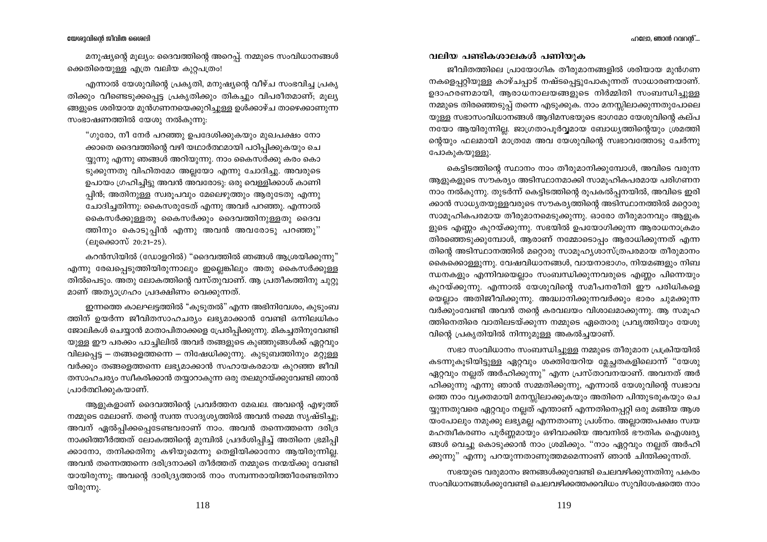മനുഷ്യന്റെ മൂല്യം: ദൈവത്തിന്റെ അറെപ്പ്. നമ്മുടെ സംവിധാനങ്ങൾക്കെതിരെയുള്ള എത്ര വലിയ കുറ്റപത്രം!

എന്നാൽ യേശുവിന്റെ പ്രകൃതി, മനുഷ്യന്റെ വീഴ്ച സംഭവിച്ച പ്രകൃതിക്കും വീണ്ടെടുക്കപ്പെട്ട പ്രകൃതിക്കും തികച്ചും വിപരീതമാണ്; മൂല്യങ്ങളുടെ ശരിയായ മുൻഗണനയെക്കുറിച്ചുള്ള ഉൾക്കാഴ്ച താഴെക്കാണുന്ന സംഭാഷണത്തിൽ യേശു നൽകുന്നു:

> "ഗുരോ, നീ നേർ പറഞ്ഞു ഉപദേശിക്കുകയും മുഖപക്ഷം നോക്കാതെ ദൈവത്തിന്റെ വഴി യഥാർത്ഥമായി പഠിപ്പിക്കുകയും ചെയ്യുന്നു എന്നു ഞങ്ങൾ അറിയുന്നു. നാം കൈസർക്കു കരം കൊടുക്കുന്നതു വിഹിതമോ അല്ലയോ എന്നു ചോദിച്ചു. അവരുടെ ഉപായം ഗ്രഹിച്ചിട്ടു അവൻ അവരോടു: ഒരു വെള്ളിക്കാശ് കാണിപ്പിൻ; അതിനുള്ള സ്വരൂപവും മേലെഴുത്തും ആരുടേതു എന്നു ചോദിച്ചതിന്നു: കൈസരുടേത് എന്നു അവർ പറഞ്ഞു. എന്നാൽ കൈസർക്കുള്ളതു കൈസർക്കും ദൈവത്തിനുള്ളതു ദൈവത്തിനും കൊടുപ്പിൻ എന്നു അവൻ അവരോടു പറഞ്ഞു" (ലൂക്കൊസ് 20:21–25).

കറൻസിയിൽ (ഡോളറിൽ) "ദൈവത്തിൽ ഞങ്ങൾ ആശ്രയിക്കുന്നു" എന്നു രേഖപ്പെടുത്തിയിരുന്നാലും ഇല്ലെങ്കിലും അതു കൈസർക്കുള്ളതിൽപെടും. അതു ലോകത്തിന്റെ വസ്തുവാണ്. ആ പ്രതീകത്തിനു ചുറ്റുമാണ് അത്യാഗ്രഹം പ്രദക്ഷിണം വെക്കുന്നത്.

ഇന്നത്തെ കാലഘട്ടത്തിൽ "കൂടുതൽ" എന്ന അഭിനിവേശം, കുടുംബത്തിന് ഉയർന്ന ജീവിതസാഹചര്യം ലഭ്യമാക്കാൻ വേണ്ടി ഒന്നിലധികം ജോലികൾ ചെയ്യാൻ മാതാപിതാക്കളെ പ്രേരിപ്പിക്കുന്നു. മികച്ചതിനുവേണ്ടിയുള്ള ഈ പരക്കം പാച്ചിലിൽ അവർ തങ്ങളുടെ കുഞ്ഞുങ്ങൾക്ക് ഏറ്റവും വിലപ്പെട്ട – തങ്ങളെത്തന്നെ – നിഷേധിക്കുന്നു. കുടുബത്തിനും മറ്റുള്ളവർക്കും തങ്ങളെത്തന്നെ ലഭ്യമാക്കാൻ സഹായകരമായ കുറഞ്ഞ ജീവിതസാഹചര്യം സ്വീകരിക്കാൻ തയ്യാറാകുന്ന ഒരു തലമുറയ്ക്കുവേണ്ടി ഞാൻ പ്രാർത്ഥിക്കുകയാണ്.

ആളുകളാണ് ദൈവത്തിന്റെ പ്രവർത്തന മേഖല. അവന്റെ എഴുത്ത് നമ്മുടെ മേലാണ്. തന്റെ സ്വന്ത സാദൃശ്യത്തിൽ അവൻ നമ്മെ സൃഷ്ടിച്ചു; അവന് ഏൽപ്പിക്കപ്പെടേണ്ടവരാണ് നാം. അവൻ തന്നെത്തന്നെ ദരിദ്രനാക്കിത്തീർത്തത് ലോകത്തിന്റെ മുമ്പിൽ പ്രദർശിപ്പിച്ച് അതിനെ ഭ്രമിപ്പിക്കാനോ, തനിക്കതിനു കഴിയുമെന്നു തെളിയിക്കാനോ ആയിരുന്നില്ല. അവൻ തന്നെത്തന്നെ ദരിദ്രനാക്കി തീർത്തത് നമ്മുടെ നന്മയ്ക്കു വേണ്ടിയായിരുന്നു; അവന്റെ ദാരിദ്ര്യത്താൽ നാം സമ്പന്നരായിത്തീരേണ്ടതിനായിരുന്നു.

## വലിയ പണ്ടികശാലകൾ പണിയുക

ജീവിതത്തിലെ പ്രായോഗിക തീരുമാനങ്ങളിൽ ശരിയായ മുൻഗണനകളെപ്പറ്റിയുള്ള കാഴ്ചപ്പാട് നഷ്ടപ്പെട്ടുപോകുന്നത് സാധാരണയാണ്. ഉദാഹരണമായി, ആരാധനാലയങ്ങളുടെ നിർമ്മിതി സംബന്ധിച്ചുള്ള നമ്മുടെ തിരഞ്ഞെടുപ്പ് തന്നെ എടുക്കുക. നാം മനസ്സിലാക്കുന്നതുപോലെയുള്ള സഭാസംവിധാനങ്ങൾ ആദിമസഭയുടെ ഭാഗമോ യേശുവിന്റെ കല്പനയോ ആയിരുന്നില്ല. ജാഗ്രതാപൂർവ്വമായ ബോധ്യത്തിന്റെയും ശ്രമത്തിന്റെയും ഫലമായി മാത്രമേ അവ യേശുവിന്റെ സ്വഭാവത്തോടു ചേർന്നു പോകുകയുള്ളൂ.

കെട്ടിടത്തിന്റെ സ്ഥാനം നാം തീരുമാനിക്കുമ്പോൾ, അവിടെ വരുന്ന ആളുകളുടെ സൗകര്യം അടിസ്ഥാനമാക്കി സാമൂഹികപരമായ പരിഗണന നാം നൽകുന്നു. തുടർന്ന് കെട്ടിടത്തിന്റെ രൂപകൽപ്പനയിൽ, അവിടെ ഇരിക്കാൻ സാധ്യതയുള്ളവരുടെ സൗകര്യത്തിന്റെ അടിസ്ഥാനത്തിൽ മറ്റൊരു സാമൂഹികപരമായ തീരുമാനമെടുക്കുന്നു. ഓരോ തീരുമാനവും ആളുകളുടെ എണ്ണം കുറയ്ക്കുന്നു. സഭയിൽ ഉപയോഗിക്കുന്ന ആരാധനാക്രമം തിരഞ്ഞെടുക്കുമ്പോൾ, ആരാണ് നമ്മോടൊപ്പം ആരാധിക്കുന്നത് എന്നതിന്റെ അടിസ്ഥാനത്തിൽ മറ്റൊരു സാമൂഹ്യശാസ്ത്രപരമായ തീരുമാനം കൈക്കൊള്ളുന്നു. വേഷവിധാനങ്ങൾ, വായനാഭാഗം, നിയമങ്ങളും നിബന്ധനകളും എന്നിവയെല്ലാം സംബന്ധിക്കുന്നവരുടെ എണ്ണം പിന്നെയും കുറയ്ക്കുന്നു. എന്നാൽ യേശുവിന്റെ സമീപനരീതി ഈ പരിധികളെയെല്ലാം അതിജീവിക്കുന്നു. അദ്ധ്വാനിക്കുന്നവർക്കും ഭാരം ചുമക്കുന്നവർക്കുംവേണ്ടി അവൻ തന്റെ കരവലയം വിശാലമാക്കുന്നു. ആ സമൂഹത്തിനെതിരെ വാതിലടയ്ക്കുന്ന നമ്മുടെ ഏതൊരു പ്രവൃത്തിയും യേശുവിന്റെ പ്രകൃതിയിൽ നിന്നുമുള്ള അകൽച്ചയാണ്.

സഭാ സംവിധാനം സംബന്ധിച്ചുള്ള നമ്മുടെ തീരുമാന പ്രക്രിയയിൽ കടന്നുകൂടിയിട്ടുള്ള ഏറ്റവും ശക്തിയേറിയ മ്ലേച്ഛതകളിലൊന്ന് "യേശു ഏറ്റവും നല്ലത് അർഹിക്കുന്നു" എന്ന പ്രസ്താവനയാണ്. അവനത് അർഹിക്കുന്നു എന്നു ഞാൻ സമ്മതിക്കുന്നു, എന്നാൽ യേശുവിന്റെ സ്വഭാവത്തെ നാം വ്യക്തമായി മനസ്സിലാക്കുകയും അതിനെ പിന്തുടരുകയും ചെയ്യുന്നതുവരെ ഏറ്റവും നല്ലത് എന്താണ് എന്നതിനെപ്പറ്റി ഒരു മങ്ങിയ ആശയംപോലും നമുക്കു ലഭ്യമല്ല എന്നതാണു പ്രശ്നം. അല്ലാത്തപക്ഷം സ്വയമഹത്വീകരണം പൂർണ്ണമായും ഒഴിവാക്കിയ അവനിൽ ഭൗതിക ഐശ്വര്യങ്ങൾ വെച്ചു കൊടുക്കാൻ നാം ശ്രമിക്കും. "നാം ഏറ്റവും നല്ലത് അർഹിക്കുന്നു" എന്നു പറയുന്നതാണുത്തമമെന്നാണ് ഞാൻ ചിന്തിക്കുന്നത്.

സഭയുടെ വരുമാനം ജനങ്ങൾക്കുവേണ്ടി ചെലവഴിക്കുന്നതിനു പകരം സംവിധാനങ്ങൾക്കുവേണ്ടി ചെലവഴിക്കത്തക്കവിധം സുവിശേഷത്തെ നാം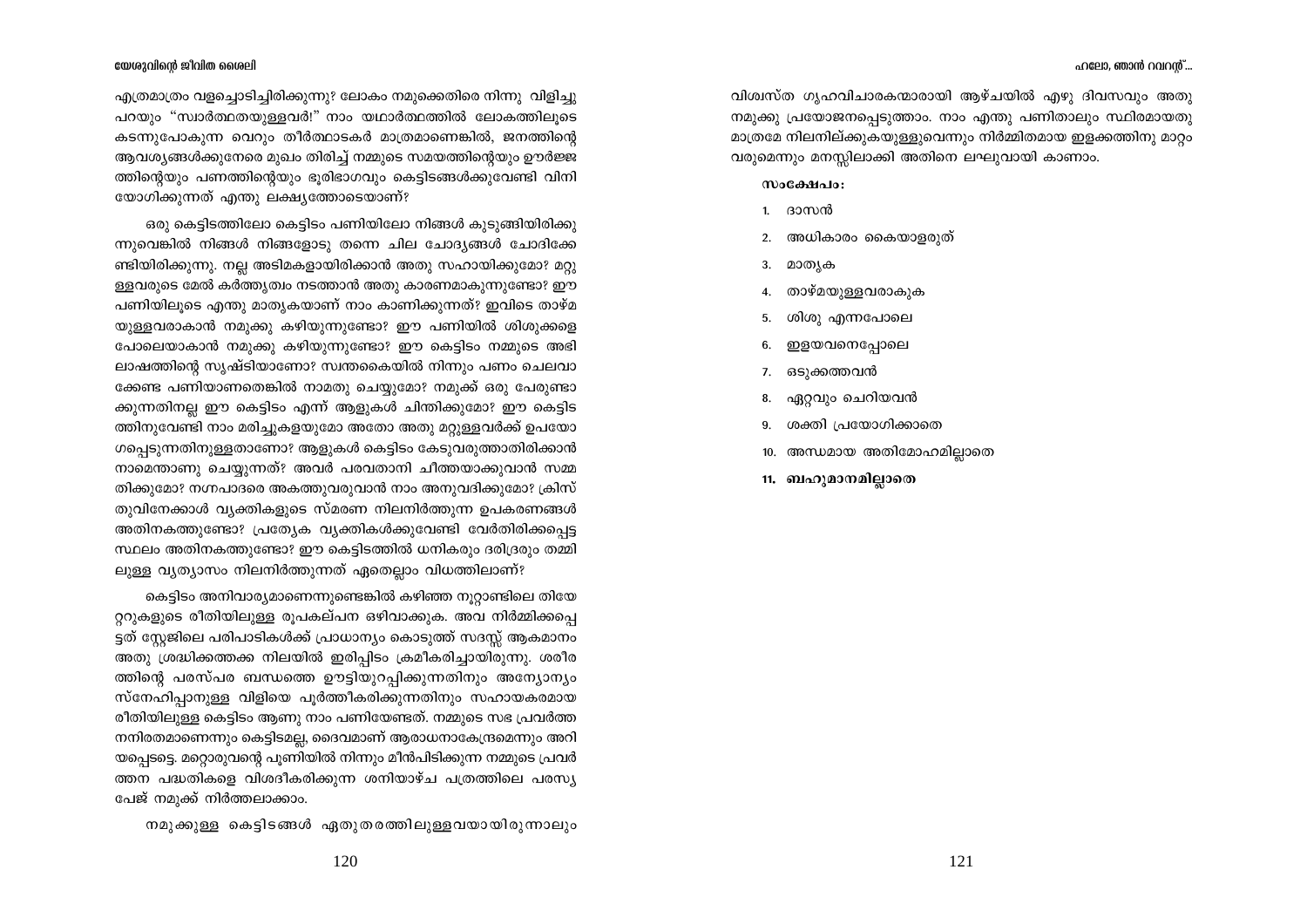എത്രമാത്രം വളച്ചൊടിച്ചിരിക്കുന്നു? ലോകം നമുക്കെതിരെ നിന്നു വിളിച്ചു പറയും "സ്വാർത്ഥതയുള്ളവർ!" നാം യഥാർത്ഥത്തിൽ ലോകത്തിലൂടെ കടന്നുപോകുന്ന വെറും തീർത്ഥാടകർ മാത്രമാണെങ്കിൽ, ജനത്തിന്റെ ആവശ്യങ്ങൾക്കുനേരെ മുഖം തിരിച്ച് നമ്മുടെ സമയത്തിന്റെയും ഊർജ്ജത്തിന്റെയും പണത്തിന്റെയും ഭൂരിഭാഗവും കെട്ടിടങ്ങൾക്കുവേണ്ടി വിനിയോഗിക്കുന്നത് എന്തു ലക്ഷ്യത്തോടെയാണ്?

ഒരു കെട്ടിടത്തിലോ കെട്ടിടം പണിയിലോ നിങ്ങൾ കുടുങ്ങിയിരിക്കുന്നുവെങ്കിൽ നിങ്ങൾ നിങ്ങളോടു തന്നെ ചില ചോദ്യങ്ങൾ ചോദിക്കേണ്ടിയിരിക്കുന്നു. നല്ല അടിമകളായിരിക്കാൻ അതു സഹായിക്കുമോ? മറ്റുള്ളവരുടെ മേൽ കർത്തൃത്വം നടത്താൻ അതു കാരണമാകുന്നുണ്ടോ? ഈ പണിയിലൂടെ എന്തു മാതൃകയാണ് നാം കാണിക്കുന്നത്? ഇവിടെ താഴ്മയുള്ളവരാകാൻ നമുക്കു കഴിയുന്നുണ്ടോ? ഈ പണിയിൽ ശിശുക്കളെ പോലെയാകാൻ നമുക്കു കഴിയുന്നുണ്ടോ? ഈ കെട്ടിടം നമ്മുടെ അഭിലാഷത്തിന്റെ സൃഷ്ടിയാണോ? സ്വന്തകൈയിൽ നിന്നും പണം ചെലവാക്കേണ്ട പണിയാണതെങ്കിൽ നാമതു ചെയ്യുമോ? നമുക്ക് ഒരു പേരുണ്ടാക്കുന്നതിനല്ല ഈ കെട്ടിടം എന്ന് ആളുകൾ ചിന്തിക്കുമോ? ഈ കെട്ടിടത്തിനുവേണ്ടി നാം മരിച്ചുകളയുമോ അതോ അതു മറ്റുള്ളവർക്ക് ഉപയോഗപ്പെടുന്നതിനുള്ളതാണോ? ആളുകൾ കെട്ടിടം കേടുവരുത്താതിരിക്കാൻ നാമെന്താണു ചെയ്യുന്നത്? അവർ പരവതാനി ചീത്തയാക്കുവാൻ സമ്മതിക്കുമോ? നഗ്നപാദരെ അകത്തുവരുവാൻ നാം അനുവദിക്കുമോ? ക്രിസ്തുവിനേക്കാൾ വ്യക്തികളുടെ സ്മരണ നിലനിർത്തുന്ന ഉപകരണങ്ങൾ അതിനകത്തുണ്ടോ? പ്രത്യേക വ്യക്തികൾക്കുവേണ്ടി വേർതിരിക്കപ്പെട്ട സ്ഥലം അതിനകത്തുണ്ടോ? ഈ കെട്ടിടത്തിൽ ധനികരും ദരിദ്രരും തമ്മിലുള്ള വ്യത്യാസം നിലനിർത്തുന്നത് ഏതെല്ലാം വിധത്തിലാണ്?

കെട്ടിടം അനിവാര്യമാണെന്നുണ്ടെങ്കിൽ കഴിഞ്ഞ നൂറ്റാണ്ടിലെ തിയേറ്ററുകളുടെ രീതിയിലുള്ള രൂപകല്പന ഒഴിവാക്കുക. അവ നിർമ്മിക്കപ്പെട്ടത് സ്റ്റേജിലെ പരിപാടികൾക്ക് പ്രാധാന്യം കൊടുത്ത് സദസ്സ് ആകമാനം അതു ശ്രദ്ധിക്കത്തക്ക നിലയിൽ ഇരിപ്പിടം ക്രമീകരിച്ചായിരുന്നു. ശരീരത്തിന്റെ പരസ്പര ബന്ധത്തെ ഊട്ടിയുറപ്പിക്കുന്നതിനും അന്യോന്യം സ്നേഹിപ്പാനുള്ള വിളിയെ പൂർത്തീകരിക്കുന്നതിനും സഹായകരമായ രീതിയിലുള്ള കെട്ടിടം ആണു നാം പണിയേണ്ടത്. നമ്മുടെ സഭ പ്രവർത്തനനിരതമാണെന്നും കെട്ടിടമല്ല, ദൈവമാണ് ആരാധനാകേന്ദ്രമെന്നും അറിയപ്പെടട്ടെ. മറ്റൊരുവന്റെ പൂണിയിൽ നിന്നും മീൻപിടിക്കുന്ന നമ്മുടെ പ്രവർത്തന പദ്ധതികളെ വിശദീകരിക്കുന്ന ശനിയാഴ്ച പത്രത്തിലെ പരസ്യ പേജ് നമുക്ക് നിർത്തലാക്കാം.

നമുക്കുള്ള കെട്ടിടങ്ങൾ ഏതുതരത്തിലുള്ളവയായിരുന്നാലും വിശ്വസ്ത ഗൃഹവിചാരകന്മാരായി ആഴ്ചയിൽ ഏഴു ദിവസവും അതു നമുക്കു പ്രയോജനപ്പെടുത്താം. നാം എന്തു പണിതാലും സ്ഥിരമായതു മാത്രമേ നിലനില്ക്കുകയുള്ളുവെന്നും നിർമ്മിതമായ ഇളക്കത്തിനു മാറ്റം വരുമെന്നും മനസ്സിലാക്കി അതിനെ ലഘുവായി കാണാം.

**സംക്ഷേപം:**

1. ദാസൻ
2. അധികാരം കൈയാളരുത്
3. മാതൃക
4. താഴ്മയുള്ളവരാകുക
5. ശിശു എന്നപോലെ
6. ഇളയവനെപ്പോലെ
7. ഒടുക്കത്തവൻ
8. ഏറ്റവും ചെറിയവൻ
9. ശക്തി പ്രയോഗിക്കാതെ
10. അന്ധമായ അതിമോഹമില്ലാതെ
11. **ബഹുമാനമില്ലാതെ**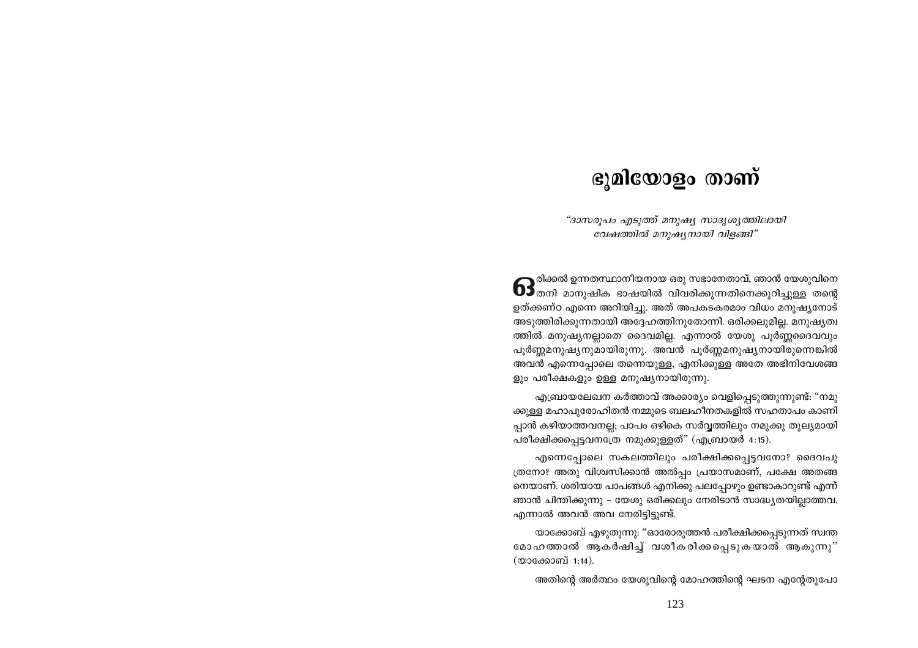# ഭൂമിയോളം താണ്

*"ദാസരൂപം എടുത്ത് മനുഷ്യ സാദൃശ്യത്തിലായി വേഷത്തിൽ മനുഷ്യനായി വിളങ്ങി"*

ഒരിക്കൽ ഉന്നതസ്ഥാനീയനായ ഒരു സഭാനേതാവ്, ഞാൻ യേശുവിനെ തനി മാനുഷിക ഭാഷയിൽ വിവരിക്കുന്നതിനെക്കുറിച്ചുള്ള തന്റെ ഉത്ക്കണ്ഠ എന്നെ അറിയിച്ചു. അത് അപകടകരമാം വിധം മനുഷ്യനോട് അടുത്തിരിക്കുന്നതായി അദ്ദേഹത്തിനുതോന്നി. ഒരിക്കലുമില്ല. മനുഷ്യത്വത്തിൽ മനുഷ്യനല്ലാതെ ദൈവമില്ല. എന്നാൽ യേശു പൂർണ്ണദൈവവും പൂർണ്ണമനുഷ്യനുമായിരുന്നു. അവൻ പൂർണ്ണമനുഷ്യനായിരുന്നെങ്കിൽ അവൻ എന്നെപ്പോലെ തന്നെയുള്ള, എനിക്കുള്ള അതേ അഭിനിവേശങ്ങളും പരീക്ഷകളും ഉള്ള മനുഷ്യനായിരുന്നു.

എബ്രായലേഖന കർത്താവ് അക്കാര്യം വെളിപ്പെടുത്തുന്നുണ്ട്: "നമുക്കുള്ള മഹാപുരോഹിതൻ നമ്മുടെ ബലഹീനതകളിൽ സഹതാപം കാണിപ്പാൻ കഴിയാത്തവനല്ല; പാപം ഒഴികെ സർവ്വത്തിലും നമുക്കു തുല്യമായി പരീക്ഷിക്കപ്പെട്ടവനത്രേ നമുക്കുള്ളത്" (എബ്രായർ 4:15).

എന്നെപ്പോലെ സകലത്തിലും പരീക്ഷിക്കപ്പെട്ടവനോ? ദൈവപുത്രനോ? അതു വിശ്വസിക്കാൻ അൽപ്പം പ്രയാസമാണ്, പക്ഷേ അതങ്ങനെയാണ്. ശരിയായ പാപങ്ങൾ എനിക്കു പലപ്പോഴും ഉണ്ടാകാറുണ്ട് എന്ന് ഞാൻ ചിന്തിക്കുന്നു – യേശു ഒരിക്കലും നേരിടാൻ സാദ്ധ്യതയില്ലാത്തവ. എന്നാൽ അവൻ അവ നേരിട്ടിട്ടുണ്ട്.

യാക്കോബ് എഴുതുന്നു: "ഓരോരുത്തൻ പരീക്ഷിക്കപ്പെടുന്നത് സ്വന്ത മോഹത്താൽ ആകർഷിച്ച് വശീകരിക്കപ്പെടുകയാൽ ആകുന്നു" (യാക്കോബ് 1:14).

അതിന്റെ അർത്ഥം യേശുവിന്റെ മോഹത്തിന്റെ ഘടന എന്തേതുപോ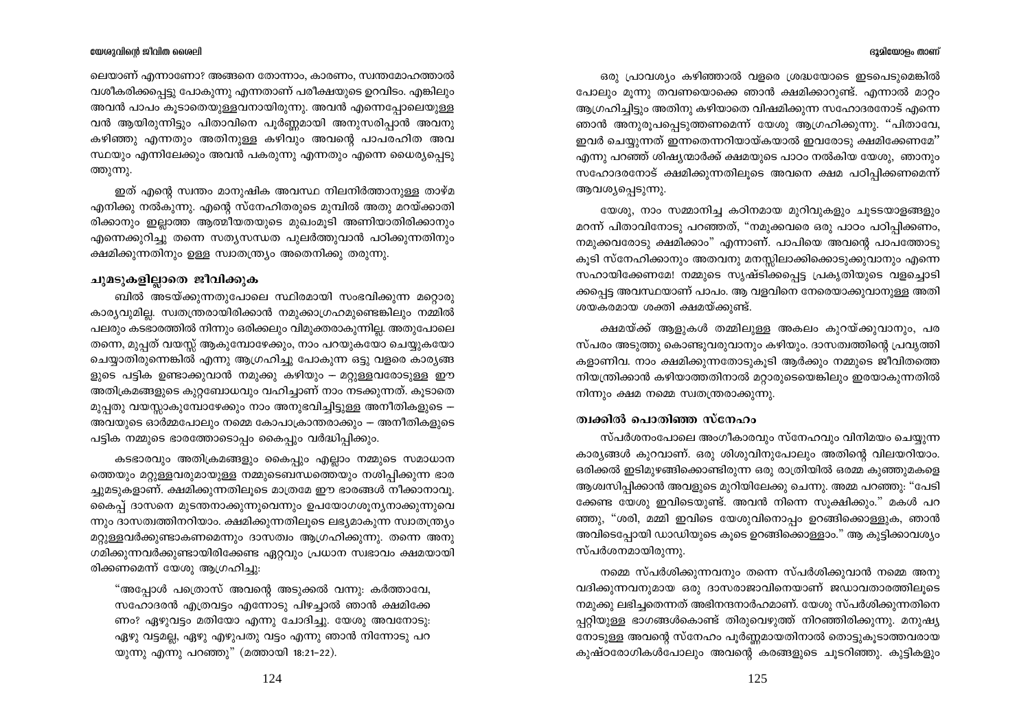ലെയാണ് എന്നാണോ? അങ്ങനെ തോന്നാം, കാരണം, സ്വന്തമോഹത്താൽ വശീകരിക്കപ്പെട്ടു പോകുന്നു എന്നതാണ് പരീക്ഷയുടെ ഉറവിടം. എങ്കിലും അവൻ പാപം കൂടാതെയുള്ളവനായിരുന്നു. അവൻ എന്നെപ്പോലെയുള്ള വൻ ആയിരുന്നിട്ടും പിതാവിനെ പൂർണ്ണമായി അനുസരിപ്പാൻ അവനു കഴിഞ്ഞു എന്നതും അതിനുള്ള കഴിവും അവന്റെ പാപരഹിത അവസ്ഥയും എന്നിലേക്കും അവൻ പകരുന്നു എന്നതും എന്നെ ധൈര്യപ്പെടുത്തുന്നു.

ഇത് എന്റെ സ്വന്തം മാനുഷിക അവസ്ഥ നിലനിർത്താനുള്ള താഴ്മ എനിക്കു നൽകുന്നു. എന്റെ സ്നേഹിതരുടെ മുമ്പിൽ അതു മറയ്ക്കാതിരിക്കാനും ഇല്ലാത്ത ആത്മീയതയുടെ മുഖംമൂടി അണിയാതിരിക്കാനും എന്നെക്കുറിച്ചു തന്നെ സത്യസന്ധത പുലർത്തുവാൻ പഠിക്കുന്നതിനും ക്ഷമിക്കുന്നതിനും ഉള്ള സ്വാതന്ത്ര്യം അതെനിക്കു തരുന്നു.

## ചുമടുകളില്ലാതെ ജീവിക്കുക

ബിൽ അടയ്ക്കുന്നതുപോലെ സ്ഥിരമായി സംഭവിക്കുന്ന മറ്റൊരു കാര്യവുമില്ല. സ്വതന്ത്രരായിരിക്കാൻ നമുക്കാഗ്രഹമുണ്ടെങ്കിലും നമ്മിൽ പലരും കടഭാരത്തിൽ നിന്നും ഒരിക്കലും വിമുക്തരാകുന്നില്ല. അതുപോലെ തന്നെ, മുപ്പത് വയസ്സ് ആകുമ്പോഴേക്കും, നാം പറയുകയോ ചെയ്യുകയോ ചെയ്യാതിരുന്നെങ്കിൽ എന്നു ആഗ്രഹിച്ചു പോകുന്ന ഒട്ടു വളരെ കാര്യങ്ങളുടെ പട്ടിക ഉണ്ടാക്കുവാൻ നമുക്കു കഴിയും – മറ്റുള്ളവരോടുള്ള ഈ അതിക്രമങ്ങളുടെ കുറ്റബോധവും വഹിച്ചാണ് നാം നടക്കുന്നത്. കൂടാതെ മുപ്പതു വയസ്സാകുമ്പോഴേക്കും നാം അനുഭവിച്ചിട്ടുള്ള അനീതികളുടെ – അവയുടെ ഓർമ്മപോലും നമ്മെ കോപാക്രാന്തരാക്കും – അനീതികളുടെ പട്ടിക നമ്മുടെ ഭാരത്തോടൊപ്പം കൈപ്പും വർദ്ധിപ്പിക്കും.

കടഭാരവും അതിക്രമങ്ങളും കൈപ്പും എല്ലാം നമ്മുടെ സമാധാനത്തെയും മറ്റുള്ളവരുമായുള്ള നമ്മുടെബന്ധത്തെയും നശിപ്പിക്കുന്ന ഭാരച്ചുമടുകളാണ്. ക്ഷമിക്കുന്നതിലൂടെ മാത്രമേ ഈ ഭാരങ്ങൾ നീക്കാനാവൂ. കൈപ്പ് ദാസനെ മുടന്തനാക്കുന്നുവെന്നും ഉപയോഗശൂന്യനാക്കുന്നുവെന്നും ദാസത്വത്തിനറിയാം. ക്ഷമിക്കുന്നതിലൂടെ ലഭ്യമാകുന്ന സ്വാതന്ത്ര്യം മറ്റുള്ളവർക്കുണ്ടാകണമെന്നും ദാസത്വം ആഗ്രഹിക്കുന്നു. തന്നെ അനുഗമിക്കുന്നവർക്കുണ്ടായിരിക്കേണ്ട ഏറ്റവും പ്രധാന സ്വഭാവം ക്ഷമയായിരിക്കണമെന്ന് യേശു ആഗ്രഹിച്ചു:

> "അപ്പോൾ പത്രൊസ് അവന്റെ അടുക്കൽ വന്നു: കർത്താവേ, സഹോദരൻ എത്രവട്ടം എന്നോടു പിഴച്ചാൽ ഞാൻ ക്ഷമിക്കേണം? ഏഴുവട്ടം മതിയോ എന്നു ചോദിച്ചു. യേശു അവനോടു: ഏഴു വട്ടമല്ല, ഏഴു എഴുപതു വട്ടം എന്നു ഞാൻ നിന്നോടു പറയുന്നു എന്നു പറഞ്ഞു" (മത്തായി 18:21–22).

ഒരു പ്രാവശ്യം കഴിഞ്ഞാൽ വളരെ ശ്രദ്ധയോടെ ഇടപെടുമെങ്കിൽ പോലും മൂന്നു തവണയൊക്കെ ഞാൻ ക്ഷമിക്കാറുണ്ട്. എന്നാൽ മാറ്റം ആഗ്രഹിച്ചിട്ടും അതിനു കഴിയാതെ വിഷമിക്കുന്ന സഹോദരനോട് എന്നെ ഞാൻ അനുരൂപപ്പെടുത്തണമെന്ന് യേശു ആഗ്രഹിക്കുന്നു. "പിതാവേ, ഇവർ ചെയ്യുന്നത് ഇന്നതെന്നറിയായ്കയാൽ ഇവരോടു ക്ഷമിക്കേണമേ" എന്നു പറഞ്ഞ് ശിഷ്യന്മാർക്ക് ക്ഷമയുടെ പാഠം നൽകിയ യേശു, ഞാനും സഹോദരനോട് ക്ഷമിക്കുന്നതിലൂടെ അവനെ ക്ഷമ പഠിപ്പിക്കണമെന്ന് ആവശ്യപ്പെടുന്നു.

യേശു, നാം സമ്മാനിച്ച കഠിനമായ മുറിവുകളും ചൂടടയാളങ്ങളും മറന്ന് പിതാവിനോടു പറഞ്ഞത്, "നമുക്കവരെ ഒരു പാഠം പഠിപ്പിക്കണം, നമുക്കവരോടു ക്ഷമിക്കാം" എന്നാണ്. പാപിയെ അവന്റെ പാപത്തോടു കൂടി സ്നേഹിക്കാനും അതവനു മനസ്സിലാക്കിക്കൊടുക്കുവാനും എന്നെ സഹായിക്കേണമേ! നമ്മുടെ സൃഷ്ടിക്കപ്പെട്ട പ്രകൃതിയുടെ വളച്ചൊടിക്കപ്പെട്ട അവസ്ഥയാണ് പാപം. ആ വളവിനെ നേരെയാക്കുവാനുള്ള അതിശയകരമായ ശക്തി ക്ഷമയ്ക്കുണ്ട്.

ക്ഷമയ്ക്ക് ആളുകൾ തമ്മിലുള്ള അകലം കുറയ്ക്കുവാനും, പരസ്പരം അടുത്തു കൊണ്ടുവരുവാനും കഴിയും. ദാസത്വത്തിന്റെ പ്രവൃത്തികളാണിവ. നാം ക്ഷമിക്കുന്നതോടുകൂടി ആർക്കും നമ്മുടെ ജീവിതത്തെ നിയന്ത്രിക്കാൻ കഴിയാത്തതിനാൽ മറ്റാരുടെയെങ്കിലും ഇരയാകുന്നതിൽ നിന്നും ക്ഷമ നമ്മെ സ്വതന്ത്രരാക്കുന്നു.

## ത്വക്കിൽ പൊതിഞ്ഞ സ്നേഹം

സ്പർശനംപോലെ അംഗീകാരവും സ്നേഹവും വിനിമയം ചെയ്യുന്ന കാര്യങ്ങൾ കുറവാണ്. ഒരു ശിശുവിനുപോലും അതിന്റെ വിലയറിയാം. ഒരിക്കൽ ഇടിമുഴങ്ങിക്കൊണ്ടിരുന്ന ഒരു രാത്രിയിൽ ഒരമ്മ കുഞ്ഞുമകളെ ആശ്വസിപ്പിക്കാൻ അവളുടെ മുറിയിലേക്കു ചെന്നു. അമ്മ പറഞ്ഞു: "പേടിക്കേണ്ട യേശു ഇവിടെയുണ്ട്. അവൻ നിന്നെ സൂക്ഷിക്കും." മകൾ പറഞ്ഞു, "ശരി, മമ്മി ഇവിടെ യേശുവിനൊപ്പം ഉറങ്ങിക്കൊള്ളുക, ഞാൻ അവിടെപ്പോയി ഡാഡിയുടെ കൂടെ ഉറങ്ങിക്കൊള്ളാം." ആ കുട്ടിക്കാവശ്യം സ്പർശനമായിരുന്നു.

നമ്മെ സ്പർശിക്കുന്നവനും തന്നെ സ്പർശിക്കുവാൻ നമ്മെ അനുവദിക്കുന്നവനുമായ ഒരു ദാസരാജാവിനെയാണ് ജഡാവതാരത്തിലൂടെ നമുക്കു ലഭിച്ചതെന്നത് അഭിനന്ദനാർഹമാണ്. യേശു സ്പർശിക്കുന്നതിനെപ്പറ്റിയുള്ള ഭാഗങ്ങൾകൊണ്ട് തിരുവെഴുത്ത് നിറഞ്ഞിരിക്കുന്നു. മനുഷ്യനോടുള്ള അവന്റെ സ്നേഹം പൂർണ്ണമായതിനാൽ തൊട്ടുകൂടാത്തവരായ കുഷ്ഠരോഗികൾപോലും അവന്റെ കരങ്ങളുടെ ചൂടറിഞ്ഞു. കുട്ടികളും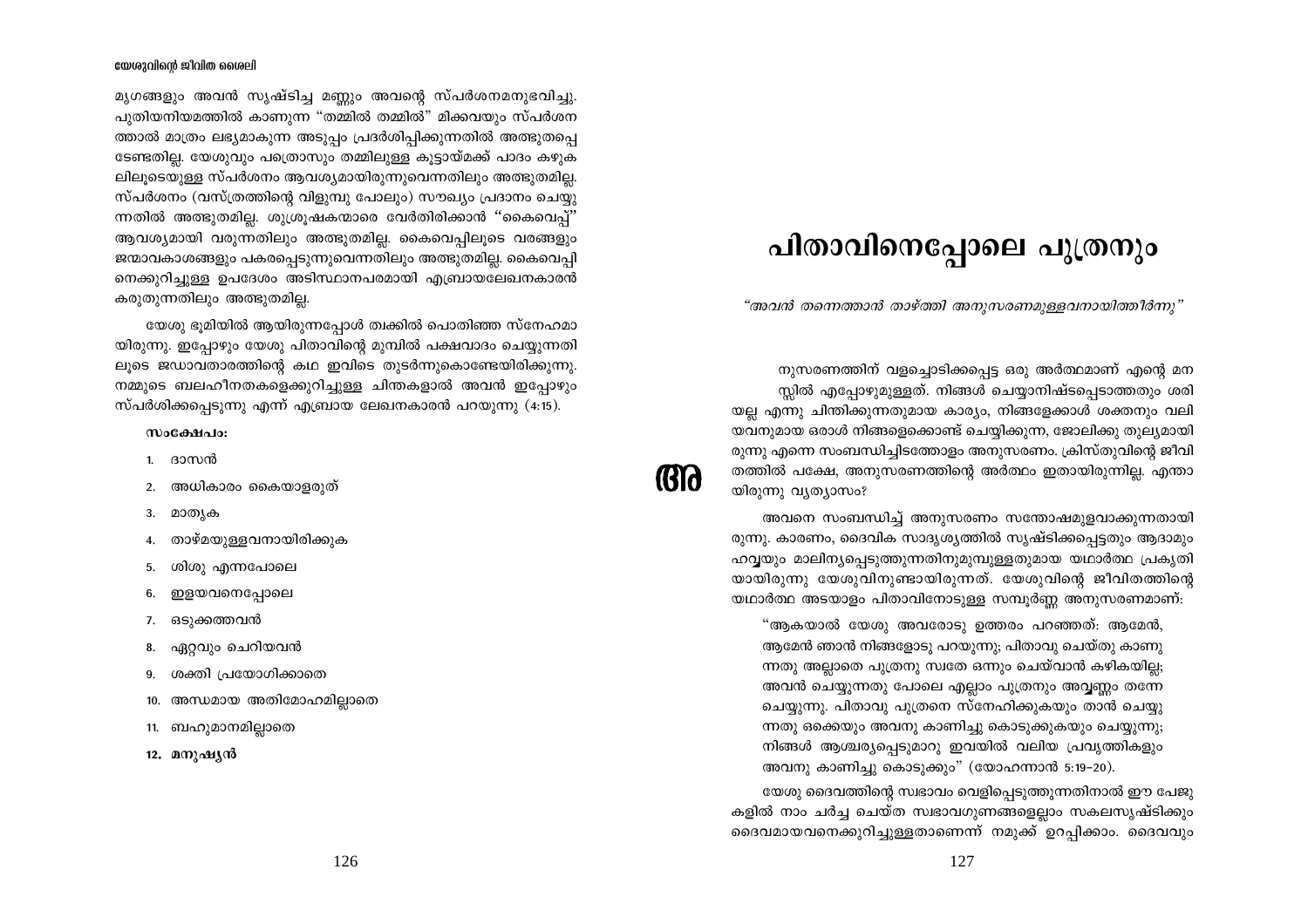മൃഗങ്ങളും അവൻ സൃഷ്ടിച്ച മണ്ണും അവന്റെ സ്പർശനമനുഭവിച്ചു. പുതിയനിയമത്തിൽ കാണുന്ന "തമ്മിൽ തമ്മിൽ" മിക്കവയും സ്പർശനത്താൽ മാത്രം ലഭ്യമാകുന്ന അടുപ്പം പ്രദർശിപ്പിക്കുന്നതിൽ അത്ഭുതപ്പെടേണ്ടതില്ല. യേശുവും പത്രൊസും തമ്മിലുള്ള കൂട്ടായ്മക്ക് പാദം കഴുകലിലൂടെയുള്ള സ്പർശനം ആവശ്യമായിരുന്നുവെന്നതിലും അത്ഭുതമില്ല. സ്പർശനം (വസ്ത്രത്തിന്റെ വിളുമ്പു പോലും) സൗഖ്യം പ്രദാനം ചെയ്യുന്നതിൽ അത്ഭുതമില്ല. ശുശ്രൂഷകന്മാരെ വേർതിരിക്കാൻ "കൈവെപ്പ്" ആവശ്യമായി വരുന്നതിലും അത്ഭുതമില്ല. കൈവെപ്പിലൂടെ വരങ്ങളും ജന്മാവകാശങ്ങളും പകരപ്പെടുന്നുവെന്നതിലും അത്ഭുതമില്ല. കൈവെപ്പിനെക്കുറിച്ചുള്ള ഉപദേശം അടിസ്ഥാനപരമായി എബ്രായലേഖനകാരൻ കരുതുന്നതിലും അത്ഭുതമില്ല.

യേശു ഭൂമിയിൽ ആയിരുന്നപ്പോൾ ത്വക്കിൽ പൊതിഞ്ഞ സ്നേഹമായിരുന്നു. ഇപ്പോഴും യേശു പിതാവിന്റെ മുമ്പിൽ പക്ഷവാദം ചെയ്യുന്നതിലൂടെ ജഡാവതാരത്തിന്റെ കഥ ഇവിടെ തുടർന്നുകൊണ്ടേയിരിക്കുന്നു. നമ്മുടെ ബലഹീനതകളെക്കുറിച്ചുള്ള ചിന്തകളാൽ അവൻ ഇപ്പോഴും സ്പർശിക്കപ്പെടുന്നു എന്ന് എബ്രായ ലേഖനകാരൻ പറയുന്നു (4:15).

**സംക്ഷേപം:**

1. ദാസൻ
2. അധികാരം കൈയാളരുത്
3. മാതൃക
4. താഴ്മയുള്ളവനായിരിക്കുക
5. ശിശു എന്നപോലെ
6. ഇളയവനെപ്പോലെ
7. ഒടുക്കത്തവൻ
8. ഏറ്റവും ചെറിയവൻ
9. ശക്തി പ്രയോഗിക്കാതെ
10. അന്ധമായ അതിമോഹമില്ലാതെ
11. ബഹുമാനമില്ലാതെ
12. **മനുഷ്യൻ**

# പിതാവിനെപ്പോലെ പുത്രനും

*"അവൻ തന്നെത്താൻ താഴ്ത്തി അനുസരണമുള്ളവനായിത്തീർന്നു"*

അനുസരണത്തിന് വളച്ചൊടിക്കപ്പെട്ട ഒരു അർത്ഥമാണ് എന്റെ മനസ്സിൽ എപ്പോഴുമുള്ളത്. നിങ്ങൾ ചെയ്യാനിഷ്ടപ്പെടാത്തതും ശരിയല്ല എന്നു ചിന്തിക്കുന്നതുമായ കാര്യം, നിങ്ങളേക്കാൾ ശക്തനും വലിയവനുമായ ഒരാൾ നിങ്ങളെക്കൊണ്ട് ചെയ്യിക്കുന്ന, ജോലിക്കു തുല്യമായിരുന്നു എന്നെ സംബന്ധിച്ചിടത്തോളം അനുസരണം. ക്രിസ്തുവിന്റെ ജീവിതത്തിൽ പക്ഷേ, അനുസരണത്തിന്റെ അർത്ഥം ഇതായിരുന്നില്ല. എന്തായിരുന്നു വ്യത്യാസം?

അവനെ സംബന്ധിച്ച് അനുസരണം സന്തോഷമുളവാക്കുന്നതായിരുന്നു. കാരണം, ദൈവിക സാദൃശ്യത്തിൽ സൃഷ്ടിക്കപ്പെട്ടതും ആദാമും ഹവ്വയും മാലിന്യപ്പെടുത്തുന്നതിനുമുമ്പുള്ളതുമായ യഥാർത്ഥ പ്രകൃതിയായിരുന്നു യേശുവിനുണ്ടായിരുന്നത്. യേശുവിന്റെ ജീവിതത്തിന്റെ യഥാർത്ഥ അടയാളം പിതാവിനോടുള്ള സമ്പൂർണ്ണ അനുസരണമാണ്:

> "ആകയാൽ യേശു അവരോടു ഉത്തരം പറഞ്ഞത്: ആമേൻ, ആമേൻ ഞാൻ നിങ്ങളോടു പറയുന്നു; പിതാവു ചെയ്തു കാണുന്നതു അല്ലാതെ പുത്രനു സ്വതേ ഒന്നും ചെയ്‌വാൻ കഴികയില്ല; അവൻ ചെയ്യുന്നതു പോലെ എല്ലാം പുത്രനും അവ്വണ്ണം തന്നേ ചെയ്യുന്നു. പിതാവു പുത്രനെ സ്നേഹിക്കുകയും താൻ ചെയ്യുന്നതു ഒക്കെയും അവനു കാണിച്ചു കൊടുക്കുകയും ചെയ്യുന്നു; നിങ്ങൾ ആശ്ചര്യപ്പെടുമാറു ഇവയിൽ വലിയ പ്രവൃത്തികളും അവനു കാണിച്ചു കൊടുക്കും" (യോഹന്നാൻ 5:19-20).

യേശു ദൈവത്തിന്റെ സ്വഭാവം വെളിപ്പെടുത്തുന്നതിനാൽ ഈ പേജുകളിൽ നാം ചർച്ച ചെയ്ത സ്വഭാവഗുണങ്ങളെല്ലാം സകലസൃഷ്ടിക്കും ദൈവമായവനെക്കുറിച്ചുള്ളതാണെന്ന് നമുക്ക് ഉറപ്പിക്കാം. ദൈവവും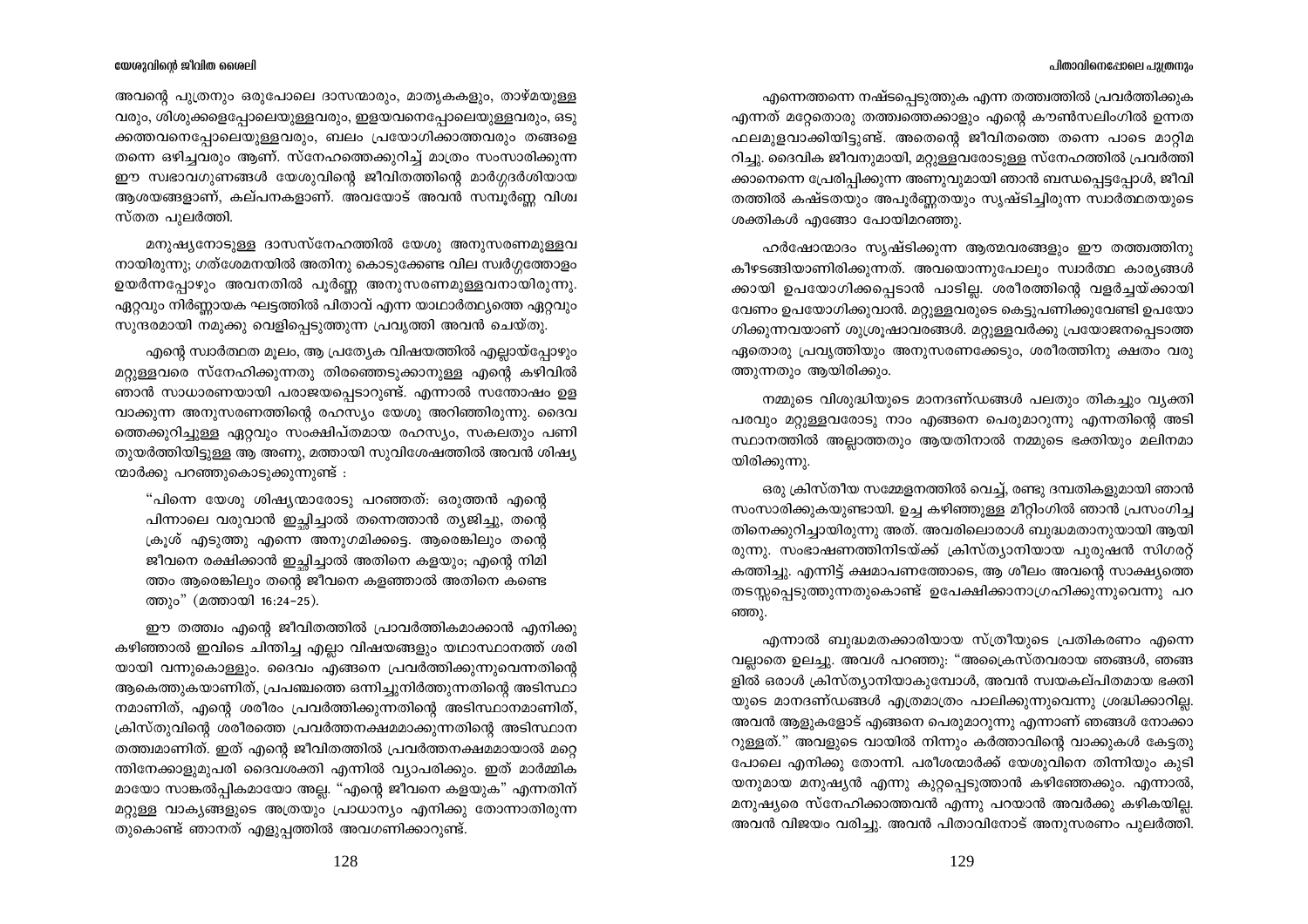അവന്റെ പുത്രനും ഒരുപോലെ ദാസന്മാരും, മാതൃകകളും, താഴ്മയുള്ള വരും, ശിശുക്കളെപ്പോലെയുള്ളവരും, ഇളയവനെപ്പോലെയുള്ളവരും, ഒടുക്കത്തവനെപ്പോലെയുള്ളവരും, ബലം പ്രയോഗിക്കാത്തവരും തങ്ങളെ തന്നെ ഒഴിച്ചവരും ആണ്. സ്നേഹത്തെക്കുറിച്ച് മാത്രം സംസാരിക്കുന്ന ഈ സ്വഭാവഗുണങ്ങൾ യേശുവിന്റെ ജീവിതത്തിന്റെ മാർഗ്ഗദർശിയായ ആശയങ്ങളാണ്, കല്പനകളാണ്. അവയോട് അവൻ സമ്പൂർണ്ണ വിശ്വസ്തത പുലർത്തി.

മനുഷ്യനോടുള്ള ദാസസ്നേഹത്തിൽ യേശു അനുസരണമുള്ളവനായിരുന്നു; ഗത്ശേമനയിൽ അതിനു കൊടുക്കേണ്ട വില സ്വർഗ്ഗത്തോളം ഉയർന്നപ്പോഴും അവനതിൽ പൂർണ്ണ അനുസരണമുള്ളവനായിരുന്നു. ഏറ്റവും നിർണ്ണായക ഘട്ടത്തിൽ പിതാവ് എന്ന യാഥാർത്ഥ്യത്തെ ഏറ്റവും സുന്ദരമായി നമുക്കു വെളിപ്പെടുത്തുന്ന പ്രവൃത്തി അവൻ ചെയ്തു.

എന്റെ സ്വാർത്ഥത മൂലം, ആ പ്രത്യേക വിഷയത്തിൽ എല്ലായ്പ്പോഴും മറ്റുള്ളവരെ സ്നേഹിക്കുന്നതു തിരഞ്ഞെടുക്കാനുള്ള എന്റെ കഴിവിൽ ഞാൻ സാധാരണയായി പരാജയപ്പെടാറുണ്ട്. എന്നാൽ സന്തോഷം ഉള വാക്കുന്ന അനുസരണത്തിന്റെ രഹസ്യം യേശു അറിഞ്ഞിരുന്നു. ദൈവത്തെക്കുറിച്ചുള്ള ഏറ്റവും സംക്ഷിപ്തമായ രഹസ്യം, സകലതും പണിതുയർത്തിയിട്ടുള്ള ആ അണു, മത്തായി സുവിശേഷത്തിൽ അവൻ ശിഷ്യന്മാർക്കു പറഞ്ഞുകൊടുക്കുന്നുണ്ട് :

> "പിന്നെ യേശു ശിഷ്യന്മാരോടു പറഞ്ഞത്: ഒരുത്തൻ എന്റെ പിന്നാലെ വരുവാൻ ഇച്ഛിച്ചാൽ തന്നെത്താൻ ത്യജിച്ചു, തന്റെ ക്രൂശ് എടുത്തു എന്നെ അനുഗമിക്കട്ടെ. ആരെങ്കിലും തന്റെ ജീവനെ രക്ഷിക്കാൻ ഇച്ഛിച്ചാൽ അതിനെ കളയും; എന്റെ നിമിത്തം ആരെങ്കിലും തന്റെ ജീവനെ കളഞ്ഞാൽ അതിനെ കണ്ടെത്തും" (മത്തായി 16:24-25).

ഈ തത്വം എന്റെ ജീവിതത്തിൽ പ്രാവർത്തികമാക്കാൻ എനിക്കു കഴിഞ്ഞാൽ ഇവിടെ ചിന്തിച്ച എല്ലാ വിഷയങ്ങളും യഥാസ്ഥാനത്ത് ശരിയായി വന്നുകൊള്ളും. ദൈവം എങ്ങനെ പ്രവർത്തിക്കുന്നുവെന്നതിന്റെ ആകെത്തുകയാണിത്, പ്രപഞ്ചത്തെ ഒന്നിച്ചുനിർത്തുന്നതിന്റെ അടിസ്ഥാനമാണിത്, എന്റെ ശരീരം പ്രവർത്തിക്കുന്നതിന്റെ അടിസ്ഥാനമാണിത്, ക്രിസ്തുവിന്റെ ശരീരത്തെ പ്രവർത്തനക്ഷമമാക്കുന്നതിന്റെ അടിസ്ഥാന തത്വമാണിത്. ഇത് എന്റെ ജീവിതത്തിൽ പ്രവർത്തനക്ഷമമായാൽ മറ്റെന്തിനേക്കാളുമുപരി ദൈവശക്തി എന്നിൽ വ്യാപരിക്കും. ഇത് മാർമ്മികമായോ സാങ്കൽപ്പികമായോ അല്ല. "എന്റെ ജീവനെ കളയുക" എന്നതിന് മറ്റുള്ള വാക്യങ്ങളുടെ അത്രയും പ്രാധാന്യം എനിക്കു തോന്നാതിരുന്നതുകൊണ്ട് ഞാനത് എളുപ്പത്തിൽ അവഗണിക്കാറുണ്ട്.

എന്നെത്തന്നെ നഷ്ടപ്പെടുത്തുക എന്ന തത്വത്തിൽ പ്രവർത്തിക്കുക എന്നത് മറ്റേതൊരു തത്വത്തെക്കാളും എന്റെ കൗൺസലിംഗിൽ ഉന്നത ഫലമുളവാക്കിയിട്ടുണ്ട്. അതെന്റെ ജീവിതത്തെ തന്നെ പാടെ മാറ്റിമറിച്ചു. ദൈവിക ജീവനുമായി, മറ്റുള്ളവരോടുള്ള സ്നേഹത്തിൽ പ്രവർത്തിക്കാനെന്നെ പ്രേരിപ്പിക്കുന്ന അണുവുമായി ഞാൻ ബന്ധപ്പെട്ടപ്പോൾ, ജീവിതത്തിൽ കഷ്ടതയും അപൂർണ്ണതയും സൃഷ്ടിച്ചിരുന്ന സ്വാർത്ഥതയുടെ ശക്തികൾ എങ്ങോ പോയിമറഞ്ഞു.

ഹർഷോന്മാദം സൃഷ്ടിക്കുന്ന ആത്മവരങ്ങളും ഈ തത്വത്തിനു കീഴടങ്ങിയാണിരിക്കുന്നത്. അവയൊന്നുപോലും സ്വാർത്ഥ കാര്യങ്ങൾക്കായി ഉപയോഗിക്കപ്പെടാൻ പാടില്ല. ശരീരത്തിന്റെ വളർച്ചയ്ക്കായി വേണം ഉപയോഗിക്കുവാൻ. മറ്റുള്ളവരുടെ കെട്ടുപണിക്കുവേണ്ടി ഉപയോഗിക്കുന്നവയാണ് ശുശ്രൂഷാവരങ്ങൾ. മറ്റുള്ളവർക്കു പ്രയോജനപ്പെടാത്ത ഏതൊരു പ്രവൃത്തിയും അനുസരണക്കേടും, ശരീരത്തിനു ക്ഷതം വരുത്തുന്നതും ആയിരിക്കും.

നമ്മുടെ വിശുദ്ധിയുടെ മാനദണ്ഡങ്ങൾ പലതും തികച്ചും വ്യക്തിപരവും മറ്റുള്ളവരോടു നാം എങ്ങനെ പെരുമാറുന്നു എന്നതിന്റെ അടിസ്ഥാനത്തിൽ അല്ലാത്തതും ആയതിനാൽ നമ്മുടെ ഭക്തിയും മലിനമായിരിക്കുന്നു.

ഒരു ക്രിസ്തീയ സമ്മേളനത്തിൽ വെച്ച്, രണ്ടു ദമ്പതികളുമായി ഞാൻ സംസാരിക്കുകയുണ്ടായി. ഉച്ച കഴിഞ്ഞുള്ള മീറ്റിംഗിൽ ഞാൻ പ്രസംഗിച്ചതിനെക്കുറിച്ചായിരുന്നു അത്. അവരിലൊരാൾ ബുദ്ധമതാനുയായി ആയിരുന്നു. സംഭാഷണത്തിനിടയ്ക്ക് ക്രിസ്ത്യാനിയായ പുരുഷൻ സിഗരറ്റ് കത്തിച്ചു. എന്നിട്ട് ക്ഷമാപണത്തോടെ, ആ ശീലം അവന്റെ സാക്ഷ്യത്തെ തടസ്സപ്പെടുത്തുന്നതുകൊണ്ട് ഉപേക്ഷിക്കാനാഗ്രഹിക്കുന്നുവെന്നു പറഞ്ഞു.

എന്നാൽ ബുദ്ധമതക്കാരിയായ സ്ത്രീയുടെ പ്രതികരണം എന്നെ വല്ലാതെ ഉലച്ചു. അവൾ പറഞ്ഞു: "അക്രൈസ്തവരായ ഞങ്ങൾ, ഞങ്ങളിൽ ഒരാൾ ക്രിസ്ത്യാനിയാകുമ്പോൾ, അവൻ സ്വയകല്പിതമായ ഭക്തിയുടെ മാനദണ്ഡങ്ങൾ എത്രമാത്രം പാലിക്കുന്നുവെന്നു ശ്രദ്ധിക്കാറില്ല. അവൻ ആളുകളോട് എങ്ങനെ പെരുമാറുന്നു എന്നാണ് ഞങ്ങൾ നോക്കാറുള്ളത്." അവളുടെ വായിൽ നിന്നും കർത്താവിന്റെ വാക്കുകൾ കേട്ടതു പോലെ എനിക്കു തോന്നി. പരീശന്മാർക്ക് യേശുവിനെ തിന്നിയും കുടിയനുമായ മനുഷ്യൻ എന്നു കുറ്റപ്പെടുത്താൻ കഴിഞ്ഞേക്കും. എന്നാൽ, മനുഷ്യരെ സ്നേഹിക്കാത്തവൻ എന്നു പറയാൻ അവർക്കു കഴികയില്ല. അവൻ വിജയം വരിച്ചു. അവൻ പിതാവിനോട് അനുസരണം പുലർത്തി.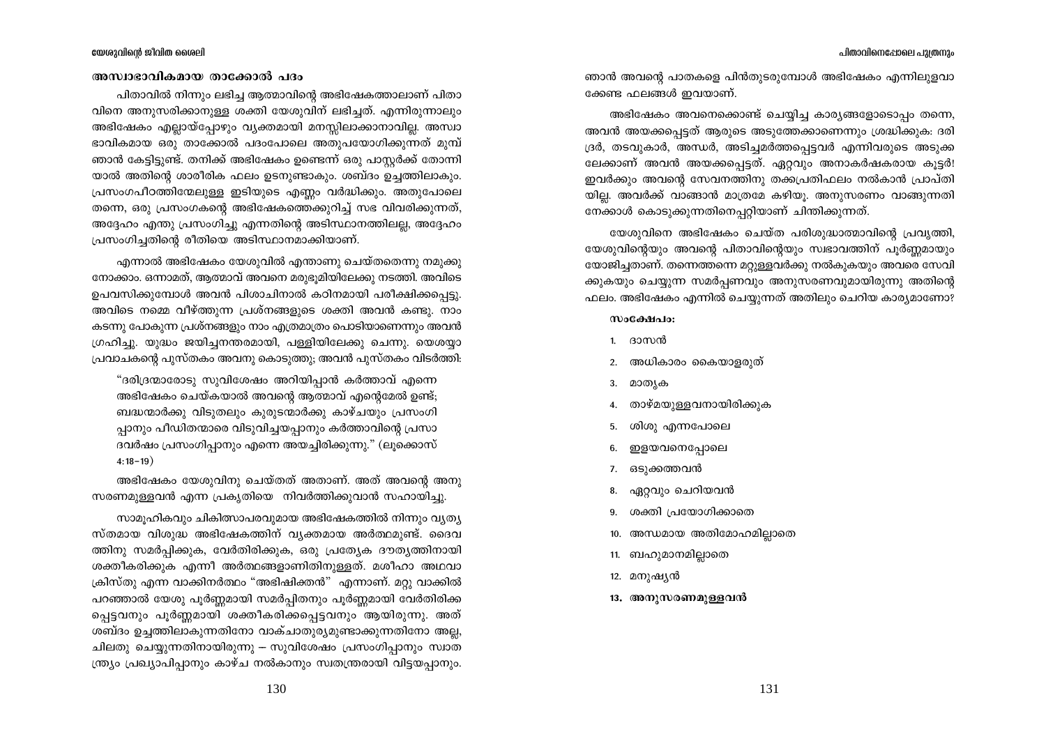## അസ്വാഭാവികമായ താക്കോൽ പദം

പിതാവിൽ നിന്നും ലഭിച്ച ആത്മാവിന്റെ അഭിഷേകത്താലാണ് പിതാവിനെ അനുസരിക്കാനുള്ള ശക്തി യേശുവിന് ലഭിച്ചത്. എന്നിരുന്നാലും അഭിഷേകം എല്ലായ്പ്പോഴും വ്യക്തമായി മനസ്സിലാക്കാനാവില്ല. അസ്വാഭാവികമായ ഒരു താക്കോൽ പദംപോലെ അതുപയോഗിക്കുന്നത് മുമ്പ് ഞാൻ കേട്ടിട്ടുണ്ട്. തനിക്ക് അഭിഷേകം ഉണ്ടെന്ന് ഒരു പാസ്റ്റർക്ക് തോന്നിയാൽ അതിന്റെ ശാരീരിക ഫലം ഉടനുണ്ടാകും. ശബ്ദം ഉച്ചത്തിലാകും. പ്രസംഗപീഠത്തിന്മേലുള്ള ഇടിയുടെ എണ്ണം വർദ്ധിക്കും. അതുപോലെ തന്നെ, ഒരു പ്രസംഗകന്റെ അഭിഷേകത്തെക്കുറിച്ച് സഭ വിവരിക്കുന്നത്, അദ്ദേഹം എന്തു പ്രസംഗിച്ചു എന്നതിന്റെ അടിസ്ഥാനത്തിലല്ല, അദ്ദേഹം പ്രസംഗിച്ചതിന്റെ രീതിയെ അടിസ്ഥാനമാക്കിയാണ്.

എന്നാൽ അഭിഷേകം യേശുവിൽ എന്താണു ചെയ്തതെന്നു നമുക്കു നോക്കാം. ഒന്നാമത്, ആത്മാവ് അവനെ മരുഭൂമിയിലേക്കു നടത്തി. അവിടെ ഉപവസിക്കുമ്പോൾ അവൻ പിശാചിനാൽ കഠിനമായി പരീക്ഷിക്കപ്പെട്ടു. അവിടെ നമ്മെ വീഴ്ത്തുന്ന പ്രശ്നങ്ങളുടെ ശക്തി അവൻ കണ്ടു. നാം കടന്നു പോകുന്ന പ്രശ്നങ്ങളും നാം എത്രമാത്രം പൊടിയാണെന്നും അവൻ ഗ്രഹിച്ചു. യുദ്ധം ജയിച്ചനന്തരമായി, പള്ളിയിലേക്കു ചെന്നു. യെശയ്യാ പ്രവാചകന്റെ പുസ്തകം അവനു കൊടുത്തു; അവൻ പുസ്തകം വിടർത്തി:

> "ദരിദ്രന്മാരോടു സുവിശേഷം അറിയിപ്പാൻ കർത്താവ് എന്നെ അഭിഷേകം ചെയ്കയാൽ അവന്റെ ആത്മാവ് എന്റെമേൽ ഉണ്ട്; ബദ്ധന്മാർക്കു വിടുതലും കുരുടന്മാർക്കു കാഴ്ചയും പ്രസംഗിപ്പാനും പീഡിതന്മാരെ വിടുവിച്ചയപ്പാനും കർത്താവിന്റെ പ്രസാദവർഷം പ്രസംഗിപ്പാനും എന്നെ അയച്ചിരിക്കുന്നു." (ലൂക്കൊസ് 4:18-19)

അഭിഷേകം യേശുവിനു ചെയ്തത് അതാണ്. അത് അവന്റെ അനുസരണമുള്ളവൻ എന്ന പ്രകൃതിയെ നിവർത്തിക്കുവാൻ സഹായിച്ചു.

സാമൂഹികവും ചികിത്സാപരവുമായ അഭിഷേകത്തിൽ നിന്നും വ്യത്യസ്തമായ വിശുദ്ധ അഭിഷേകത്തിന് വ്യക്തമായ അർത്ഥമുണ്ട്. ദൈവത്തിനു സമർപ്പിക്കുക, വേർതിരിക്കുക, ഒരു പ്രത്യേക ദൗത്യത്തിനായി ശക്തീകരിക്കുക എന്നീ അർത്ഥങ്ങളാണിതിനുള്ളത്. മശീഹാ അഥവാ ക്രിസ്തു എന്ന വാക്കിനർത്ഥം "അഭിഷിക്തൻ" എന്നാണ്. മറ്റു വാക്കിൽ പറഞ്ഞാൽ യേശു പൂർണ്ണമായി സമർപ്പിതനും പൂർണ്ണമായി വേർതിരിക്കപ്പെട്ടവനും പൂർണ്ണമായി ശക്തീകരിക്കപ്പെട്ടവനും ആയിരുന്നു. അത് ശബ്ദം ഉച്ചത്തിലാകുന്നതിനോ വാക്ചാതുര്യമുണ്ടാക്കുന്നതിനോ അല്ല, ചിലതു ചെയ്യുന്നതിനായിരുന്നു – സുവിശേഷം പ്രസംഗിപ്പാനും സ്വാതന്ത്ര്യം പ്രഖ്യാപിപ്പാനും കാഴ്ച നൽകാനും സ്വതന്ത്രരായി വിട്ടയപ്പാനും. ഞാൻ അവന്റെ പാതകളെ പിൻതുടരുമ്പോൾ അഭിഷേകം എന്നിലുളവാക്കേണ്ട ഫലങ്ങൾ ഇവയാണ്.

അഭിഷേകം അവനെക്കൊണ്ട് ചെയ്യിച്ച കാര്യങ്ങളോടൊപ്പം തന്നെ, അവൻ അയക്കപ്പെട്ടത് ആരുടെ അടുത്തേക്കാണെന്നും ശ്രദ്ധിക്കുക: ദരിദ്രർ, തടവുകാർ, അന്ധർ, അടിച്ചമർത്തപ്പെട്ടവർ എന്നിവരുടെ അടുക്കലേക്കാണ് അവൻ അയക്കപ്പെട്ടത്. ഏറ്റവും അനാകർഷകരായ കൂട്ടർ! ഇവർക്കും അവന്റെ സേവനത്തിനു തക്കപ്രതിഫലം നൽകാൻ പ്രാപ്തിയില്ല. അവർക്ക് വാങ്ങാൻ മാത്രമേ കഴിയൂ. അനുസരണം വാങ്ങുന്നതിനേക്കാൾ കൊടുക്കുന്നതിനെപ്പറ്റിയാണ് ചിന്തിക്കുന്നത്.

യേശുവിനെ അഭിഷേകം ചെയ്ത പരിശുദ്ധാത്മാവിന്റെ പ്രവൃത്തി, യേശുവിന്റെയും അവന്റെ പിതാവിന്റെയും സ്വഭാവത്തിന് പൂർണ്ണമായും യോജിച്ചതാണ്. തന്നെത്തന്നെ മറ്റുള്ളവർക്കു നൽകുകയും അവരെ സേവിക്കുകയും ചെയ്യുന്ന സമർപ്പണവും അനുസരണവുമായിരുന്നു അതിന്റെ ഫലം. അഭിഷേകം എന്നിൽ ചെയ്യുന്നത് അതിലും ചെറിയ കാര്യമാണോ?

**സംക്ഷേപം:**

1. ദാസൻ
2. അധികാരം കൈയാളരുത്
3. മാതൃക
4. താഴ്മയുള്ളവനായിരിക്കുക
5. ശിശു എന്നപോലെ
6. ഇളയവനെപ്പോലെ
7. ഒടുക്കത്തവൻ
8. ഏറ്റവും ചെറിയവൻ
9. ശക്തി പ്രയോഗിക്കാതെ
10. അന്ധമായ അതിമോഹമില്ലാതെ
11. ബഹുമാനമില്ലാതെ
12. മനുഷ്യൻ
13. **അനുസരണമുള്ളവൻ**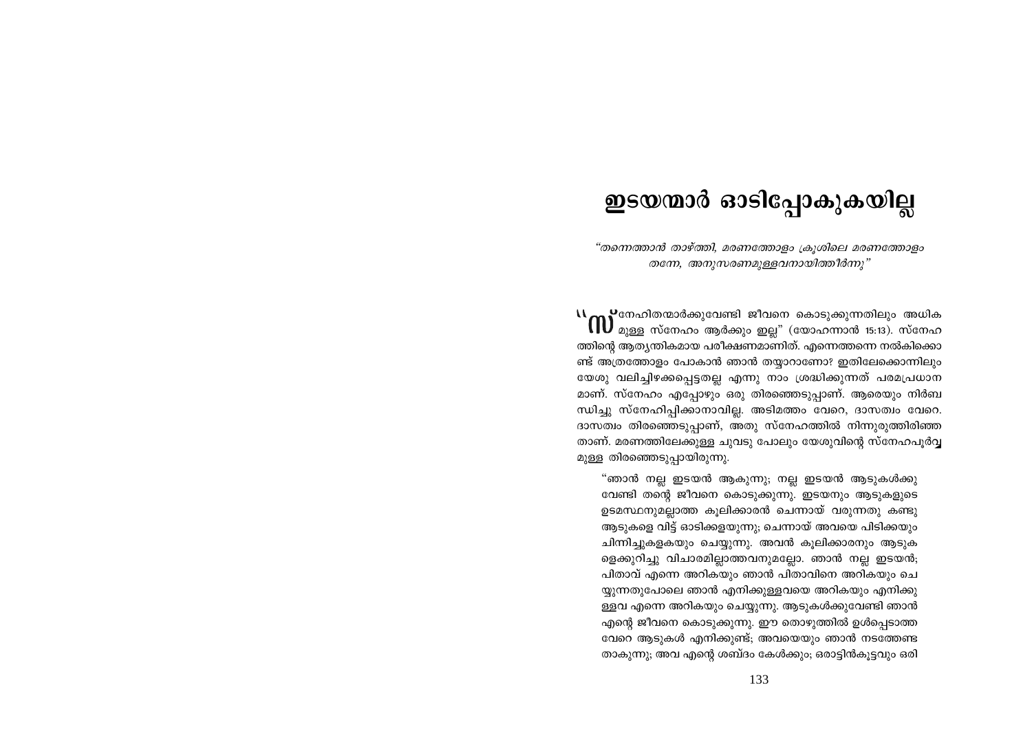# ഇടയന്മാർ ഓടിപ്പോകുകയില്ല

*"തന്നെത്താൻ താഴ്ത്തി, മരണത്തോളം ക്രൂശിലെ മരണത്തോളം തന്നേ, അനുസരണമുള്ളവനായിത്തീർന്നു"*

"സ്നേഹിതന്മാർക്കുവേണ്ടി ജീവനെ കൊടുക്കുന്നതിലും അധികമുള്ള സ്നേഹം ആർക്കും ഇല്ല" (യോഹന്നാൻ 15:13). സ്നേഹത്തിന്റെ ആത്യന്തികമായ പരീക്ഷണമാണിത്. എന്നെത്തന്നെ നൽകിക്കൊണ്ട് അത്രത്തോളം പോകാൻ ഞാൻ തയ്യാറാണോ? ഇതിലേക്കൊന്നിലും യേശു വലിച്ചിഴക്കപ്പെട്ടതല്ല എന്നു നാം ശ്രദ്ധിക്കുന്നത് പരമപ്രധാനമാണ്. സ്നേഹം എപ്പോഴും ഒരു തിരഞ്ഞെടുപ്പാണ്. ആരെയും നിർബന്ധിച്ചു സ്നേഹിപ്പിക്കാനാവില്ല. അടിമത്തം വേറെ, ദാസത്വം വേറെ. ദാസത്വം തിരഞ്ഞെടുപ്പാണ്, അതു സ്നേഹത്തിൽ നിന്നുരുത്തിരിഞ്ഞതാണ്. മരണത്തിലേക്കുള്ള ചുവടു പോലും യേശുവിന്റെ സ്നേഹപൂർവ്വമുള്ള തിരഞ്ഞെടുപ്പായിരുന്നു.

> "ഞാൻ നല്ല ഇടയൻ ആകുന്നു; നല്ല ഇടയൻ ആടുകൾക്കു വേണ്ടി തന്റെ ജീവനെ കൊടുക്കുന്നു. ഇടയനും ആടുകളുടെ ഉടമസ്ഥനുമല്ലാത്ത കൂലിക്കാരൻ ചെന്നായ് വരുന്നതു കണ്ടു ആടുകളെ വിട്ട് ഓടിക്കളയുന്നു; ചെന്നായ് അവയെ പിടിക്കയും ചിന്നിച്ചുകളകയും ചെയ്യുന്നു. അവൻ കൂലിക്കാരനും ആടുകളെക്കുറിച്ചു വിചാരമില്ലാത്തവനുമല്ലോ. ഞാൻ നല്ല ഇടയൻ; പിതാവ് എന്നെ അറികയും ഞാൻ പിതാവിനെ അറികയും ചെയ്യുന്നതുപോലെ ഞാൻ എനിക്കുള്ളവയെ അറികയും എനിക്കുള്ളവ എന്നെ അറികയും ചെയ്യുന്നു. ആടുകൾക്കുവേണ്ടി ഞാൻ എന്റെ ജീവനെ കൊടുക്കുന്നു. ഈ തൊഴുത്തിൽ ഉൾപ്പെടാത്ത വേറെ ആടുകൾ എനിക്കുണ്ട്; അവയെയും ഞാൻ നടത്തേണ്ടതാകുന്നു; അവ എന്റെ ശബ്ദം കേൾക്കും; ഒരാട്ടിൻകൂട്ടവും ഒരി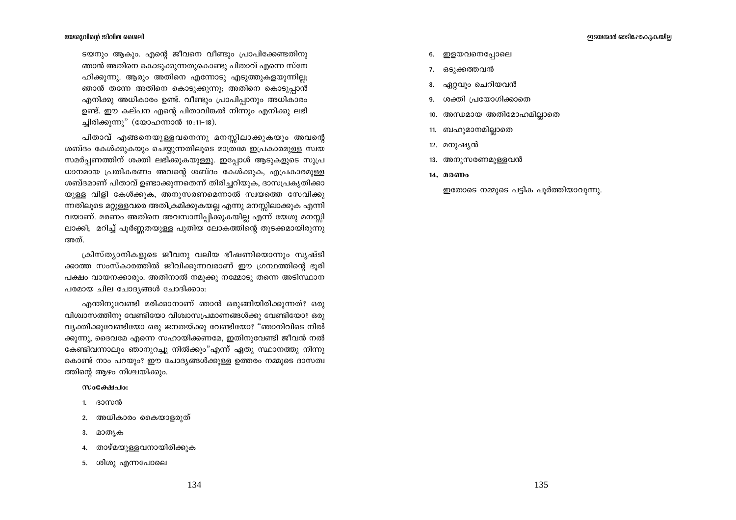ടയനും ആകും. എന്റെ ജീവനെ വീണ്ടും പ്രാപിക്കേണ്ടതിനു ഞാൻ അതിനെ കൊടുക്കുന്നതുകൊണ്ടു പിതാവ് എന്നെ സ്നേഹിക്കുന്നു. ആരും അതിനെ എന്നോടു എടുത്തുകളയുന്നില്ല; ഞാൻ തന്നേ അതിനെ കൊടുക്കുന്നു; അതിനെ കൊടുപ്പാൻ എനിക്കു അധികാരം ഉണ്ട്. വീണ്ടും പ്രാപിപ്പാനും അധികാരം ഉണ്ട്. ഈ കല്പന എന്റെ പിതാവിങ്കൽ നിന്നും എനിക്കു ലഭിച്ചിരിക്കുന്നു" (യോഹന്നാൻ 10:11–18).

പിതാവ് എങ്ങനെയുള്ളവനെന്നു മനസ്സിലാക്കുകയും അവന്റെ ശബ്ദം കേൾക്കുകയും ചെയ്യുന്നതിലൂടെ മാത്രമേ ഇപ്രകാരമുള്ള സ്വയ സമർപ്പണത്തിന് ശക്തി ലഭിക്കുകയുള്ളു. ഇപ്പോൾ ആടുകളുടെ സുപ്രധാനമായ പ്രതികരണം അവന്റെ ശബ്ദം കേൾക്കുക, എപ്രകാരമുള്ള ശബ്ദമാണ് പിതാവ് ഉണ്ടാക്കുന്നതെന്ന് തിരിച്ചറിയുക, ദാസപ്രകൃതിക്കായുള്ള വിളി കേൾക്കുക, അനുസരണമെന്നാൽ സ്വയത്തെ സേവിക്കുന്നതിലൂടെ മറ്റുള്ളവരെ അതിക്രമിക്കുകയല്ല എന്നു മനസ്സിലാക്കുക എന്നിവയാണ്. മരണം അതിനെ അവസാനിപ്പിക്കുകയില്ല എന്ന് യേശു മനസ്സിലാക്കി; മറിച്ച് പൂർണ്ണതയുള്ള പുതിയ ലോകത്തിന്റെ തുടക്കമായിരുന്നു അത്.

ക്രിസ്ത്യാനികളുടെ ജീവനു വലിയ ഭീഷണിയൊന്നും സൃഷ്ടിക്കാത്ത സംസ്കാരത്തിൽ ജീവിക്കുന്നവരാണ് ഈ ഗ്രന്ഥത്തിന്റെ ഭൂരിപക്ഷം വായനക്കാരും. അതിനാൽ നമുക്കു നമ്മോടു തന്നെ അടിസ്ഥാന പരമായ ചില ചോദ്യങ്ങൾ ചോദിക്കാം:

എന്തിനുവേണ്ടി മരിക്കാനാണ് ഞാൻ ഒരുങ്ങിയിരിക്കുന്നത്? ഒരു വിശ്വാസത്തിനു വേണ്ടിയോ വിശ്വാസപ്രമാണങ്ങൾക്കു വേണ്ടിയോ? ഒരു വ്യക്തിക്കുവേണ്ടിയോ ഒരു ജനതയ്ക്കു വേണ്ടിയോ? "ഞാനിവിടെ നിൽക്കുന്നു, ദൈവമേ എന്നെ സഹായിക്കണമേ, ഇതിനുവേണ്ടി ജീവൻ നൽകേണ്ടിവന്നാലും ഞാനുറച്ചു നിൽക്കും"എന്ന് ഏതു സ്ഥാനത്തു നിന്നു കൊണ്ട് നാം പറയും? ഈ ചോദ്യങ്ങൾക്കുള്ള ഉത്തരം നമ്മുടെ ദാസത്വത്തിന്റെ ആഴം നിശ്ചയിക്കും.

**സംക്ഷേപം:**

1. ദാസൻ
2. അധികാരം കൈയാളരുത്
3. മാതൃക
4. താഴ്മയുള്ളവനായിരിക്കുക
5. ശിശു എന്നപോലെ
6. ഇളയവനെപ്പോലെ
7. ഒടുക്കത്തവൻ
8. ഏറ്റവും ചെറിയവൻ
9. ശക്തി പ്രയോഗിക്കാതെ
10. അന്ധമായ അതിമോഹമില്ലാതെ
11. ബഹുമാനമില്ലാതെ
12. മനുഷ്യൻ
13. അനുസരണമുള്ളവൻ
14. **മരണം**

ഇതോടെ നമ്മുടെ പട്ടിക പൂർത്തിയാവുന്നു.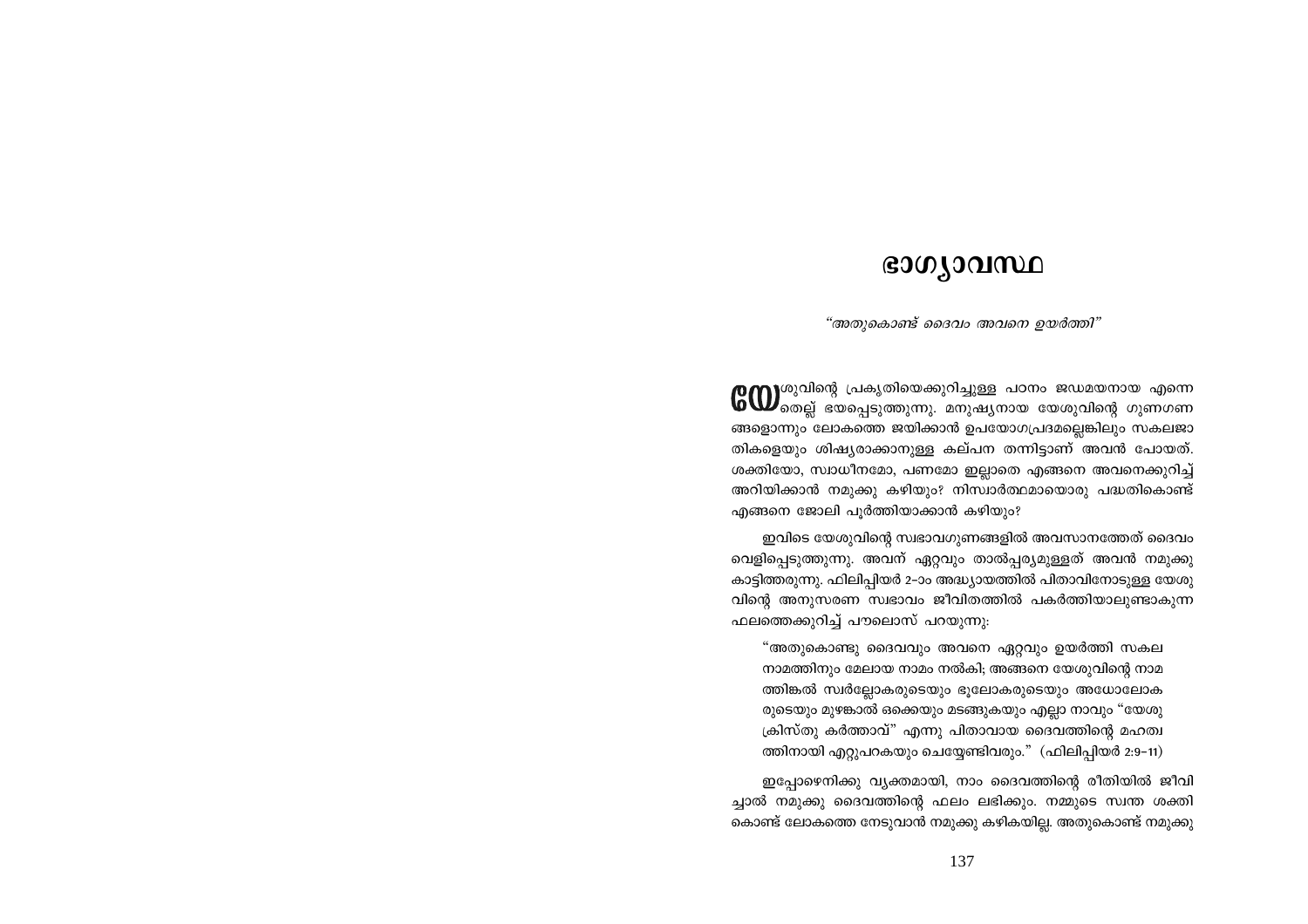# ഭാഗ്യാവസ്ഥ

*"അതുകൊണ്ട് ദൈവം അവനെ ഉയർത്തി"*

യേശുവിന്റെ പ്രകൃതിയെക്കുറിച്ചുള്ള പഠനം ജഡമയനായ എന്നെ തെല്ല് ഭയപ്പെടുത്തുന്നു. മനുഷ്യനായ യേശുവിന്റെ ഗുണഗണ ങ്ങളൊന്നും ലോകത്തെ ജയിക്കാൻ ഉപയോഗപ്രദമല്ലെങ്കിലും സകലജാ തികളെയും ശിഷ്യരാക്കാനുള്ള കല്പന തന്നിട്ടാണ് അവൻ പോയത്. ശക്തിയോ, സ്വാധീനമോ, പണമോ ഇല്ലാതെ എങ്ങനെ അവനെക്കുറിച്ച് അറിയിക്കാൻ നമുക്കു കഴിയും? നിസ്വാർത്ഥമായൊരു പദ്ധതികൊണ്ട് എങ്ങനെ ജോലി പൂർത്തിയാക്കാൻ കഴിയും?

ഇവിടെ യേശുവിന്റെ സ്വഭാവഗുണങ്ങളിൽ അവസാനത്തേത് ദൈവം വെളിപ്പെടുത്തുന്നു. അവന് ഏറ്റവും താൽപ്പര്യമുള്ളത് അവൻ നമുക്കു കാട്ടിത്തരുന്നു. ഫിലിപ്പിയർ 2-ാം അദ്ധ്യായത്തിൽ പിതാവിനോടുള്ള യേശു വിന്റെ അനുസരണ സ്വഭാവം ജീവിതത്തിൽ പകർത്തിയാലുണ്ടാകുന്ന ഫലത്തെക്കുറിച്ച് പൗലൊസ് പറയുന്നു:

> "അതുകൊണ്ടു ദൈവവും അവനെ ഏറ്റവും ഉയർത്തി സകല നാമത്തിനും മേലായ നാമം നൽകി; അങ്ങനെ യേശുവിന്റെ നാമ ത്തിങ്കൽ സ്വർല്ലോകരുടെയും ഭൂലോകരുടെയും അധോലോക രുടെയും മുഴങ്കാൽ ഒക്കെയും മടങ്ങുകയും എല്ലാ നാവും "യേശു ക്രിസ്തു കർത്താവ്" എന്നു പിതാവായ ദൈവത്തിന്റെ മഹത്വ ത്തിനായി ഏറ്റുപറകയും ചെയ്യേണ്ടിവരും." (ഫിലിപ്പിയർ 2:9–11)

ഇപ്പോഴെനിക്കു വ്യക്തമായി, നാം ദൈവത്തിന്റെ രീതിയിൽ ജീവി ച്ചാൽ നമുക്കു ദൈവത്തിന്റെ ഫലം ലഭിക്കും. നമ്മുടെ സ്വന്ത ശക്തി കൊണ്ട് ലോകത്തെ നേടുവാൻ നമുക്കു കഴികയില്ല. അതുകൊണ്ട് നമുക്കു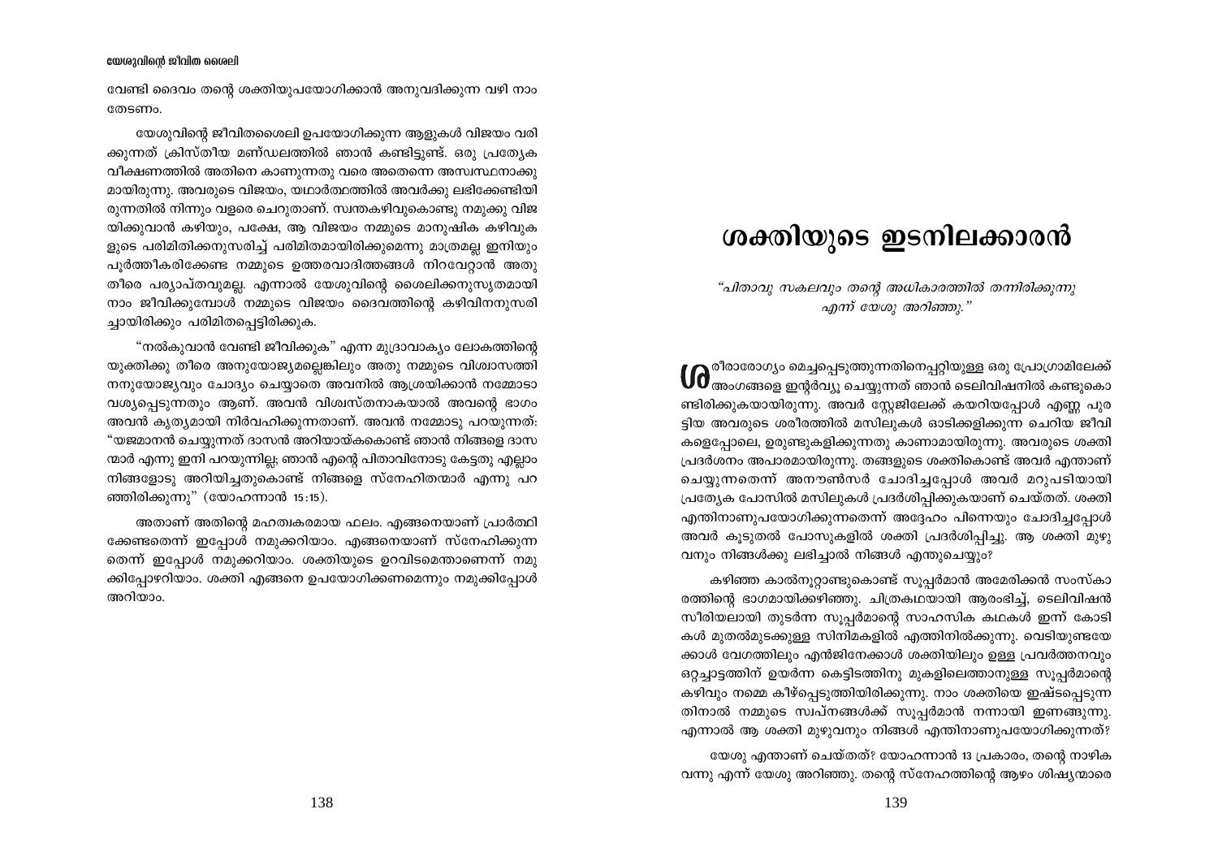വേണ്ടി ദൈവം തന്റെ ശക്തിയുപയോഗിക്കാൻ അനുവദിക്കുന്ന വഴി നാം തേടണം.

യേശുവിന്റെ ജീവിതശൈലി ഉപയോഗിക്കുന്ന ആളുകൾ വിജയം വരിക്കുന്നത് ക്രിസ്തീയ മണ്ഡലത്തിൽ ഞാൻ കണ്ടിട്ടുണ്ട്. ഒരു പ്രത്യേക വീക്ഷണത്തിൽ അതിനെ കാണുന്നതു വരെ അതെന്നെ അസ്വസ്ഥനാക്കുമായിരുന്നു. അവരുടെ വിജയം, യഥാർത്ഥത്തിൽ അവർക്കു ലഭിക്കേണ്ടിയിരുന്നതിൽ നിന്നും വളരെ ചെറുതാണ്. സ്വന്തകഴിവുകൊണ്ടു നമുക്കു വിജയിക്കുവാൻ കഴിയും, പക്ഷേ, ആ വിജയം നമ്മുടെ മാനുഷിക കഴിവുകളുടെ പരിമിതിക്കനുസരിച്ച് പരിമിതമായിരിക്കുമെന്നു മാത്രമല്ല ഇനിയും പൂർത്തീകരിക്കേണ്ട നമ്മുടെ ഉത്തരവാദിത്തങ്ങൾ നിറവേറ്റാൻ അതു തീരെ പര്യാപ്തവുമല്ല. എന്നാൽ യേശുവിന്റെ ശൈലിക്കനുസൃതമായി നാം ജീവിക്കുമ്പോൾ നമ്മുടെ വിജയം ദൈവത്തിന്റെ കഴിവിനനുസരിച്ചായിരിക്കും പരിമിതപ്പെട്ടിരിക്കുക.

"നൽകുവാൻ വേണ്ടി ജീവിക്കുക" എന്ന മുദ്രാവാക്യം ലോകത്തിന്റെ യുക്തിക്കു തീരെ അനുയോജ്യമല്ലെങ്കിലും അതു നമ്മുടെ വിശ്വാസത്തിനനുയോജ്യവും ചോദ്യം ചെയ്യാതെ അവനിൽ ആശ്രയിക്കാൻ നമ്മോടാവശ്യപ്പെടുന്നതും ആണ്. അവൻ വിശ്വസ്തനാകയാൽ അവന്റെ ഭാഗം അവൻ കൃത്യമായി നിർവഹിക്കുന്നതാണ്. അവൻ നമ്മോടു പറയുന്നത്: "യജമാനൻ ചെയ്യുന്നത് ദാസൻ അറിയായ്കകൊണ്ട് ഞാൻ നിങ്ങളെ ദാസന്മാർ എന്നു ഇനി പറയുന്നില്ല; ഞാൻ എന്റെ പിതാവിനോടു കേട്ടതു എല്ലാം നിങ്ങളോടു അറിയിച്ചതുകൊണ്ട് നിങ്ങളെ സ്നേഹിതന്മാർ എന്നു പറഞ്ഞിരിക്കുന്നു" (യോഹന്നാൻ 15:15).

അതാണ് അതിന്റെ മഹത്വകരമായ ഫലം. എങ്ങനെയാണ് പ്രാർത്ഥിക്കേണ്ടതെന്ന് ഇപ്പോൾ നമുക്കറിയാം. എങ്ങനെയാണ് സ്നേഹിക്കുന്നതെന്ന് ഇപ്പോൾ നമുക്കറിയാം. ശക്തിയുടെ ഉറവിടമെന്താണെന്ന് നമുക്കിപ്പോഴറിയാം. ശക്തി എങ്ങനെ ഉപയോഗിക്കണമെന്നും നമുക്കിപ്പോൾ അറിയാം.

# ശക്തിയുടെ ഇടനിലക്കാരൻ

*"പിതാവു സകലവും തന്റെ അധികാരത്തിൽ തന്നിരിക്കുന്നു എന്ന് യേശു അറിഞ്ഞു."*

ശരീരാരോഗ്യം മെച്ചപ്പെടുത്തുന്നതിനെപ്പറ്റിയുള്ള ഒരു പ്രോഗ്രാമിലേക്ക് അംഗങ്ങളെ ഇന്റർവ്യൂ ചെയ്യുന്നത് ഞാൻ ടെലിവിഷനിൽ കണ്ടുകൊണ്ടിരിക്കുകയായിരുന്നു. അവർ സ്റ്റേജിലേക്ക് കയറിയപ്പോൾ എണ്ണ പുരട്ടിയ അവരുടെ ശരീരത്തിൽ മസിലുകൾ ഓടിക്കളിക്കുന്ന ചെറിയ ജീവികളെപ്പോലെ, ഉരുണ്ടുകളിക്കുന്നതു കാണാമായിരുന്നു. അവരുടെ ശക്തിപ്രദർശനം അപാരമായിരുന്നു. തങ്ങളുടെ ശക്തികൊണ്ട് അവർ എന്താണ് ചെയ്യുന്നതെന്ന് അനൗൺസർ ചോദിച്ചപ്പോൾ അവർ മറുപടിയായി പ്രത്യേക പോസിൽ മസിലുകൾ പ്രദർശിപ്പിക്കുകയാണ് ചെയ്തത്. ശക്തി എന്തിനാണുപയോഗിക്കുന്നതെന്ന് അദ്ദേഹം പിന്നെയും ചോദിച്ചപ്പോൾ അവർ കൂടുതൽ പോസുകളിൽ ശക്തി പ്രദർശിപ്പിച്ചു. ആ ശക്തി മുഴുവനും നിങ്ങൾക്കു ലഭിച്ചാൽ നിങ്ങൾ എന്തുചെയ്യും?

കഴിഞ്ഞ കാൽനൂറ്റാണ്ടുകൊണ്ട് സൂപ്പർമാൻ അമേരിക്കൻ സംസ്കാരത്തിന്റെ ഭാഗമായിക്കഴിഞ്ഞു. ചിത്രകഥയായി ആരംഭിച്ച്, ടെലിവിഷൻ സീരിയലായി തുടർന്ന സൂപ്പർമാന്റെ സാഹസിക കഥകൾ ഇന്ന് കോടികൾ മുതൽമുടക്കുള്ള സിനിമകളിൽ എത്തിനിൽക്കുന്നു. വെടിയുണ്ടയേക്കാൾ വേഗത്തിലും എൻജിനേക്കാൾ ശക്തിയിലും ഉള്ള പ്രവർത്തനവും ഒറ്റച്ചാട്ടത്തിന് ഉയർന്ന കെട്ടിടത്തിനു മുകളിലെത്താനുള്ള സൂപ്പർമാന്റെ കഴിവും നമ്മെ കീഴ്പ്പെടുത്തിയിരിക്കുന്നു. നാം ശക്തിയെ ഇഷ്ടപ്പെടുന്നതിനാൽ നമ്മുടെ സ്വപ്നങ്ങൾക്ക് സൂപ്പർമാൻ നന്നായി ഇണങ്ങുന്നു. എന്നാൽ ആ ശക്തി മുഴുവനും നിങ്ങൾ എന്തിനാണുപയോഗിക്കുന്നത്?

യേശു എന്താണ് ചെയ്തത്? യോഹന്നാൻ 13 പ്രകാരം, തന്റെ നാഴിക വന്നു എന്ന് യേശു അറിഞ്ഞു. തന്റെ സ്നേഹത്തിന്റെ ആഴം ശിഷ്യന്മാരെ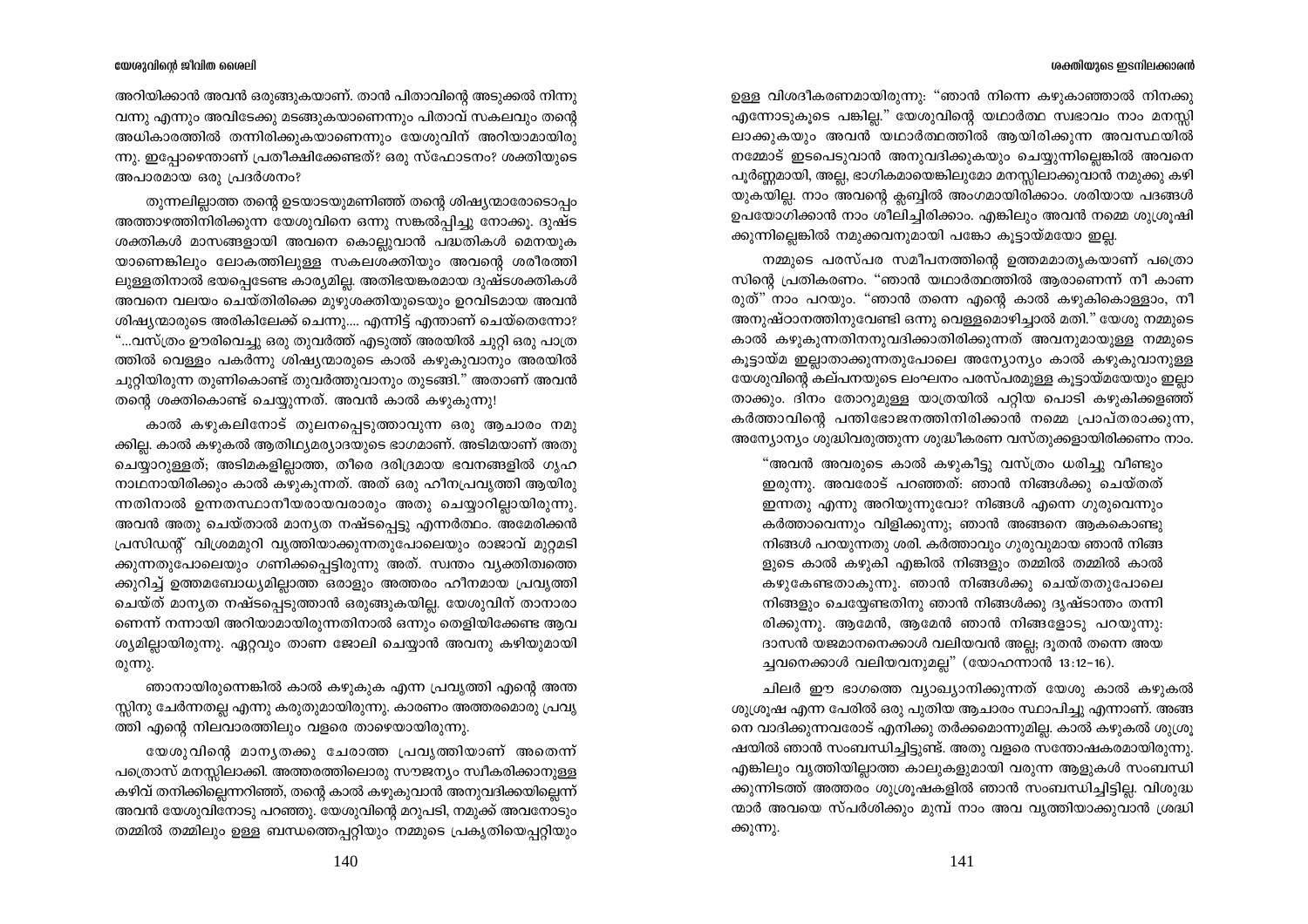അറിയിക്കാൻ അവൻ ഒരുങ്ങുകയാണ്. താൻ പിതാവിന്റെ അടുക്കൽ നിന്നു വന്നു എന്നും അവിടേക്കു മടങ്ങുകയാണെന്നും പിതാവ് സകലവും തന്റെ അധികാരത്തിൽ തന്നിരിക്കുകയാണെന്നും യേശുവിന് അറിയാമായിരുന്നു. ഇപ്പോഴെന്താണ് പ്രതീക്ഷിക്കേണ്ടത്? ഒരു സ്ഫോടനം? ശക്തിയുടെ അപാരമായ ഒരു പ്രദർശനം?

തുന്നലില്ലാത്ത തന്റെ ഉടയാടയുമണിഞ്ഞ് തന്റെ ശിഷ്യന്മാരോടൊപ്പം അത്താഴത്തിനിരിക്കുന്ന യേശുവിനെ ഒന്നു സങ്കൽപ്പിച്ചു നോക്കൂ. ദുഷ്ട ശക്തികൾ മാസങ്ങളായി അവനെ കൊല്ലുവാൻ പദ്ധതികൾ മെനയുകയാണെങ്കിലും ലോകത്തിലുള്ള സകലശക്തിയും അവന്റെ ശരീരത്തിലുള്ളതിനാൽ ഭയപ്പെടേണ്ട കാര്യമില്ല. അതിഭയങ്കരമായ ദുഷ്ടശക്തികൾ അവനെ വലയം ചെയ്തിരിക്കെ മുഴുശക്തിയുടെയും ഉറവിടമായ അവൻ ശിഷ്യന്മാരുടെ അരികിലേക്ക് ചെന്നു.... എന്നിട്ട് എന്താണ് ചെയ്തെന്നോ? "...വസ്ത്രം ഊരിവെച്ചു ഒരു തുവർത്ത് എടുത്ത് അരയിൽ ചുറ്റി ഒരു പാത്രത്തിൽ വെള്ളം പകർന്നു ശിഷ്യന്മാരുടെ കാൽ കഴുകുവാനും അരയിൽ ചുറ്റിയിരുന്ന തുണികൊണ്ട് തുവർത്തുവാനും തുടങ്ങി." അതാണ് അവൻ തന്റെ ശക്തികൊണ്ട് ചെയ്യുന്നത്. അവൻ കാൽ കഴുകുന്നു!

കാൽ കഴുകലിനോട് തുലനപ്പെടുത്താവുന്ന ഒരു ആചാരം നമുക്കില്ല. കാൽ കഴുകൽ ആതിഥ്യമര്യാദയുടെ ഭാഗമാണ്. അടിമയാണ് അതു ചെയ്യാറുള്ളത്; അടിമകളില്ലാത്ത, തീരെ ദരിദ്രമായ ഭവനങ്ങളിൽ ഗൃഹനാഥനായിരിക്കും കാൽ കഴുകുന്നത്. അത് ഒരു ഹീനപ്രവൃത്തി ആയിരുന്നതിനാൽ ഉന്നതസ്ഥാനീയരായവരാരും അതു ചെയ്യാറില്ലായിരുന്നു. അവൻ അതു ചെയ്താൽ മാന്യത നഷ്ടപ്പെട്ടു എന്നർത്ഥം. അമേരിക്കൻ പ്രസിഡന്റ് വിശ്രമമുറി വൃത്തിയാക്കുന്നതുപോലെയും രാജാവ് മുറ്റമടിക്കുന്നതുപോലെയും ഗണിക്കപ്പെട്ടിരുന്നു അത്. സ്വന്തം വ്യക്തിത്വത്തെക്കുറിച്ച് ഉത്തമബോധ്യമില്ലാത്ത ഒരാളും അത്തരം ഹീനമായ പ്രവൃത്തി ചെയ്ത് മാന്യത നഷ്ടപ്പെടുത്താൻ ഒരുങ്ങുകയില്ല. യേശുവിന് താനാരാണെന്ന് നന്നായി അറിയാമായിരുന്നതിനാൽ ഒന്നും തെളിയിക്കേണ്ട ആവശ്യമില്ലായിരുന്നു. ഏറ്റവും താണ ജോലി ചെയ്യാൻ അവനു കഴിയുമായിരുന്നു.

ഞാനായിരുന്നെങ്കിൽ കാൽ കഴുകുക എന്ന പ്രവൃത്തി എന്റെ അന്തസ്സിനു ചേർന്നതല്ല എന്നു കരുതുമായിരുന്നു. കാരണം അത്തരമൊരു പ്രവൃത്തി എന്റെ നിലവാരത്തിലും വളരെ താഴെയായിരുന്നു.

യേശുവിന്റെ മാന്യതക്കു ചേരാത്ത പ്രവൃത്തിയാണ് അതെന്ന് പത്രൊസ് മനസ്സിലാക്കി. അത്തരത്തിലൊരു സൗജന്യം സ്വീകരിക്കാനുള്ള കഴിവ് തനിക്കില്ലെന്നറിഞ്ഞ്, തന്റെ കാൽ കഴുകുവാൻ അനുവദിക്കയില്ലെന്ന് അവൻ യേശുവിനോടു പറഞ്ഞു. യേശുവിന്റെ മറുപടി, നമുക്ക് അവനോടും തമ്മിൽ തമ്മിലും ഉള്ള ബന്ധത്തെപ്പറ്റിയും നമ്മുടെ പ്രകൃതിയെപ്പറ്റിയും ഉള്ള വിശദീകരണമായിരുന്നു: "ഞാൻ നിന്നെ കഴുകാഞ്ഞാൽ നിനക്കു എന്നോടുകൂടെ പങ്കില്ല." യേശുവിന്റെ യഥാർത്ഥ സ്വഭാവം നാം മനസ്സിലാക്കുകയും അവൻ യഥാർത്ഥത്തിൽ ആയിരിക്കുന്ന അവസ്ഥയിൽ നമ്മോട് ഇടപെടുവാൻ അനുവദിക്കുകയും ചെയ്യുന്നില്ലെങ്കിൽ അവനെ പൂർണ്ണമായി, അല്ല, ഭാഗികമായെങ്കിലുമോ മനസ്സിലാക്കുവാൻ നമുക്കു കഴിയുകയില്ല. നാം അവന്റെ ക്ലബ്ബിൽ അംഗമായിരിക്കാം. ശരിയായ പദങ്ങൾ ഉപയോഗിക്കാൻ നാം ശീലിച്ചിരിക്കാം. എങ്കിലും അവൻ നമ്മെ ശുശ്രൂഷിക്കുന്നില്ലെങ്കിൽ നമുക്കവനുമായി പങ്കോ കൂട്ടായ്മയോ ഇല്ല.

നമ്മുടെ പരസ്പര സമീപനത്തിന്റെ ഉത്തമമാതൃകയാണ് പത്രൊസിന്റെ പ്രതികരണം. "ഞാൻ യഥാർത്ഥത്തിൽ ആരാണെന്ന് നീ കാണരുത്" നാം പറയും. "ഞാൻ തന്നെ എന്റെ കാൽ കഴുകികൊള്ളാം, നീ അനുഷ്ഠാനത്തിനുവേണ്ടി ഒന്നു വെള്ളമൊഴിച്ചാൽ മതി." യേശു നമ്മുടെ കാൽ കഴുകുന്നതിനനുവദിക്കാതിരിക്കുന്നത് അവനുമായുള്ള നമ്മുടെ കൂട്ടായ്മ ഇല്ലാതാക്കുന്നതുപോലെ അന്യോന്യം കാൽ കഴുകുവാനുള്ള യേശുവിന്റെ കല്പനയുടെ ലംഘനം പരസ്പരമുള്ള കൂട്ടായ്മയേയും ഇല്ലാതാക്കും. ദിനം തോറുമുള്ള യാത്രയിൽ പറ്റിയ പൊടി കഴുകിക്കളഞ്ഞ് കർത്താവിന്റെ പന്തിഭോജനത്തിനിരിക്കാൻ നമ്മെ പ്രാപ്തരാക്കുന്ന, അന്യോന്യം ശുദ്ധിവരുത്തുന്ന ശുദ്ധീകരണ വസ്തുക്കളായിരിക്കണം നാം.

> "അവൻ അവരുടെ കാൽ കഴുകീട്ടു വസ്ത്രം ധരിച്ചു വീണ്ടും ഇരുന്നു. അവരോട് പറഞ്ഞത്: ഞാൻ നിങ്ങൾക്കു ചെയ്തത് ഇന്നതു എന്നു അറിയുന്നുവോ? നിങ്ങൾ എന്നെ ഗുരുവെന്നും കർത്താവെന്നും വിളിക്കുന്നു; ഞാൻ അങ്ങനെ ആകകൊണ്ടു നിങ്ങൾ പറയുന്നതു ശരി. കർത്താവും ഗുരുവുമായ ഞാൻ നിങ്ങളുടെ കാൽ കഴുകി എങ്കിൽ നിങ്ങളും തമ്മിൽ തമ്മിൽ കാൽ കഴുകേണ്ടതാകുന്നു. ഞാൻ നിങ്ങൾക്കു ചെയ്തതുപോലെ നിങ്ങളും ചെയ്യേണ്ടതിനു ഞാൻ നിങ്ങൾക്കു ദൃഷ്ടാന്തം തന്നിരിക്കുന്നു. ആമേൻ, ആമേൻ ഞാൻ നിങ്ങളോടു പറയുന്നു: ദാസൻ യജമാനനെക്കാൾ വലിയവൻ അല്ല; ദൂതൻ തന്നെ അയച്ചവനെക്കാൾ വലിയവനുമല്ല" (യോഹന്നാൻ 13:12-16).

ചിലർ ഈ ഭാഗത്തെ വ്യാഖ്യാനിക്കുന്നത് യേശു കാൽ കഴുകൽ ശുശ്രൂഷ എന്ന പേരിൽ ഒരു പുതിയ ആചാരം സ്ഥാപിച്ചു എന്നാണ്. അങ്ങനെ വാദിക്കുന്നവരോട് എനിക്കു തർക്കമൊന്നുമില്ല. കാൽ കഴുകൽ ശുശ്രൂഷയിൽ ഞാൻ സംബന്ധിച്ചിട്ടുണ്ട്. അതു വളരെ സന്തോഷകരമായിരുന്നു. എങ്കിലും വൃത്തിയില്ലാത്ത കാലുകളുമായി വരുന്ന ആളുകൾ സംബന്ധിക്കുന്നിടത്ത് അത്തരം ശുശ്രൂഷകളിൽ ഞാൻ സംബന്ധിച്ചിട്ടില്ല. വിശുദ്ധന്മാർ അവയെ സ്പർശിക്കും മുമ്പ് നാം അവ വൃത്തിയാക്കുവാൻ ശ്രദ്ധിക്കുന്നു.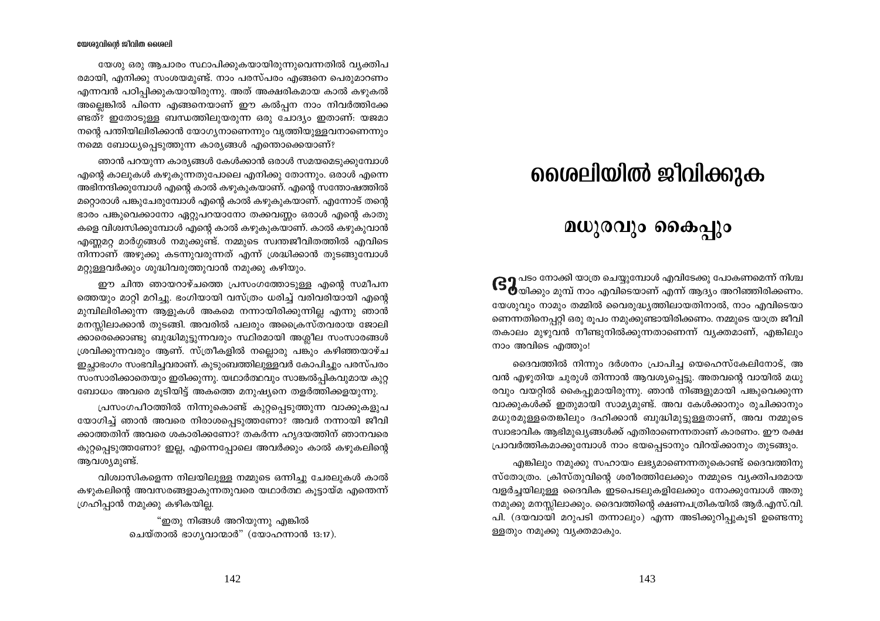യേശു ഒരു ആചാരം സ്ഥാപിക്കുകയായിരുന്നുവെന്നതിൽ വ്യക്തിപരമായി, എനിക്കു സംശയമുണ്ട്. നാം പരസ്പരം എങ്ങനെ പെരുമാറണം എന്നവൻ പഠിപ്പിക്കുകയായിരുന്നു. അത് അക്ഷരികമായ കാൽ കഴുകൽ അല്ലെങ്കിൽ പിന്നെ എങ്ങനെയാണ് ഈ കൽപ്പന നാം നിവർത്തിക്കേണ്ടത്? ഇതോടുള്ള ബന്ധത്തിലുയരുന്ന ഒരു ചോദ്യം ഇതാണ്: യജമാനന്റെ പന്തിയിലിരിക്കാൻ യോഗ്യനാണെന്നും വൃത്തിയുള്ളവനാണെന്നും നമ്മെ ബോധ്യപ്പെടുത്തുന്ന കാര്യങ്ങൾ എന്തൊക്കെയാണ്?

ഞാൻ പറയുന്ന കാര്യങ്ങൾ കേൾക്കാൻ ഒരാൾ സമയമെടുക്കുമ്പോൾ എന്റെ കാലുകൾ കഴുകുന്നതുപോലെ എനിക്കു തോന്നും. ഒരാൾ എന്നെ അഭിനന്ദിക്കുമ്പോൾ എന്റെ കാൽ കഴുകുകയാണ്. എന്റെ സന്തോഷത്തിൽ മറ്റൊരാൾ പങ്കുചേരുമ്പോൾ എന്റെ കാൽ കഴുകുകയാണ്. എന്നോട് തന്റെ ഭാരം പങ്കുവെക്കാനോ ഏറ്റുപറയാനോ തക്കവണ്ണം ഒരാൾ എന്റെ കാതുകളെ വിശ്വസിക്കുമ്പോൾ എന്റെ കാൽ കഴുകുകയാണ്. കാൽ കഴുകുവാൻ എണ്ണമറ്റ മാർഗ്ഗങ്ങൾ നമുക്കുണ്ട്. നമ്മുടെ സ്വന്തജീവിതത്തിൽ എവിടെ നിന്നാണ് അഴുക്കു കടന്നുവരുന്നത് എന്ന് ശ്രദ്ധിക്കാൻ തുടങ്ങുമ്പോൾ മറ്റുള്ളവർക്കും ശുദ്ധിവരുത്തുവാൻ നമുക്കു കഴിയും.

ഈ ചിന്ത ഞായറാഴ്ചത്തെ പ്രസംഗത്തോടുള്ള എന്റെ സമീപനത്തെയും മാറ്റി മറിച്ചു. ഭംഗിയായി വസ്ത്രം ധരിച്ച് വരിവരിയായി എന്റെ മുമ്പിലിരിക്കുന്ന ആളുകൾ അകമെ നന്നായിരിക്കുന്നില്ല എന്നു ഞാൻ മനസ്സിലാക്കാൻ തുടങ്ങി. അവരിൽ പലരും അക്രൈസ്തവരായ ജോലിക്കാരെക്കൊണ്ടു ബുദ്ധിമുട്ടുന്നവരും സ്ഥിരമായി അശ്ലീല സംസാരങ്ങൾ ശ്രവിക്കുന്നവരും ആണ്. സ്ത്രീകളിൽ നല്ലൊരു പങ്കും കഴിഞ്ഞയാഴ്ച ഇച്ഛാഭംഗം സംഭവിച്ചവരാണ്. കുടുംബത്തിലുള്ളവർ കോപിച്ചും പരസ്പരം സംസാരിക്കാതെയും ഇരിക്കുന്നു. യഥാർത്ഥവും സാങ്കൽപ്പികവുമായ കുറ്റബോധം അവരെ മൂടിയിട്ട് അകത്തെ മനുഷ്യനെ തളർത്തിക്കളയുന്നു.

പ്രസംഗപീഠത്തിൽ നിന്നുകൊണ്ട് കുറ്റപ്പെടുത്തുന്ന വാക്കുകളുപയോഗിച്ച് ഞാൻ അവരെ നിരാശപ്പെടുത്തണോ? അവർ നന്നായി ജീവിക്കാത്തതിന് അവരെ ശകാരിക്കണോ? തകർന്ന ഹൃദയത്തിന് ഞാനവരെ കുറ്റപ്പെടുത്തണോ? ഇല്ല, എന്നെപ്പോലെ അവർക്കും കാൽ കഴുകലിന്റെ ആവശ്യമുണ്ട്.

വിശ്വാസികളെന്ന നിലയിലുള്ള നമ്മുടെ ഒന്നിച്ചു ചേരലുകൾ കാൽ കഴുകലിന്റെ അവസരങ്ങളാകുന്നതുവരെ യഥാർത്ഥ കൂട്ടായ്മ എന്തെന്ന് ഗ്രഹിപ്പാൻ നമുക്കു കഴികയില്ല.

> "ഇതു നിങ്ങൾ അറിയുന്നു എങ്കിൽ
> ചെയ്താൽ ഭാഗ്യവാന്മാർ" (യോഹന്നാൻ 13:17).

# ശൈലിയിൽ ജീവിക്കുക

## മധുരവും കൈപ്പും

ഭൂപടം നോക്കി യാത്ര ചെയ്യുമ്പോൾ എവിടേക്കു പോകണമെന്ന് നിശ്ചയിക്കും മുമ്പ് നാം എവിടെയാണ് എന്ന് ആദ്യം അറിഞ്ഞിരിക്കണം. യേശുവും നാമും തമ്മിൽ വൈരുദ്ധ്യത്തിലായതിനാൽ, നാം എവിടെയാണെന്നതിനെപ്പറ്റി ഒരു രൂപം നമുക്കുണ്ടായിരിക്കണം. നമ്മുടെ യാത്ര ജീവിതകാലം മുഴുവൻ നീണ്ടുനിൽക്കുന്നതാണെന്ന് വ്യക്തമാണ്, എങ്കിലും നാം അവിടെ എത്തും!

ദൈവത്തിൽ നിന്നും ദർശനം പ്രാപിച്ച യെഹെസ്കേലിനോട്, അവൻ എഴുതിയ ചുരുൾ തിന്നാൻ ആവശ്യപ്പെട്ടു. അതവന്റെ വായിൽ മധുരവും വയറ്റിൽ കൈപ്പുമായിരുന്നു. ഞാൻ നിങ്ങളുമായി പങ്കുവെക്കുന്ന വാക്കുകൾക്ക് ഇതുമായി സാമ്യമുണ്ട്. അവ കേൾക്കാനും രുചിക്കാനും മധുരമുള്ളതെങ്കിലും ദഹിക്കാൻ ബുദ്ധിമുട്ടുള്ളതാണ്, അവ നമ്മുടെ സ്വാഭാവിക ആഭിമുഖ്യങ്ങൾക്ക് എതിരാണെന്നതാണ് കാരണം. ഈ രക്ഷ പ്രാവർത്തികമാക്കുമ്പോൾ നാം ഭയപ്പെടാനും വിറയ്ക്കാനും തുടങ്ങും.

എങ്കിലും നമുക്കു സഹായം ലഭ്യമാണെന്നതുകൊണ്ട് ദൈവത്തിനു സ്തോത്രം. ക്രിസ്തുവിന്റെ ശരീരത്തിലേക്കും നമ്മുടെ വ്യക്തിപരമായ വളർച്ചയിലുള്ള ദൈവിക ഇടപെടലുകളിലേക്കും നോക്കുമ്പോൾ അതു നമുക്കു മനസ്സിലാക്കും. ദൈവത്തിന്റെ ക്ഷണപത്രികയിൽ ആർ.എസ്.വി.പി. (ദയവായി മറുപടി തന്നാലും) എന്ന അടിക്കുറിപ്പുകൂടി ഉണ്ടെന്നുള്ളതും നമുക്കു വ്യക്തമാകും.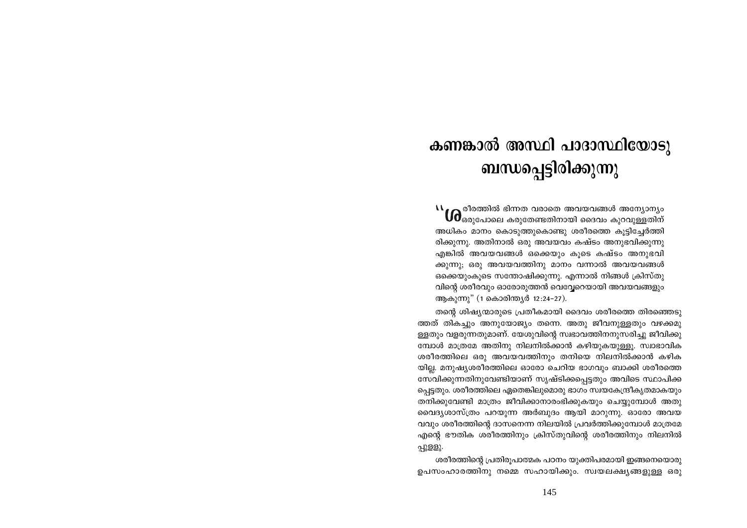# കണങ്കാൽ അസ്ഥി പാദാസ്ഥിയോടു ബന്ധപ്പെട്ടിരിക്കുന്നു

"ശരീരത്തിൽ ഭിന്നത വരാതെ അവയവങ്ങൾ അന്യോന്യം ഒരുപോലെ കരുതേണ്ടതിനായി ദൈവം കുറവുള്ളതിന് അധികം മാനം കൊടുത്തുകൊണ്ടു ശരീരത്തെ കൂട്ടിച്ചേർത്തിരിക്കുന്നു. അതിനാൽ ഒരു അവയവം കഷ്ടം അനുഭവിക്കുന്നു എങ്കിൽ അവയവങ്ങൾ ഒക്കെയും കൂടെ കഷ്ടം അനുഭവിക്കുന്നു; ഒരു അവയവത്തിനു മാനം വന്നാൽ അവയവങ്ങൾ ഒക്കെയുംകൂടെ സന്തോഷിക്കുന്നു. എന്നാൽ നിങ്ങൾ ക്രിസ്തുവിന്റെ ശരീരവും ഓരോരുത്തൻ വെവ്വേറെയായി അവയവങ്ങളും ആകുന്നു" (1 കൊരിന്ത്യർ 12:24-27).

തന്റെ ശിഷ്യന്മാരുടെ പ്രതീകമായി ദൈവം ശരീരത്തെ തിരഞ്ഞെടുത്തത് തികച്ചും അനുയോജ്യം തന്നെ. അതു ജീവനുള്ളതും വഴക്കമുള്ളതും വളരുന്നതുമാണ്. യേശുവിന്റെ സ്വഭാവത്തിനനുസരിച്ചു ജീവിക്കുമ്പോൾ മാത്രമേ അതിനു നിലനിൽക്കാൻ കഴിയുകയുള്ളൂ. സ്വാഭാവിക ശരീരത്തിലെ ഒരു അവയവത്തിനും തനിയെ നിലനിൽക്കാൻ കഴികയില്ല. മനുഷ്യശരീരത്തിലെ ഓരോ ചെറിയ ഭാഗവും ബാക്കി ശരീരത്തെ സേവിക്കുന്നതിനുവേണ്ടിയാണ് സൃഷ്ടിക്കപ്പെട്ടതും അവിടെ സ്ഥാപിക്കപ്പെട്ടതും. ശരീരത്തിലെ ഏതെങ്കിലുമൊരു ഭാഗം സ്വയകേന്ദ്രീകൃതമാകയും തനിക്കുവേണ്ടി മാത്രം ജീവിക്കാനാരംഭിക്കുകയും ചെയ്യുമ്പോൾ അതു വൈദ്യശാസ്ത്രം പറയുന്ന അർബുദം ആയി മാറുന്നു. ഓരോ അവയവവും ശരീരത്തിന്റെ ദാസനെന്ന നിലയിൽ പ്രവർത്തിക്കുമ്പോൾ മാത്രമേ എന്റെ ഭൗതിക ശരീരത്തിനും ക്രിസ്തുവിന്റെ ശരീരത്തിനും നിലനിൽപ്പുള്ളൂ.

ശരീരത്തിന്റെ പ്രതിരൂപാത്മക പഠനം യുക്തിപരമായി ഇങ്ങനെയൊരു ഉപസംഹാരത്തിനു നമ്മെ സഹായിക്കും. സ്വയലക്ഷ്യങ്ങളുള്ള ഒരു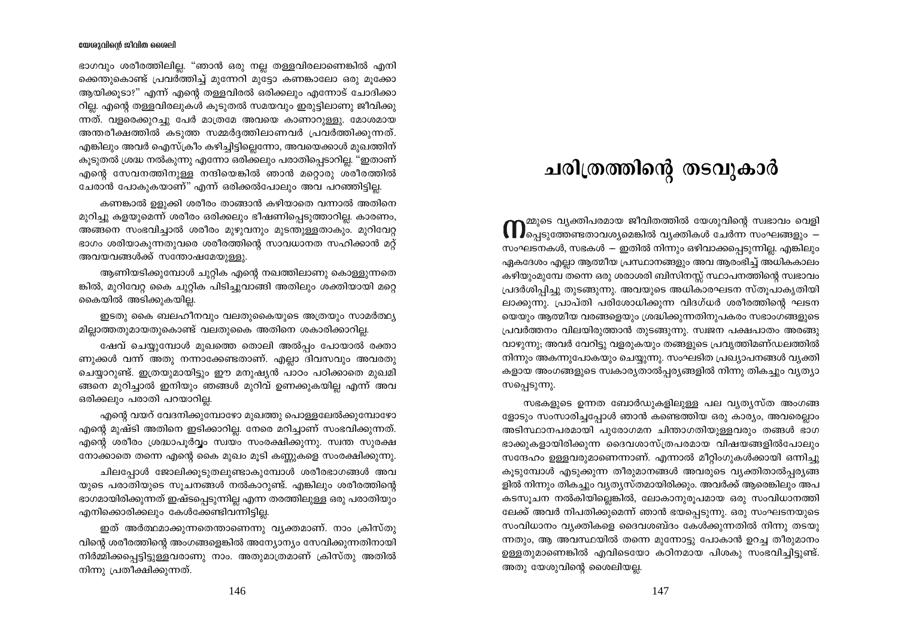ഭാഗവും ശരീരത്തിലില്ല. "ഞാൻ ഒരു നല്ല തള്ളവിരലാണെങ്കിൽ എനിക്കെന്തുകൊണ്ട് പ്രവർത്തിച്ച് മുന്നേറി മുട്ടോ കണങ്കാലോ ഒരു മൂക്കോ ആയിക്കൂടാ?" എന്ന് എന്റെ തള്ളവിരൽ ഒരിക്കലും എന്നോട് ചോദിക്കാറില്ല. എന്റെ തള്ളവിരലുകൾ കൂടുതൽ സമയവും ഇരുട്ടിലാണു ജീവിക്കുന്നത്. വളരെക്കുറച്ചു പേർ മാത്രമേ അവയെ കാണാറുള്ളു. മോശമായ അന്തരീക്ഷത്തിൽ കടുത്ത സമ്മർദ്ദത്തിലാണവർ പ്രവർത്തിക്കുന്നത്. എങ്കിലും അവർ ഐസ്ക്രീം കഴിച്ചിട്ടില്ലെന്നോ, അവയെക്കാൾ മുഖത്തിന് കൂടുതൽ ശ്രദ്ധ നൽകുന്നു എന്നോ ഒരിക്കലും പരാതിപ്പെടാറില്ല. "ഇതാണ് എന്റെ സേവനത്തിനുള്ള നന്ദിയെങ്കിൽ ഞാൻ മറ്റൊരു ശരീരത്തിൽ ചേരാൻ പോകുകയാണ്" എന്ന് ഒരിക്കൽപോലും അവ പറഞ്ഞിട്ടില്ല.

കണങ്കാൽ ഉളുക്കി ശരീരം താങ്ങാൻ കഴിയാതെ വന്നാൽ അതിനെ മുറിച്ചു കളയുമെന്ന് ശരീരം ഒരിക്കലും ഭീഷണിപ്പെടുത്താറില്ല. കാരണം, അങ്ങനെ സംഭവിച്ചാൽ ശരീരം മുഴുവനും മുടന്തുള്ളതാകും. മുറിവേറ്റ ഭാഗം ശരിയാകുന്നതുവരെ ശരീരത്തിന്റെ സാവധാനത സഹിക്കാൻ മറ്റ് അവയവങ്ങൾക്ക് സന്തോഷമേയുള്ളു.

ആണിയടിക്കുമ്പോൾ ചുറ്റിക എന്റെ നഖത്തിലാണു കൊള്ളുന്നതെങ്കിൽ, മുറിവേറ്റ കൈ ചുറ്റിക പിടിച്ചുവാങ്ങി അതിലും ശക്തിയായി മറ്റെ കൈയിൽ അടിക്കുകയില്ല.

ഇടതു കൈ ബലഹീനവും വലതുകൈയുടെ അത്രയും സാമർത്ഥ്യമില്ലാത്തതുമായതുകൊണ്ട് വലതുകൈ അതിനെ ശകാരിക്കാറില്ല.

ഷേവ് ചെയ്യുമ്പോൾ മുഖത്തെ തൊലി അൽപ്പം പോയാൽ രക്താണുക്കൾ വന്ന് അതു നന്നാക്കേണ്ടതാണ്. എല്ലാ ദിവസവും അവരതു ചെയ്യാറുണ്ട്. ഇത്രയുമായിട്ടും ഈ മനുഷ്യൻ പാഠം പഠിക്കാതെ മുഖമിങ്ങനെ മുറിച്ചാൽ ഇനിയും ഞങ്ങൾ മുറിവ് ഉണക്കുകയില്ല എന്ന് അവ ഒരിക്കലും പരാതി പറയാറില്ല.

എന്റെ വയറ് വേദനിക്കുമ്പോഴോ മുഖത്തു പൊള്ളലേൽക്കുമ്പോഴോ എന്റെ മുഷ്ടി അതിനെ ഇടിക്കാറില്ല. നേരെ മറിച്ചാണ് സംഭവിക്കുന്നത്. എന്റെ ശരീരം ശ്രദ്ധാപൂർവ്വം സ്വയം സംരക്ഷിക്കുന്നു. സ്വന്ത സുരക്ഷ നോക്കാതെ തന്നെ എന്റെ കൈ മുഖം മൂടി കണ്ണുകളെ സംരക്ഷിക്കുന്നു.

ചിലപ്പോൾ ജോലിക്കൂടുതലുണ്ടാകുമ്പോൾ ശരീരഭാഗങ്ങൾ അവയുടെ പരാതിയുടെ സൂചനകൾ നൽകാറുണ്ട്. എങ്കിലും ശരീരത്തിന്റെ ഭാഗമായിരിക്കുന്നത് ഇഷ്ടപ്പെടുന്നില്ല എന്ന തരത്തിലുള്ള ഒരു പരാതിയും എനിക്കൊരിക്കലും കേൾക്കേണ്ടിവന്നിട്ടില്ല.

ഇത് അർത്ഥമാക്കുന്നതെന്താണെന്നു വ്യക്തമാണ്. നാം ക്രിസ്തുവിന്റെ ശരീരത്തിന്റെ അംഗങ്ങളെങ്കിൽ അന്യോന്യം സേവിക്കുന്നതിനായി നിർമ്മിക്കപ്പെട്ടിട്ടുള്ളവരാണു നാം. അതുമാത്രമാണ് ക്രിസ്തു അതിൽ നിന്നു പ്രതീക്ഷിക്കുന്നത്.

# ചരിത്രത്തിന്റെ തടവുകാർ

നമ്മുടെ വ്യക്തിപരമായ ജീവിതത്തിൽ യേശുവിന്റെ സ്വഭാവം വെളിപ്പെടുത്തേണ്ടതാവശ്യമെങ്കിൽ വ്യക്തികൾ ചേർന്ന സംഘങ്ങളും – സംഘടനകൾ, സഭകൾ – ഇതിൽ നിന്നും ഒഴിവാക്കപ്പെടുന്നില്ല. എങ്കിലും ഏകദേശം എല്ലാ ആത്മീയ പ്രസ്ഥാനങ്ങളും അവ ആരംഭിച്ച് അധികകാലം കഴിയുംമുമ്പേ തന്നെ ഒരു ശരാശരി ബിസിനസ്സ് സ്ഥാപനത്തിന്റെ സ്വഭാവം പ്രദർശിപ്പിച്ചു തുടങ്ങുന്നു. അവയുടെ അധികാരഘടന സ്തൂപാകൃതിയിലാക്കുന്നു. പ്രാപ്തി പരിശോധിക്കുന്ന വിദഗ്ധർ ശരീരത്തിന്റെ ഘടനയെയും ആത്മീയ വരങ്ങളെയും ശ്രദ്ധിക്കുന്നതിനുപകരം സഭാംഗങ്ങളുടെ പ്രവർത്തനം വിലയിരുത്താൻ തുടങ്ങുന്നു. സ്വജന പക്ഷപാതം അരങ്ങു വാഴുന്നു; അവർ വേറിട്ടു വളരുകയും തങ്ങളുടെ പ്രവൃത്തിമണ്ഡലത്തിൽ നിന്നും അകന്നുപോകയും ചെയ്യുന്നു. സംഘടിത പ്രഖ്യാപനങ്ങൾ വ്യക്തികളായ അംഗങ്ങളുടെ സ്വകാര്യതാൽപ്പര്യങ്ങളിൽ നിന്നു തികച്ചും വ്യത്യാസപ്പെടുന്നു.

സഭകളുടെ ഉന്നത ബോർഡുകളിലുള്ള പല വ്യത്യസ്ത അംഗങ്ങളോടും സംസാരിച്ചപ്പോൾ ഞാൻ കണ്ടെത്തിയ ഒരു കാര്യം, അവരെല്ലാം അടിസ്ഥാനപരമായി പുരോഗമന ചിന്താഗതിയുള്ളവരും തങ്ങൾ ഭാഗഭാക്കുകളായിരിക്കുന്ന ദൈവശാസ്ത്രപരമായ വിഷയങ്ങളിൽപോലും സന്ദേഹം ഉള്ളവരുമാണെന്നാണ്. എന്നാൽ മീറ്റിംഗുകൾക്കായി ഒന്നിച്ചു കൂടുമ്പോൾ എടുക്കുന്ന തീരുമാനങ്ങൾ അവരുടെ വ്യക്തിതാൽപ്പര്യങ്ങളിൽ നിന്നും തികച്ചും വ്യത്യസ്തമായിരിക്കും. അവർക്ക് ആരെങ്കിലും അപകടസൂചന നൽകിയില്ലെങ്കിൽ, ലോകാനുരൂപമായ ഒരു സംവിധാനത്തിലേക്ക് അവർ നിപതിക്കുമെന്ന് ഞാൻ ഭയപ്പെടുന്നു. ഒരു സംഘടനയുടെ സംവിധാനം വ്യക്തികളെ ദൈവശബ്ദം കേൾക്കുന്നതിൽ നിന്നു തടയുന്നതും, ആ അവസ്ഥയിൽ തന്നെ മുന്നോട്ടു പോകാൻ ഉറച്ച തീരുമാനം ഉള്ളതുമാണെങ്കിൽ എവിടെയോ കഠിനമായ പിശകു സംഭവിച്ചിട്ടുണ്ട്. അതു യേശുവിന്റെ ശൈലിയല്ല.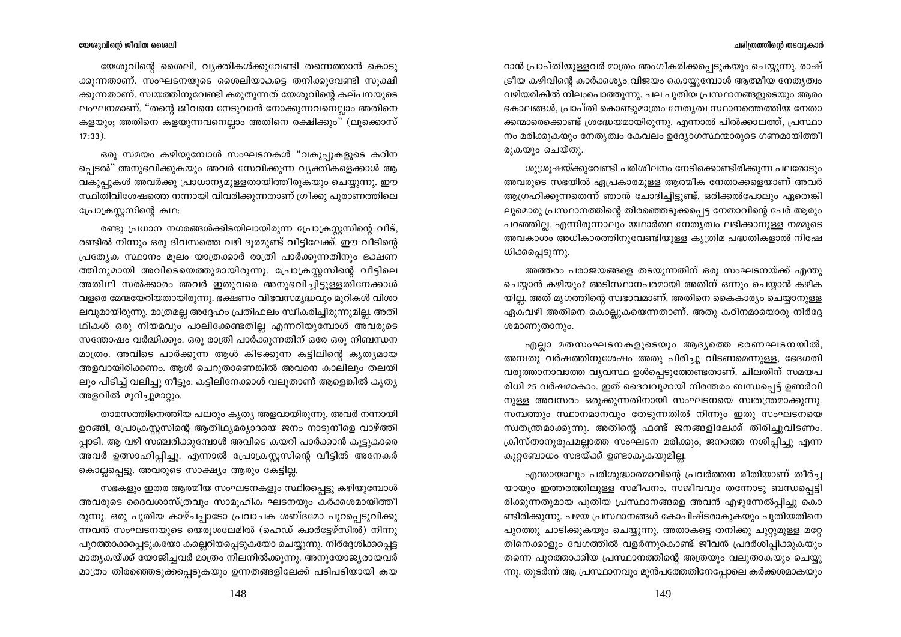യേശുവിന്റെ ശൈലി, വ്യക്തികൾക്കുവേണ്ടി തന്നെത്താൻ കൊടുക്കുന്നതാണ്. സംഘടനയുടെ ശൈലിയാകട്ടെ തനിക്കുവേണ്ടി സൂക്ഷിക്കുന്നതാണ്. സ്വയത്തിനുവേണ്ടി കരുതുന്നത് യേശുവിന്റെ കല്പനയുടെ ലംഘനമാണ്. "തന്റെ ജീവനെ നേടുവാൻ നോക്കുന്നവനെല്ലാം അതിനെ കളയും; അതിനെ കളയുന്നവനെല്ലാം അതിനെ രക്ഷിക്കും" (ലൂക്കൊസ് 17:33).

ഒരു സമയം കഴിയുമ്പോൾ സംഘടനകൾ "വകുപ്പുകളുടെ കഠിനപ്പെടൽ" അനുഭവിക്കുകയും അവർ സേവിക്കുന്ന വ്യക്തികളെക്കാൾ ആ വകുപ്പുകൾ അവർക്കു പ്രാധാന്യമുള്ളതായിത്തീരുകയും ചെയ്യുന്നു. ഈ സ്ഥിതിവിശേഷത്തെ നന്നായി വിവരിക്കുന്നതാണ് ഗ്രീക്കു പുരാണത്തിലെ പ്രോക്രസ്റ്റസിന്റെ കഥ:

രണ്ടു പ്രധാന നഗരങ്ങൾക്കിടയിലായിരുന്ന പ്രോക്രസ്റ്റസിന്റെ വീട്, രണ്ടിൽ നിന്നും ഒരു ദിവസത്തെ വഴി ദൂരമുണ്ട് വീട്ടിലേക്ക്. ഈ വീടിന്റെ പ്രത്യേക സ്ഥാനം മൂലം യാത്രക്കാർ രാത്രി പാർക്കുന്നതിനും ഭക്ഷണത്തിനുമായി അവിടെയെത്തുമായിരുന്നു. പ്രോക്രസ്റ്റസിന്റെ വീട്ടിലെ അതിഥി സൽക്കാരം അവർ ഇതുവരെ അനുഭവിച്ചിട്ടുള്ളതിനേക്കാൾ വളരെ മേന്മയേറിയതായിരുന്നു. ഭക്ഷണം വിഭവസമൃദ്ധവും മുറികൾ വിശാലവുമായിരുന്നു. മാത്രമല്ല അദ്ദേഹം പ്രതിഫലം സ്വീകരിച്ചിരുന്നുമില്ല. അതിഥികൾ ഒരു നിയമവും പാലിക്കേണ്ടതില്ല എന്നറിയുമ്പോൾ അവരുടെ സന്തോഷം വർദ്ധിക്കും. ഒരു രാത്രി പാർക്കുന്നതിന് ഒരേ ഒരു നിബന്ധന മാത്രം. അവിടെ പാർക്കുന്ന ആൾ കിടക്കുന്ന കട്ടിലിന്റെ കൃത്യമായ അളവായിരിക്കണം. ആൾ ചെറുതാണെങ്കിൽ അവനെ കാലിലും തലയിലും പിടിച്ച് വലിച്ചു നീട്ടും. കട്ടിലിനേക്കാൾ വലുതാണ് ആളെങ്കിൽ കൃത്യ അളവിൽ മുറിച്ചുമാറ്റും.

താമസത്തിനെത്തിയ പലരും കൃത്യ അളവായിരുന്നു. അവർ നന്നായി ഉറങ്ങി, പ്രോക്രസ്റ്റസിന്റെ ആതിഥ്യമര്യാദയെ ജനം നാടുനീളെ വാഴ്ത്തിപ്പാടി. ആ വഴി സഞ്ചരിക്കുമ്പോൾ അവിടെ കയറി പാർക്കാൻ കൂട്ടുകാരെ അവർ ഉത്സാഹിപ്പിച്ചു. എന്നാൽ പ്രോക്രസ്റ്റസിന്റെ വീട്ടിൽ അനേകർ കൊല്ലപ്പെട്ടു. അവരുടെ സാക്ഷ്യം ആരും കേട്ടില്ല.

സഭകളും ഇതര ആത്മീയ സംഘടനകളും സ്ഥിരപ്പെട്ടു കഴിയുമ്പോൾ അവരുടെ ദൈവശാസ്ത്രവും സാമൂഹിക ഘടനയും കർക്കശമായിത്തീരുന്നു. ഒരു പുതിയ കാഴ്ചപ്പാടോ പ്രവാചക ശബ്ദമോ പുറപ്പെടുവിക്കുന്നവൻ സംഘടനയുടെ യെരുശലേമിൽ (ഹെഡ് ക്വാർട്ടേഴ്സിൽ) നിന്നു പുറത്താക്കപ്പെടുകയോ കല്ലെറിയപ്പെടുകയോ ചെയ്യുന്നു. നിർദ്ദേശിക്കപ്പെട്ട മാതൃകയ്ക്ക് യോജിച്ചവർ മാത്രം നിലനിൽക്കുന്നു. അനുയോജ്യരായവർ മാത്രം തിരഞ്ഞെടുക്കപ്പെടുകയും ഉന്നതങ്ങളിലേക്ക് പടിപടിയായി കയറാൻ പ്രാപ്തിയുള്ളവർ മാത്രം അംഗീകരിക്കപ്പെടുകയും ചെയ്യുന്നു. രാഷ്ട്രീയ കഴിവിന്റെ കാർക്കശ്യം വിജയം കൊയ്യുമ്പോൾ ആത്മീയ നേതൃത്വം വഴിയരികിൽ നിലംപൊത്തുന്നു. പല പുതിയ പ്രസ്ഥാനങ്ങളുടെയും ആരംഭകാലങ്ങൾ, പ്രാപ്തി കൊണ്ടുമാത്രം നേതൃത്വ സ്ഥാനത്തെത്തിയ നേതാക്കന്മാരെക്കൊണ്ട് ശ്രദ്ധേയമായിരുന്നു. എന്നാൽ പിൽക്കാലത്ത്, പ്രസ്ഥാനം മരിക്കുകയും നേതൃത്വം കേവലം ഉദ്യോഗസ്ഥന്മാരുടെ ഗണമായിത്തീരുകയും ചെയ്തു.

ശുശ്രൂഷയ്ക്കുവേണ്ടി പരിശീലനം നേടിക്കൊണ്ടിരിക്കുന്ന പലരോടും അവരുടെ സഭയിൽ ഏപ്രകാരമുള്ള ആത്മീക നേതാക്കളെയാണ് അവർ ആഗ്രഹിക്കുന്നതെന്ന് ഞാൻ ചോദിച്ചിട്ടുണ്ട്. ഒരിക്കൽപോലും ഏതെങ്കിലുമൊരു പ്രസ്ഥാനത്തിന്റെ തിരഞ്ഞെടുക്കപ്പെട്ട നേതാവിന്റെ പേര് ആരും പറഞ്ഞില്ല. എന്നിരുന്നാലും യഥാർത്ഥ നേതൃത്വം ലഭിക്കാനുള്ള നമ്മുടെ അവകാശം അധികാരത്തിനുവേണ്ടിയുള്ള കൃത്രിമ പദ്ധതികളാൽ നിഷേധിക്കപ്പെടുന്നു.

അത്തരം പരാജയങ്ങളെ തടയുന്നതിന് ഒരു സംഘടനയ്ക്ക് എന്തു ചെയ്യാൻ കഴിയും? അടിസ്ഥാനപരമായി അതിന് ഒന്നും ചെയ്യാൻ കഴികയില്ല. അത് മൃഗത്തിന്റെ സ്വഭാവമാണ്. അതിനെ കൈകാര്യം ചെയ്യാനുള്ള ഏകവഴി അതിനെ കൊല്ലുകയെന്നതാണ്. അതു കഠിനമായൊരു നിർദ്ദേശമാണുതാനും.

എല്ലാ മതസംഘടനകളുടെയും ആദ്യത്തെ ഭരണഘടനയിൽ, അമ്പതു വർഷത്തിനുശേഷം അതു പിരിച്ചു വിടണമെന്നുള്ള, ഭേദഗതി വരുത്താനാവാത്ത വ്യവസ്ഥ ഉൾപ്പെടുത്തേണ്ടതാണ്. ചിലതിന് സമയപരിധി 25 വർഷമാകാം. ഇത് ദൈവവുമായി നിരന്തരം ബന്ധപ്പെട്ട് ഉണർവിനുള്ള അവസരം ഒരുക്കുന്നതിനായി സംഘടനയെ സ്വതന്ത്രമാക്കുന്നു. സമ്പത്തും സ്ഥാനമാനവും തേടുന്നതിൽ നിന്നും ഇതു സംഘടനയെ സ്വതന്ത്രമാക്കുന്നു. അതിന്റെ ഫണ്ട് ജനങ്ങളിലേക്ക് തിരിച്ചുവിടണം. ക്രിസ്താനുരൂപമല്ലാത്ത സംഘടന മരിക്കും, ജനത്തെ നശിപ്പിച്ചു എന്ന കുറ്റബോധം സഭയ്ക്ക് ഉണ്ടാകുകയുമില്ല.

എന്തായാലും പരിശുദ്ധാത്മാവിന്റെ പ്രവർത്തന രീതിയാണ് തീർച്ചയായും ഇത്തരത്തിലുള്ള സമീപനം. സജീവവും തന്നോടു ബന്ധപ്പെട്ടിരിക്കുന്നതുമായ പുതിയ പ്രസ്ഥാനങ്ങളെ അവൻ എഴുന്നേൽപ്പിച്ചു കൊണ്ടിരിക്കുന്നു. പഴയ പ്രസ്ഥാനങ്ങൾ കോപിഷ്ടരാകുകയും പുതിയതിനെ പുറത്തു ചാടിക്കുകയും ചെയ്യുന്നു. അതാകട്ടെ തനിക്കു ചുറ്റുമുള്ള മറ്റേതിനെക്കാളും വേഗത്തിൽ വളർന്നുകൊണ്ട് ജീവൻ പ്രദർശിപ്പിക്കുകയും തന്നെ പുറത്താക്കിയ പ്രസ്ഥാനത്തിന്റെ അത്രയും വലുതാകയും ചെയ്യുന്നു. തുടർന്ന് ആ പ്രസ്ഥാനവും മുൻപത്തേതിനേപ്പോലെ കർക്കശമാകയും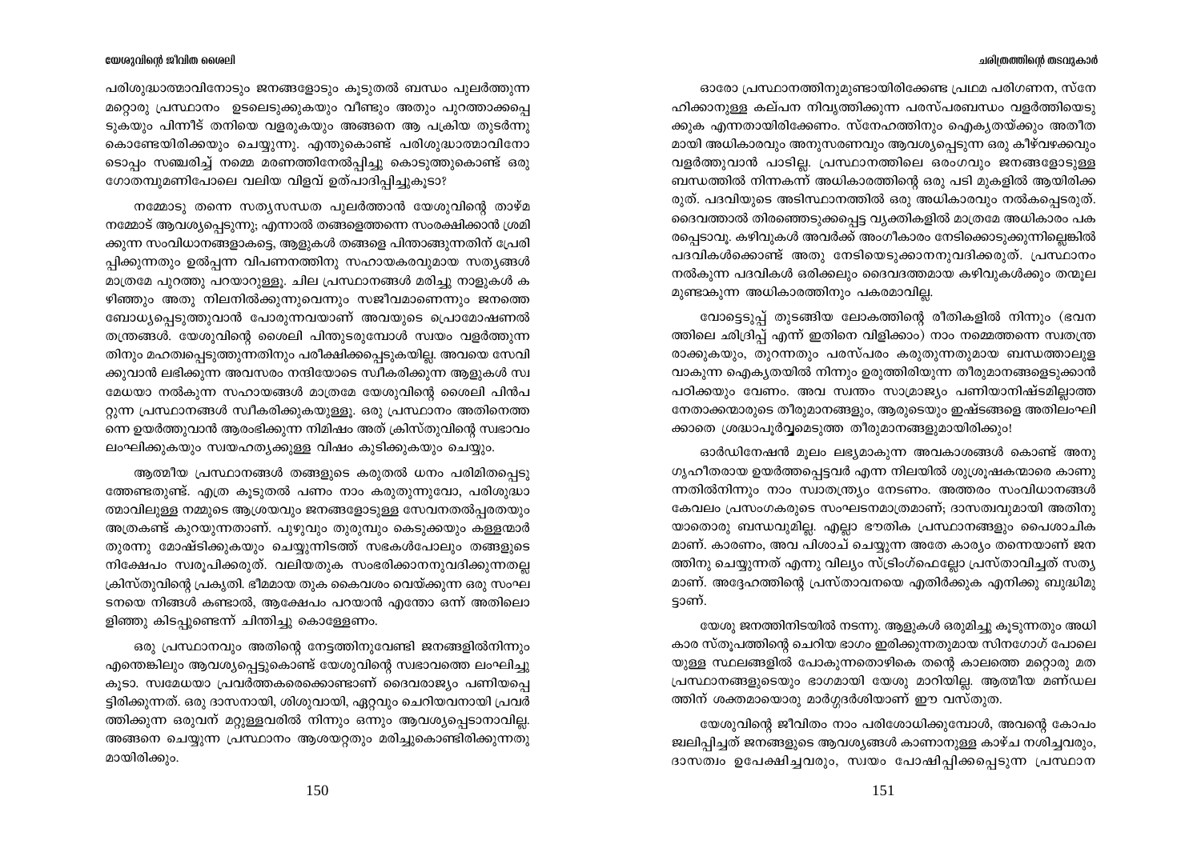പരിശുദ്ധാത്മാവിനോടും ജനങ്ങളോടും കൂടുതൽ ബന്ധം പുലർത്തുന്ന മറ്റൊരു പ്രസ്ഥാനം ഉടലെടുക്കുകയും വീണ്ടും അതും പുറത്താക്കപ്പെടുകയും പിന്നീട് തനിയെ വളരുകയും അങ്ങനെ ആ പക്രിയ തുടർന്നു കൊണ്ടേയിരിക്കയും ചെയ്യുന്നു. എന്തുകൊണ്ട് പരിശുദ്ധാത്മാവിനോടൊപ്പം സഞ്ചരിച്ച് നമ്മെ മരണത്തിനേൽപ്പിച്ചു കൊടുത്തുകൊണ്ട് ഒരു ഗോതമ്പുമണിപോലെ വലിയ വിളവ് ഉത്പാദിപ്പിച്ചുകൂടാ?

നമ്മോടു തന്നെ സത്യസന്ധത പുലർത്താൻ യേശുവിന്റെ താഴ്മ നമ്മോട് ആവശ്യപ്പെടുന്നു; എന്നാൽ തങ്ങളെത്തന്നെ സംരക്ഷിക്കാൻ ശ്രമിക്കുന്ന സംവിധാനങ്ങളാകട്ടെ, ആളുകൾ തങ്ങളെ പിന്താങ്ങുന്നതിന് പ്രേരിപ്പിക്കുന്നതും ഉൽപ്പന്ന വിപണനത്തിനു സഹായകരവുമായ സത്യങ്ങൾ മാത്രമേ പുറത്തു പറയാറുള്ളു. ചില പ്രസ്ഥാനങ്ങൾ മരിച്ചു നാളുകൾ കഴിഞ്ഞും അതു നിലനിൽക്കുന്നുവെന്നും സജീവമാണെന്നും ജനത്തെ ബോധ്യപ്പെടുത്തുവാൻ പോരുന്നവയാണ് അവയുടെ പ്രൊമോഷണൽ തന്ത്രങ്ങൾ. യേശുവിന്റെ ശൈലി പിന്തുടരുമ്പോൾ സ്വയം വളർത്തുന്നതിനും മഹത്വപ്പെടുത്തുന്നതിനും പരീക്ഷിക്കപ്പെടുകയില്ല. അവയെ സേവിക്കുവാൻ ലഭിക്കുന്ന അവസരം നന്ദിയോടെ സ്വീകരിക്കുന്ന ആളുകൾ സ്വമേധയാ നൽകുന്ന സഹായങ്ങൾ മാത്രമേ യേശുവിന്റെ ശൈലി പിൻപറ്റുന്ന പ്രസ്ഥാനങ്ങൾ സ്വീകരിക്കുകയുള്ളൂ. ഒരു പ്രസ്ഥാനം അതിനെത്തന്നെ ഉയർത്തുവാൻ ആരംഭിക്കുന്ന നിമിഷം അത് ക്രിസ്തുവിന്റെ സ്വഭാവം ലംഘിക്കുകയും സ്വയഹത്യക്കുള്ള വിഷം കുടിക്കുകയും ചെയ്യും.

ആത്മീയ പ്രസ്ഥാനങ്ങൾ തങ്ങളുടെ കരുതൽ ധനം പരിമിതപ്പെടുത്തേണ്ടതുണ്ട്. എത്ര കൂടുതൽ പണം നാം കരുതുന്നുവോ, പരിശുദ്ധാത്മാവിലുള്ള നമ്മുടെ ആശ്രയവും ജനങ്ങളോടുള്ള സേവനതത്പ്പരതയും അത്രകണ്ട് കുറയുന്നതാണ്. പുഴുവും തുരുമ്പും കെടുക്കയും കള്ളന്മാർ തുരന്നു മോഷ്ടിക്കുകയും ചെയ്യുന്നിടത്ത് സഭകൾപോലും തങ്ങളുടെ നിക്ഷേപം സ്വരൂപിക്കരുത്. വലിയതുക സംഭരിക്കാനനുവദിക്കുന്നതല്ല ക്രിസ്തുവിന്റെ പ്രകൃതി. ഭീമമായ തുക കൈവശം വെയ്ക്കുന്ന ഒരു സംഘടനയെ നിങ്ങൾ കണ്ടാൽ, ആക്ഷേപം പറയാൻ എന്തോ ഒന്ന് അതിലൊളിഞ്ഞു കിടപ്പുണ്ടെന്ന് ചിന്തിച്ചു കൊള്ളേണം.

ഒരു പ്രസ്ഥാനവും അതിന്റെ നേട്ടത്തിനുവേണ്ടി ജനങ്ങളിൽനിന്നും എന്തെങ്കിലും ആവശ്യപ്പെട്ടുകൊണ്ട് യേശുവിന്റെ സ്വഭാവത്തെ ലംഘിച്ചുകൂടാ. സ്വമേധയാ പ്രവർത്തകരെക്കൊണ്ടാണ് ദൈവരാജ്യം പണിയപ്പെട്ടിരിക്കുന്നത്. ഒരു ദാസനായി, ശിശുവായി, ഏറ്റവും ചെറിയവനായി പ്രവർത്തിക്കുന്ന ഒരുവന് മറ്റുള്ളവരിൽ നിന്നും ഒന്നും ആവശ്യപ്പെടാനാവില്ല. അങ്ങനെ ചെയ്യുന്ന പ്രസ്ഥാനം ആശയറ്റതും മരിച്ചുകൊണ്ടിരിക്കുന്നതുമായിരിക്കും.

ഓരോ പ്രസ്ഥാനത്തിനുമുണ്ടായിരിക്കേണ്ട പ്രഥമ പരിഗണന, സ്നേഹിക്കാനുള്ള കല്പന നിവൃത്തിക്കുന്ന പരസ്പരബന്ധം വളർത്തിയെടുക്കുക എന്നതായിരിക്കേണം. സ്നേഹത്തിനും ഐകൃതയ്ക്കും അതീതമായി അധികാരവും അനുസരണവും ആവശ്യപ്പെടുന്ന ഒരു കീഴ്വഴക്കവും വളർത്തുവാൻ പാടില്ല. പ്രസ്ഥാനത്തിലെ ഒരംഗവും ജനങ്ങളോടുള്ള ബന്ധത്തിൽ നിന്നകന്ന് അധികാരത്തിന്റെ ഒരു പടി മുകളിൽ ആയിരിക്കരുത്. പദവിയുടെ അടിസ്ഥാനത്തിൽ ഒരു അധികാരവും നൽകപ്പെടരുത്. ദൈവത്താൽ തിരഞ്ഞെടുക്കപ്പെട്ട വ്യക്തികളിൽ മാത്രമേ അധികാരം പകരപ്പെടാവൂ. കഴിവുകൾ അവർക്ക് അംഗീകാരം നേടിക്കൊടുക്കുന്നില്ലെങ്കിൽ പദവികൾക്കൊണ്ട് അതു നേടിയെടുക്കാനനുവദിക്കരുത്. പ്രസ്ഥാനം നൽകുന്ന പദവികൾ ഒരിക്കലും ദൈവദത്തമായ കഴിവുകൾക്കും തന്മൂലമുണ്ടാകുന്ന അധികാരത്തിനും പകരമാവില്ല.

വോട്ടെടുപ്പ് തുടങ്ങിയ ലോകത്തിന്റെ രീതികളിൽ നിന്നും (ഭവനത്തിലെ ഛിദ്രിപ്പ് എന്ന് ഇതിനെ വിളിക്കാം) നാം നമ്മെത്തന്നെ സ്വതന്ത്രരാക്കുകയും, തുറന്നതും പരസ്പരം കരുതുന്നതുമായ ബന്ധത്താലുളവാകുന്ന ഐകൃതയിൽ നിന്നും ഉരുത്തിരിയുന്ന തീരുമാനങ്ങളെടുക്കാൻ പഠിക്കയും വേണം. അവ സ്വന്തം സാമ്രാജ്യം പണിയാനിഷ്ടമില്ലാത്ത നേതാക്കന്മാരുടെ തീരുമാനങ്ങളും, ആരുടെയും ഇഷ്ടങ്ങളെ അതിലംഘിക്കാതെ ശ്രദ്ധാപൂർവ്വമെടുത്ത തീരുമാനങ്ങളുമായിരിക്കും!

ഓർഡിനേഷൻ മൂലം ലഭ്യമാകുന്ന അവകാശങ്ങൾ കൊണ്ട് അനുഗൃഹീതരായ ഉയർത്തപ്പെട്ടവർ എന്ന നിലയിൽ ശുശ്രൂഷകന്മാരെ കാണുന്നതിൽനിന്നും നാം സ്വാതന്ത്ര്യം നേടണം. അത്തരം സംവിധാനങ്ങൾ കേവലം പ്രസംഗകരുടെ സംഘടനമാത്രമാണ്; ദാസത്വവുമായി അതിനു യാതൊരു ബന്ധവുമില്ല. എല്ലാ ഭൗതിക പ്രസ്ഥാനങ്ങളും പൈശാചികമാണ്. കാരണം, അവ പിശാച് ചെയ്യുന്ന അതേ കാര്യം തന്നെയാണ് ജനത്തിനു ചെയ്യുന്നത് എന്നു വില്യം സ്ട്രിംഗ്ഫെല്ലോ പ്രസ്താവിച്ചത് സത്യമാണ്. അദ്ദേഹത്തിന്റെ പ്രസ്താവനയെ എതിർക്കുക എനിക്കു ബുദ്ധിമുട്ടാണ്.

യേശു ജനത്തിനിടയിൽ നടന്നു. ആളുകൾ ഒരുമിച്ചു കൂടുന്നതും അധികാര സ്തൂപത്തിന്റെ ചെറിയ ഭാഗം ഇരിക്കുന്നതുമായ സിനഗോഗ് പോലെയുള്ള സ്ഥലങ്ങളിൽ പോകുന്നതൊഴികെ തന്റെ കാലത്തെ മറ്റൊരു മത പ്രസ്ഥാനങ്ങളുടെയും ഭാഗമായി യേശു മാറിയില്ല. ആത്മീയ മണ്ഡലത്തിന് ശക്തമായൊരു മാർഗ്ഗദർശിയാണ് ഈ വസ്തുത.

യേശുവിന്റെ ജീവിതം നാം പരിശോധിക്കുമ്പോൾ, അവന്റെ കോപം ജ്വലിപ്പിച്ചത് ജനങ്ങളുടെ ആവശ്യങ്ങൾ കാണാനുള്ള കാഴ്ച നശിച്ചവരും, ദാസത്വം ഉപേക്ഷിച്ചവരും, സ്വയം പോഷിപ്പിക്കപ്പെടുന്ന പ്രസ്ഥാന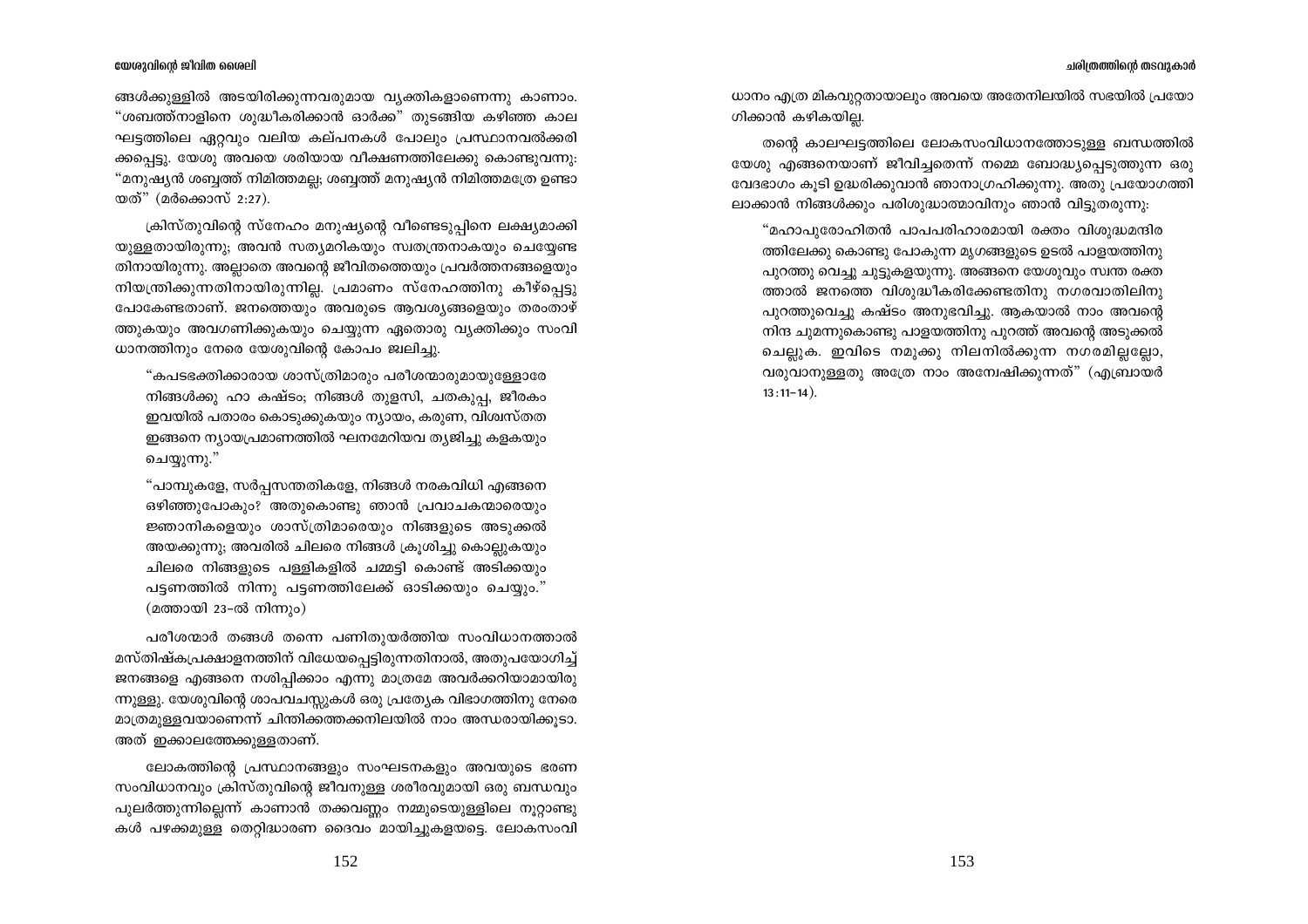ങ്ങൾക്കുള്ളിൽ അടയിരിക്കുന്നവരുമായ വ്യക്തികളാണെന്നു കാണാം. "ശബത്ത്നാളിനെ ശുദ്ധീകരിക്കാൻ ഓർക്ക" തുടങ്ങിയ കഴിഞ്ഞ കാല ഘട്ടത്തിലെ ഏറ്റവും വലിയ കല്പനകൾ പോലും പ്രസ്ഥാനവൽക്കരി ക്കപ്പെട്ടു. യേശു അവയെ ശരിയായ വീക്ഷണത്തിലേക്കു കൊണ്ടുവന്നു: "മനുഷ്യൻ ശബ്ബത്ത് നിമിത്തമല്ല; ശബ്ബത്ത് മനുഷ്യൻ നിമിത്തമത്രേ ഉണ്ടാ യത്" (മർക്കൊസ് 2:27).

ക്രിസ്തുവിന്റെ സ്നേഹം മനുഷ്യന്റെ വീണ്ടെടുപ്പിനെ ലക്ഷ്യമാക്കി യുള്ളതായിരുന്നു; അവൻ സത്യമറികയും സ്വതന്ത്രനാകയും ചെയ്യേണ്ട തിനായിരുന്നു. അല്ലാതെ അവന്റെ ജീവിതത്തെയും പ്രവർത്തനങ്ങളെയും നിയന്ത്രിക്കുന്നതിനായിരുന്നില്ല. പ്രമാണം സ്നേഹത്തിനു കീഴ്പ്പെട്ടു പോകേണ്ടതാണ്. ജനത്തെയും അവരുടെ ആവശ്യങ്ങളെയും തരംതാഴ് ത്തുകയും അവഗണിക്കുകയും ചെയ്യുന്ന ഏതൊരു വ്യക്തിക്കും സംവി ധാനത്തിനും നേരെ യേശുവിന്റെ കോപം ജ്വലിച്ചു.

> "കപടഭക്തിക്കാരായ ശാസ്ത്രിമാരും പരീശന്മാരുമായുള്ളോരേ നിങ്ങൾക്കു ഹാ കഷ്ടം; നിങ്ങൾ തുളസി, ചതകുപ്പ, ജീരകം ഇവയിൽ പതാരം കൊടുക്കുകയും ന്യായം, കരുണ, വിശ്വസ്തത ഇങ്ങനെ ന്യായപ്രമാണത്തിൽ ഘനമേറിയവ ത്യജിച്ചു കളകയും ചെയ്യുന്നു."
>
> "പാമ്പുകളേ, സർപ്പസന്തതികളേ, നിങ്ങൾ നരകവിധി എങ്ങനെ ഒഴിഞ്ഞുപോകും? അതുകൊണ്ടു ഞാൻ പ്രവാചകന്മാരെയും ജ്ഞാനികളെയും ശാസ്ത്രിമാരെയും നിങ്ങളുടെ അടുക്കൽ അയക്കുന്നു; അവരിൽ ചിലരെ നിങ്ങൾ ക്രൂശിച്ചു കൊല്ലുകയും ചിലരെ നിങ്ങളുടെ പള്ളികളിൽ ചമ്മട്ടി കൊണ്ട് അടിക്കയും പട്ടണത്തിൽ നിന്നു പട്ടണത്തിലേക്ക് ഓടിക്കയും ചെയ്യും." (മത്തായി 23-ൽ നിന്നും)

പരീശന്മാർ തങ്ങൾ തന്നെ പണിതുയർത്തിയ സംവിധാനത്താൽ മസ്തിഷ്കപ്രക്ഷാളനത്തിന് വിധേയപ്പെട്ടിരുന്നതിനാൽ, അതുപയോഗിച്ച് ജനങ്ങളെ എങ്ങനെ നശിപ്പിക്കാം എന്നു മാത്രമേ അവർക്കറിയാമായിരു ന്നുള്ളു. യേശുവിന്റെ ശാപവചസ്സുകൾ ഒരു പ്രത്യേക വിഭാഗത്തിനു നേരെ മാത്രമുള്ളവയാണെന്ന് ചിന്തിക്കത്തക്കനിലയിൽ നാം അന്ധരായിക്കൂടാ. അത് ഇക്കാലത്തേക്കുള്ളതാണ്.

ലോകത്തിന്റെ പ്രസ്ഥാനങ്ങളും സംഘടനകളും അവയുടെ ഭരണ സംവിധാനവും ക്രിസ്തുവിന്റെ ജീവനുള്ള ശരീരവുമായി ഒരു ബന്ധവും പുലർത്തുന്നില്ലെന്ന് കാണാൻ തക്കവണ്ണം നമ്മുടെയുള്ളിലെ നൂറ്റാണ്ടു കൾ പഴക്കമുള്ള തെറ്റിദ്ധാരണ ദൈവം മായിച്ചുകളയട്ടെ. ലോകസംവി ധാനം എത്ര മികവുറ്റതായാലും അവയെ അതേനിലയിൽ സഭയിൽ പ്രയോ ഗിക്കാൻ കഴികയില്ല.

തന്റെ കാലഘട്ടത്തിലെ ലോകസംവിധാനത്തോടുള്ള ബന്ധത്തിൽ യേശു എങ്ങനെയാണ് ജീവിച്ചതെന്ന് നമ്മെ ബോദ്ധ്യപ്പെടുത്തുന്ന ഒരു വേദഭാഗം കൂടി ഉദ്ധരിക്കുവാൻ ഞാനാഗ്രഹിക്കുന്നു. അതു പ്രയോഗത്തി ലാക്കാൻ നിങ്ങൾക്കും പരിശുദ്ധാത്മാവിനും ഞാൻ വിട്ടുതരുന്നു:

> "മഹാപുരോഹിതൻ പാപപരിഹാരമായി രക്തം വിശുദ്ധമന്ദിര ത്തിലേക്കു കൊണ്ടു പോകുന്ന മൃഗങ്ങളുടെ ഉടൽ പാളയത്തിനു പുറത്തു വെച്ചു ചുട്ടുകളയുന്നു. അങ്ങനെ യേശുവും സ്വന്ത രക്ത ത്താൽ ജനത്തെ വിശുദ്ധീകരിക്കേണ്ടതിനു നഗരവാതിലിനു പുറത്തുവെച്ചു കഷ്ടം അനുഭവിച്ചു. ആകയാൽ നാം അവന്റെ നിന്ദ ചുമന്നുകൊണ്ടു പാളയത്തിനു പുറത്ത് അവന്റെ അടുക്കൽ ചെല്ലുക. ഇവിടെ നമുക്കു നിലനിൽക്കുന്ന നഗരമില്ലല്ലോ, വരുവാനുള്ളതു അത്രേ നാം അന്വേഷിക്കുന്നത്" (എബ്രായർ 13:11-14).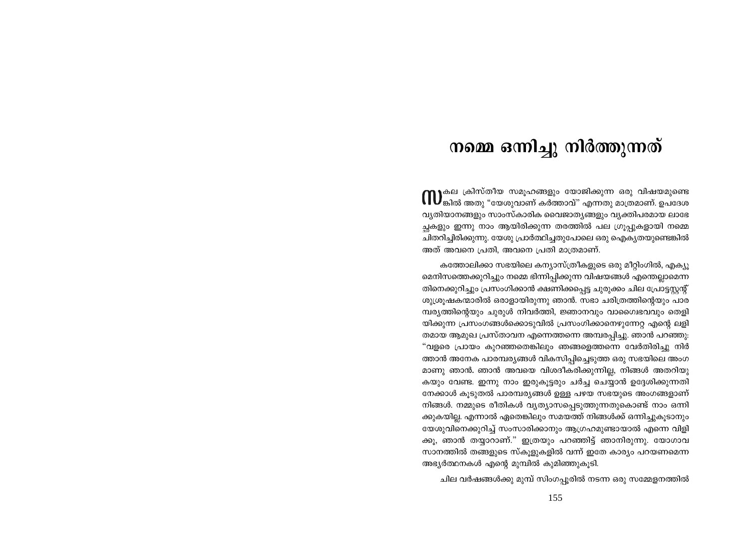# നമ്മെ ഒന്നിച്ചു നിർത്തുന്നത്

സകല ക്രിസ്തീയ സമൂഹങ്ങളും യോജിക്കുന്ന ഒരു വിഷയമുണ്ടെങ്കിൽ അതു "യേശുവാണ് കർത്താവ്" എന്നതു മാത്രമാണ്. ഉപദേശ വ്യതിയാനങ്ങളും സാംസ്കാരിക വൈജാത്യങ്ങളും വ്യക്തിപരമായ ലാഭേച്ഛകളും ഇന്നു നാം ആയിരിക്കുന്ന തരത്തിൽ പല ഗ്രൂപ്പുകളായി നമ്മെ ചിതറിച്ചിരിക്കുന്നു. യേശു പ്രാർത്ഥിച്ചതുപോലെ ഒരു ഐക്യതയുണ്ടെങ്കിൽ അത് അവനെ പ്രതി, അവനെ പ്രതി മാത്രമാണ്.

കത്തോലിക്കാ സഭയിലെ കന്യാസ്ത്രീകളുടെ ഒരു മീറ്റിംഗിൽ, എക്യുമെനിസത്തെക്കുറിച്ചും നമ്മെ ഭിന്നിപ്പിക്കുന്ന വിഷയങ്ങൾ എന്തെല്ലാമെന്നതിനെക്കുറിച്ചും പ്രസംഗിക്കാൻ ക്ഷണിക്കപ്പെട്ട ചുരുക്കം ചില പ്രോട്ടസ്റ്റന്റ് ശുശ്രൂഷകന്മാരിൽ ഒരാളായിരുന്നു ഞാൻ. സഭാ ചരിത്രത്തിന്റെയും പാരമ്പര്യത്തിന്റെയും ചുരുൾ നിവർത്തി, ജ്ഞാനവും വാഗ്വൈഭവവും തെളിയിക്കുന്ന പ്രസംഗങ്ങൾക്കൊടുവിൽ പ്രസംഗിക്കാനെഴുന്നേറ്റ എന്റെ ലളിതമായ ആമുഖ പ്രസ്താവന എന്നെത്തന്നെ അമ്പരപ്പിച്ചു. ഞാൻ പറഞ്ഞു: "വളരെ പ്രായം കുറഞ്ഞതെങ്കിലും ഞങ്ങളെത്തന്നെ വേർതിരിച്ചു നിർത്താൻ അനേക പാരമ്പര്യങ്ങൾ വികസിപ്പിച്ചെടുത്ത ഒരു സഭയിലെ അംഗമാണു ഞാൻ. ഞാൻ അവയെ വിശദീകരിക്കുന്നില്ല, നിങ്ങൾ അതറിയുകയും വേണ്ട. ഇന്നു നാം ഇരുകൂട്ടരും ചർച്ച ചെയ്യാൻ ഉദ്ദേശിക്കുന്നതിനേക്കാൾ കൂടുതൽ പാരമ്പര്യങ്ങൾ ഉള്ള പഴയ സഭയുടെ അംഗങ്ങളാണ് നിങ്ങൾ. നമ്മുടെ രീതികൾ വ്യത്യാസപ്പെടുത്തുന്നതുകൊണ്ട് നാം ഒന്നിക്കുകയില്ല. എന്നാൽ ഏതെങ്കിലും സമയത്ത് നിങ്ങൾക്ക് ഒന്നിച്ചുകൂടാനും യേശുവിനെക്കുറിച്ച് സംസാരിക്കാനും ആഗ്രഹമുണ്ടായാൽ എന്നെ വിളിക്കൂ, ഞാൻ തയ്യാറാണ്." ഇത്രയും പറഞ്ഞിട്ട് ഞാനിരുന്നു. യോഗാവസാനത്തിൽ തങ്ങളുടെ സ്കൂളുകളിൽ വന്ന് ഇതേ കാര്യം പറയണമെന്ന അഭ്യർത്ഥനകൾ എന്റെ മുമ്പിൽ കുമിഞ്ഞുകൂടി.

ചില വർഷങ്ങൾക്കു മുമ്പ് സിംഗപ്പൂരിൽ നടന്ന ഒരു സമ്മേളനത്തിൽ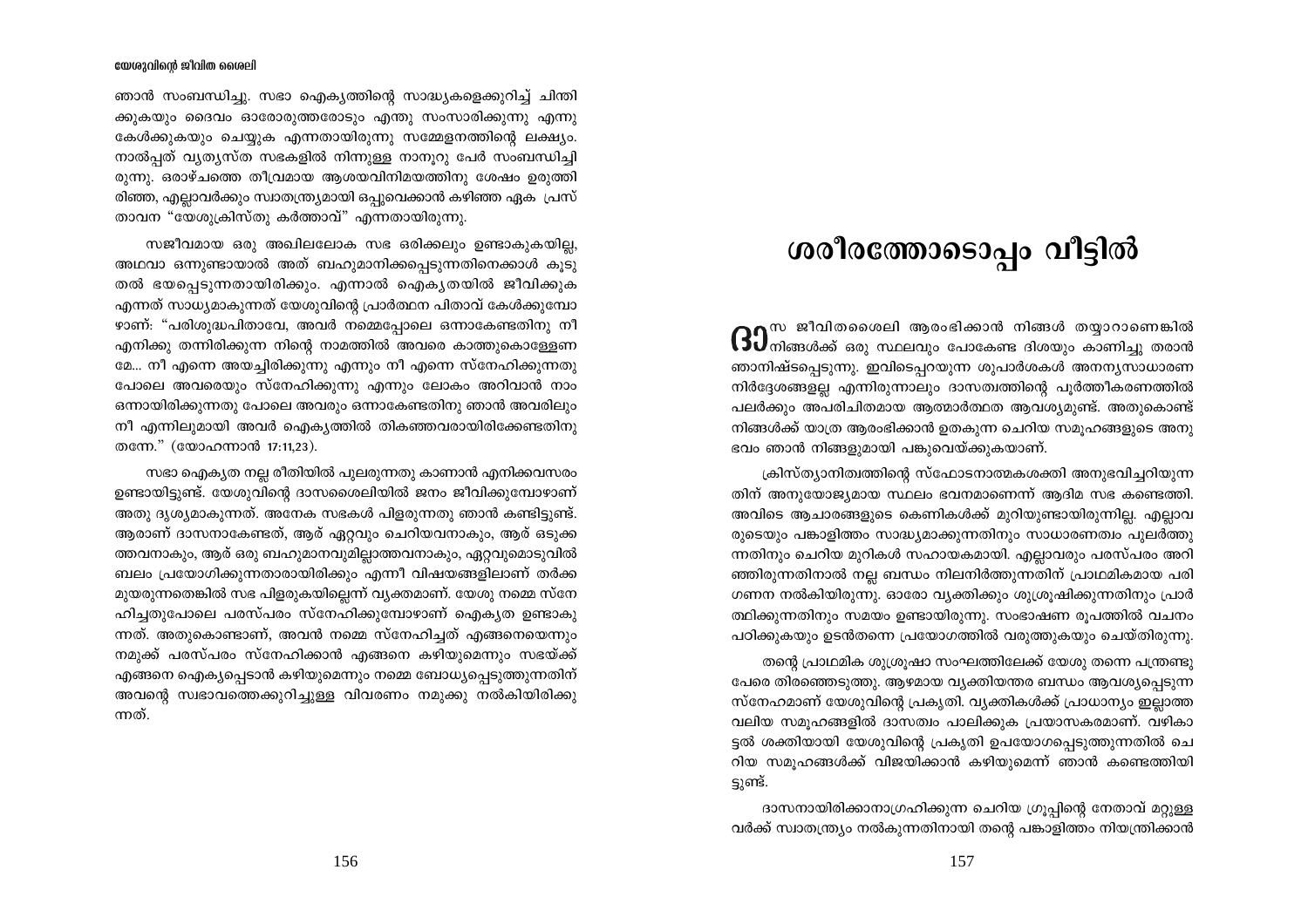ഞാൻ സംബന്ധിച്ചു. സഭാ ഐക്യത്തിന്റെ സാദ്ധ്യകളെക്കുറിച്ച് ചിന്തിക്കുകയും ദൈവം ഓരോരുത്തരോടും എന്തു സംസാരിക്കുന്നു എന്നു കേൾക്കുകയും ചെയ്യുക എന്നതായിരുന്നു സമ്മേളനത്തിന്റെ ലക്ഷ്യം. നാൽപ്പത് വ്യത്യസ്ത സഭകളിൽ നിന്നുള്ള നാനൂറു പേർ സംബന്ധിച്ചിരുന്നു. ഒരാഴ്ചത്തെ തീവ്രമായ ആശയവിനിമയത്തിനു ശേഷം ഉരുത്തിരിഞ്ഞ, എല്ലാവർക്കും സ്വാതന്ത്ര്യമായി ഒപ്പുവെക്കാൻ കഴിഞ്ഞ ഏക പ്രസ്താവന "യേശുക്രിസ്തു കർത്താവ്" എന്നതായിരുന്നു.

സജീവമായ ഒരു അഖിലലോക സഭ ഒരിക്കലും ഉണ്ടാകുകയില്ല, അഥവാ ഒന്നുണ്ടായാൽ അത് ബഹുമാനിക്കപ്പെടുന്നതിനെക്കാൾ കൂടുതൽ ഭയപ്പെടുന്നതായിരിക്കും. എന്നാൽ ഐക്യതയിൽ ജീവിക്കുക എന്നത് സാധ്യമാകുന്നത് യേശുവിന്റെ പ്രാർത്ഥന പിതാവ് കേൾക്കുമ്പോഴാണ്: "പരിശുദ്ധപിതാവേ, അവർ നമ്മെപ്പോലെ ഒന്നാകേണ്ടതിനു നീ എനിക്കു തന്നിരിക്കുന്ന നിന്റെ നാമത്തിൽ അവരെ കാത്തുകൊള്ളേണമേ... നീ എന്നെ അയച്ചിരിക്കുന്നു എന്നും നീ എന്നെ സ്നേഹിക്കുന്നതു പോലെ അവരെയും സ്നേഹിക്കുന്നു എന്നും ലോകം അറിവാൻ നാം ഒന്നായിരിക്കുന്നതു പോലെ അവരും ഒന്നാകേണ്ടതിനു ഞാൻ അവരിലും നീ എന്നിലുമായി അവർ ഐക്യത്തിൽ തികഞ്ഞവരായിരിക്കേണ്ടതിനു തന്നേ." (യോഹന്നാൻ 17:11,23).

സഭാ ഐക്യത നല്ല രീതിയിൽ പുലരുന്നതു കാണാൻ എനിക്കവസരം ഉണ്ടായിട്ടുണ്ട്. യേശുവിന്റെ ദാസശൈലിയിൽ ജനം ജീവിക്കുമ്പോഴാണ് അതു ദൃശ്യമാകുന്നത്. അനേക സഭകൾ പിളരുന്നതു ഞാൻ കണ്ടിട്ടുണ്ട്. ആരാണ് ദാസനാകേണ്ടത്, ആര് ഏറ്റവും ചെറിയവനാകും, ആര് ഒടുക്കത്തവനാകും, ആര് ഒരു ബഹുമാനവുമില്ലാത്തവനാകും, ഏറ്റവുമൊടുവിൽ ബലം പ്രയോഗിക്കുന്നതാരായിരിക്കും എന്നീ വിഷയങ്ങളിലാണ് തർക്കമുയരുന്നതെങ്കിൽ സഭ പിളരുകയില്ലെന്ന് വ്യക്തമാണ്. യേശു നമ്മെ സ്നേഹിച്ചതുപോലെ പരസ്പരം സ്നേഹിക്കുമ്പോഴാണ് ഐക്യത ഉണ്ടാകുന്നത്. അതുകൊണ്ടാണ്, അവൻ നമ്മെ സ്നേഹിച്ചത് എങ്ങനെയെന്നും നമുക്ക് പരസ്പരം സ്നേഹിക്കാൻ എങ്ങനെ കഴിയുമെന്നും സഭയ്ക്ക് എങ്ങനെ ഐക്യപ്പെടാൻ കഴിയുമെന്നും നമ്മെ ബോധ്യപ്പെടുത്തുന്നതിന് അവന്റെ സ്വഭാവത്തെക്കുറിച്ചുള്ള വിവരണം നമുക്കു നൽകിയിരിക്കുന്നത്.

# ശരീരത്തോടൊപ്പം വീട്ടിൽ

ദാസ ജീവിതശൈലി ആരംഭിക്കാൻ നിങ്ങൾ തയ്യാറാണെങ്കിൽ നിങ്ങൾക്ക് ഒരു സ്ഥലവും പോകേണ്ട ദിശയും കാണിച്ചു തരാൻ ഞാനിഷ്ടപ്പെടുന്നു. ഇവിടെപ്പറയുന്ന ശുപാർശകൾ അനന്യസാധാരണ നിർദ്ദേശങ്ങളല്ല എന്നിരുന്നാലും ദാസത്വത്തിന്റെ പൂർത്തീകരണത്തിൽ പലർക്കും അപരിചിതമായ ആത്മാർത്ഥത ആവശ്യമുണ്ട്. അതുകൊണ്ട് നിങ്ങൾക്ക് യാത്ര ആരംഭിക്കാൻ ഉതകുന്ന ചെറിയ സമൂഹങ്ങളുടെ അനുഭവം ഞാൻ നിങ്ങളുമായി പങ്കുവെയ്ക്കുകയാണ്.

ക്രിസ്ത്യാനിത്വത്തിന്റെ സ്ഫോടനാത്മകശക്തി അനുഭവിച്ചറിയുന്നതിന് അനുയോജ്യമായ സ്ഥലം ഭവനമാണെന്ന് ആദിമ സഭ കണ്ടെത്തി. അവിടെ ആചാരങ്ങളുടെ കെണികൾക്ക് മുറിയുണ്ടായിരുന്നില്ല. എല്ലാവരുടെയും പങ്കാളിത്തം സാദ്ധ്യമാക്കുന്നതിനും സാധാരണത്വം പുലർത്തുന്നതിനും ചെറിയ മുറികൾ സഹായകമായി. എല്ലാവരും പരസ്പരം അറിഞ്ഞിരുന്നതിനാൽ നല്ല ബന്ധം നിലനിർത്തുന്നതിന് പ്രാഥമികമായ പരിഗണന നൽകിയിരുന്നു. ഓരോ വ്യക്തിക്കും ശുശ്രൂഷിക്കുന്നതിനും പ്രാർത്ഥിക്കുന്നതിനും സമയം ഉണ്ടായിരുന്നു. സംഭാഷണ രൂപത്തിൽ വചനം പഠിക്കുകയും ഉടൻതന്നെ പ്രയോഗത്തിൽ വരുത്തുകയും ചെയ്തിരുന്നു.

തന്റെ പ്രാഥമിക ശുശ്രൂഷാ സംഘത്തിലേക്ക് യേശു തന്നെ പന്ത്രണ്ടു പേരെ തിരഞ്ഞെടുത്തു. ആഴമായ വ്യക്തിയന്തര ബന്ധം ആവശ്യപ്പെടുന്ന സ്നേഹമാണ് യേശുവിന്റെ പ്രകൃതി. വ്യക്തികൾക്ക് പ്രാധാന്യം ഇല്ലാത്ത വലിയ സമൂഹങ്ങളിൽ ദാസത്വം പാലിക്കുക പ്രയാസകരമാണ്. വഴികാട്ടൽ ശക്തിയായി യേശുവിന്റെ പ്രകൃതി ഉപയോഗപ്പെടുത്തുന്നതിൽ ചെറിയ സമൂഹങ്ങൾക്ക് വിജയിക്കാൻ കഴിയുമെന്ന് ഞാൻ കണ്ടെത്തിയിട്ടുണ്ട്.

ദാസനായിരിക്കാനാഗ്രഹിക്കുന്ന ചെറിയ ഗ്രൂപ്പിന്റെ നേതാവ് മറ്റുള്ളവർക്ക് സ്വാതന്ത്ര്യം നൽകുന്നതിനായി തന്റെ പങ്കാളിത്തം നിയന്ത്രിക്കാൻ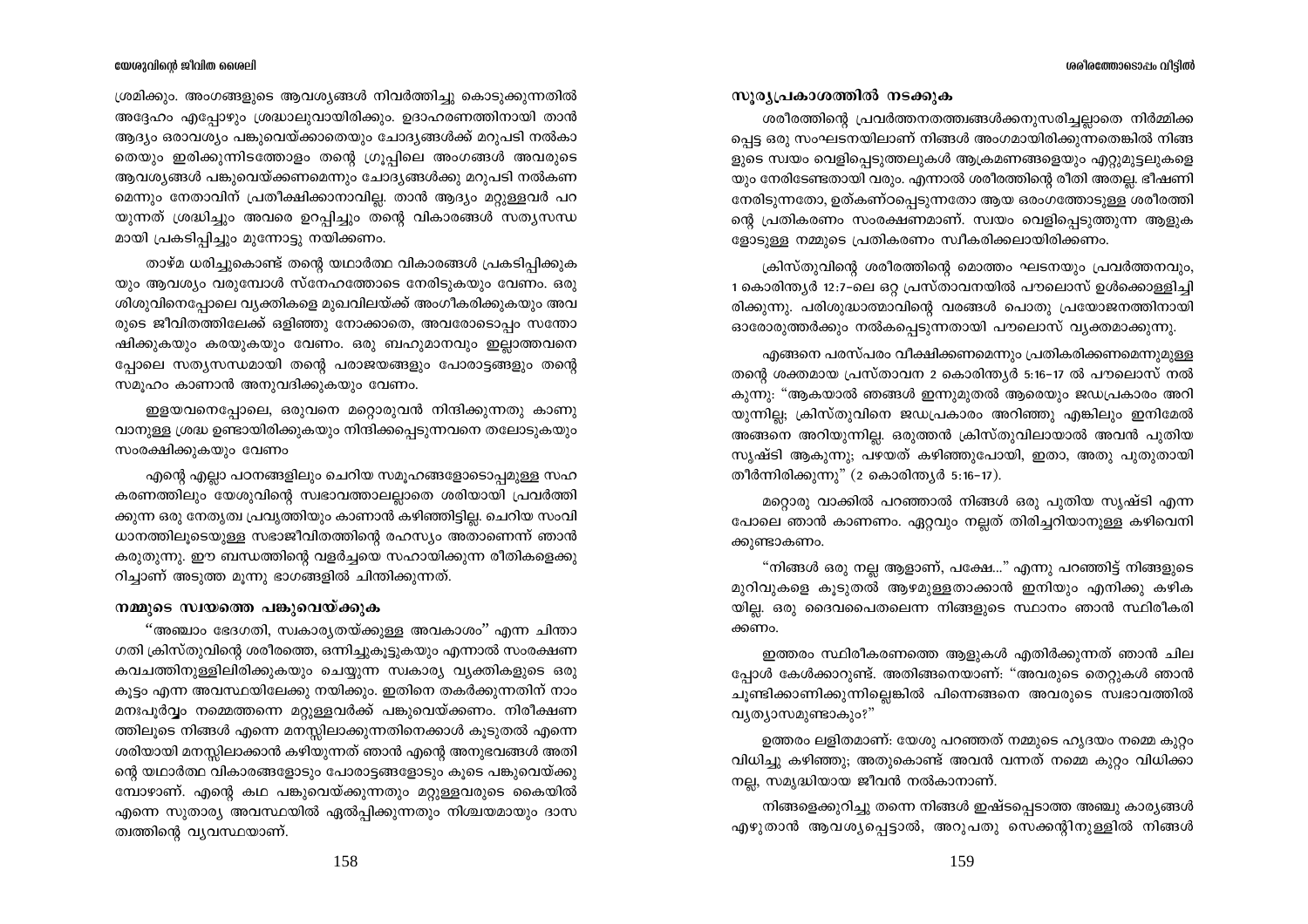ശ്രമിക്കും. അംഗങ്ങളുടെ ആവശ്യങ്ങൾ നിവർത്തിച്ചു കൊടുക്കുന്നതിൽ അദ്ദേഹം എപ്പോഴും ശ്രദ്ധാലുവായിരിക്കും. ഉദാഹരണത്തിനായി താൻ ആദ്യം ഒരാവശ്യം പങ്കുവെയ്ക്കാതെയും ചോദ്യങ്ങൾക്ക് മറുപടി നൽകാതെയും ഇരിക്കുന്നിടത്തോളം തന്റെ ഗ്രൂപ്പിലെ അംഗങ്ങൾ അവരുടെ ആവശ്യങ്ങൾ പങ്കുവെയ്ക്കണമെന്നും ചോദ്യങ്ങൾക്കു മറുപടി നൽകണമെന്നും നേതാവിന് പ്രതീക്ഷിക്കാനാവില്ല. താൻ ആദ്യം മറ്റുള്ളവർ പറയുന്നത് ശ്രദ്ധിച്ചും അവരെ ഉറപ്പിച്ചും തന്റെ വികാരങ്ങൾ സത്യസന്ധമായി പ്രകടിപ്പിച്ചും മുന്നോട്ടു നയിക്കണം.

താഴ്മ ധരിച്ചുകൊണ്ട് തന്റെ യഥാർത്ഥ വികാരങ്ങൾ പ്രകടിപ്പിക്കുകയും ആവശ്യം വരുമ്പോൾ സ്നേഹത്തോടെ നേരിടുകയും വേണം. ഒരു ശിശുവിനെപ്പോലെ വ്യക്തികളെ മുഖവിലയ്ക്ക് അംഗീകരിക്കുകയും അവരുടെ ജീവിതത്തിലേക്ക് ഒളിഞ്ഞു നോക്കാതെ, അവരോടൊപ്പം സന്തോഷിക്കുകയും കരയുകയും വേണം. ഒരു ബഹുമാനവും ഇല്ലാത്തവനെപ്പോലെ സത്യസന്ധമായി തന്റെ പരാജയങ്ങളും പോരാട്ടങ്ങളും തന്റെ സമൂഹം കാണാൻ അനുവദിക്കുകയും വേണം.

ഇളയവനെപ്പോലെ, ഒരുവനെ മറ്റൊരുവൻ നിന്ദിക്കുന്നതു കാണുവാനുള്ള ശ്രദ്ധ ഉണ്ടായിരിക്കുകയും നിന്ദിക്കപ്പെടുന്നവനെ തലോടുകയും സംരക്ഷിക്കുകയും വേണം

എന്റെ എല്ലാ പഠനങ്ങളിലും ചെറിയ സമൂഹങ്ങളോടൊപ്പമുള്ള സഹകരണത്തിലും യേശുവിന്റെ സ്വഭാവത്താലല്ലാതെ ശരിയായി പ്രവർത്തിക്കുന്ന ഒരു നേതൃത്വ പ്രവൃത്തിയും കാണാൻ കഴിഞ്ഞിട്ടില്ല. ചെറിയ സംവിധാനത്തിലൂടെയുള്ള സഭാജീവിതത്തിന്റെ രഹസ്യം അതാണെന്ന് ഞാൻ കരുതുന്നു. ഈ ബന്ധത്തിന്റെ വളർച്ചയെ സഹായിക്കുന്ന രീതികളെക്കുറിച്ചാണ് അടുത്ത മൂന്നു ഭാഗങ്ങളിൽ ചിന്തിക്കുന്നത്.

### നമ്മുടെ സ്വയത്തെ പങ്കുവെയ്ക്കുക

"അഞ്ചാം ഭേദഗതി, സ്വകാര്യതയ്ക്കുള്ള അവകാശം" എന്ന ചിന്താഗതി ക്രിസ്തുവിന്റെ ശരീരത്തെ, ഒന്നിച്ചുകൂട്ടുകയും എന്നാൽ സംരക്ഷണ കവചത്തിനുള്ളിലിരിക്കുകയും ചെയ്യുന്ന സ്വകാര്യ വ്യക്തികളുടെ ഒരു കൂട്ടം എന്ന അവസ്ഥയിലേക്കു നയിക്കും. ഇതിനെ തകർക്കുന്നതിന് നാം മനഃപൂർവ്വം നമ്മെത്തന്നെ മറ്റുള്ളവർക്ക് പങ്കുവെയ്ക്കണം. നിരീക്ഷണത്തിലൂടെ നിങ്ങൾ എന്നെ മനസ്സിലാക്കുന്നതിനെക്കാൾ കൂടുതൽ എന്നെ ശരിയായി മനസ്സിലാക്കാൻ കഴിയുന്നത് ഞാൻ എന്റെ അനുഭവങ്ങൾ അതിന്റെ യഥാർത്ഥ വികാരങ്ങളോടും പോരാട്ടങ്ങളോടും കൂടെ പങ്കുവെയ്ക്കുമ്പോഴാണ്. എന്റെ കഥ പങ്കുവെയ്ക്കുന്നതും മറ്റുള്ളവരുടെ കൈയിൽ എന്നെ സുതാര്യ അവസ്ഥയിൽ ഏൽപ്പിക്കുന്നതും നിശ്ചയമായും ദാസത്വത്തിന്റെ വ്യവസ്ഥയാണ്.

### സൂര്യപ്രകാശത്തിൽ നടക്കുക

ശരീരത്തിന്റെ പ്രവർത്തനതത്ത്വങ്ങൾക്കനുസരിച്ചല്ലാതെ നിർമ്മിക്കപ്പെട്ട ഒരു സംഘടനയിലാണ് നിങ്ങൾ അംഗമായിരിക്കുന്നതെങ്കിൽ നിങ്ങളുടെ സ്വയം വെളിപ്പെടുത്തലുകൾ ആക്രമണങ്ങളെയും എറ്റുമുട്ടലുകളെയും നേരിടേണ്ടതായി വരും. എന്നാൽ ശരീരത്തിന്റെ രീതി അതല്ല. ഭീഷണി നേരിടുന്നതോ, ഉത്കണ്ഠപ്പെടുന്നതോ ആയ ഒരംഗത്തോടുള്ള ശരീരത്തിന്റെ പ്രതികരണം സംരക്ഷണമാണ്. സ്വയം വെളിപ്പെടുത്തുന്ന ആളുകളോടുള്ള നമ്മുടെ പ്രതികരണം സ്വീകരിക്കലായിരിക്കണം.

ക്രിസ്തുവിന്റെ ശരീരത്തിന്റെ മൊത്തം ഘടനയും പ്രവർത്തനവും, 1 കൊരിന്ത്യർ 12:7-ലെ ഒറ്റ പ്രസ്താവനയിൽ പൗലൊസ് ഉൾക്കൊള്ളിച്ചിരിക്കുന്നു. പരിശുദ്ധാത്മാവിന്റെ വരങ്ങൾ പൊതു പ്രയോജനത്തിനായി ഓരോരുത്തർക്കും നൽകപ്പെടുന്നതായി പൗലൊസ് വ്യക്തമാക്കുന്നു.

എങ്ങനെ പരസ്പരം വീക്ഷിക്കണമെന്നും പ്രതികരിക്കണമെന്നുമുള്ള തന്റെ ശക്തമായ പ്രസ്താവന 2 കൊരിന്ത്യർ 5:16-17 ൽ പൗലൊസ് നൽകുന്നു: "ആകയാൽ ഞങ്ങൾ ഇന്നുമുതൽ ആരെയും ജഡപ്രകാരം അറിയുന്നില്ല; ക്രിസ്തുവിനെ ജഡപ്രകാരം അറിഞ്ഞു എങ്കിലും ഇനിമേൽ അങ്ങനെ അറിയുന്നില്ല. ഒരുത്തൻ ക്രിസ്തുവിലായാൽ അവൻ പുതിയ സൃഷ്ടി ആകുന്നു; പഴയത് കഴിഞ്ഞുപോയി, ഇതാ, അതു പുതുതായി തീർന്നിരിക്കുന്നു" (2 കൊരിന്ത്യർ 5:16-17).

മറ്റൊരു വാക്കിൽ പറഞ്ഞാൽ നിങ്ങൾ ഒരു പുതിയ സൃഷ്ടി എന്ന പോലെ ഞാൻ കാണണം. ഏറ്റവും നല്ലത് തിരിച്ചറിയാനുള്ള കഴിവെനിക്കുണ്ടാകണം.

"നിങ്ങൾ ഒരു നല്ല ആളാണ്, പക്ഷേ..." എന്നു പറഞ്ഞിട്ട് നിങ്ങളുടെ മുറിവുകളെ കൂടുതൽ ആഴമുള്ളതാക്കാൻ ഇനിയും എനിക്കു കഴികയില്ല. ഒരു ദൈവപൈതലെന്ന നിങ്ങളുടെ സ്ഥാനം ഞാൻ സ്ഥിരീകരിക്കണം.

ഇത്തരം സ്ഥിരീകരണത്തെ ആളുകൾ എതിർക്കുന്നത് ഞാൻ ചിലപ്പോൾ കേൾക്കാറുണ്ട്. അതിങ്ങനെയാണ്: "അവരുടെ തെറ്റുകൾ ഞാൻ ചൂണ്ടിക്കാണിക്കുന്നില്ലെങ്കിൽ പിന്നെങ്ങനെ അവരുടെ സ്വഭാവത്തിൽ വ്യത്യാസമുണ്ടാകും?"

ഉത്തരം ലളിതമാണ്: യേശു പറഞ്ഞത് നമ്മുടെ ഹൃദയം നമ്മെ കുറ്റം വിധിച്ചു കഴിഞ്ഞു; അതുകൊണ്ട് അവൻ വന്നത് നമ്മെ കുറ്റം വിധിക്കാനല്ല, സമൃദ്ധിയായ ജീവൻ നൽകാനാണ്.

നിങ്ങളെക്കുറിച്ചു തന്നെ നിങ്ങൾ ഇഷ്ടപ്പെടാത്ത അഞ്ചു കാര്യങ്ങൾ എഴുതാൻ ആവശ്യപ്പെട്ടാൽ, അറുപതു സെക്കന്റിനുള്ളിൽ നിങ്ങൾ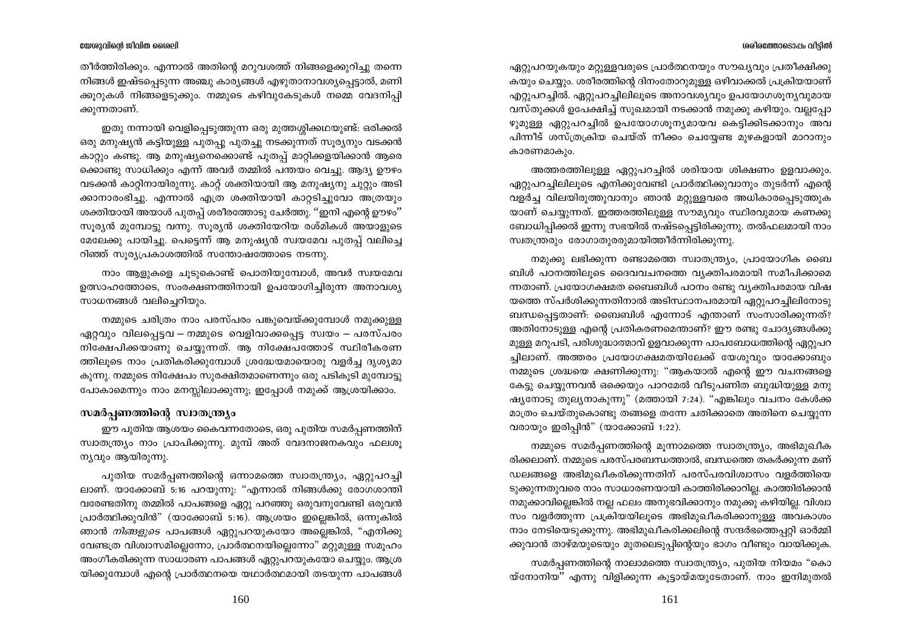തീർത്തിരിക്കും. എന്നാൽ അതിന്റെ മറുവശത്ത് നിങ്ങളെക്കുറിച്ചു തന്നെ നിങ്ങൾ ഇഷ്ടപ്പെടുന്ന അഞ്ചു കാര്യങ്ങൾ എഴുതാനാവശ്യപ്പെട്ടാൽ, മണിക്കൂറുകൾ നിങ്ങളെടുക്കും. നമ്മുടെ കഴിവുകേടുകൾ നമ്മെ വേദനിപ്പിക്കുന്നതാണ്.

ഇതു നന്നായി വെളിപ്പെടുത്തുന്ന ഒരു മുത്തശ്ശിക്കഥയുണ്ട്: ഒരിക്കൽ ഒരു മനുഷ്യൻ കട്ടിയുള്ള പുതപ്പു പുതച്ചു നടക്കുന്നത് സൂര്യനും വടക്കൻ കാറ്റും കണ്ടു. ആ മനുഷ്യനെക്കൊണ്ട് പുതപ്പ് മാറ്റിക്കളയിക്കാൻ ആരെക്കൊണ്ടു സാധിക്കും എന്ന് അവർ തമ്മിൽ പന്തയം വെച്ചു. ആദ്യ ഊഴം വടക്കൻ കാറ്റിനായിരുന്നു. കാറ്റ് ശക്തിയായി ആ മനുഷ്യനു ചുറ്റും അടിക്കാനാരംഭിച്ചു. എന്നാൽ എത്ര ശക്തിയായി കാറ്റടിച്ചുവോ അത്രയും ശക്തിയായി അയാൾ പുതപ്പ് ശരീരത്തോടു ചേർത്തു. "ഇനി എന്റെ ഊഴം" സൂര്യൻ മുമ്പോട്ടു വന്നു. സൂര്യൻ ശക്തിയേറിയ രശ്മികൾ അയാളുടെ മേലേക്കു പായിച്ചു. പെട്ടെന്ന് ആ മനുഷ്യൻ സ്വയമേവ പുതപ്പ് വലിച്ചെറിഞ്ഞ് സൂര്യപ്രകാശത്തിൽ സന്തോഷത്തോടെ നടന്നു.

നാം ആളുകളെ ചൂടുകൊണ്ട് പൊതിയുമ്പോൾ, അവർ സ്വയമേവ ഉത്സാഹത്തോടെ, സംരക്ഷണത്തിനായി ഉപയോഗിച്ചിരുന്ന അനാവശ്യ സാധനങ്ങൾ വലിച്ചെറിയും.

നമ്മുടെ ചരിത്രം നാം പരസ്പരം പങ്കുവെയ്ക്കുമ്പോൾ നമുക്കുള്ള ഏറ്റവും വിലപ്പെട്ടവ – നമ്മുടെ വെളിവാക്കപ്പെട്ട സ്വയം – പരസ്പരം നിക്ഷേപിക്കയാണു ചെയ്യുന്നത്. ആ നിക്ഷേപത്തോട് സ്ഥിരീകരണത്തിലൂടെ നാം പ്രതികരിക്കുമ്പോൾ ശ്രദ്ധേയമായൊരു വളർച്ച ദൃശ്യമാകുന്നു. നമ്മുടെ നിക്ഷേപം സുരക്ഷിതമാണെന്നും ഒരു പടികൂടി മുമ്പോട്ടു പോകാമെന്നും നാം മനസ്സിലാക്കുന്നു; ഇപ്പോൾ നമുക്ക് ആശ്രയിക്കാം.

## സമർപ്പണത്തിന്റെ സ്വാതന്ത്ര്യം

ഈ പുതിയ ആശയം കൈവന്നതോടെ, ഒരു പുതിയ സമർപ്പണത്തിന് സ്വാതന്ത്ര്യം നാം പ്രാപിക്കുന്നു. മുമ്പ് അത് വേദനാജനകവും ഫലശൂന്യവും ആയിരുന്നു.

പുതിയ സമർപ്പണത്തിന്റെ ഒന്നാമത്തെ സ്വാതന്ത്ര്യം, ഏറ്റുപറച്ചിലാണ്. യാക്കോബ് 5:16 പറയുന്നു: "എന്നാൽ നിങ്ങൾക്കു രോഗശാന്തി വരേണ്ടതിനു തമ്മിൽ പാപങ്ങളെ ഏറ്റു പറഞ്ഞു ഒരുവനുവേണ്ടി ഒരുവൻ പ്രാർത്ഥിക്കുവിൻ" (യാക്കോബ് 5:16). ആശ്രയം ഇല്ലെങ്കിൽ, ഒന്നുകിൽ ഞാൻ *നിങ്ങളുടെ* പാപങ്ങൾ ഏറ്റുപറയുകയോ അല്ലെങ്കിൽ, "എനിക്കു വേണ്ടത്ര വിശ്വാസമില്ലെന്നോ, പ്രാർത്ഥനയില്ലെന്നോ" മറ്റുമുള്ള സമൂഹം അംഗീകരിക്കുന്ന സാധാരണ പാപങ്ങൾ ഏറ്റുപറയുകയോ ചെയ്യും. ആശ്രയിക്കുമ്പോൾ എന്റെ പ്രാർത്ഥനയെ യഥാർത്ഥമായി തടയുന്ന പാപങ്ങൾ ഏറ്റുപറയുകയും മറ്റുള്ളവരുടെ പ്രാർത്ഥനയും സൗഖ്യവും പ്രതീക്ഷിക്കുകയും ചെയ്യും. ശരീരത്തിന്റെ ദിനംതോറുമുള്ള ഒഴിവാക്കൽ പ്രക്രിയയാണ് ഏറ്റുപറച്ചിൽ. ഏറ്റുപറച്ചിലിലൂടെ അനാവശ്യവും ഉപയോഗശൂന്യവുമായ വസ്തുക്കൾ ഉപേക്ഷിച്ച് സുഖമായി നടക്കാൻ നമുക്കു കഴിയും. വല്ലപ്പോഴുമുള്ള ഏറ്റുപറച്ചിൽ ഉപയോഗശൂന്യമായവ കെട്ടിക്കിടക്കാനും അവ പിന്നീട് ശസ്ത്രക്രിയ ചെയ്ത് നീക്കം ചെയ്യേണ്ട മുഴകളായി മാറാനും കാരണമാകും.

അത്തരത്തിലുള്ള ഏറ്റുപറച്ചിൽ ശരിയായ ശിക്ഷണം ഉളവാക്കും. ഏറ്റുപറച്ചിലിലൂടെ എനിക്കുവേണ്ടി പ്രാർത്ഥിക്കുവാനും തുടർന്ന് എന്റെ വളർച്ച വിലയിരുത്തുവാനും ഞാൻ മറ്റുള്ളവരെ അധികാരപ്പെടുത്തുകയാണ് ചെയ്യുന്നത്. ഇത്തരത്തിലുള്ള സൗമ്യവും സ്ഥിരവുമായ കണക്കുബോധിപ്പിക്കൽ ഇന്നു സഭയിൽ നഷ്ടപ്പെട്ടിരിക്കുന്നു. തൽഫലമായി നാം സ്വതന്ത്രരും രോഗാതുരരുമായിത്തീർന്നിരിക്കുന്നു.

നമുക്കു ലഭിക്കുന്ന രണ്ടാമത്തെ സ്വാതന്ത്ര്യം, പ്രായോഗിക ബൈബിൾ പഠനത്തിലൂടെ ദൈവവചനത്തെ വ്യക്തിപരമായി സമീപിക്കാമെന്നതാണ്. പ്രയോഗക്ഷമത ബൈബിൾ പഠനം രണ്ടു വ്യക്തിപരമായ വിഷയത്തെ സ്പർശിക്കുന്നതിനാൽ അടിസ്ഥാനപരമായി ഏറ്റുപറച്ചിലിനോടു ബന്ധപ്പെട്ടതാണ്: ബൈബിൾ എന്നോട് എന്താണ് സംസാരിക്കുന്നത്? അതിനോടുള്ള എന്റെ പ്രതികരണമെന്താണ്? ഈ രണ്ടു ചോദ്യങ്ങൾക്കുമുള്ള മറുപടി, പരിശുദ്ധാത്മാവ് ഉളവാക്കുന്ന പാപബോധത്തിന്റെ ഏറ്റുപറച്ചിലാണ്. അത്തരം പ്രയോഗക്ഷമതയിലേക്ക് യേശുവും യാക്കോബും നമ്മുടെ ശ്രദ്ധയെ ക്ഷണിക്കുന്നു: "ആകയാൽ എന്റെ ഈ വചനങ്ങളെ കേട്ടു ചെയ്യുന്നവൻ ഒക്കെയും പാറമേൽ വീടുപണിത ബുദ്ധിയുള്ള മനുഷ്യനോടു തുല്യനാകുന്നു" (മത്തായി 7:24). "എങ്കിലും വചനം കേൾക്കമാത്രം ചെയ്തുകൊണ്ടു തങ്ങളെ തന്നേ ചതിക്കാതെ അതിനെ ചെയ്യുന്നവരായും ഇരിപ്പിൻ" (യാക്കോബ് 1:22).

നമ്മുടെ സമർപ്പണത്തിന്റെ മൂന്നാമത്തെ സ്വാതന്ത്ര്യം, അഭിമുഖീകരിക്കലാണ്. നമ്മുടെ പരസ്പരബന്ധത്താൽ, ബന്ധത്തെ തകർക്കുന്ന മണ്ഡലങ്ങളെ അഭിമുഖീകരിക്കുന്നതിന് പരസ്പരവിശ്വാസം വളർത്തിയെടുക്കുന്നതുവരെ നാം സാധാരണയായി കാത്തിരിക്കാറില്ല. കാത്തിരിക്കാൻ നമുക്കാവില്ലെങ്കിൽ നല്ല ഫലം അനുഭവിക്കാനും നമുക്കു കഴിയില്ല. വിശ്വാസം വളർത്തുന്ന പ്രക്രിയയിലൂടെ അഭിമുഖീകരിക്കാനുള്ള അവകാശം നാം നേടിയെടുക്കുന്നു. അഭിമുഖീകരിക്കലിന്റെ സന്ദർഭത്തെപ്പറ്റി ഓർമ്മിക്കുവാൻ താഴ്മയുടെയും മുതലെടുപ്പിന്റെയും ഭാഗം വീണ്ടും വായിക്കുക.

സമർപ്പണത്തിന്റെ നാലാമത്തെ സ്വാതന്ത്ര്യം, പുതിയ നിയമം "കൊയ്നോനിയ" എന്നു വിളിക്കുന്ന കൂട്ടായ്മയുടേതാണ്. നാം ഇനിമുതൽ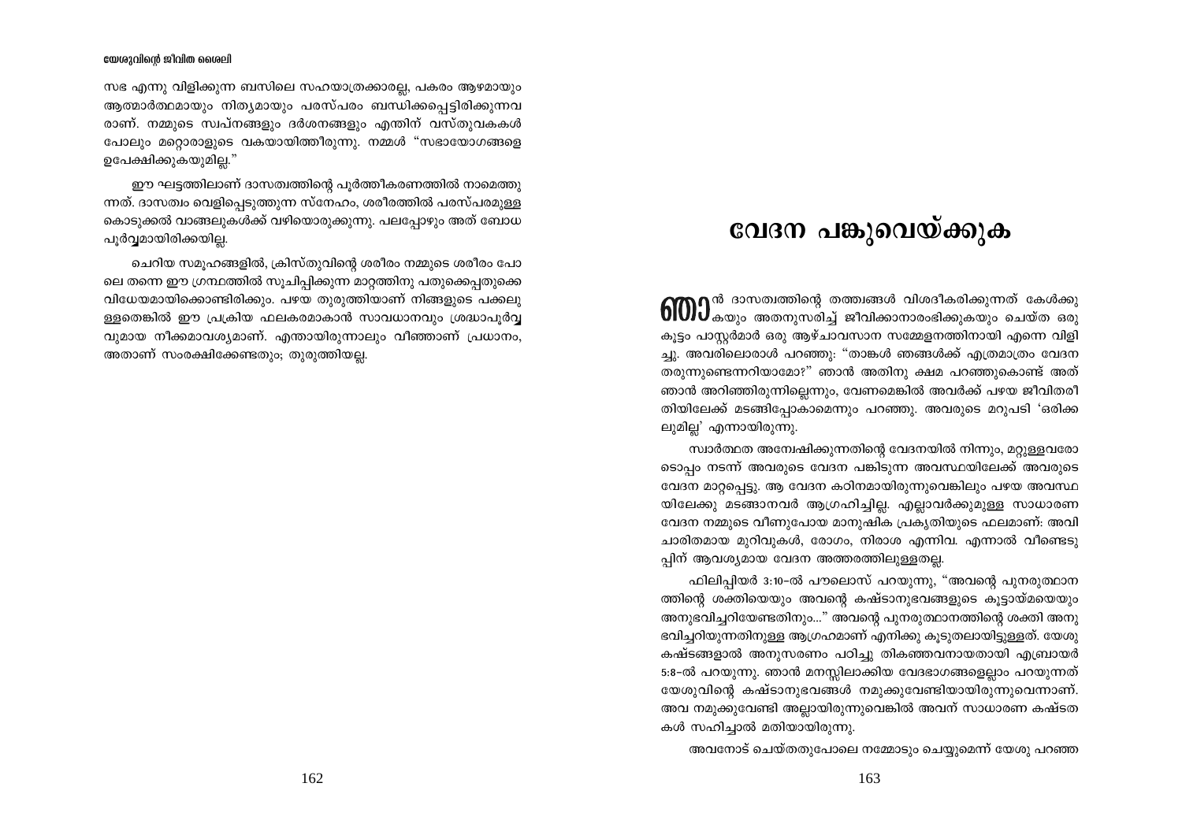സഭ എന്നു വിളിക്കുന്ന ബസിലെ സഹയാത്രക്കാരല്ല, പകരം ആഴമായും ആത്മാർത്ഥമായും നിത്യമായും പരസ്പരം ബന്ധിക്കപ്പെട്ടിരിക്കുന്നവരാണ്. നമ്മുടെ സ്വപ്നങ്ങളും ദർശനങ്ങളും എന്തിന് വസ്തുവകകൾ പോലും മറ്റൊരാളുടെ വകയായിത്തീരുന്നു. നമ്മൾ "സഭായോഗങ്ങളെ ഉപേക്ഷിക്കുകയുമില്ല."

ഈ ഘട്ടത്തിലാണ് ദാസത്വത്തിന്റെ പൂർത്തീകരണത്തിൽ നാമെത്തുന്നത്. ദാസത്വം വെളിപ്പെടുത്തുന്ന സ്നേഹം, ശരീരത്തിൽ പരസ്പരമുള്ള കൊടുക്കൽ വാങ്ങലുകൾക്ക് വഴിയൊരുക്കുന്നു. പലപ്പോഴും അത് ബോധപൂർവ്വമായിരിക്കയില്ല.

ചെറിയ സമൂഹങ്ങളിൽ, ക്രിസ്തുവിന്റെ ശരീരം നമ്മുടെ ശരീരം പോലെ തന്നെ ഈ ഗ്രന്ഥത്തിൽ സൂചിപ്പിക്കുന്ന മാറ്റത്തിനു പതുക്കെപ്പതുക്കെ വിധേയമായിക്കൊണ്ടിരിക്കും. പഴയ തുരുത്തിയാണ് നിങ്ങളുടെ പക്കലുള്ളതെങ്കിൽ ഈ പ്രക്രിയ ഫലകരമാകാൻ സാവധാനവും ശ്രദ്ധാപൂർവ്വവുമായ നീക്കമാവശ്യമാണ്. എന്തായിരുന്നാലും വീഞ്ഞാണ് പ്രധാനം, അതാണ് സംരക്ഷിക്കേണ്ടതും; തുരുത്തിയല്ല.

# വേദന പങ്കുവെയ്ക്കുക

ഞാൻ ദാസത്വത്തിന്റെ തത്വങ്ങൾ വിശദീകരിക്കുന്നത് കേൾക്കുകയും അതനുസരിച്ച് ജീവിക്കാനാരംഭിക്കുകയും ചെയ്ത ഒരു കൂട്ടം പാസ്റ്റർമാർ ഒരു ആഴ്ചാവസാന സമ്മേളനത്തിനായി എന്നെ വിളിച്ചു. അവരിലൊരാൾ പറഞ്ഞു: "താങ്കൾ ഞങ്ങൾക്ക് എത്രമാത്രം വേദന തരുന്നുണ്ടെന്നറിയാമോ?" ഞാൻ അതിനു ക്ഷമ പറഞ്ഞുകൊണ്ട് അത് ഞാൻ അറിഞ്ഞിരുന്നില്ലെന്നും, വേണമെങ്കിൽ അവർക്ക് പഴയ ജീവിതരീതിയിലേക്ക് മടങ്ങിപ്പോകാമെന്നും പറഞ്ഞു. അവരുടെ മറുപടി 'ഒരിക്കലുമില്ല' എന്നായിരുന്നു.

സ്വാർത്ഥത അന്വേഷിക്കുന്നതിന്റെ വേദനയിൽ നിന്നും, മറ്റുള്ളവരോടൊപ്പം നടന്ന് അവരുടെ വേദന പങ്കിടുന്ന അവസ്ഥയിലേക്ക് അവരുടെ വേദന മാറ്റപ്പെട്ടു. ആ വേദന കഠിനമായിരുന്നുവെങ്കിലും പഴയ അവസ്ഥയിലേക്കു മടങ്ങാനവർ ആഗ്രഹിച്ചില്ല. എല്ലാവർക്കുമുള്ള സാധാരണ വേദന നമ്മുടെ വീണുപോയ മാനുഷിക പ്രകൃതിയുടെ ഫലമാണ്: അവിചാരിതമായ മുറിവുകൾ, രോഗം, നിരാശ എന്നിവ. എന്നാൽ വീണ്ടെടുപ്പിന് ആവശ്യമായ വേദന അത്തരത്തിലുള്ളതല്ല.

ഫിലിപ്പിയർ 3:10–ൽ പൗലൊസ് പറയുന്നു, "അവന്റെ പുനരുത്ഥാനത്തിന്റെ ശക്തിയെയും അവന്റെ കഷ്ടാനുഭവങ്ങളുടെ കൂട്ടായ്മയെയും അനുഭവിച്ചറിയേണ്ടതിനും..." അവന്റെ പുനരുത്ഥാനത്തിന്റെ ശക്തി അനുഭവിച്ചറിയുന്നതിനുള്ള ആഗ്രഹമാണ് എനിക്കു കൂടുതലായിട്ടുള്ളത്. യേശു കഷ്ടങ്ങളാൽ അനുസരണം പഠിച്ചു തികഞ്ഞവനായതായി എബ്രായർ 5:8–ൽ പറയുന്നു. ഞാൻ മനസ്സിലാക്കിയ വേദഭാഗങ്ങളെല്ലാം പറയുന്നത് യേശുവിന്റെ കഷ്ടാനുഭവങ്ങൾ നമുക്കുവേണ്ടിയായിരുന്നുവെന്നാണ്. അവ നമുക്കുവേണ്ടി അല്ലായിരുന്നുവെങ്കിൽ അവന് സാധാരണ കഷ്ടതകൾ സഹിച്ചാൽ മതിയായിരുന്നു.

അവനോട് ചെയ്തതുപോലെ നമ്മോടും ചെയ്യുമെന്ന് യേശു പറഞ്ഞ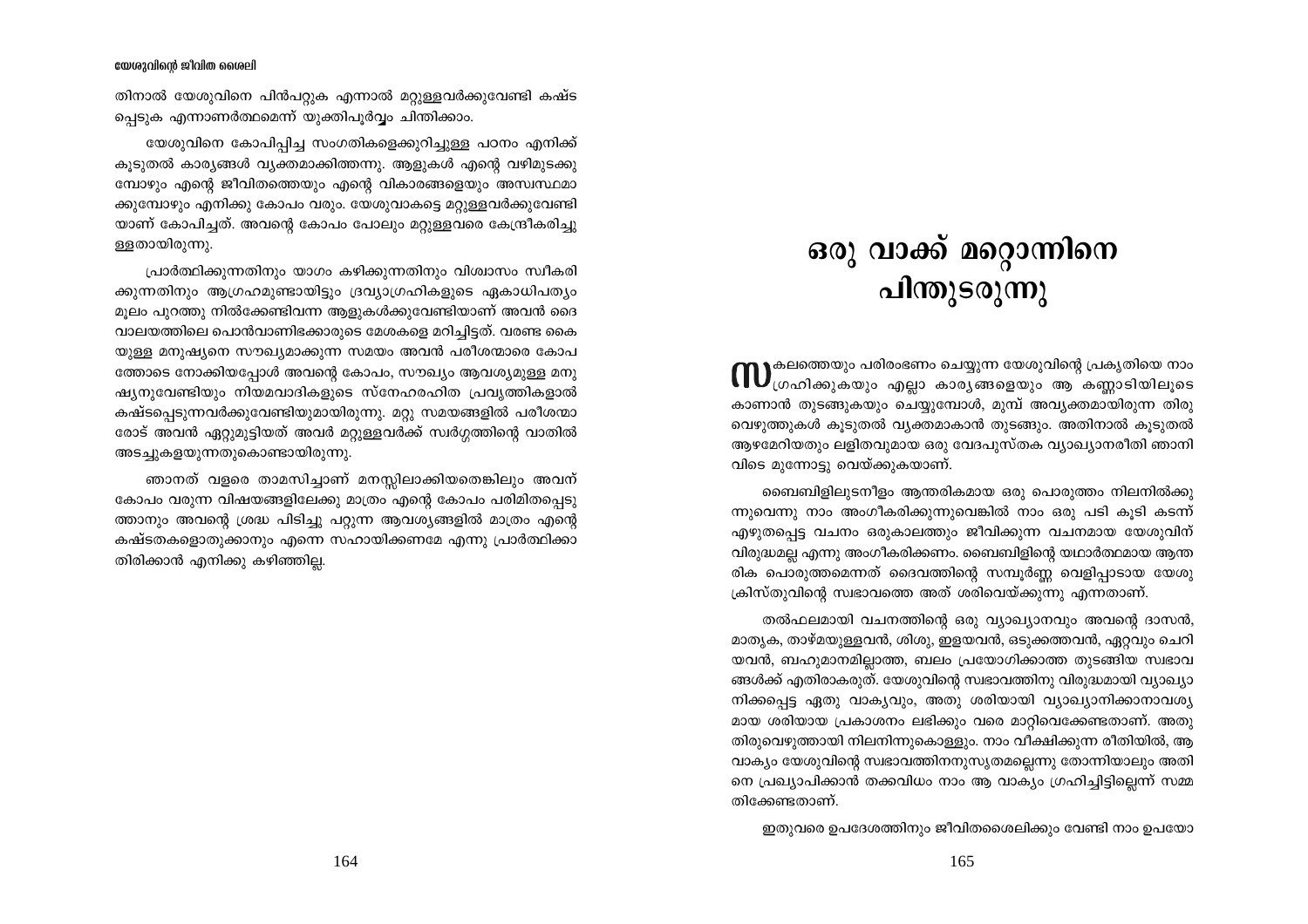തിനാൽ യേശുവിനെ പിൻപറ്റുക എന്നാൽ മറ്റുള്ളവർക്കുവേണ്ടി കഷ്ടപ്പെടുക എന്നാണർത്ഥമെന്ന് യുക്തിപൂർവ്വം ചിന്തിക്കാം.

യേശുവിനെ കോപിപ്പിച്ച സംഗതികളെക്കുറിച്ചുള്ള പഠനം എനിക്ക് കൂടുതൽ കാര്യങ്ങൾ വ്യക്തമാക്കിത്തന്നു. ആളുകൾ എന്റെ വഴിമുടക്കുമ്പോഴും എന്റെ ജീവിതത്തെയും എന്റെ വികാരങ്ങളെയും അസ്വസ്ഥമാക്കുമ്പോഴും എനിക്കു കോപം വരും. യേശുവാകട്ടെ മറ്റുള്ളവർക്കുവേണ്ടിയാണ് കോപിച്ചത്. അവന്റെ കോപം പോലും മറ്റുള്ളവരെ കേന്ദ്രീകരിച്ചുള്ളതായിരുന്നു.

പ്രാർത്ഥിക്കുന്നതിനും യാഗം കഴിക്കുന്നതിനും വിശ്വാസം സ്വീകരിക്കുന്നതിനും ആഗ്രഹമുണ്ടായിട്ടും ദ്രവ്യാഗ്രഹികളുടെ ഏകാധിപത്യം മൂലം പുറത്തു നിൽക്കേണ്ടിവന്ന ആളുകൾക്കുവേണ്ടിയാണ് അവൻ ദൈവാലയത്തിലെ പൊൻവാണിഭക്കാരുടെ മേശകളെ മറിച്ചിട്ടത്. വരണ്ട കൈയുള്ള മനുഷ്യനെ സൗഖ്യമാക്കുന്ന സമയം അവൻ പരീശന്മാരെ കോപത്തോടെ നോക്കിയപ്പോൾ അവന്റെ കോപം, സൗഖ്യം ആവശ്യമുള്ള മനുഷ്യനുവേണ്ടിയും നിയമവാദികളുടെ സ്നേഹരഹിത പ്രവൃത്തികളാൽ കഷ്ടപ്പെടുന്നവർക്കുവേണ്ടിയുമായിരുന്നു. മറ്റു സമയങ്ങളിൽ പരീശന്മാരോട് അവൻ ഏറ്റുമുട്ടിയത് അവർ മറ്റുള്ളവർക്ക് സ്വർഗ്ഗത്തിന്റെ വാതിൽ അടച്ചുകളയുന്നതുകൊണ്ടായിരുന്നു.

ഞാനത് വളരെ താമസിച്ചാണ് മനസ്സിലാക്കിയതെങ്കിലും അവന് കോപം വരുന്ന വിഷയങ്ങളിലേക്കു മാത്രം എന്റെ കോപം പരിമിതപ്പെടുത്താനും അവന്റെ ശ്രദ്ധ പിടിച്ചു പറ്റുന്ന ആവശ്യങ്ങളിൽ മാത്രം എന്റെ കഷ്ടതകളൊതുക്കാനും എന്നെ സഹായിക്കണമേ എന്നു പ്രാർത്ഥിക്കാതിരിക്കാൻ എനിക്കു കഴിഞ്ഞില്ല.

# ഒരു വാക്ക് മറ്റൊന്നിനെ പിന്തുടരുന്നു

സകലത്തെയും പരിരംഭണം ചെയ്യുന്ന യേശുവിന്റെ പ്രകൃതിയെ നാം ഗ്രഹിക്കുകയും എല്ലാ കാര്യങ്ങളെയും ആ കണ്ണാടിയിലൂടെ കാണാൻ തുടങ്ങുകയും ചെയ്യുമ്പോൾ, മുമ്പ് അവ്യക്തമായിരുന്ന തിരുവെഴുത്തുകൾ കൂടുതൽ വ്യക്തമാകാൻ തുടങ്ങും. അതിനാൽ കൂടുതൽ ആഴമേറിയതും ലളിതവുമായ ഒരു വേദപുസ്തക വ്യാഖ്യാനരീതി ഞാനിവിടെ മുന്നോട്ടു വെയ്ക്കുകയാണ്.

ബൈബിളിലുടനീളം ആന്തരികമായ ഒരു പൊരുത്തം നിലനിൽക്കുന്നുവെന്നു നാം അംഗീകരിക്കുന്നുവെങ്കിൽ നാം ഒരു പടി കൂടി കടന്ന് എഴുതപ്പെട്ട വചനം ഒരുകാലത്തും ജീവിക്കുന്ന വചനമായ യേശുവിന് വിരുദ്ധമല്ല എന്നു അംഗീകരിക്കണം. ബൈബിളിന്റെ യഥാർത്ഥമായ ആന്തരിക പൊരുത്തമെന്നത് ദൈവത്തിന്റെ സമ്പൂർണ്ണ വെളിപ്പാടായ യേശുക്രിസ്തുവിന്റെ സ്വഭാവത്തെ അത് ശരിവെയ്ക്കുന്നു എന്നതാണ്.

തൽഫലമായി വചനത്തിന്റെ ഒരു വ്യാഖ്യാനവും അവന്റെ ദാസൻ, മാതൃക, താഴ്മയുള്ളവൻ, ശിശു, ഇളയവൻ, ഒടുക്കത്തവൻ, ഏറ്റവും ചെറിയവൻ, ബഹുമാനമില്ലാത്ത, ബലം പ്രയോഗിക്കാത്ത തുടങ്ങിയ സ്വഭാവങ്ങൾക്ക് എതിരാകരുത്. യേശുവിന്റെ സ്വഭാവത്തിനു വിരുദ്ധമായി വ്യാഖ്യാനിക്കപ്പെട്ട ഏതു വാക്യവും, അതു ശരിയായി വ്യാഖ്യാനിക്കാനാവശ്യമായ ശരിയായ പ്രകാശനം ലഭിക്കും വരെ മാറ്റിവെക്കേണ്ടതാണ്. അതു തിരുവെഴുത്തായി നിലനിന്നുകൊള്ളും. നാം വീക്ഷിക്കുന്ന രീതിയിൽ, ആ വാക്യം യേശുവിന്റെ സ്വഭാവത്തിനനുസൃതമല്ലെന്നു തോന്നിയാലും അതിനെ പ്രഖ്യാപിക്കാൻ തക്കവിധം നാം ആ വാക്യം ഗ്രഹിച്ചിട്ടില്ലെന്ന് സമ്മതിക്കേണ്ടതാണ്.

ഇതുവരെ ഉപദേശത്തിനും ജീവിതശൈലിക്കും വേണ്ടി നാം ഉപയോ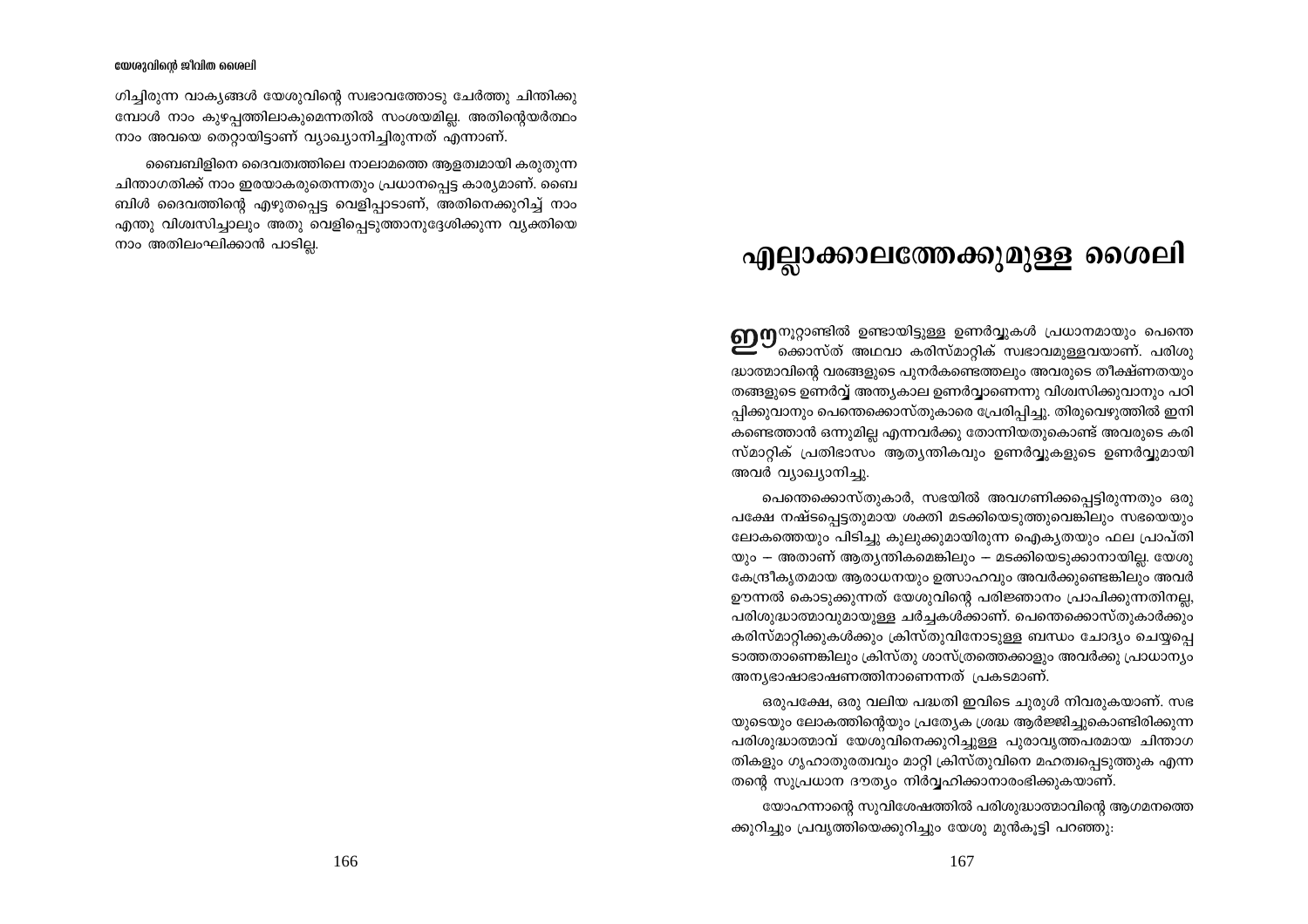ഗിച്ചിരുന്ന വാക്യങ്ങൾ യേശുവിന്റെ സ്വഭാവത്തോടു ചേർത്തു ചിന്തിക്കുമ്പോൾ നാം കുഴപ്പത്തിലാകുമെന്നതിൽ സംശയമില്ല. അതിന്റെയർത്ഥം നാം അവയെ തെറ്റായിട്ടാണ് വ്യാഖ്യാനിച്ചിരുന്നത് എന്നാണ്.

ബൈബിളിനെ ദൈവത്വത്തിലെ നാലാമത്തെ ആളത്വമായി കരുതുന്ന ചിന്താഗതിക്ക് നാം ഇരയാകരുതെന്നതും പ്രധാനപ്പെട്ട കാര്യമാണ്. ബൈബിൾ ദൈവത്തിന്റെ എഴുതപ്പെട്ട വെളിപ്പാടാണ്, അതിനെക്കുറിച്ച് നാം എന്തു വിശ്വസിച്ചാലും അതു വെളിപ്പെടുത്താനുദ്ദേശിക്കുന്ന വ്യക്തിയെ നാം അതിലംഘിക്കാൻ പാടില്ല.

# എല്ലാക്കാലത്തേക്കുമുള്ള ശൈലി

ഈ നൂറ്റാണ്ടിൽ ഉണ്ടായിട്ടുള്ള ഉണർവ്വുകൾ പ്രധാനമായും പെന്തെക്കൊസ്ത് അഥവാ കരിസ്മാറ്റിക് സ്വഭാവമുള്ളവയാണ്. പരിശുദ്ധാത്മാവിന്റെ വരങ്ങളുടെ പുനർകണ്ടെത്തലും അവരുടെ തീക്ഷ്ണതയും തങ്ങളുടെ ഉണർവ്വ് അന്ത്യകാല ഉണർവ്വാണെന്നു വിശ്വസിക്കുവാനും പഠിപ്പിക്കുവാനും പെന്തെക്കൊസ്തുകാരെ പ്രേരിപ്പിച്ചു. തിരുവെഴുത്തിൽ ഇനി കണ്ടെത്താൻ ഒന്നുമില്ല എന്നവർക്കു തോന്നിയതുകൊണ്ട് അവരുടെ കരിസ്മാറ്റിക് പ്രതിഭാസം ആത്യന്തികവും ഉണർവ്വുകളുടെ ഉണർവ്വുമായി അവർ വ്യാഖ്യാനിച്ചു.

പെന്തെക്കൊസ്തുകാർ, സഭയിൽ അവഗണിക്കപ്പെട്ടിരുന്നതും ഒരു പക്ഷേ നഷ്ടപ്പെട്ടതുമായ ശക്തി മടക്കിയെടുത്തുവെങ്കിലും സഭയെയും ലോകത്തെയും പിടിച്ചു കുലുക്കുമായിരുന്ന ഐക്യതയും ഫല പ്രാപ്തിയും – അതാണ് ആത്യന്തികമെങ്കിലും – മടക്കിയെടുക്കാനായില്ല. യേശു കേന്ദ്രീകൃതമായ ആരാധനയും ഉത്സാഹവും അവർക്കുണ്ടെങ്കിലും അവർ ഊന്നൽ കൊടുക്കുന്നത് യേശുവിന്റെ പരിജ്ഞാനം പ്രാപിക്കുന്നതിനല്ല, പരിശുദ്ധാത്മാവുമായുള്ള ചർച്ചകൾക്കാണ്. പെന്തെക്കൊസ്തുകാർക്കും കരിസ്മാറ്റിക്കുകൾക്കും ക്രിസ്തുവിനോടുള്ള ബന്ധം ചോദ്യം ചെയ്യപ്പെടാത്തതാണെങ്കിലും ക്രിസ്തു ശാസ്ത്രത്തെക്കാളും അവർക്കു പ്രാധാന്യം അന്യഭാഷാഭാഷണത്തിനാണെന്നത് പ്രകടമാണ്.

ഒരുപക്ഷേ, ഒരു വലിയ പദ്ധതി ഇവിടെ ചുരുൾ നിവരുകയാണ്. സഭയുടെയും ലോകത്തിന്റെയും പ്രത്യേക ശ്രദ്ധ ആർജ്ജിച്ചുകൊണ്ടിരിക്കുന്ന പരിശുദ്ധാത്മാവ് യേശുവിനെക്കുറിച്ചുള്ള പുരാവൃത്തപരമായ ചിന്താഗതികളും ഗൃഹാതുരത്വവും മാറ്റി ക്രിസ്തുവിനെ മഹത്വപ്പെടുത്തുക എന്ന തന്റെ സുപ്രധാന ദൗത്യം നിർവ്വഹിക്കാനാരംഭിക്കുകയാണ്.

യോഹന്നാന്റെ സുവിശേഷത്തിൽ പരിശുദ്ധാത്മാവിന്റെ ആഗമനത്തെക്കുറിച്ചും പ്രവൃത്തിയെക്കുറിച്ചും യേശു മുൻകൂട്ടി പറഞ്ഞു: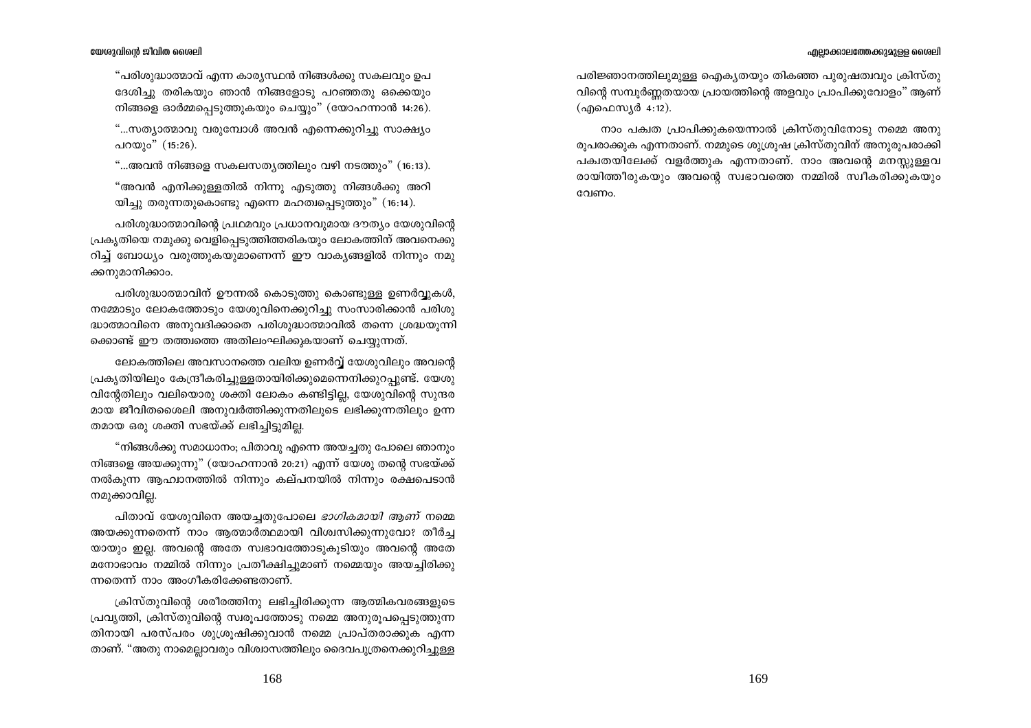"പരിശുദ്ധാത്മാവ് എന്ന കാര്യസ്ഥൻ നിങ്ങൾക്കു സകലവും ഉപദേശിച്ചു തരികയും ഞാൻ നിങ്ങളോടു പറഞ്ഞതു ഒക്കെയും നിങ്ങളെ ഓർമ്മപ്പെടുത്തുകയും ചെയ്യും" (യോഹന്നാൻ 14:26).

"...സത്യാത്മാവു വരുമ്പോൾ അവൻ എന്നെക്കുറിച്ചു സാക്ഷ്യം പറയും" (15:26).

"...അവൻ നിങ്ങളെ സകലസത്യത്തിലും വഴി നടത്തും" (16:13).

"അവൻ എനിക്കുള്ളതിൽ നിന്നു എടുത്തു നിങ്ങൾക്കു അറിയിച്ചു തരുന്നതുകൊണ്ടു എന്നെ മഹത്വപ്പെടുത്തും" (16:14).

പരിശുദ്ധാത്മാവിന്റെ പ്രഥമവും പ്രധാനവുമായ ദൗത്യം യേശുവിന്റെ പ്രകൃതിയെ നമുക്കു വെളിപ്പെടുത്തിത്തരികയും ലോകത്തിന് അവനെക്കുറിച്ച് ബോധ്യം വരുത്തുകയുമാണെന്ന് ഈ വാക്യങ്ങളിൽ നിന്നും നമുക്കനുമാനിക്കാം.

പരിശുദ്ധാത്മാവിന് ഊന്നൽ കൊടുത്തു കൊണ്ടുള്ള ഉണർവ്വുകൾ, നമ്മോടും ലോകത്തോടും യേശുവിനെക്കുറിച്ചു സംസാരിക്കാൻ പരിശുദ്ധാത്മാവിനെ അനുവദിക്കാതെ പരിശുദ്ധാത്മാവിൽ തന്നെ ശ്രദ്ധയൂന്നിക്കൊണ്ട് ഈ തത്ത്വത്തെ അതിലംഘിക്കുകയാണ് ചെയ്യുന്നത്.

ലോകത്തിലെ അവസാനത്തെ വലിയ ഉണർവ്വ് യേശുവിലും അവന്റെ പ്രകൃതിയിലും കേന്ദ്രീകരിച്ചുള്ളതായിരിക്കുമെന്നെനിക്കുറപ്പുണ്ട്. യേശുവിന്റേതിലും വലിയൊരു ശക്തി ലോകം കണ്ടിട്ടില്ല, യേശുവിന്റെ സുന്ദരമായ ജീവിതശൈലി അനുവർത്തിക്കുന്നതിലൂടെ ലഭിക്കുന്നതിലും ഉന്നതമായ ഒരു ശക്തി സഭയ്ക്ക് ലഭിച്ചിട്ടുമില്ല.

"നിങ്ങൾക്കു സമാധാനം; പിതാവു എന്നെ അയച്ചതു പോലെ ഞാനും നിങ്ങളെ അയക്കുന്നു" (യോഹന്നാൻ 20:21) എന്ന് യേശു തന്റെ സഭയ്ക്ക് നൽകുന്ന ആഹ്വാനത്തിൽ നിന്നും കല്പനയിൽ നിന്നും രക്ഷപെടാൻ നമുക്കാവില്ല.

പിതാവ് യേശുവിനെ അയച്ചതുപോലെ *ഭാഗികമായി ആണ്* നമ്മെ അയക്കുന്നതെന്ന് നാം ആത്മാർത്ഥമായി വിശ്വസിക്കുന്നുവോ? തീർച്ചയായും ഇല്ല. അവന്റെ അതേ സ്വഭാവത്തോടുകൂടിയും അവന്റെ അതേ മനോഭാവം നമ്മിൽ നിന്നും പ്രതീക്ഷിച്ചുമാണ് നമ്മെയും അയച്ചിരിക്കുന്നതെന്ന് നാം അംഗീകരിക്കേണ്ടതാണ്.

ക്രിസ്തുവിന്റെ ശരീരത്തിനു ലഭിച്ചിരിക്കുന്ന ആത്മികവരങ്ങളുടെ പ്രവൃത്തി, ക്രിസ്തുവിന്റെ സ്വരൂപത്തോടു നമ്മെ അനുരൂപപ്പെടുത്തുന്നതിനായി പരസ്പരം ശുശ്രൂഷിക്കുവാൻ നമ്മെ പ്രാപ്തരാക്കുക എന്നതാണ്. "അതു നാമെല്ലാവരും വിശ്വാസത്തിലും ദൈവപുത്രനെക്കുറിച്ചുള്ള പരിജ്ഞാനത്തിലുമുള്ള ഐക്യതയും തികഞ്ഞ പുരുഷത്വവും ക്രിസ്തുവിന്റെ സമ്പൂർണ്ണതയായ പ്രായത്തിന്റെ അളവും പ്രാപിക്കുവോളം" ആണ് (എഫെസ്യർ 4:12).

നാം പക്വത പ്രാപിക്കുകയെന്നാൽ ക്രിസ്തുവിനോടു നമ്മെ അനുരൂപരാക്കുക എന്നതാണ്. നമ്മുടെ ശുശ്രൂഷ ക്രിസ്തുവിന് അനുരൂപരാക്കി പക്വതയിലേക്ക് വളർത്തുക എന്നതാണ്. നാം അവന്റെ മനസ്സുള്ളവരായിത്തീരുകയും അവന്റെ സ്വഭാവത്തെ നമ്മിൽ സ്വീകരിക്കുകയും വേണം.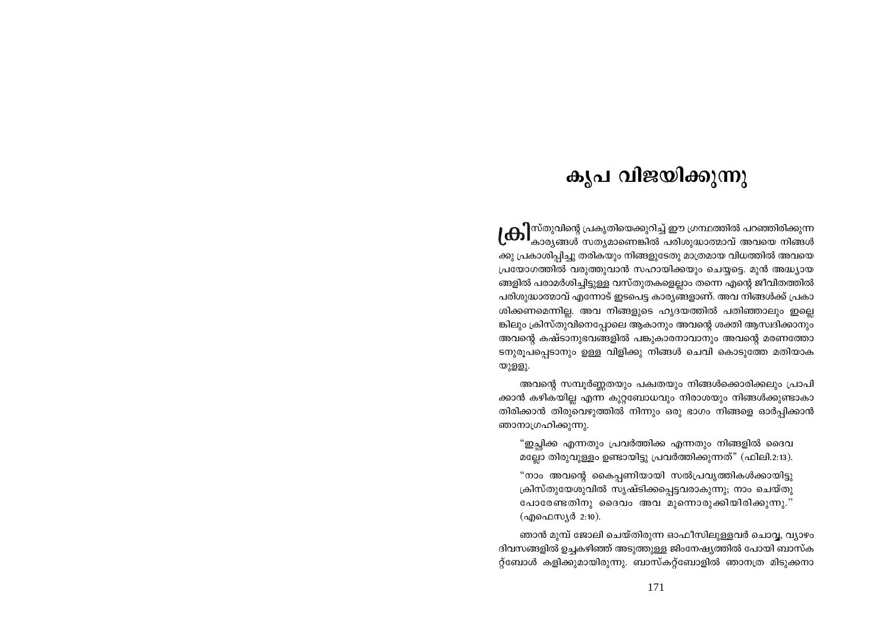# കൃപ വിജയിക്കുന്നു

ക്രിസ്തുവിന്റെ പ്രകൃതിയെക്കുറിച്ച് ഈ ഗ്രന്ഥത്തിൽ പറഞ്ഞിരിക്കുന്ന കാര്യങ്ങൾ സത്യമാണെങ്കിൽ പരിശുദ്ധാത്മാവ് അവയെ നിങ്ങൾക്കു പ്രകാശിപ്പിച്ചു തരികയും നിങ്ങളുടേതു മാത്രമായ വിധത്തിൽ അവയെ പ്രയോഗത്തിൽ വരുത്തുവാൻ സഹായിക്കയും ചെയ്യട്ടെ. മുൻ അദ്ധ്യായങ്ങളിൽ പരാമർശിച്ചിട്ടുള്ള വസ്തുതകളെല്ലാം തന്നെ എന്റെ ജീവിതത്തിൽ പരിശുദ്ധാത്മാവ് എന്നോട് ഇടപെട്ട കാര്യങ്ങളാണ്. അവ നിങ്ങൾക്ക് പ്രകാശിക്കണമെന്നില്ല. അവ നിങ്ങളുടെ ഹൃദയത്തിൽ പതിഞ്ഞാലും ഇല്ലെങ്കിലും ക്രിസ്തുവിനെപ്പോലെ ആകാനും അവന്റെ ശക്തി ആസ്വദിക്കാനും അവന്റെ കഷ്ടാനുഭവങ്ങളിൽ പങ്കുകാരനാവാനും അവന്റെ മരണത്തോടനുരൂപപ്പെടാനും ഉള്ള വിളിക്കു നിങ്ങൾ ചെവി കൊടുത്തേ മതിയാകയുള്ളു.

അവന്റെ സമ്പൂർണ്ണതയും പക്വതയും നിങ്ങൾക്കൊരിക്കലും പ്രാപിക്കാൻ കഴികയില്ല എന്ന കുറ്റബോധവും നിരാശയും നിങ്ങൾക്കുണ്ടാകാതിരിക്കാൻ തിരുവെഴുത്തിൽ നിന്നും ഒരു ഭാഗം നിങ്ങളെ ഓർപ്പിക്കാൻ ഞാനാഗ്രഹിക്കുന്നു.

> "ഇച്ഛിക്ക എന്നതും പ്രവർത്തിക്ക എന്നതും നിങ്ങളിൽ ദൈവമല്ലോ തിരുവുള്ളം ഉണ്ടായിട്ടു പ്രവർത്തിക്കുന്നത്" (ഫിലി.2:13).

> "നാം അവന്റെ കൈപ്പണിയായി സൽപ്രവൃത്തികൾക്കായിട്ടു ക്രിസ്തുയേശുവിൽ സൃഷ്ടിക്കപ്പെട്ടവരാകുന്നു; നാം ചെയ്തു പോരേണ്ടതിനു ദൈവം അവ മുന്നൊരുക്കിയിരിക്കുന്നു." (എഫെസ്യർ 2:10).

ഞാൻ മുമ്പ് ജോലി ചെയ്തിരുന്ന ഓഫീസിലുള്ളവർ ചൊവ്വ, വ്യാഴം ദിവസങ്ങളിൽ ഉച്ചകഴിഞ്ഞ് അടുത്തുള്ള ജിംനേഷ്യത്തിൽ പോയി ബാസ്കറ്റ്ബോൾ കളിക്കുമായിരുന്നു. ബാസ്കറ്റ്ബോളിൽ ഞാനത്ര മിടുക്കനാ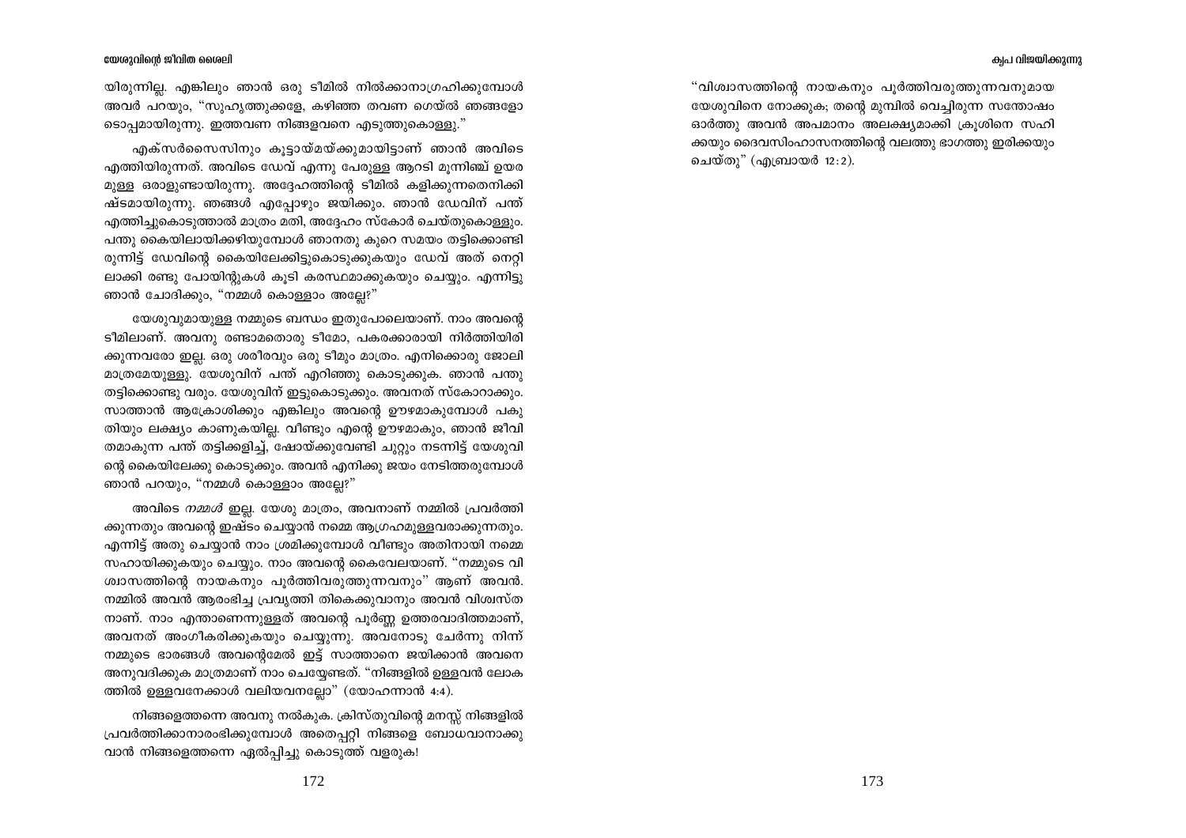യിരുന്നില്ല. എങ്കിലും ഞാൻ ഒരു ടീമിൽ നിൽക്കാനാഗ്രഹിക്കുമ്പോൾ അവർ പറയും, "സുഹൃത്തുക്കളേ, കഴിഞ്ഞ തവണ ഗെയ്ൽ ഞങ്ങളോടൊപ്പമായിരുന്നു. ഇത്തവണ നിങ്ങളവനെ എടുത്തുകൊള്ളു."

എക്സർസൈസിനും കൂട്ടായ്മയ്ക്കുമായിട്ടാണ് ഞാൻ അവിടെ എത്തിയിരുന്നത്. അവിടെ ഡേവ് എന്നു പേരുള്ള ആറടി മൂന്നിഞ്ച് ഉയരമുള്ള ഒരാളുണ്ടായിരുന്നു. അദ്ദേഹത്തിന്റെ ടീമിൽ കളിക്കുന്നതെനിക്കിഷ്ടമായിരുന്നു. ഞങ്ങൾ എപ്പോഴും ജയിക്കും. ഞാൻ ഡേവിന് പന്ത് എത്തിച്ചുകൊടുത്താൽ മാത്രം മതി, അദ്ദേഹം സ്കോർ ചെയ്തുകൊള്ളും. പന്തു കൈയിലായിക്കഴിയുമ്പോൾ ഞാനതു കുറെ സമയം തട്ടിക്കൊണ്ടിരുന്നിട്ട് ഡേവിന്റെ കൈയിലേക്കിട്ടുകൊടുക്കുകയും ഡേവ് അത് നെറ്റിലാക്കി രണ്ടു പോയിന്റുകൾ കൂടി കരസ്ഥമാക്കുകയും ചെയ്യും. എന്നിട്ടു ഞാൻ ചോദിക്കും, "നമ്മൾ കൊള്ളാം അല്ലേ?"

യേശുവുമായുള്ള നമ്മുടെ ബന്ധം ഇതുപോലെയാണ്. നാം അവന്റെ ടീമിലാണ്. അവനു രണ്ടാമതൊരു ടീമോ, പകരക്കാരായി നിർത്തിയിരിക്കുന്നവരോ ഇല്ല. ഒരു ശരീരവും ഒരു ടീമും മാത്രം. എനിക്കൊരു ജോലി മാത്രമേയുള്ളു. യേശുവിന് പന്ത് എറിഞ്ഞു കൊടുക്കുക. ഞാൻ പന്തു തട്ടിക്കൊണ്ടു വരും. യേശുവിന് ഇട്ടുകൊടുക്കും. അവനത് സ്കോറാക്കും. സാത്താൻ ആക്രോശിക്കും എങ്കിലും അവന്റെ ഊഴമാകുമ്പോൾ പകുതിയും ലക്ഷ്യം കാണുകയില്ല. വീണ്ടും എന്റെ ഊഴമാകും, ഞാൻ ജീവിതമാകുന്ന പന്ത് തട്ടിക്കളിച്ച്, ഷോയ്ക്കുവേണ്ടി ചുറ്റും നടന്നിട്ട് യേശുവിന്റെ കൈയിലേക്കു കൊടുക്കും. അവൻ എനിക്കു ജയം നേടിത്തരുമ്പോൾ ഞാൻ പറയും, "നമ്മൾ കൊള്ളാം അല്ലേ?"

അവിടെ *നമ്മൾ* ഇല്ല. യേശു മാത്രം, അവനാണ് നമ്മിൽ പ്രവർത്തിക്കുന്നതും അവന്റെ ഇഷ്ടം ചെയ്യാൻ നമ്മെ ആഗ്രഹമുള്ളവരാക്കുന്നതും. എന്നിട്ട് അതു ചെയ്യാൻ നാം ശ്രമിക്കുമ്പോൾ വീണ്ടും അതിനായി നമ്മെ സഹായിക്കുകയും ചെയ്യും. നാം അവന്റെ കൈവേലയാണ്. "നമ്മുടെ വിശ്വാസത്തിന്റെ നായകനും പൂർത്തിവരുത്തുന്നവനും" ആണ് അവൻ. നമ്മിൽ അവൻ ആരംഭിച്ച പ്രവൃത്തി തികെക്കുവാനും അവൻ വിശ്വസ്തനാണ്. നാം എന്താണെന്നുള്ളത് അവന്റെ പൂർണ്ണ ഉത്തരവാദിത്തമാണ്, അവനത് അംഗീകരിക്കുകയും ചെയ്യുന്നു. അവനോടു ചേർന്നു നിന്ന് നമ്മുടെ ഭാരങ്ങൾ അവന്റെമേൽ ഇട്ട് സാത്താനെ ജയിക്കാൻ അവനെ അനുവദിക്കുക മാത്രമാണ് നാം ചെയ്യേണ്ടത്. "നിങ്ങളിൽ ഉള്ളവൻ ലോകത്തിൽ ഉള്ളവനേക്കാൾ വലിയവനല്ലോ" (യോഹന്നാൻ 4:4).

നിങ്ങളെത്തന്നെ അവനു നൽകുക. ക്രിസ്തുവിന്റെ മനസ്സ് നിങ്ങളിൽ പ്രവർത്തിക്കാനാരംഭിക്കുമ്പോൾ അതെപ്പറ്റി നിങ്ങളെ ബോധവാനാക്കുവാൻ നിങ്ങളെത്തന്നെ ഏൽപ്പിച്ചു കൊടുത്ത് വളരുക!

"വിശ്വാസത്തിന്റെ നായകനും പൂർത്തിവരുത്തുന്നവനുമായ യേശുവിനെ നോക്കുക; തന്റെ മുമ്പിൽ വെച്ചിരുന്ന സന്തോഷം ഓർത്തു അവൻ അപമാനം അലക്ഷ്യമാക്കി ക്രൂശിനെ സഹിക്കയും ദൈവസിംഹാസനത്തിന്റെ വലത്തു ഭാഗത്തു ഇരിക്കയും ചെയ്തു" (എബ്രായർ 12:2).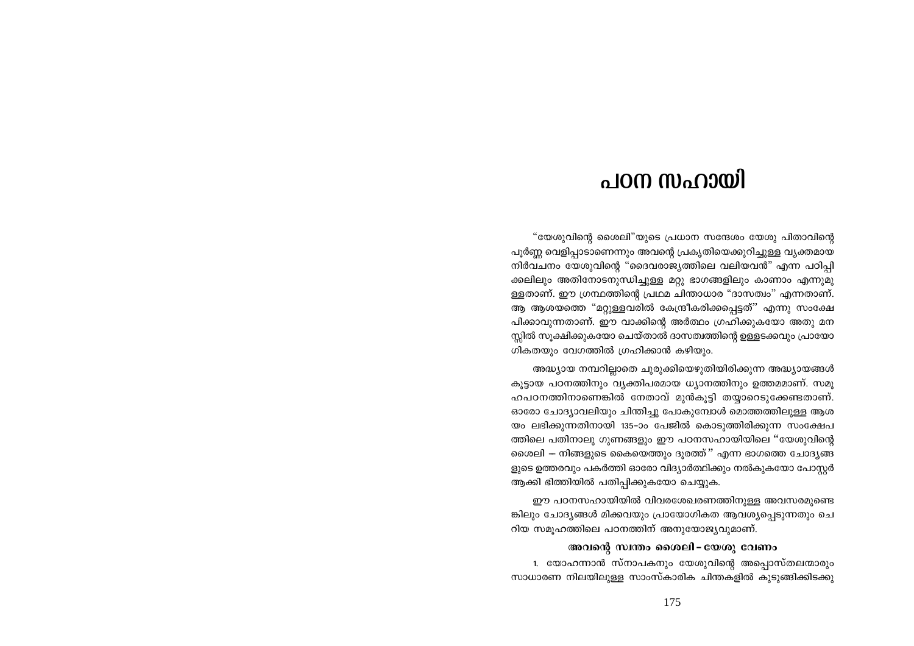# പഠന സഹായി

"യേശുവിന്റെ ശൈലി"യുടെ പ്രധാന സന്ദേശം യേശു പിതാവിന്റെ പൂർണ്ണ വെളിപ്പാടാണെന്നും അവന്റെ പ്രകൃതിയെക്കുറിച്ചുള്ള വ്യക്തമായ നിർവചനം യേശുവിന്റെ "ദൈവരാജ്യത്തിലെ വലിയവൻ" എന്ന പഠിപ്പിക്കലിലും അതിനോടനുബന്ധിച്ചുള്ള മറ്റു ഭാഗങ്ങളിലും കാണാം എന്നുമുള്ളതാണ്. ഈ ഗ്രന്ഥത്തിന്റെ പ്രഥമ ചിന്താധാര "ദാസത്വം" എന്നതാണ്. ആ ആശയത്തെ "മറ്റുള്ളവരിൽ കേന്ദ്രീകരിക്കപ്പെട്ടത്" എന്നു സംക്ഷേപിക്കാവുന്നതാണ്. ഈ വാക്കിന്റെ അർത്ഥം ഗ്രഹിക്കുകയോ അതു മനസ്സിൽ സൂക്ഷിക്കുകയോ ചെയ്താൽ ദാസത്വത്തിന്റെ ഉള്ളടക്കവും പ്രായോഗികതയും വേഗത്തിൽ ഗ്രഹിക്കാൻ കഴിയും.

അദ്ധ്യായ നമ്പറില്ലാതെ ചുരുക്കിയെഴുതിയിരിക്കുന്ന അദ്ധ്യായങ്ങൾ കൂട്ടായ പഠനത്തിനും വ്യക്തിപരമായ ധ്യാനത്തിനും ഉത്തമമാണ്. സമൂഹപഠനത്തിനാണെങ്കിൽ നേതാവ് മുൻകൂട്ടി തയ്യാറെടുക്കേണ്ടതാണ്. ഓരോ ചോദ്യാവലിയും ചിന്തിച്ചു പോകുമ്പോൾ മൊത്തത്തിലുള്ള ആശയം ലഭിക്കുന്നതിനായി 135-ാം പേജിൽ കൊടുത്തിരിക്കുന്ന സംക്ഷേപത്തിലെ പതിനാലു ഗുണങ്ങളും ഈ പഠനസഹായിയിലെ "യേശുവിന്റെ ശൈലി – നിങ്ങളുടെ കൈയെത്തും ദൂരത്ത്" എന്ന ഭാഗത്തെ ചോദ്യങ്ങളുടെ ഉത്തരവും പകർത്തി ഓരോ വിദ്യാർത്ഥിക്കും നൽകുകയോ പോസ്റ്റർ ആക്കി ഭിത്തിയിൽ പതിപ്പിക്കുകയോ ചെയ്യുക.

ഈ പഠനസഹായിയിൽ വിവരശേഖരണത്തിനുള്ള അവസരമുണ്ടെങ്കിലും ചോദ്യങ്ങൾ മിക്കവയും പ്രായോഗികത ആവശ്യപ്പെടുന്നതും ചെറിയ സമൂഹത്തിലെ പഠനത്തിന് അനുയോജ്യവുമാണ്.

### അവന്റെ സ്വന്തം ശൈലി – യേശു വേണം

1. യോഹന്നാൻ സ്നാപകനും യേശുവിന്റെ അപ്പൊസ്തലന്മാരും സാധാരണ നിലയിലുള്ള സാംസ്കാരിക ചിന്തകളിൽ കുടുങ്ങിക്കിടക്കു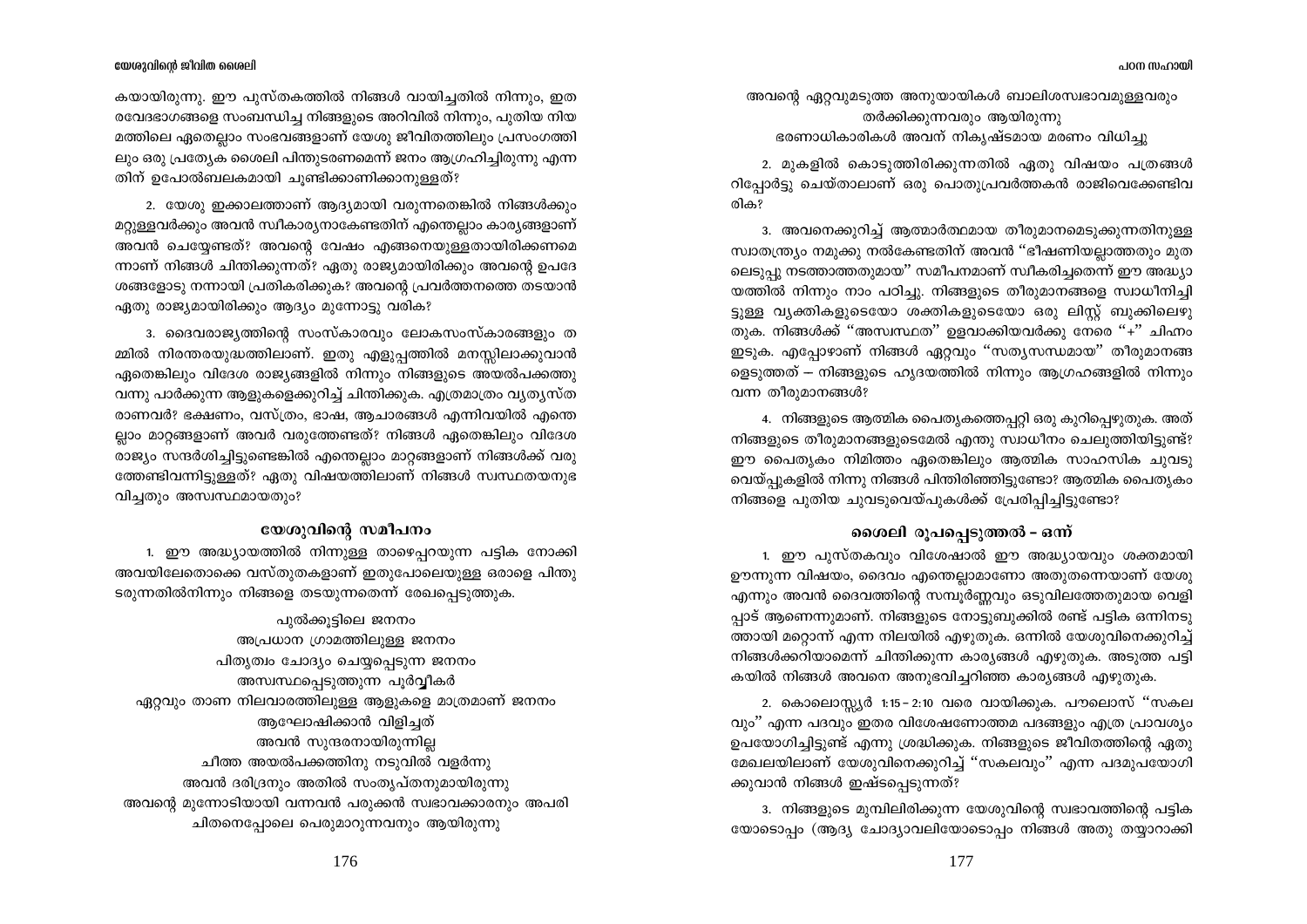കയായിരുന്നു. ഈ പുസ്തകത്തിൽ നിങ്ങൾ വായിച്ചതിൽ നിന്നും, ഇത രവേദഭാഗങ്ങളെ സംബന്ധിച്ച നിങ്ങളുടെ അറിവിൽ നിന്നും, പുതിയ നിയ മത്തിലെ ഏതെല്ലാം സംഭവങ്ങളാണ് യേശു ജീവിതത്തിലും പ്രസംഗത്തി ലും ഒരു പ്രത്യേക ശൈലി പിന്തുടരണമെന്ന് ജനം ആഗ്രഹിച്ചിരുന്നു എന്ന തിന് ഉപോൽബലകമായി ചൂണ്ടിക്കാണിക്കാനുള്ളത്?

2. യേശു ഇക്കാലത്താണ് ആദ്യമായി വരുന്നതെങ്കിൽ നിങ്ങൾക്കും മറ്റുള്ളവർക്കും അവൻ സ്വീകാര്യനാകേണ്ടതിന് എന്തെല്ലാം കാര്യങ്ങളാണ് അവൻ ചെയ്യേണ്ടത്? അവന്റെ വേഷം എങ്ങനെയുള്ളതായിരിക്കണമെ ന്നാണ് നിങ്ങൾ ചിന്തിക്കുന്നത്? ഏതു രാജ്യമായിരിക്കും അവന്റെ ഉപദേ ശങ്ങളോടു നന്നായി പ്രതികരിക്കുക? അവന്റെ പ്രവർത്തനത്തെ തടയാൻ ഏതു രാജ്യമായിരിക്കും ആദ്യം മുന്നോട്ടു വരിക?

3. ദൈവരാജ്യത്തിന്റെ സംസ്കാരവും ലോകസംസ്കാരങ്ങളും ത മ്മിൽ നിരന്തരയുദ്ധത്തിലാണ്. ഇതു എളുപ്പത്തിൽ മനസ്സിലാക്കുവാൻ ഏതെങ്കിലും വിദേശ രാജ്യങ്ങളിൽ നിന്നും നിങ്ങളുടെ അയൽപക്കത്തു വന്നു പാർക്കുന്ന ആളുകളെക്കുറിച്ച് ചിന്തിക്കുക. എത്രമാത്രം വ്യത്യസ്ത രാണവർ? ഭക്ഷണം, വസ്ത്രം, ഭാഷ, ആചാരങ്ങൾ എന്നിവയിൽ എന്തെ ല്ലാം മാറ്റങ്ങളാണ് അവർ വരുത്തേണ്ടത്? നിങ്ങൾ ഏതെങ്കിലും വിദേശ രാജ്യം സന്ദർശിച്ചിട്ടുണ്ടെങ്കിൽ എന്തെല്ലാം മാറ്റങ്ങളാണ് നിങ്ങൾക്ക് വരു ത്തേണ്ടിവന്നിട്ടുള്ളത്? ഏതു വിഷയത്തിലാണ് നിങ്ങൾ സ്വസ്ഥതയനുഭ വിച്ചതും അസ്വസ്ഥമായതും?

## യേശുവിന്റെ സമീപനം

1. ഈ അദ്ധ്യായത്തിൽ നിന്നുള്ള താഴെപ്പറയുന്ന പട്ടിക നോക്കി അവയിലേതൊക്കെ വസ്തുതകളാണ് ഇതുപോലെയുള്ള ഒരാളെ പിന്തു ടരുന്നതിൽനിന്നും നിങ്ങളെ തടയുന്നതെന്ന് രേഖപ്പെടുത്തുക.

പുൽക്കൂട്ടിലെ ജനനം
അപ്രധാന ഗ്രാമത്തിലുള്ള ജനനം
പിതൃത്വം ചോദ്യം ചെയ്യപ്പെടുന്ന ജനനം
അസ്വസ്ഥപ്പെടുത്തുന്ന പൂർവ്വീകർ
ഏറ്റവും താണ നിലവാരത്തിലുള്ള ആളുകളെ മാത്രമാണ് ജനനം ആഘോഷിക്കാൻ വിളിച്ചത്
അവൻ സുന്ദരനായിരുന്നില്ല
ചീത്ത അയൽപക്കത്തിനു നടുവിൽ വളർന്നു
അവൻ ദരിദ്രനും അതിൽ സംതൃപ്തനുമായിരുന്നു
അവന്റെ മുന്നോടിയായി വന്നവൻ പരുക്കൻ സ്വഭാവക്കാരനും അപരി ചിതനെപ്പോലെ പെരുമാറുന്നവനും ആയിരുന്നു
അവന്റെ ഏറ്റവുമടുത്ത അനുയായികൾ ബാലിശസ്വഭാവമുള്ളവരും തർക്കിക്കുന്നവരും ആയിരുന്നു
ഭരണാധികാരികൾ അവന് നികൃഷ്ടമായ മരണം വിധിച്ചു

2. മുകളിൽ കൊടുത്തിരിക്കുന്നതിൽ ഏതു വിഷയം പത്രങ്ങൾ റിപ്പോർട്ടു ചെയ്താലാണ് ഒരു പൊതുപ്രവർത്തകൻ രാജിവെക്കേണ്ടിവ രിക?

3. അവനെക്കുറിച്ച് ആത്മാർത്ഥമായ തീരുമാനമെടുക്കുന്നതിനുള്ള സ്വാതന്ത്ര്യം നമുക്കു നൽകേണ്ടതിന് അവൻ "ഭീഷണിയല്ലാത്തതും മുത ലെടുപ്പു നടത്താത്തതുമായ" സമീപനമാണ് സ്വീകരിച്ചതെന്ന് ഈ അദ്ധ്യാ യത്തിൽ നിന്നും നാം പഠിച്ചു. നിങ്ങളുടെ തീരുമാനങ്ങളെ സ്വാധീനിച്ചി ട്ടുള്ള വ്യക്തികളുടെയോ ശക്തികളുടെയോ ഒരു ലിസ്റ്റ് ബുക്കിലെഴു തുക. നിങ്ങൾക്ക് "അസ്വസ്ഥത" ഉളവാക്കിയവർക്കു നേരെ "+" ചിഹ്നം ഇടുക. എപ്പോഴാണ് നിങ്ങൾ ഏറ്റവും "സത്യസന്ധമായ" തീരുമാനങ്ങ ളെടുത്തത് – നിങ്ങളുടെ ഹൃദയത്തിൽ നിന്നും ആഗ്രഹങ്ങളിൽ നിന്നും വന്ന തീരുമാനങ്ങൾ?

4. നിങ്ങളുടെ ആത്മിക പൈതൃകത്തെപ്പറ്റി ഒരു കുറിപ്പെഴുതുക. അത് നിങ്ങളുടെ തീരുമാനങ്ങളുടെമേൽ എന്തു സ്വാധീനം ചെലുത്തിയിട്ടുണ്ട്? ഈ പൈതൃകം നിമിത്തം ഏതെങ്കിലും ആത്മിക സാഹസിക ചുവടു വെയ്പ്പുകളിൽ നിന്നു നിങ്ങൾ പിന്തിരിഞ്ഞിട്ടുണ്ടോ? ആത്മിക പൈതൃകം നിങ്ങളെ പുതിയ ചുവടുവെയ്പുകൾക്ക് പ്രേരിപ്പിച്ചിട്ടുണ്ടോ?

## ശൈലി രൂപപ്പെടുത്തൽ – ഒന്ന്

1. ഈ പുസ്തകവും വിശേഷാൽ ഈ അദ്ധ്യായവും ശക്തമായി ഊന്നുന്ന വിഷയം, ദൈവം എന്തെല്ലാമാണോ അതുതന്നെയാണ് യേശു എന്നും അവൻ ദൈവത്തിന്റെ സമ്പൂർണ്ണവും ഒടുവിലത്തേതുമായ വെളി പ്പാട് ആണെന്നുമാണ്. നിങ്ങളുടെ നോട്ടുബുക്കിൽ രണ്ട് പട്ടിക ഒന്നിനടു ത്തായി മറ്റൊന്ന് എന്ന നിലയിൽ എഴുതുക. ഒന്നിൽ യേശുവിനെക്കുറിച്ച് നിങ്ങൾക്കറിയാമെന്ന് ചിന്തിക്കുന്ന കാര്യങ്ങൾ എഴുതുക. അടുത്ത പട്ടി കയിൽ നിങ്ങൾ അവനെ അനുഭവിച്ചറിഞ്ഞ കാര്യങ്ങൾ എഴുതുക.

2. കൊലൊസ്സ്യർ 1:15 – 2:10 വരെ വായിക്കുക. പൗലൊസ് "സകല വും" എന്ന പദവും ഇതര വിശേഷണോത്തമ പദങ്ങളും എത്ര പ്രാവശ്യം ഉപയോഗിച്ചിട്ടുണ്ട് എന്നു ശ്രദ്ധിക്കുക. നിങ്ങളുടെ ജീവിതത്തിന്റെ ഏതു മേഖലയിലാണ് യേശുവിനെക്കുറിച്ച് "സകലവും" എന്ന പദമുപയോഗി ക്കുവാൻ നിങ്ങൾ ഇഷ്ടപ്പെടുന്നത്?

3. നിങ്ങളുടെ മുമ്പിലിരിക്കുന്ന യേശുവിന്റെ സ്വഭാവത്തിന്റെ പട്ടിക യോടൊപ്പം (ആദ്യ ചോദ്യാവലിയോടൊപ്പം നിങ്ങൾ അതു തയ്യാറാക്കി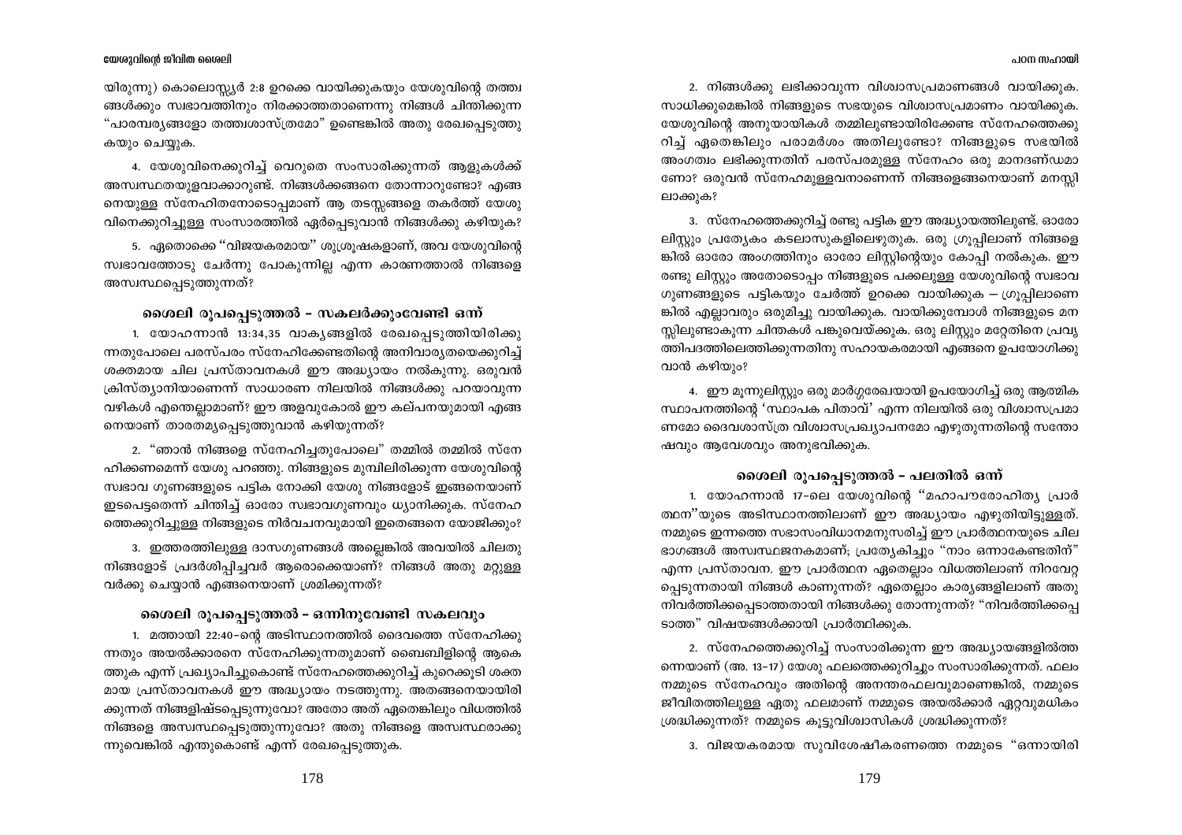യിരുന്നു) കൊലൊസ്സ്യർ 2:8 ഉറക്കെ വായിക്കുകയും യേശുവിന്റെ തത്ത്വങ്ങൾക്കും സ്വഭാവത്തിനും നിരക്കാത്തതാണെന്നു നിങ്ങൾ ചിന്തിക്കുന്ന "പാരമ്പര്യങ്ങളോ തത്ത്വശാസ്ത്രമോ" ഉണ്ടെങ്കിൽ അതു രേഖപ്പെടുത്തുകയും ചെയ്യുക.

4. യേശുവിനെക്കുറിച്ച് വെറുതെ സംസാരിക്കുന്നത് ആളുകൾക്ക് അസ്വസ്ഥതയുളവാക്കാറുണ്ട്. നിങ്ങൾക്കങ്ങനെ തോന്നാറുണ്ടോ? എങ്ങനെയുള്ള സ്നേഹിതനോടൊപ്പമാണ് ആ തടസ്സങ്ങളെ തകർത്ത് യേശുവിനെക്കുറിച്ചുള്ള സംസാരത്തിൽ ഏർപ്പെടുവാൻ നിങ്ങൾക്കു കഴിയുക?

5. ഏതൊക്കെ "വിജയകരമായ" ശുശ്രൂഷകളാണ്, അവ യേശുവിന്റെ സ്വഭാവത്തോടു ചേർന്നു പോകുന്നില്ല എന്ന കാരണത്താൽ നിങ്ങളെ അസ്വസ്ഥപ്പെടുത്തുന്നത്?

## ശൈലി രൂപപ്പെടുത്തൽ – സകലർക്കുംവേണ്ടി ഒന്ന്

1. യോഹന്നാൻ 13:34,35 വാക്യങ്ങളിൽ രേഖപ്പെടുത്തിയിരിക്കുന്നതുപോലെ പരസ്പരം സ്നേഹിക്കേണ്ടതിന്റെ അനിവാര്യതയെക്കുറിച്ച് ശക്തമായ ചില പ്രസ്താവനകൾ ഈ അദ്ധ്യായം നൽകുന്നു. ഒരുവൻ ക്രിസ്ത്യാനിയാണെന്ന് സാധാരണ നിലയിൽ നിങ്ങൾക്കു പറയാവുന്ന വഴികൾ എന്തെല്ലാമാണ്? ഈ അളവുകോൽ ഈ കല്പനയുമായി എങ്ങനെയാണ് താരതമ്യപ്പെടുത്തുവാൻ കഴിയുന്നത്?

2. "ഞാൻ നിങ്ങളെ സ്നേഹിച്ചതുപോലെ" തമ്മിൽ തമ്മിൽ സ്നേഹിക്കണമെന്ന് യേശു പറഞ്ഞു. നിങ്ങളുടെ മുമ്പിലിരിക്കുന്ന യേശുവിന്റെ സ്വഭാവ ഗുണങ്ങളുടെ പട്ടിക നോക്കി യേശു നിങ്ങളോട് ഇങ്ങനെയാണ് ഇടപെട്ടതെന്ന് ചിന്തിച്ച് ഓരോ സ്വഭാവഗുണവും ധ്യാനിക്കുക. സ്നേഹത്തെക്കുറിച്ചുള്ള നിങ്ങളുടെ നിർവചനവുമായി ഇതെങ്ങനെ യോജിക്കും?

3. ഇത്തരത്തിലുള്ള ദാസഗുണങ്ങൾ അല്ലെങ്കിൽ അവയിൽ ചിലതു നിങ്ങളോട് പ്രദർശിപ്പിച്ചവർ ആരൊക്കെയാണ്? നിങ്ങൾ അതു മറ്റുള്ളവർക്കു ചെയ്യാൻ എങ്ങനെയാണ് ശ്രമിക്കുന്നത്?

## ശൈലി രൂപപ്പെടുത്തൽ – ഒന്നിനുവേണ്ടി സകലവും

1. മത്തായി 22:40–ന്റെ അടിസ്ഥാനത്തിൽ ദൈവത്തെ സ്നേഹിക്കുന്നതും അയൽക്കാരനെ സ്നേഹിക്കുന്നതുമാണ് ബൈബിളിന്റെ ആകെത്തുക എന്ന് പ്രഖ്യാപിച്ചുകൊണ്ട് സ്നേഹത്തെക്കുറിച്ച് കുറെക്കൂടി ശക്തമായ പ്രസ്താവനകൾ ഈ അദ്ധ്യായം നടത്തുന്നു. അതങ്ങനെയായിരിക്കുന്നത് നിങ്ങളിഷ്ടപ്പെടുന്നുവോ? അതോ അത് ഏതെങ്കിലും വിധത്തിൽ നിങ്ങളെ അസ്വസ്ഥപ്പെടുത്തുന്നുവോ? അതു നിങ്ങളെ അസ്വസ്ഥരാക്കുന്നുവെങ്കിൽ എന്തുകൊണ്ട് എന്ന് രേഖപ്പെടുത്തുക.

2. നിങ്ങൾക്കു ലഭിക്കാവുന്ന വിശ്വാസപ്രമാണങ്ങൾ വായിക്കുക. സാധിക്കുമെങ്കിൽ നിങ്ങളുടെ സഭയുടെ വിശ്വാസപ്രമാണം വായിക്കുക. യേശുവിന്റെ അനുയായികൾ തമ്മിലുണ്ടായിരിക്കേണ്ട സ്നേഹത്തെക്കുറിച്ച് ഏതെങ്കിലും പരാമർശം അതിലുണ്ടോ? നിങ്ങളുടെ സഭയിൽ അംഗത്വം ലഭിക്കുന്നതിന് പരസ്പരമുള്ള സ്നേഹം ഒരു മാനദണ്ഡമാണോ? ഒരുവൻ സ്നേഹമുള്ളവനാണെന്ന് നിങ്ങളെങ്ങനെയാണ് മനസ്സിലാക്കുക?

3. സ്നേഹത്തെക്കുറിച്ച് രണ്ടു പട്ടിക ഈ അദ്ധ്യായത്തിലുണ്ട്. ഓരോ ലിസ്റ്റും പ്രത്യേകം കടലാസുകളിലെഴുതുക. ഒരു ഗ്രൂപ്പിലാണ് നിങ്ങളെങ്കിൽ ഓരോ അംഗത്തിനും ഓരോ ലിസ്റ്റിന്റെയും കോപ്പി നൽകുക. ഈ രണ്ടു ലിസ്റ്റും അതോടൊപ്പം നിങ്ങളുടെ പക്കലുള്ള യേശുവിന്റെ സ്വഭാവ ഗുണങ്ങളുടെ പട്ടികയും ചേർത്ത് ഉറക്കെ വായിക്കുക – ഗ്രൂപ്പിലാണെങ്കിൽ എല്ലാവരും ഒരുമിച്ചു വായിക്കുക. വായിക്കുമ്പോൾ നിങ്ങളുടെ മനസ്സിലുണ്ടാകുന്ന ചിന്തകൾ പങ്കുവെയ്ക്കുക. ഒരു ലിസ്റ്റും മറ്റേതിനെ പ്രവൃത്തിപഥത്തിലെത്തിക്കുന്നതിനു സഹായകരമായി എങ്ങനെ ഉപയോഗിക്കുവാൻ കഴിയും?

4. ഈ മൂന്നുലിസ്റ്റും ഒരു മാർഗ്ഗരേഖയായി ഉപയോഗിച്ച് ഒരു ആത്മിക സ്ഥാപനത്തിന്റെ 'സ്ഥാപക പിതാവ്' എന്ന നിലയിൽ ഒരു വിശ്വാസപ്രമാണമോ ദൈവശാസ്ത്ര വിശ്വാസപ്രഖ്യാപനമോ എഴുതുന്നതിന്റെ സന്തോഷവും ആവേശവും അനുഭവിക്കുക.

## ശൈലി രൂപപ്പെടുത്തൽ – പലതിൽ ഒന്ന്

1. യോഹന്നാൻ 17–ലെ യേശുവിന്റെ "മഹാപൗരോഹിത്യ പ്രാർത്ഥന"യുടെ അടിസ്ഥാനത്തിലാണ് ഈ അദ്ധ്യായം എഴുതിയിട്ടുള്ളത്. നമ്മുടെ ഇന്നത്തെ സഭാസംവിധാനമനുസരിച്ച് ഈ പ്രാർത്ഥനയുടെ ചില ഭാഗങ്ങൾ അസ്വസ്ഥജനകമാണ്; പ്രത്യേകിച്ചും "നാം ഒന്നാകേണ്ടതിന്" എന്ന പ്രസ്താവന. ഈ പ്രാർത്ഥന ഏതെല്ലാം വിധത്തിലാണ് നിറവേറ്റപ്പെടുന്നതായി നിങ്ങൾ കാണുന്നത്? ഏതെല്ലാം കാര്യങ്ങളിലാണ് അതു നിവർത്തിക്കപ്പെടാത്തതായി നിങ്ങൾക്കു തോന്നുന്നത്? "നിവർത്തിക്കപ്പെടാത്ത" വിഷയങ്ങൾക്കായി പ്രാർത്ഥിക്കുക.

2. സ്നേഹത്തെക്കുറിച്ച് സംസാരിക്കുന്ന ഈ അദ്ധ്യായങ്ങളിൽത്തന്നെയാണ് (അ. 13–17) യേശു ഫലത്തെക്കുറിച്ചും സംസാരിക്കുന്നത്. ഫലം നമ്മുടെ സ്നേഹവും അതിന്റെ അനന്തരഫലവുമാണെങ്കിൽ, നമ്മുടെ ജീവിതത്തിലുള്ള ഏതു ഫലമാണ് നമ്മുടെ അയൽക്കാർ ഏറ്റവുമധികം ശ്രദ്ധിക്കുന്നത്? നമ്മുടെ കൂട്ടുവിശ്വാസികൾ ശ്രദ്ധിക്കുന്നത്?

3. വിജയകരമായ സുവിശേഷീകരണത്തെ നമ്മുടെ "ഒന്നായിരി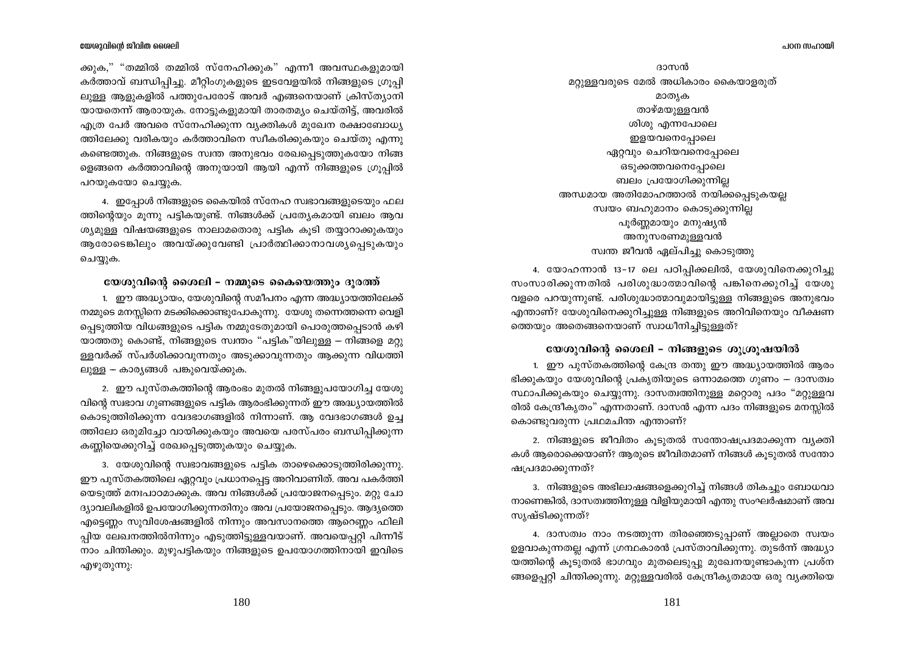ക്കുക," "തമ്മിൽ തമ്മിൽ സ്നേഹിക്കുക" എന്നീ അവസ്ഥകളുമായി കർത്താവ് ബന്ധിപ്പിച്ചു. മീറ്റിംഗുകളുടെ ഇടവേളയിൽ നിങ്ങളുടെ ഗ്രൂപ്പിലുള്ള ആളുകളിൽ പത്തുപേരോട് അവർ എങ്ങനെയാണ് ക്രിസ്ത്യാനിയായതെന്ന് ആരായുക. നോട്ടുകളുമായി താരതമ്യം ചെയ്തിട്ട്, അവരിൽ എത്ര പേർ അവരെ സ്നേഹിക്കുന്ന വ്യക്തികൾ മുഖേന രക്ഷാബോധ്യത്തിലേക്കു വരികയും കർത്താവിനെ സ്വീകരിക്കുകയും ചെയ്തു എന്നു കണ്ടെത്തുക. നിങ്ങളുടെ സ്വന്ത അനുഭവം രേഖപ്പെടുത്തുകയോ നിങ്ങളെങ്ങനെ കർത്താവിന്റെ അനുയായി ആയി എന്ന് നിങ്ങളുടെ ഗ്രൂപ്പിൽ പറയുകയോ ചെയ്യുക.

4. ഇപ്പോൾ നിങ്ങളുടെ കൈയിൽ സ്നേഹ സ്വഭാവങ്ങളുടെയും ഫലത്തിന്റെയും മൂന്നു പട്ടികയുണ്ട്. നിങ്ങൾക്ക് പ്രത്യേകമായി ബലം ആവശ്യമുള്ള വിഷയങ്ങളുടെ നാലാമതൊരു പട്ടിക കൂടി തയ്യാറാക്കുകയും ആരോടെങ്കിലും അവയ്ക്കുവേണ്ടി പ്രാർത്ഥിക്കാനാവശ്യപ്പെടുകയും ചെയ്യുക.

### യേശുവിന്റെ ശൈലി – നമ്മുടെ കൈയെത്തും ദൂരത്ത്

1. ഈ അദ്ധ്യായം, യേശുവിന്റെ സമീപനം എന്ന അദ്ധ്യായത്തിലേക്ക് നമ്മുടെ മനസ്സിനെ മടക്കിക്കൊണ്ടുപോകുന്നു. യേശു തന്നെത്തന്നെ വെളിപ്പെടുത്തിയ വിധങ്ങളുടെ പട്ടിക നമ്മുടേതുമായി പൊരുത്തപ്പെടാൻ കഴിയാത്തതു കൊണ്ട്, നിങ്ങളുടെ സ്വന്തം "പട്ടിക"യിലുള്ള – നിങ്ങളെ മറ്റുള്ളവർക്ക് സ്പർശിക്കാവുന്നതും അടുക്കാവുന്നതും ആക്കുന്ന വിധത്തിലുള്ള – കാര്യങ്ങൾ പങ്കുവെയ്ക്കുക.

2. ഈ പുസ്തകത്തിന്റെ ആരംഭം മുതൽ നിങ്ങളുപയോഗിച്ച യേശുവിന്റെ സ്വഭാവ ഗുണങ്ങളുടെ പട്ടിക ആരംഭിക്കുന്നത് ഈ അദ്ധ്യായത്തിൽ കൊടുത്തിരിക്കുന്ന വേദഭാഗങ്ങളിൽ നിന്നാണ്. ആ വേദഭാഗങ്ങൾ ഉച്ചത്തിലോ ഒരുമിച്ചോ വായിക്കുകയും അവയെ പരസ്പരം ബന്ധിപ്പിക്കുന്ന കണ്ണിയെക്കുറിച്ച് രേഖപ്പെടുത്തുകയും ചെയ്യുക.

3. യേശുവിന്റെ സ്വഭാവങ്ങളുടെ പട്ടിക താഴെക്കൊടുത്തിരിക്കുന്നു. ഈ പുസ്തകത്തിലെ ഏറ്റവും പ്രധാനപ്പെട്ട അറിവാണിത്. അവ പകർത്തിയെടുത്ത് മനഃപാഠമാക്കുക. അവ നിങ്ങൾക്ക് പ്രയോജനപ്പെടും. മറ്റു ചോദ്യാവലികളിൽ ഉപയോഗിക്കുന്നതിനും അവ പ്രയോജനപ്പെടും. ആദ്യത്തെ എട്ടെണ്ണം സുവിശേഷങ്ങളിൽ നിന്നും അവസാനത്തെ ആറെണ്ണം ഫിലിപ്പിയ ലേഖനത്തിൽനിന്നും എടുത്തിട്ടുള്ളവയാണ്. അവയെപ്പറ്റി പിന്നീട് നാം ചിന്തിക്കും. മുഴുപട്ടികയും നിങ്ങളുടെ ഉപയോഗത്തിനായി ഇവിടെ എഴുതുന്നു:

ദാസൻ
മറ്റുള്ളവരുടെ മേൽ അധികാരം കൈയാളരുത്
മാതൃക
താഴ്മയുള്ളവൻ
ശിശു എന്നപോലെ
ഇളയവനെപ്പോലെ
ഏറ്റവും ചെറിയവനെപ്പോലെ
ഒടുക്കത്തവനെപ്പോലെ
ബലം പ്രയോഗിക്കുന്നില്ല
അന്ധമായ അതിമോഹത്താൽ നയിക്കപ്പെടുകയല്ല
സ്വയം ബഹുമാനം കൊടുക്കുന്നില്ല
പൂർണ്ണമായും മനുഷ്യൻ
അനുസരണമുള്ളവൻ
സ്വന്ത ജീവൻ ഏല്പിച്ചു കൊടുത്തു

4. യോഹന്നാൻ 13–17 ലെ പഠിപ്പിക്കലിൽ, യേശുവിനെക്കുറിച്ചു സംസാരിക്കുന്നതിൽ പരിശുദ്ധാത്മാവിന്റെ പങ്കിനെക്കുറിച്ച് യേശു വളരെ പറയുന്നുണ്ട്. പരിശുദ്ധാത്മാവുമായിട്ടുള്ള നിങ്ങളുടെ അനുഭവം എന്താണ്? യേശുവിനെക്കുറിച്ചുള്ള നിങ്ങളുടെ അറിവിനെയും വീക്ഷണത്തെയും അതെങ്ങനെയാണ് സ്വാധീനിച്ചിട്ടുള്ളത്?

### യേശുവിന്റെ ശൈലി – നിങ്ങളുടെ ശുശ്രൂഷയിൽ

1. ഈ പുസ്തകത്തിന്റെ കേന്ദ്ര തന്തു ഈ അദ്ധ്യായത്തിൽ ആരംഭിക്കുകയും യേശുവിന്റെ പ്രകൃതിയുടെ ഒന്നാമത്തെ ഗുണം – ദാസത്വം സ്ഥാപിക്കുകയും ചെയ്യുന്നു. ദാസത്വത്തിനുള്ള മറ്റൊരു പദം "മറ്റുള്ളവരിൽ കേന്ദ്രീകൃതം" എന്നതാണ്. ദാസൻ എന്ന പദം നിങ്ങളുടെ മനസ്സിൽ കൊണ്ടുവരുന്ന പ്രഥമചിന്ത എന്താണ്?

2. നിങ്ങളുടെ ജീവിതം കൂടുതൽ സന്തോഷപ്രദമാക്കുന്ന വ്യക്തികൾ ആരൊക്കെയാണ്? ആരുടെ ജീവിതമാണ് നിങ്ങൾ കൂടുതൽ സന്തോഷപ്രദമാക്കുന്നത്?

3. നിങ്ങളുടെ അഭിലാഷങ്ങളെക്കുറിച്ച് നിങ്ങൾ തികച്ചും ബോധവാനാണെങ്കിൽ, ദാസത്വത്തിനുള്ള വിളിയുമായി എന്തു സംഘർഷമാണ് അവ സൃഷ്ടിക്കുന്നത്?

4. ദാസത്വം നാം നടത്തുന്ന തിരഞ്ഞെടുപ്പാണ് അല്ലാതെ സ്വയം ഉളവാകുന്നതല്ല എന്ന് ഗ്രന്ഥകാരൻ പ്രസ്താവിക്കുന്നു. തുടർന്ന് അദ്ധ്യായത്തിന്റെ കൂടുതൽ ഭാഗവും മുതലെടുപ്പു മുഖേനയുണ്ടാകുന്ന പ്രശ്നങ്ങളെപ്പറ്റി ചിന്തിക്കുന്നു. മറ്റുള്ളവരിൽ കേന്ദ്രീകൃതമായ ഒരു വ്യക്തിയെ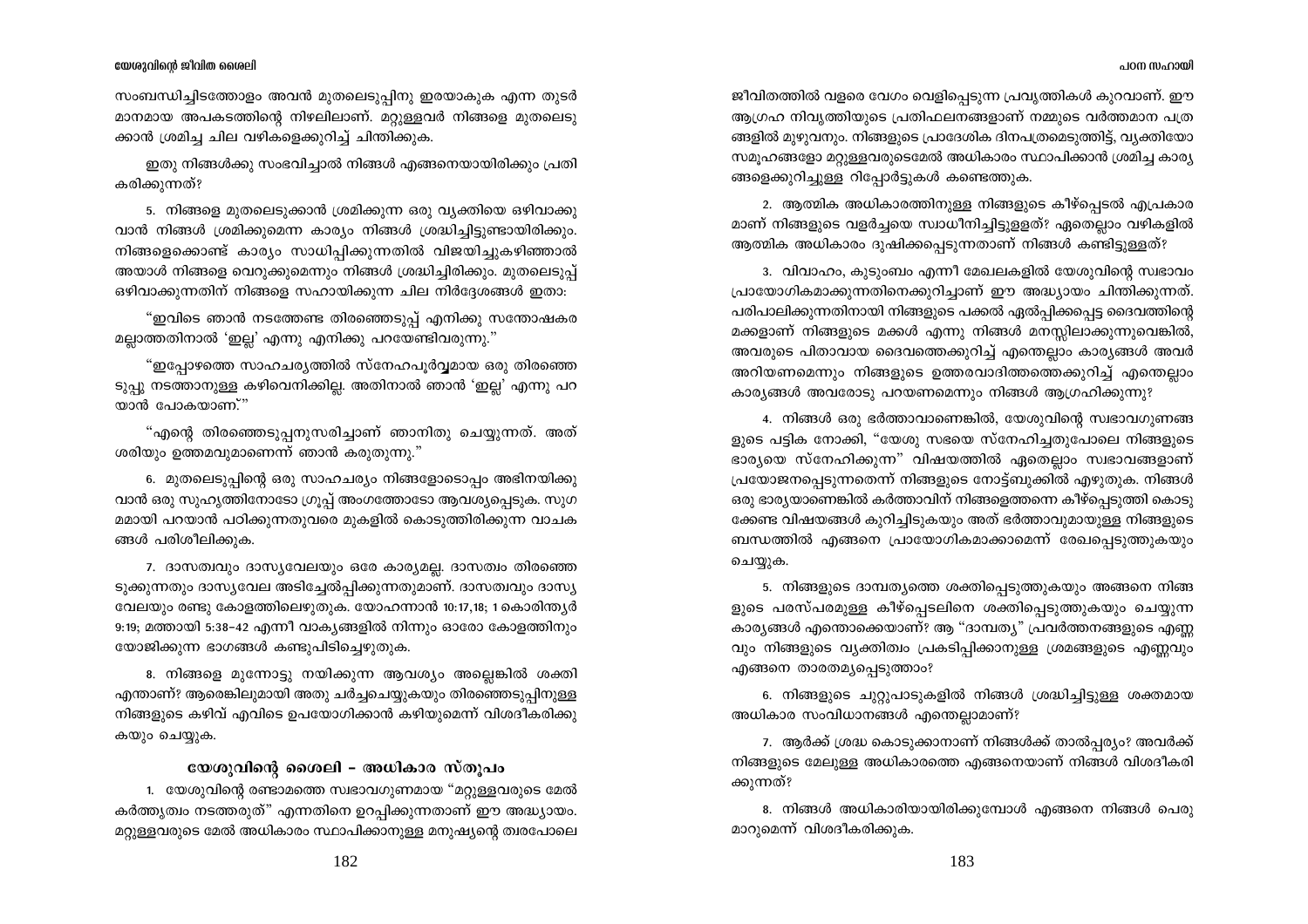സംബന്ധിച്ചിടത്തോളം അവൻ മുതലെടുപ്പിനു ഇരയാകുക എന്ന തുടർമാനമായ അപകടത്തിന്റെ നിഴലിലാണ്. മറ്റുള്ളവർ നിങ്ങളെ മുതലെടുക്കാൻ ശ്രമിച്ച ചില വഴികളെക്കുറിച്ച് ചിന്തിക്കുക.

ഇതു നിങ്ങൾക്കു സംഭവിച്ചാൽ നിങ്ങൾ എങ്ങനെയായിരിക്കും പ്രതികരിക്കുന്നത്?

5. നിങ്ങളെ മുതലെടുക്കാൻ ശ്രമിക്കുന്ന ഒരു വ്യക്തിയെ ഒഴിവാക്കുവാൻ നിങ്ങൾ ശ്രമിക്കുമെന്ന കാര്യം നിങ്ങൾ ശ്രദ്ധിച്ചിട്ടുണ്ടായിരിക്കും. നിങ്ങളെക്കൊണ്ട് കാര്യം സാധിപ്പിക്കുന്നതിൽ വിജയിച്ചുകഴിഞ്ഞാൽ അയാൾ നിങ്ങളെ വെറുക്കുമെന്നും നിങ്ങൾ ശ്രദ്ധിച്ചിരിക്കും. മുതലെടുപ്പ് ഒഴിവാക്കുന്നതിന് നിങ്ങളെ സഹായിക്കുന്ന ചില നിർദ്ദേശങ്ങൾ ഇതാ:

"ഇവിടെ ഞാൻ നടത്തേണ്ട തിരഞ്ഞെടുപ്പ് എനിക്കു സന്തോഷകരമല്ലാത്തതിനാൽ 'ഇല്ല' എന്നു എനിക്കു പറയേണ്ടിവരുന്നു."

"ഇപ്പോഴത്തെ സാഹചര്യത്തിൽ സ്നേഹപൂർവ്വമായ ഒരു തിരഞ്ഞെടുപ്പു നടത്താനുള്ള കഴിവെനിക്കില്ല. അതിനാൽ ഞാൻ 'ഇല്ല' എന്നു പറയാൻ പോകയാണ്."

"എന്റെ തിരഞ്ഞെടുപ്പനുസരിച്ചാണ് ഞാനിതു ചെയ്യുന്നത്. അത് ശരിയും ഉത്തമവുമാണെന്ന് ഞാൻ കരുതുന്നു."

6. മുതലെടുപ്പിന്റെ ഒരു സാഹചര്യം നിങ്ങളോടൊപ്പം അഭിനയിക്കുവാൻ ഒരു സുഹൃത്തിനോടോ ഗ്രൂപ്പ് അംഗത്തോടോ ആവശ്യപ്പെടുക. സുഗമമായി പറയാൻ പഠിക്കുന്നതുവരെ മുകളിൽ കൊടുത്തിരിക്കുന്ന വാചകങ്ങൾ പരിശീലിക്കുക.

7. ദാസത്വവും ദാസ്യവേലയും ഒരേ കാര്യമല്ല. ദാസത്വം തിരഞ്ഞെടുക്കുന്നതും ദാസ്യവേല അടിച്ചേൽപ്പിക്കുന്നതുമാണ്. ദാസത്വവും ദാസ്യവേലയും രണ്ടു കോളത്തിലെഴുതുക. യോഹന്നാൻ 10:17,18; 1 കൊരിന്ത്യർ 9:19; മത്തായി 5:38–42 എന്നീ വാക്യങ്ങളിൽ നിന്നും ഓരോ കോളത്തിനും യോജിക്കുന്ന ഭാഗങ്ങൾ കണ്ടുപിടിച്ചെഴുതുക.

8. നിങ്ങളെ മുന്നോട്ടു നയിക്കുന്ന ആവശ്യം അല്ലെങ്കിൽ ശക്തി എന്താണ്? ആരെങ്കിലുമായി അതു ചർച്ചചെയ്യുകയും തിരഞ്ഞെടുപ്പിനുള്ള നിങ്ങളുടെ കഴിവ് എവിടെ ഉപയോഗിക്കാൻ കഴിയുമെന്ന് വിശദീകരിക്കുകയും ചെയ്യുക.

## യേശുവിന്റെ ശൈലി – അധികാര സ്തൂപം

1. യേശുവിന്റെ രണ്ടാമത്തെ സ്വഭാവഗുണമായ "മറ്റുള്ളവരുടെ മേൽ കർതൃത്വം നടത്തരുത്" എന്നതിനെ ഉറപ്പിക്കുന്നതാണ് ഈ അദ്ധ്യായം. മറ്റുള്ളവരുടെ മേൽ അധികാരം സ്ഥാപിക്കാനുള്ള മനുഷ്യന്റെ ത്വരപോലെ ജീവിതത്തിൽ വളരെ വേഗം വെളിപ്പെടുന്ന പ്രവൃത്തികൾ കുറവാണ്. ഈ ആഗ്രഹ നിവൃത്തിയുടെ പ്രതിഫലനങ്ങളാണ് നമ്മുടെ വർത്തമാന പത്രങ്ങളിൽ മുഴുവനും. നിങ്ങളുടെ പ്രാദേശിക ദിനപത്രമെടുത്തിട്ട്, വ്യക്തിയോ സമൂഹങ്ങളോ മറ്റുള്ളവരുടെമേൽ അധികാരം സ്ഥാപിക്കാൻ ശ്രമിച്ച കാര്യങ്ങളെക്കുറിച്ചുള്ള റിപ്പോർട്ടുകൾ കണ്ടെത്തുക.

2. ആത്മിക അധികാരത്തിനുള്ള നിങ്ങളുടെ കീഴ്പ്പെടൽ എപ്രകാരമാണ് നിങ്ങളുടെ വളർച്ചയെ സ്വാധീനിച്ചിട്ടുള്ളത്? ഏതെല്ലാം വഴികളിൽ ആത്മിക അധികാരം ദുഷിക്കപ്പെടുന്നതാണ് നിങ്ങൾ കണ്ടിട്ടുള്ളത്?

3. വിവാഹം, കുടുംബം എന്നീ മേഖലകളിൽ യേശുവിന്റെ സ്വഭാവം പ്രായോഗികമാക്കുന്നതിനെക്കുറിച്ചാണ് ഈ അദ്ധ്യായം ചിന്തിക്കുന്നത്. പരിപാലിക്കുന്നതിനായി നിങ്ങളുടെ പക്കൽ ഏൽപ്പിക്കപ്പെട്ട ദൈവത്തിന്റെ മക്കളാണ് നിങ്ങളുടെ മക്കൾ എന്നു നിങ്ങൾ മനസ്സിലാക്കുന്നുവെങ്കിൽ, അവരുടെ പിതാവായ ദൈവത്തെക്കുറിച്ച് എന്തെല്ലാം കാര്യങ്ങൾ അവർ അറിയണമെന്നും നിങ്ങളുടെ ഉത്തരവാദിത്തത്തെക്കുറിച്ച് എന്തെല്ലാം കാര്യങ്ങൾ അവരോടു പറയണമെന്നും നിങ്ങൾ ആഗ്രഹിക്കുന്നു?

4. നിങ്ങൾ ഒരു ഭർത്താവാണെങ്കിൽ, യേശുവിന്റെ സ്വഭാവഗുണങ്ങളുടെ പട്ടിക നോക്കി, "യേശു സഭയെ സ്നേഹിച്ചതുപോലെ നിങ്ങളുടെ ഭാര്യയെ സ്നേഹിക്കുന്ന" വിഷയത്തിൽ ഏതെല്ലാം സ്വഭാവങ്ങളാണ് പ്രയോജനപ്പെടുന്നതെന്ന് നിങ്ങളുടെ നോട്ട്ബുക്കിൽ എഴുതുക. നിങ്ങൾ ഒരു ഭാര്യയാണെങ്കിൽ കർത്താവിന് നിങ്ങളെത്തന്നെ കീഴ്പ്പെടുത്തി കൊടുക്കേണ്ട വിഷയങ്ങൾ കുറിച്ചിടുകയും അത് ഭർത്താവുമായുള്ള നിങ്ങളുടെ ബന്ധത്തിൽ എങ്ങനെ പ്രായോഗികമാക്കാമെന്ന് രേഖപ്പെടുത്തുകയും ചെയ്യുക.

5. നിങ്ങളുടെ ദാമ്പത്യത്തെ ശക്തിപ്പെടുത്തുകയും അങ്ങനെ നിങ്ങളുടെ പരസ്പരമുള്ള കീഴ്പ്പെടലിനെ ശക്തിപ്പെടുത്തുകയും ചെയ്യുന്ന കാര്യങ്ങൾ എന്തൊക്കെയാണ്? ആ "ദാമ്പത്യ" പ്രവർത്തനങ്ങളുടെ എണ്ണവും നിങ്ങളുടെ വ്യക്തിത്വം പ്രകടിപ്പിക്കാനുള്ള ശ്രമങ്ങളുടെ എണ്ണവും എങ്ങനെ താരതമ്യപ്പെടുത്താം?

6. നിങ്ങളുടെ ചുറ്റുപാടുകളിൽ നിങ്ങൾ ശ്രദ്ധിച്ചിട്ടുള്ള ശക്തമായ അധികാര സംവിധാനങ്ങൾ എന്തെല്ലാമാണ്?

7. ആർക്ക് ശ്രദ്ധ കൊടുക്കാനാണ് നിങ്ങൾക്ക് താൽപ്പര്യം? അവർക്ക് നിങ്ങളുടെ മേലുള്ള അധികാരത്തെ എങ്ങനെയാണ് നിങ്ങൾ വിശദീകരിക്കുന്നത്?

8. നിങ്ങൾ അധികാരിയായിരിക്കുമ്പോൾ എങ്ങനെ നിങ്ങൾ പെരുമാറുമെന്ന് വിശദീകരിക്കുക.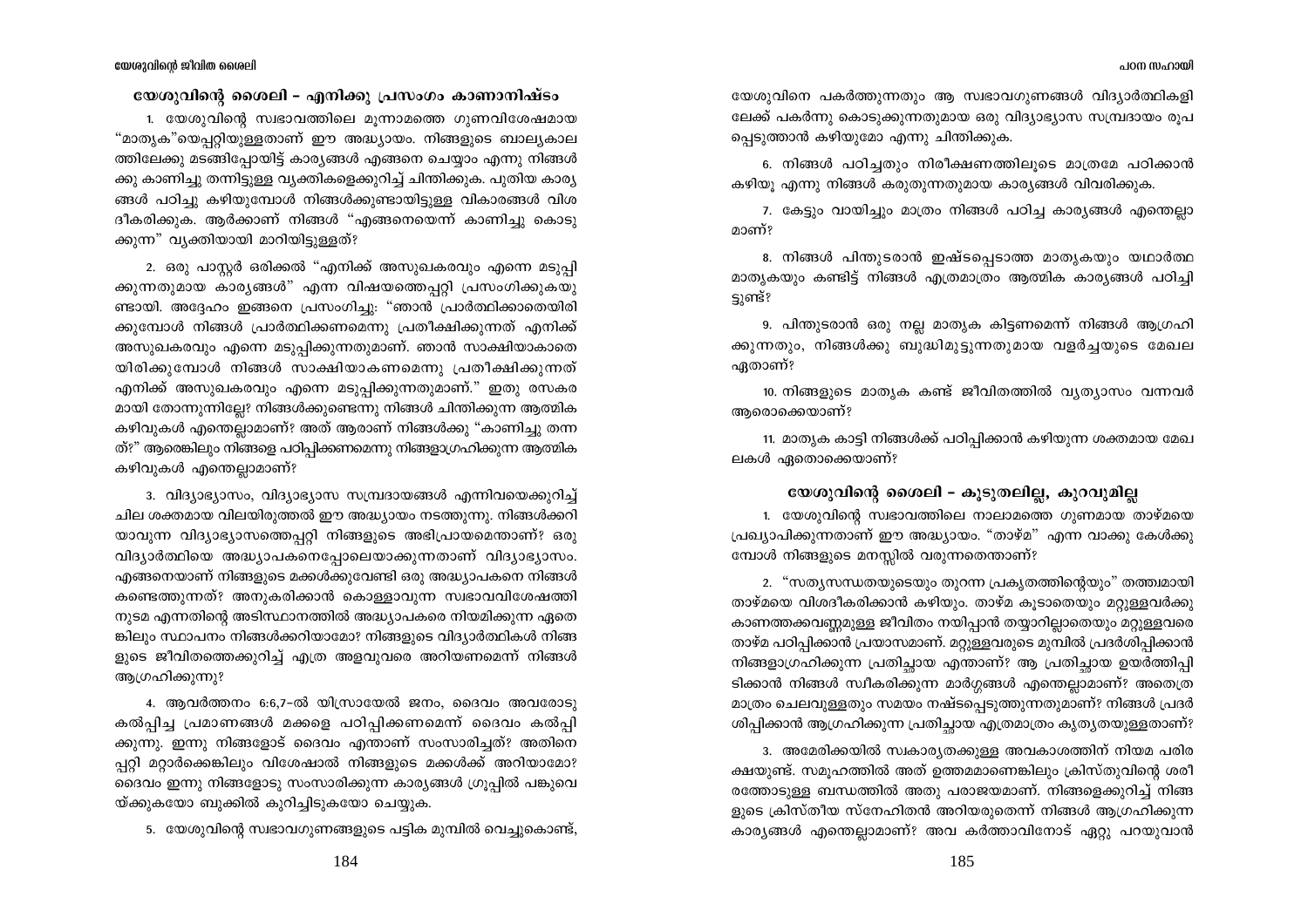## യേശുവിന്റെ ശൈലി – എനിക്കു പ്രസംഗം കാണാനിഷ്ടം

1. യേശുവിന്റെ സ്വഭാവത്തിലെ മൂന്നാമത്തെ ഗുണവിശേഷമായ "മാതൃക"യെപ്പറ്റിയുള്ളതാണ് ഈ അദ്ധ്യായം. നിങ്ങളുടെ ബാല്യകാലത്തിലേക്കു മടങ്ങിപ്പോയിട്ട് കാര്യങ്ങൾ എങ്ങനെ ചെയ്യാം എന്നു നിങ്ങൾക്കു കാണിച്ചു തന്നിട്ടുള്ള വ്യക്തികളെക്കുറിച്ച് ചിന്തിക്കുക. പുതിയ കാര്യങ്ങൾ പഠിച്ചു കഴിയുമ്പോൾ നിങ്ങൾക്കുണ്ടായിട്ടുള്ള വികാരങ്ങൾ വിശദീകരിക്കുക. ആർക്കാണ് നിങ്ങൾ "എങ്ങനെയെന്ന് കാണിച്ചു കൊടുക്കുന്ന" വ്യക്തിയായി മാറിയിട്ടുള്ളത്?

2. ഒരു പാസ്റ്റർ ഒരിക്കൽ "എനിക്ക് അസുഖകരവും എന്നെ മടുപ്പിക്കുന്നതുമായ കാര്യങ്ങൾ" എന്ന വിഷയത്തെപ്പറ്റി പ്രസംഗിക്കുകയുണ്ടായി. അദ്ദേഹം ഇങ്ങനെ പ്രസംഗിച്ചു: "ഞാൻ പ്രാർത്ഥിക്കാതെയിരിക്കുമ്പോൾ നിങ്ങൾ പ്രാർത്ഥിക്കണമെന്നു പ്രതീക്ഷിക്കുന്നത് എനിക്ക് അസുഖകരവും എന്നെ മടുപ്പിക്കുന്നതുമാണ്. ഞാൻ സാക്ഷിയാകാതെയിരിക്കുമ്പോൾ നിങ്ങൾ സാക്ഷിയാകണമെന്നു പ്രതീക്ഷിക്കുന്നത് എനിക്ക് അസുഖകരവും എന്നെ മടുപ്പിക്കുന്നതുമാണ്." ഇതു രസകരമായി തോന്നുന്നില്ലേ? നിങ്ങൾക്കുണ്ടെന്നു നിങ്ങൾ ചിന്തിക്കുന്ന ആത്മിക കഴിവുകൾ എന്തെല്ലാമാണ്? അത് ആരാണ് നിങ്ങൾക്കു "കാണിച്ചു തന്നത്?" ആരെങ്കിലും നിങ്ങളെ പഠിപ്പിക്കണമെന്നു നിങ്ങളാഗ്രഹിക്കുന്ന ആത്മിക കഴിവുകൾ എന്തെല്ലാമാണ്?

3. വിദ്യാഭ്യാസം, വിദ്യാഭ്യാസ സമ്പ്രദായങ്ങൾ എന്നിവയെക്കുറിച്ച് ചില ശക്തമായ വിലയിരുത്തൽ ഈ അദ്ധ്യായം നടത്തുന്നു. നിങ്ങൾക്കറിയാവുന്ന വിദ്യാഭ്യാസത്തെപ്പറ്റി നിങ്ങളുടെ അഭിപ്രായമെന്താണ്? ഒരു വിദ്യാർത്ഥിയെ അദ്ധ്യാപകനെപ്പോലെയാക്കുന്നതാണ് വിദ്യാഭ്യാസം. എങ്ങനെയാണ് നിങ്ങളുടെ മക്കൾക്കുവേണ്ടി ഒരു അദ്ധ്യാപകനെ നിങ്ങൾ കണ്ടെത്തുന്നത്? അനുകരിക്കാൻ കൊള്ളാവുന്ന സ്വഭാവവിശേഷത്തിനുടമ എന്നതിന്റെ അടിസ്ഥാനത്തിൽ അദ്ധ്യാപകരെ നിയമിക്കുന്ന ഏതെങ്കിലും സ്ഥാപനം നിങ്ങൾക്കറിയാമോ? നിങ്ങളുടെ വിദ്യാർത്ഥികൾ നിങ്ങളുടെ ജീവിതത്തെക്കുറിച്ച് എത്ര അളവുവരെ അറിയണമെന്ന് നിങ്ങൾ ആഗ്രഹിക്കുന്നു?

4. ആവർത്തനം 6:6,7–ൽ യിസ്രായേൽ ജനം, ദൈവം അവരോടു കൽപ്പിച്ച പ്രമാണങ്ങൾ മക്കളെ പഠിപ്പിക്കണമെന്ന് ദൈവം കൽപ്പിക്കുന്നു. ഇന്നു നിങ്ങളോട് ദൈവം എന്താണ് സംസാരിച്ചത്? അതിനെപ്പറ്റി മറ്റാർക്കെങ്കിലും വിശേഷാൽ നിങ്ങളുടെ മക്കൾക്ക് അറിയാമോ? ദൈവം ഇന്നു നിങ്ങളോടു സംസാരിക്കുന്ന കാര്യങ്ങൾ ഗ്രൂപ്പിൽ പങ്കുവെയ്ക്കുകയോ ബുക്കിൽ കുറിച്ചിടുകയോ ചെയ്യുക.

5. യേശുവിന്റെ സ്വഭാവഗുണങ്ങളുടെ പട്ടിക മുമ്പിൽ വെച്ചുകൊണ്ട്, യേശുവിനെ പകർത്തുന്നതും ആ സ്വഭാവഗുണങ്ങൾ വിദ്യാർത്ഥികളിലേക്ക് പകർന്നു കൊടുക്കുന്നതുമായ ഒരു വിദ്യാഭ്യാസ സമ്പ്രദായം രൂപപ്പെടുത്താൻ കഴിയുമോ എന്നു ചിന്തിക്കുക.

6. നിങ്ങൾ പഠിച്ചതും നിരീക്ഷണത്തിലൂടെ മാത്രമേ പഠിക്കാൻ കഴിയൂ എന്നു നിങ്ങൾ കരുതുന്നതുമായ കാര്യങ്ങൾ വിവരിക്കുക.

7. കേട്ടും വായിച്ചും മാത്രം നിങ്ങൾ പഠിച്ച കാര്യങ്ങൾ എന്തെല്ലാമാണ്?

8. നിങ്ങൾ പിന്തുടരാൻ ഇഷ്ടപ്പെടാത്ത മാതൃകയും യഥാർത്ഥ മാതൃകയും കണ്ടിട്ട് നിങ്ങൾ എത്രമാത്രം ആത്മിക കാര്യങ്ങൾ പഠിച്ചിട്ടുണ്ട്?

9. പിന്തുടരാൻ ഒരു നല്ല മാതൃക കിട്ടണമെന്ന് നിങ്ങൾ ആഗ്രഹിക്കുന്നതും, നിങ്ങൾക്കു ബുദ്ധിമുട്ടുന്നതുമായ വളർച്ചയുടെ മേഖല ഏതാണ്?

10. നിങ്ങളുടെ മാതൃക കണ്ട് ജീവിതത്തിൽ വ്യത്യാസം വന്നവർ ആരൊക്കെയാണ്?

11. മാതൃക കാട്ടി നിങ്ങൾക്ക് പഠിപ്പിക്കാൻ കഴിയുന്ന ശക്തമായ മേഖലകൾ ഏതൊക്കെയാണ്?

## യേശുവിന്റെ ശൈലി – കൂടുതലില്ല, കുറവുമില്ല

1. യേശുവിന്റെ സ്വഭാവത്തിലെ നാലാമത്തെ ഗുണമായ താഴ്മയെ പ്രഖ്യാപിക്കുന്നതാണ് ഈ അദ്ധ്യായം. "താഴ്മ" എന്ന വാക്കു കേൾക്കുമ്പോൾ നിങ്ങളുടെ മനസ്സിൽ വരുന്നതെന്താണ്?

2. "സത്യസന്ധതയുടെയും തുറന്ന പ്രകൃതത്തിന്റെയും" തത്ത്വമായി താഴ്മയെ വിശദീകരിക്കാൻ കഴിയും. താഴ്മ കൂടാതെയും മറ്റുള്ളവർക്കു കാണത്തക്കവണ്ണമുള്ള ജീവിതം നയിപ്പാൻ തയ്യാറില്ലാതെയും മറ്റുള്ളവരെ താഴ്മ പഠിപ്പിക്കാൻ പ്രയാസമാണ്. മറ്റുള്ളവരുടെ മുമ്പിൽ പ്രദർശിപ്പിക്കാൻ നിങ്ങളാഗ്രഹിക്കുന്ന പ്രതിച്ഛായ എന്താണ്? ആ പ്രതിച്ഛായ ഉയർത്തിപ്പിടിക്കാൻ നിങ്ങൾ സ്വീകരിക്കുന്ന മാർഗ്ഗങ്ങൾ എന്തെല്ലാമാണ്? അതെത്രമാത്രം ചെലവുള്ളതും സമയം നഷ്ടപ്പെടുത്തുന്നതുമാണ്? നിങ്ങൾ പ്രദർശിപ്പിക്കാൻ ആഗ്രഹിക്കുന്ന പ്രതിച്ഛായ എത്രമാത്രം കൃത്യതയുള്ളതാണ്?

3. അമേരിക്കയിൽ സ്വകാര്യതക്കുള്ള അവകാശത്തിന് നിയമ പരിരക്ഷയുണ്ട്. സമൂഹത്തിൽ അത് ഉത്തമമാണെങ്കിലും ക്രിസ്തുവിന്റെ ശരീരത്തോടുള്ള ബന്ധത്തിൽ അതു പരാജയമാണ്. നിങ്ങളെക്കുറിച്ച് നിങ്ങളുടെ ക്രിസ്തീയ സ്നേഹിതൻ അറിയരുതെന്ന് നിങ്ങൾ ആഗ്രഹിക്കുന്ന കാര്യങ്ങൾ എന്തെല്ലാമാണ്? അവ കർത്താവിനോട് ഏറ്റു പറയുവാൻ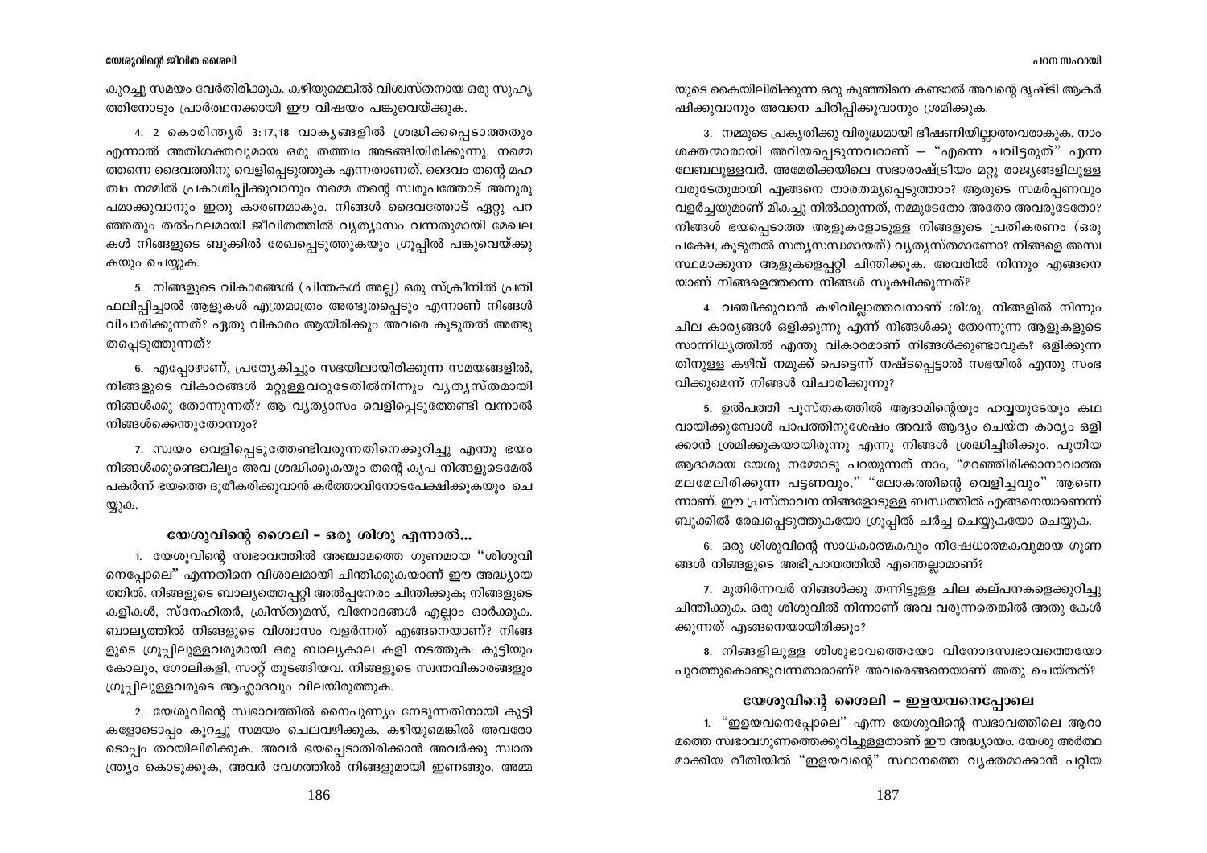കുറച്ചു സമയം വേർതിരിക്കുക. കഴിയുമെങ്കിൽ വിശ്വസ്തനായ ഒരു സുഹൃത്തിനോടും പ്രാർത്ഥനക്കായി ഈ വിഷയം പങ്കുവെയ്ക്കുക.

4. 2 കൊരിന്ത്യർ 3:17,18 വാക്യങ്ങളിൽ ശ്രദ്ധിക്കപ്പെടാത്തതും എന്നാൽ അതിശക്തവുമായ ഒരു തത്ത്വം അടങ്ങിയിരിക്കുന്നു. നമ്മെത്തന്നെ ദൈവത്തിനു വെളിപ്പെടുത്തുക എന്നതാണത്. ദൈവം തന്റെ മഹത്വം നമ്മിൽ പ്രകാശിപ്പിക്കുവാനും നമ്മെ തന്റെ സ്വരൂപത്തോട് അനുരൂപമാക്കുവാനും ഇതു കാരണമാകും. നിങ്ങൾ ദൈവത്തോട് ഏറ്റു പറഞ്ഞതും തൽഫലമായി ജീവിതത്തിൽ വ്യത്യാസം വന്നതുമായി മേഖലകൾ നിങ്ങളുടെ ബുക്കിൽ രേഖപ്പെടുത്തുകയും ഗ്രൂപ്പിൽ പങ്കുവെയ്ക്കുകയും ചെയ്യുക.

5. നിങ്ങളുടെ വികാരങ്ങൾ (ചിന്തകൾ അല്ല) ഒരു സ്ക്രീനിൽ പ്രതിഫലിപ്പിച്ചാൽ ആളുകൾ എത്രമാത്രം അത്ഭുതപ്പെടും എന്നാണ് നിങ്ങൾ വിചാരിക്കുന്നത്? ഏതു വികാരം ആയിരിക്കും അവരെ കൂടുതൽ അത്ഭുതപ്പെടുത്തുന്നത്?

6. എപ്പോഴാണ്, പ്രത്യേകിച്ചും സഭയിലായിരിക്കുന്ന സമയങ്ങളിൽ, നിങ്ങളുടെ വികാരങ്ങൾ മറ്റുള്ളവരുടേതിൽനിന്നും വ്യത്യസ്തമായി നിങ്ങൾക്കു തോന്നുന്നത്? ആ വ്യത്യാസം വെളിപ്പെടുത്തേണ്ടി വന്നാൽ നിങ്ങൾക്കെന്തുതോന്നും?

7. സ്വയം വെളിപ്പെടുത്തേണ്ടിവരുന്നതിനെക്കുറിച്ചു എന്തു ഭയം നിങ്ങൾക്കുണ്ടെങ്കിലും അവ ശ്രദ്ധിക്കുകയും തന്റെ കൃപ നിങ്ങളുടെമേൽ പകർന്ന് ഭയത്തെ ദൂരീകരിക്കുവാൻ കർത്താവിനോടപേക്ഷിക്കുകയും ചെയ്യുക.

## യേശുവിന്റെ ശൈലി – ഒരു ശിശു എന്നാൽ...

1. യേശുവിന്റെ സ്വഭാവത്തിൽ അഞ്ചാമത്തെ ഗുണമായ "ശിശുവിനെപ്പോലെ" എന്നതിനെ വിശാലമായി ചിന്തിക്കുകയാണ് ഈ അദ്ധ്യായത്തിൽ. നിങ്ങളുടെ ബാല്യത്തെപ്പറ്റി അൽപ്പനേരം ചിന്തിക്കുക; നിങ്ങളുടെ കളികൾ, സ്നേഹിതർ, ക്രിസ്തുമസ്, വിനോദങ്ങൾ എല്ലാം ഓർക്കുക. ബാല്യത്തിൽ നിങ്ങളുടെ വിശ്വാസം വളർന്നത് എങ്ങനെയാണ്? നിങ്ങളുടെ ഗ്രൂപ്പിലുള്ളവരുമായി ഒരു ബാല്യകാല കളി നടത്തുക: കുട്ടിയും കോലും, ഗോലികളി, സാറ്റ് തുടങ്ങിയവ. നിങ്ങളുടെ സ്വന്തവികാരങ്ങളും ഗ്രൂപ്പിലുള്ളവരുടെ ആഹ്ലാദവും വിലയിരുത്തുക.

2. യേശുവിന്റെ സ്വഭാവത്തിൽ നൈപുണ്യം നേടുന്നതിനായി കുട്ടികളോടൊപ്പം കുറച്ചു സമയം ചെലവഴിക്കുക. കഴിയുമെങ്കിൽ അവരോടൊപ്പം തറയിലിരിക്കുക. അവർ ഭയപ്പെടാതിരിക്കാൻ അവർക്കു സ്വാതന്ത്ര്യം കൊടുക്കുക, അവർ വേഗത്തിൽ നിങ്ങളുമായി ഇണങ്ങും. അമ്മയുടെ കൈയിലിരിക്കുന്ന ഒരു കുഞ്ഞിനെ കണ്ടാൽ അവന്റെ ദൃഷ്ടി ആകർഷിക്കുവാനും അവനെ ചിരിപ്പിക്കുവാനും ശ്രമിക്കുക.

3. നമ്മുടെ പ്രകൃതിക്കു വിരുദ്ധമായി ഭീഷണിയില്ലാത്തവരാകുക. നാം ശക്തന്മാരായി അറിയപ്പെടുന്നവരാണ് — "എന്നെ ചവിട്ടരുത്" എന്ന ലേബലുള്ളവർ. അമേരിക്കയിലെ സഭാരാഷ്ട്രീയം മറ്റു രാജ്യങ്ങളിലുള്ള വരുടേതുമായി എങ്ങനെ താരതമ്യപ്പെടുത്താം? ആരുടെ സമർപ്പണവും വളർച്ചയുമാണ് മികച്ചു നിൽക്കുന്നത്, നമ്മുടേതോ അതോ അവരുടേതോ? നിങ്ങൾ ഭയപ്പെടാത്ത ആളുകളോടുള്ള നിങ്ങളുടെ പ്രതികരണം (ഒരു പക്ഷേ, കൂടുതൽ സത്യസന്ധമായത്) വ്യത്യസ്തമാണോ? നിങ്ങളെ അസ്വസ്ഥമാക്കുന്ന ആളുകളെപ്പറ്റി ചിന്തിക്കുക. അവരിൽ നിന്നും എങ്ങനെയാണ് നിങ്ങളെത്തന്നെ നിങ്ങൾ സൂക്ഷിക്കുന്നത്?

4. വഞ്ചിക്കുവാൻ കഴിവില്ലാത്തവനാണ് ശിശു. നിങ്ങളിൽ നിന്നും ചില കാര്യങ്ങൾ ഒളിക്കുന്നു എന്ന് നിങ്ങൾക്കു തോന്നുന്ന ആളുകളുടെ സാന്നിധ്യത്തിൽ എന്തു വികാരമാണ് നിങ്ങൾക്കുണ്ടാവുക? ഒളിക്കുന്നതിനുള്ള കഴിവ് നമുക്ക് പെട്ടെന്ന് നഷ്ടപ്പെട്ടാൽ സഭയിൽ എന്തു സംഭവിക്കുമെന്ന് നിങ്ങൾ വിചാരിക്കുന്നു?

5. ഉൽപത്തി പുസ്തകത്തിൽ ആദാമിന്റെയും ഹവ്വയുടേയും കഥ വായിക്കുമ്പോൾ പാപത്തിനുശേഷം അവർ ആദ്യം ചെയ്ത കാര്യം ഒളിക്കാൻ ശ്രമിക്കുകയായിരുന്നു എന്നു നിങ്ങൾ ശ്രദ്ധിച്ചിരിക്കും. പുതിയ ആദാമായ യേശു നമ്മോടു പറയുന്നത് നാം, "മറഞ്ഞിരിക്കാനാവാത്ത മലമേലിരിക്കുന്ന പട്ടണവും," "ലോകത്തിന്റെ വെളിച്ചവും" ആണെന്നാണ്. ഈ പ്രസ്താവന നിങ്ങളോടുള്ള ബന്ധത്തിൽ എങ്ങനെയാണെന്ന് ബുക്കിൽ രേഖപ്പെടുത്തുകയോ ഗ്രൂപ്പിൽ ചർച്ച ചെയ്യുകയോ ചെയ്യുക.

6. ഒരു ശിശുവിന്റെ സാധകാത്മകവും നിഷേധാത്മകവുമായ ഗുണങ്ങൾ നിങ്ങളുടെ അഭിപ്രായത്തിൽ എന്തെല്ലാമാണ്?

7. മുതിർന്നവർ നിങ്ങൾക്കു തന്നിട്ടുള്ള ചില കല്പനകളെക്കുറിച്ചു ചിന്തിക്കുക. ഒരു ശിശുവിൽ നിന്നാണ് അവ വരുന്നതെങ്കിൽ അതു കേൾക്കുന്നത് എങ്ങനെയായിരിക്കും?

8. നിങ്ങളിലുള്ള ശിശുഭാവത്തെയോ വിനോദസ്വഭാവത്തെയോ പുറത്തുകൊണ്ടുവന്നതാരാണ്? അവരെങ്ങനെയാണ് അതു ചെയ്തത്?

## യേശുവിന്റെ ശൈലി – ഇളയവനെപ്പോലെ

1. "ഇളയവനെപ്പോലെ" എന്ന യേശുവിന്റെ സ്വഭാവത്തിലെ ആറാമത്തെ സ്വഭാവഗുണത്തെക്കുറിച്ചുള്ളതാണ് ഈ അദ്ധ്യായം. യേശു അർത്ഥമാക്കിയ രീതിയിൽ "ഇളയവന്റെ" സ്ഥാനത്തെ വ്യക്തമാക്കാൻ പറ്റിയ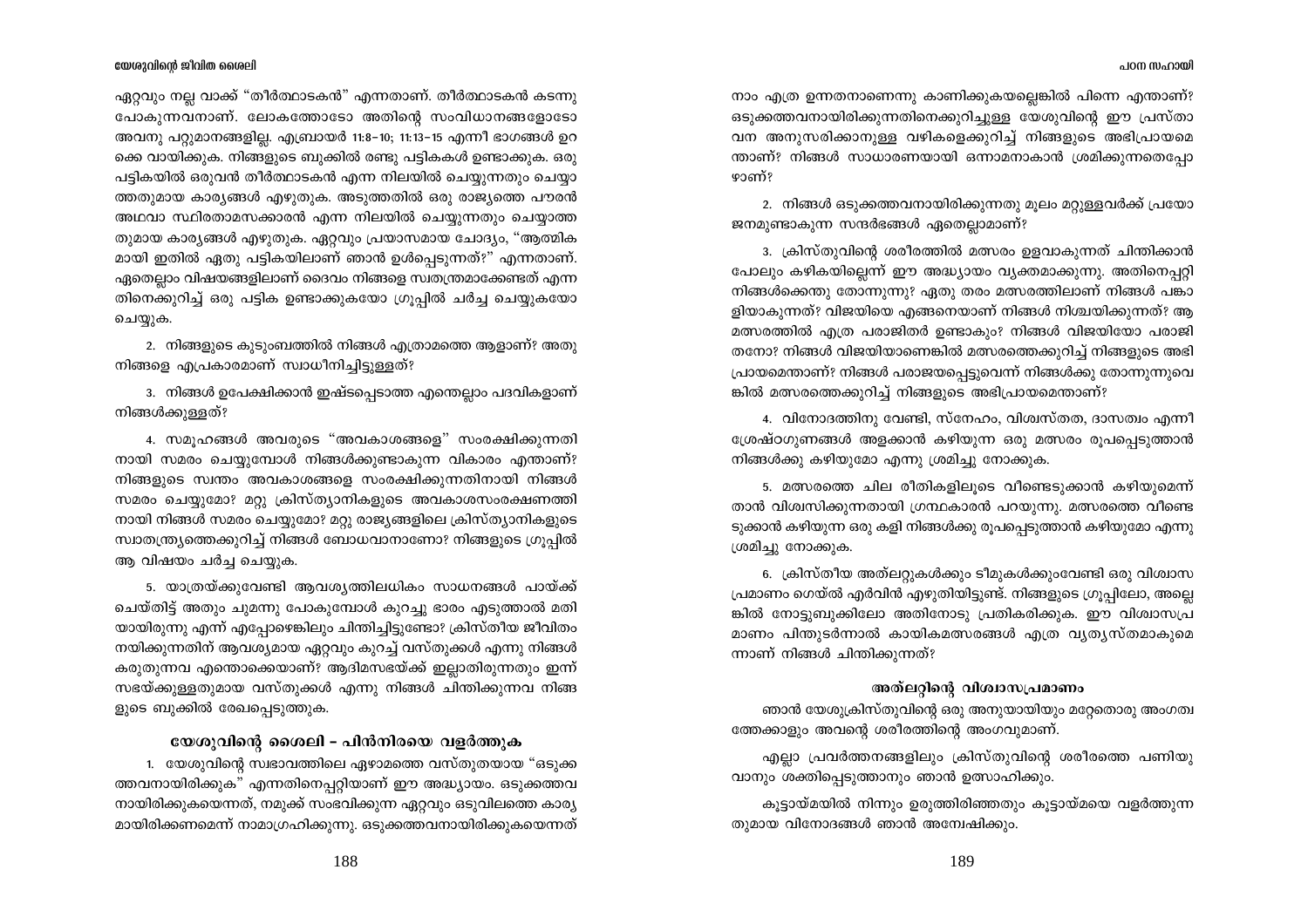ഏറ്റവും നല്ല വാക്ക് "തീർത്ഥാടകൻ" എന്നതാണ്. തീർത്ഥാടകൻ കടന്നു പോകുന്നവനാണ്. ലോകത്തോടോ അതിന്റെ സംവിധാനങ്ങളോടോ അവനു പറ്റുമാനങ്ങളില്ല. എബ്രായർ 11:8–10; 11:13–15 എന്നീ ഭാഗങ്ങൾ ഉറക്കെ വായിക്കുക. നിങ്ങളുടെ ബുക്കിൽ രണ്ടു പട്ടികകൾ ഉണ്ടാക്കുക. ഒരു പട്ടികയിൽ ഒരുവൻ തീർത്ഥാടകൻ എന്ന നിലയിൽ ചെയ്യുന്നതും ചെയ്യാത്തതുമായ കാര്യങ്ങൾ എഴുതുക. അടുത്തതിൽ ഒരു രാജ്യത്തെ പൗരൻ അഥവാ സ്ഥിരതാമസക്കാരൻ എന്ന നിലയിൽ ചെയ്യുന്നതും ചെയ്യാത്തതുമായ കാര്യങ്ങൾ എഴുതുക. ഏറ്റവും പ്രയാസമായ ചോദ്യം, "ആത്മികമായി ഇതിൽ ഏതു പട്ടികയിലാണ് ഞാൻ ഉൾപ്പെടുന്നത്?" എന്നതാണ്. ഏതെല്ലാം വിഷയങ്ങളിലാണ് ദൈവം നിങ്ങളെ സ്വതന്ത്രമാക്കേണ്ടത് എന്നതിനെക്കുറിച്ച് ഒരു പട്ടിക ഉണ്ടാക്കുകയോ ഗ്രൂപ്പിൽ ചർച്ച ചെയ്യുകയോ ചെയ്യുക.

2. നിങ്ങളുടെ കുടുംബത്തിൽ നിങ്ങൾ എത്രാമത്തെ ആളാണ്? അതു നിങ്ങളെ എപ്രകാരമാണ് സ്വാധീനിച്ചിട്ടുള്ളത്?

3. നിങ്ങൾ ഉപേക്ഷിക്കാൻ ഇഷ്ടപ്പെടാത്ത എന്തെല്ലാം പദവികളാണ് നിങ്ങൾക്കുള്ളത്?

4. സമൂഹങ്ങൾ അവരുടെ "അവകാശങ്ങളെ" സംരക്ഷിക്കുന്നതിനായി സമരം ചെയ്യുമ്പോൾ നിങ്ങൾക്കുണ്ടാകുന്ന വികാരം എന്താണ്? നിങ്ങളുടെ സ്വന്തം അവകാശങ്ങളെ സംരക്ഷിക്കുന്നതിനായി നിങ്ങൾ സമരം ചെയ്യുമോ? മറ്റു ക്രിസ്ത്യാനികളുടെ അവകാശസംരക്ഷണത്തിനായി നിങ്ങൾ സമരം ചെയ്യുമോ? മറ്റു രാജ്യങ്ങളിലെ ക്രിസ്ത്യാനികളുടെ സ്വാതന്ത്ര്യത്തെക്കുറിച്ച് നിങ്ങൾ ബോധവാനാണോ? നിങ്ങളുടെ ഗ്രൂപ്പിൽ ആ വിഷയം ചർച്ച ചെയ്യുക.

5. യാത്രയ്ക്കുവേണ്ടി ആവശ്യത്തിലധികം സാധനങ്ങൾ പായ്ക്ക് ചെയ്തിട്ട് അതും ചുമന്നു പോകുമ്പോൾ കുറച്ചു ഭാരം എടുത്താൽ മതിയായിരുന്നു എന്ന് എപ്പോഴെങ്കിലും ചിന്തിച്ചിട്ടുണ്ടോ? ക്രിസ്തീയ ജീവിതം നയിക്കുന്നതിന് ആവശ്യമായ ഏറ്റവും കുറച്ച് വസ്തുക്കൾ എന്നു നിങ്ങൾ കരുതുന്നവ എന്തൊക്കെയാണ്? ആദിമസഭയ്ക്ക് ഇല്ലാതിരുന്നതും ഇന്ന് സഭയ്ക്കുള്ളതുമായ വസ്തുക്കൾ എന്നു നിങ്ങൾ ചിന്തിക്കുന്നവ നിങ്ങളുടെ ബുക്കിൽ രേഖപ്പെടുത്തുക.

## യേശുവിന്റെ ശൈലി – പിൻനിരയെ വളർത്തുക

1. യേശുവിന്റെ സ്വഭാവത്തിലെ ഏഴാമത്തെ വസ്തുതയായ "ഒടുക്കത്തവനായിരിക്കുക" എന്നതിനെപ്പറ്റിയാണ് ഈ അദ്ധ്യായം. ഒടുക്കത്തവനായിരിക്കുകയെന്നത്, നമുക്ക് സംഭവിക്കുന്ന ഏറ്റവും ഒടുവിലത്തെ കാര്യമായിരിക്കണമെന്ന് നാമാഗ്രഹിക്കുന്നു. ഒടുക്കത്തവനായിരിക്കുകയെന്നത് നാം എത്ര ഉന്നതനാണെന്നു കാണിക്കുകയല്ലെങ്കിൽ പിന്നെ എന്താണ്? ഒടുക്കത്തവനായിരിക്കുന്നതിനെക്കുറിച്ചുള്ള യേശുവിന്റെ ഈ പ്രസ്താവന അനുസരിക്കാനുള്ള വഴികളെക്കുറിച്ച് നിങ്ങളുടെ അഭിപ്രായമെന്താണ്? നിങ്ങൾ സാധാരണയായി ഒന്നാമനാകാൻ ശ്രമിക്കുന്നതെപ്പോഴാണ്?

2. നിങ്ങൾ ഒടുക്കത്തവനായിരിക്കുന്നതു മൂലം മറ്റുള്ളവർക്ക് പ്രയോജനമുണ്ടാകുന്ന സന്ദർഭങ്ങൾ ഏതെല്ലാമാണ്?

3. ക്രിസ്തുവിന്റെ ശരീരത്തിൽ മത്സരം ഉളവാകുന്നത് ചിന്തിക്കാൻ പോലും കഴികയില്ലെന്ന് ഈ അദ്ധ്യായം വ്യക്തമാക്കുന്നു. അതിനെപ്പറ്റി നിങ്ങൾക്കെന്തു തോന്നുന്നു? ഏതു തരം മത്സരത്തിലാണ് നിങ്ങൾ പങ്കാളിയാകുന്നത്? വിജയിയെ എങ്ങനെയാണ് നിങ്ങൾ നിശ്ചയിക്കുന്നത്? ആ മത്സരത്തിൽ എത്ര പരാജിതർ ഉണ്ടാകും? നിങ്ങൾ വിജയിയോ പരാജിതനോ? നിങ്ങൾ വിജയിയാണെങ്കിൽ മത്സരത്തെക്കുറിച്ച് നിങ്ങളുടെ അഭിപ്രായമെന്താണ്? നിങ്ങൾ പരാജയപ്പെട്ടുവെന്ന് നിങ്ങൾക്കു തോന്നുന്നുവെങ്കിൽ മത്സരത്തെക്കുറിച്ച് നിങ്ങളുടെ അഭിപ്രായമെന്താണ്?

4. വിനോദത്തിനു വേണ്ടി, സ്നേഹം, വിശ്വസ്തത, ദാസത്വം എന്നീ ശ്രേഷ്ഠഗുണങ്ങൾ അളക്കാൻ കഴിയുന്ന ഒരു മത്സരം രൂപപ്പെടുത്താൻ നിങ്ങൾക്കു കഴിയുമോ എന്നു ശ്രമിച്ചു നോക്കുക.

5. മത്സരത്തെ ചില രീതികളിലൂടെ വീണ്ടെടുക്കാൻ കഴിയുമെന്ന് താൻ വിശ്വസിക്കുന്നതായി ഗ്രന്ഥകാരൻ പറയുന്നു. മത്സരത്തെ വീണ്ടെടുക്കാൻ കഴിയുന്ന ഒരു കളി നിങ്ങൾക്കു രൂപപ്പെടുത്താൻ കഴിയുമോ എന്നു ശ്രമിച്ചു നോക്കുക.

6. ക്രിസ്തീയ അത്‌ലറ്റുകൾക്കും ടീമുകൾക്കുംവേണ്ടി ഒരു വിശ്വാസപ്രമാണം ഗെയ്ൽ എർവിൻ എഴുതിയിട്ടുണ്ട്. നിങ്ങളുടെ ഗ്രൂപ്പിലോ, അല്ലെങ്കിൽ നോട്ടുബുക്കിലോ അതിനോടു പ്രതികരിക്കുക. ഈ വിശ്വാസപ്രമാണം പിന്തുടർന്നാൽ കായികമത്സരങ്ങൾ എത്ര വ്യത്യസ്തമാകുമെന്നാണ് നിങ്ങൾ ചിന്തിക്കുന്നത്?

### അത്‌ലറ്റിന്റെ വിശ്വാസപ്രമാണം

ഞാൻ യേശുക്രിസ്തുവിന്റെ ഒരു അനുയായിയും മറ്റേതൊരു അംഗത്തേക്കാളും അവന്റെ ശരീരത്തിന്റെ അംഗവുമാണ്.

എല്ലാ പ്രവർത്തനങ്ങളിലും ക്രിസ്തുവിന്റെ ശരീരത്തെ പണിയുവാനും ശക്തിപ്പെടുത്താനും ഞാൻ ഉത്സാഹിക്കും.

കൂട്ടായ്മയിൽ നിന്നും ഉരുത്തിരിഞ്ഞതും കൂട്ടായ്മയെ വളർത്തുന്നതുമായ വിനോദങ്ങൾ ഞാൻ അന്വേഷിക്കും.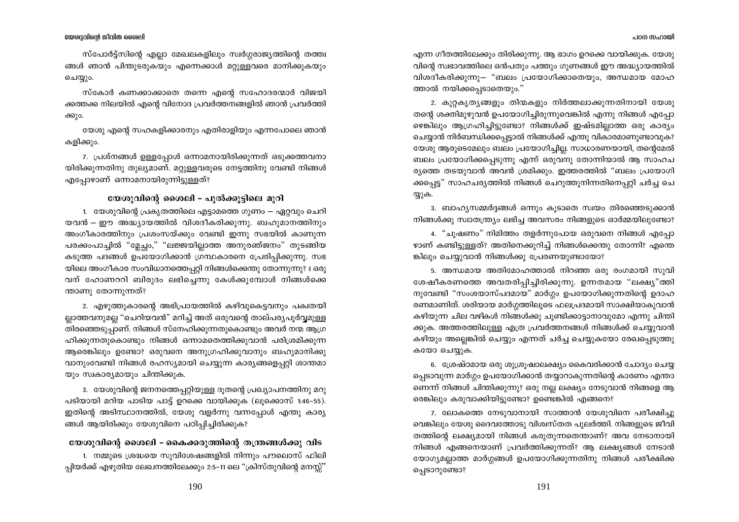സ്പോർട്ട്സിന്റെ എല്ലാ മേഖലകളിലും സ്വർഗ്ഗരാജ്യത്തിന്റെ തത്ത്വങ്ങൾ ഞാൻ പിന്തുടരുകയും എന്നെക്കാൾ മറ്റുള്ളവരെ മാനിക്കുകയും ചെയ്യും.

സ്കോർ കണക്കാക്കാതെ തന്നെ എന്റെ സഹോദരന്മാർ വിജയിക്കത്തക്ക നിലയിൽ എന്റെ വിനോദ പ്രവർത്തനങ്ങളിൽ ഞാൻ പ്രവർത്തിക്കും.

യേശു എന്റെ സഹകളിക്കാരനും എതിരാളിയും എന്നപോലെ ഞാൻ കളിക്കും.

7. പ്രശ്നങ്ങൾ ഉള്ളപ്പോൾ ഒന്നാമനായിരിക്കുന്നത് ഒടുക്കത്തവനായിരിക്കുന്നതിനു തുല്യമാണ്. മറ്റുള്ളവരുടെ നേട്ടത്തിനു വേണ്ടി നിങ്ങൾ എപ്പോഴാണ് ഒന്നാമനായിരുന്നിട്ടുള്ളത്?

## യേശുവിന്റെ ശൈലി – പുൽക്കൂട്ടിലെ മുറി

1. യേശുവിന്റെ പ്രകൃതത്തിലെ എട്ടാമത്തെ ഗുണം — ഏറ്റവും ചെറിയവൻ — ഈ അദ്ധ്യായത്തിൽ വിശദീകരിക്കുന്നു. ബഹുമാനത്തിനും അംഗീകാരത്തിനും പ്രശംസയ്ക്കും വേണ്ടി ഇന്നു സഭയിൽ കാണുന്ന പരക്കംപാച്ചിൽ "മ്ലേച്ഛം," "ലജ്ജയില്ലാത്ത അനുരഞ്ജനം" തുടങ്ങിയ കടുത്ത പദങ്ങൾ ഉപയോഗിക്കാൻ ഗ്രന്ഥകാരനെ പ്രേരിപ്പിക്കുന്നു. സഭയിലെ അംഗീകാര സംവിധാനത്തെപ്പറ്റി നിങ്ങൾക്കെന്തു തോന്നുന്നു? ഃ ഒരുവന് ഹോണററി ബിരുദം ലഭിച്ചെന്നു കേൾക്കുമ്പോൾ നിങ്ങൾക്കെന്താണു തോന്നുന്നത്?

2. എഴുത്തുകാരന്റെ അഭിപ്രായത്തിൽ കഴിവുകെട്ടവനും പക്വതയില്ലാത്തവനുമല്ല "ചെറിയവൻ" മറിച്ച് അത് ഒരുവന്റെ താല്പര്യപൂർവ്വമുള്ള തിരഞ്ഞെടുപ്പാണ്. നിങ്ങൾ സ്നേഹിക്കുന്നതുകൊണ്ടും അവർ നന്മ ആഗ്രഹിക്കുന്നതുകൊണ്ടും നിങ്ങൾ ഒന്നാമതെത്തിക്കുവാൻ പരിശ്രമിക്കുന്ന ആരെങ്കിലും ഉണ്ടോ? ഒരുവനെ അനുഗ്രഹിക്കുവാനും ബഹുമാനിക്കുവാനുംവേണ്ടി നിങ്ങൾ രഹസ്യമായി ചെയ്യുന്ന കാര്യങ്ങളെപ്പറ്റി ശാന്തമായും സ്വകാര്യമായും ചിന്തിക്കുക.

3. യേശുവിന്റെ ജനനത്തെപ്പറ്റിയുള്ള ദൂതന്റെ പ്രഖ്യാപനത്തിനു മറുപടിയായി മറിയ പാടിയ പാട്ട് ഉറക്കെ വായിക്കുക (ലൂക്കൊസ് 1:46-55). ഇതിന്റെ അടിസ്ഥാനത്തിൽ, യേശു വളർന്നു വന്നപ്പോൾ എന്തു കാര്യങ്ങൾ ആയിരിക്കും യേശുവിനെ പഠിപ്പിച്ചിരിക്കുക?

## യേശുവിന്റെ ശൈലി – കൈക്കരുത്തിന്റെ തന്ത്രങ്ങൾക്കു വിട

1. നമ്മുടെ ശ്രദ്ധയെ സുവിശേഷങ്ങളിൽ നിന്നും പൗലൊസ് ഫിലിപ്പിയർക്ക് എഴുതിയ ലേഖനത്തിലേക്കും 2:5-11 ലെ "ക്രിസ്തുവിന്റെ മനസ്സ്" എന്ന ഗീതത്തിലേക്കും തിരിക്കുന്നു. ആ ഭാഗം ഉറക്കെ വായിക്കുക. യേശുവിന്റെ സ്വഭാവത്തിലെ ഒൻപതും പത്തും ഗുണങ്ങൾ ഈ അദ്ധ്യായത്തിൽ വിശദീകരിക്കുന്നു– "ബലം പ്രയോഗിക്കാതെയും, അന്ധമായ മോഹത്താൽ നയിക്കപ്പെടാതെയും."

2. കുറ്റകൃത്യങ്ങളും തിന്മകളും നിർത്തലാക്കുന്നതിനായി യേശു തന്റെ ശക്തിമുഴുവൻ ഉപയോഗിച്ചിരുന്നുവെങ്കിൽ എന്നു നിങ്ങൾ എപ്പോഴെങ്കിലും ആഗ്രഹിച്ചിട്ടുണ്ടോ? നിങ്ങൾക്ക് ഇഷ്ടമില്ലാത്ത ഒരു കാര്യം ചെയ്യാൻ നിർബന്ധിക്കപ്പെട്ടാൽ നിങ്ങൾക്ക് എന്തു വികാരമാണുണ്ടാവുക? യേശു ആരുടെമേലും ബലം പ്രയോഗിച്ചില്ല. സാധാരണയായി, തന്റെമേൽ ബലം പ്രയോഗിക്കപ്പെടുന്നു എന്ന് ഒരുവനു തോന്നിയാൽ ആ സാഹചര്യത്തെ തടയുവാൻ അവൻ ശ്രമിക്കും. ഇത്തരത്തിൽ "ബലം പ്രയോഗിക്കപ്പെട്ട" സാഹചര്യത്തിൽ നിങ്ങൾ ചെറുത്തുനിന്നതിനെപ്പറ്റി ചർച്ച ചെയ്യുക.

3. ബാഹ്യസമ്മർദ്ദങ്ങൾ ഒന്നും കൂടാതെ സ്വയം തിരഞ്ഞെടുക്കാൻ നിങ്ങൾക്കു സ്വാതന്ത്ര്യം ലഭിച്ച അവസരം നിങ്ങളുടെ ഓർമ്മയിലുണ്ടോ?

4. "ചൂഷണം" നിമിത്തം തളർന്നുപോയ ഒരുവനെ നിങ്ങൾ എപ്പോഴാണ് കണ്ടിട്ടുള്ളത്? അതിനെക്കുറിച്ച് നിങ്ങൾക്കെന്തു തോന്നി? എന്തെങ്കിലും ചെയ്യുവാൻ നിങ്ങൾക്കു പ്രേരണയുണ്ടായോ?

5. അന്ധമായ അതിമോഹത്താൽ നിറഞ്ഞ ഒരു രംഗമായി സുവിശേഷീകരണത്തെ അവതരിപ്പിച്ചിരിക്കുന്നു. ഉന്നതമായ "ലക്ഷ്യ"ത്തിനുവേണ്ടി "സംശയാസ്പദമായ" മാർഗ്ഗം ഉപയോഗിക്കുന്നതിന്റെ ഉദാഹരണമാണിത്. ശരിയായ മാർഗ്ഗത്തിലൂടെ ഫലപ്രദമായി സാക്ഷിയാകുവാൻ കഴിയുന്ന ചില വഴികൾ നിങ്ങൾക്കു ചൂണ്ടിക്കാട്ടാനാവുമോ എന്നു ചിന്തിക്കുക. അത്തരത്തിലുള്ള എത്ര പ്രവർത്തനങ്ങൾ നിങ്ങൾക്ക് ചെയ്യുവാൻ കഴിയും അല്ലെങ്കിൽ ചെയ്യും എന്നത് ചർച്ച ചെയ്യുകയോ രേഖപ്പെടുത്തുകയോ ചെയ്യുക.

6. ശ്രേഷ്ഠമായ ഒരു ശുശ്രൂഷാലക്ഷ്യം കൈവരിക്കാൻ ചോദ്യം ചെയ്യപ്പെടാവുന്ന മാർഗ്ഗം ഉപയോഗിക്കാൻ തയ്യാറാകുന്നതിന്റെ കാരണം എന്താണെന്ന് നിങ്ങൾ ചിന്തിക്കുന്നു? ഒരു നല്ല ലക്ഷ്യം നേടുവാൻ നിങ്ങളെ ആരെങ്കിലും കരുവാക്കിയിട്ടുണ്ടോ? ഉണ്ടെങ്കിൽ എങ്ങനെ?

7. ലോകത്തെ നേടുവാനായി സാത്താൻ യേശുവിനെ പരീക്ഷിച്ചുവെങ്കിലും യേശു ദൈവത്തോടു വിശ്വസ്തത പുലർത്തി. നിങ്ങളുടെ ജീവിതത്തിന്റെ ലക്ഷ്യമായി നിങ്ങൾ കരുതുന്നതെന്താണ്? അവ നേടാനായി നിങ്ങൾ എങ്ങനെയാണ് പ്രവർത്തിക്കുന്നത്? ആ ലക്ഷ്യങ്ങൾ നേടാൻ യോഗ്യമല്ലാത്ത മാർഗ്ഗങ്ങൾ ഉപയോഗിക്കുന്നതിനു നിങ്ങൾ പരീക്ഷിക്കപ്പെടാറുണ്ടോ?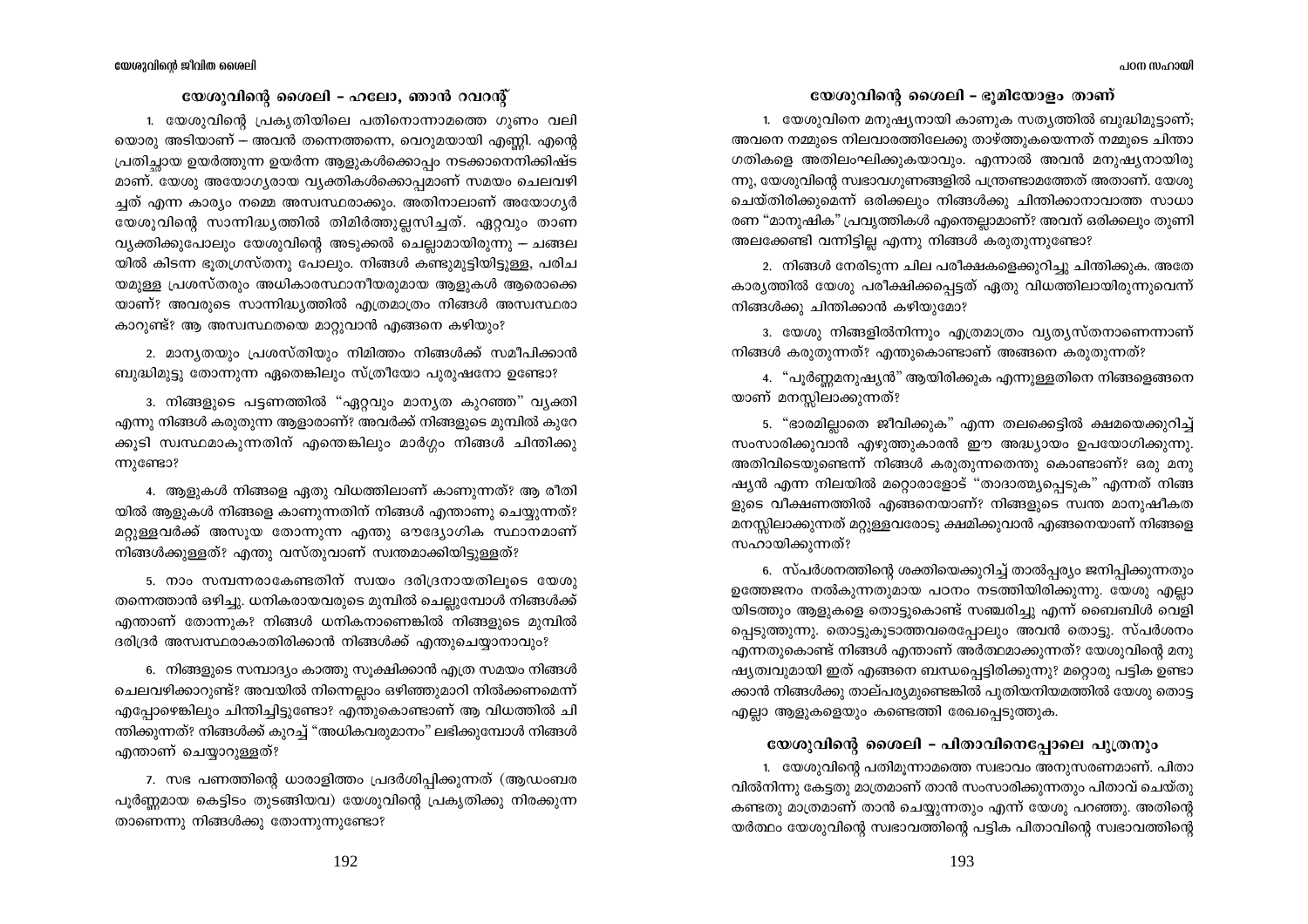## യേശുവിന്റെ ശൈലി – ഹലോ, ഞാൻ റവറന്റ്

1. യേശുവിന്റെ പ്രകൃതിയിലെ പതിനൊന്നാമത്തെ ഗുണം വലിയൊരു അടിയാണ് – അവൻ തന്നെത്തന്നെ, വെറുമയായി എണ്ണി. എന്റെ പ്രതിച്ഛായ ഉയർത്തുന്ന ഉയർന്ന ആളുകൾക്കൊപ്പം നടക്കാനെനിക്കിഷ്ടമാണ്. യേശു അയോഗ്യരായ വ്യക്തികൾക്കൊപ്പമാണ് സമയം ചെലവഴിച്ചത് എന്ന കാര്യം നമ്മെ അസ്വസ്ഥരാക്കും. അതിനാലാണ് അയോഗ്യർ യേശുവിന്റെ സാന്നിദ്ധ്യത്തിൽ തിമിർത്തുല്ലസിച്ചത്. ഏറ്റവും താണ വ്യക്തിക്കുപോലും യേശുവിന്റെ അടുക്കൽ ചെല്ലാമായിരുന്നു – ചങ്ങലയിൽ കിടന്ന ഭൂതഗ്രസ്തനു പോലും. നിങ്ങൾ കണ്ടുമുട്ടിയിട്ടുള്ള, പരിചയമുള്ള പ്രശസ്തരും അധികാരസ്ഥാനീയരുമായ ആളുകൾ ആരൊക്കെയാണ്? അവരുടെ സാന്നിദ്ധ്യത്തിൽ എത്രമാത്രം നിങ്ങൾ അസ്വസ്ഥരാകാറുണ്ട്? ആ അസ്വസ്ഥതയെ മാറ്റുവാൻ എങ്ങനെ കഴിയും?

2. മാന്യതയും പ്രശസ്തിയും നിമിത്തം നിങ്ങൾക്ക് സമീപിക്കാൻ ബുദ്ധിമുട്ടു തോന്നുന്ന ഏതെങ്കിലും സ്ത്രീയോ പുരുഷനോ ഉണ്ടോ?

3. നിങ്ങളുടെ പട്ടണത്തിൽ "ഏറ്റവും മാന്യത കുറഞ്ഞ" വ്യക്തി എന്നു നിങ്ങൾ കരുതുന്ന ആളാരാണ്? അവർക്ക് നിങ്ങളുടെ മുമ്പിൽ കുറേക്കൂടി സ്വസ്ഥമാകുന്നതിന് എന്തെങ്കിലും മാർഗ്ഗം നിങ്ങൾ ചിന്തിക്കുന്നുണ്ടോ?

4. ആളുകൾ നിങ്ങളെ ഏതു വിധത്തിലാണ് കാണുന്നത്? ആ രീതിയിൽ ആളുകൾ നിങ്ങളെ കാണുന്നതിന് നിങ്ങൾ എന്താണു ചെയ്യുന്നത്? മറ്റുള്ളവർക്ക് അസൂയ തോന്നുന്ന എന്തു ഔദ്യോഗിക സ്ഥാനമാണ് നിങ്ങൾക്കുള്ളത്? എന്തു വസ്തുവാണ് സ്വന്തമാക്കിയിട്ടുള്ളത്?

5. നാം സമ്പന്നരാകേണ്ടതിന് സ്വയം ദരിദ്രനായതിലൂടെ യേശു തന്നെത്താൻ ഒഴിച്ചു. ധനികരായവരുടെ മുമ്പിൽ ചെല്ലുമ്പോൾ നിങ്ങൾക്ക് എന്താണ് തോന്നുക? നിങ്ങൾ ധനികനാണെങ്കിൽ നിങ്ങളുടെ മുമ്പിൽ ദരിദ്രർ അസ്വസ്ഥരാകാതിരിക്കാൻ നിങ്ങൾക്ക് എന്തുചെയ്യാനാവും?

6. നിങ്ങളുടെ സമ്പാദ്യം കാത്തു സൂക്ഷിക്കാൻ എത്ര സമയം നിങ്ങൾ ചെലവഴിക്കാറുണ്ട്? അവയിൽ നിന്നെല്ലാം ഒഴിഞ്ഞുമാറി നിൽക്കണമെന്ന് എപ്പോഴെങ്കിലും ചിന്തിച്ചിട്ടുണ്ടോ? എന്തുകൊണ്ടാണ് ആ വിധത്തിൽ ചിന്തിക്കുന്നത്? നിങ്ങൾക്ക് കുറച്ച് "അധികവരുമാനം" ലഭിക്കുമ്പോൾ നിങ്ങൾ എന്താണ് ചെയ്യാറുള്ളത്?

7. സഭ പണത്തിന്റെ ധാരാളിത്തം പ്രദർശിപ്പിക്കുന്നത് (ആഡംബരപൂർണ്ണമായ കെട്ടിടം തുടങ്ങിയവ) യേശുവിന്റെ പ്രകൃതിക്കു നിരക്കുന്നതാണെന്നു നിങ്ങൾക്കു തോന്നുന്നുണ്ടോ?

## യേശുവിന്റെ ശൈലി – ഭൂമിയോളം താണ്

1. യേശുവിനെ മനുഷ്യനായി കാണുക സത്യത്തിൽ ബുദ്ധിമുട്ടാണ്; അവനെ നമ്മുടെ നിലവാരത്തിലേക്കു താഴ്ത്തുകയെന്നത് നമ്മുടെ ചിന്താഗതികളെ അതിലംഘിക്കുകയാവും. എന്നാൽ അവൻ മനുഷ്യനായിരുന്നു, യേശുവിന്റെ സ്വഭാവഗുണങ്ങളിൽ പന്ത്രണ്ടാമത്തേത് അതാണ്. യേശു ചെയ്തിരിക്കുമെന്ന് ഒരിക്കലും നിങ്ങൾക്കു ചിന്തിക്കാനാവാത്ത സാധാരണ "മാനുഷിക" പ്രവൃത്തികൾ എന്തെല്ലാമാണ്? അവന് ഒരിക്കലും തുണി അലക്കേണ്ടി വന്നിട്ടില്ല എന്നു നിങ്ങൾ കരുതുന്നുണ്ടോ?

2. നിങ്ങൾ നേരിടുന്ന ചില പരീക്ഷകളെക്കുറിച്ചു ചിന്തിക്കുക. അതേ കാര്യത്തിൽ യേശു പരീക്ഷിക്കപ്പെട്ടത് ഏതു വിധത്തിലായിരുന്നുവെന്ന് നിങ്ങൾക്കു ചിന്തിക്കാൻ കഴിയുമോ?

3. യേശു നിങ്ങളിൽനിന്നും എത്രമാത്രം വ്യത്യസ്തനാണെന്നാണ് നിങ്ങൾ കരുതുന്നത്? എന്തുകൊണ്ടാണ് അങ്ങനെ കരുതുന്നത്?

4. "പൂർണ്ണമനുഷ്യൻ" ആയിരിക്കുക എന്നുള്ളതിനെ നിങ്ങളെങ്ങനെയാണ് മനസ്സിലാക്കുന്നത്?

5. "ഭാരമില്ലാതെ ജീവിക്കുക" എന്ന തലക്കെട്ടിൽ ക്ഷമയെക്കുറിച്ച് സംസാരിക്കുവാൻ എഴുത്തുകാരൻ ഈ അദ്ധ്യായം ഉപയോഗിക്കുന്നു. അതിവിടെയുണ്ടെന്ന് നിങ്ങൾ കരുതുന്നതെന്തു കൊണ്ടാണ്? ഒരു മനുഷ്യൻ എന്ന നിലയിൽ മറ്റൊരാളോട് "താദാത്മ്യപ്പെടുക" എന്നത് നിങ്ങളുടെ വീക്ഷണത്തിൽ എങ്ങനെയാണ്? നിങ്ങളുടെ സ്വന്ത മാനുഷികത മനസ്സിലാക്കുന്നത് മറ്റുള്ളവരോടു ക്ഷമിക്കുവാൻ എങ്ങനെയാണ് നിങ്ങളെ സഹായിക്കുന്നത്?

6. സ്പർശനത്തിന്റെ ശക്തിയെക്കുറിച്ച് താൽപ്പര്യം ജനിപ്പിക്കുന്നതും ഉത്തേജനം നൽകുന്നതുമായ പഠനം നടത്തിയിരിക്കുന്നു. യേശു എല്ലായിടത്തും ആളുകളെ തൊട്ടുകൊണ്ട് സഞ്ചരിച്ചു എന്ന് ബൈബിൾ വെളിപ്പെടുത്തുന്നു. തൊട്ടുകൂടാത്തവരെപ്പോലും അവൻ തൊട്ടു. സ്പർശനം എന്നതുകൊണ്ട് നിങ്ങൾ എന്താണ് അർത്ഥമാക്കുന്നത്? യേശുവിന്റെ മനുഷ്യത്വവുമായി ഇത് എങ്ങനെ ബന്ധപ്പെട്ടിരിക്കുന്നു? മറ്റൊരു പട്ടിക ഉണ്ടാക്കാൻ നിങ്ങൾക്കു താല്പര്യമുണ്ടെങ്കിൽ പുതിയനിയമത്തിൽ യേശു തൊട്ട എല്ലാ ആളുകളെയും കണ്ടെത്തി രേഖപ്പെടുത്തുക.

## യേശുവിന്റെ ശൈലി – പിതാവിനെപ്പോലെ പുത്രനും

1. യേശുവിന്റെ പതിമൂന്നാമത്തെ സ്വഭാവം അനുസരണമാണ്. പിതാവിൽനിന്നു കേട്ടതു മാത്രമാണ് താൻ സംസാരിക്കുന്നതും പിതാവ് ചെയ്തു കണ്ടതു മാത്രമാണ് താൻ ചെയ്യുന്നതും എന്ന് യേശു പറഞ്ഞു. അതിന്റെയർത്ഥം യേശുവിന്റെ സ്വഭാവത്തിന്റെ പട്ടിക പിതാവിന്റെ സ്വഭാവത്തിന്റെ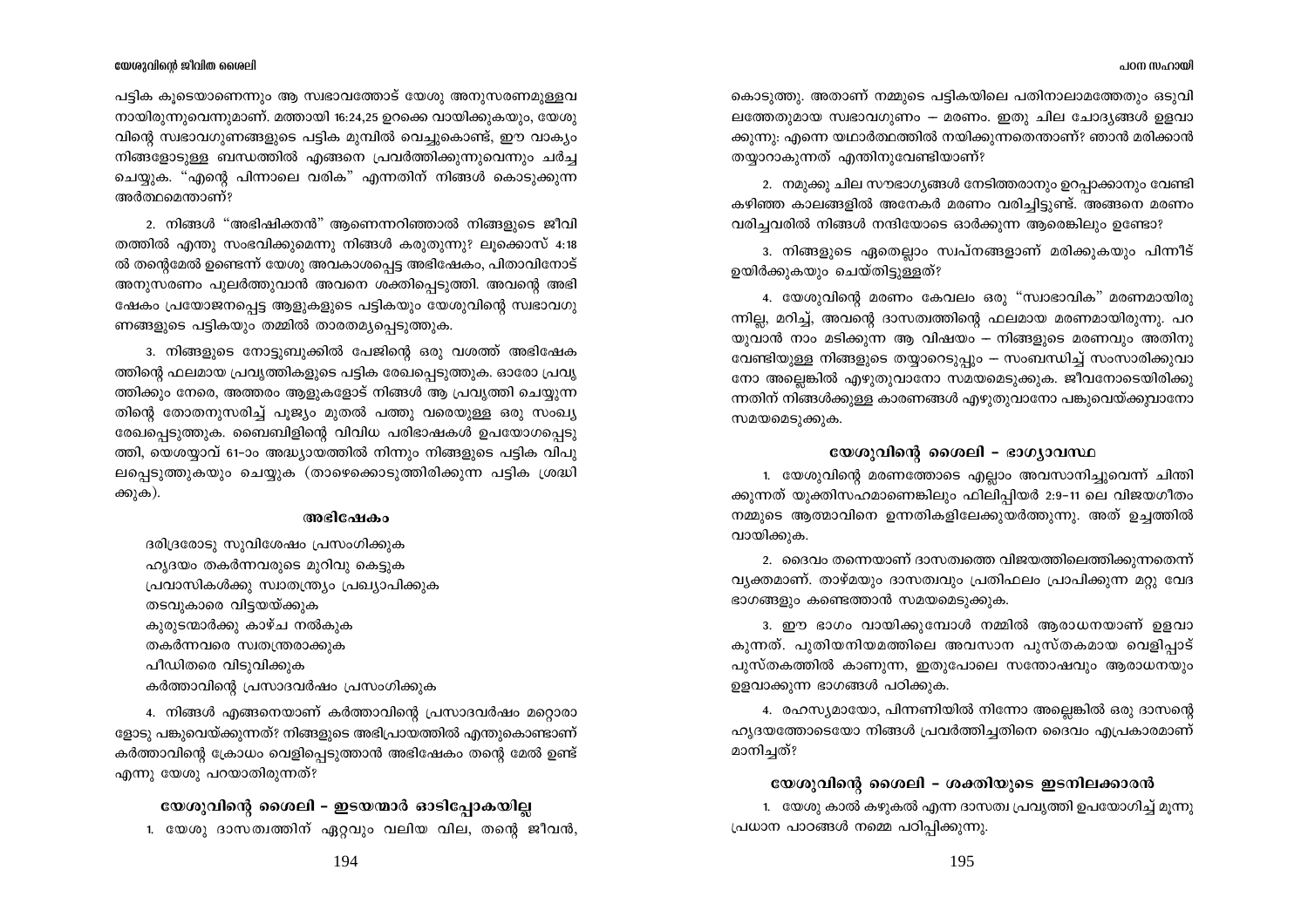പട്ടിക കൂടെയാണെന്നും ആ സ്വഭാവത്തോട് യേശു അനുസരണമുള്ളവനായിരുന്നുവെന്നുമാണ്. മത്തായി 16:24,25 ഉറക്കെ വായിക്കുകയും, യേശുവിന്റെ സ്വഭാവഗുണങ്ങളുടെ പട്ടിക മുമ്പിൽ വെച്ചുകൊണ്ട്, ഈ വാക്യം നിങ്ങളോടുള്ള ബന്ധത്തിൽ എങ്ങനെ പ്രവർത്തിക്കുന്നുവെന്നും ചർച്ച ചെയ്യുക. "എന്റെ പിന്നാലെ വരിക" എന്നതിന് നിങ്ങൾ കൊടുക്കുന്ന അർത്ഥമെന്താണ്?

2. നിങ്ങൾ "അഭിഷിക്തൻ" ആണെന്നറിഞ്ഞാൽ നിങ്ങളുടെ ജീവിതത്തിൽ എന്തു സംഭവിക്കുമെന്നു നിങ്ങൾ കരുതുന്നു? ലൂക്കൊസ് 4:18 ൽ തന്റെമേൽ ഉണ്ടെന്ന് യേശു അവകാശപ്പെട്ട അഭിഷേകം, പിതാവിനോട് അനുസരണം പുലർത്തുവാൻ അവനെ ശക്തിപ്പെടുത്തി. അവന്റെ അഭിഷേകം പ്രയോജനപ്പെട്ട ആളുകളുടെ പട്ടികയും യേശുവിന്റെ സ്വഭാവഗുണങ്ങളുടെ പട്ടികയും തമ്മിൽ താരതമ്യപ്പെടുത്തുക.

3. നിങ്ങളുടെ നോട്ടുബുക്കിൽ പേജിന്റെ ഒരു വശത്ത് അഭിഷേകത്തിന്റെ ഫലമായ പ്രവൃത്തികളുടെ പട്ടിക രേഖപ്പെടുത്തുക. ഓരോ പ്രവൃത്തിക്കും നേരെ, അത്തരം ആളുകളോട് നിങ്ങൾ ആ പ്രവൃത്തി ചെയ്യുന്നതിന്റെ തോതനുസരിച്ച് പൂജ്യം മുതൽ പത്തു വരെയുള്ള ഒരു സംഖ്യ രേഖപ്പെടുത്തുക. ബൈബിളിന്റെ വിവിധ പരിഭാഷകൾ ഉപയോഗപ്പെടുത്തി, യെശയ്യാവ് 61-ാം അദ്ധ്യായത്തിൽ നിന്നും നിങ്ങളുടെ പട്ടിക വിപുലപ്പെടുത്തുകയും ചെയ്യുക (താഴെക്കൊടുത്തിരിക്കുന്ന പട്ടിക ശ്രദ്ധിക്കുക).

#### അഭിഷേകം

ദരിദ്രരോടു സുവിശേഷം പ്രസംഗിക്കുക
ഹൃദയം തകർന്നവരുടെ മുറിവു കെട്ടുക
പ്രവാസികൾക്കു സ്വാതന്ത്ര്യം പ്രഖ്യാപിക്കുക
തടവുകാരെ വിട്ടയയ്ക്കുക
കുരുടന്മാർക്കു കാഴ്ച നൽകുക
തകർന്നവരെ സ്വതന്ത്രരാക്കുക
പീഡിതരെ വിടുവിക്കുക
കർത്താവിന്റെ പ്രസാദവർഷം പ്രസംഗിക്കുക

4. നിങ്ങൾ എങ്ങനെയാണ് കർത്താവിന്റെ പ്രസാദവർഷം മറ്റൊരാളോടു പങ്കുവെയ്ക്കുന്നത്? നിങ്ങളുടെ അഭിപ്രായത്തിൽ എന്തുകൊണ്ടാണ് കർത്താവിന്റെ ക്രോധം വെളിപ്പെടുത്താൻ അഭിഷേകം തന്റെ മേൽ ഉണ്ട് എന്നു യേശു പറയാതിരുന്നത്?

### യേശുവിന്റെ ശൈലി – ഇടയന്മാർ ഓടിപ്പോകയില്ല

1. യേശു ദാസത്വത്തിന് ഏറ്റവും വലിയ വില, തന്റെ ജീവൻ, കൊടുത്തു. അതാണ് നമ്മുടെ പട്ടികയിലെ പതിനാലാമത്തേതും ഒടുവിലത്തേതുമായ സ്വഭാവഗുണം – മരണം. ഇതു ചില ചോദ്യങ്ങൾ ഉളവാക്കുന്നു: എന്നെ യഥാർത്ഥത്തിൽ നയിക്കുന്നതെന്താണ്? ഞാൻ മരിക്കാൻ തയ്യാറാകുന്നത് എന്തിനുവേണ്ടിയാണ്?

2. നമുക്കു ചില സൗഭാഗ്യങ്ങൾ നേടിത്തരാനും ഉറപ്പാക്കാനും വേണ്ടി കഴിഞ്ഞ കാലങ്ങളിൽ അനേകർ മരണം വരിച്ചിട്ടുണ്ട്. അങ്ങനെ മരണം വരിച്ചവരിൽ നിങ്ങൾ നന്ദിയോടെ ഓർക്കുന്ന ആരെങ്കിലും ഉണ്ടോ?

3. നിങ്ങളുടെ ഏതെല്ലാം സ്വപ്നങ്ങളാണ് മരിക്കുകയും പിന്നീട് ഉയിർക്കുകയും ചെയ്തിട്ടുള്ളത്?

4. യേശുവിന്റെ മരണം കേവലം ഒരു "സ്വാഭാവിക" മരണമായിരുന്നില്ല, മറിച്ച്, അവന്റെ ദാസത്വത്തിന്റെ ഫലമായ മരണമായിരുന്നു. പറയുവാൻ നാം മടിക്കുന്ന ആ വിഷയം – നിങ്ങളുടെ മരണവും അതിനു വേണ്ടിയുള്ള നിങ്ങളുടെ തയ്യാറെടുപ്പും – സംബന്ധിച്ച് സംസാരിക്കുവാനോ അല്ലെങ്കിൽ എഴുതുവാനോ സമയമെടുക്കുക. ജീവനോടെയിരിക്കുന്നതിന് നിങ്ങൾക്കുള്ള കാരണങ്ങൾ എഴുതുവാനോ പങ്കുവെയ്ക്കുവാനോ സമയമെടുക്കുക.

### യേശുവിന്റെ ശൈലി – ഭാഗ്യാവസ്ഥ

1. യേശുവിന്റെ മരണത്തോടെ എല്ലാം അവസാനിച്ചുവെന്ന് ചിന്തിക്കുന്നത് യുക്തിസഹമാണെങ്കിലും ഫിലിപ്പിയർ 2:9-11 ലെ വിജയഗീതം നമ്മുടെ ആത്മാവിനെ ഉന്നതികളിലേക്കുയർത്തുന്നു. അത് ഉച്ചത്തിൽ വായിക്കുക.

2. ദൈവം തന്നെയാണ് ദാസത്വത്തെ വിജയത്തിലെത്തിക്കുന്നതെന്ന് വ്യക്തമാണ്. താഴ്മയും ദാസത്വവും പ്രതിഫലം പ്രാപിക്കുന്ന മറ്റു വേദഭാഗങ്ങളും കണ്ടെത്താൻ സമയമെടുക്കുക.

3. ഈ ഭാഗം വായിക്കുമ്പോൾ നമ്മിൽ ആരാധനയാണ് ഉളവാകുന്നത്. പുതിയനിയമത്തിലെ അവസാന പുസ്തകമായ വെളിപ്പാട് പുസ്തകത്തിൽ കാണുന്ന, ഇതുപോലെ സന്തോഷവും ആരാധനയും ഉളവാക്കുന്ന ഭാഗങ്ങൾ പഠിക്കുക.

4. രഹസ്യമായോ, പിന്നണിയിൽ നിന്നോ അല്ലെങ്കിൽ ഒരു ദാസന്റെ ഹൃദയത്തോടെയോ നിങ്ങൾ പ്രവർത്തിച്ചതിനെ ദൈവം എപ്രകാരമാണ് മാനിച്ചത്?

### യേശുവിന്റെ ശൈലി – ശക്തിയുടെ ഇടനിലക്കാരൻ

1. യേശു കാൽ കഴുകൽ എന്ന ദാസത്വ പ്രവൃത്തി ഉപയോഗിച്ച് മൂന്നു പ്രധാന പാഠങ്ങൾ നമ്മെ പഠിപ്പിക്കുന്നു.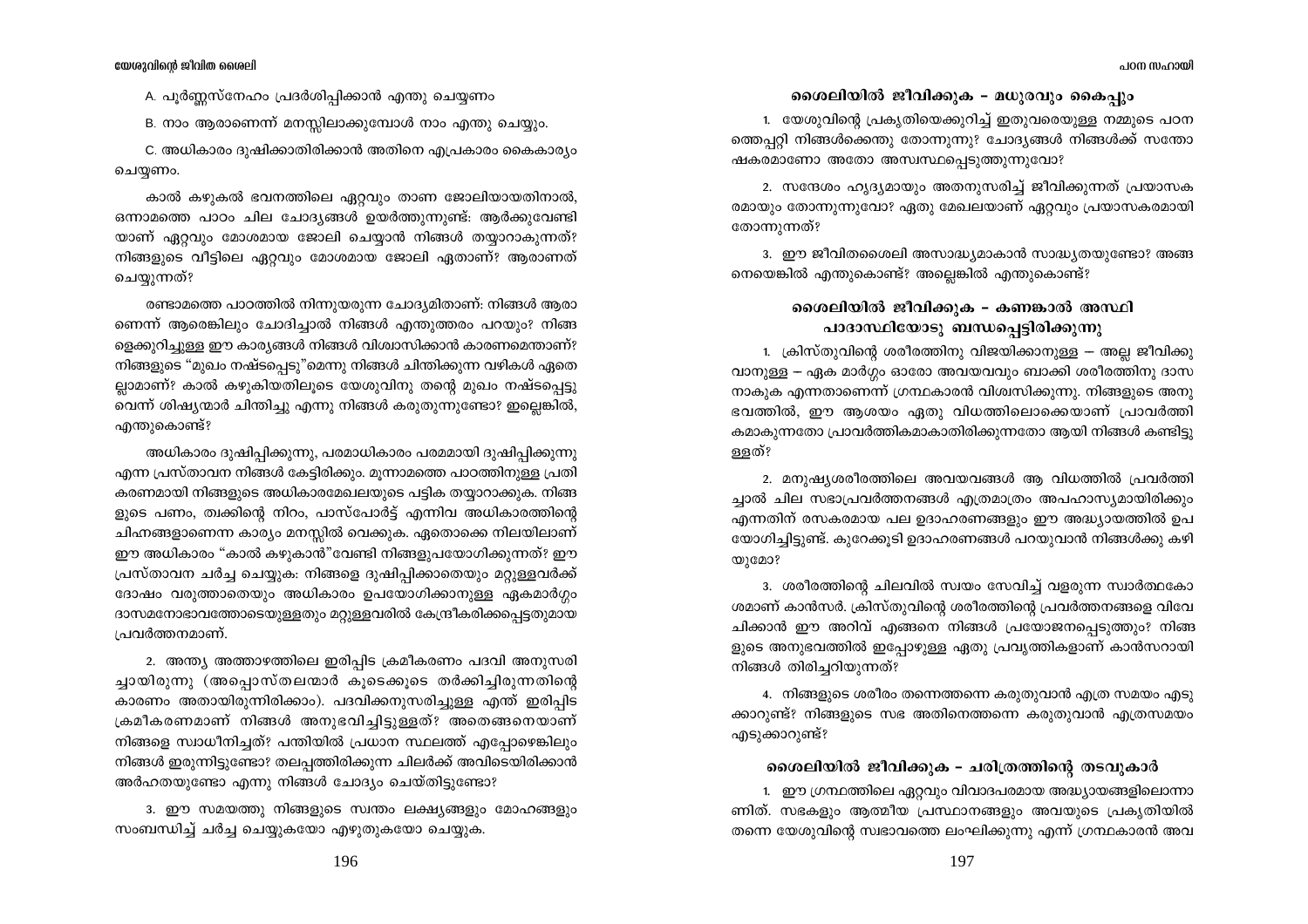A. പൂർണ്ണസ്നേഹം പ്രദർശിപ്പിക്കാൻ എന്തു ചെയ്യണം

B. നാം ആരാണെന്ന് മനസ്സിലാക്കുമ്പോൾ നാം എന്തു ചെയ്യും.

C. അധികാരം ദുഷിക്കാതിരിക്കാൻ അതിനെ എപ്രകാരം കൈകാര്യം ചെയ്യണം.

കാൽ കഴുകൽ ഭവനത്തിലെ ഏറ്റവും താണ ജോലിയായതിനാൽ, ഒന്നാമത്തെ പാഠം ചില ചോദ്യങ്ങൾ ഉയർത്തുന്നുണ്ട്: ആർക്കുവേണ്ടിയാണ് ഏറ്റവും മോശമായ ജോലി ചെയ്യാൻ നിങ്ങൾ തയ്യാറാകുന്നത്? നിങ്ങളുടെ വീട്ടിലെ ഏറ്റവും മോശമായ ജോലി ഏതാണ്? ആരാണത് ചെയ്യുന്നത്?

രണ്ടാമത്തെ പാഠത്തിൽ നിന്നുയരുന്ന ചോദ്യമിതാണ്: നിങ്ങൾ ആരാണെന്ന് ആരെങ്കിലും ചോദിച്ചാൽ നിങ്ങൾ എന്തുത്തരം പറയും? നിങ്ങളെക്കുറിച്ചുള്ള ഈ കാര്യങ്ങൾ നിങ്ങൾ വിശ്വസിക്കാൻ കാരണമെന്താണ്? നിങ്ങളുടെ "മുഖം നഷ്ടപ്പെട്ടു"മെന്നു നിങ്ങൾ ചിന്തിക്കുന്ന വഴികൾ ഏതെല്ലാമാണ്? കാൽ കഴുകിയതിലൂടെ യേശുവിനു തന്റെ മുഖം നഷ്ടപ്പെട്ടുവെന്ന് ശിഷ്യന്മാർ ചിന്തിച്ചു എന്നു നിങ്ങൾ കരുതുന്നുണ്ടോ? ഇല്ലെങ്കിൽ, എന്തുകൊണ്ട്?

അധികാരം ദുഷിപ്പിക്കുന്നു, പരമാധികാരം പരമമായി ദുഷിപ്പിക്കുന്നു എന്ന പ്രസ്താവന നിങ്ങൾ കേട്ടിരിക്കും. മൂന്നാമത്തെ പാഠത്തിനുള്ള പ്രതികരണമായി നിങ്ങളുടെ അധികാരമേഖലയുടെ പട്ടിക തയ്യാറാക്കുക. നിങ്ങളുടെ പണം, ത്വക്കിന്റെ നിറം, പാസ്പോർട്ട് എന്നിവ അധികാരത്തിന്റെ ചിഹ്നങ്ങളാണെന്ന കാര്യം മനസ്സിൽ വെക്കുക. ഏതൊക്കെ നിലയിലാണ് ഈ അധികാരം "കാൽ കഴുകാൻ"വേണ്ടി നിങ്ങളുപയോഗിക്കുന്നത്? ഈ പ്രസ്താവന ചർച്ച ചെയ്യുക: നിങ്ങളെ ദുഷിപ്പിക്കാതെയും മറ്റുള്ളവർക്ക് ദോഷം വരുത്താതെയും അധികാരം ഉപയോഗിക്കാനുള്ള ഏകമാർഗ്ഗം ദാസമനോഭാവത്തോടെയുള്ളതും മറ്റുള്ളവരിൽ കേന്ദ്രീകരിക്കപ്പെട്ടതുമായ പ്രവർത്തനമാണ്.

2. അന്ത്യ അത്താഴത്തിലെ ഇരിപ്പിട ക്രമീകരണം പദവി അനുസരിച്ചായിരുന്നു (അപ്പൊസ്തലന്മാർ കൂടെക്കൂടെ തർക്കിച്ചിരുന്നതിന്റെ കാരണം അതായിരുന്നിരിക്കാം). പദവിക്കനുസരിച്ചുള്ള എന്ത് ഇരിപ്പിട ക്രമീകരണമാണ് നിങ്ങൾ അനുഭവിച്ചിട്ടുള്ളത്? അതെങ്ങനെയാണ് നിങ്ങളെ സ്വാധീനിച്ചത്? പന്തിയിൽ പ്രധാന സ്ഥലത്ത് എപ്പോഴെങ്കിലും നിങ്ങൾ ഇരുന്നിട്ടുണ്ടോ? തലപ്പത്തിരിക്കുന്ന ചിലർക്ക് അവിടെയിരിക്കാൻ അർഹതയുണ്ടോ എന്നു നിങ്ങൾ ചോദ്യം ചെയ്തിട്ടുണ്ടോ?

3. ഈ സമയത്തു നിങ്ങളുടെ സ്വന്തം ലക്ഷ്യങ്ങളും മോഹങ്ങളും സംബന്ധിച്ച് ചർച്ച ചെയ്യുകയോ എഴുതുകയോ ചെയ്യുക.

## ശൈലിയിൽ ജീവിക്കുക - മധുരവും കൈപ്പും

1. യേശുവിന്റെ പ്രകൃതിയെക്കുറിച്ച് ഇതുവരെയുള്ള നമ്മുടെ പഠനത്തെപ്പറ്റി നിങ്ങൾക്കെന്തു തോന്നുന്നു? ചോദ്യങ്ങൾ നിങ്ങൾക്ക് സന്തോഷകരമാണോ അതോ അസ്വസ്ഥപ്പെടുത്തുന്നുവോ?

2. സന്ദേശം ഹൃദ്യമായും അതനുസരിച്ച് ജീവിക്കുന്നത് പ്രയാസകരമായും തോന്നുന്നുവോ? ഏതു മേഖലയാണ് ഏറ്റവും പ്രയാസകരമായി തോന്നുന്നത്?

3. ഈ ജീവിതശൈലി അസാദ്ധ്യമാകാൻ സാദ്ധ്യതയുണ്ടോ? അങ്ങനെയെങ്കിൽ എന്തുകൊണ്ട്? അല്ലെങ്കിൽ എന്തുകൊണ്ട്?

## ശൈലിയിൽ ജീവിക്കുക - കണങ്കാൽ അസ്ഥി പാദാസ്ഥിയോടു ബന്ധപ്പെട്ടിരിക്കുന്നു

1. ക്രിസ്തുവിന്റെ ശരീരത്തിനു വിജയിക്കാനുള്ള – അല്ല ജീവിക്കുവാനുള്ള – ഏക മാർഗ്ഗം ഓരോ അവയവവും ബാക്കി ശരീരത്തിനു ദാസനാകുക എന്നതാണെന്ന് ഗ്രന്ഥകാരൻ വിശ്വസിക്കുന്നു. നിങ്ങളുടെ അനുഭവത്തിൽ, ഈ ആശയം ഏതു വിധത്തിലൊക്കെയാണ് പ്രാവർത്തികമാകുന്നതോ പ്രാവർത്തികമാകാതിരിക്കുന്നതോ ആയി നിങ്ങൾ കണ്ടിട്ടുള്ളത്?

2. മനുഷ്യശരീരത്തിലെ അവയവങ്ങൾ ആ വിധത്തിൽ പ്രവർത്തിച്ചാൽ ചില സഭാപ്രവർത്തനങ്ങൾ എത്രമാത്രം അപഹാസ്യമായിരിക്കും എന്നതിന് രസകരമായ പല ഉദാഹരണങ്ങളും ഈ അദ്ധ്യായത്തിൽ ഉപയോഗിച്ചിട്ടുണ്ട്. കുറേക്കൂടി ഉദാഹരണങ്ങൾ പറയുവാൻ നിങ്ങൾക്കു കഴിയുമോ?

3. ശരീരത്തിന്റെ ചിലവിൽ സ്വയം സേവിച്ച് വളരുന്ന സ്വാർത്ഥകോശമാണ് കാൻസർ. ക്രിസ്തുവിന്റെ ശരീരത്തിന്റെ പ്രവർത്തനങ്ങളെ വിവേചിക്കാൻ ഈ അറിവ് എങ്ങനെ നിങ്ങൾ പ്രയോജനപ്പെടുത്തും? നിങ്ങളുടെ അനുഭവത്തിൽ ഇപ്പോഴുള്ള ഏതു പ്രവൃത്തികളാണ് കാൻസറായി നിങ്ങൾ തിരിച്ചറിയുന്നത്?

4. നിങ്ങളുടെ ശരീരം തന്നെത്തന്നെ കരുതുവാൻ എത്ര സമയം എടുക്കാറുണ്ട്? നിങ്ങളുടെ സഭ അതിനെത്തന്നെ കരുതുവാൻ എത്രസമയം എടുക്കാറുണ്ട്?

## ശൈലിയിൽ ജീവിക്കുക - ചരിത്രത്തിന്റെ തടവുകാർ

1. ഈ ഗ്രന്ഥത്തിലെ ഏറ്റവും വിവാദപരമായ അദ്ധ്യായങ്ങളിലൊന്നാണിത്. സഭകളും ആത്മീയ പ്രസ്ഥാനങ്ങളും അവയുടെ പ്രകൃതിയിൽ തന്നെ യേശുവിന്റെ സ്വഭാവത്തെ ലംഘിക്കുന്നു എന്ന് ഗ്രന്ഥകാരൻ അവ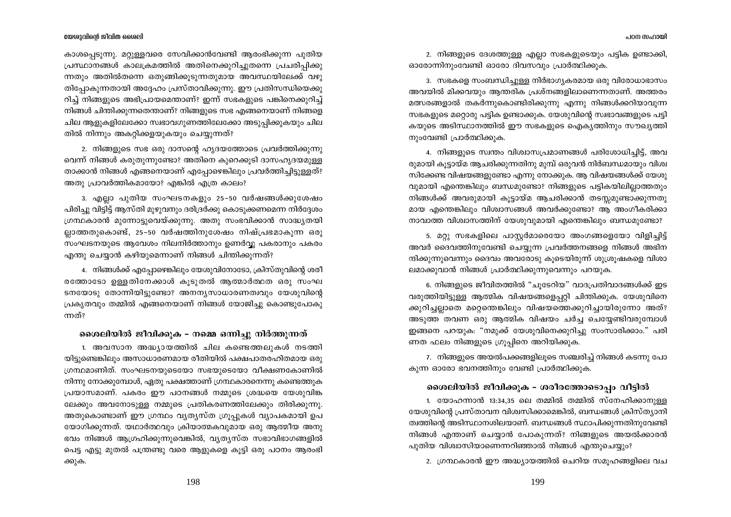കാശപ്പെടുന്നു. മറ്റുള്ളവരെ സേവിക്കാൻവേണ്ടി ആരംഭിക്കുന്ന പുതിയ പ്രസ്ഥാനങ്ങൾ കാലക്രമത്തിൽ അതിനെക്കുറിച്ചുതന്നെ പ്രചരിപ്പിക്കുന്നതും അതിൽതന്നെ ഒതുങ്ങിക്കൂടുന്നതുമായ അവസ്ഥയിലേക്ക് വഴുതിപ്പോകുന്നതായി അദ്ദേഹം പ്രസ്താവിക്കുന്നു. ഈ പ്രതിസന്ധിയെക്കുറിച്ച് നിങ്ങളുടെ അഭിപ്രായമെന്താണ്? ഇന്ന് സഭകളുടെ പങ്കിനെക്കുറിച്ച് നിങ്ങൾ ചിന്തിക്കുന്നതെന്താണ്? നിങ്ങളുടെ സഭ എങ്ങനെയാണ് നിങ്ങളെ ചില ആളുകളിലേക്കോ സ്വഭാവഗുണത്തിലേക്കോ അടുപ്പിക്കുകയും ചിലതിൽ നിന്നും അകറ്റിക്കളയുകയും ചെയ്യുന്നത്?

2. നിങ്ങളുടെ സഭ ഒരു ദാസന്റെ ഹൃദയത്തോടെ പ്രവർത്തിക്കുന്നുവെന്ന് നിങ്ങൾ കരുതുന്നുണ്ടോ? അതിനെ കുറെക്കൂടി ദാസഹൃദയമുള്ളതാക്കാൻ നിങ്ങൾ എങ്ങനെയാണ് എപ്പോഴെങ്കിലും പ്രവർത്തിച്ചിട്ടുള്ളത്? അതു പ്രാവർത്തികമായോ? എങ്കിൽ എത്ര കാലം?

3. എല്ലാ പുതിയ സംഘടനകളും 25-50 വർഷങ്ങൾക്കുശേഷം പിരിച്ചു വിട്ടിട്ട് ആസ്തി മുഴുവനും ദരിദ്രർക്കു കൊടുക്കണമെന്ന നിർദ്ദേശം ഗ്രന്ഥകാരൻ മുന്നോട്ടുവെയ്ക്കുന്നു. അതു സംഭവിക്കാൻ സാദ്ധ്യതയില്ലാത്തതുകൊണ്ട്, 25-50 വർഷത്തിനുശേഷം നിഷ്പ്രഭമാകുന്ന ഒരു സംഘടനയുടെ ആവേശം നിലനിർത്താനും ഉണർവ്വു പകരാനും പകരം എന്തു ചെയ്യാൻ കഴിയുമെന്നാണ് നിങ്ങൾ ചിന്തിക്കുന്നത്?

4. നിങ്ങൾക്ക് എപ്പോഴെങ്കിലും യേശുവിനോടോ, ക്രിസ്തുവിന്റെ ശരീരത്തോടോ ഉള്ളതിനേക്കാൾ കൂടുതൽ ആത്മാർത്ഥത ഒരു സംഘടനയോടു തോന്നിയിട്ടുണ്ടോ? അനന്യസാധാരണത്വവും യേശുവിന്റെ പ്രകൃതവും തമ്മിൽ എങ്ങനെയാണ് നിങ്ങൾ യോജിച്ചു കൊണ്ടുപോകുന്നത്?

### ശൈലിയിൽ ജീവിക്കുക – നമ്മെ ഒന്നിച്ചു നിർത്തുന്നത്

1. അവസാന അദ്ധ്യായത്തിൽ ചില കണ്ടെത്തലുകൾ നടത്തിയിട്ടുണ്ടെങ്കിലും അസാധാരണമായ രീതിയിൽ പക്ഷപാതരഹിതമായ ഒരു ഗ്രന്ഥമാണിത്. സംഘടനയുടെയോ സഭയുടെയോ വീക്ഷണകോണിൽ നിന്നു നോക്കുമ്പോൾ, ഏതു പക്ഷത്താണ് ഗ്രന്ഥകാരനെന്നു കണ്ടെത്തുക പ്രയാസമാണ്. പകരം ഈ പഠനങ്ങൾ നമ്മുടെ ശ്രദ്ധയെ യേശുവിങ്കലേക്കും അവനോടുള്ള നമ്മുടെ പ്രതികരണത്തിലേക്കും തിരിക്കുന്നു. അതുകൊണ്ടാണ് ഈ ഗ്രന്ഥം വ്യത്യസ്ത ഗ്രൂപ്പുകൾ വ്യാപകമായി ഉപയോഗിക്കുന്നത്. യഥാർത്ഥവും ക്രിയാത്മകവുമായ ഒരു ആത്മീയ അനുഭവം നിങ്ങൾ ആഗ്രഹിക്കുന്നുവെങ്കിൽ, വ്യത്യസ്ത സഭാവിഭാഗങ്ങളിൽ പെട്ട എട്ടു മുതൽ പന്ത്രണ്ടു വരെ ആളുകളെ കൂട്ടി ഒരു പഠനം ആരംഭിക്കുക.

2. നിങ്ങളുടെ ദേശത്തുള്ള എല്ലാ സഭകളുടെയും പട്ടിക ഉണ്ടാക്കി, ഓരോന്നിനുംവേണ്ടി ഓരോ ദിവസവും പ്രാർത്ഥിക്കുക.

3. സഭകളെ സംബന്ധിച്ചുള്ള നിർഭാഗ്യകരമായ ഒരു വിരോധാഭാസം അവയിൽ മിക്കവയും ആന്തരിക പ്രശ്നങ്ങളിലാണെന്നതാണ്. അത്തരം മത്സരങ്ങളാൽ തകർന്നുകൊണ്ടിരിക്കുന്നു എന്നു നിങ്ങൾക്കറിയാവുന്ന സഭകളുടെ മറ്റൊരു പട്ടിക ഉണ്ടാക്കുക. യേശുവിന്റെ സ്വഭാവങ്ങളുടെ പട്ടികയുടെ അടിസ്ഥാനത്തിൽ ഈ സഭകളുടെ ഐക്യത്തിനും സൗഖ്യത്തിനുംവേണ്ടി പ്രാർത്ഥിക്കുക.

4. നിങ്ങളുടെ സ്വന്തം വിശ്വാസപ്രമാണങ്ങൾ പരിശോധിച്ചിട്ട്, അവരുമായി കൂട്ടായ്മ ആചരിക്കുന്നതിനു മുമ്പ് ഒരുവൻ നിർബന്ധമായും വിശ്വസിക്കേണ്ട വിഷയങ്ങളുണ്ടോ എന്നു നോക്കുക. ആ വിഷയങ്ങൾക്ക് യേശുവുമായി എന്തെങ്കിലും ബന്ധമുണ്ടോ? നിങ്ങളുടെ പട്ടികയിലില്ലാത്തതും നിങ്ങൾക്ക് അവരുമായി കൂട്ടായ്മ ആചരിക്കാൻ തടസ്സമുണ്ടാക്കുന്നതുമായ എന്തെങ്കിലും വിശ്വാസങ്ങൾ അവർക്കുണ്ടോ? ആ അംഗീകരിക്കാനാവാത്ത വിശ്വാസത്തിന് യേശുവുമായി എന്തെങ്കിലും ബന്ധമുണ്ടോ?

5. മറ്റു സഭകളിലെ പാസ്റ്റർമാരെയോ അംഗങ്ങളെയോ വിളിച്ചിട്ട് അവർ ദൈവത്തിനുവേണ്ടി ചെയ്യുന്ന പ്രവർത്തനങ്ങളെ നിങ്ങൾ അഭിനന്ദിക്കുന്നുവെന്നും ദൈവം അവരോടു കൂടെയിരുന്ന് ശുശ്രൂഷകളെ വിശാലമാക്കുവാൻ നിങ്ങൾ പ്രാർത്ഥിക്കുന്നുവെന്നും പറയുക.

6. നിങ്ങളുടെ ജീവിതത്തിൽ "ചൂടേറിയ" വാദപ്രതിവാദങ്ങൾക്ക് ഇട വരുത്തിയിട്ടുള്ള ആത്മിക വിഷയങ്ങളെപ്പറ്റി ചിന്തിക്കുക. യേശുവിനെക്കുറിച്ചല്ലാതെ മറ്റെന്തെങ്കിലും വിഷയത്തെക്കുറിച്ചായിരുന്നോ അത്? അടുത്ത തവണ ഒരു ആത്മിക വിഷയം ചർച്ച ചെയ്യേണ്ടിവരുമ്പോൾ ഇങ്ങനെ പറയുക: "നമുക്ക് യേശുവിനെക്കുറിച്ചു സംസാരിക്കാം." പരിണത ഫലം നിങ്ങളുടെ ഗ്രൂപ്പിനെ അറിയിക്കുക.

7. നിങ്ങളുടെ അയൽപക്കങ്ങളിലൂടെ സഞ്ചരിച്ച് നിങ്ങൾ കടന്നു പോകുന്ന ഓരോ ഭവനത്തിനും വേണ്ടി പ്രാർത്ഥിക്കുക.

### ശൈലിയിൽ ജീവിക്കുക – ശരീരത്തോടൊപ്പം വീട്ടിൽ

1. യോഹന്നാൻ 13:34,35 ലെ തമ്മിൽ തമ്മിൽ സ്നേഹിക്കാനുള്ള യേശുവിന്റെ പ്രസ്താവന വിശ്വസിക്കാമെങ്കിൽ, ബന്ധങ്ങൾ ക്രിസ്ത്യാനിത്വത്തിന്റെ അടിസ്ഥാനശിലയാണ്. ബന്ധങ്ങൾ സ്ഥാപിക്കുന്നതിനുവേണ്ടി നിങ്ങൾ എന്താണ് ചെയ്യാൻ പോകുന്നത്? നിങ്ങളുടെ അയൽക്കാരൻ പുതിയ വിശ്വാസിയാണെന്നറിഞ്ഞാൽ നിങ്ങൾ എന്തുചെയ്യും?

2. ഗ്രന്ഥകാരൻ ഈ അദ്ധ്യായത്തിൽ ചെറിയ സമൂഹങ്ങളിലെ വച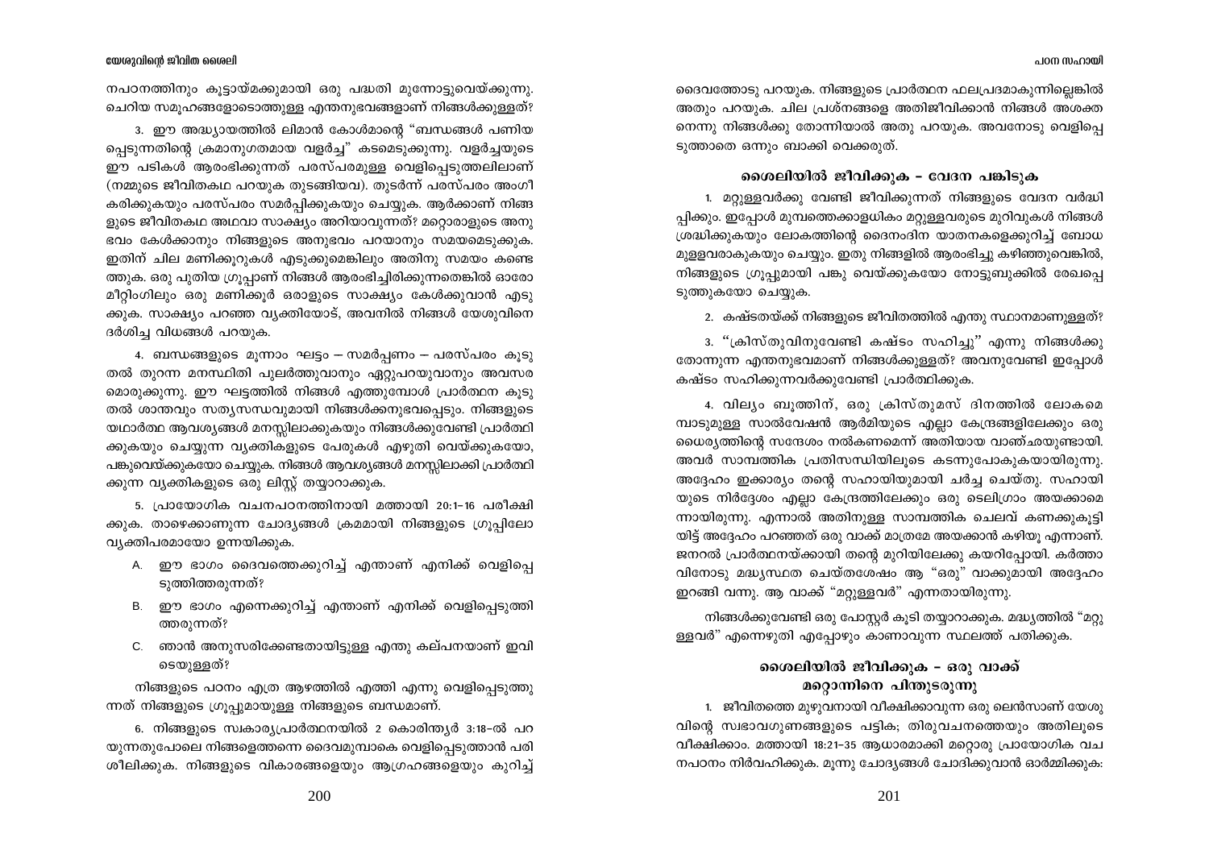നപഠനത്തിനും കൂട്ടായ്മക്കുമായി ഒരു പദ്ധതി മുന്നോട്ടുവെയ്ക്കുന്നു. ചെറിയ സമൂഹങ്ങളോടൊത്തുള്ള എന്തനുഭവങ്ങളാണ് നിങ്ങൾക്കുള്ളത്?

3. ഈ അദ്ധ്യായത്തിൽ ലിമാൻ കോൾമാന്റെ "ബന്ധങ്ങൾ പണിയപ്പെടുന്നതിന്റെ ക്രമാനുഗതമായ വളർച്ച" കടമെടുക്കുന്നു. വളർച്ചയുടെ ഈ പടികൾ ആരംഭിക്കുന്നത് പരസ്പരമുള്ള വെളിപ്പെടുത്തലിലാണ് (നമ്മുടെ ജീവിതകഥ പറയുക തുടങ്ങിയവ). തുടർന്ന് പരസ്പരം അംഗീകരിക്കുകയും പരസ്പരം സമർപ്പിക്കുകയും ചെയ്യുക. ആർക്കാണ് നിങ്ങളുടെ ജീവിതകഥ അഥവാ സാക്ഷ്യം അറിയാവുന്നത്? മറ്റൊരാളുടെ അനുഭവം കേൾക്കാനും നിങ്ങളുടെ അനുഭവം പറയാനും സമയമെടുക്കുക. ഇതിന് ചില മണിക്കൂറുകൾ എടുക്കുമെങ്കിലും അതിനു സമയം കണ്ടെത്തുക. ഒരു പുതിയ ഗ്രൂപ്പാണ് നിങ്ങൾ ആരംഭിച്ചിരിക്കുന്നതെങ്കിൽ ഓരോ മീറ്റിംഗിലും ഒരു മണിക്കൂർ ഒരാളുടെ സാക്ഷ്യം കേൾക്കുവാൻ എടുക്കുക. സാക്ഷ്യം പറഞ്ഞ വ്യക്തിയോട്, അവനിൽ നിങ്ങൾ യേശുവിനെ ദർശിച്ച വിധങ്ങൾ പറയുക.

4. ബന്ധങ്ങളുടെ മൂന്നാം ഘട്ടം – സമർപ്പണം – പരസ്പരം കൂടുതൽ തുറന്ന മനസ്ഥിതി പുലർത്തുവാനും ഏറ്റുപറയുവാനും അവസരമൊരുക്കുന്നു. ഈ ഘട്ടത്തിൽ നിങ്ങൾ എത്തുമ്പോൾ പ്രാർത്ഥന കൂടുതൽ ശാന്തവും സത്യസന്ധവുമായി നിങ്ങൾക്കനുഭവപ്പെടും. നിങ്ങളുടെ യഥാർത്ഥ ആവശ്യങ്ങൾ മനസ്സിലാക്കുകയും നിങ്ങൾക്കുവേണ്ടി പ്രാർത്ഥിക്കുകയും ചെയ്യുന്ന വ്യക്തികളുടെ പേരുകൾ എഴുതി വെയ്ക്കുകയോ, പങ്കുവെയ്ക്കുകയോ ചെയ്യുക. നിങ്ങൾ ആവശ്യങ്ങൾ മനസ്സിലാക്കി പ്രാർത്ഥിക്കുന്ന വ്യക്തികളുടെ ഒരു ലിസ്റ്റ് തയ്യാറാക്കുക.

5. പ്രായോഗിക വചനപഠനത്തിനായി മത്തായി 20:1–16 പരീക്ഷിക്കുക. താഴെക്കാണുന്ന ചോദ്യങ്ങൾ ക്രമമായി നിങ്ങളുടെ ഗ്രൂപ്പിലോ വ്യക്തിപരമായോ ഉന്നയിക്കുക.

A. ഈ ഭാഗം ദൈവത്തെക്കുറിച്ച് എന്താണ് എനിക്ക് വെളിപ്പെടുത്തിത്തരുന്നത്?

B. ഈ ഭാഗം എന്നെക്കുറിച്ച് എന്താണ് എനിക്ക് വെളിപ്പെടുത്തിത്തരുന്നത്?

C. ഞാൻ അനുസരിക്കേണ്ടതായിട്ടുള്ള എന്തു കല്പനയാണ് ഇവിടെയുള്ളത്?

നിങ്ങളുടെ പഠനം എത്ര ആഴത്തിൽ എത്തി എന്നു വെളിപ്പെടുത്തുന്നത് നിങ്ങളുടെ ഗ്രൂപ്പുമായുള്ള നിങ്ങളുടെ ബന്ധമാണ്.

6. നിങ്ങളുടെ സ്വകാര്യപ്രാർത്ഥനയിൽ 2 കൊരിന്ത്യർ 3:18–ൽ പറയുന്നതുപോലെ നിങ്ങളെത്തന്നെ ദൈവമുമ്പാകെ വെളിപ്പെടുത്താൻ പരിശീലിക്കുക. നിങ്ങളുടെ വികാരങ്ങളെയും ആഗ്രഹങ്ങളെയും കുറിച്ച് ദൈവത്തോടു പറയുക. നിങ്ങളുടെ പ്രാർത്ഥന ഫലപ്രദമാകുന്നില്ലെങ്കിൽ അതും പറയുക. ചില പ്രശ്നങ്ങളെ അതിജീവിക്കാൻ നിങ്ങൾ അശക്തനെന്നു നിങ്ങൾക്കു തോന്നിയാൽ അതു പറയുക. അവനോടു വെളിപ്പെടുത്താതെ ഒന്നും ബാക്കി വെക്കരുത്.

## ശൈലിയിൽ ജീവിക്കുക – വേദന പങ്കിടുക

1. മറ്റുള്ളവർക്കു വേണ്ടി ജീവിക്കുന്നത് നിങ്ങളുടെ വേദന വർദ്ധിപ്പിക്കും. ഇപ്പോൾ മുമ്പത്തെക്കാളധികം മറ്റുള്ളവരുടെ മുറിവുകൾ നിങ്ങൾ ശ്രദ്ധിക്കുകയും ലോകത്തിന്റെ ദൈനംദിന യാതനകളെക്കുറിച്ച് ബോധമുള്ളവരാകുകയും ചെയ്യും. ഇതു നിങ്ങളിൽ ആരംഭിച്ചു കഴിഞ്ഞുവെങ്കിൽ, നിങ്ങളുടെ ഗ്രൂപ്പുമായി പങ്കു വെയ്ക്കുകയോ നോട്ടുബുക്കിൽ രേഖപ്പെടുത്തുകയോ ചെയ്യുക.

2. കഷ്ടതയ്ക്ക് നിങ്ങളുടെ ജീവിതത്തിൽ എന്തു സ്ഥാനമാണുള്ളത്?

3. "ക്രിസ്തുവിനുവേണ്ടി കഷ്ടം സഹിച്ചു" എന്നു നിങ്ങൾക്കു തോന്നുന്ന എന്തനുഭവമാണ് നിങ്ങൾക്കുള്ളത്? അവനുവേണ്ടി ഇപ്പോൾ കഷ്ടം സഹിക്കുന്നവർക്കുവേണ്ടി പ്രാർത്ഥിക്കുക.

4. വില്യം ബൂത്തിന്, ഒരു ക്രിസ്തുമസ് ദിനത്തിൽ ലോകമെമ്പാടുമുള്ള സാൽവേഷൻ ആർമിയുടെ എല്ലാ കേന്ദ്രങ്ങളിലേക്കും ഒരു ധൈര്യത്തിന്റെ സന്ദേശം നൽകണമെന്ന് അതിയായ വാഞ്ഛയുണ്ടായി. അവർ സാമ്പത്തിക പ്രതിസന്ധിയിലൂടെ കടന്നുപോകുകയായിരുന്നു. അദ്ദേഹം ഇക്കാര്യം തന്റെ സഹായിയുമായി ചർച്ച ചെയ്തു. സഹായിയുടെ നിർദ്ദേശം എല്ലാ കേന്ദ്രത്തിലേക്കും ഒരു ടെലിഗ്രാം അയക്കാമെന്നായിരുന്നു. എന്നാൽ അതിനുള്ള സാമ്പത്തിക ചെലവ് കണക്കുകൂട്ടിയിട്ട് അദ്ദേഹം പറഞ്ഞത് ഒരു വാക്ക് മാത്രമേ അയക്കാൻ കഴിയൂ എന്നാണ്. ജനറൽ പ്രാർത്ഥനയ്ക്കായി തന്റെ മുറിയിലേക്കു കയറിപ്പോയി. കർത്താവിനോടു മദ്ധ്യസ്ഥത ചെയ്തശേഷം ആ "ഒരു" വാക്കുമായി അദ്ദേഹം ഇറങ്ങി വന്നു. ആ വാക്ക് "മറ്റുള്ളവർ" എന്നതായിരുന്നു.

നിങ്ങൾക്കുവേണ്ടി ഒരു പോസ്റ്റർ കൂടി തയ്യാറാക്കുക. മദ്ധ്യത്തിൽ "മറ്റുള്ളവർ" എന്നെഴുതി എപ്പോഴും കാണാവുന്ന സ്ഥലത്ത് പതിക്കുക.

## ശൈലിയിൽ ജീവിക്കുക – ഒരു വാക്ക് മറ്റൊന്നിനെ പിന്തുടരുന്നു

1. ജീവിതത്തെ മുഴുവനായി വീക്ഷിക്കാവുന്ന ഒരു ലെൻസാണ് യേശുവിന്റെ സ്വഭാവഗുണങ്ങളുടെ പട്ടിക; തിരുവചനത്തെയും അതിലൂടെ വീക്ഷിക്കാം. മത്തായി 18:21–35 ആധാരമാക്കി മറ്റൊരു പ്രായോഗിക വചനപഠനം നിർവഹിക്കുക. മൂന്നു ചോദ്യങ്ങൾ ചോദിക്കുവാൻ ഓർമ്മിക്കുക: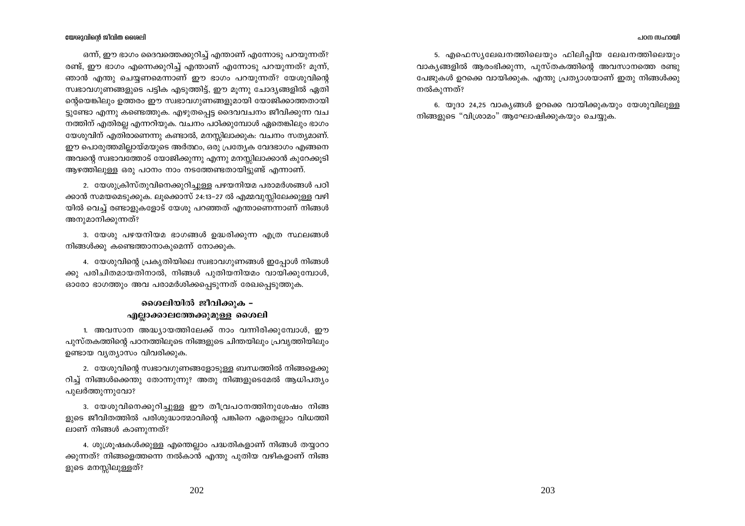ഒന്ന്, ഈ ഭാഗം ദൈവത്തെക്കുറിച്ച് എന്താണ് എന്നോടു പറയുന്നത്? രണ്ട്, ഈ ഭാഗം എന്നെക്കുറിച്ച് എന്താണ് എന്നോടു പറയുന്നത്? മൂന്ന്, ഞാൻ എന്തു ചെയ്യണമെന്നാണ് ഈ ഭാഗം പറയുന്നത്? യേശുവിന്റെ സ്വഭാവഗുണങ്ങളുടെ പട്ടിക എടുത്തിട്ട്, ഈ മൂന്നു ചോദ്യങ്ങളിൽ ഏതിന്റെയെങ്കിലും ഉത്തരം ഈ സ്വഭാവഗുണങ്ങളുമായി യോജിക്കാത്തതായിട്ടുണ്ടോ എന്നു കണ്ടെത്തുക. എഴുതപ്പെട്ട ദൈവവചനം ജീവിക്കുന്ന വചനത്തിന് എതിരല്ല എന്നറിയുക. വചനം പഠിക്കുമ്പോൾ ഏതെങ്കിലും ഭാഗം യേശുവിന് എതിരാണെന്നു കണ്ടാൽ, മനസ്സിലാക്കുക: വചനം സത്യമാണ്. ഈ പൊരുത്തമില്ലായ്മയുടെ അർത്ഥം, ഒരു പ്രത്യേക വേദഭാഗം എങ്ങനെ അവന്റെ സ്വഭാവത്തോട് യോജിക്കുന്നു എന്നു മനസ്സിലാക്കാൻ കുറേക്കൂടി ആഴത്തിലുള്ള ഒരു പഠനം നാം നടത്തേണ്ടതായിട്ടുണ്ട് എന്നാണ്.

2. യേശുക്രിസ്തുവിനെക്കുറിച്ചുള്ള പഴയനിയമ പരാമർശങ്ങൾ പഠിക്കാൻ സമയമെടുക്കുക. ലൂക്കൊസ് 24:13-27 ൽ എമ്മവുസ്സിലേക്കുള്ള വഴിയിൽ വെച്ച് രണ്ടാളുകളോട് യേശു പറഞ്ഞത് എന്താണെന്നാണ് നിങ്ങൾ അനുമാനിക്കുന്നത്?

3. യേശു പഴയനിയമ ഭാഗങ്ങൾ ഉദ്ധരിക്കുന്ന എത്ര സ്ഥലങ്ങൾ നിങ്ങൾക്കു കണ്ടെത്താനാകുമെന്ന് നോക്കുക.

4. യേശുവിന്റെ പ്രകൃതിയിലെ സ്വഭാവഗുണങ്ങൾ ഇപ്പോൾ നിങ്ങൾക്കു പരിചിതമായതിനാൽ, നിങ്ങൾ പുതിയനിയമം വായിക്കുമ്പോൾ, ഓരോ ഭാഗത്തും അവ പരാമർശിക്കപ്പെടുന്നത് രേഖപ്പെടുത്തുക.

## ശൈലിയിൽ ജീവിക്കുക – എല്ലാക്കാലത്തേക്കുമുള്ള ശൈലി

1. അവസാന അദ്ധ്യായത്തിലേക്ക് നാം വന്നിരിക്കുമ്പോൾ, ഈ പുസ്തകത്തിന്റെ പഠനത്തിലൂടെ നിങ്ങളുടെ ചിന്തയിലും പ്രവൃത്തിയിലും ഉണ്ടായ വ്യത്യാസം വിവരിക്കുക.

2. യേശുവിന്റെ സ്വഭാവഗുണങ്ങളോടുള്ള ബന്ധത്തിൽ നിങ്ങളെക്കുറിച്ച് നിങ്ങൾക്കെന്തു തോന്നുന്നു? അതു നിങ്ങളുടെമേൽ ആധിപത്യം പുലർത്തുന്നുവോ?

3. യേശുവിനെക്കുറിച്ചുള്ള ഈ തീവ്രപഠനത്തിനുശേഷം നിങ്ങളുടെ ജീവിതത്തിൽ പരിശുദ്ധാത്മാവിന്റെ പങ്കിനെ ഏതെല്ലാം വിധത്തിലാണ് നിങ്ങൾ കാണുന്നത്?

4. ശുശ്രൂഷകൾക്കുള്ള എന്തെല്ലാം പദ്ധതികളാണ് നിങ്ങൾ തയ്യാറാക്കുന്നത്? നിങ്ങളെത്തന്നെ നൽകാൻ എന്തു പുതിയ വഴികളാണ് നിങ്ങളുടെ മനസ്സിലുള്ളത്?

5. എഫെസ്യലേഖനത്തിലെയും ഫിലിപ്പിയ ലേഖനത്തിലെയും വാക്യങ്ങളിൽ ആരംഭിക്കുന്ന, പുസ്തകത്തിന്റെ അവസാനത്തെ രണ്ടു പേജുകൾ ഉറക്കെ വായിക്കുക. എന്തു പ്രത്യാശയാണ് ഇതു നിങ്ങൾക്കു നൽകുന്നത്?

6. യൂദാ 24,25 വാക്യങ്ങൾ ഉറക്കെ വായിക്കുകയും യേശുവിലുള്ള നിങ്ങളുടെ "വിശ്രാമം" ആഘോഷിക്കുകയും ചെയ്യുക.